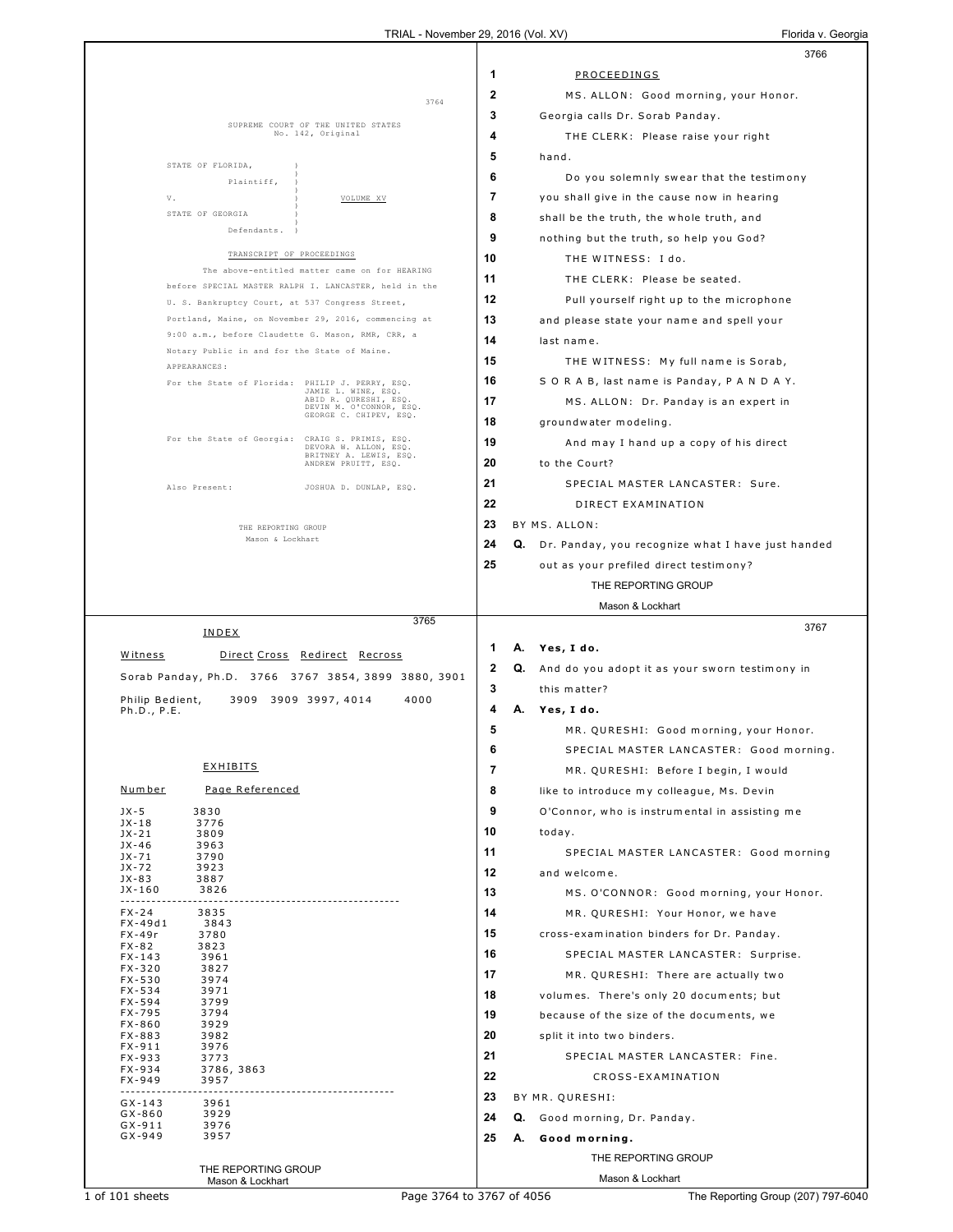3764

SUPREME COURT OF THE UNITED STATES
No. 142, Original

STATE OF FLORIDA, Plaintiff,

V. VOLUME XV

STATE OF GEORGIA Defendants.

TRANSCRIPT OF PROCEEDINGS

The above-entitled matter came on for HEARING before SPECIAL MASTER RALPH I. LANCASTER, held in the U. S. Bankruptcy Court, at 537 Congress Street, Portland, Maine, on November 29, 2016, commencing at 9:00 a.m., before Claudette G. Mason, RMR, CRR, a Notary Public in and for the State of Maine.

APPEARANCES:

For the State of Florida: PHILIP J. PERRY, ESQ.
JAMIE L. WINE, ESQ.
ABID R. QURESHI, ESQ.
DEVIN M. O'CONNOR, ESQ.
GEORGE C. CHIPEV, ESQ.

For the State of Georgia: CRAIG S. PRIMIS, ESQ.
DEVORA W. ALLON, ESQ.
BRITNEY A. LEWIS, ESQ.
ANDREW PRUITT, ESQ.

Also Present: JOSHUA D. DUNLAP, ESQ.

THE REPORTING GROUP
Mason & Lockhart

3765

INDEX

| Witness | Direct | Cross | Redirect | Recross |
|---|---|---|---|---|
| Sorab Panday, Ph.D. | 3766 | 3767 3854, 3899 | 3880, 3901 | |
| Philip Bedient, Ph.D., P.E. | 3909 | 3909 3997, 4014 | 4000 | |

EXHIBITS

| Number | Page Referenced |
|---|---|
| JX-5 | 3830 |
| JX-18 | 3776 |
| JX-21 | 3809 |
| JX-46 | 3963 |
| JX-71 | 3790 |
| JX-72 | 3923 |
| JX-83 | 3887 |
| JX-160 | 3826 |
| FX-24 | 3835 |
| FX-49d1 | 3843 |
| FX-49r | 3780 |
| FX-82 | 3823 |
| FX-143 | 3961 |
| FX-320 | 3827 |
| FX-530 | 3974 |
| FX-534 | 3971 |
| FX-594 | 3799 |
| FX-795 | 3794 |
| FX-860 | 3929 |
| FX-883 | 3982 |
| FX-911 | 3976 |
| FX-933 | 3773 |
| FX-934 | 3786, 3863 |
| FX-949 | 3957 |
| GX-143 | 3961 |
| GX-860 | 3929 |
| GX-911 | 3976 |
| GX-949 | 3957 |

3766

1 PROCEEDINGS
2 MS. ALLON: Good morning, your Honor.
3 Georgia calls Dr. Sorab Panday.
4 THE CLERK: Please raise your right
5 hand.
6 Do you solemnly swear that the testimony
7 you shall give in the cause now in hearing
8 shall be the truth, the whole truth, and
9 nothing but the truth, so help you God?
10 THE WITNESS: I do.
11 THE CLERK: Please be seated.
12 Pull yourself right up to the microphone
13 and please state your name and spell your
14 last name.
15 THE WITNESS: My full name is Sorab,
16 S O R A B, last name is Panday, P A N D A Y.
17 MS. ALLON: Dr. Panday is an expert in
18 groundwater modeling.
19 And may I hand up a copy of his direct
20 to the Court?
21 SPECIAL MASTER LANCASTER: Sure.
22 DIRECT EXAMINATION
23 BY MS. ALLON:
24 Q. Dr. Panday, you recognize what I have just handed
25 out as your prefiled direct testimony?

3767

1 **A. Yes, I do.**
2 Q. And do you adopt it as your sworn testimony in
3 this matter?
4 **A. Yes, I do.**
5 MR. QURESHI: Good morning, your Honor.
6 SPECIAL MASTER LANCASTER: Good morning.
7 MR. QURESHI: Before I begin, I would
8 like to introduce my colleague, Ms. Devin
9 O'Connor, who is instrumental in assisting me
10 today.
11 SPECIAL MASTER LANCASTER: Good morning
12 and welcome.
13 MS. O'CONNOR: Good morning, your Honor.
14 MR. QURESHI: Your Honor, we have
15 cross-examination binders for Dr. Panday.
16 SPECIAL MASTER LANCASTER: Surprise.
17 MR. QURESHI: There are actually two
18 volumes. There's only 20 documents; but
19 because of the size of the documents, we
20 split it into two binders.
21 SPECIAL MASTER LANCASTER: Fine.
22 CROSS-EXAMINATION
23 BY MR. QURESHI:
24 Q. Good morning, Dr. Panday.
25 **A. Good morning.**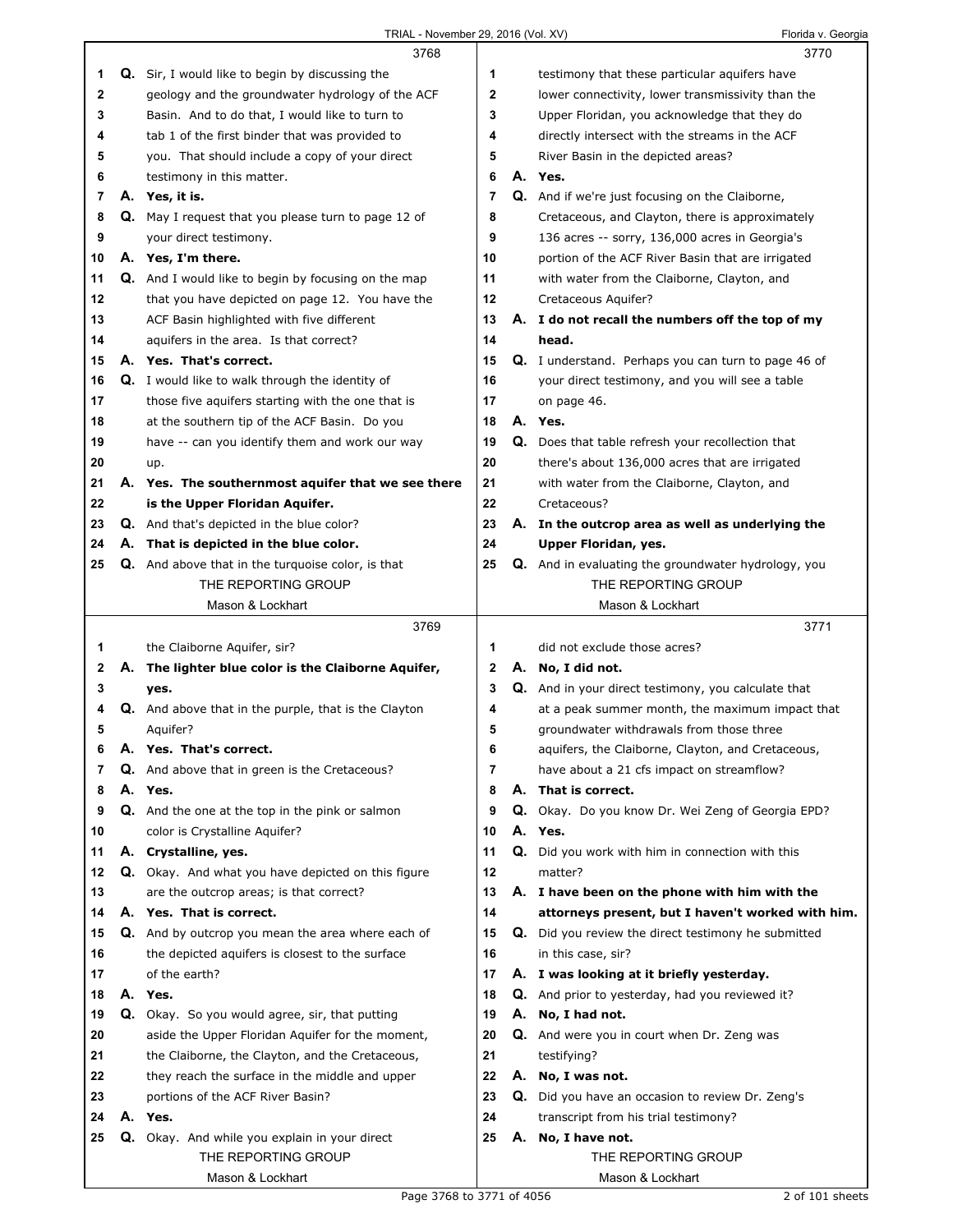**3768**

1 **Q.** Sir, I would like to begin by discussing the
2 geology and the groundwater hydrology of the ACF
3 Basin. And to do that, I would like to turn to
4 tab 1 of the first binder that was provided to
5 you. That should include a copy of your direct
6 testimony in this matter.
7 **A. Yes, it is.**
8 **Q.** May I request that you please turn to page 12 of
9 your direct testimony.
10 **A. Yes, I'm there.**
11 **Q.** And I would like to begin by focusing on the map
12 that you have depicted on page 12. You have the
13 ACF Basin highlighted with five different
14 aquifers in the area. Is that correct?
15 **A. Yes. That's correct.**
16 **Q.** I would like to walk through the identity of
17 those five aquifers starting with the one that is
18 at the southern tip of the ACF Basin. Do you
19 have -- can you identify them and work our way
20 up.
21 **A. Yes. The southernmost aquifer that we see there**
22 **is the Upper Floridan Aquifer.**
23 **Q.** And that's depicted in the blue color?
24 **A. That is depicted in the blue color.**
25 **Q.** And above that in the turquoise color, is that

**3769**

1 the Claiborne Aquifer, sir?
2 **A. The lighter blue color is the Claiborne Aquifer,**
3 **yes.**
4 **Q.** And above that in the purple, that is the Clayton
5 Aquifer?
6 **A. Yes. That's correct.**
7 **Q.** And above that in green is the Cretaceous?
8 **A. Yes.**
9 **Q.** And the one at the top in the pink or salmon
10 color is Crystalline Aquifer?
11 **A. Crystalline, yes.**
12 **Q.** Okay. And what you have depicted on this figure
13 are the outcrop areas; is that correct?
14 **A. Yes. That is correct.**
15 **Q.** And by outcrop you mean the area where each of
16 the depicted aquifers is closest to the surface
17 of the earth?
18 **A. Yes.**
19 **Q.** Okay. So you would agree, sir, that putting
20 aside the Upper Floridan Aquifer for the moment,
21 the Claiborne, the Clayton, and the Cretaceous,
22 they reach the surface in the middle and upper
23 portions of the ACF River Basin?
24 **A. Yes.**
25 **Q.** Okay. And while you explain in your direct

**3770**

1 testimony that these particular aquifers have
2 lower connectivity, lower transmissivity than the
3 Upper Floridan, you acknowledge that they do
4 directly intersect with the streams in the ACF
5 River Basin in the depicted areas?
6 **A. Yes.**
7 **Q.** And if we're just focusing on the Claiborne,
8 Cretaceous, and Clayton, there is approximately
9 136 acres -- sorry, 136,000 acres in Georgia's
10 portion of the ACF River Basin that are irrigated
11 with water from the Claiborne, Clayton, and
12 Cretaceous Aquifer?
13 **A. I do not recall the numbers off the top of my**
14 **head.**
15 **Q.** I understand. Perhaps you can turn to page 46 of
16 your direct testimony, and you will see a table
17 on page 46.
18 **A. Yes.**
19 **Q.** Does that table refresh your recollection that
20 there's about 136,000 acres that are irrigated
21 with water from the Claiborne, Clayton, and
22 Cretaceous?
23 **A. In the outcrop area as well as underlying the**
24 **Upper Floridan, yes.**
25 **Q.** And in evaluating the groundwater hydrology, you

**3771**

1 did not exclude those acres?
2 **A. No, I did not.**
3 **Q.** And in your direct testimony, you calculate that
4 at a peak summer month, the maximum impact that
5 groundwater withdrawals from those three
6 aquifers, the Claiborne, Clayton, and Cretaceous,
7 have about a 21 cfs impact on streamflow?
8 **A. That is correct.**
9 **Q.** Okay. Do you know Dr. Wei Zeng of Georgia EPD?
10 **A. Yes.**
11 **Q.** Did you work with him in connection with this
12 matter?
13 **A. I have been on the phone with him with the**
14 **attorneys present, but I haven't worked with him.**
15 **Q.** Did you review the direct testimony he submitted
16 in this case, sir?
17 **A. I was looking at it briefly yesterday.**
18 **Q.** And prior to yesterday, had you reviewed it?
19 **A. No, I had not.**
20 **Q.** And were you in court when Dr. Zeng was
21 testifying?
22 **A. No, I was not.**
23 **Q.** Did you have an occasion to review Dr. Zeng's
24 transcript from his trial testimony?
25 **A. No, I have not.**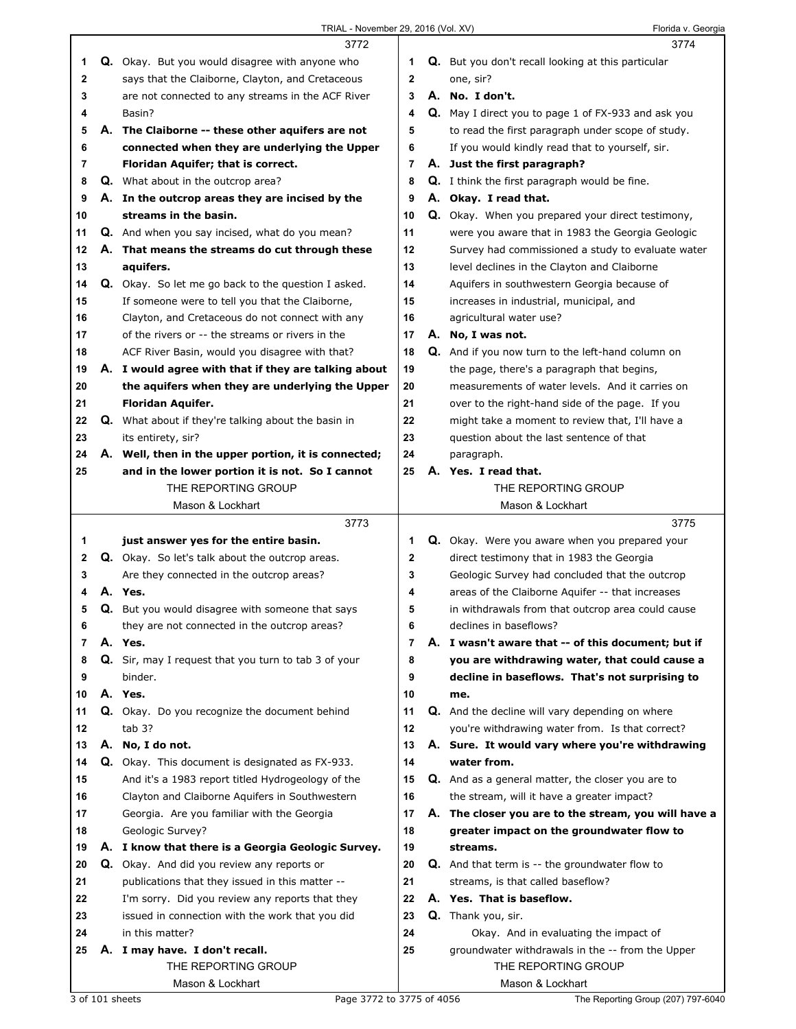3772

Q. Okay. But you would disagree with anyone who says that the Claiborne, Clayton, and Cretaceous are not connected to any streams in the ACF River Basin?

**A. The Claiborne -- these other aquifers are not connected when they are underlying the Upper Floridan Aquifer; that is correct.**

Q. What about in the outcrop area?

**A. In the outcrop areas they are incised by the streams in the basin.**

Q. And when you say incised, what do you mean?

**A. That means the streams do cut through these aquifers.**

Q. Okay. So let me go back to the question I asked. If someone were to tell you that the Claiborne, Clayton, and Cretaceous do not connect with any of the rivers or -- the streams or rivers in the ACF River Basin, would you disagree with that?

**A. I would agree with that if they are talking about the aquifers when they are underlying the Upper Floridan Aquifer.**

Q. What about if they're talking about the basin in its entirety, sir?

**A. Well, then in the upper portion, it is connected; and in the lower portion it is not. So I cannot**

3773

**just answer yes for the entire basin.**

Q. Okay. So let's talk about the outcrop areas. Are they connected in the outcrop areas?

**A. Yes.**

Q. But you would disagree with someone that says they are not connected in the outcrop areas?

**A. Yes.**

Q. Sir, may I request that you turn to tab 3 of your binder.

**A. Yes.**

Q. Okay. Do you recognize the document behind tab 3?

**A. No, I do not.**

Q. Okay. This document is designated as FX-933. And it's a 1983 report titled Hydrogeology of the Clayton and Claiborne Aquifers in Southwestern Georgia. Are you familiar with the Georgia Geologic Survey?

**A. I know that there is a Georgia Geologic Survey.**

Q. Okay. And did you review any reports or publications that they issued in this matter -- I'm sorry. Did you review any reports that they issued in connection with the work that you did in this matter?

**A. I may have. I don't recall.**

3774

Q. But you don't recall looking at this particular one, sir?

**A. No. I don't.**

Q. May I direct you to page 1 of FX-933 and ask you to read the first paragraph under scope of study. If you would kindly read that to yourself, sir.

**A. Just the first paragraph?**

Q. I think the first paragraph would be fine.

**A. Okay. I read that.**

Q. Okay. When you prepared your direct testimony, were you aware that in 1983 the Georgia Geologic Survey had commissioned a study to evaluate water level declines in the Clayton and Claiborne Aquifers in southwestern Georgia because of increases in industrial, municipal, and agricultural water use?

**A. No, I was not.**

Q. And if you now turn to the left-hand column on the page, there's a paragraph that begins, measurements of water levels. And it carries on over to the right-hand side of the page. If you might take a moment to review that, I'll have a question about the last sentence of that paragraph.

**A. Yes. I read that.**

3775

Q. Okay. Were you aware when you prepared your direct testimony that in 1983 the Georgia Geologic Survey had concluded that the outcrop areas of the Claiborne Aquifer -- that increases in withdrawals from that outcrop area could cause declines in baseflows?

**A. I wasn't aware that -- of this document; but if you are withdrawing water, that could cause a decline in baseflows. That's not surprising to me.**

Q. And the decline will vary depending on where you're withdrawing water from. Is that correct?

**A. Sure. It would vary where you're withdrawing water from.**

Q. And as a general matter, the closer you are to the stream, will it have a greater impact?

**A. The closer you are to the stream, you will have a greater impact on the groundwater flow to streams.**

Q. And that term is -- the groundwater flow to streams, is that called baseflow?

**A. Yes. That is baseflow.**

Q. Thank you, sir.

Okay. And in evaluating the impact of groundwater withdrawals in the -- from the Upper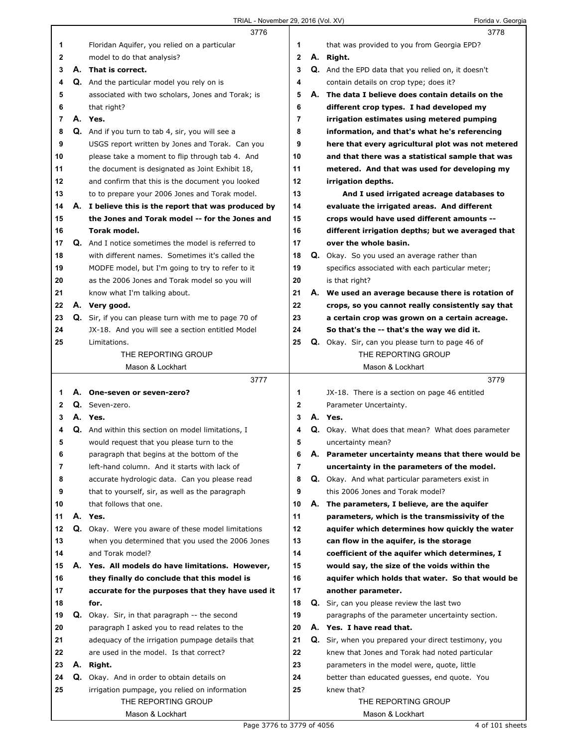3776

1 Floridan Aquifer, you relied on a particular
2 model to do that analysis?
3 A. **That is correct.**
4 Q. And the particular model you rely on is
5 associated with two scholars, Jones and Torak; is
6 that right?
7 A. **Yes.**
8 Q. And if you turn to tab 4, sir, you will see a
9 USGS report written by Jones and Torak. Can you
10 please take a moment to flip through tab 4. And
11 the document is designated as Joint Exhibit 18,
12 and confirm that this is the document you looked
13 to to prepare your 2006 Jones and Torak model.
14 A. **I believe this is the report that was produced by**
15 **the Jones and Torak model -- for the Jones and**
16 **Torak model.**
17 Q. And I notice sometimes the model is referred to
18 with different names. Sometimes it's called the
19 MODFE model, but I'm going to try to refer to it
20 as the 2006 Jones and Torak model so you will
21 know what I'm talking about.
22 A. **Very good.**
23 Q. Sir, if you can please turn with me to page 70 of
24 JX-18. And you will see a section entitled Model
25 Limitations.

3777

1 A. **One-seven or seven-zero?**
2 Q. Seven-zero.
3 A. **Yes.**
4 Q. And within this section on model limitations, I
5 would request that you please turn to the
6 paragraph that begins at the bottom of the
7 left-hand column. And it starts with lack of
8 accurate hydrologic data. Can you please read
9 that to yourself, sir, as well as the paragraph
10 that follows that one.
11 A. **Yes.**
12 Q. Okay. Were you aware of these model limitations
13 when you determined that you used the 2006 Jones
14 and Torak model?
15 A. **Yes. All models do have limitations. However,**
16 **they finally do conclude that this model is**
17 **accurate for the purposes that they have used it**
18 **for.**
19 Q. Okay. Sir, in that paragraph -- the second
20 paragraph I asked you to read relates to the
21 adequacy of the irrigation pumpage details that
22 are used in the model. Is that correct?
23 A. **Right.**
24 Q. Okay. And in order to obtain details on
25 irrigation pumpage, you relied on information

3778

1 that was provided to you from Georgia EPD?
2 A. **Right.**
3 Q. And the EPD data that you relied on, it doesn't
4 contain details on crop type; does it?
5 A. **The data I believe does contain details on the**
6 **different crop types. I had developed my**
7 **irrigation estimates using metered pumping**
8 **information, and that's what he's referencing**
9 **here that every agricultural plot was not metered**
10 **and that there was a statistical sample that was**
11 **metered. And that was used for developing my**
12 **irrigation depths.**
13 **And I used irrigated acreage databases to**
14 **evaluate the irrigated areas. And different**
15 **crops would have used different amounts --**
16 **different irrigation depths; but we averaged that**
17 **over the whole basin.**
18 Q. Okay. So you used an average rather than
19 specifics associated with each particular meter;
20 is that right?
21 A. **We used an average because there is rotation of**
22 **crops, so you cannot really consistently say that**
23 **a certain crop was grown on a certain acreage.**
24 **So that's the -- that's the way we did it.**
25 Q. Okay. Sir, can you please turn to page 46 of

3779

1 JX-18. There is a section on page 46 entitled
2 Parameter Uncertainty.
3 A. **Yes.**
4 Q. Okay. What does that mean? What does parameter
5 uncertainty mean?
6 A. **Parameter uncertainty means that there would be**
7 **uncertainty in the parameters of the model.**
8 Q. Okay. And what particular parameters exist in
9 this 2006 Jones and Torak model?
10 A. **The parameters, I believe, are the aquifer**
11 **parameters, which is the transmissivity of the**
12 **aquifer which determines how quickly the water**
13 **can flow in the aquifer, is the storage**
14 **coefficient of the aquifer which determines, I**
15 **would say, the size of the voids within the**
16 **aquifer which holds that water. So that would be**
17 **another parameter.**
18 Q. Sir, can you please review the last two
19 paragraphs of the parameter uncertainty section.
20 A. **Yes. I have read that.**
21 Q. Sir, when you prepared your direct testimony, you
22 knew that Jones and Torak had noted particular
23 parameters in the model were, quote, little
24 better than educated guesses, end quote. You
25 knew that?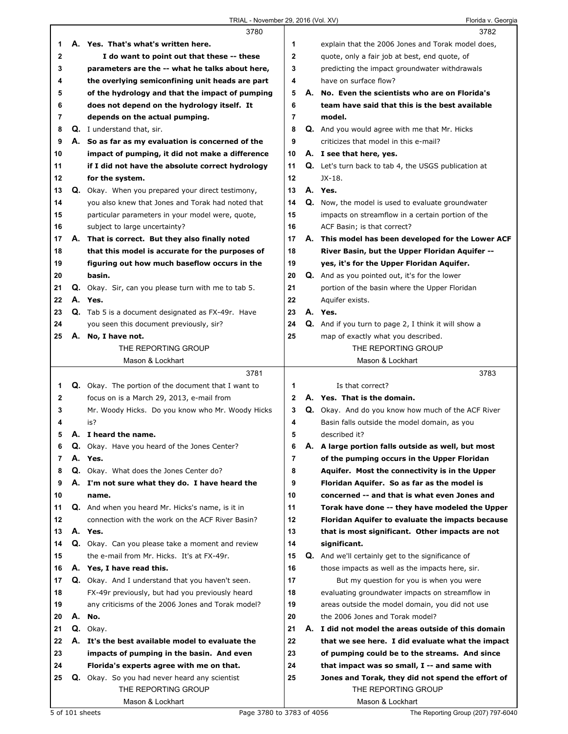3780

1 A. **Yes. That's what's written here.**
2 **I do want to point out that these -- these**
3 **parameters are the -- what he talks about here,**
4 **the overlying semiconfining unit heads are part**
5 **of the hydrology and that the impact of pumping**
6 **does not depend on the hydrology itself. It**
7 **depends on the actual pumping.**
8 Q. I understand that, sir.
9 A. **So as far as my evaluation is concerned of the**
10 **impact of pumping, it did not make a difference**
11 **if I did not have the absolute correct hydrology**
12 **for the system.**
13 Q. Okay. When you prepared your direct testimony,
14 you also knew that Jones and Torak had noted that
15 particular parameters in your model were, quote,
16 subject to large uncertainty?
17 A. **That is correct. But they also finally noted**
18 **that this model is accurate for the purposes of**
19 **figuring out how much baseflow occurs in the**
20 **basin.**
21 Q. Okay. Sir, can you please turn with me to tab 5.
22 A. **Yes.**
23 Q. Tab 5 is a document designated as FX-49r. Have
24 you seen this document previously, sir?
25 A. **No, I have not.**

3781

1 Q. Okay. The portion of the document that I want to
2 focus on is a March 29, 2013, e-mail from
3 Mr. Woody Hicks. Do you know who Mr. Woody Hicks
4 is?
5 A. **I heard the name.**
6 Q. Okay. Have you heard of the Jones Center?
7 A. **Yes.**
8 Q. Okay. What does the Jones Center do?
9 A. **I'm not sure what they do. I have heard the**
10 **name.**
11 Q. And when you heard Mr. Hicks's name, is it in
12 connection with the work on the ACF River Basin?
13 A. **Yes.**
14 Q. Okay. Can you please take a moment and review
15 the e-mail from Mr. Hicks. It's at FX-49r.
16 A. **Yes, I have read this.**
17 Q. Okay. And I understand that you haven't seen.
18 FX-49r previously, but had you previously heard
19 any criticisms of the 2006 Jones and Torak model?
20 A. **No.**
21 Q. Okay.
22 A. **It's the best available model to evaluate the**
23 **impacts of pumping in the basin. And even**
24 **Florida's experts agree with me on that.**
25 Q. Okay. So you had never heard any scientist

3782

1 explain that the 2006 Jones and Torak model does,
2 quote, only a fair job at best, end quote, of
3 predicting the impact groundwater withdrawals
4 have on surface flow?
5 A. **No. Even the scientists who are on Florida's**
6 **team have said that this is the best available**
7 **model.**
8 Q. And you would agree with me that Mr. Hicks
9 criticizes that model in this e-mail?
10 A. **I see that here, yes.**
11 Q. Let's turn back to tab 4, the USGS publication at
12 JX-18.
13 A. **Yes.**
14 Q. Now, the model is used to evaluate groundwater
15 impacts on streamflow in a certain portion of the
16 ACF Basin; is that correct?
17 A. **This model has been developed for the Lower ACF**
18 **River Basin, but the Upper Floridan Aquifer --**
19 **yes, it's for the Upper Floridan Aquifer.**
20 Q. And as you pointed out, it's for the lower
21 portion of the basin where the Upper Floridan
22 Aquifer exists.
23 A. **Yes.**
24 Q. And if you turn to page 2, I think it will show a
25 map of exactly what you described.

3783

1 Is that correct?
2 A. **Yes. That is the domain.**
3 Q. Okay. And do you know how much of the ACF River
4 Basin falls outside the model domain, as you
5 described it?
6 A. **A large portion falls outside as well, but most**
7 **of the pumping occurs in the Upper Floridan**
8 **Aquifer. Most the connectivity is in the Upper**
9 **Floridan Aquifer. So as far as the model is**
10 **concerned -- and that is what even Jones and**
11 **Torak have done -- they have modeled the Upper**
12 **Floridan Aquifer to evaluate the impacts because**
13 **that is most significant. Other impacts are not**
14 **significant.**
15 Q. And we'll certainly get to the significance of
16 those impacts as well as the impacts here, sir.
17 But my question for you is when you were
18 evaluating groundwater impacts on streamflow in
19 areas outside the model domain, you did not use
20 the 2006 Jones and Torak model?
21 A. **I did not model the areas outside of this domain**
22 **that we see here. I did evaluate what the impact**
23 **of pumping could be to the streams. And since**
24 **that impact was so small, I -- and same with**
25 **Jones and Torak, they did not spend the effort of**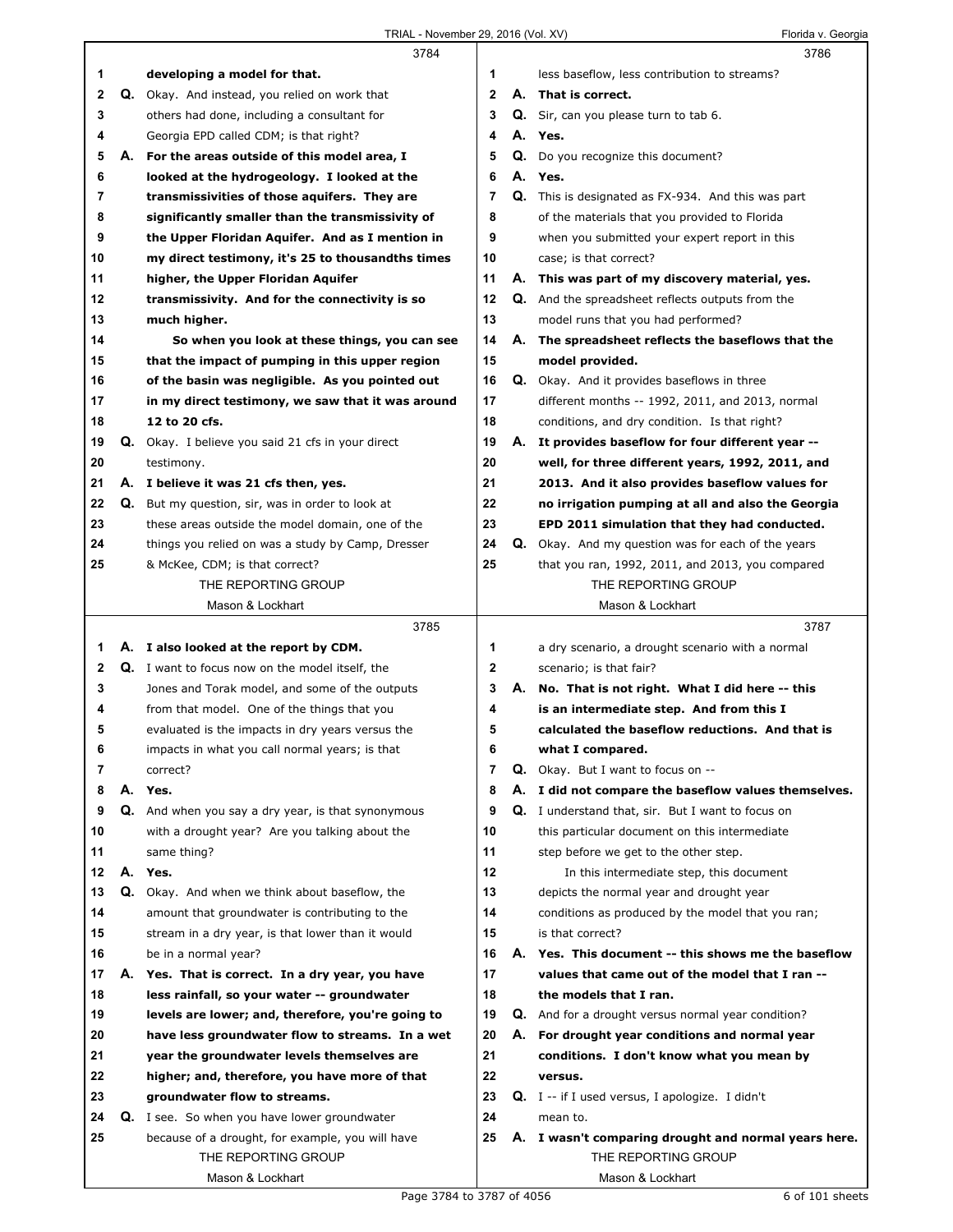3784

1 developing a model for that.

2 Q. Okay. And instead, you relied on work that
3 others had done, including a consultant for
4 Georgia EPD called CDM; is that right?

5 A. **For the areas outside of this model area, I**
6 **looked at the hydrogeology. I looked at the**
7 **transmissivities of those aquifers. They are**
8 **significantly smaller than the transmissivity of**
9 **the Upper Floridan Aquifer. And as I mention in**
10 **my direct testimony, it's 25 to thousandths times**
11 **higher, the Upper Floridan Aquifer**
12 **transmissivity. And for the connectivity is so**
13 **much higher.**

14 **So when you look at these things, you can see**
15 **that the impact of pumping in this upper region**
16 **of the basin was negligible. As you pointed out**
17 **in my direct testimony, we saw that it was around**
18 **12 to 20 cfs.**

19 Q. Okay. I believe you said 21 cfs in your direct
20 testimony.

21 A. **I believe it was 21 cfs then, yes.**

22 Q. But my question, sir, was in order to look at
23 these areas outside the model domain, one of the
24 things you relied on was a study by Camp, Dresser
25 & McKee, CDM; is that correct?

3785

1 A. **I also looked at the report by CDM.**

2 Q. I want to focus now on the model itself, the
3 Jones and Torak model, and some of the outputs
4 from that model. One of the things that you
5 evaluated is the impacts in dry years versus the
6 impacts in what you call normal years; is that
7 correct?

8 A. **Yes.**

9 Q. And when you say a dry year, is that synonymous
10 with a drought year? Are you talking about the
11 same thing?

12 A. **Yes.**

13 Q. Okay. And when we think about baseflow, the
14 amount that groundwater is contributing to the
15 stream in a dry year, is that lower than it would
16 be in a normal year?

17 A. **Yes. That is correct. In a dry year, you have**
18 **less rainfall, so your water -- groundwater**
19 **levels are lower; and, therefore, you're going to**
20 **have less groundwater flow to streams. In a wet**
21 **year the groundwater levels themselves are**
22 **higher; and, therefore, you have more of that**
23 **groundwater flow to streams.**

24 Q. I see. So when you have lower groundwater
25 because of a drought, for example, you will have

3786

1 less baseflow, less contribution to streams?

2 A. **That is correct.**

3 Q. Sir, can you please turn to tab 6.

4 A. **Yes.**

5 Q. Do you recognize this document?

6 A. **Yes.**

7 Q. This is designated as FX-934. And this was part
8 of the materials that you provided to Florida
9 when you submitted your expert report in this
10 case; is that correct?

11 A. **This was part of my discovery material, yes.**

12 Q. And the spreadsheet reflects outputs from the
13 model runs that you had performed?

14 A. **The spreadsheet reflects the baseflows that the**
15 **model provided.**

16 Q. Okay. And it provides baseflows in three
17 different months -- 1992, 2011, and 2013, normal
18 conditions, and dry condition. Is that right?

19 A. **It provides baseflow for four different year --**
20 **well, for three different years, 1992, 2011, and**
21 **2013. And it also provides baseflow values for**
22 **no irrigation pumping at all and also the Georgia**
23 **EPD 2011 simulation that they had conducted.**

24 Q. Okay. And my question was for each of the years
25 that you ran, 1992, 2011, and 2013, you compared

3787

1 a dry scenario, a drought scenario with a normal
2 scenario; is that fair?

3 A. **No. That is not right. What I did here -- this**
4 **is an intermediate step. And from this I**
5 **calculated the baseflow reductions. And that is**
6 **what I compared.**

7 Q. Okay. But I want to focus on --

8 A. **I did not compare the baseflow values themselves.**

9 Q. I understand that, sir. But I want to focus on
10 this particular document on this intermediate
11 step before we get to the other step.

12 In this intermediate step, this document
13 depicts the normal year and drought year
14 conditions as produced by the model that you ran;
15 is that correct?

16 A. **Yes. This document -- this shows me the baseflow**
17 **values that came out of the model that I ran --**
18 **the models that I ran.**

19 Q. And for a drought versus normal year condition?

20 A. **For drought year conditions and normal year**
21 **conditions. I don't know what you mean by**
22 **versus.**

23 Q. I -- if I used versus, I apologize. I didn't
24 mean to.

25 A. **I wasn't comparing drought and normal years here.**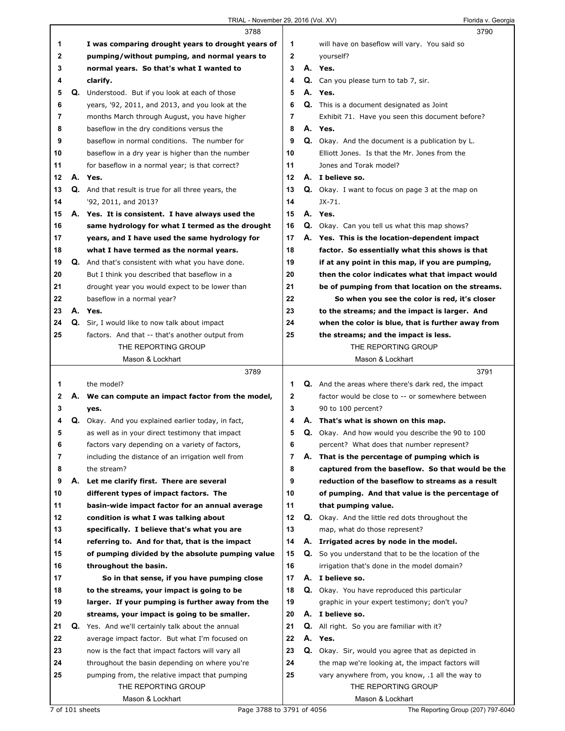3788

1 I was comparing drought years to drought years of
2 pumping/without pumping, and normal years to
3 normal years. So that's what I wanted to
4 clarify.
5 Q. Understood. But if you look at each of those
6 years, '92, 2011, and 2013, and you look at the
7 months March through August, you have higher
8 baseflow in the dry conditions versus the
9 baseflow in normal conditions. The number for
10 baseflow in a dry year is higher than the number
11 for baseflow in a normal year; is that correct?
12 A. Yes.
13 Q. And that result is true for all three years, the
14 '92, 2011, and 2013?
15 A. Yes. It is consistent. I have always used the
16 same hydrology for what I termed as the drought
17 years, and I have used the same hydrology for
18 what I have termed as the normal years.
19 Q. And that's consistent with what you have done.
20 But I think you described that baseflow in a
21 drought year you would expect to be lower than
22 baseflow in a normal year?
23 A. Yes.
24 Q. Sir, I would like to now talk about impact
25 factors. And that -- that's another output from

3789

1 the model?
2 A. We can compute an impact factor from the model,
3 yes.
4 Q. Okay. And you explained earlier today, in fact,
5 as well as in your direct testimony that impact
6 factors vary depending on a variety of factors,
7 including the distance of an irrigation well from
8 the stream?
9 A. Let me clarify first. There are several
10 different types of impact factors. The
11 basin-wide impact factor for an annual average
12 condition is what I was talking about
13 specifically. I believe that's what you are
14 referring to. And for that, that is the impact
15 of pumping divided by the absolute pumping value
16 throughout the basin.
17 So in that sense, if you have pumping close
18 to the streams, your impact is going to be
19 larger. If your pumping is further away from the
20 streams, your impact is going to be smaller.
21 Q. Yes. And we'll certainly talk about the annual
22 average impact factor. But what I'm focused on
23 now is the fact that impact factors will vary all
24 throughout the basin depending on where you're
25 pumping from, the relative impact that pumping

3790

1 will have on baseflow will vary. You said so
2 yourself?
3 A. Yes.
4 Q. Can you please turn to tab 7, sir.
5 A. Yes.
6 Q. This is a document designated as Joint
7 Exhibit 71. Have you seen this document before?
8 A. Yes.
9 Q. Okay. And the document is a publication by L.
10 Elliott Jones. Is that the Mr. Jones from the
11 Jones and Torak model?
12 A. I believe so.
13 Q. Okay. I want to focus on page 3 at the map on
14 JX-71.
15 A. Yes.
16 Q. Okay. Can you tell us what this map shows?
17 A. Yes. This is the location-dependent impact
18 factor. So essentially what this shows is that
19 if at any point in this map, if you are pumping,
20 then the color indicates what that impact would
21 be of pumping from that location on the streams.
22 So when you see the color is red, it's closer
23 to the streams; and the impact is larger. And
24 when the color is blue, that is further away from
25 the streams; and the impact is less.

3791

1 Q. And the areas where there's dark red, the impact
2 factor would be close to -- or somewhere between
3 90 to 100 percent?
4 A. That's what is shown on this map.
5 Q. Okay. And how would you describe the 90 to 100
6 percent? What does that number represent?
7 A. That is the percentage of pumping which is
8 captured from the baseflow. So that would be the
9 reduction of the baseflow to streams as a result
10 of pumping. And that value is the percentage of
11 that pumping value.
12 Q. Okay. And the little red dots throughout the
13 map, what do those represent?
14 A. Irrigated acres by node in the model.
15 Q. So you understand that to be the location of the
16 irrigation that's done in the model domain?
17 A. I believe so.
18 Q. Okay. You have reproduced this particular
19 graphic in your expert testimony; don't you?
20 A. I believe so.
21 Q. All right. So you are familiar with it?
22 A. Yes.
23 Q. Okay. Sir, would you agree that as depicted in
24 the map we're looking at, the impact factors will
25 vary anywhere from, you know, .1 all the way to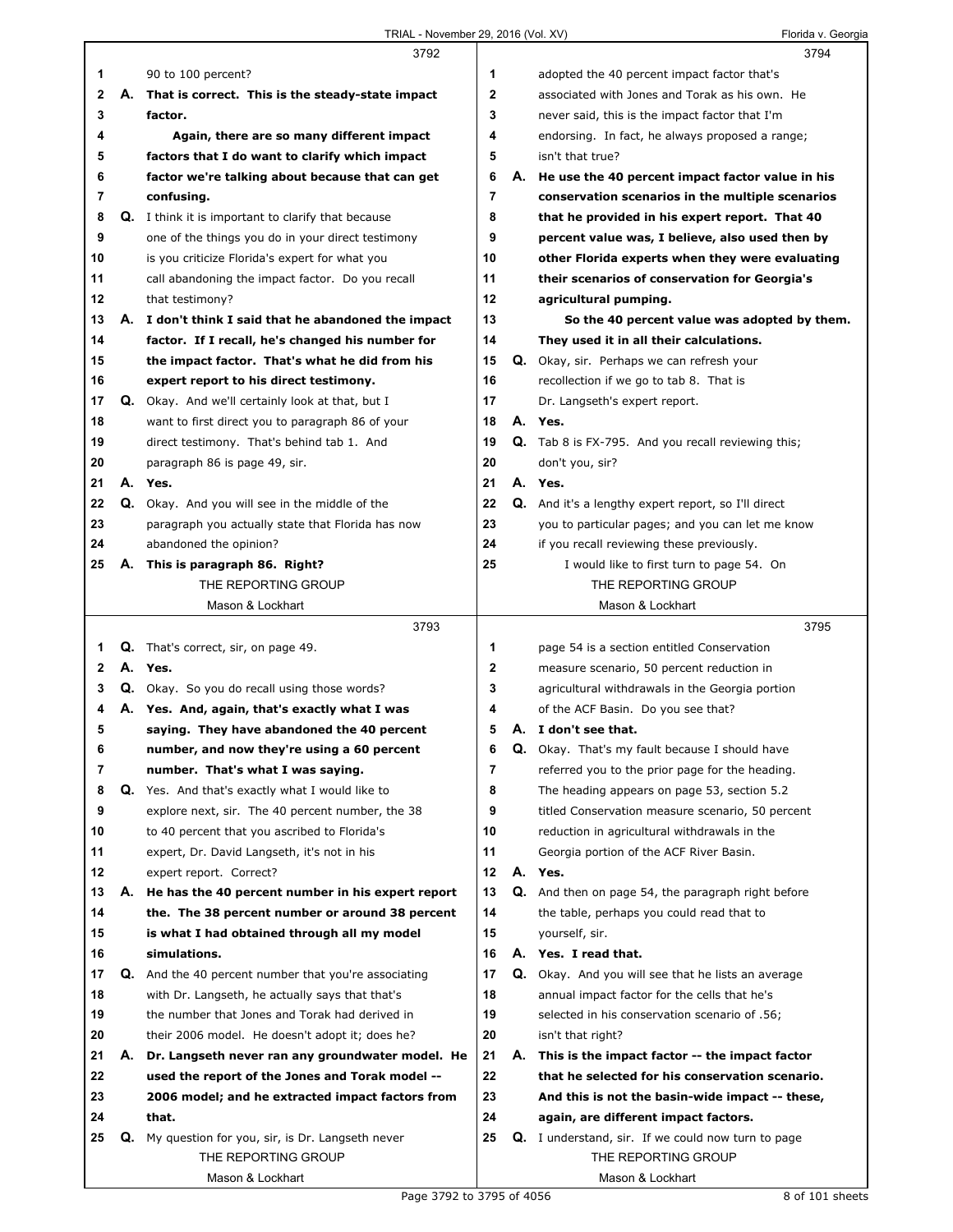**3792**

1 90 to 100 percent?
2 A. **That is correct. This is the steady-state impact**
3 **factor.**
4 **Again, there are so many different impact**
5 **factors that I do want to clarify which impact**
6 **factor we're talking about because that can get**
7 **confusing.**
8 Q. I think it is important to clarify that because
9 one of the things you do in your direct testimony
10 is you criticize Florida's expert for what you
11 call abandoning the impact factor. Do you recall
12 that testimony?
13 A. **I don't think I said that he abandoned the impact**
14 **factor. If I recall, he's changed his number for**
15 **the impact factor. That's what he did from his**
16 **expert report to his direct testimony.**
17 Q. Okay. And we'll certainly look at that, but I
18 want to first direct you to paragraph 86 of your
19 direct testimony. That's behind tab 1. And
20 paragraph 86 is page 49, sir.
21 A. **Yes.**
22 Q. Okay. And you will see in the middle of the
23 paragraph you actually state that Florida has now
24 abandoned the opinion?
25 A. **This is paragraph 86. Right?**

**3793**

1 Q. That's correct, sir, on page 49.
2 A. **Yes.**
3 Q. Okay. So you do recall using those words?
4 A. **Yes. And, again, that's exactly what I was**
5 **saying. They have abandoned the 40 percent**
6 **number, and now they're using a 60 percent**
7 **number. That's what I was saying.**
8 Q. Yes. And that's exactly what I would like to
9 explore next, sir. The 40 percent number, the 38
10 to 40 percent that you ascribed to Florida's
11 expert, Dr. David Langseth, it's not in his
12 expert report. Correct?
13 A. **He has the 40 percent number in his expert report**
14 **the. The 38 percent number or around 38 percent**
15 **is what I had obtained through all my model**
16 **simulations.**
17 Q. And the 40 percent number that you're associating
18 with Dr. Langseth, he actually says that that's
19 the number that Jones and Torak had derived in
20 their 2006 model. He doesn't adopt it; does he?
21 A. **Dr. Langseth never ran any groundwater model. He**
22 **used the report of the Jones and Torak model --**
23 **2006 model; and he extracted impact factors from**
24 **that.**
25 Q. My question for you, sir, is Dr. Langseth never

**3794**

1 adopted the 40 percent impact factor that's
2 associated with Jones and Torak as his own. He
3 never said, this is the impact factor that I'm
4 endorsing. In fact, he always proposed a range;
5 isn't that true?
6 A. **He use the 40 percent impact factor value in his**
7 **conservation scenarios in the multiple scenarios**
8 **that he provided in his expert report. That 40**
9 **percent value was, I believe, also used then by**
10 **other Florida experts when they were evaluating**
11 **their scenarios of conservation for Georgia's**
12 **agricultural pumping.**
13 **So the 40 percent value was adopted by them.**
14 **They used it in all their calculations.**
15 Q. Okay, sir. Perhaps we can refresh your
16 recollection if we go to tab 8. That is
17 Dr. Langseth's expert report.
18 A. **Yes.**
19 Q. Tab 8 is FX-795. And you recall reviewing this;
20 don't you, sir?
21 A. **Yes.**
22 Q. And it's a lengthy expert report, so I'll direct
23 you to particular pages; and you can let me know
24 if you recall reviewing these previously.
25 I would like to first turn to page 54. On

**3795**

1 page 54 is a section entitled Conservation
2 measure scenario, 50 percent reduction in
3 agricultural withdrawals in the Georgia portion
4 of the ACF Basin. Do you see that?
5 A. **I don't see that.**
6 Q. Okay. That's my fault because I should have
7 referred you to the prior page for the heading.
8 The heading appears on page 53, section 5.2
9 titled Conservation measure scenario, 50 percent
10 reduction in agricultural withdrawals in the
11 Georgia portion of the ACF River Basin.
12 A. **Yes.**
13 Q. And then on page 54, the paragraph right before
14 the table, perhaps you could read that to
15 yourself, sir.
16 A. **Yes. I read that.**
17 Q. Okay. And you will see that he lists an average
18 annual impact factor for the cells that he's
19 selected in his conservation scenario of .56;
20 isn't that right?
21 A. **This is the impact factor -- the impact factor**
22 **that he selected for his conservation scenario.**
23 **And this is not the basin-wide impact -- these,**
24 **again, are different impact factors.**
25 Q. I understand, sir. If we could now turn to page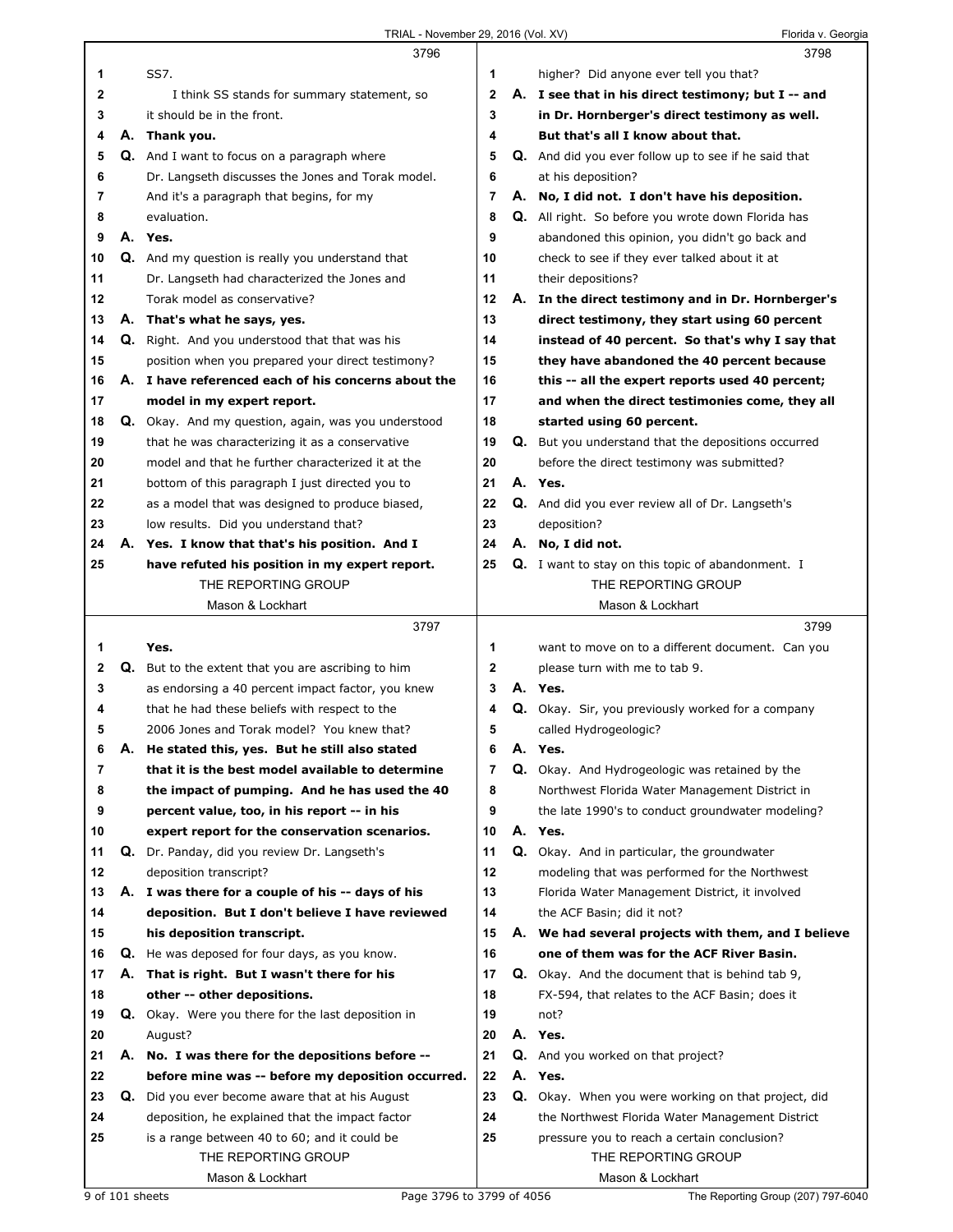**3796**

1 SS7.

2 I think SS stands for summary statement, so

3 it should be in the front.

4 A. **Thank you.**

5 Q. And I want to focus on a paragraph where

6 Dr. Langseth discusses the Jones and Torak model.

7 And it's a paragraph that begins, for my

8 evaluation.

9 A. **Yes.**

10 Q. And my question is really you understand that

11 Dr. Langseth had characterized the Jones and

12 Torak model as conservative?

13 A. **That's what he says, yes.**

14 Q. Right. And you understood that that was his

15 position when you prepared your direct testimony?

16 A. **I have referenced each of his concerns about the**

17 **model in my expert report.**

18 Q. Okay. And my question, again, was you understood

19 that he was characterizing it as a conservative

20 model and that he further characterized it at the

21 bottom of this paragraph I just directed you to

22 as a model that was designed to produce biased,

23 low results. Did you understand that?

24 A. **Yes. I know that that's his position. And I**

25 **have refuted his position in my expert report.**

**3797**

1 **Yes.**

2 Q. But to the extent that you are ascribing to him

3 as endorsing a 40 percent impact factor, you knew

4 that he had these beliefs with respect to the

5 2006 Jones and Torak model? You knew that?

6 A. **He stated this, yes. But he still also stated**

7 **that it is the best model available to determine**

8 **the impact of pumping. And he has used the 40**

9 **percent value, too, in his report -- in his**

10 **expert report for the conservation scenarios.**

11 Q. Dr. Panday, did you review Dr. Langseth's

12 deposition transcript?

13 A. **I was there for a couple of his -- days of his**

14 **deposition. But I don't believe I have reviewed**

15 **his deposition transcript.**

16 Q. He was deposed for four days, as you know.

17 A. **That is right. But I wasn't there for his**

18 **other -- other depositions.**

19 Q. Okay. Were you there for the last deposition in

20 August?

21 A. **No. I was there for the depositions before --**

22 **before mine was -- before my deposition occurred.**

23 Q. Did you ever become aware that at his August

24 deposition, he explained that the impact factor

25 is a range between 40 to 60; and it could be

**3798**

1 higher? Did anyone ever tell you that?

2 A. **I see that in his direct testimony; but I -- and**

3 **in Dr. Hornberger's direct testimony as well.**

4 **But that's all I know about that.**

5 Q. And did you ever follow up to see if he said that

6 at his deposition?

7 A. **No, I did not. I don't have his deposition.**

8 Q. All right. So before you wrote down Florida has

9 abandoned this opinion, you didn't go back and

10 check to see if they ever talked about it at

11 their depositions?

12 A. **In the direct testimony and in Dr. Hornberger's**

13 **direct testimony, they start using 60 percent**

14 **instead of 40 percent. So that's why I say that**

15 **they have abandoned the 40 percent because**

16 **this -- all the expert reports used 40 percent;**

17 **and when the direct testimonies come, they all**

18 **started using 60 percent.**

19 Q. But you understand that the depositions occurred

20 before the direct testimony was submitted?

21 A. **Yes.**

22 Q. And did you ever review all of Dr. Langseth's

23 deposition?

24 A. **No, I did not.**

25 Q. I want to stay on this topic of abandonment. I

**3799**

1 want to move on to a different document. Can you

2 please turn with me to tab 9.

3 A. **Yes.**

4 Q. Okay. Sir, you previously worked for a company

5 called Hydrogeologic?

6 A. **Yes.**

7 Q. Okay. And Hydrogeologic was retained by the

8 Northwest Florida Water Management District in

9 the late 1990's to conduct groundwater modeling?

10 A. **Yes.**

11 Q. Okay. And in particular, the groundwater

12 modeling that was performed for the Northwest

13 Florida Water Management District, it involved

14 the ACF Basin; did it not?

15 A. **We had several projects with them, and I believe**

16 **one of them was for the ACF River Basin.**

17 Q. Okay. And the document that is behind tab 9,

18 FX-594, that relates to the ACF Basin; does it

19 not?

20 A. **Yes.**

21 Q. And you worked on that project?

22 A. **Yes.**

23 Q. Okay. When you were working on that project, did

24 the Northwest Florida Water Management District

25 pressure you to reach a certain conclusion?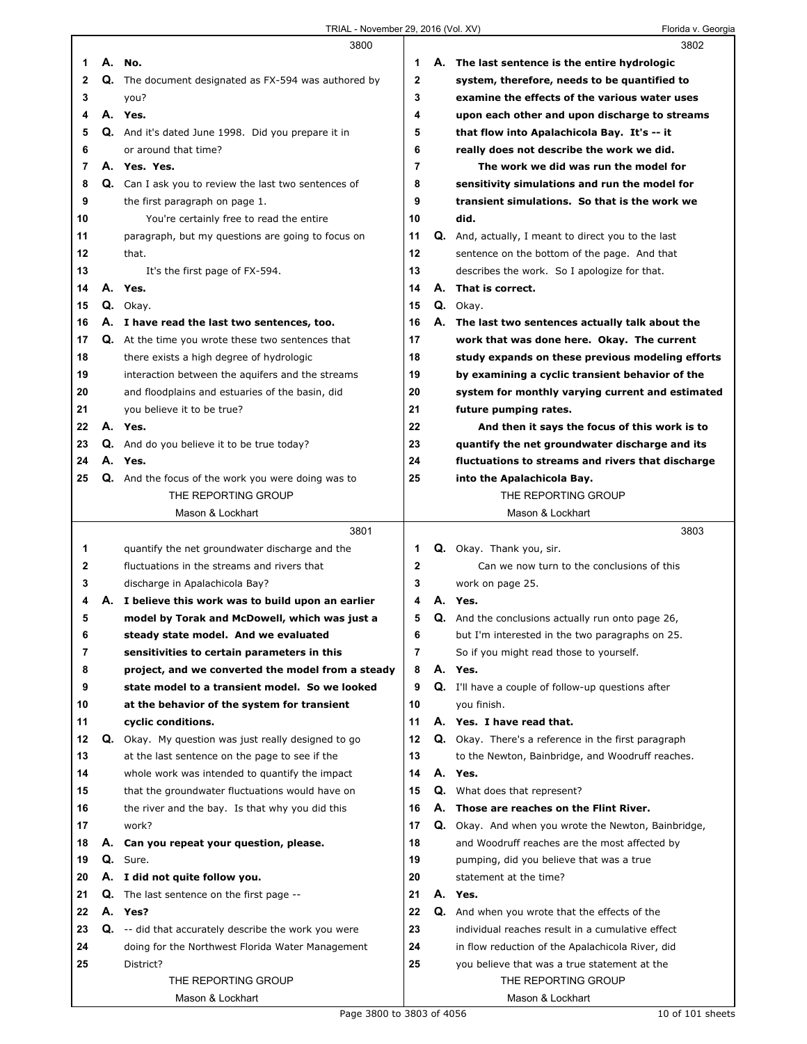3800

1 A. **No.**
2 Q. The document designated as FX-594 was authored by
3 you?
4 A. **Yes.**
5 Q. And it's dated June 1998. Did you prepare it in
6 or around that time?
7 A. **Yes. Yes.**
8 Q. Can I ask you to review the last two sentences of
9 the first paragraph on page 1.
10 You're certainly free to read the entire
11 paragraph, but my questions are going to focus on
12 that.
13 It's the first page of FX-594.
14 A. **Yes.**
15 Q. Okay.
16 A. **I have read the last two sentences, too.**
17 Q. At the time you wrote these two sentences that
18 there exists a high degree of hydrologic
19 interaction between the aquifers and the streams
20 and floodplains and estuaries of the basin, did
21 you believe it to be true?
22 A. **Yes.**
23 Q. And do you believe it to be true today?
24 A. **Yes.**
25 Q. And the focus of the work you were doing was to

3801

1 quantify the net groundwater discharge and the
2 fluctuations in the streams and rivers that
3 discharge in Apalachicola Bay?
4 A. **I believe this work was to build upon an earlier**
5 **model by Torak and McDowell, which was just a**
6 **steady state model. And we evaluated**
7 **sensitivities to certain parameters in this**
8 **project, and we converted the model from a steady**
9 **state model to a transient model. So we looked**
10 **at the behavior of the system for transient**
11 **cyclic conditions.**
12 Q. Okay. My question was just really designed to go
13 at the last sentence on the page to see if the
14 whole work was intended to quantify the impact
15 that the groundwater fluctuations would have on
16 the river and the bay. Is that why you did this
17 work?
18 A. **Can you repeat your question, please.**
19 Q. Sure.
20 A. **I did not quite follow you.**
21 Q. The last sentence on the first page --
22 A. **Yes?**
23 Q. -- did that accurately describe the work you were
24 doing for the Northwest Florida Water Management
25 District?

3802

1 A. **The last sentence is the entire hydrologic**
2 **system, therefore, needs to be quantified to**
3 **examine the effects of the various water uses**
4 **upon each other and upon discharge to streams**
5 **that flow into Apalachicola Bay. It's -- it**
6 **really does not describe the work we did.**
7 **The work we did was run the model for**
8 **sensitivity simulations and run the model for**
9 **transient simulations. So that is the work we**
10 **did.**
11 Q. And, actually, I meant to direct you to the last
12 sentence on the bottom of the page. And that
13 describes the work. So I apologize for that.
14 A. **That is correct.**
15 Q. Okay.
16 A. **The last two sentences actually talk about the**
17 **work that was done here. Okay. The current**
18 **study expands on these previous modeling efforts**
19 **by examining a cyclic transient behavior of the**
20 **system for monthly varying current and estimated**
21 **future pumping rates.**
22 **And then it says the focus of this work is to**
23 **quantify the net groundwater discharge and its**
24 **fluctuations to streams and rivers that discharge**
25 **into the Apalachicola Bay.**

3803

1 Q. Okay. Thank you, sir.
2 Can we now turn to the conclusions of this
3 work on page 25.
4 A. **Yes.**
5 Q. And the conclusions actually run onto page 26,
6 but I'm interested in the two paragraphs on 25.
7 So if you might read those to yourself.
8 A. **Yes.**
9 Q. I'll have a couple of follow-up questions after
10 you finish.
11 A. **Yes. I have read that.**
12 Q. Okay. There's a reference in the first paragraph
13 to the Newton, Bainbridge, and Woodruff reaches.
14 A. **Yes.**
15 Q. What does that represent?
16 A. **Those are reaches on the Flint River.**
17 Q. Okay. And when you wrote the Newton, Bainbridge,
18 and Woodruff reaches are the most affected by
19 pumping, did you believe that was a true
20 statement at the time?
21 A. **Yes.**
22 Q. And when you wrote that the effects of the
23 individual reaches result in a cumulative effect
24 in flow reduction of the Apalachicola River, did
25 you believe that was a true statement at the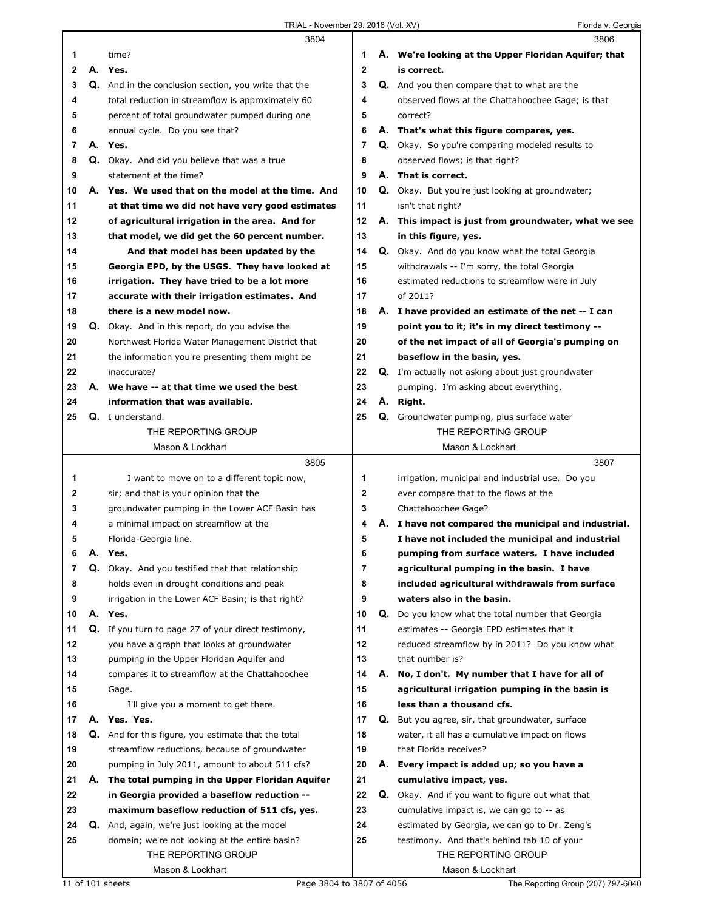3804

1 time?
2 A. **Yes.**
3 Q. And in the conclusion section, you write that the
4 total reduction in streamflow is approximately 60
5 percent of total groundwater pumped during one
6 annual cycle. Do you see that?
7 A. **Yes.**
8 Q. Okay. And did you believe that was a true
9 statement at the time?
10 A. **Yes. We used that on the model at the time. And**
11 **at that time we did not have very good estimates**
12 **of agricultural irrigation in the area. And for**
13 **that model, we did get the 60 percent number.**
14 **And that model has been updated by the**
15 **Georgia EPD, by the USGS. They have looked at**
16 **irrigation. They have tried to be a lot more**
17 **accurate with their irrigation estimates. And**
18 **there is a new model now.**
19 Q. Okay. And in this report, do you advise the
20 Northwest Florida Water Management District that
21 the information you're presenting them might be
22 inaccurate?
23 A. **We have -- at that time we used the best**
24 **information that was available.**
25 Q. I understand.

3805

1 I want to move on to a different topic now,
2 sir; and that is your opinion that the
3 groundwater pumping in the Lower ACF Basin has
4 a minimal impact on streamflow at the
5 Florida-Georgia line.
6 A. **Yes.**
7 Q. Okay. And you testified that that relationship
8 holds even in drought conditions and peak
9 irrigation in the Lower ACF Basin; is that right?
10 A. **Yes.**
11 Q. If you turn to page 27 of your direct testimony,
12 you have a graph that looks at groundwater
13 pumping in the Upper Floridan Aquifer and
14 compares it to streamflow at the Chattahoochee
15 Gage.
16 I'll give you a moment to get there.
17 A. **Yes. Yes.**
18 Q. And for this figure, you estimate that the total
19 streamflow reductions, because of groundwater
20 pumping in July 2011, amount to about 511 cfs?
21 A. **The total pumping in the Upper Floridan Aquifer**
22 **in Georgia provided a baseflow reduction --**
23 **maximum baseflow reduction of 511 cfs, yes.**
24 Q. And, again, we're just looking at the model
25 domain; we're not looking at the entire basin?

3806

1 A. **We're looking at the Upper Floridan Aquifer; that**
2 **is correct.**
3 Q. And you then compare that to what are the
4 observed flows at the Chattahoochee Gage; is that
5 correct?
6 A. **That's what this figure compares, yes.**
7 Q. Okay. So you're comparing modeled results to
8 observed flows; is that right?
9 A. **That is correct.**
10 Q. Okay. But you're just looking at groundwater;
11 isn't that right?
12 A. **This impact is just from groundwater, what we see**
13 **in this figure, yes.**
14 Q. Okay. And do you know what the total Georgia
15 withdrawals -- I'm sorry, the total Georgia
16 estimated reductions to streamflow were in July
17 of 2011?
18 A. **I have provided an estimate of the net -- I can**
19 **point you to it; it's in my direct testimony --**
20 **of the net impact of all of Georgia's pumping on**
21 **baseflow in the basin, yes.**
22 Q. I'm actually not asking about just groundwater
23 pumping. I'm asking about everything.
24 A. **Right.**
25 Q. Groundwater pumping, plus surface water

3807

1 irrigation, municipal and industrial use. Do you
2 ever compare that to the flows at the
3 Chattahoochee Gage?
4 A. **I have not compared the municipal and industrial.**
5 **I have not included the municipal and industrial**
6 **pumping from surface waters. I have included**
7 **agricultural pumping in the basin. I have**
8 **included agricultural withdrawals from surface**
9 **waters also in the basin.**
10 Q. Do you know what the total number that Georgia
11 estimates -- Georgia EPD estimates that it
12 reduced streamflow by in 2011? Do you know what
13 that number is?
14 A. **No, I don't. My number that I have for all of**
15 **agricultural irrigation pumping in the basin is**
16 **less than a thousand cfs.**
17 Q. But you agree, sir, that groundwater, surface
18 water, it all has a cumulative impact on flows
19 that Florida receives?
20 A. **Every impact is added up; so you have a**
21 **cumulative impact, yes.**
22 Q. Okay. And if you want to figure out what that
23 cumulative impact is, we can go to -- as
24 estimated by Georgia, we can go to Dr. Zeng's
25 testimony. And that's behind tab 10 of your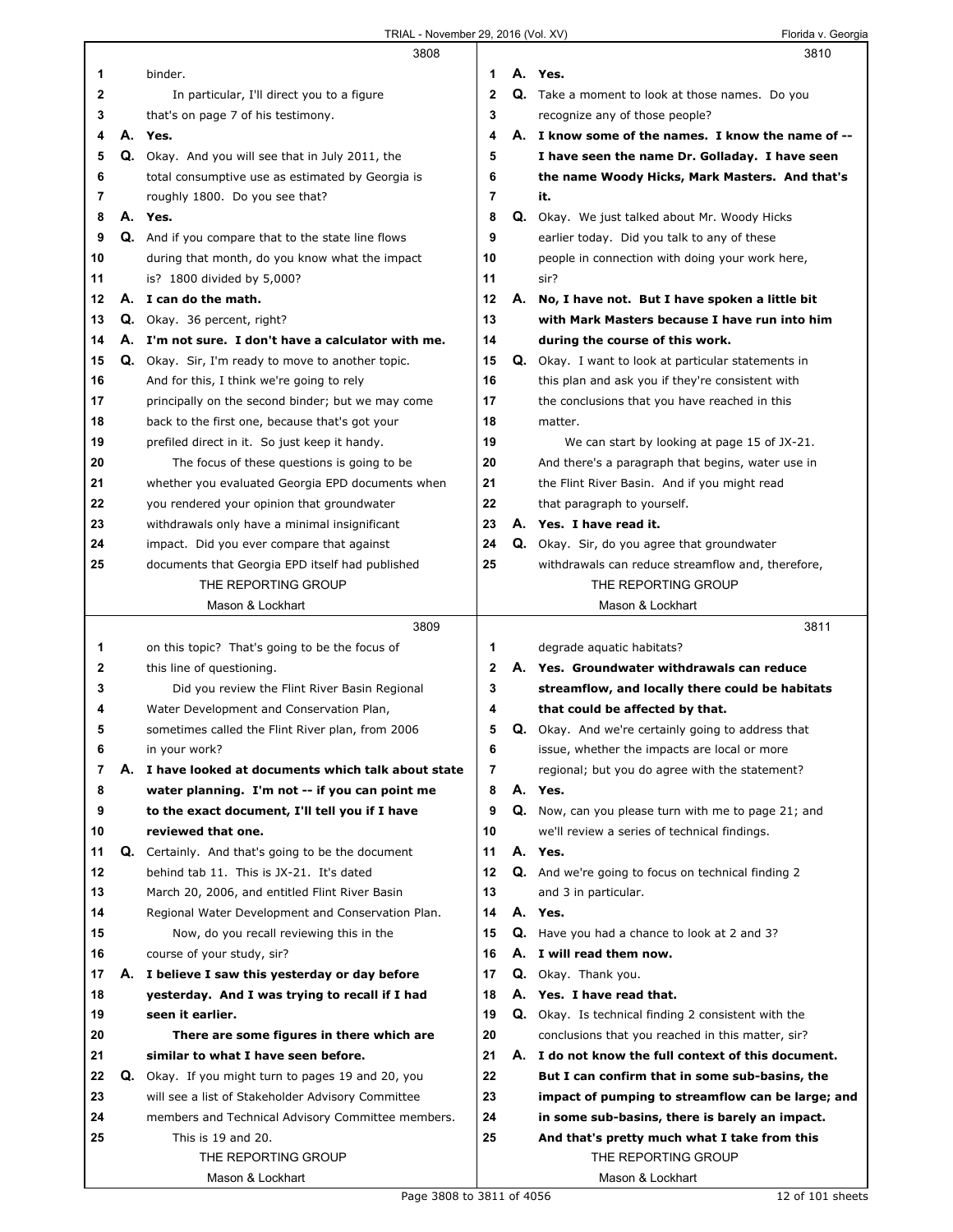**3808**

1 binder.
2 In particular, I'll direct you to a figure
3 that's on page 7 of his testimony.
4 A. **Yes.**
5 Q. Okay. And you will see that in July 2011, the
6 total consumptive use as estimated by Georgia is
7 roughly 1800. Do you see that?
8 A. **Yes.**
9 Q. And if you compare that to the state line flows
10 during that month, do you know what the impact
11 is? 1800 divided by 5,000?
12 A. **I can do the math.**
13 Q. Okay. 36 percent, right?
14 A. **I'm not sure. I don't have a calculator with me.**
15 Q. Okay. Sir, I'm ready to move to another topic.
16 And for this, I think we're going to rely
17 principally on the second binder; but we may come
18 back to the first one, because that's got your
19 prefiled direct in it. So just keep it handy.
20 The focus of these questions is going to be
21 whether you evaluated Georgia EPD documents when
22 you rendered your opinion that groundwater
23 withdrawals only have a minimal insignificant
24 impact. Did you ever compare that against
25 documents that Georgia EPD itself had published

**3809**

1 on this topic? That's going to be the focus of
2 this line of questioning.
3 Did you review the Flint River Basin Regional
4 Water Development and Conservation Plan,
5 sometimes called the Flint River plan, from 2006
6 in your work?
7 A. **I have looked at documents which talk about state**
8 **water planning. I'm not -- if you can point me**
9 **to the exact document, I'll tell you if I have**
10 **reviewed that one.**
11 Q. Certainly. And that's going to be the document
12 behind tab 11. This is JX-21. It's dated
13 March 20, 2006, and entitled Flint River Basin
14 Regional Water Development and Conservation Plan.
15 Now, do you recall reviewing this in the
16 course of your study, sir?
17 A. **I believe I saw this yesterday or day before**
18 **yesterday. And I was trying to recall if I had**
19 **seen it earlier.**
20 **There are some figures in there which are**
21 **similar to what I have seen before.**
22 Q. Okay. If you might turn to pages 19 and 20, you
23 will see a list of Stakeholder Advisory Committee
24 members and Technical Advisory Committee members.
25 This is 19 and 20.

**3810**

1 A. **Yes.**
2 Q. Take a moment to look at those names. Do you
3 recognize any of those people?
4 A. **I know some of the names. I know the name of --**
5 **I have seen the name Dr. Golladay. I have seen**
6 **the name Woody Hicks, Mark Masters. And that's**
7 **it.**
8 Q. Okay. We just talked about Mr. Woody Hicks
9 earlier today. Did you talk to any of these
10 people in connection with doing your work here,
11 sir?
12 A. **No, I have not. But I have spoken a little bit**
13 **with Mark Masters because I have run into him**
14 **during the course of this work.**
15 Q. Okay. I want to look at particular statements in
16 this plan and ask you if they're consistent with
17 the conclusions that you have reached in this
18 matter.
19 We can start by looking at page 15 of JX-21.
20 And there's a paragraph that begins, water use in
21 the Flint River Basin. And if you might read
22 that paragraph to yourself.
23 A. **Yes. I have read it.**
24 Q. Okay. Sir, do you agree that groundwater
25 withdrawals can reduce streamflow and, therefore,

**3811**

1 degrade aquatic habitats?
2 A. **Yes. Groundwater withdrawals can reduce**
3 **streamflow, and locally there could be habitats**
4 **that could be affected by that.**
5 Q. Okay. And we're certainly going to address that
6 issue, whether the impacts are local or more
7 regional; but you do agree with the statement?
8 A. **Yes.**
9 Q. Now, can you please turn with me to page 21; and
10 we'll review a series of technical findings.
11 A. **Yes.**
12 Q. And we're going to focus on technical finding 2
13 and 3 in particular.
14 A. **Yes.**
15 Q. Have you had a chance to look at 2 and 3?
16 A. **I will read them now.**
17 Q. Okay. Thank you.
18 A. **Yes. I have read that.**
19 Q. Okay. Is technical finding 2 consistent with the
20 conclusions that you reached in this matter, sir?
21 A. **I do not know the full context of this document.**
22 **But I can confirm that in some sub-basins, the**
23 **impact of pumping to streamflow can be large; and**
24 **in some sub-basins, there is barely an impact.**
25 **And that's pretty much what I take from this**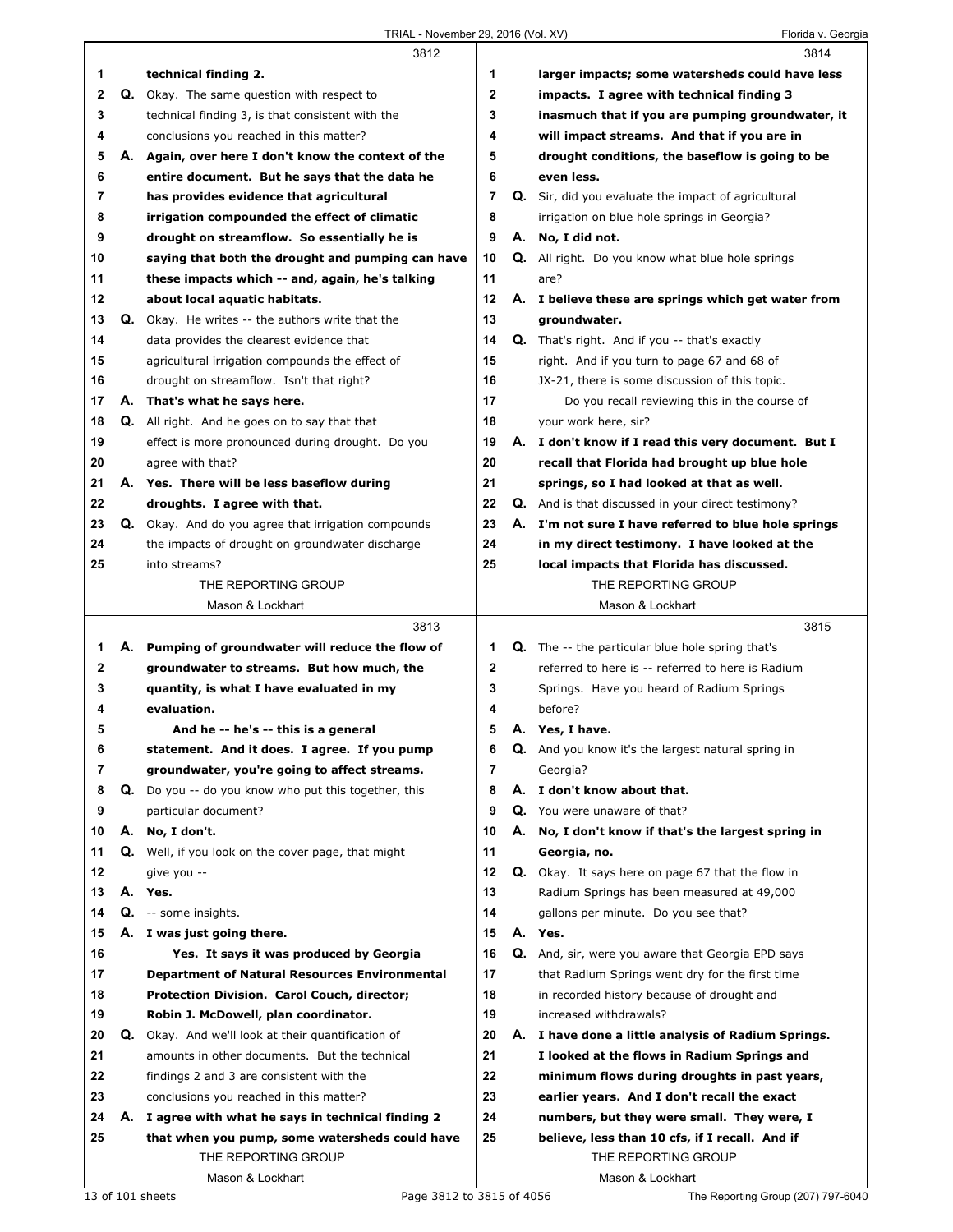**3812**

1 technical finding 2.

2 Q. Okay. The same question with respect to

3 technical finding 3, is that consistent with the

4 conclusions you reached in this matter?

5 A. **Again, over here I don't know the context of the**

6 **entire document. But he says that the data he**

7 **has provides evidence that agricultural**

8 **irrigation compounded the effect of climatic**

9 **drought on streamflow. So essentially he is**

10 **saying that both the drought and pumping can have**

11 **these impacts which -- and, again, he's talking**

12 **about local aquatic habitats.**

13 Q. Okay. He writes -- the authors write that the

14 data provides the clearest evidence that

15 agricultural irrigation compounds the effect of

16 drought on streamflow. Isn't that right?

17 A. **That's what he says here.**

18 Q. All right. And he goes on to say that that

19 effect is more pronounced during drought. Do you

20 agree with that?

21 A. **Yes. There will be less baseflow during**

22 **droughts. I agree with that.**

23 Q. Okay. And do you agree that irrigation compounds

24 the impacts of drought on groundwater discharge

25 into streams?

**3813**

1 A. **Pumping of groundwater will reduce the flow of**

2 **groundwater to streams. But how much, the**

3 **quantity, is what I have evaluated in my**

4 **evaluation.**

5 **And he -- he's -- this is a general**

6 **statement. And it does. I agree. If you pump**

7 **groundwater, you're going to affect streams.**

8 Q. Do you -- do you know who put this together, this

9 particular document?

10 A. **No, I don't.**

11 Q. Well, if you look on the cover page, that might

12 give you --

13 A. **Yes.**

14 Q. -- some insights.

15 A. **I was just going there.**

16 **Yes. It says it was produced by Georgia**

17 **Department of Natural Resources Environmental**

18 **Protection Division. Carol Couch, director;**

19 **Robin J. McDowell, plan coordinator.**

20 Q. Okay. And we'll look at their quantification of

21 amounts in other documents. But the technical

22 findings 2 and 3 are consistent with the

23 conclusions you reached in this matter?

24 A. **I agree with what he says in technical finding 2**

25 **that when you pump, some watersheds could have**

**3814**

1 **larger impacts; some watersheds could have less**

2 **impacts. I agree with technical finding 3**

3 **inasmuch that if you are pumping groundwater, it**

4 **will impact streams. And that if you are in**

5 **drought conditions, the baseflow is going to be**

6 **even less.**

7 Q. Sir, did you evaluate the impact of agricultural

8 irrigation on blue hole springs in Georgia?

9 A. **No, I did not.**

10 Q. All right. Do you know what blue hole springs

11 are?

12 A. **I believe these are springs which get water from**

13 **groundwater.**

14 Q. That's right. And if you -- that's exactly

15 right. And if you turn to page 67 and 68 of

16 JX-21, there is some discussion of this topic.

17 Do you recall reviewing this in the course of

18 your work here, sir?

19 A. **I don't know if I read this very document. But I**

20 **recall that Florida had brought up blue hole**

21 **springs, so I had looked at that as well.**

22 Q. And is that discussed in your direct testimony?

23 A. **I'm not sure I have referred to blue hole springs**

24 **in my direct testimony. I have looked at the**

25 **local impacts that Florida has discussed.**

**3815**

1 Q. The -- the particular blue hole spring that's

2 referred to here is -- referred to here is Radium

3 Springs. Have you heard of Radium Springs

4 before?

5 A. **Yes, I have.**

6 Q. And you know it's the largest natural spring in

7 Georgia?

8 A. **I don't know about that.**

9 Q. You were unaware of that?

10 A. **No, I don't know if that's the largest spring in**

11 **Georgia, no.**

12 Q. Okay. It says here on page 67 that the flow in

13 Radium Springs has been measured at 49,000

14 gallons per minute. Do you see that?

15 A. **Yes.**

16 Q. And, sir, were you aware that Georgia EPD says

17 that Radium Springs went dry for the first time

18 in recorded history because of drought and

19 increased withdrawals?

20 A. **I have done a little analysis of Radium Springs.**

21 **I looked at the flows in Radium Springs and**

22 **minimum flows during droughts in past years,**

23 **earlier years. And I don't recall the exact**

24 **numbers, but they were small. They were, I**

25 **believe, less than 10 cfs, if I recall. And if**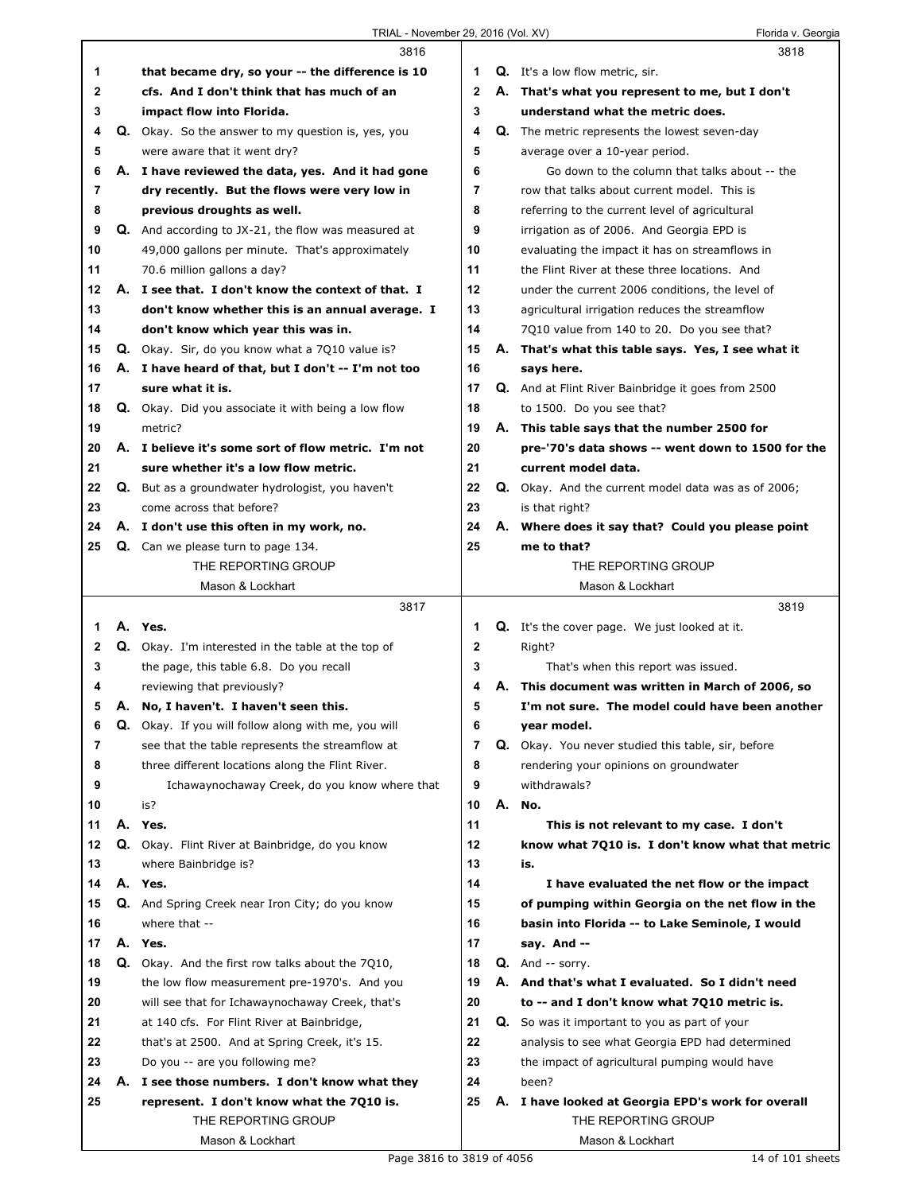**3816**

1 **that became dry, so your -- the difference is 10**
2 **cfs. And I don't think that has much of an**
3 **impact flow into Florida.**
4 Q. Okay. So the answer to my question is, yes, you
5 were aware that it went dry?
6 A. **I have reviewed the data, yes. And it had gone**
7 **dry recently. But the flows were very low in**
8 **previous droughts as well.**
9 Q. And according to JX-21, the flow was measured at
10 49,000 gallons per minute. That's approximately
11 70.6 million gallons a day?
12 A. **I see that. I don't know the context of that. I**
13 **don't know whether this is an annual average. I**
14 **don't know which year this was in.**
15 Q. Okay. Sir, do you know what a 7Q10 value is?
16 A. **I have heard of that, but I don't -- I'm not too**
17 **sure what it is.**
18 Q. Okay. Did you associate it with being a low flow
19 metric?
20 A. **I believe it's some sort of flow metric. I'm not**
21 **sure whether it's a low flow metric.**
22 Q. But as a groundwater hydrologist, you haven't
23 come across that before?
24 A. **I don't use this often in my work, no.**
25 Q. Can we please turn to page 134.

**3817**

1 A. **Yes.**
2 Q. Okay. I'm interested in the table at the top of
3 the page, this table 6.8. Do you recall
4 reviewing that previously?
5 A. **No, I haven't. I haven't seen this.**
6 Q. Okay. If you will follow along with me, you will
7 see that the table represents the streamflow at
8 three different locations along the Flint River.
9 Ichawaynochaway Creek, do you know where that
10 is?
11 A. **Yes.**
12 Q. Okay. Flint River at Bainbridge, do you know
13 where Bainbridge is?
14 A. **Yes.**
15 Q. And Spring Creek near Iron City; do you know
16 where that --
17 A. **Yes.**
18 Q. Okay. And the first row talks about the 7Q10,
19 the low flow measurement pre-1970's. And you
20 will see that for Ichawaynochaway Creek, that's
21 at 140 cfs. For Flint River at Bainbridge,
22 that's at 2500. And at Spring Creek, it's 15.
23 Do you -- are you following me?
24 A. **I see those numbers. I don't know what they**
25 **represent. I don't know what the 7Q10 is.**

**3818**

1 Q. It's a low flow metric, sir.
2 A. **That's what you represent to me, but I don't**
3 **understand what the metric does.**
4 Q. The metric represents the lowest seven-day
5 average over a 10-year period.
6 Go down to the column that talks about -- the
7 row that talks about current model. This is
8 referring to the current level of agricultural
9 irrigation as of 2006. And Georgia EPD is
10 evaluating the impact it has on streamflows in
11 the Flint River at these three locations. And
12 under the current 2006 conditions, the level of
13 agricultural irrigation reduces the streamflow
14 7Q10 value from 140 to 20. Do you see that?
15 A. **That's what this table says. Yes, I see what it**
16 **says here.**
17 Q. And at Flint River Bainbridge it goes from 2500
18 to 1500. Do you see that?
19 A. **This table says that the number 2500 for**
20 **pre-'70's data shows -- went down to 1500 for the**
21 **current model data.**
22 Q. Okay. And the current model data was as of 2006;
23 is that right?
24 A. **Where does it say that? Could you please point**
25 **me to that?**

**3819**

1 Q. It's the cover page. We just looked at it.
2 Right?
3 That's when this report was issued.
4 A. **This document was written in March of 2006, so**
5 **I'm not sure. The model could have been another**
6 **year model.**
7 Q. Okay. You never studied this table, sir, before
8 rendering your opinions on groundwater
9 withdrawals?
10 A. **No.**
11 **This is not relevant to my case. I don't**
12 **know what 7Q10 is. I don't know what that metric**
13 **is.**
14 **I have evaluated the net flow or the impact**
15 **of pumping within Georgia on the net flow in the**
16 **basin into Florida -- to Lake Seminole, I would**
17 **say. And --**
18 Q. And -- sorry.
19 A. **And that's what I evaluated. So I didn't need**
20 **to -- and I don't know what 7Q10 metric is.**
21 Q. So was it important to you as part of your
22 analysis to see what Georgia EPD had determined
23 the impact of agricultural pumping would have
24 been?
25 A. **I have looked at Georgia EPD's work for overall**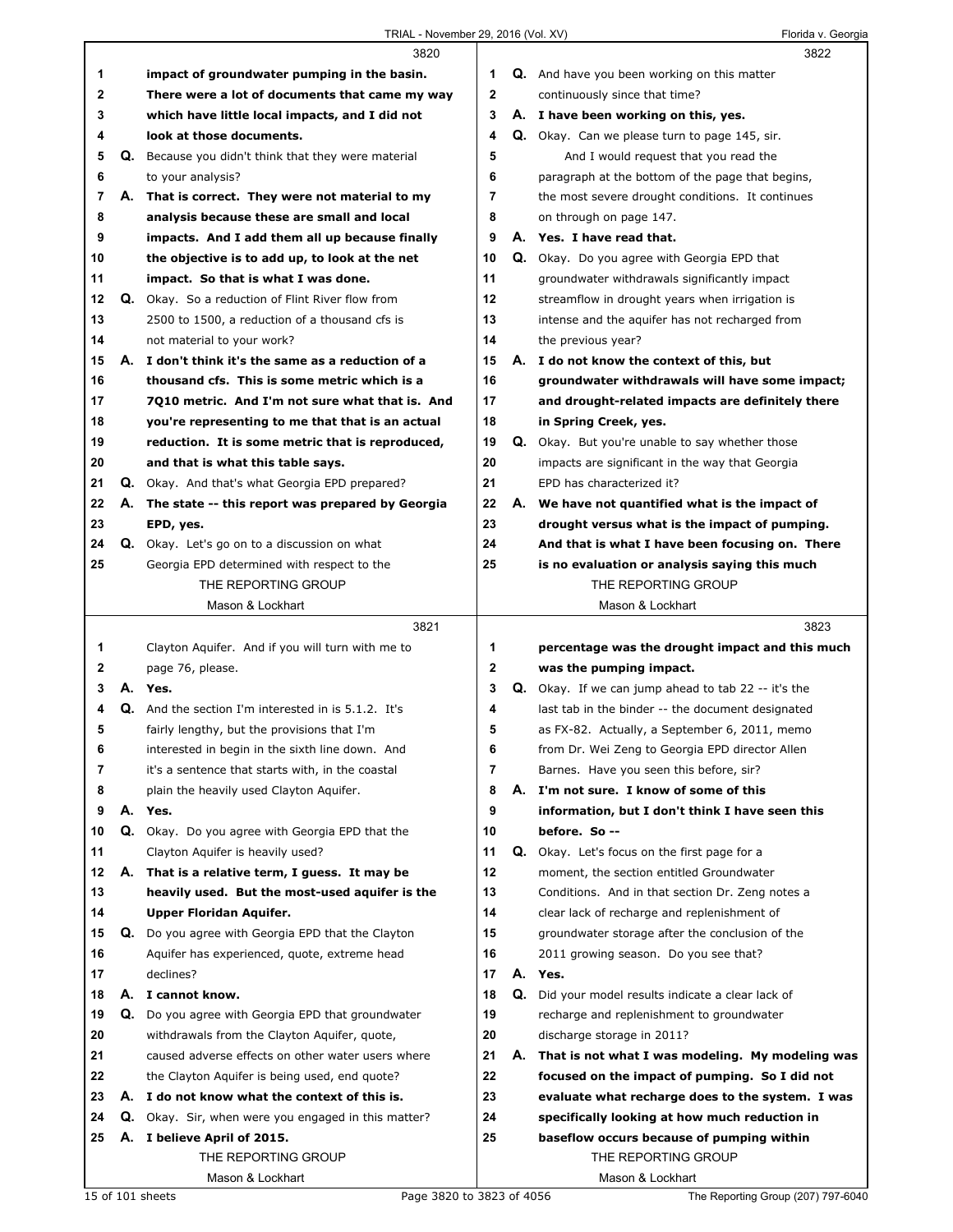**3820**

1 impact of groundwater pumping in the basin.
2 There were a lot of documents that came my way
3 which have little local impacts, and I did not
4 look at those documents.

5 Q. Because you didn't think that they were material
6 to your analysis?

7 A. That is correct. They were not material to my
8 analysis because these are small and local
9 impacts. And I add them all up because finally
10 the objective is to add up, to look at the net
11 impact. So that is what I was done.

12 Q. Okay. So a reduction of Flint River flow from
13 2500 to 1500, a reduction of a thousand cfs is
14 not material to your work?

15 A. I don't think it's the same as a reduction of a
16 thousand cfs. This is some metric which is a
17 7Q10 metric. And I'm not sure what that is. And
18 you're representing to me that that is an actual
19 reduction. It is some metric that is reproduced,
20 and that is what this table says.

21 Q. Okay. And that's what Georgia EPD prepared?

22 A. The state -- this report was prepared by Georgia
23 EPD, yes.

24 Q. Okay. Let's go on to a discussion on what
25 Georgia EPD determined with respect to the

**3821**

1 Clayton Aquifer. And if you will turn with me to
2 page 76, please.

3 A. Yes.

4 Q. And the section I'm interested in is 5.1.2. It's
5 fairly lengthy, but the provisions that I'm
6 interested in begin in the sixth line down. And
7 it's a sentence that starts with, in the coastal
8 plain the heavily used Clayton Aquifer.

9 A. Yes.

10 Q. Okay. Do you agree with Georgia EPD that the
11 Clayton Aquifer is heavily used?

12 A. That is a relative term, I guess. It may be
13 heavily used. But the most-used aquifer is the
14 Upper Floridan Aquifer.

15 Q. Do you agree with Georgia EPD that the Clayton
16 Aquifer has experienced, quote, extreme head
17 declines?

18 A. I cannot know.

19 Q. Do you agree with Georgia EPD that groundwater
20 withdrawals from the Clayton Aquifer, quote,
21 caused adverse effects on other water users where
22 the Clayton Aquifer is being used, end quote?

23 A. I do not know what the context of this is.

24 Q. Okay. Sir, when were you engaged in this matter?

25 A. I believe April of 2015.

**3822**

1 Q. And have you been working on this matter
2 continuously since that time?

3 A. I have been working on this, yes.

4 Q. Okay. Can we please turn to page 145, sir.
5 And I would request that you read the
6 paragraph at the bottom of the page that begins,
7 the most severe drought conditions. It continues
8 on through on page 147.

9 A. Yes. I have read that.

10 Q. Okay. Do you agree with Georgia EPD that
11 groundwater withdrawals significantly impact
12 streamflow in drought years when irrigation is
13 intense and the aquifer has not recharged from
14 the previous year?

15 A. I do not know the context of this, but
16 groundwater withdrawals will have some impact;
17 and drought-related impacts are definitely there
18 in Spring Creek, yes.

19 Q. Okay. But you're unable to say whether those
20 impacts are significant in the way that Georgia
21 EPD has characterized it?

22 A. We have not quantified what is the impact of
23 drought versus what is the impact of pumping.
24 And that is what I have been focusing on. There
25 is no evaluation or analysis saying this much

**3823**

1 percentage was the drought impact and this much
2 was the pumping impact.

3 Q. Okay. If we can jump ahead to tab 22 -- it's the
4 last tab in the binder -- the document designated
5 as FX-82. Actually, a September 6, 2011, memo
6 from Dr. Wei Zeng to Georgia EPD director Allen
7 Barnes. Have you seen this before, sir?

8 A. I'm not sure. I know of some of this
9 information, but I don't think I have seen this
10 before. So --

11 Q. Okay. Let's focus on the first page for a
12 moment, the section entitled Groundwater
13 Conditions. And in that section Dr. Zeng notes a
14 clear lack of recharge and replenishment of
15 groundwater storage after the conclusion of the
16 2011 growing season. Do you see that?

17 A. Yes.

18 Q. Did your model results indicate a clear lack of
19 recharge and replenishment to groundwater
20 discharge storage in 2011?

21 A. That is not what I was modeling. My modeling was
22 focused on the impact of pumping. So I did not
23 evaluate what recharge does to the system. I was
24 specifically looking at how much reduction in
25 baseflow occurs because of pumping within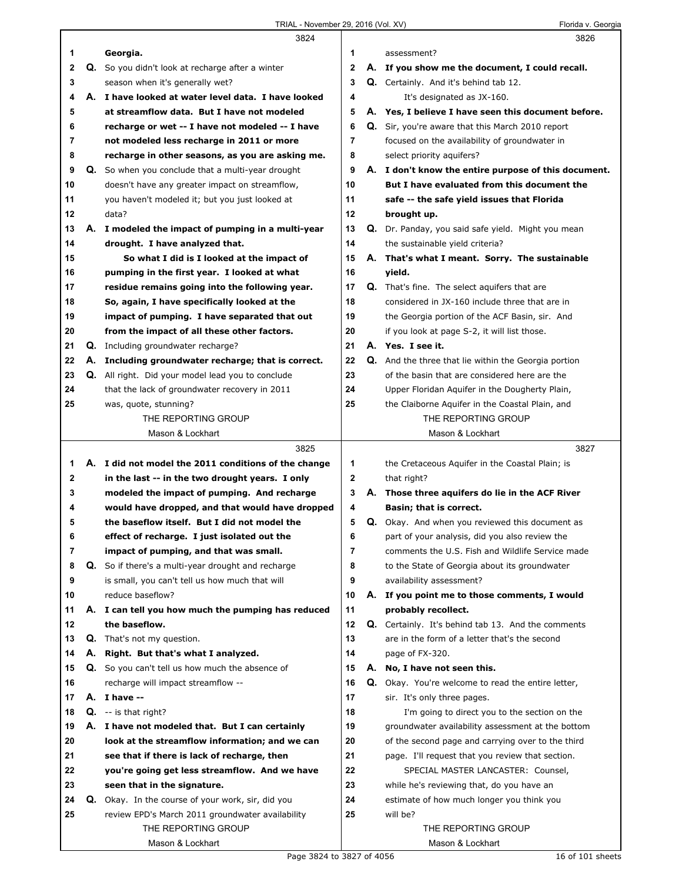3824

1 Georgia.
2 Q. So you didn't look at recharge after a winter
3 season when it's generally wet?
4 A. **I have looked at water level data. I have looked**
5 **at streamflow data. But I have not modeled**
6 **recharge or wet -- I have not modeled -- I have**
7 **not modeled less recharge in 2011 or more**
8 **recharge in other seasons, as you are asking me.**
9 Q. So when you conclude that a multi-year drought
10 doesn't have any greater impact on streamflow,
11 you haven't modeled it; but you just looked at
12 data?
13 A. **I modeled the impact of pumping in a multi-year**
14 **drought. I have analyzed that.**
15 **So what I did is I looked at the impact of**
16 **pumping in the first year. I looked at what**
17 **residue remains going into the following year.**
18 **So, again, I have specifically looked at the**
19 **impact of pumping. I have separated that out**
20 **from the impact of all these other factors.**
21 Q. Including groundwater recharge?
22 A. **Including groundwater recharge; that is correct.**
23 Q. All right. Did your model lead you to conclude
24 that the lack of groundwater recovery in 2011
25 was, quote, stunning?

3825

1 A. **I did not model the 2011 conditions of the change**
2 **in the last -- in the two drought years. I only**
3 **modeled the impact of pumping. And recharge**
4 **would have dropped, and that would have dropped**
5 **the baseflow itself. But I did not model the**
6 **effect of recharge. I just isolated out the**
7 **impact of pumping, and that was small.**
8 Q. So if there's a multi-year drought and recharge
9 is small, you can't tell us how much that will
10 reduce baseflow?
11 A. **I can tell you how much the pumping has reduced**
12 **the baseflow.**
13 Q. That's not my question.
14 A. **Right. But that's what I analyzed.**
15 Q. So you can't tell us how much the absence of
16 recharge will impact streamflow --
17 A. **I have --**
18 Q. -- is that right?
19 A. **I have not modeled that. But I can certainly**
20 **look at the streamflow information; and we can**
21 **see that if there is lack of recharge, then**
22 **you're going get less streamflow. And we have**
23 **seen that in the signature.**
24 Q. Okay. In the course of your work, sir, did you
25 review EPD's March 2011 groundwater availability

3826

1 assessment?
2 A. **If you show me the document, I could recall.**
3 Q. Certainly. And it's behind tab 12.
4 It's designated as JX-160.
5 A. **Yes, I believe I have seen this document before.**
6 Q. Sir, you're aware that this March 2010 report
7 focused on the availability of groundwater in
8 select priority aquifers?
9 A. **I don't know the entire purpose of this document.**
10 **But I have evaluated from this document the**
11 **safe -- the safe yield issues that Florida**
12 **brought up.**
13 Q. Dr. Panday, you said safe yield. Might you mean
14 the sustainable yield criteria?
15 A. **That's what I meant. Sorry. The sustainable**
16 **yield.**
17 Q. That's fine. The select aquifers that are
18 considered in JX-160 include three that are in
19 the Georgia portion of the ACF Basin, sir. And
20 if you look at page S-2, it will list those.
21 A. **Yes. I see it.**
22 Q. And the three that lie within the Georgia portion
23 of the basin that are considered here are the
24 Upper Floridan Aquifer in the Dougherty Plain,
25 the Claiborne Aquifer in the Coastal Plain, and

3827

1 the Cretaceous Aquifer in the Coastal Plain; is
2 that right?
3 A. **Those three aquifers do lie in the ACF River**
4 **Basin; that is correct.**
5 Q. Okay. And when you reviewed this document as
6 part of your analysis, did you also review the
7 comments the U.S. Fish and Wildlife Service made
8 to the State of Georgia about its groundwater
9 availability assessment?
10 A. **If you point me to those comments, I would**
11 **probably recollect.**
12 Q. Certainly. It's behind tab 13. And the comments
13 are in the form of a letter that's the second
14 page of FX-320.
15 A. **No, I have not seen this.**
16 Q. Okay. You're welcome to read the entire letter,
17 sir. It's only three pages.
18 I'm going to direct you to the section on the
19 groundwater availability assessment at the bottom
20 of the second page and carrying over to the third
21 page. I'll request that you review that section.
22 SPECIAL MASTER LANCASTER: Counsel,
23 while he's reviewing that, do you have an
24 estimate of how much longer you think you
25 will be?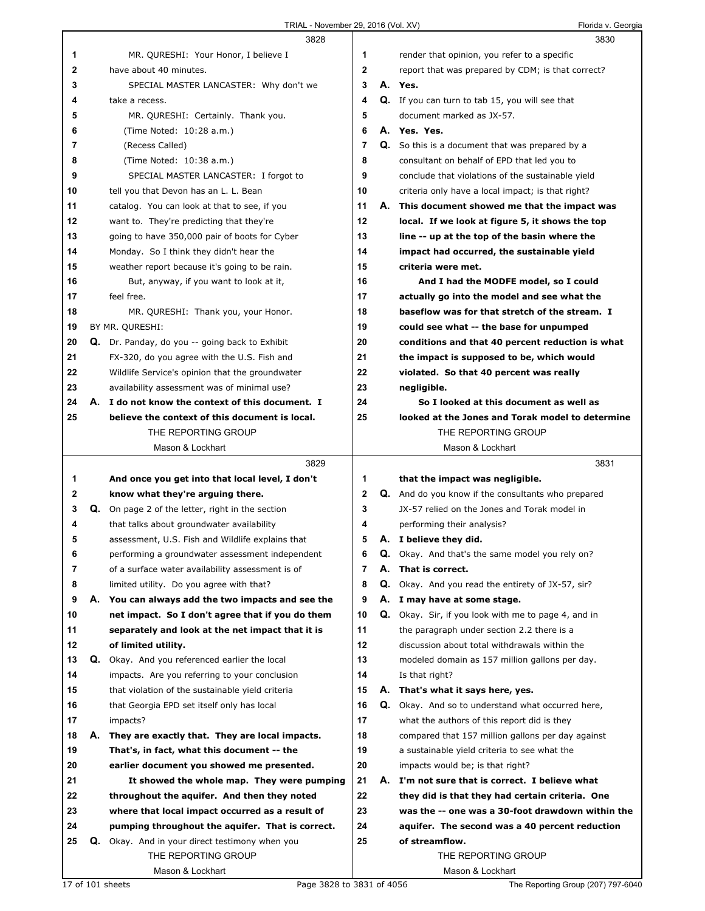3828

MR. QURESHI: Your Honor, I believe I have about 40 minutes.

SPECIAL MASTER LANCASTER: Why don't we take a recess.

MR. QURESHI: Certainly. Thank you.

(Time Noted: 10:28 a.m.)

(Recess Called)

(Time Noted: 10:38 a.m.)

SPECIAL MASTER LANCASTER: I forgot to tell you that Devon has an L. L. Bean catalog. You can look at that to see, if you want to. They're predicting that they're going to have 350,000 pair of boots for Cyber Monday. So I think they didn't hear the weather report because it's going to be rain.

But, anyway, if you want to look at it, feel free.

MR. QURESHI: Thank you, your Honor.

BY MR. QURESHI:

**Q.** Dr. Panday, do you -- going back to Exhibit FX-320, do you agree with the U.S. Fish and Wildlife Service's opinion that the groundwater availability assessment was of minimal use?

**A. I do not know the context of this document. I believe the context of this document is local.**

3829

**And once you get into that local level, I don't know what they're arguing there.**

**Q.** On page 2 of the letter, right in the section that talks about groundwater availability assessment, U.S. Fish and Wildlife explains that performing a groundwater assessment independent of a surface water availability assessment is of limited utility. Do you agree with that?

**A. You can always add the two impacts and see the net impact. So I don't agree that if you do them separately and look at the net impact that it is of limited utility.**

**Q.** Okay. And you referenced earlier the local impacts. Are you referring to your conclusion that violation of the sustainable yield criteria that Georgia EPD set itself only has local impacts?

**A. They are exactly that. They are local impacts. That's, in fact, what this document -- the earlier document you showed me presented.**

**It showed the whole map. They were pumping throughout the aquifer. And then they noted where that local impact occurred as a result of pumping throughout the aquifer. That is correct.**

**Q.** Okay. And in your direct testimony when you render that opinion, you refer to a specific report that was prepared by CDM; is that correct?

3830

**A. Yes.**

**Q.** If you can turn to tab 15, you will see that document marked as JX-57.

**A. Yes. Yes.**

**Q.** So this is a document that was prepared by a consultant on behalf of EPD that led you to conclude that violations of the sustainable yield criteria only have a local impact; is that right?

**A. This document showed me that the impact was local. If we look at figure 5, it shows the top line -- up at the top of the basin where the impact had occurred, the sustainable yield criteria were met.**

**And I had the MODFE model, so I could actually go into the model and see what the baseflow was for that stretch of the stream. I could see what -- the base for unpumped conditions and that 40 percent reduction is what the impact is supposed to be, which would violated. So that 40 percent was really negligible.**

**So I looked at this document as well as looked at the Jones and Torak model to determine**

3831

**that the impact was negligible.**

**Q.** And do you know if the consultants who prepared JX-57 relied on the Jones and Torak model in performing their analysis?

**A. I believe they did.**

**Q.** Okay. And that's the same model you rely on?

**A. That is correct.**

**Q.** Okay. And you read the entirety of JX-57, sir?

**A. I may have at some stage.**

**Q.** Okay. Sir, if you look with me to page 4, and in the paragraph under section 2.2 there is a discussion about total withdrawals within the modeled domain as 157 million gallons per day. Is that right?

**A. That's what it says here, yes.**

**Q.** Okay. And so to understand what occurred here, what the authors of this report did is they compared that 157 million gallons per day against a sustainable yield criteria to see what the impacts would be; is that right?

**A. I'm not sure that is correct. I believe what they did is that they had certain criteria. One was the -- one was a 30-foot drawdown within the aquifer. The second was a 40 percent reduction of streamflow.**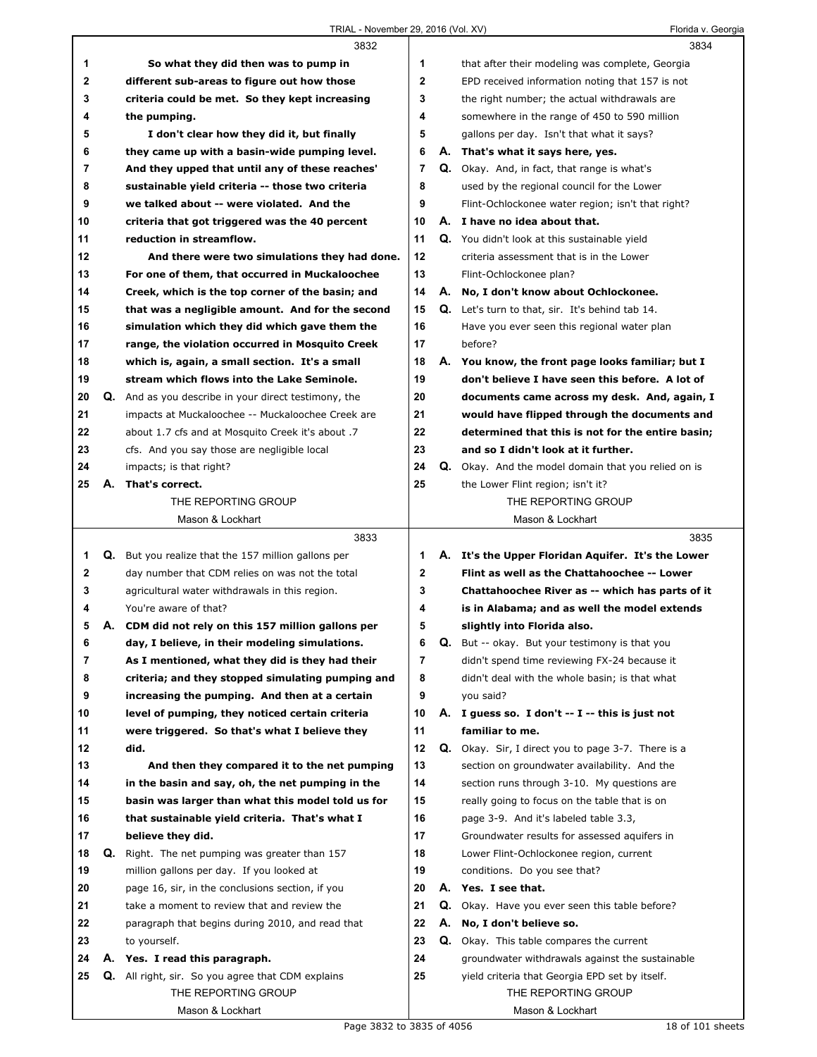3832

1 So what they did then was to pump in
2 different sub-areas to figure out how those
3 criteria could be met. So they kept increasing
4 the pumping.
5 I don't clear how they did it, but finally
6 they came up with a basin-wide pumping level.
7 And they upped that until any of these reaches'
8 sustainable yield criteria -- those two criteria
9 we talked about -- were violated. And the
10 criteria that got triggered was the 40 percent
11 reduction in streamflow.
12 And there were two simulations they had done.
13 For one of them, that occurred in Muckaloochee
14 Creek, which is the top corner of the basin; and
15 that was a negligible amount. And for the second
16 simulation which they did which gave them the
17 range, the violation occurred in Mosquito Creek
18 which is, again, a small section. It's a small
19 stream which flows into the Lake Seminole.
20 Q. And as you describe in your direct testimony, the
21 impacts at Muckaloochee -- Muckaloochee Creek are
22 about 1.7 cfs and at Mosquito Creek it's about .7
23 cfs. And you say those are negligible local
24 impacts; is that right?
25 A. That's correct.

3833

1 Q. But you realize that the 157 million gallons per
2 day number that CDM relies on was not the total
3 agricultural water withdrawals in this region.
4 You're aware of that?
5 A. CDM did not rely on this 157 million gallons per
6 day, I believe, in their modeling simulations.
7 As I mentioned, what they did is they had their
8 criteria; and they stopped simulating pumping and
9 increasing the pumping. And then at a certain
10 level of pumping, they noticed certain criteria
11 were triggered. So that's what I believe they
12 did.
13 And then they compared it to the net pumping
14 in the basin and say, oh, the net pumping in the
15 basin was larger than what this model told us for
16 that sustainable yield criteria. That's what I
17 believe they did.
18 Q. Right. The net pumping was greater than 157
19 million gallons per day. If you looked at
20 page 16, sir, in the conclusions section, if you
21 take a moment to review that and review the
22 paragraph that begins during 2010, and read that
23 to yourself.
24 A. Yes. I read this paragraph.
25 Q. All right, sir. So you agree that CDM explains

3834

1 that after their modeling was complete, Georgia
2 EPD received information noting that 157 is not
3 the right number; the actual withdrawals are
4 somewhere in the range of 450 to 590 million
5 gallons per day. Isn't that what it says?
6 A. That's what it says here, yes.
7 Q. Okay. And, in fact, that range is what's
8 used by the regional council for the Lower
9 Flint-Ochlockonee water region; isn't that right?
10 A. I have no idea about that.
11 Q. You didn't look at this sustainable yield
12 criteria assessment that is in the Lower
13 Flint-Ochlockonee plan?
14 A. No, I don't know about Ochlockonee.
15 Q. Let's turn to that, sir. It's behind tab 14.
16 Have you ever seen this regional water plan
17 before?
18 A. You know, the front page looks familiar; but I
19 don't believe I have seen this before. A lot of
20 documents came across my desk. And, again, I
21 would have flipped through the documents and
22 determined that this is not for the entire basin;
23 and so I didn't look at it further.
24 Q. Okay. And the model domain that you relied on is
25 the Lower Flint region; isn't it?

3835

1 A. It's the Upper Floridan Aquifer. It's the Lower
2 Flint as well as the Chattahoochee -- Lower
3 Chattahoochee River as -- which has parts of it
4 is in Alabama; and as well the model extends
5 slightly into Florida also.
6 Q. But -- okay. But your testimony is that you
7 didn't spend time reviewing FX-24 because it
8 didn't deal with the whole basin; is that what
9 you said?
10 A. I guess so. I don't -- I -- this is just not
11 familiar to me.
12 Q. Okay. Sir, I direct you to page 3-7. There is a
13 section on groundwater availability. And the
14 section runs through 3-10. My questions are
15 really going to focus on the table that is on
16 page 3-9. And it's labeled table 3.3,
17 Groundwater results for assessed aquifers in
18 Lower Flint-Ochlockonee region, current
19 conditions. Do you see that?
20 A. Yes. I see that.
21 Q. Okay. Have you ever seen this table before?
22 A. No, I don't believe so.
23 Q. Okay. This table compares the current
24 groundwater withdrawals against the sustainable
25 yield criteria that Georgia EPD set by itself.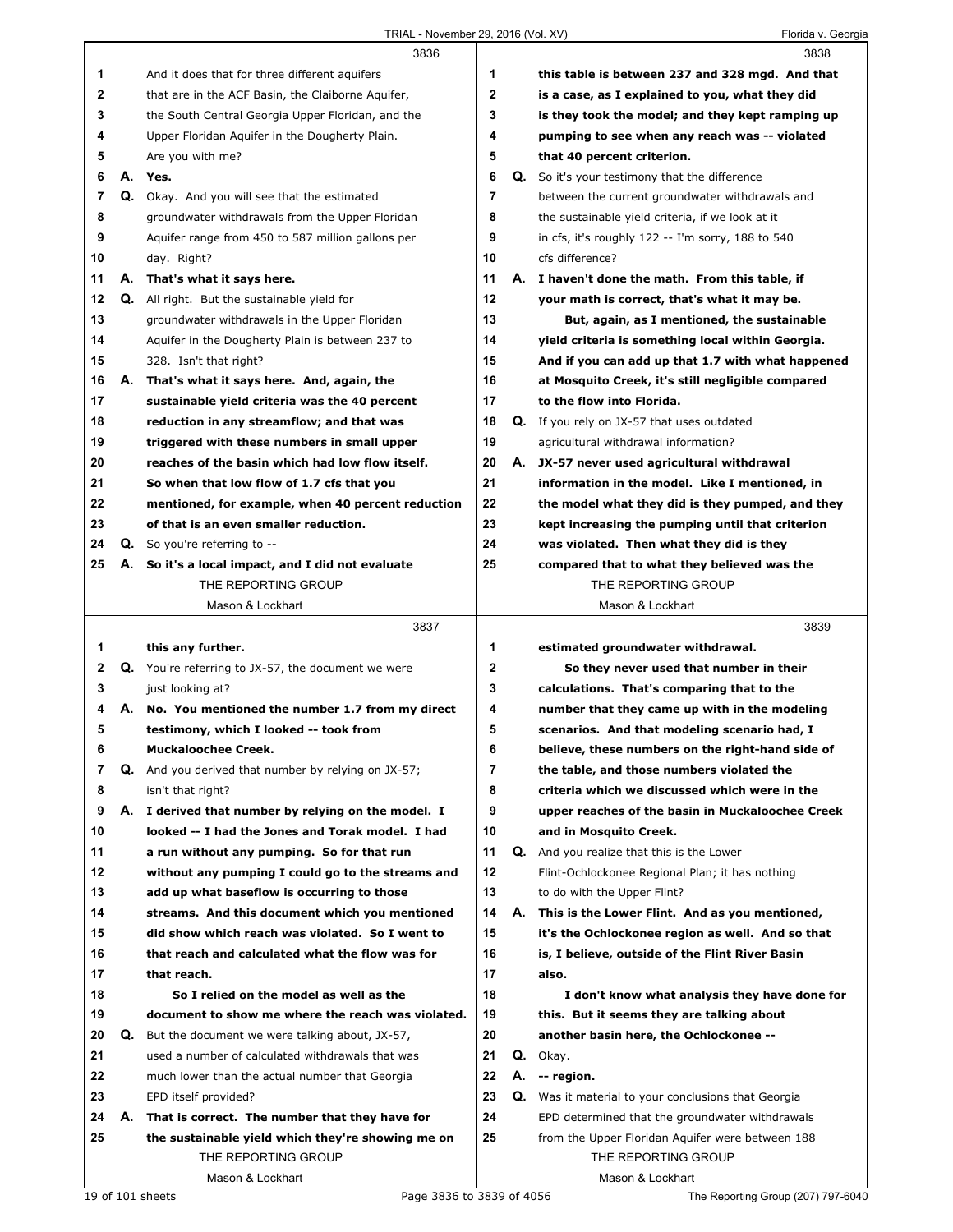3836

1 And it does that for three different aquifers
2 that are in the ACF Basin, the Claiborne Aquifer,
3 the South Central Georgia Upper Floridan, and the
4 Upper Floridan Aquifer in the Dougherty Plain.
5 Are you with me?
6 A. **Yes.**
7 Q. Okay. And you will see that the estimated
8 groundwater withdrawals from the Upper Floridan
9 Aquifer range from 450 to 587 million gallons per
10 day. Right?
11 A. **That's what it says here.**
12 Q. All right. But the sustainable yield for
13 groundwater withdrawals in the Upper Floridan
14 Aquifer in the Dougherty Plain is between 237 to
15 328. Isn't that right?
16 A. **That's what it says here. And, again, the**
17 **sustainable yield criteria was the 40 percent**
18 **reduction in any streamflow; and that was**
19 **triggered with these numbers in small upper**
20 **reaches of the basin which had low flow itself.**
21 **So when that low flow of 1.7 cfs that you**
22 **mentioned, for example, when 40 percent reduction**
23 **of that is an even smaller reduction.**
24 Q. So you're referring to --
25 A. **So it's a local impact, and I did not evaluate**

3837

1 **this any further.**
2 Q. You're referring to JX-57, the document we were
3 just looking at?
4 A. **No. You mentioned the number 1.7 from my direct**
5 **testimony, which I looked -- took from**
6 **Muckaloochee Creek.**
7 Q. And you derived that number by relying on JX-57;
8 isn't that right?
9 A. **I derived that number by relying on the model. I**
10 **looked -- I had the Jones and Torak model. I had**
11 **a run without any pumping. So for that run**
12 **without any pumping I could go to the streams and**
13 **add up what baseflow is occurring to those**
14 **streams. And this document which you mentioned**
15 **did show which reach was violated. So I went to**
16 **that reach and calculated what the flow was for**
17 **that reach.**
18 **So I relied on the model as well as the**
19 **document to show me where the reach was violated.**
20 Q. But the document we were talking about, JX-57,
21 used a number of calculated withdrawals that was
22 much lower than the actual number that Georgia
23 EPD itself provided?
24 A. **That is correct. The number that they have for**
25 **the sustainable yield which they're showing me on**

3838

1 **this table is between 237 and 328 mgd. And that**
2 **is a case, as I explained to you, what they did**
3 **is they took the model; and they kept ramping up**
4 **pumping to see when any reach was -- violated**
5 **that 40 percent criterion.**
6 Q. So it's your testimony that the difference
7 between the current groundwater withdrawals and
8 the sustainable yield criteria, if we look at it
9 in cfs, it's roughly 122 -- I'm sorry, 188 to 540
10 cfs difference?
11 A. **I haven't done the math. From this table, if**
12 **your math is correct, that's what it may be.**
13 **But, again, as I mentioned, the sustainable**
14 **yield criteria is something local within Georgia.**
15 **And if you can add up that 1.7 with what happened**
16 **at Mosquito Creek, it's still negligible compared**
17 **to the flow into Florida.**
18 Q. If you rely on JX-57 that uses outdated
19 agricultural withdrawal information?
20 A. **JX-57 never used agricultural withdrawal**
21 **information in the model. Like I mentioned, in**
22 **the model what they did is they pumped, and they**
23 **kept increasing the pumping until that criterion**
24 **was violated. Then what they did is they**
25 **compared that to what they believed was the**

3839

1 **estimated groundwater withdrawal.**
2 **So they never used that number in their**
3 **calculations. That's comparing that to the**
4 **number that they came up with in the modeling**
5 **scenarios. And that modeling scenario had, I**
6 **believe, these numbers on the right-hand side of**
7 **the table, and those numbers violated the**
8 **criteria which we discussed which were in the**
9 **upper reaches of the basin in Muckaloochee Creek**
10 **and in Mosquito Creek.**
11 Q. And you realize that this is the Lower
12 Flint-Ochlockonee Regional Plan; it has nothing
13 to do with the Upper Flint?
14 A. **This is the Lower Flint. And as you mentioned,**
15 **it's the Ochlockonee region as well. And so that**
16 **is, I believe, outside of the Flint River Basin**
17 **also.**
18 **I don't know what analysis they have done for**
19 **this. But it seems they are talking about**
20 **another basin here, the Ochlockonee --**
21 Q. Okay.
22 A. **-- region.**
23 Q. Was it material to your conclusions that Georgia
24 EPD determined that the groundwater withdrawals
25 from the Upper Floridan Aquifer were between 188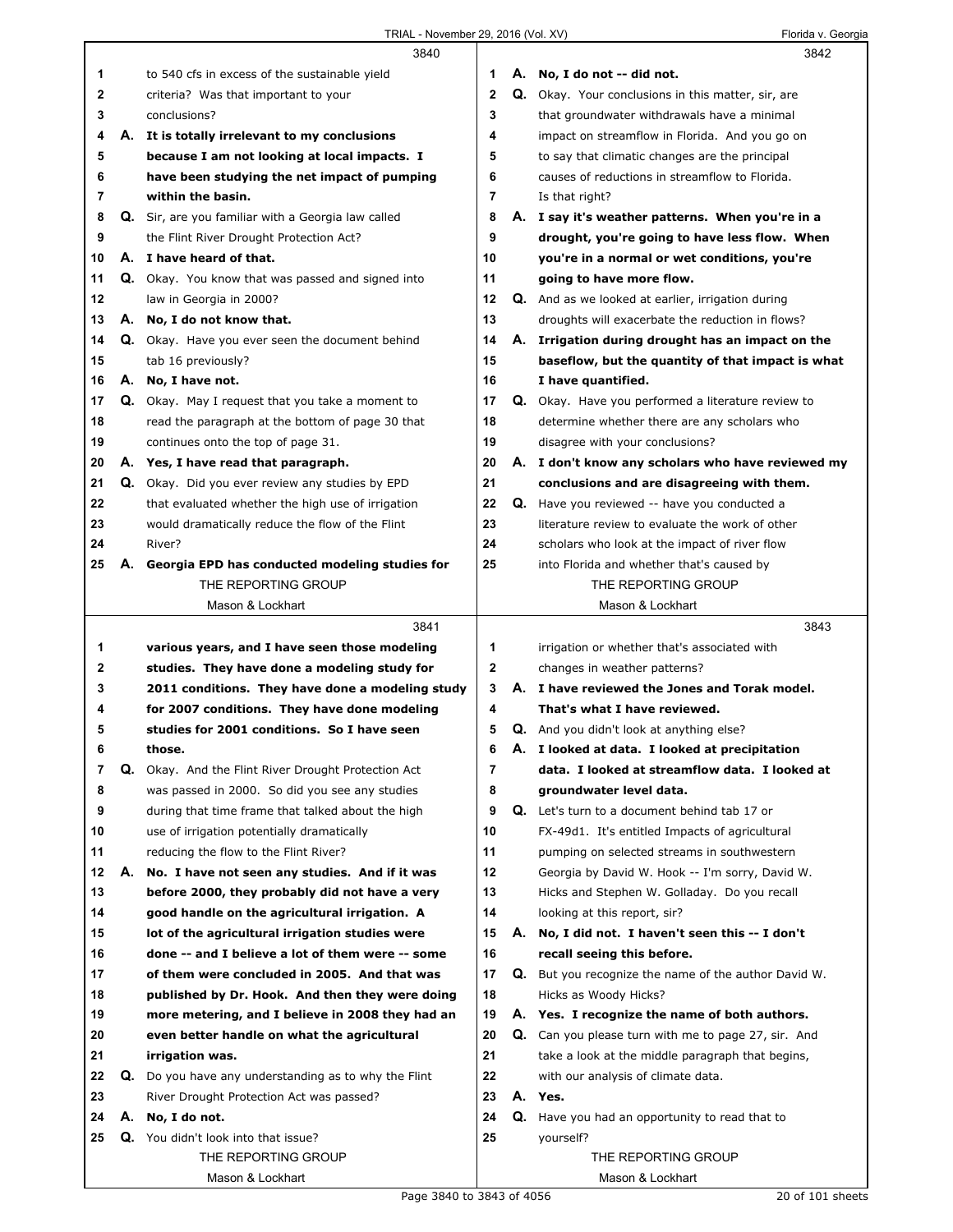3840

1 to 540 cfs in excess of the sustainable yield
2 criteria? Was that important to your
3 conclusions?
4 **A. It is totally irrelevant to my conclusions**
5 **because I am not looking at local impacts. I**
6 **have been studying the net impact of pumping**
7 **within the basin.**
8 **Q.** Sir, are you familiar with a Georgia law called
9 the Flint River Drought Protection Act?
10 **A. I have heard of that.**
11 **Q.** Okay. You know that was passed and signed into
12 law in Georgia in 2000?
13 **A. No, I do not know that.**
14 **Q.** Okay. Have you ever seen the document behind
15 tab 16 previously?
16 **A. No, I have not.**
17 **Q.** Okay. May I request that you take a moment to
18 read the paragraph at the bottom of page 30 that
19 continues onto the top of page 31.
20 **A. Yes, I have read that paragraph.**
21 **Q.** Okay. Did you ever review any studies by EPD
22 that evaluated whether the high use of irrigation
23 would dramatically reduce the flow of the Flint
24 River?
25 **A. Georgia EPD has conducted modeling studies for**

3841

1 **various years, and I have seen those modeling**
2 **studies. They have done a modeling study for**
3 **2011 conditions. They have done a modeling study**
4 **for 2007 conditions. They have done modeling**
5 **studies for 2001 conditions. So I have seen**
6 **those.**
7 **Q.** Okay. And the Flint River Drought Protection Act
8 was passed in 2000. So did you see any studies
9 during that time frame that talked about the high
10 use of irrigation potentially dramatically
11 reducing the flow to the Flint River?
12 **A. No. I have not seen any studies. And if it was**
13 **before 2000, they probably did not have a very**
14 **good handle on the agricultural irrigation. A**
15 **lot of the agricultural irrigation studies were**
16 **done -- and I believe a lot of them were -- some**
17 **of them were concluded in 2005. And that was**
18 **published by Dr. Hook. And then they were doing**
19 **more metering, and I believe in 2008 they had an**
20 **even better handle on what the agricultural**
21 **irrigation was.**
22 **Q.** Do you have any understanding as to why the Flint
23 River Drought Protection Act was passed?
24 **A. No, I do not.**
25 **Q.** You didn't look into that issue?

3842

1 **A. No, I do not -- did not.**
2 **Q.** Okay. Your conclusions in this matter, sir, are
3 that groundwater withdrawals have a minimal
4 impact on streamflow in Florida. And you go on
5 to say that climatic changes are the principal
6 causes of reductions in streamflow to Florida.
7 Is that right?
8 **A. I say it's weather patterns. When you're in a**
9 **drought, you're going to have less flow. When**
10 **you're in a normal or wet conditions, you're**
11 **going to have more flow.**
12 **Q.** And as we looked at earlier, irrigation during
13 droughts will exacerbate the reduction in flows?
14 **A. Irrigation during drought has an impact on the**
15 **baseflow, but the quantity of that impact is what**
16 **I have quantified.**
17 **Q.** Okay. Have you performed a literature review to
18 determine whether there are any scholars who
19 disagree with your conclusions?
20 **A. I don't know any scholars who have reviewed my**
21 **conclusions and are disagreeing with them.**
22 **Q.** Have you reviewed -- have you conducted a
23 literature review to evaluate the work of other
24 scholars who look at the impact of river flow
25 into Florida and whether that's caused by

3843

1 irrigation or whether that's associated with
2 changes in weather patterns?
3 **A. I have reviewed the Jones and Torak model.**
4 **That's what I have reviewed.**
5 **Q.** And you didn't look at anything else?
6 **A. I looked at data. I looked at precipitation**
7 **data. I looked at streamflow data. I looked at**
8 **groundwater level data.**
9 **Q.** Let's turn to a document behind tab 17 or
10 FX-49d1. It's entitled Impacts of agricultural
11 pumping on selected streams in southwestern
12 Georgia by David W. Hook -- I'm sorry, David W.
13 Hicks and Stephen W. Golladay. Do you recall
14 looking at this report, sir?
15 **A. No, I did not. I haven't seen this -- I don't**
16 **recall seeing this before.**
17 **Q.** But you recognize the name of the author David W.
18 Hicks as Woody Hicks?
19 **A. Yes. I recognize the name of both authors.**
20 **Q.** Can you please turn with me to page 27, sir. And
21 take a look at the middle paragraph that begins,
22 with our analysis of climate data.
23 **A. Yes.**
24 **Q.** Have you had an opportunity to read that to
25 yourself?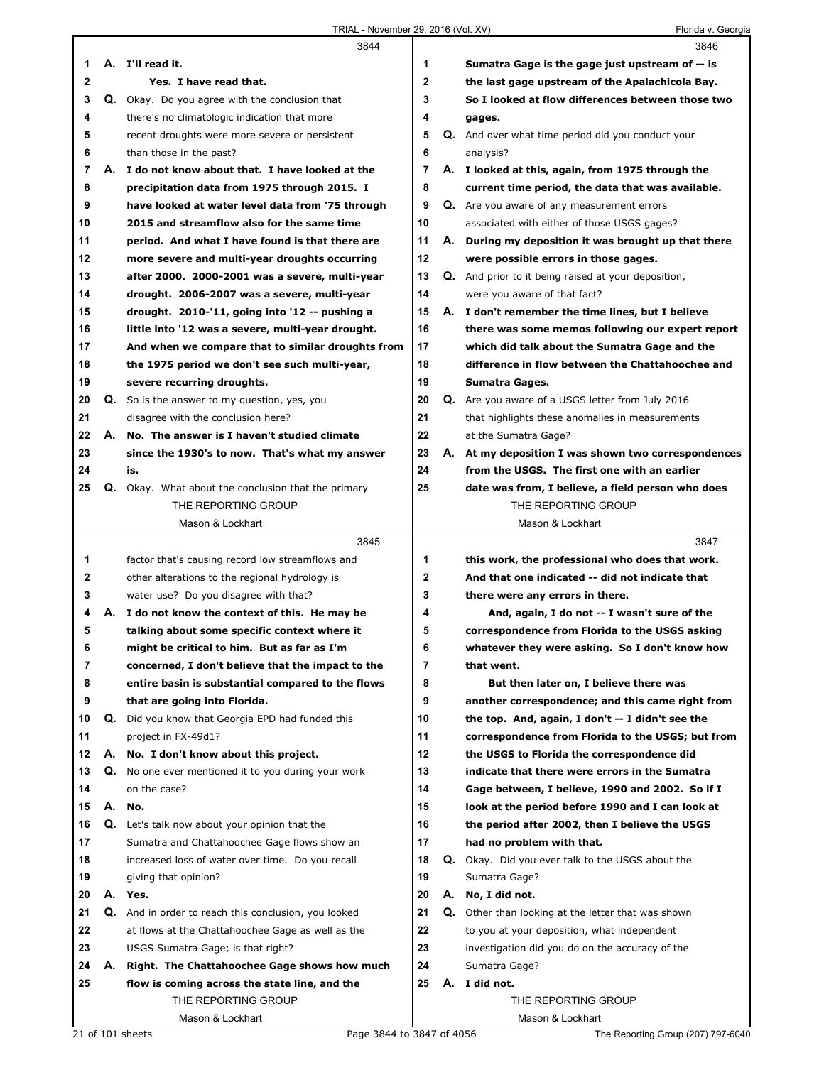3844

1 A. I'll read it.
2 Yes. I have read that.
3 Q. Okay. Do you agree with the conclusion that
4 there's no climatologic indication that more
5 recent droughts were more severe or persistent
6 than those in the past?
7 A. **I do not know about that. I have looked at the**
8 **precipitation data from 1975 through 2015. I**
9 **have looked at water level data from '75 through**
10 **2015 and streamflow also for the same time**
11 **period. And what I have found is that there are**
12 **more severe and multi-year droughts occurring**
13 **after 2000. 2000-2001 was a severe, multi-year**
14 **drought. 2006-2007 was a severe, multi-year**
15 **drought. 2010-'11, going into '12 -- pushing a**
16 **little into '12 was a severe, multi-year drought.**
17 **And when we compare that to similar droughts from**
18 **the 1975 period we don't see such multi-year,**
19 **severe recurring droughts.**
20 Q. So is the answer to my question, yes, you
21 disagree with the conclusion here?
22 A. **No. The answer is I haven't studied climate**
23 **since the 1930's to now. That's what my answer**
24 **is.**
25 Q. Okay. What about the conclusion that the primary

3845

1 factor that's causing record low streamflows and
2 other alterations to the regional hydrology is
3 water use? Do you disagree with that?
4 A. **I do not know the context of this. He may be**
5 **talking about some specific context where it**
6 **might be critical to him. But as far as I'm**
7 **concerned, I don't believe that the impact to the**
8 **entire basin is substantial compared to the flows**
9 **that are going into Florida.**
10 Q. Did you know that Georgia EPD had funded this
11 project in FX-49d1?
12 A. **No. I don't know about this project.**
13 Q. No one ever mentioned it to you during your work
14 on the case?
15 A. **No.**
16 Q. Let's talk now about your opinion that the
17 Sumatra and Chattahoochee Gage flows show an
18 increased loss of water over time. Do you recall
19 giving that opinion?
20 A. **Yes.**
21 Q. And in order to reach this conclusion, you looked
22 at flows at the Chattahoochee Gage as well as the
23 USGS Sumatra Gage; is that right?
24 A. **Right. The Chattahoochee Gage shows how much**
25 **flow is coming across the state line, and the**

3846

1 **Sumatra Gage is the gage just upstream of -- is**
2 **the last gage upstream of the Apalachicola Bay.**
3 **So I looked at flow differences between those two**
4 **gages.**
5 Q. And over what time period did you conduct your
6 analysis?
7 A. **I looked at this, again, from 1975 through the**
8 **current time period, the data that was available.**
9 Q. Are you aware of any measurement errors
10 associated with either of those USGS gages?
11 A. **During my deposition it was brought up that there**
12 **were possible errors in those gages.**
13 Q. And prior to it being raised at your deposition,
14 were you aware of that fact?
15 A. **I don't remember the time lines, but I believe**
16 **there was some memos following our expert report**
17 **which did talk about the Sumatra Gage and the**
18 **difference in flow between the Chattahoochee and**
19 **Sumatra Gages.**
20 Q. Are you aware of a USGS letter from July 2016
21 that highlights these anomalies in measurements
22 at the Sumatra Gage?
23 A. **At my deposition I was shown two correspondences**
24 **from the USGS. The first one with an earlier**
25 **date was from, I believe, a field person who does**

3847

1 **this work, the professional who does that work.**
2 **And that one indicated -- did not indicate that**
3 **there were any errors in there.**
4 **And, again, I do not -- I wasn't sure of the**
5 **correspondence from Florida to the USGS asking**
6 **whatever they were asking. So I don't know how**
7 **that went.**
8 **But then later on, I believe there was**
9 **another correspondence; and this came right from**
10 **the top. And, again, I don't -- I didn't see the**
11 **correspondence from Florida to the USGS; but from**
12 **the USGS to Florida the correspondence did**
13 **indicate that there were errors in the Sumatra**
14 **Gage between, I believe, 1990 and 2002. So if I**
15 **look at the period before 1990 and I can look at**
16 **the period after 2002, then I believe the USGS**
17 **had no problem with that.**
18 Q. Okay. Did you ever talk to the USGS about the
19 Sumatra Gage?
20 A. **No, I did not.**
21 Q. Other than looking at the letter that was shown
22 to you at your deposition, what independent
23 investigation did you do on the accuracy of the
24 Sumatra Gage?
25 A. **I did not.**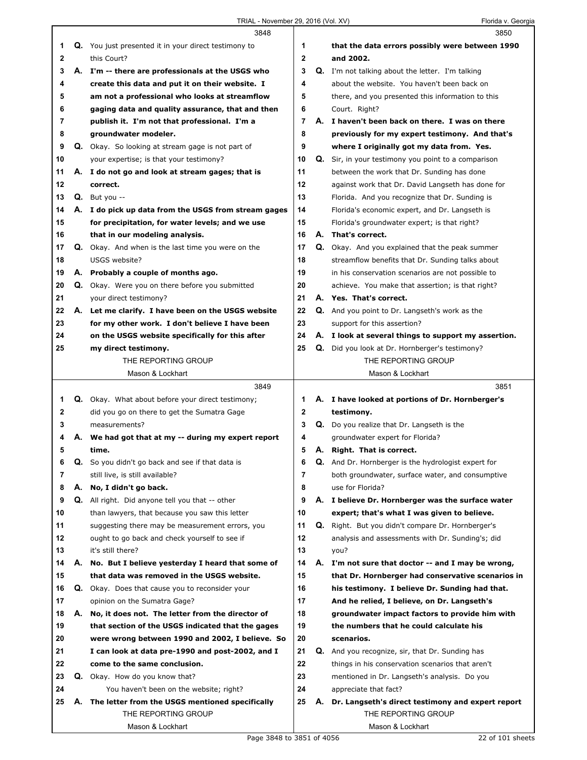**3848**

1 Q. You just presented it in your direct testimony to
2 this Court?
3 A. **I'm -- there are professionals at the USGS who**
4 **create this data and put it on their website. I**
5 **am not a professional who looks at streamflow**
6 **gaging data and quality assurance, that and then**
7 **publish it. I'm not that professional. I'm a**
8 **groundwater modeler.**
9 Q. Okay. So looking at stream gage is not part of
10 your expertise; is that your testimony?
11 A. **I do not go and look at stream gages; that is**
12 **correct.**
13 Q. But you --
14 A. **I do pick up data from the USGS from stream gages**
15 **for precipitation, for water levels; and we use**
16 **that in our modeling analysis.**
17 Q. Okay. And when is the last time you were on the
18 USGS website?
19 A. **Probably a couple of months ago.**
20 Q. Okay. Were you on there before you submitted
21 your direct testimony?
22 A. **Let me clarify. I have been on the USGS website**
23 **for my other work. I don't believe I have been**
24 **on the USGS website specifically for this after**
25 **my direct testimony.**

**3849**

1 Q. Okay. What about before your direct testimony;
2 did you go on there to get the Sumatra Gage
3 measurements?
4 A. **We had got that at my -- during my expert report**
5 **time.**
6 Q. So you didn't go back and see if that data is
7 still live, is still available?
8 A. **No, I didn't go back.**
9 Q. All right. Did anyone tell you that -- other
10 than lawyers, that because you saw this letter
11 suggesting there may be measurement errors, you
12 ought to go back and check yourself to see if
13 it's still there?
14 A. **No. But I believe yesterday I heard that some of**
15 **that data was removed in the USGS website.**
16 Q. Okay. Does that cause you to reconsider your
17 opinion on the Sumatra Gage?
18 A. **No, it does not. The letter from the director of**
19 **that section of the USGS indicated that the gages**
20 **were wrong between 1990 and 2002, I believe. So**
21 **I can look at data pre-1990 and post-2002, and I**
22 **come to the same conclusion.**
23 Q. Okay. How do you know that?
24 You haven't been on the website; right?
25 A. **The letter from the USGS mentioned specifically**

**3850**

1 **that the data errors possibly were between 1990**
2 **and 2002.**
3 Q. I'm not talking about the letter. I'm talking
4 about the website. You haven't been back on
5 there, and you presented this information to this
6 Court. Right?
7 A. **I haven't been back on there. I was on there**
8 **previously for my expert testimony. And that's**
9 **where I originally got my data from. Yes.**
10 Q. Sir, in your testimony you point to a comparison
11 between the work that Dr. Sunding has done
12 against work that Dr. David Langseth has done for
13 Florida. And you recognize that Dr. Sunding is
14 Florida's economic expert, and Dr. Langseth is
15 Florida's groundwater expert; is that right?
16 A. **That's correct.**
17 Q. Okay. And you explained that the peak summer
18 streamflow benefits that Dr. Sunding talks about
19 in his conservation scenarios are not possible to
20 achieve. You make that assertion; is that right?
21 A. **Yes. That's correct.**
22 Q. And you point to Dr. Langseth's work as the
23 support for this assertion?
24 A. **I look at several things to support my assertion.**
25 Q. Did you look at Dr. Hornberger's testimony?

**3851**

1 A. **I have looked at portions of Dr. Hornberger's**
2 **testimony.**
3 Q. Do you realize that Dr. Langseth is the
4 groundwater expert for Florida?
5 A. **Right. That is correct.**
6 Q. And Dr. Hornberger is the hydrologist expert for
7 both groundwater, surface water, and consumptive
8 use for Florida?
9 A. **I believe Dr. Hornberger was the surface water**
10 **expert; that's what I was given to believe.**
11 Q. Right. But you didn't compare Dr. Hornberger's
12 analysis and assessments with Dr. Sunding's; did
13 you?
14 A. **I'm not sure that doctor -- and I may be wrong,**
15 **that Dr. Hornberger had conservative scenarios in**
16 **his testimony. I believe Dr. Sunding had that.**
17 **And he relied, I believe, on Dr. Langseth's**
18 **groundwater impact factors to provide him with**
19 **the numbers that he could calculate his**
20 **scenarios.**
21 Q. And you recognize, sir, that Dr. Sunding has
22 things in his conservation scenarios that aren't
23 mentioned in Dr. Langseth's analysis. Do you
24 appreciate that fact?
25 A. **Dr. Langseth's direct testimony and expert report**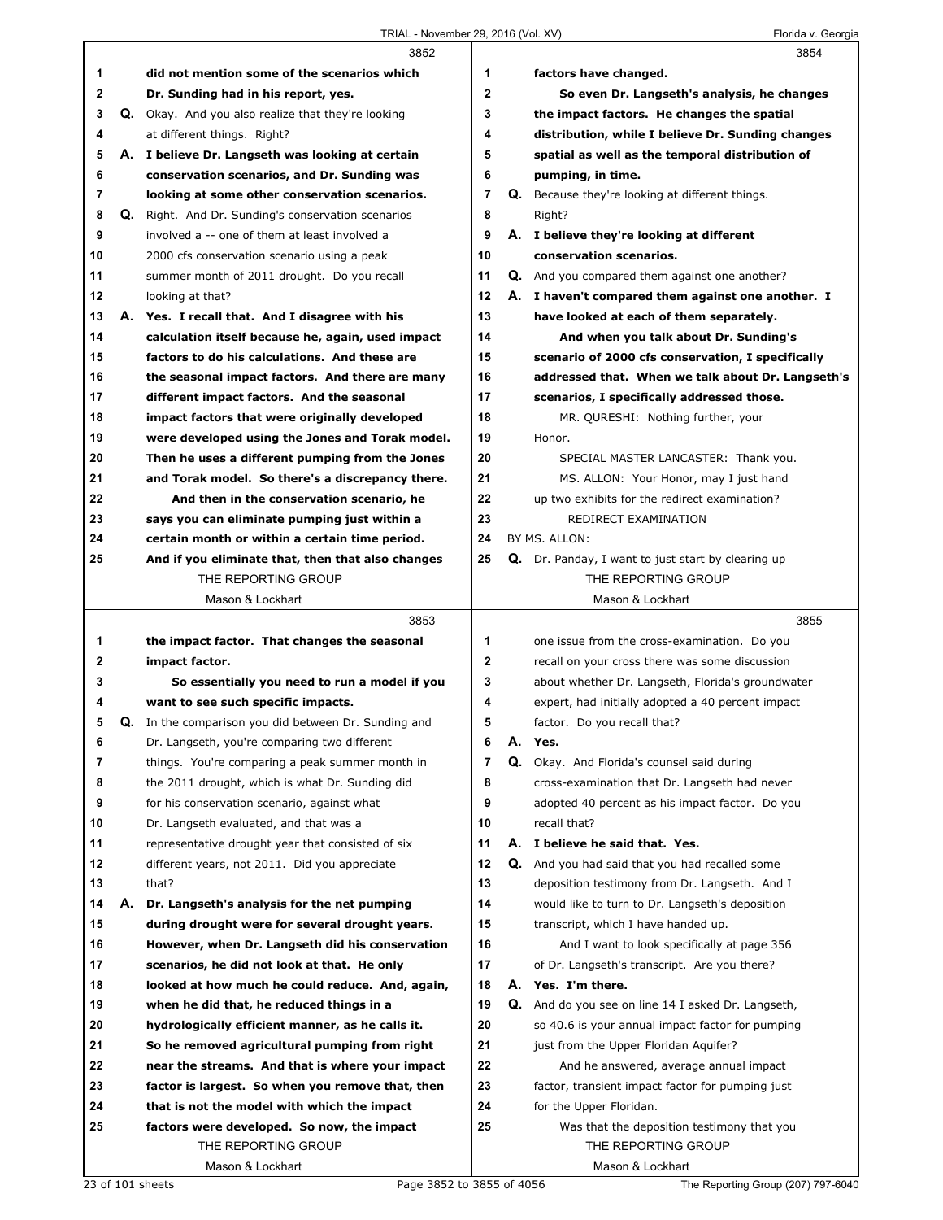**3852**

1 did not mention some of the scenarios which
2 Dr. Sunding had in his report, yes.
3 Q. Okay. And you also realize that they're looking
4 at different things. Right?
5 A. I believe Dr. Langseth was looking at certain
6 conservation scenarios, and Dr. Sunding was
7 looking at some other conservation scenarios.
8 Q. Right. And Dr. Sunding's conservation scenarios
9 involved a -- one of them at least involved a
10 2000 cfs conservation scenario using a peak
11 summer month of 2011 drought. Do you recall
12 looking at that?
13 A. Yes. I recall that. And I disagree with his
14 calculation itself because he, again, used impact
15 factors to do his calculations. And these are
16 the seasonal impact factors. And there are many
17 different impact factors. And the seasonal
18 impact factors that were originally developed
19 were developed using the Jones and Torak model.
20 Then he uses a different pumping from the Jones
21 and Torak model. So there's a discrepancy there.
22 And then in the conservation scenario, he
23 says you can eliminate pumping just within a
24 certain month or within a certain time period.
25 And if you eliminate that, then that also changes

**3853**

1 the impact factor. That changes the seasonal
2 impact factor.
3 So essentially you need to run a model if you
4 want to see such specific impacts.
5 Q. In the comparison you did between Dr. Sunding and
6 Dr. Langseth, you're comparing two different
7 things. You're comparing a peak summer month in
8 the 2011 drought, which is what Dr. Sunding did
9 for his conservation scenario, against what
10 Dr. Langseth evaluated, and that was a
11 representative drought year that consisted of six
12 different years, not 2011. Did you appreciate
13 that?
14 A. Dr. Langseth's analysis for the net pumping
15 during drought were for several drought years.
16 However, when Dr. Langseth did his conservation
17 scenarios, he did not look at that. He only
18 looked at how much he could reduce. And, again,
19 when he did that, he reduced things in a
20 hydrologically efficient manner, as he calls it.
21 So he removed agricultural pumping from right
22 near the streams. And that is where your impact
23 factor is largest. So when you remove that, then
24 that is not the model with which the impact
25 factors were developed. So now, the impact

**3854**

1 factors have changed.
2 So even Dr. Langseth's analysis, he changes
3 the impact factors. He changes the spatial
4 distribution, while I believe Dr. Sunding changes
5 spatial as well as the temporal distribution of
6 pumping, in time.
7 Q. Because they're looking at different things.
8 Right?
9 A. I believe they're looking at different
10 conservation scenarios.
11 Q. And you compared them against one another?
12 A. I haven't compared them against one another. I
13 have looked at each of them separately.
14 And when you talk about Dr. Sunding's
15 scenario of 2000 cfs conservation, I specifically
16 addressed that. When we talk about Dr. Langseth's
17 scenarios, I specifically addressed those.
18 MR. QURESHI: Nothing further, your
19 Honor.
20 SPECIAL MASTER LANCASTER: Thank you.
21 MS. ALLON: Your Honor, may I just hand
22 up two exhibits for the redirect examination?
23 REDIRECT EXAMINATION
24 BY MS. ALLON:
25 Q. Dr. Panday, I want to just start by clearing up

**3855**

1 one issue from the cross-examination. Do you
2 recall on your cross there was some discussion
3 about whether Dr. Langseth, Florida's groundwater
4 expert, had initially adopted a 40 percent impact
5 factor. Do you recall that?
6 A. Yes.
7 Q. Okay. And Florida's counsel said during
8 cross-examination that Dr. Langseth had never
9 adopted 40 percent as his impact factor. Do you
10 recall that?
11 A. I believe he said that. Yes.
12 Q. And you had said that you had recalled some
13 deposition testimony from Dr. Langseth. And I
14 would like to turn to Dr. Langseth's deposition
15 transcript, which I have handed up.
16 And I want to look specifically at page 356
17 of Dr. Langseth's transcript. Are you there?
18 A. Yes. I'm there.
19 Q. And do you see on line 14 I asked Dr. Langseth,
20 so 40.6 is your annual impact factor for pumping
21 just from the Upper Floridan Aquifer?
22 And he answered, average annual impact
23 factor, transient impact factor for pumping just
24 for the Upper Floridan.
25 Was that the deposition testimony that you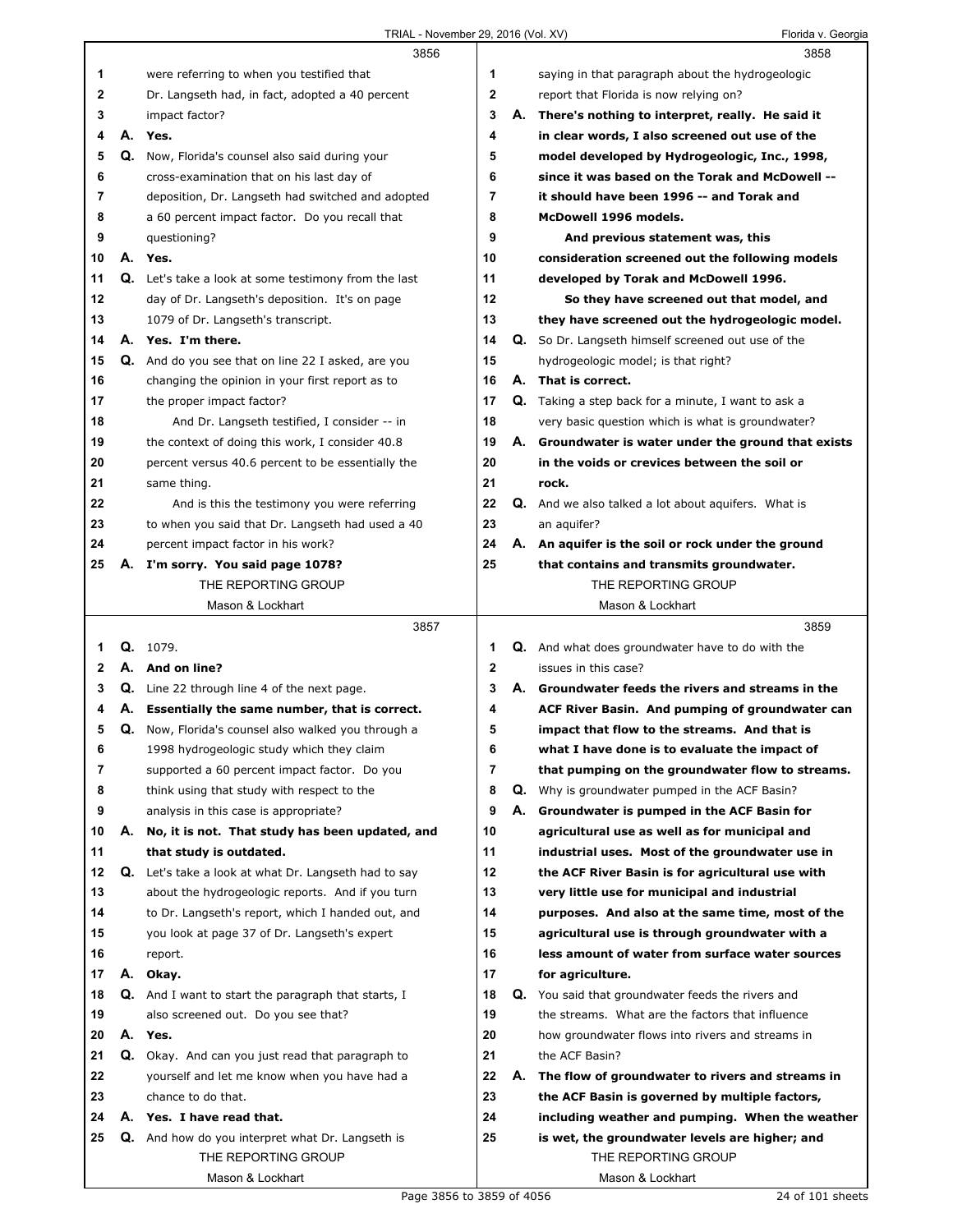3856

1 were referring to when you testified that
2 Dr. Langseth had, in fact, adopted a 40 percent
3 impact factor?
4 **A. Yes.**
5 **Q.** Now, Florida's counsel also said during your
6 cross-examination that on his last day of
7 deposition, Dr. Langseth had switched and adopted
8 a 60 percent impact factor. Do you recall that
9 questioning?
10 **A. Yes.**
11 **Q.** Let's take a look at some testimony from the last
12 day of Dr. Langseth's deposition. It's on page
13 1079 of Dr. Langseth's transcript.
14 **A. Yes. I'm there.**
15 **Q.** And do you see that on line 22 I asked, are you
16 changing the opinion in your first report as to
17 the proper impact factor?
18 And Dr. Langseth testified, I consider -- in
19 the context of doing this work, I consider 40.8
20 percent versus 40.6 percent to be essentially the
21 same thing.
22 And is this the testimony you were referring
23 to when you said that Dr. Langseth had used a 40
24 percent impact factor in his work?
25 **A. I'm sorry. You said page 1078?**

3857

1 **Q.** 1079.
2 **A. And on line?**
3 **Q.** Line 22 through line 4 of the next page.
4 **A. Essentially the same number, that is correct.**
5 **Q.** Now, Florida's counsel also walked you through a
6 1998 hydrogeologic study which they claim
7 supported a 60 percent impact factor. Do you
8 think using that study with respect to the
9 analysis in this case is appropriate?
10 **A. No, it is not. That study has been updated, and**
11 **that study is outdated.**
12 **Q.** Let's take a look at what Dr. Langseth had to say
13 about the hydrogeologic reports. And if you turn
14 to Dr. Langseth's report, which I handed out, and
15 you look at page 37 of Dr. Langseth's expert
16 report.
17 **A. Okay.**
18 **Q.** And I want to start the paragraph that starts, I
19 also screened out. Do you see that?
20 **A. Yes.**
21 **Q.** Okay. And can you just read that paragraph to
22 yourself and let me know when you have had a
23 chance to do that.
24 **A. Yes. I have read that.**
25 **Q.** And how do you interpret what Dr. Langseth is

3858

1 saying in that paragraph about the hydrogeologic
2 report that Florida is now relying on?
3 **A. There's nothing to interpret, really. He said it**
4 **in clear words, I also screened out use of the**
5 **model developed by Hydrogeologic, Inc., 1998,**
6 **since it was based on the Torak and McDowell --**
7 **it should have been 1996 -- and Torak and**
8 **McDowell 1996 models.**
9 **And previous statement was, this**
10 **consideration screened out the following models**
11 **developed by Torak and McDowell 1996.**
12 **So they have screened out that model, and**
13 **they have screened out the hydrogeologic model.**
14 **Q.** So Dr. Langseth himself screened out use of the
15 hydrogeologic model; is that right?
16 **A. That is correct.**
17 **Q.** Taking a step back for a minute, I want to ask a
18 very basic question which is what is groundwater?
19 **A. Groundwater is water under the ground that exists**
20 **in the voids or crevices between the soil or**
21 **rock.**
22 **Q.** And we also talked a lot about aquifers. What is
23 an aquifer?
24 **A. An aquifer is the soil or rock under the ground**
25 **that contains and transmits groundwater.**

3859

1 **Q.** And what does groundwater have to do with the
2 issues in this case?
3 **A. Groundwater feeds the rivers and streams in the**
4 **ACF River Basin. And pumping of groundwater can**
5 **impact that flow to the streams. And that is**
6 **what I have done is to evaluate the impact of**
7 **that pumping on the groundwater flow to streams.**
8 **Q.** Why is groundwater pumped in the ACF Basin?
9 **A. Groundwater is pumped in the ACF Basin for**
10 **agricultural use as well as for municipal and**
11 **industrial uses. Most of the groundwater use in**
12 **the ACF River Basin is for agricultural use with**
13 **very little use for municipal and industrial**
14 **purposes. And also at the same time, most of the**
15 **agricultural use is through groundwater with a**
16 **less amount of water from surface water sources**
17 **for agriculture.**
18 **Q.** You said that groundwater feeds the rivers and
19 the streams. What are the factors that influence
20 how groundwater flows into rivers and streams in
21 the ACF Basin?
22 **A. The flow of groundwater to rivers and streams in**
23 **the ACF Basin is governed by multiple factors,**
24 **including weather and pumping. When the weather**
25 **is wet, the groundwater levels are higher; and**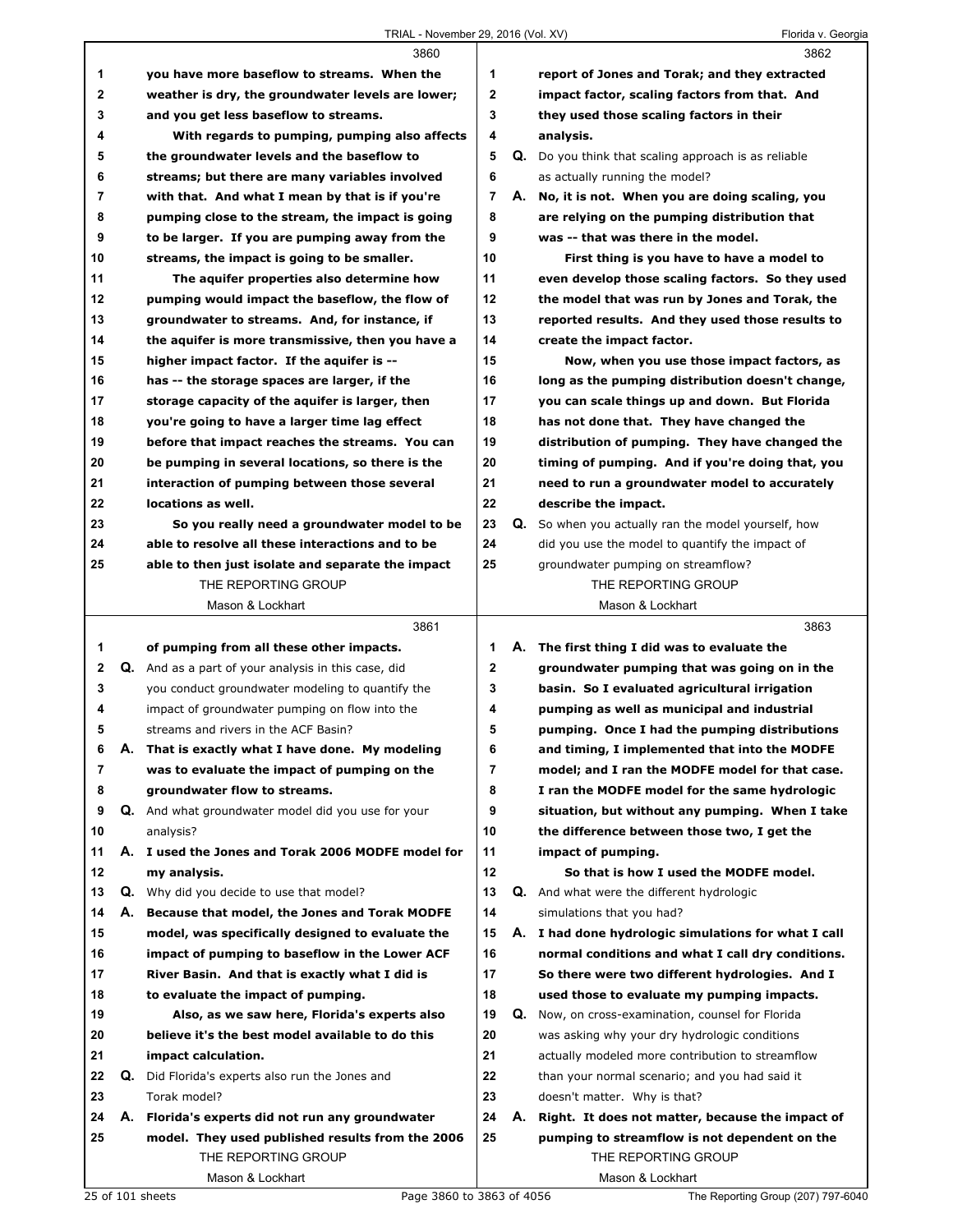**3860**

1 you have more baseflow to streams. When the
2 weather is dry, the groundwater levels are lower;
3 and you get less baseflow to streams.
4 With regards to pumping, pumping also affects
5 the groundwater levels and the baseflow to
6 streams; but there are many variables involved
7 with that. And what I mean by that is if you're
8 pumping close to the stream, the impact is going
9 to be larger. If you are pumping away from the
10 streams, the impact is going to be smaller.
11 The aquifer properties also determine how
12 pumping would impact the baseflow, the flow of
13 groundwater to streams. And, for instance, if
14 the aquifer is more transmissive, then you have a
15 higher impact factor. If the aquifer is --
16 has -- the storage spaces are larger, if the
17 storage capacity of the aquifer is larger, then
18 you're going to have a larger time lag effect
19 before that impact reaches the streams. You can
20 be pumping in several locations, so there is the
21 interaction of pumping between those several
22 locations as well.
23 So you really need a groundwater model to be
24 able to resolve all these interactions and to be
25 able to then just isolate and separate the impact

**3861**

1 of pumping from all these other impacts.
2 Q. And as a part of your analysis in this case, did
3 you conduct groundwater modeling to quantify the
4 impact of groundwater pumping on flow into the
5 streams and rivers in the ACF Basin?
6 A. That is exactly what I have done. My modeling
7 was to evaluate the impact of pumping on the
8 groundwater flow to streams.
9 Q. And what groundwater model did you use for your
10 analysis?
11 A. I used the Jones and Torak 2006 MODFE model for
12 my analysis.
13 Q. Why did you decide to use that model?
14 A. Because that model, the Jones and Torak MODFE
15 model, was specifically designed to evaluate the
16 impact of pumping to baseflow in the Lower ACF
17 River Basin. And that is exactly what I did is
18 to evaluate the impact of pumping.
19 Also, as we saw here, Florida's experts also
20 believe it's the best model available to do this
21 impact calculation.
22 Q. Did Florida's experts also run the Jones and
23 Torak model?
24 A. Florida's experts did not run any groundwater
25 model. They used published results from the 2006

**3862**

1 report of Jones and Torak; and they extracted
2 impact factor, scaling factors from that. And
3 they used those scaling factors in their
4 analysis.
5 Q. Do you think that scaling approach is as reliable
6 as actually running the model?
7 A. No, it is not. When you are doing scaling, you
8 are relying on the pumping distribution that
9 was -- that was there in the model.
10 First thing is you have to have a model to
11 even develop those scaling factors. So they used
12 the model that was run by Jones and Torak, the
13 reported results. And they used those results to
14 create the impact factor.
15 Now, when you use those impact factors, as
16 long as the pumping distribution doesn't change,
17 you can scale things up and down. But Florida
18 has not done that. They have changed the
19 distribution of pumping. They have changed the
20 timing of pumping. And if you're doing that, you
21 need to run a groundwater model to accurately
22 describe the impact.
23 Q. So when you actually ran the model yourself, how
24 did you use the model to quantify the impact of
25 groundwater pumping on streamflow?

**3863**

1 A. The first thing I did was to evaluate the
2 groundwater pumping that was going on in the
3 basin. So I evaluated agricultural irrigation
4 pumping as well as municipal and industrial
5 pumping. Once I had the pumping distributions
6 and timing, I implemented that into the MODFE
7 model; and I ran the MODFE model for that case.
8 I ran the MODFE model for the same hydrologic
9 situation, but without any pumping. When I take
10 the difference between those two, I get the
11 impact of pumping.
12 So that is how I used the MODFE model.
13 Q. And what were the different hydrologic
14 simulations that you had?
15 A. I had done hydrologic simulations for what I call
16 normal conditions and what I call dry conditions.
17 So there were two different hydrologies. And I
18 used those to evaluate my pumping impacts.
19 Q. Now, on cross-examination, counsel for Florida
20 was asking why your dry hydrologic conditions
21 actually modeled more contribution to streamflow
22 than your normal scenario; and you had said it
23 doesn't matter. Why is that?
24 A. Right. It does not matter, because the impact of
25 pumping to streamflow is not dependent on the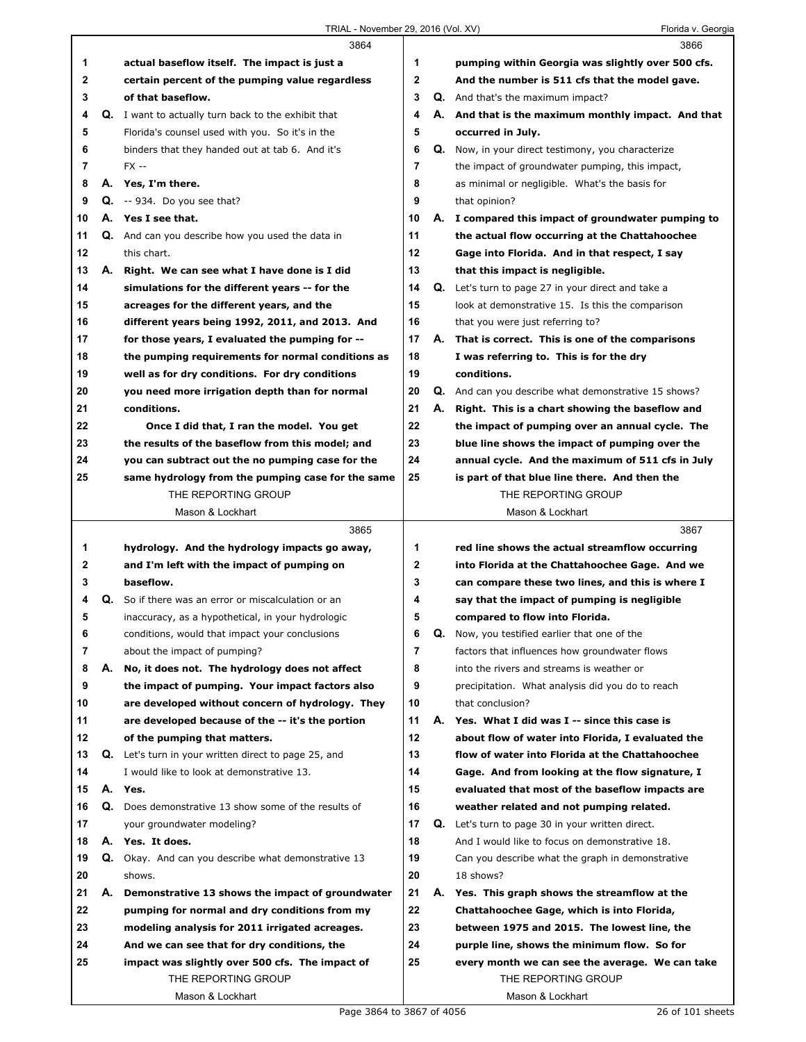3864

1 actual baseflow itself. The impact is just a
2 certain percent of the pumping value regardless
3 of that baseflow.
4 Q. I want to actually turn back to the exhibit that
5 Florida's counsel used with you. So it's in the
6 binders that they handed out at tab 6. And it's
7 FX --
8 A. Yes, I'm there.
9 Q. -- 934. Do you see that?
10 A. Yes I see that.
11 Q. And can you describe how you used the data in
12 this chart.
13 A. Right. We can see what I have done is I did
14 simulations for the different years -- for the
15 acreages for the different years, and the
16 different years being 1992, 2011, and 2013. And
17 for those years, I evaluated the pumping for --
18 the pumping requirements for normal conditions as
19 well as for dry conditions. For dry conditions
20 you need more irrigation depth than for normal
21 conditions.
22 Once I did that, I ran the model. You get
23 the results of the baseflow from this model; and
24 you can subtract out the no pumping case for the
25 same hydrology from the pumping case for the same

3865

1 hydrology. And the hydrology impacts go away,
2 and I'm left with the impact of pumping on
3 baseflow.
4 Q. So if there was an error or miscalculation or an
5 inaccuracy, as a hypothetical, in your hydrologic
6 conditions, would that impact your conclusions
7 about the impact of pumping?
8 A. No, it does not. The hydrology does not affect
9 the impact of pumping. Your impact factors also
10 are developed without concern of hydrology. They
11 are developed because of the -- it's the portion
12 of the pumping that matters.
13 Q. Let's turn in your written direct to page 25, and
14 I would like to look at demonstrative 13.
15 A. Yes.
16 Q. Does demonstrative 13 show some of the results of
17 your groundwater modeling?
18 A. Yes. It does.
19 Q. Okay. And can you describe what demonstrative 13
20 shows.
21 A. Demonstrative 13 shows the impact of groundwater
22 pumping for normal and dry conditions from my
23 modeling analysis for 2011 irrigated acreages.
24 And we can see that for dry conditions, the
25 impact was slightly over 500 cfs. The impact of

3866

1 pumping within Georgia was slightly over 500 cfs.
2 And the number is 511 cfs that the model gave.
3 Q. And that's the maximum impact?
4 A. And that is the maximum monthly impact. And that
5 occurred in July.
6 Q. Now, in your direct testimony, you characterize
7 the impact of groundwater pumping, this impact,
8 as minimal or negligible. What's the basis for
9 that opinion?
10 A. I compared this impact of groundwater pumping to
11 the actual flow occurring at the Chattahoochee
12 Gage into Florida. And in that respect, I say
13 that this impact is negligible.
14 Q. Let's turn to page 27 in your direct and take a
15 look at demonstrative 15. Is this the comparison
16 that you were just referring to?
17 A. That is correct. This is one of the comparisons
18 I was referring to. This is for the dry
19 conditions.
20 Q. And can you describe what demonstrative 15 shows?
21 A. Right. This is a chart showing the baseflow and
22 the impact of pumping over an annual cycle. The
23 blue line shows the impact of pumping over the
24 annual cycle. And the maximum of 511 cfs in July
25 is part of that blue line there. And then the

3867

1 red line shows the actual streamflow occurring
2 into Florida at the Chattahoochee Gage. And we
3 can compare these two lines, and this is where I
4 say that the impact of pumping is negligible
5 compared to flow into Florida.
6 Q. Now, you testified earlier that one of the
7 factors that influences how groundwater flows
8 into the rivers and streams is weather or
9 precipitation. What analysis did you do to reach
10 that conclusion?
11 A. Yes. What I did was I -- since this case is
12 about flow of water into Florida, I evaluated the
13 flow of water into Florida at the Chattahoochee
14 Gage. And from looking at the flow signature, I
15 evaluated that most of the baseflow impacts are
16 weather related and not pumping related.
17 Q. Let's turn to page 30 in your written direct.
18 And I would like to focus on demonstrative 18.
19 Can you describe what the graph in demonstrative
20 18 shows?
21 A. Yes. This graph shows the streamflow at the
22 Chattahoochee Gage, which is into Florida,
23 between 1975 and 2015. The lowest line, the
24 purple line, shows the minimum flow. So for
25 every month we can see the average. We can take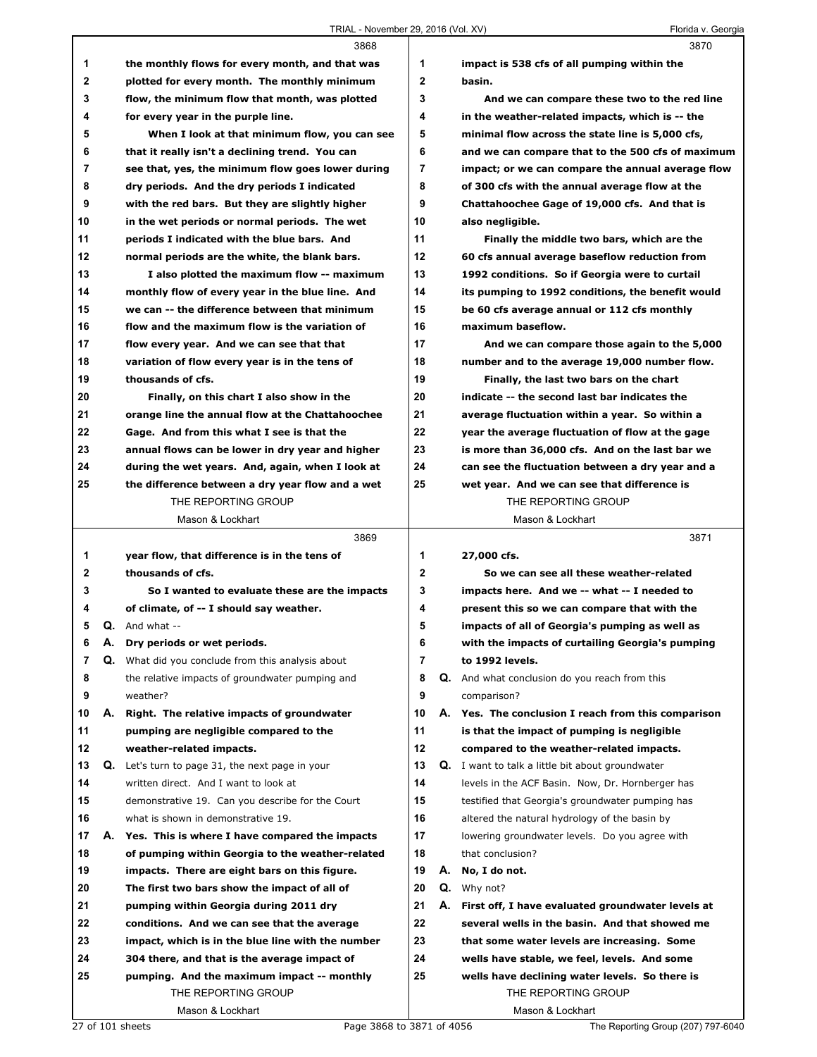**3868**

1 the monthly flows for every month, and that was
2 plotted for every month. The monthly minimum
3 flow, the minimum flow that month, was plotted
4 for every year in the purple line.
5 When I look at that minimum flow, you can see
6 that it really isn't a declining trend. You can
7 see that, yes, the minimum flow goes lower during
8 dry periods. And the dry periods I indicated
9 with the red bars. But they are slightly higher
10 in the wet periods or normal periods. The wet
11 periods I indicated with the blue bars. And
12 normal periods are the white, the blank bars.
13 I also plotted the maximum flow -- maximum
14 monthly flow of every year in the blue line. And
15 we can -- the difference between that minimum
16 flow and the maximum flow is the variation of
17 flow every year. And we can see that that
18 variation of flow every year is in the tens of
19 thousands of cfs.
20 Finally, on this chart I also show in the
21 orange line the annual flow at the Chattahoochee
22 Gage. And from this what I see is that the
23 annual flows can be lower in dry year and higher
24 during the wet years. And, again, when I look at
25 the difference between a dry year flow and a wet

**3869**

1 year flow, that difference is in the tens of
2 thousands of cfs.
3 So I wanted to evaluate these are the impacts
4 of climate, of -- I should say weather.
5 Q. And what --
6 A. Dry periods or wet periods.
7 Q. What did you conclude from this analysis about
8 the relative impacts of groundwater pumping and
9 weather?
10 A. Right. The relative impacts of groundwater
11 pumping are negligible compared to the
12 weather-related impacts.
13 Q. Let's turn to page 31, the next page in your
14 written direct. And I want to look at
15 demonstrative 19. Can you describe for the Court
16 what is shown in demonstrative 19.
17 A. Yes. This is where I have compared the impacts
18 of pumping within Georgia to the weather-related
19 impacts. There are eight bars on this figure.
20 The first two bars show the impact of all of
21 pumping within Georgia during 2011 dry
22 conditions. And we can see that the average
23 impact, which is in the blue line with the number
24 304 there, and that is the average impact of
25 pumping. And the maximum impact -- monthly

**3870**

1 impact is 538 cfs of all pumping within the
2 basin.
3 And we can compare these two to the red line
4 in the weather-related impacts, which is -- the
5 minimal flow across the state line is 5,000 cfs,
6 and we can compare that to the 500 cfs of maximum
7 impact; or we can compare the annual average flow
8 of 300 cfs with the annual average flow at the
9 Chattahoochee Gage of 19,000 cfs. And that is
10 also negligible.
11 Finally the middle two bars, which are the
12 60 cfs annual average baseflow reduction from
13 1992 conditions. So if Georgia were to curtail
14 its pumping to 1992 conditions, the benefit would
15 be 60 cfs average annual or 112 cfs monthly
16 maximum baseflow.
17 And we can compare those again to the 5,000
18 number and to the average 19,000 number flow.
19 Finally, the last two bars on the chart
20 indicate -- the second last bar indicates the
21 average fluctuation within a year. So within a
22 year the average fluctuation of flow at the gage
23 is more than 36,000 cfs. And on the last bar we
24 can see the fluctuation between a dry year and a
25 wet year. And we can see that difference is

**3871**

1 27,000 cfs.
2 So we can see all these weather-related
3 impacts here. And we -- what -- I needed to
4 present this so we can compare that with the
5 impacts of all of Georgia's pumping as well as
6 with the impacts of curtailing Georgia's pumping
7 to 1992 levels.
8 Q. And what conclusion do you reach from this
9 comparison?
10 A. Yes. The conclusion I reach from this comparison
11 is that the impact of pumping is negligible
12 compared to the weather-related impacts.
13 Q. I want to talk a little bit about groundwater
14 levels in the ACF Basin. Now, Dr. Hornberger has
15 testified that Georgia's groundwater pumping has
16 altered the natural hydrology of the basin by
17 lowering groundwater levels. Do you agree with
18 that conclusion?
19 A. No, I do not.
20 Q. Why not?
21 A. First off, I have evaluated groundwater levels at
22 several wells in the basin. And that showed me
23 that some water levels are increasing. Some
24 wells have stable, we feel, levels. And some
25 wells have declining water levels. So there is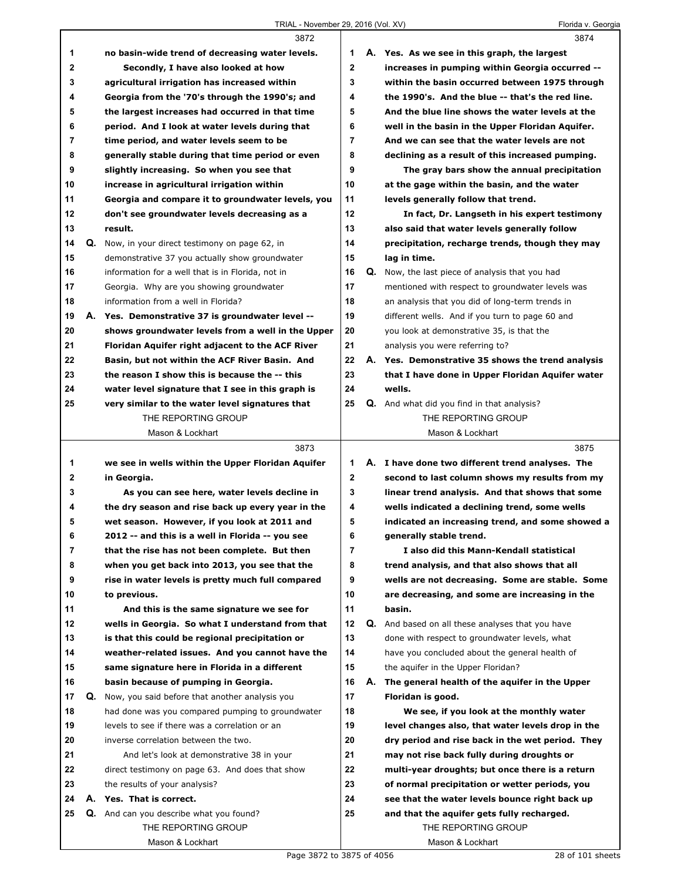3872

1 no basin-wide trend of decreasing water levels.
2 Secondly, I have also looked at how
3 agricultural irrigation has increased within
4 Georgia from the '70's through the 1990's; and
5 the largest increases had occurred in that time
6 period. And I look at water levels during that
7 time period, and water levels seem to be
8 generally stable during that time period or even
9 slightly increasing. So when you see that
10 increase in agricultural irrigation within
11 Georgia and compare it to groundwater levels, you
12 don't see groundwater levels decreasing as a
13 result.
14 Q. Now, in your direct testimony on page 62, in
15 demonstrative 37 you actually show groundwater
16 information for a well that is in Florida, not in
17 Georgia. Why are you showing groundwater
18 information from a well in Florida?
19 A. Yes. Demonstrative 37 is groundwater level --
20 shows groundwater levels from a well in the Upper
21 Floridan Aquifer right adjacent to the ACF River
22 Basin, but not within the ACF River Basin. And
23 the reason I show this is because the -- this
24 water level signature that I see in this graph is
25 very similar to the water level signatures that

3873

1 we see in wells within the Upper Floridan Aquifer
2 in Georgia.
3 As you can see here, water levels decline in
4 the dry season and rise back up every year in the
5 wet season. However, if you look at 2011 and
6 2012 -- and this is a well in Florida -- you see
7 that the rise has not been complete. But then
8 when you get back into 2013, you see that the
9 rise in water levels is pretty much full compared
10 to previous.
11 And this is the same signature we see for
12 wells in Georgia. So what I understand from that
13 is that this could be regional precipitation or
14 weather-related issues. And you cannot have the
15 same signature here in Florida in a different
16 basin because of pumping in Georgia.
17 Q. Now, you said before that another analysis you
18 had done was you compared pumping to groundwater
19 levels to see if there was a correlation or an
20 inverse correlation between the two.
21 And let's look at demonstrative 38 in your
22 direct testimony on page 63. And does that show
23 the results of your analysis?
24 A. Yes. That is correct.
25 Q. And can you describe what you found?

3874

1 A. Yes. As we see in this graph, the largest
2 increases in pumping within Georgia occurred --
3 within the basin occurred between 1975 through
4 the 1990's. And the blue -- that's the red line.
5 And the blue line shows the water levels at the
6 well in the basin in the Upper Floridan Aquifer.
7 And we can see that the water levels are not
8 declining as a result of this increased pumping.
9 The gray bars show the annual precipitation
10 at the gage within the basin, and the water
11 levels generally follow that trend.
12 In fact, Dr. Langseth in his expert testimony
13 also said that water levels generally follow
14 precipitation, recharge trends, though they may
15 lag in time.
16 Q. Now, the last piece of analysis that you had
17 mentioned with respect to groundwater levels was
18 an analysis that you did of long-term trends in
19 different wells. And if you turn to page 60 and
20 you look at demonstrative 35, is that the
21 analysis you were referring to?
22 A. Yes. Demonstrative 35 shows the trend analysis
23 that I have done in Upper Floridan Aquifer water
24 wells.
25 Q. And what did you find in that analysis?

3875

1 A. I have done two different trend analyses. The
2 second to last column shows my results from my
3 linear trend analysis. And that shows that some
4 wells indicated a declining trend, some wells
5 indicated an increasing trend, and some showed a
6 generally stable trend.
7 I also did this Mann-Kendall statistical
8 trend analysis, and that also shows that all
9 wells are not decreasing. Some are stable. Some
10 are decreasing, and some are increasing in the
11 basin.
12 Q. And based on all these analyses that you have
13 done with respect to groundwater levels, what
14 have you concluded about the general health of
15 the aquifer in the Upper Floridan?
16 A. The general health of the aquifer in the Upper
17 Floridan is good.
18 We see, if you look at the monthly water
19 level changes also, that water levels drop in the
20 dry period and rise back in the wet period. They
21 may not rise back fully during droughts or
22 multi-year droughts; but once there is a return
23 of normal precipitation or wetter periods, you
24 see that the water levels bounce right back up
25 and that the aquifer gets fully recharged.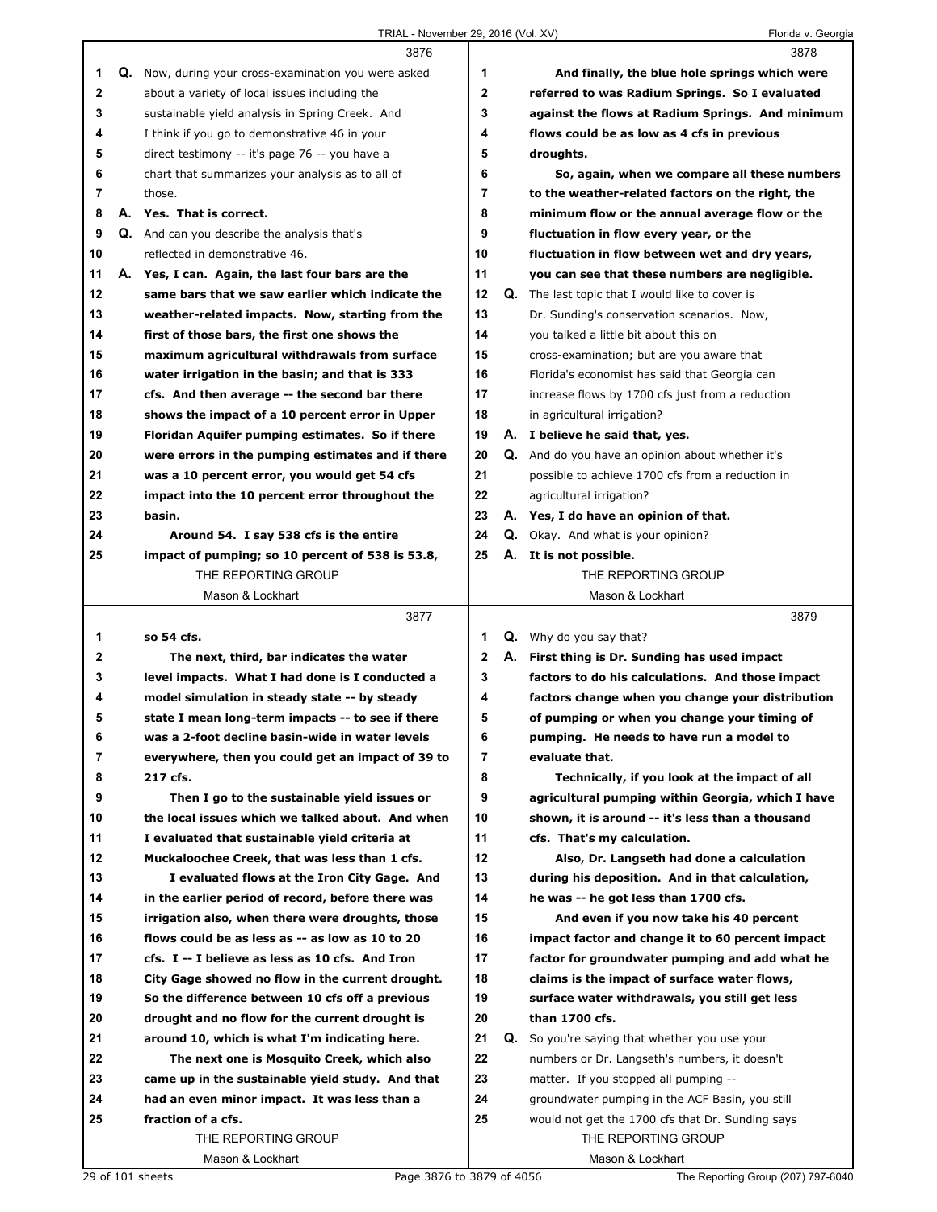**3876**

1 Q. Now, during your cross-examination you were asked
2 about a variety of local issues including the
3 sustainable yield analysis in Spring Creek. And
4 I think if you go to demonstrative 46 in your
5 direct testimony -- it's page 76 -- you have a
6 chart that summarizes your analysis as to all of
7 those.
8 A. **Yes. That is correct.**
9 Q. And can you describe the analysis that's
10 reflected in demonstrative 46.
11 A. **Yes, I can. Again, the last four bars are the**
12 **same bars that we saw earlier which indicate the**
13 **weather-related impacts. Now, starting from the**
14 **first of those bars, the first one shows the**
15 **maximum agricultural withdrawals from surface**
16 **water irrigation in the basin; and that is 333**
17 **cfs. And then average -- the second bar there**
18 **shows the impact of a 10 percent error in Upper**
19 **Floridan Aquifer pumping estimates. So if there**
20 **were errors in the pumping estimates and if there**
21 **was a 10 percent error, you would get 54 cfs**
22 **impact into the 10 percent error throughout the**
23 **basin.**
24 **Around 54. I say 538 cfs is the entire**
25 **impact of pumping; so 10 percent of 538 is 53.8,**

**3877**

1 **so 54 cfs.**
2 **The next, third, bar indicates the water**
3 **level impacts. What I had done is I conducted a**
4 **model simulation in steady state -- by steady**
5 **state I mean long-term impacts -- to see if there**
6 **was a 2-foot decline basin-wide in water levels**
7 **everywhere, then you could get an impact of 39 to**
8 **217 cfs.**
9 **Then I go to the sustainable yield issues or**
10 **the local issues which we talked about. And when**
11 **I evaluated that sustainable yield criteria at**
12 **Muckaloochee Creek, that was less than 1 cfs.**
13 **I evaluated flows at the Iron City Gage. And**
14 **in the earlier period of record, before there was**
15 **irrigation also, when there were droughts, those**
16 **flows could be as less as -- as low as 10 to 20**
17 **cfs. I -- I believe as less as 10 cfs. And Iron**
18 **City Gage showed no flow in the current drought.**
19 **So the difference between 10 cfs off a previous**
20 **drought and no flow for the current drought is**
21 **around 10, which is what I'm indicating here.**
22 **The next one is Mosquito Creek, which also**
23 **came up in the sustainable yield study. And that**
24 **had an even minor impact. It was less than a**
25 **fraction of a cfs.**

**3878**

1 **And finally, the blue hole springs which were**
2 **referred to was Radium Springs. So I evaluated**
3 **against the flows at Radium Springs. And minimum**
4 **flows could be as low as 4 cfs in previous**
5 **droughts.**
6 **So, again, when we compare all these numbers**
7 **to the weather-related factors on the right, the**
8 **minimum flow or the annual average flow or the**
9 **fluctuation in flow every year, or the**
10 **fluctuation in flow between wet and dry years,**
11 **you can see that these numbers are negligible.**
12 Q. The last topic that I would like to cover is
13 Dr. Sunding's conservation scenarios. Now,
14 you talked a little bit about this on
15 cross-examination; but are you aware that
16 Florida's economist has said that Georgia can
17 increase flows by 1700 cfs just from a reduction
18 in agricultural irrigation?
19 A. **I believe he said that, yes.**
20 Q. And do you have an opinion about whether it's
21 possible to achieve 1700 cfs from a reduction in
22 agricultural irrigation?
23 A. **Yes, I do have an opinion of that.**
24 Q. Okay. And what is your opinion?
25 A. **It is not possible.**

**3879**

1 Q. Why do you say that?
2 A. **First thing is Dr. Sunding has used impact**
3 **factors to do his calculations. And those impact**
4 **factors change when you change your distribution**
5 **of pumping or when you change your timing of**
6 **pumping. He needs to have run a model to**
7 **evaluate that.**
8 **Technically, if you look at the impact of all**
9 **agricultural pumping within Georgia, which I have**
10 **shown, it is around -- it's less than a thousand**
11 **cfs. That's my calculation.**
12 **Also, Dr. Langseth had done a calculation**
13 **during his deposition. And in that calculation,**
14 **he was -- he got less than 1700 cfs.**
15 **And even if you now take his 40 percent**
16 **impact factor and change it to 60 percent impact**
17 **factor for groundwater pumping and add what he**
18 **claims is the impact of surface water flows,**
19 **surface water withdrawals, you still get less**
20 **than 1700 cfs.**
21 Q. So you're saying that whether you use your
22 numbers or Dr. Langseth's numbers, it doesn't
23 matter. If you stopped all pumping --
24 groundwater pumping in the ACF Basin, you still
25 would not get the 1700 cfs that Dr. Sunding says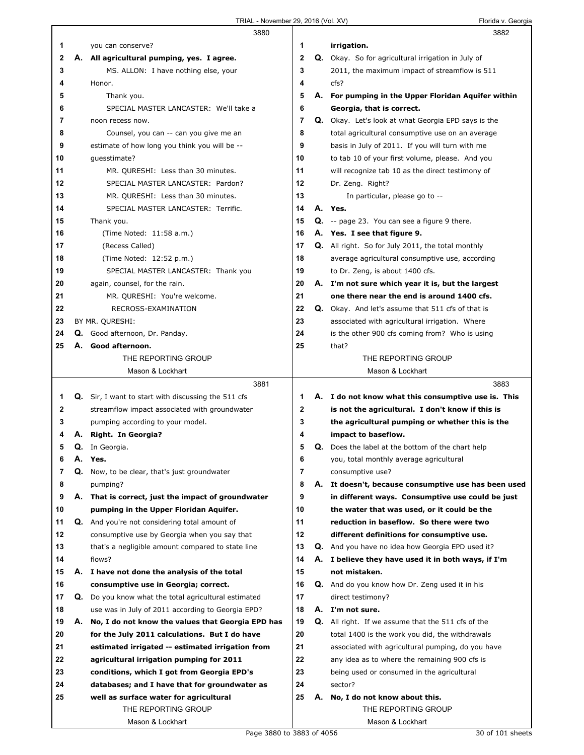3880

1 you can conserve?
2 A. **All agricultural pumping, yes. I agree.**
3 MS. ALLON: I have nothing else, your
4 Honor.
5 Thank you.
6 SPECIAL MASTER LANCASTER: We'll take a
7 noon recess now.
8 Counsel, you can -- can you give me an
9 estimate of how long you think you will be --
10 guesstimate?
11 MR. QURESHI: Less than 30 minutes.
12 SPECIAL MASTER LANCASTER: Pardon?
13 MR. QURESHI: Less than 30 minutes.
14 SPECIAL MASTER LANCASTER: Terrific.
15 Thank you.
16 (Time Noted: 11:58 a.m.)
17 (Recess Called)
18 (Time Noted: 12:52 p.m.)
19 SPECIAL MASTER LANCASTER: Thank you
20 again, counsel, for the rain.
21 MR. QURESHI: You're welcome.
22 RECROSS-EXAMINATION
23 BY MR. QURESHI:
24 Q. Good afternoon, Dr. Panday.
25 A. **Good afternoon.**

3881

1 Q. Sir, I want to start with discussing the 511 cfs
2 streamflow impact associated with groundwater
3 pumping according to your model.
4 A. **Right. In Georgia?**
5 Q. In Georgia.
6 A. **Yes.**
7 Q. Now, to be clear, that's just groundwater
8 pumping?
9 A. **That is correct, just the impact of groundwater**
10 **pumping in the Upper Floridan Aquifer.**
11 Q. And you're not considering total amount of
12 consumptive use by Georgia when you say that
13 that's a negligible amount compared to state line
14 flows?
15 A. **I have not done the analysis of the total**
16 **consumptive use in Georgia; correct.**
17 Q. Do you know what the total agricultural estimated
18 use was in July of 2011 according to Georgia EPD?
19 A. **No, I do not know the values that Georgia EPD has**
20 **for the July 2011 calculations. But I do have**
21 **estimated irrigated -- estimated irrigation from**
22 **agricultural irrigation pumping for 2011**
23 **conditions, which I got from Georgia EPD's**
24 **databases; and I have that for groundwater as**
25 **well as surface water for agricultural**

3882

1 **irrigation.**
2 Q. Okay. So for agricultural irrigation in July of
3 2011, the maximum impact of streamflow is 511
4 cfs?
5 A. **For pumping in the Upper Floridan Aquifer within**
6 **Georgia, that is correct.**
7 Q. Okay. Let's look at what Georgia EPD says is the
8 total agricultural consumptive use on an average
9 basis in July of 2011. If you will turn with me
10 to tab 10 of your first volume, please. And you
11 will recognize tab 10 as the direct testimony of
12 Dr. Zeng. Right?
13 In particular, please go to --
14 A. **Yes.**
15 Q. -- page 23. You can see a figure 9 there.
16 A. **Yes. I see that figure 9.**
17 Q. All right. So for July 2011, the total monthly
18 average agricultural consumptive use, according
19 to Dr. Zeng, is about 1400 cfs.
20 A. **I'm not sure which year it is, but the largest**
21 **one there near the end is around 1400 cfs.**
22 Q. Okay. And let's assume that 511 cfs of that is
23 associated with agricultural irrigation. Where
24 is the other 900 cfs coming from? Who is using
25 that?

3883

1 A. **I do not know what this consumptive use is. This**
2 **is not the agricultural. I don't know if this is**
3 **the agricultural pumping or whether this is the**
4 **impact to baseflow.**
5 Q. Does the label at the bottom of the chart help
6 you, total monthly average agricultural
7 consumptive use?
8 A. **It doesn't, because consumptive use has been used**
9 **in different ways. Consumptive use could be just**
10 **the water that was used, or it could be the**
11 **reduction in baseflow. So there were two**
12 **different definitions for consumptive use.**
13 Q. And you have no idea how Georgia EPD used it?
14 A. **I believe they have used it in both ways, if I'm**
15 **not mistaken.**
16 Q. And do you know how Dr. Zeng used it in his
17 direct testimony?
18 A. **I'm not sure.**
19 Q. All right. If we assume that the 511 cfs of the
20 total 1400 is the work you did, the withdrawals
21 associated with agricultural pumping, do you have
22 any idea as to where the remaining 900 cfs is
23 being used or consumed in the agricultural
24 sector?
25 A. **No, I do not know about this.**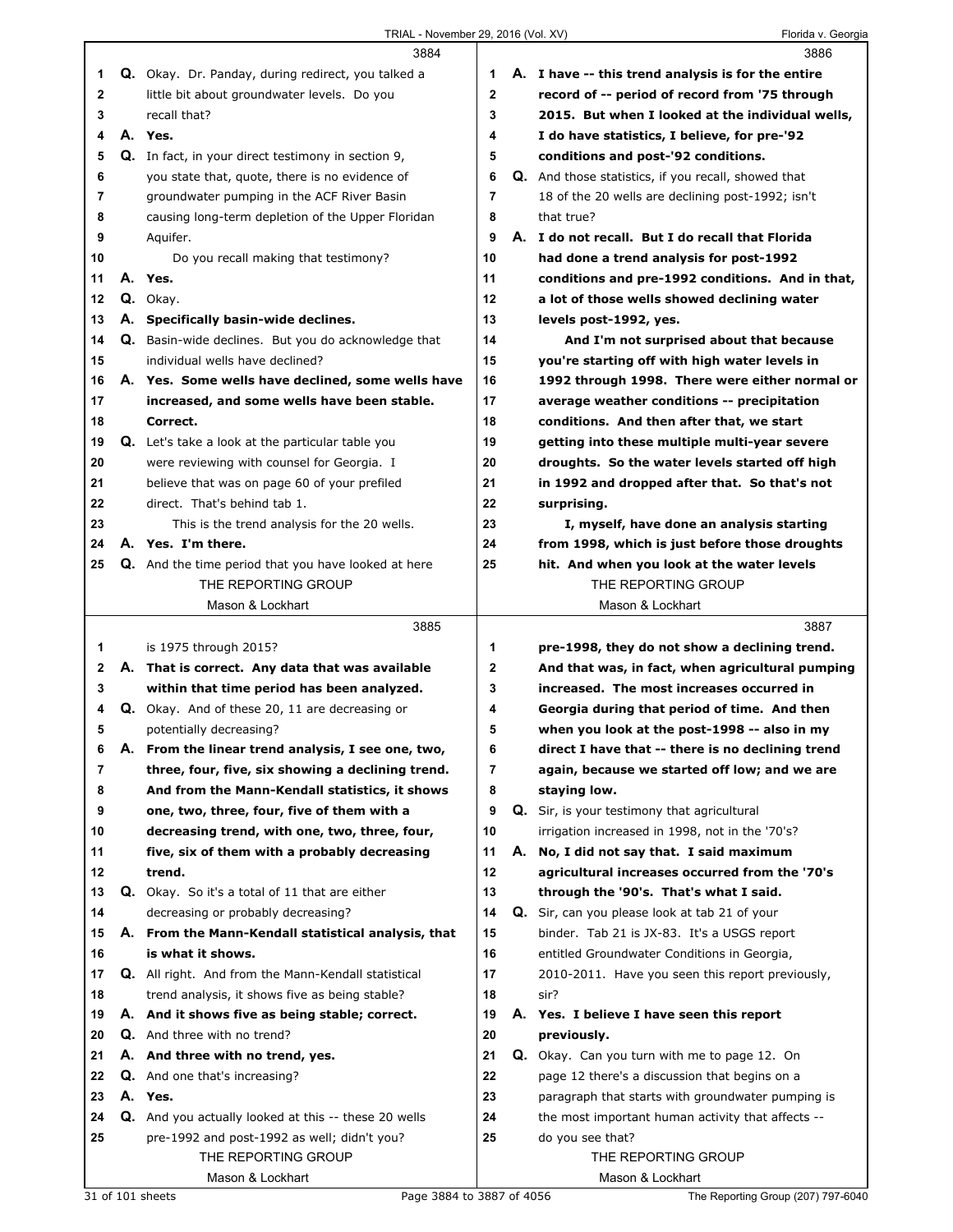3884

1 Q. Okay. Dr. Panday, during redirect, you talked a
2 little bit about groundwater levels. Do you
3 recall that?
4 A. **Yes.**
5 Q. In fact, in your direct testimony in section 9,
6 you state that, quote, there is no evidence of
7 groundwater pumping in the ACF River Basin
8 causing long-term depletion of the Upper Floridan
9 Aquifer.
10 Do you recall making that testimony?
11 A. **Yes.**
12 Q. Okay.
13 A. **Specifically basin-wide declines.**
14 Q. Basin-wide declines. But you do acknowledge that
15 individual wells have declined?
16 A. **Yes. Some wells have declined, some wells have**
17 **increased, and some wells have been stable.**
18 **Correct.**
19 Q. Let's take a look at the particular table you
20 were reviewing with counsel for Georgia. I
21 believe that was on page 60 of your prefiled
22 direct. That's behind tab 1.
23 This is the trend analysis for the 20 wells.
24 A. **Yes. I'm there.**
25 Q. And the time period that you have looked at here

3885

1 is 1975 through 2015?
2 A. **That is correct. Any data that was available**
3 **within that time period has been analyzed.**
4 Q. Okay. And of these 20, 11 are decreasing or
5 potentially decreasing?
6 A. **From the linear trend analysis, I see one, two,**
7 **three, four, five, six showing a declining trend.**
8 **And from the Mann-Kendall statistics, it shows**
9 **one, two, three, four, five of them with a**
10 **decreasing trend, with one, two, three, four,**
11 **five, six of them with a probably decreasing**
12 **trend.**
13 Q. Okay. So it's a total of 11 that are either
14 decreasing or probably decreasing?
15 A. **From the Mann-Kendall statistical analysis, that**
16 **is what it shows.**
17 Q. All right. And from the Mann-Kendall statistical
18 trend analysis, it shows five as being stable?
19 A. **And it shows five as being stable; correct.**
20 Q. And three with no trend?
21 A. **And three with no trend, yes.**
22 Q. And one that's increasing?
23 A. **Yes.**
24 Q. And you actually looked at this -- these 20 wells
25 pre-1992 and post-1992 as well; didn't you?

3886

1 A. **I have -- this trend analysis is for the entire**
2 **record of -- period of record from '75 through**
3 **2015. But when I looked at the individual wells,**
4 **I do have statistics, I believe, for pre-'92**
5 **conditions and post-'92 conditions.**
6 Q. And those statistics, if you recall, showed that
7 18 of the 20 wells are declining post-1992; isn't
8 that true?
9 A. **I do not recall. But I do recall that Florida**
10 **had done a trend analysis for post-1992**
11 **conditions and pre-1992 conditions. And in that,**
12 **a lot of those wells showed declining water**
13 **levels post-1992, yes.**
14 **And I'm not surprised about that because**
15 **you're starting off with high water levels in**
16 **1992 through 1998. There were either normal or**
17 **average weather conditions -- precipitation**
18 **conditions. And then after that, we start**
19 **getting into these multiple multi-year severe**
20 **droughts. So the water levels started off high**
21 **in 1992 and dropped after that. So that's not**
22 **surprising.**
23 **I, myself, have done an analysis starting**
24 **from 1998, which is just before those droughts**
25 **hit. And when you look at the water levels**

3887

1 **pre-1998, they do not show a declining trend.**
2 **And that was, in fact, when agricultural pumping**
3 **increased. The most increases occurred in**
4 **Georgia during that period of time. And then**
5 **when you look at the post-1998 -- also in my**
6 **direct I have that -- there is no declining trend**
7 **again, because we started off low; and we are**
8 **staying low.**
9 Q. Sir, is your testimony that agricultural
10 irrigation increased in 1998, not in the '70's?
11 A. **No, I did not say that. I said maximum**
12 **agricultural increases occurred from the '70's**
13 **through the '90's. That's what I said.**
14 Q. Sir, can you please look at tab 21 of your
15 binder. Tab 21 is JX-83. It's a USGS report
16 entitled Groundwater Conditions in Georgia,
17 2010-2011. Have you seen this report previously,
18 sir?
19 A. **Yes. I believe I have seen this report**
20 **previously.**
21 Q. Okay. Can you turn with me to page 12. On
22 page 12 there's a discussion that begins on a
23 paragraph that starts with groundwater pumping is
24 the most important human activity that affects --
25 do you see that?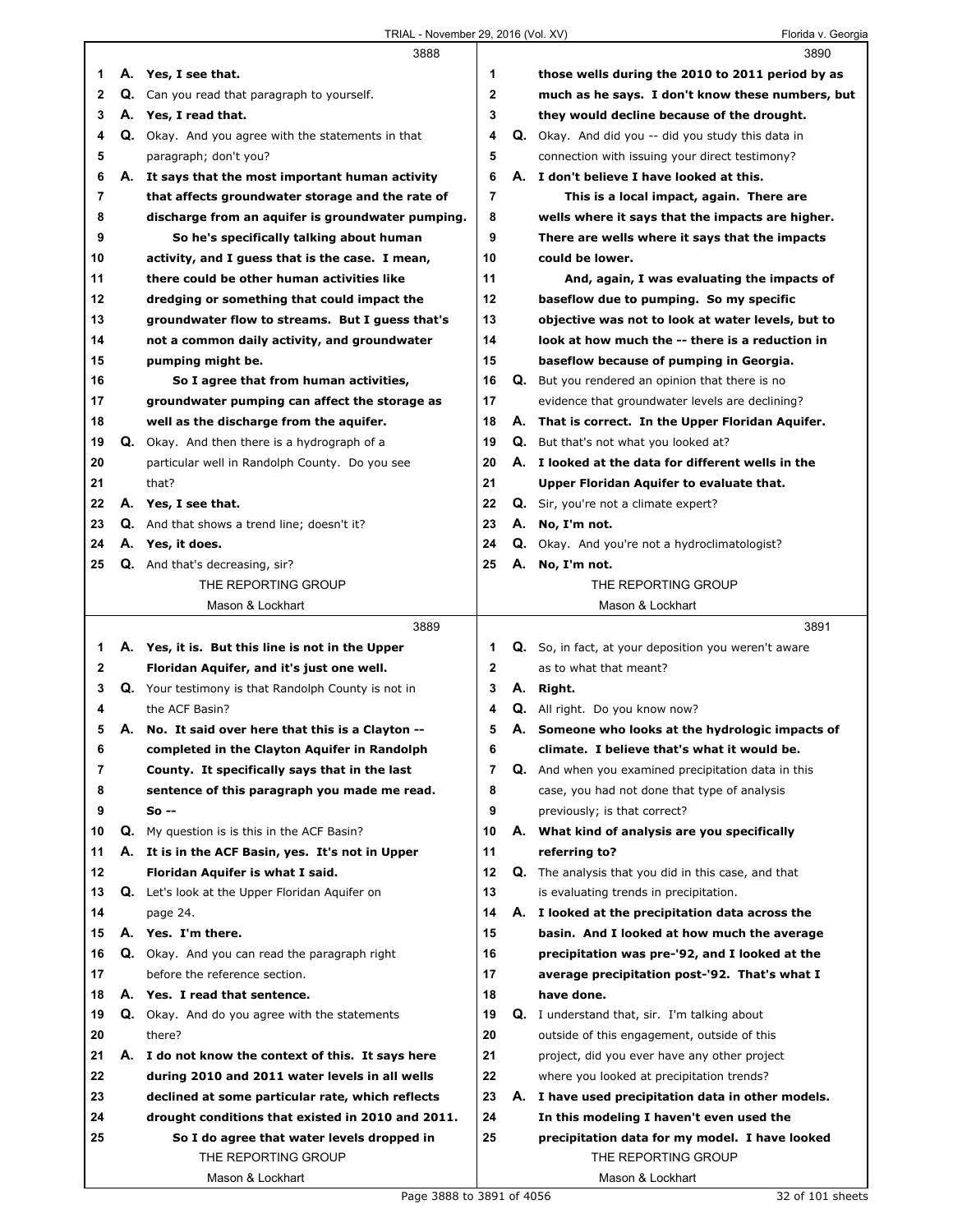**3888**

1 **A. Yes, I see that.**
2 Q. Can you read that paragraph to yourself.
3 **A. Yes, I read that.**
4 Q. Okay. And you agree with the statements in that
5 paragraph; don't you?
6 **A. It says that the most important human activity**
7 **that affects groundwater storage and the rate of**
8 **discharge from an aquifer is groundwater pumping.**
9 **So he's specifically talking about human**
10 **activity, and I guess that is the case. I mean,**
11 **there could be other human activities like**
12 **dredging or something that could impact the**
13 **groundwater flow to streams. But I guess that's**
14 **not a common daily activity, and groundwater**
15 **pumping might be.**
16 **So I agree that from human activities,**
17 **groundwater pumping can affect the storage as**
18 **well as the discharge from the aquifer.**
19 Q. Okay. And then there is a hydrograph of a
20 particular well in Randolph County. Do you see
21 that?
22 **A. Yes, I see that.**
23 Q. And that shows a trend line; doesn't it?
24 **A. Yes, it does.**
25 Q. And that's decreasing, sir?

**3889**

1 **A. Yes, it is. But this line is not in the Upper**
2 **Floridan Aquifer, and it's just one well.**
3 Q. Your testimony is that Randolph County is not in
4 the ACF Basin?
5 **A. No. It said over here that this is a Clayton --**
6 **completed in the Clayton Aquifer in Randolph**
7 **County. It specifically says that in the last**
8 **sentence of this paragraph you made me read.**
9 **So --**
10 Q. My question is is this in the ACF Basin?
11 **A. It is in the ACF Basin, yes. It's not in Upper**
12 **Floridan Aquifer is what I said.**
13 Q. Let's look at the Upper Floridan Aquifer on
14 page 24.
15 **A. Yes. I'm there.**
16 Q. Okay. And you can read the paragraph right
17 before the reference section.
18 **A. Yes. I read that sentence.**
19 Q. Okay. And do you agree with the statements
20 there?
21 **A. I do not know the context of this. It says here**
22 **during 2010 and 2011 water levels in all wells**
23 **declined at some particular rate, which reflects**
24 **drought conditions that existed in 2010 and 2011.**
25 **So I do agree that water levels dropped in**

**3890**

1 **those wells during the 2010 to 2011 period by as**
2 **much as he says. I don't know these numbers, but**
3 **they would decline because of the drought.**
4 Q. Okay. And did you -- did you study this data in
5 connection with issuing your direct testimony?
6 **A. I don't believe I have looked at this.**
7 **This is a local impact, again. There are**
8 **wells where it says that the impacts are higher.**
9 **There are wells where it says that the impacts**
10 **could be lower.**
11 **And, again, I was evaluating the impacts of**
12 **baseflow due to pumping. So my specific**
13 **objective was not to look at water levels, but to**
14 **look at how much the -- there is a reduction in**
15 **baseflow because of pumping in Georgia.**
16 Q. But you rendered an opinion that there is no
17 evidence that groundwater levels are declining?
18 **A. That is correct. In the Upper Floridan Aquifer.**
19 Q. But that's not what you looked at?
20 **A. I looked at the data for different wells in the**
21 **Upper Floridan Aquifer to evaluate that.**
22 Q. Sir, you're not a climate expert?
23 **A. No, I'm not.**
24 Q. Okay. And you're not a hydroclimatologist?
25 **A. No, I'm not.**

**3891**

1 Q. So, in fact, at your deposition you weren't aware
2 as to what that meant?
3 **A. Right.**
4 Q. All right. Do you know now?
5 **A. Someone who looks at the hydrologic impacts of**
6 **climate. I believe that's what it would be.**
7 Q. And when you examined precipitation data in this
8 case, you had not done that type of analysis
9 previously; is that correct?
10 **A. What kind of analysis are you specifically**
11 **referring to?**
12 Q. The analysis that you did in this case, and that
13 is evaluating trends in precipitation.
14 **A. I looked at the precipitation data across the**
15 **basin. And I looked at how much the average**
16 **precipitation was pre-'92, and I looked at the**
17 **average precipitation post-'92. That's what I**
18 **have done.**
19 Q. I understand that, sir. I'm talking about
20 outside of this engagement, outside of this
21 project, did you ever have any other project
22 where you looked at precipitation trends?
23 **A. I have used precipitation data in other models.**
24 **In this modeling I haven't even used the**
25 **precipitation data for my model. I have looked**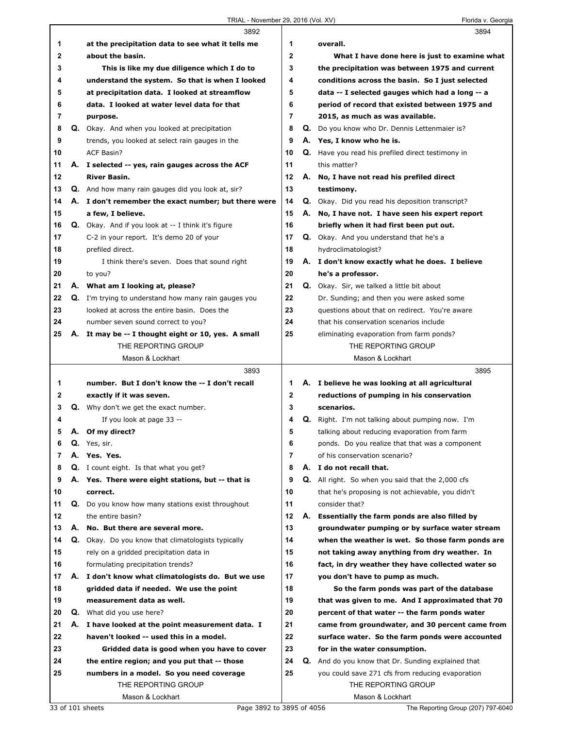3892

1 at the precipitation data to see what it tells me
2 about the basin.
3 This is like my due diligence which I do to
4 understand the system. So that is when I looked
5 at precipitation data. I looked at streamflow
6 data. I looked at water level data for that
7 purpose.
8 **Q.** Okay. And when you looked at precipitation
9 trends, you looked at select rain gauges in the
10 ACF Basin?
11 **A.** I selected -- yes, rain gauges across the ACF
12 River Basin.
13 **Q.** And how many rain gauges did you look at, sir?
14 **A.** I don't remember the exact number; but there were
15 a few, I believe.
16 **Q.** Okay. And if you look at -- I think it's figure
17 C-2 in your report. It's demo 20 of your
18 prefiled direct.
19 I think there's seven. Does that sound right
20 to you?
21 **A.** What am I looking at, please?
22 **Q.** I'm trying to understand how many rain gauges you
23 looked at across the entire basin. Does the
24 number seven sound correct to you?
25 **A.** It may be -- I thought eight or 10, yes. A small

3893

1 number. But I don't know the -- I don't recall
2 exactly if it was seven.
3 **Q.** Why don't we get the exact number.
4 If you look at page 33 --
5 **A.** Of my direct?
6 **Q.** Yes, sir.
7 **A.** Yes. Yes.
8 **Q.** I count eight. Is that what you get?
9 **A.** Yes. There were eight stations, but -- that is
10 correct.
11 **Q.** Do you know how many stations exist throughout
12 the entire basin?
13 **A.** No. But there are several more.
14 **Q.** Okay. Do you know that climatologists typically
15 rely on a gridded precipitation data in
16 formulating precipitation trends?
17 **A.** I don't know what climatologists do. But we use
18 gridded data if needed. We use the point
19 measurement data as well.
20 **Q.** What did you use here?
21 **A.** I have looked at the point measurement data. I
22 haven't looked -- used this in a model.
23 Gridded data is good when you have to cover
24 the entire region; and you put that -- those
25 numbers in a model. So you need coverage

3894

1 overall.
2 What I have done here is just to examine what
3 the precipitation was between 1975 and current
4 conditions across the basin. So I just selected
5 data -- I selected gauges which had a long -- a
6 period of record that existed between 1975 and
7 2015, as much as was available.
8 **Q.** Do you know who Dr. Dennis Lettenmaier is?
9 **A.** Yes, I know who he is.
10 **Q.** Have you read his prefiled direct testimony in
11 this matter?
12 **A.** No, I have not read his prefiled direct
13 testimony.
14 **Q.** Okay. Did you read his deposition transcript?
15 **A.** No, I have not. I have seen his expert report
16 briefly when it had first been put out.
17 **Q.** Okay. And you understand that he's a
18 hydroclimatologist?
19 **A.** I don't know exactly what he does. I believe
20 he's a professor.
21 **Q.** Okay. Sir, we talked a little bit about
22 Dr. Sunding; and then you were asked some
23 questions about that on redirect. You're aware
24 that his conservation scenarios include
25 eliminating evaporation from farm ponds?

3895

1 **A.** I believe he was looking at all agricultural
2 reductions of pumping in his conservation
3 scenarios.
4 **Q.** Right. I'm not talking about pumping now. I'm
5 talking about reducing evaporation from farm
6 ponds. Do you realize that that was a component
7 of his conservation scenario?
8 **A.** I do not recall that.
9 **Q.** All right. So when you said that the 2,000 cfs
10 that he's proposing is not achievable, you didn't
11 consider that?
12 **A.** Essentially the farm ponds are also filled by
13 groundwater pumping or by surface water stream
14 when the weather is wet. So those farm ponds are
15 not taking away anything from dry weather. In
16 fact, in dry weather they have collected water so
17 you don't have to pump as much.
18 So the farm ponds was part of the database
19 that was given to me. And I approximated that 70
20 percent of that water -- the farm ponds water
21 came from groundwater, and 30 percent came from
22 surface water. So the farm ponds were accounted
23 for in the water consumption.
24 **Q.** And do you know that Dr. Sunding explained that
25 you could save 271 cfs from reducing evaporation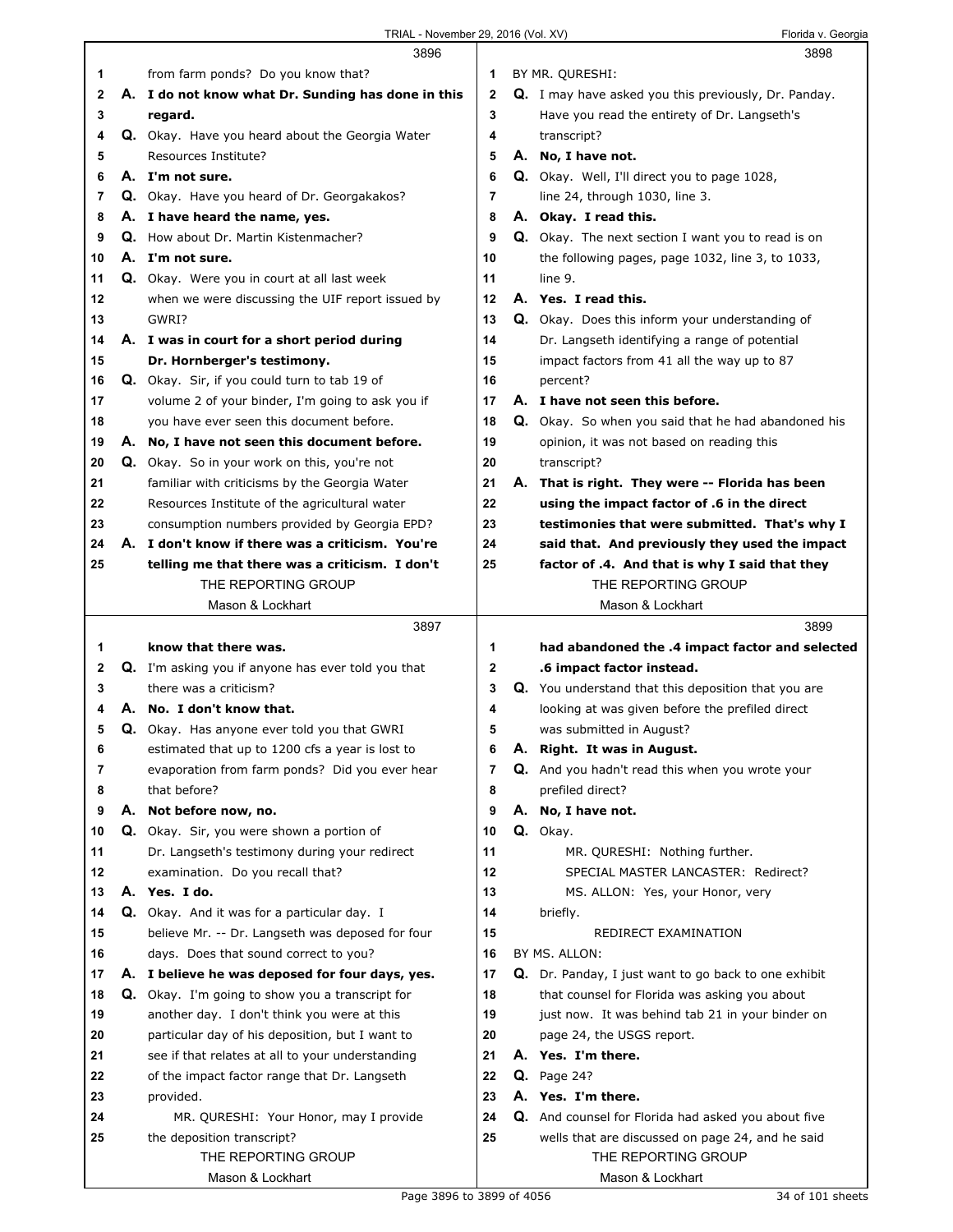**3896**

1 from farm ponds? Do you know that?
2 A. **I do not know what Dr. Sunding has done in this**
3 **regard.**
4 Q. Okay. Have you heard about the Georgia Water
5 Resources Institute?
6 A. **I'm not sure.**
7 Q. Okay. Have you heard of Dr. Georgakakos?
8 A. **I have heard the name, yes.**
9 Q. How about Dr. Martin Kistenmacher?
10 A. **I'm not sure.**
11 Q. Okay. Were you in court at all last week
12 when we were discussing the UIF report issued by
13 GWRI?
14 A. **I was in court for a short period during**
15 **Dr. Hornberger's testimony.**
16 Q. Okay. Sir, if you could turn to tab 19 of
17 volume 2 of your binder, I'm going to ask you if
18 you have ever seen this document before.
19 A. **No, I have not seen this document before.**
20 Q. Okay. So in your work on this, you're not
21 familiar with criticisms by the Georgia Water
22 Resources Institute of the agricultural water
23 consumption numbers provided by Georgia EPD?
24 A. **I don't know if there was a criticism. You're**
25 **telling me that there was a criticism. I don't**

**3897**

1 **know that there was.**
2 Q. I'm asking you if anyone has ever told you that
3 there was a criticism?
4 A. **No. I don't know that.**
5 Q. Okay. Has anyone ever told you that GWRI
6 estimated that up to 1200 cfs a year is lost to
7 evaporation from farm ponds? Did you ever hear
8 that before?
9 A. **Not before now, no.**
10 Q. Okay. Sir, you were shown a portion of
11 Dr. Langseth's testimony during your redirect
12 examination. Do you recall that?
13 A. **Yes. I do.**
14 Q. Okay. And it was for a particular day. I
15 believe Mr. -- Dr. Langseth was deposed for four
16 days. Does that sound correct to you?
17 A. **I believe he was deposed for four days, yes.**
18 Q. Okay. I'm going to show you a transcript for
19 another day. I don't think you were at this
20 particular day of his deposition, but I want to
21 see if that relates at all to your understanding
22 of the impact factor range that Dr. Langseth
23 provided.
24 MR. QURESHI: Your Honor, may I provide
25 the deposition transcript?

**3898**

1 BY MR. QURESHI:
2 Q. I may have asked you this previously, Dr. Panday.
3 Have you read the entirety of Dr. Langseth's
4 transcript?
5 A. **No, I have not.**
6 Q. Okay. Well, I'll direct you to page 1028,
7 line 24, through 1030, line 3.
8 A. **Okay. I read this.**
9 Q. Okay. The next section I want you to read is on
10 the following pages, page 1032, line 3, to 1033,
11 line 9.
12 A. **Yes. I read this.**
13 Q. Okay. Does this inform your understanding of
14 Dr. Langseth identifying a range of potential
15 impact factors from 41 all the way up to 87
16 percent?
17 A. **I have not seen this before.**
18 Q. Okay. So when you said that he had abandoned his
19 opinion, it was not based on reading this
20 transcript?
21 A. **That is right. They were -- Florida has been**
22 **using the impact factor of .6 in the direct**
23 **testimonies that were submitted. That's why I**
24 **said that. And previously they used the impact**
25 **factor of .4. And that is why I said that they**

**3899**

1 **had abandoned the .4 impact factor and selected**
2 **.6 impact factor instead.**
3 Q. You understand that this deposition that you are
4 looking at was given before the prefiled direct
5 was submitted in August?
6 A. **Right. It was in August.**
7 Q. And you hadn't read this when you wrote your
8 prefiled direct?
9 A. **No, I have not.**
10 Q. Okay.
11 MR. QURESHI: Nothing further.
12 SPECIAL MASTER LANCASTER: Redirect?
13 MS. ALLON: Yes, your Honor, very
14 briefly.
15 REDIRECT EXAMINATION
16 BY MS. ALLON:
17 Q. Dr. Panday, I just want to go back to one exhibit
18 that counsel for Florida was asking you about
19 just now. It was behind tab 21 in your binder on
20 page 24, the USGS report.
21 A. **Yes. I'm there.**
22 Q. Page 24?
23 A. **Yes. I'm there.**
24 Q. And counsel for Florida had asked you about five
25 wells that are discussed on page 24, and he said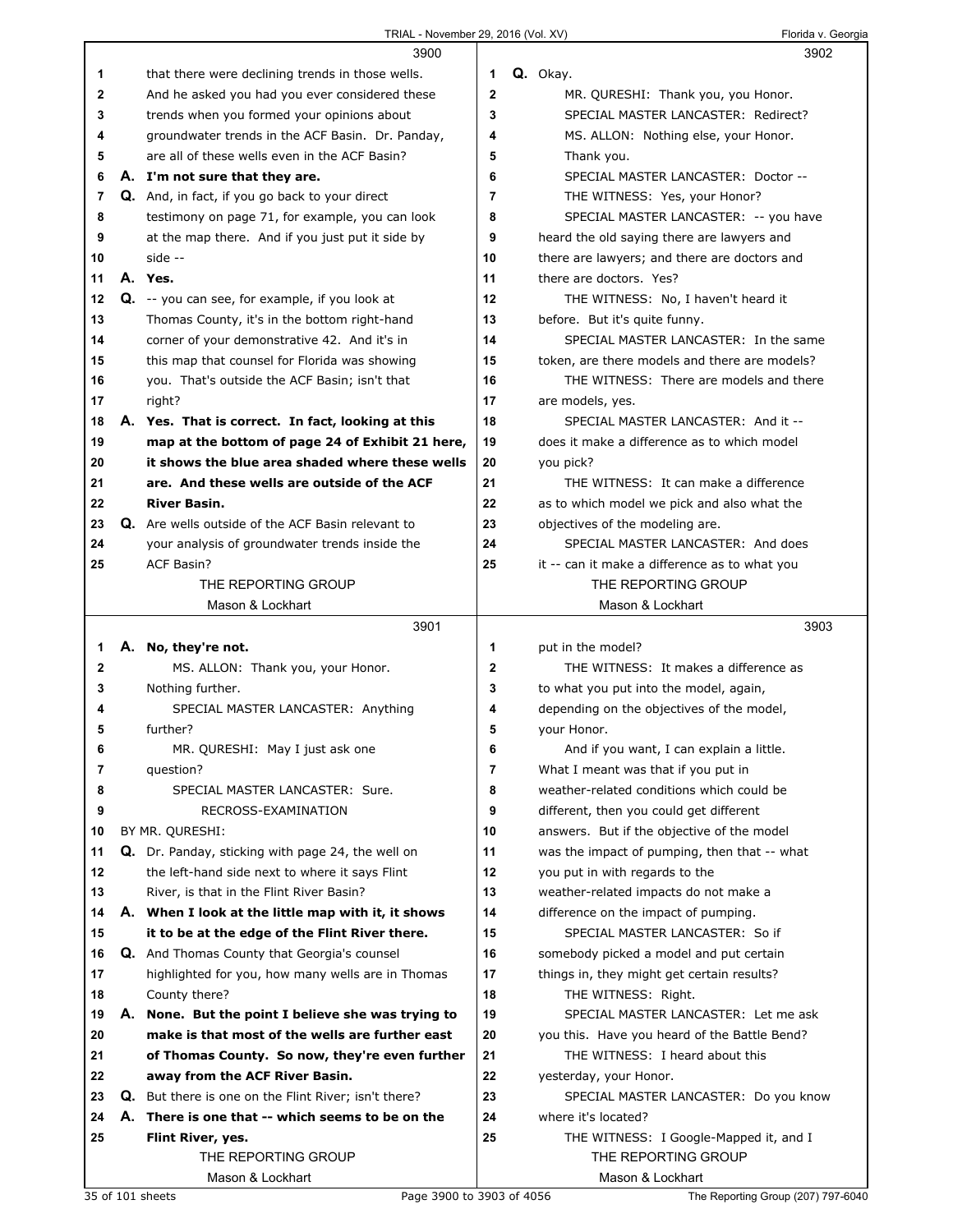**3900**

1 that there were declining trends in those wells.
2 And he asked you had you ever considered these
3 trends when you formed your opinions about
4 groundwater trends in the ACF Basin. Dr. Panday,
5 are all of these wells even in the ACF Basin?
6 **A. I'm not sure that they are.**
7 Q. And, in fact, if you go back to your direct
8 testimony on page 71, for example, you can look
9 at the map there. And if you just put it side by
10 side --
11 **A. Yes.**
12 Q. -- you can see, for example, if you look at
13 Thomas County, it's in the bottom right-hand
14 corner of your demonstrative 42. And it's in
15 this map that counsel for Florida was showing
16 you. That's outside the ACF Basin; isn't that
17 right?
18 **A. Yes. That is correct. In fact, looking at this**
19 **map at the bottom of page 24 of Exhibit 21 here,**
20 **it shows the blue area shaded where these wells**
21 **are. And these wells are outside of the ACF**
22 **River Basin.**
23 Q. Are wells outside of the ACF Basin relevant to
24 your analysis of groundwater trends inside the
25 ACF Basin?

**3901**

1 **A. No, they're not.**
2 MS. ALLON: Thank you, your Honor.
3 Nothing further.
4 SPECIAL MASTER LANCASTER: Anything
5 further?
6 MR. QURESHI: May I just ask one
7 question?
8 SPECIAL MASTER LANCASTER: Sure.
9 RECROSS-EXAMINATION
10 BY MR. QURESHI:
11 Q. Dr. Panday, sticking with page 24, the well on
12 the left-hand side next to where it says Flint
13 River, is that in the Flint River Basin?
14 **A. When I look at the little map with it, it shows**
15 **it to be at the edge of the Flint River there.**
16 Q. And Thomas County that Georgia's counsel
17 highlighted for you, how many wells are in Thomas
18 County there?
19 **A. None. But the point I believe she was trying to**
20 **make is that most of the wells are further east**
21 **of Thomas County. So now, they're even further**
22 **away from the ACF River Basin.**
23 Q. But there is one on the Flint River; isn't there?
24 **A. There is one that -- which seems to be on the**
25 **Flint River, yes.**

**3902**

1 Q. Okay.
2 MR. QURESHI: Thank you, you Honor.
3 SPECIAL MASTER LANCASTER: Redirect?
4 MS. ALLON: Nothing else, your Honor.
5 Thank you.
6 SPECIAL MASTER LANCASTER: Doctor --
7 THE WITNESS: Yes, your Honor?
8 SPECIAL MASTER LANCASTER: -- you have
9 heard the old saying there are lawyers and
10 there are lawyers; and there are doctors and
11 there are doctors. Yes?
12 THE WITNESS: No, I haven't heard it
13 before. But it's quite funny.
14 SPECIAL MASTER LANCASTER: In the same
15 token, are there models and there are models?
16 THE WITNESS: There are models and there
17 are models, yes.
18 SPECIAL MASTER LANCASTER: And it --
19 does it make a difference as to which model
20 you pick?
21 THE WITNESS: It can make a difference
22 as to which model we pick and also what the
23 objectives of the modeling are.
24 SPECIAL MASTER LANCASTER: And does
25 it -- can it make a difference as to what you

**3903**

1 put in the model?
2 THE WITNESS: It makes a difference as
3 to what you put into the model, again,
4 depending on the objectives of the model,
5 your Honor.
6 And if you want, I can explain a little.
7 What I meant was that if you put in
8 weather-related conditions which could be
9 different, then you could get different
10 answers. But if the objective of the model
11 was the impact of pumping, then that -- what
12 you put in with regards to the
13 weather-related impacts do not make a
14 difference on the impact of pumping.
15 SPECIAL MASTER LANCASTER: So if
16 somebody picked a model and put certain
17 things in, they might get certain results?
18 THE WITNESS: Right.
19 SPECIAL MASTER LANCASTER: Let me ask
20 you this. Have you heard of the Battle Bend?
21 THE WITNESS: I heard about this
22 yesterday, your Honor.
23 SPECIAL MASTER LANCASTER: Do you know
24 where it's located?
25 THE WITNESS: I Google-Mapped it, and I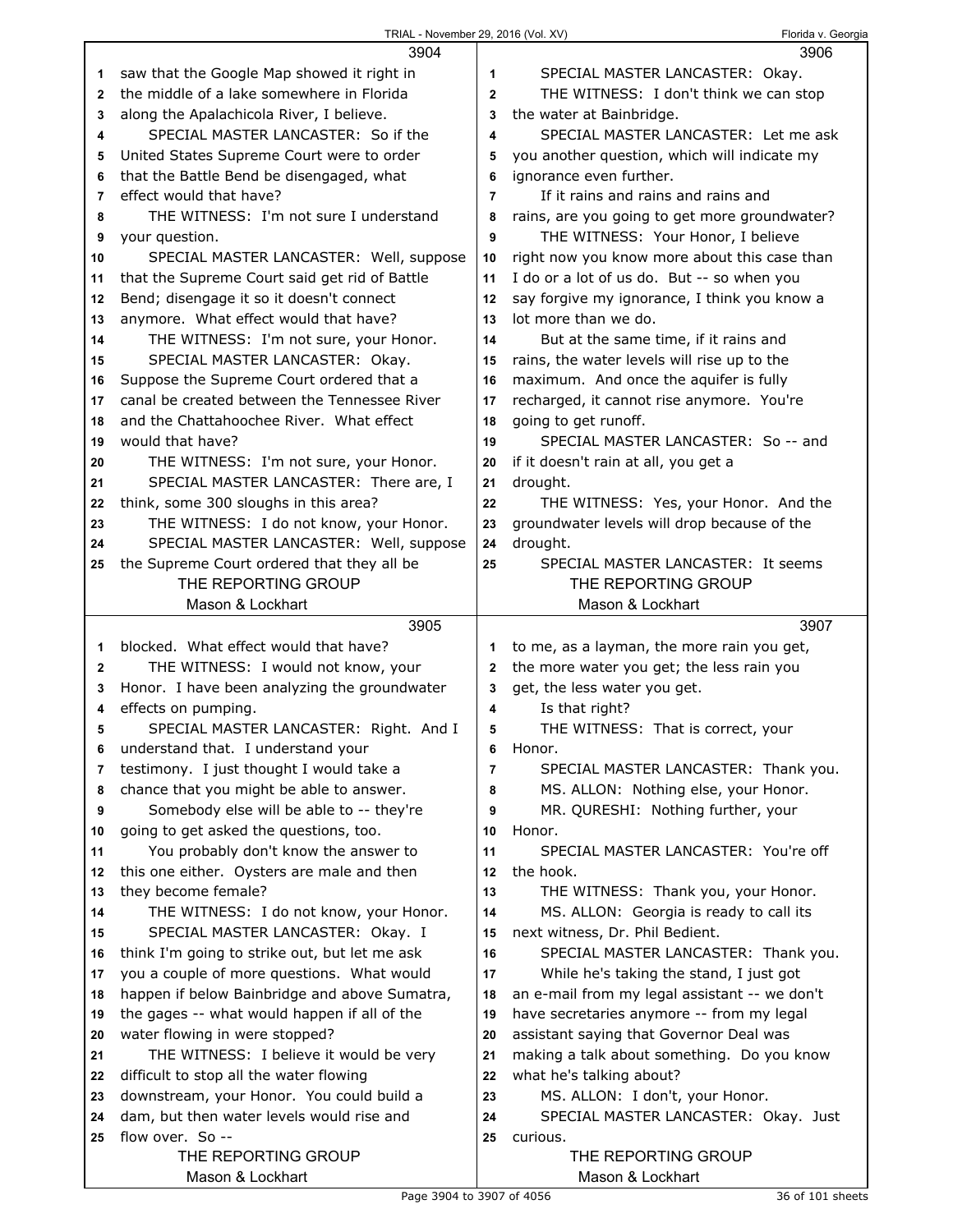saw that the Google Map showed it right in the middle of a lake somewhere in Florida along the Apalachicola River, I believe.

SPECIAL MASTER LANCASTER: So if the United States Supreme Court were to order that the Battle Bend be disengaged, what effect would that have?

THE WITNESS: I'm not sure I understand your question.

SPECIAL MASTER LANCASTER: Well, suppose that the Supreme Court said get rid of Battle Bend; disengage it so it doesn't connect anymore. What effect would that have?

THE WITNESS: I'm not sure, your Honor.

SPECIAL MASTER LANCASTER: Okay. Suppose the Supreme Court ordered that a canal be created between the Tennessee River and the Chattahoochee River. What effect would that have?

THE WITNESS: I'm not sure, your Honor.

SPECIAL MASTER LANCASTER: There are, I think, some 300 sloughs in this area?

THE WITNESS: I do not know, your Honor.

SPECIAL MASTER LANCASTER: Well, suppose the Supreme Court ordered that they all be blocked. What effect would that have?

THE WITNESS: I would not know, your Honor. I have been analyzing the groundwater effects on pumping.

SPECIAL MASTER LANCASTER: Right. And I understand that. I understand your testimony. I just thought I would take a chance that you might be able to answer.

Somebody else will be able to -- they're going to get asked the questions, too.

You probably don't know the answer to this one either. Oysters are male and then they become female?

THE WITNESS: I do not know, your Honor.

SPECIAL MASTER LANCASTER: Okay. I think I'm going to strike out, but let me ask you a couple of more questions. What would happen if below Bainbridge and above Sumatra, the gages -- what would happen if all of the water flowing in were stopped?

THE WITNESS: I believe it would be very difficult to stop all the water flowing downstream, your Honor. You could build a dam, but then water levels would rise and flow over. So --

SPECIAL MASTER LANCASTER: Okay.

THE WITNESS: I don't think we can stop the water at Bainbridge.

SPECIAL MASTER LANCASTER: Let me ask you another question, which will indicate my ignorance even further.

If it rains and rains and rains and rains, are you going to get more groundwater?

THE WITNESS: Your Honor, I believe right now you know more about this case than I do or a lot of us do. But -- so when you say forgive my ignorance, I think you know a lot more than we do.

But at the same time, if it rains and rains, the water levels will rise up to the maximum. And once the aquifer is fully recharged, it cannot rise anymore. You're going to get runoff.

SPECIAL MASTER LANCASTER: So -- and if it doesn't rain at all, you get a drought.

THE WITNESS: Yes, your Honor. And the groundwater levels will drop because of the drought.

SPECIAL MASTER LANCASTER: It seems to me, as a layman, the more rain you get, the more water you get; the less rain you get, the less water you get.

Is that right?

THE WITNESS: That is correct, your Honor.

SPECIAL MASTER LANCASTER: Thank you.

MS. ALLON: Nothing else, your Honor.

MR. QURESHI: Nothing further, your Honor.

SPECIAL MASTER LANCASTER: You're off the hook.

THE WITNESS: Thank you, your Honor.

MS. ALLON: Georgia is ready to call its next witness, Dr. Phil Bedient.

SPECIAL MASTER LANCASTER: Thank you.

While he's taking the stand, I just got an e-mail from my legal assistant -- we don't have secretaries anymore -- from my legal assistant saying that Governor Deal was making a talk about something. Do you know what he's talking about?

MS. ALLON: I don't, your Honor.

SPECIAL MASTER LANCASTER: Okay. Just curious.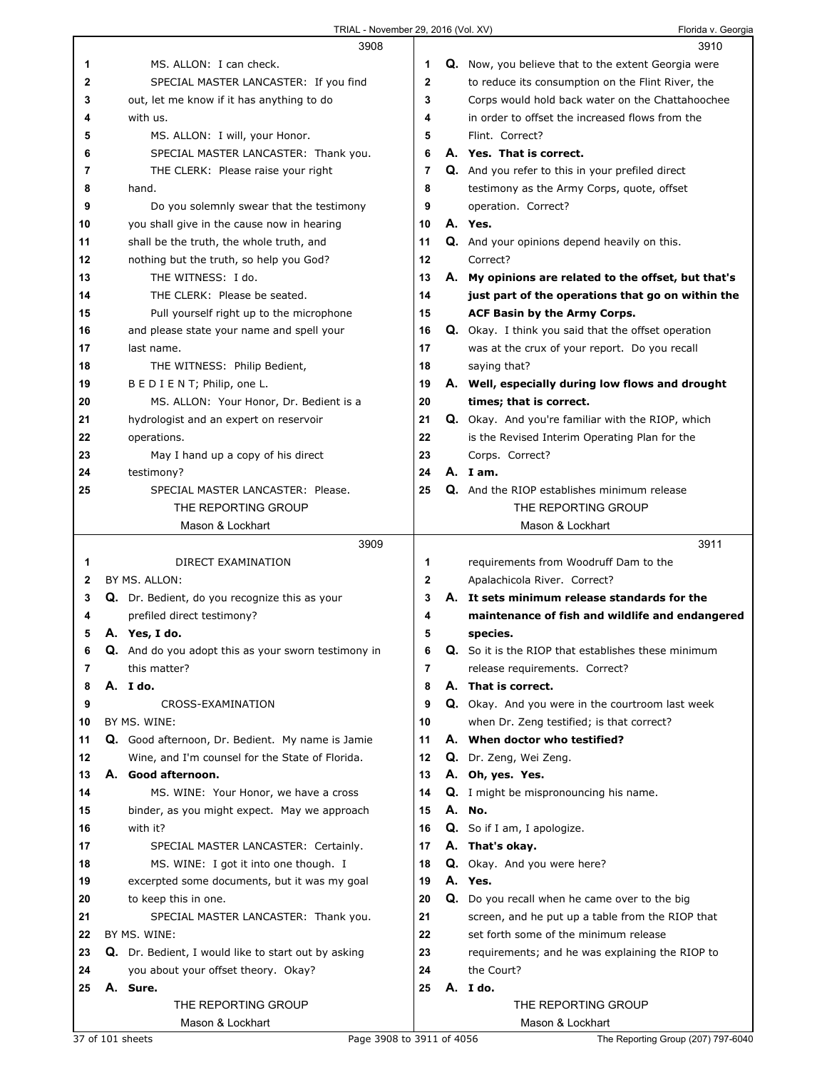**3908**

1 MS. ALLON: I can check.
2 SPECIAL MASTER LANCASTER: If you find
3 out, let me know if it has anything to do
4 with us.
5 MS. ALLON: I will, your Honor.
6 SPECIAL MASTER LANCASTER: Thank you.
7 THE CLERK: Please raise your right
8 hand.
9 Do you solemnly swear that the testimony
10 you shall give in the cause now in hearing
11 shall be the truth, the whole truth, and
12 nothing but the truth, so help you God?
13 THE WITNESS: I do.
14 THE CLERK: Please be seated.
15 Pull yourself right up to the microphone
16 and please state your name and spell your
17 last name.
18 THE WITNESS: Philip Bedient,
19 B E D I E N T; Philip, one L.
20 MS. ALLON: Your Honor, Dr. Bedient is a
21 hydrologist and an expert on reservoir
22 operations.
23 May I hand up a copy of his direct
24 testimony?
25 SPECIAL MASTER LANCASTER: Please.

**3909**

1 DIRECT EXAMINATION
2 BY MS. ALLON:
3 **Q.** Dr. Bedient, do you recognize this as your
4 prefiled direct testimony?
5 **A. Yes, I do.**
6 **Q.** And do you adopt this as your sworn testimony in
7 this matter?
8 **A. I do.**
9 CROSS-EXAMINATION
10 BY MS. WINE:
11 **Q.** Good afternoon, Dr. Bedient. My name is Jamie
12 Wine, and I'm counsel for the State of Florida.
13 **A. Good afternoon.**
14 MS. WINE: Your Honor, we have a cross
15 binder, as you might expect. May we approach
16 with it?
17 SPECIAL MASTER LANCASTER: Certainly.
18 MS. WINE: I got it into one though. I
19 excerpted some documents, but it was my goal
20 to keep this in one.
21 SPECIAL MASTER LANCASTER: Thank you.
22 BY MS. WINE:
23 **Q.** Dr. Bedient, I would like to start out by asking
24 you about your offset theory. Okay?
25 **A. Sure.**

**3910**

1 **Q.** Now, you believe that to the extent Georgia were
2 to reduce its consumption on the Flint River, the
3 Corps would hold back water on the Chattahoochee
4 in order to offset the increased flows from the
5 Flint. Correct?
6 **A. Yes. That is correct.**
7 **Q.** And you refer to this in your prefiled direct
8 testimony as the Army Corps, quote, offset
9 operation. Correct?
10 **A. Yes.**
11 **Q.** And your opinions depend heavily on this.
12 Correct?
13 **A. My opinions are related to the offset, but that's**
14 **just part of the operations that go on within the**
15 **ACF Basin by the Army Corps.**
16 **Q.** Okay. I think you said that the offset operation
17 was at the crux of your report. Do you recall
18 saying that?
19 **A. Well, especially during low flows and drought**
20 **times; that is correct.**
21 **Q.** Okay. And you're familiar with the RIOP, which
22 is the Revised Interim Operating Plan for the
23 Corps. Correct?
24 **A. I am.**
25 **Q.** And the RIOP establishes minimum release

**3911**

1 requirements from Woodruff Dam to the
2 Apalachicola River. Correct?
3 **A. It sets minimum release standards for the**
4 **maintenance of fish and wildlife and endangered**
5 **species.**
6 **Q.** So it is the RIOP that establishes these minimum
7 release requirements. Correct?
8 **A. That is correct.**
9 **Q.** Okay. And you were in the courtroom last week
10 when Dr. Zeng testified; is that correct?
11 **A. When doctor who testified?**
12 **Q.** Dr. Zeng, Wei Zeng.
13 **A. Oh, yes. Yes.**
14 **Q.** I might be mispronouncing his name.
15 **A. No.**
16 **Q.** So if I am, I apologize.
17 **A. That's okay.**
18 **Q.** Okay. And you were here?
19 **A. Yes.**
20 **Q.** Do you recall when he came over to the big
21 screen, and he put up a table from the RIOP that
22 set forth some of the minimum release
23 requirements; and he was explaining the RIOP to
24 the Court?
25 **A. I do.**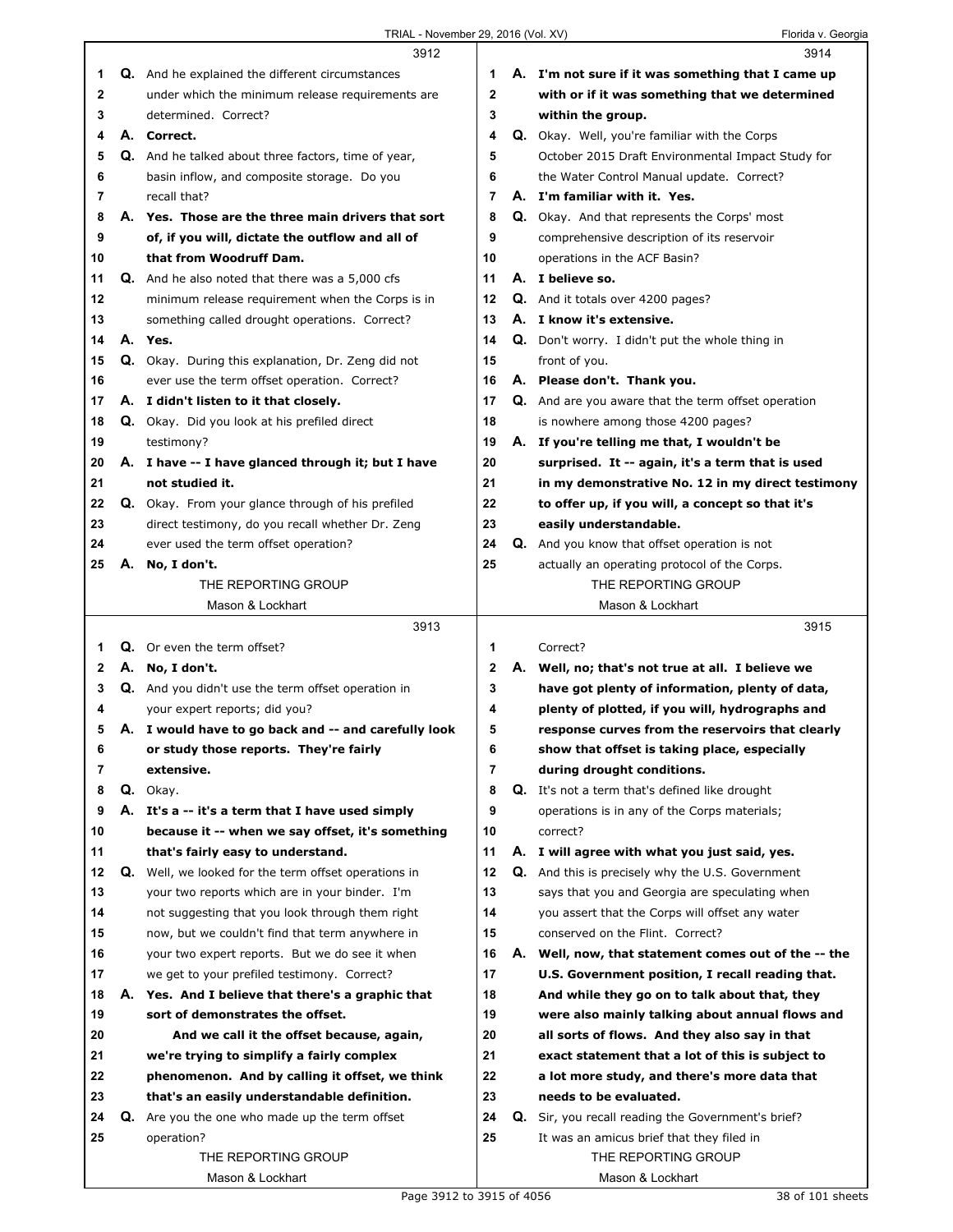3912

1 **Q.** And he explained the different circumstances
2 under which the minimum release requirements are
3 determined. Correct?
4 **A. Correct.**
5 **Q.** And he talked about three factors, time of year,
6 basin inflow, and composite storage. Do you
7 recall that?
8 **A. Yes. Those are the three main drivers that sort**
9 **of, if you will, dictate the outflow and all of**
10 **that from Woodruff Dam.**
11 **Q.** And he also noted that there was a 5,000 cfs
12 minimum release requirement when the Corps is in
13 something called drought operations. Correct?
14 **A. Yes.**
15 **Q.** Okay. During this explanation, Dr. Zeng did not
16 ever use the term offset operation. Correct?
17 **A. I didn't listen to it that closely.**
18 **Q.** Okay. Did you look at his prefiled direct
19 testimony?
20 **A. I have -- I have glanced through it; but I have**
21 **not studied it.**
22 **Q.** Okay. From your glance through of his prefiled
23 direct testimony, do you recall whether Dr. Zeng
24 ever used the term offset operation?
25 **A. No, I don't.**

3913

1 **Q.** Or even the term offset?
2 **A. No, I don't.**
3 **Q.** And you didn't use the term offset operation in
4 your expert reports; did you?
5 **A. I would have to go back and -- and carefully look**
6 **or study those reports. They're fairly**
7 **extensive.**
8 **Q.** Okay.
9 **A. It's a -- it's a term that I have used simply**
10 **because it -- when we say offset, it's something**
11 **that's fairly easy to understand.**
12 **Q.** Well, we looked for the term offset operations in
13 your two reports which are in your binder. I'm
14 not suggesting that you look through them right
15 now, but we couldn't find that term anywhere in
16 your two expert reports. But we do see it when
17 we get to your prefiled testimony. Correct?
18 **A. Yes. And I believe that there's a graphic that**
19 **sort of demonstrates the offset.**
20 **And we call it the offset because, again,**
21 **we're trying to simplify a fairly complex**
22 **phenomenon. And by calling it offset, we think**
23 **that's an easily understandable definition.**
24 **Q.** Are you the one who made up the term offset
25 operation?

3914

1 **A. I'm not sure if it was something that I came up**
2 **with or if it was something that we determined**
3 **within the group.**
4 **Q.** Okay. Well, you're familiar with the Corps
5 October 2015 Draft Environmental Impact Study for
6 the Water Control Manual update. Correct?
7 **A. I'm familiar with it. Yes.**
8 **Q.** Okay. And that represents the Corps' most
9 comprehensive description of its reservoir
10 operations in the ACF Basin?
11 **A. I believe so.**
12 **Q.** And it totals over 4200 pages?
13 **A. I know it's extensive.**
14 **Q.** Don't worry. I didn't put the whole thing in
15 front of you.
16 **A. Please don't. Thank you.**
17 **Q.** And are you aware that the term offset operation
18 is nowhere among those 4200 pages?
19 **A. If you're telling me that, I wouldn't be**
20 **surprised. It -- again, it's a term that is used**
21 **in my demonstrative No. 12 in my direct testimony**
22 **to offer up, if you will, a concept so that it's**
23 **easily understandable.**
24 **Q.** And you know that offset operation is not
25 actually an operating protocol of the Corps.

3915

1 Correct?
2 **A. Well, no; that's not true at all. I believe we**
3 **have got plenty of information, plenty of data,**
4 **plenty of plotted, if you will, hydrographs and**
5 **response curves from the reservoirs that clearly**
6 **show that offset is taking place, especially**
7 **during drought conditions.**
8 **Q.** It's not a term that's defined like drought
9 operations is in any of the Corps materials;
10 correct?
11 **A. I will agree with what you just said, yes.**
12 **Q.** And this is precisely why the U.S. Government
13 says that you and Georgia are speculating when
14 you assert that the Corps will offset any water
15 conserved on the Flint. Correct?
16 **A. Well, now, that statement comes out of the -- the**
17 **U.S. Government position, I recall reading that.**
18 **And while they go on to talk about that, they**
19 **were also mainly talking about annual flows and**
20 **all sorts of flows. And they also say in that**
21 **exact statement that a lot of this is subject to**
22 **a lot more study, and there's more data that**
23 **needs to be evaluated.**
24 **Q.** Sir, you recall reading the Government's brief?
25 It was an amicus brief that they filed in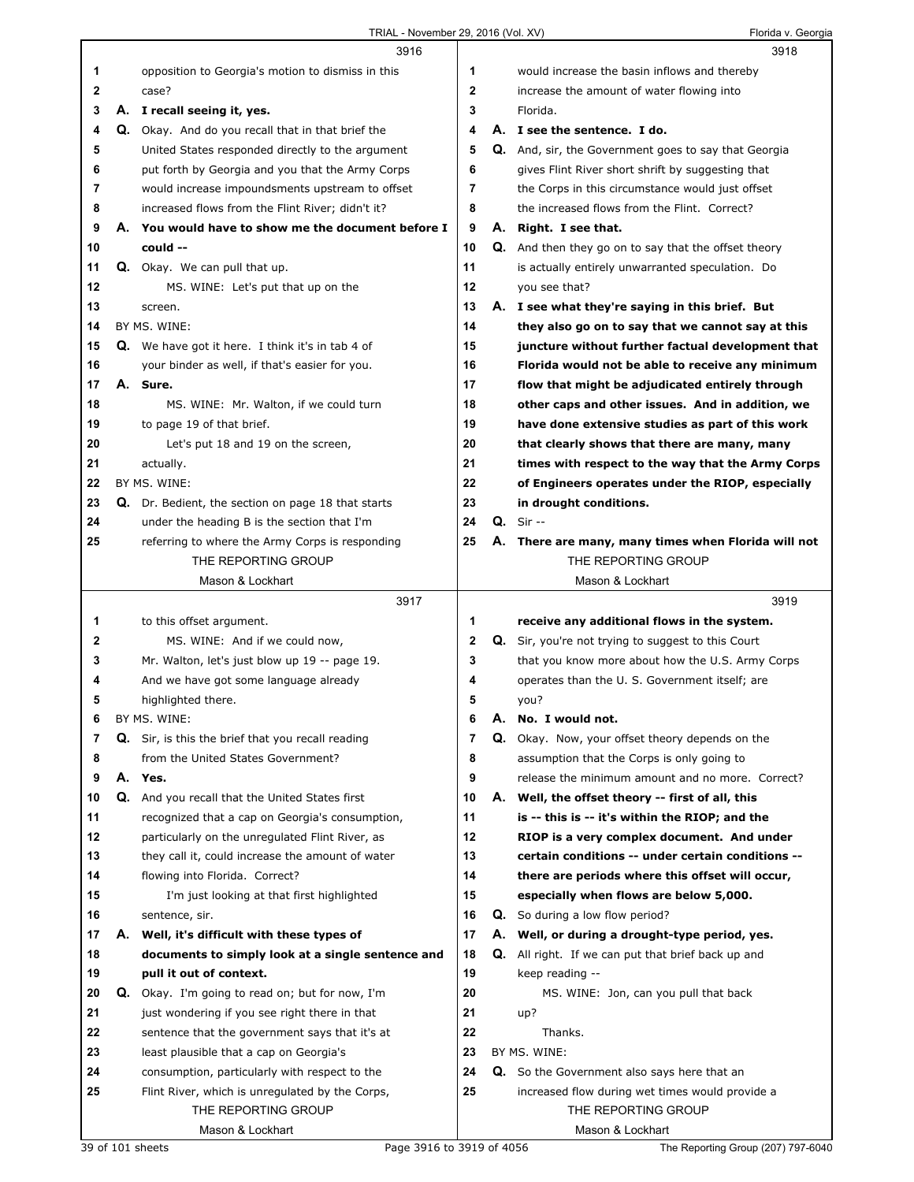3916

1 opposition to Georgia's motion to dismiss in this
2 case?
3 **A. I recall seeing it, yes.**
4 Q. Okay. And do you recall that in that brief the
5 United States responded directly to the argument
6 put forth by Georgia and you that the Army Corps
7 would increase impoundsments upstream to offset
8 increased flows from the Flint River; didn't it?
9 **A. You would have to show me the document before I**
10 **could --**
11 Q. Okay. We can pull that up.
12 MS. WINE: Let's put that up on the
13 screen.
14 BY MS. WINE:
15 Q. We have got it here. I think it's in tab 4 of
16 your binder as well, if that's easier for you.
17 **A. Sure.**
18 MS. WINE: Mr. Walton, if we could turn
19 to page 19 of that brief.
20 Let's put 18 and 19 on the screen,
21 actually.
22 BY MS. WINE:
23 Q. Dr. Bedient, the section on page 18 that starts
24 under the heading B is the section that I'm
25 referring to where the Army Corps is responding

3917

1 to this offset argument.
2 MS. WINE: And if we could now,
3 Mr. Walton, let's just blow up 19 -- page 19.
4 And we have got some language already
5 highlighted there.
6 BY MS. WINE:
7 Q. Sir, is this the brief that you recall reading
8 from the United States Government?
9 **A. Yes.**
10 Q. And you recall that the United States first
11 recognized that a cap on Georgia's consumption,
12 particularly on the unregulated Flint River, as
13 they call it, could increase the amount of water
14 flowing into Florida. Correct?
15 I'm just looking at that first highlighted
16 sentence, sir.
17 **A. Well, it's difficult with these types of**
18 **documents to simply look at a single sentence and**
19 **pull it out of context.**
20 Q. Okay. I'm going to read on; but for now, I'm
21 just wondering if you see right there in that
22 sentence that the government says that it's at
23 least plausible that a cap on Georgia's
24 consumption, particularly with respect to the
25 Flint River, which is unregulated by the Corps,

3918

1 would increase the basin inflows and thereby
2 increase the amount of water flowing into
3 Florida.
4 **A. I see the sentence. I do.**
5 Q. And, sir, the Government goes to say that Georgia
6 gives Flint River short shrift by suggesting that
7 the Corps in this circumstance would just offset
8 the increased flows from the Flint. Correct?
9 **A. Right. I see that.**
10 Q. And then they go on to say that the offset theory
11 is actually entirely unwarranted speculation. Do
12 you see that?
13 **A. I see what they're saying in this brief. But**
14 **they also go on to say that we cannot say at this**
15 **juncture without further factual development that**
16 **Florida would not be able to receive any minimum**
17 **flow that might be adjudicated entirely through**
18 **other caps and other issues. And in addition, we**
19 **have done extensive studies as part of this work**
20 **that clearly shows that there are many, many**
21 **times with respect to the way that the Army Corps**
22 **of Engineers operates under the RIOP, especially**
23 **in drought conditions.**
24 Q. Sir --
25 **A. There are many, many times when Florida will not**

3919

1 **receive any additional flows in the system.**
2 Q. Sir, you're not trying to suggest to this Court
3 that you know more about how the U.S. Army Corps
4 operates than the U. S. Government itself; are
5 you?
6 **A. No. I would not.**
7 Q. Okay. Now, your offset theory depends on the
8 assumption that the Corps is only going to
9 release the minimum amount and no more. Correct?
10 **A. Well, the offset theory -- first of all, this**
11 **is -- this is -- it's within the RIOP; and the**
12 **RIOP is a very complex document. And under**
13 **certain conditions -- under certain conditions --**
14 **there are periods where this offset will occur,**
15 **especially when flows are below 5,000.**
16 Q. So during a low flow period?
17 **A. Well, or during a drought-type period, yes.**
18 Q. All right. If we can put that brief back up and
19 keep reading --
20 MS. WINE: Jon, can you pull that back
21 up?
22 Thanks.
23 BY MS. WINE:
24 Q. So the Government also says here that an
25 increased flow during wet times would provide a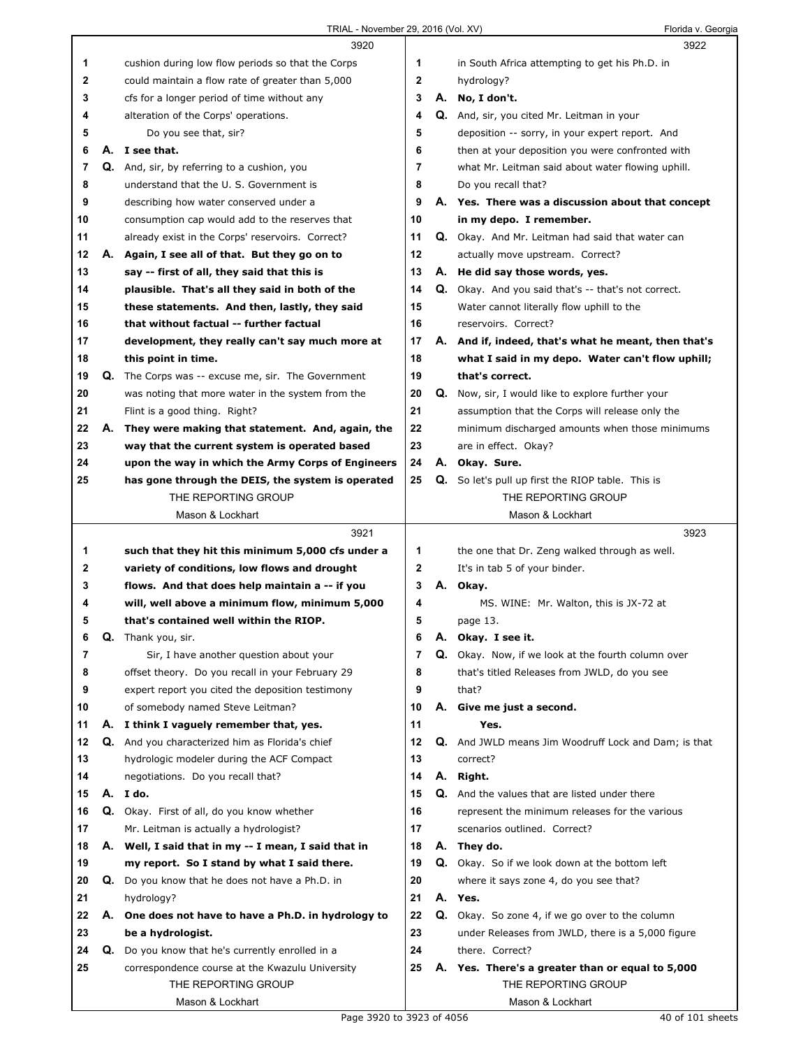3920

1 cushion during low flow periods so that the Corps
2 could maintain a flow rate of greater than 5,000
3 cfs for a longer period of time without any
4 alteration of the Corps' operations.
5 Do you see that, sir?
6 **A. I see that.**
7 **Q.** And, sir, by referring to a cushion, you
8 understand that the U. S. Government is
9 describing how water conserved under a
10 consumption cap would add to the reserves that
11 already exist in the Corps' reservoirs. Correct?
12 **A. Again, I see all of that. But they go on to**
13 **say -- first of all, they said that this is**
14 **plausible. That's all they said in both of the**
15 **these statements. And then, lastly, they said**
16 **that without factual -- further factual**
17 **development, they really can't say much more at**
18 **this point in time.**
19 **Q.** The Corps was -- excuse me, sir. The Government
20 was noting that more water in the system from the
21 Flint is a good thing. Right?
22 **A. They were making that statement. And, again, the**
23 **way that the current system is operated based**
24 **upon the way in which the Army Corps of Engineers**
25 **has gone through the DEIS, the system is operated**

3921

1 **such that they hit this minimum 5,000 cfs under a**
2 **variety of conditions, low flows and drought**
3 **flows. And that does help maintain a -- if you**
4 **will, well above a minimum flow, minimum 5,000**
5 **that's contained well within the RIOP.**
6 **Q.** Thank you, sir.
7 Sir, I have another question about your
8 offset theory. Do you recall in your February 29
9 expert report you cited the deposition testimony
10 of somebody named Steve Leitman?
11 **A. I think I vaguely remember that, yes.**
12 **Q.** And you characterized him as Florida's chief
13 hydrologic modeler during the ACF Compact
14 negotiations. Do you recall that?
15 **A. I do.**
16 **Q.** Okay. First of all, do you know whether
17 Mr. Leitman is actually a hydrologist?
18 **A. Well, I said that in my -- I mean, I said that in**
19 **my report. So I stand by what I said there.**
20 **Q.** Do you know that he does not have a Ph.D. in
21 hydrology?
22 **A. One does not have to have a Ph.D. in hydrology to**
23 **be a hydrologist.**
24 **Q.** Do you know that he's currently enrolled in a
25 correspondence course at the Kwazulu University

3922

1 in South Africa attempting to get his Ph.D. in
2 hydrology?
3 **A. No, I don't.**
4 **Q.** And, sir, you cited Mr. Leitman in your
5 deposition -- sorry, in your expert report. And
6 then at your deposition you were confronted with
7 what Mr. Leitman said about water flowing uphill.
8 Do you recall that?
9 **A. Yes. There was a discussion about that concept**
10 **in my depo. I remember.**
11 **Q.** Okay. And Mr. Leitman had said that water can
12 actually move upstream. Correct?
13 **A. He did say those words, yes.**
14 **Q.** Okay. And you said that's -- that's not correct.
15 Water cannot literally flow uphill to the
16 reservoirs. Correct?
17 **A. And if, indeed, that's what he meant, then that's**
18 **what I said in my depo. Water can't flow uphill;**
19 **that's correct.**
20 **Q.** Now, sir, I would like to explore further your
21 assumption that the Corps will release only the
22 minimum discharged amounts when those minimums
23 are in effect. Okay?
24 **A. Okay. Sure.**
25 **Q.** So let's pull up first the RIOP table. This is

3923

1 the one that Dr. Zeng walked through as well.
2 It's in tab 5 of your binder.
3 **A. Okay.**
4 MS. WINE: Mr. Walton, this is JX-72 at
5 page 13.
6 **A. Okay. I see it.**
7 **Q.** Okay. Now, if we look at the fourth column over
8 that's titled Releases from JWLD, do you see
9 that?
10 **A. Give me just a second.**
11 **Yes.**
12 **Q.** And JWLD means Jim Woodruff Lock and Dam; is that
13 correct?
14 **A. Right.**
15 **Q.** And the values that are listed under there
16 represent the minimum releases for the various
17 scenarios outlined. Correct?
18 **A. They do.**
19 **Q.** Okay. So if we look down at the bottom left
20 where it says zone 4, do you see that?
21 **A. Yes.**
22 **Q.** Okay. So zone 4, if we go over to the column
23 under Releases from JWLD, there is a 5,000 figure
24 there. Correct?
25 **A. Yes. There's a greater than or equal to 5,000**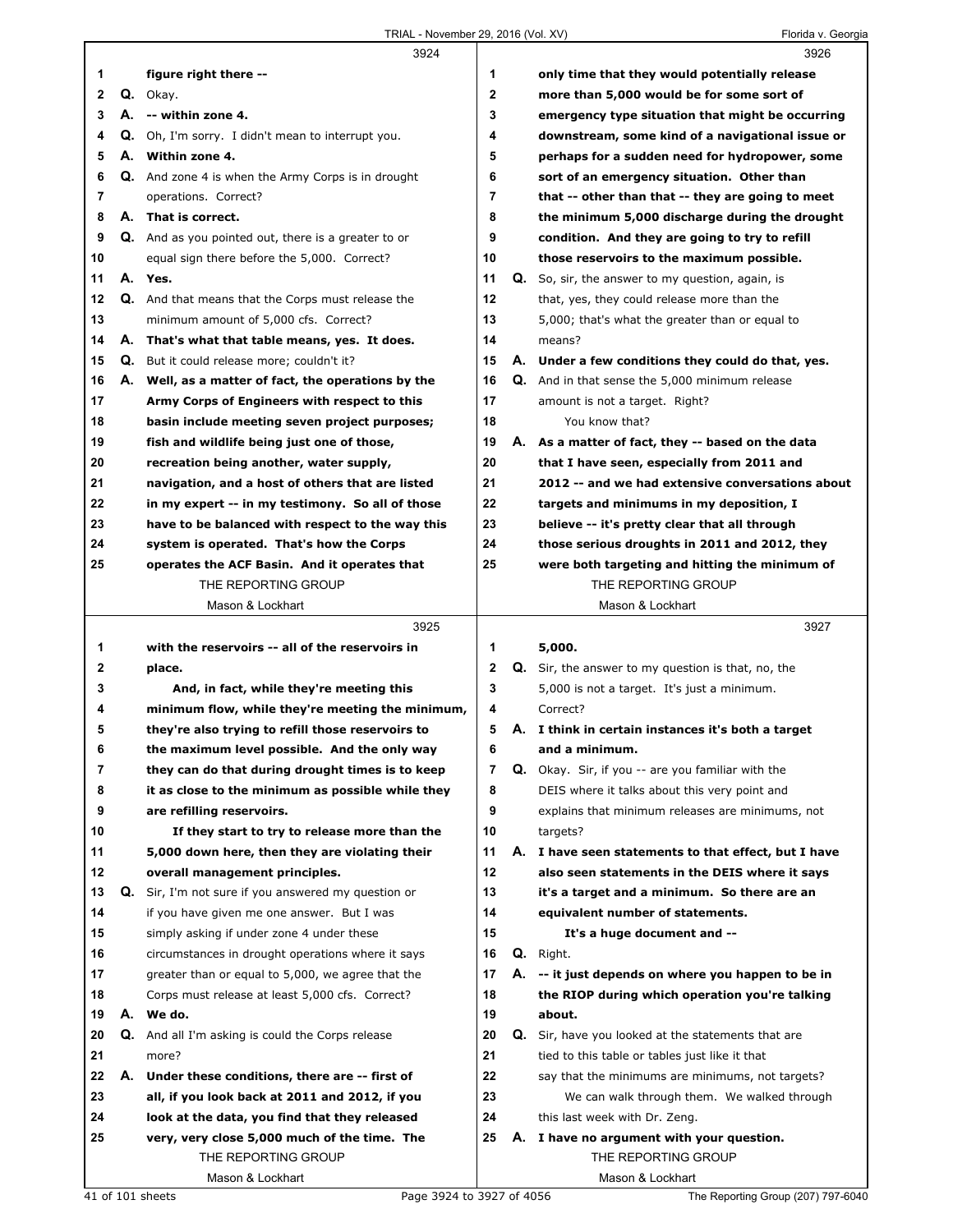**3924**

1 figure right there --

2 Q. Okay.

3 A. -- within zone 4.

4 Q. Oh, I'm sorry. I didn't mean to interrupt you.

5 A. Within zone 4.

6 Q. And zone 4 is when the Army Corps is in drought
7 operations. Correct?

8 A. That is correct.

9 Q. And as you pointed out, there is a greater to or
10 equal sign there before the 5,000. Correct?

11 A. Yes.

12 Q. And that means that the Corps must release the
13 minimum amount of 5,000 cfs. Correct?

14 A. That's what that table means, yes. It does.

15 Q. But it could release more; couldn't it?

16 A. Well, as a matter of fact, the operations by the
17 Army Corps of Engineers with respect to this
18 basin include meeting seven project purposes;
19 fish and wildlife being just one of those,
20 recreation being another, water supply,
21 navigation, and a host of others that are listed
22 in my expert -- in my testimony. So all of those
23 have to be balanced with respect to the way this
24 system is operated. That's how the Corps
25 operates the ACF Basin. And it operates that

**3925**

1 with the reservoirs -- all of the reservoirs in
2 place.

3 And, in fact, while they're meeting this
4 minimum flow, while they're meeting the minimum,
5 they're also trying to refill those reservoirs to
6 the maximum level possible. And the only way
7 they can do that during drought times is to keep
8 it as close to the minimum as possible while they
9 are refilling reservoirs.

10 If they start to try to release more than the
11 5,000 down here, then they are violating their
12 overall management principles.

13 Q. Sir, I'm not sure if you answered my question or
14 if you have given me one answer. But I was
15 simply asking if under zone 4 under these
16 circumstances in drought operations where it says
17 greater than or equal to 5,000, we agree that the
18 Corps must release at least 5,000 cfs. Correct?

19 A. We do.

20 Q. And all I'm asking is could the Corps release
21 more?

22 A. Under these conditions, there are -- first of
23 all, if you look back at 2011 and 2012, if you
24 look at the data, you find that they released
25 very, very close 5,000 much of the time. The

**3926**

1 only time that they would potentially release
2 more than 5,000 would be for some sort of
3 emergency type situation that might be occurring
4 downstream, some kind of a navigational issue or
5 perhaps for a sudden need for hydropower, some
6 sort of an emergency situation. Other than
7 that -- other than that -- they are going to meet
8 the minimum 5,000 discharge during the drought
9 condition. And they are going to try to refill
10 those reservoirs to the maximum possible.

11 Q. So, sir, the answer to my question, again, is
12 that, yes, they could release more than the
13 5,000; that's what the greater than or equal to
14 means?

15 A. Under a few conditions they could do that, yes.

16 Q. And in that sense the 5,000 minimum release
17 amount is not a target. Right?
18 You know that?

19 A. As a matter of fact, they -- based on the data
20 that I have seen, especially from 2011 and
21 2012 -- and we had extensive conversations about
22 targets and minimums in my deposition, I
23 believe -- it's pretty clear that all through
24 those serious droughts in 2011 and 2012, they
25 were both targeting and hitting the minimum of

**3927**

1 5,000.

2 Q. Sir, the answer to my question is that, no, the
3 5,000 is not a target. It's just a minimum.
4 Correct?

5 A. I think in certain instances it's both a target
6 and a minimum.

7 Q. Okay. Sir, if you -- are you familiar with the
8 DEIS where it talks about this very point and
9 explains that minimum releases are minimums, not
10 targets?

11 A. I have seen statements to that effect, but I have
12 also seen statements in the DEIS where it says
13 it's a target and a minimum. So there are an
14 equivalent number of statements.

15 It's a huge document and --

16 Q. Right.

17 A. -- it just depends on where you happen to be in
18 the RIOP during which operation you're talking
19 about.

20 Q. Sir, have you looked at the statements that are
21 tied to this table or tables just like it that
22 say that the minimums are minimums, not targets?
23 We can walk through them. We walked through
24 this last week with Dr. Zeng.

25 A. I have no argument with your question.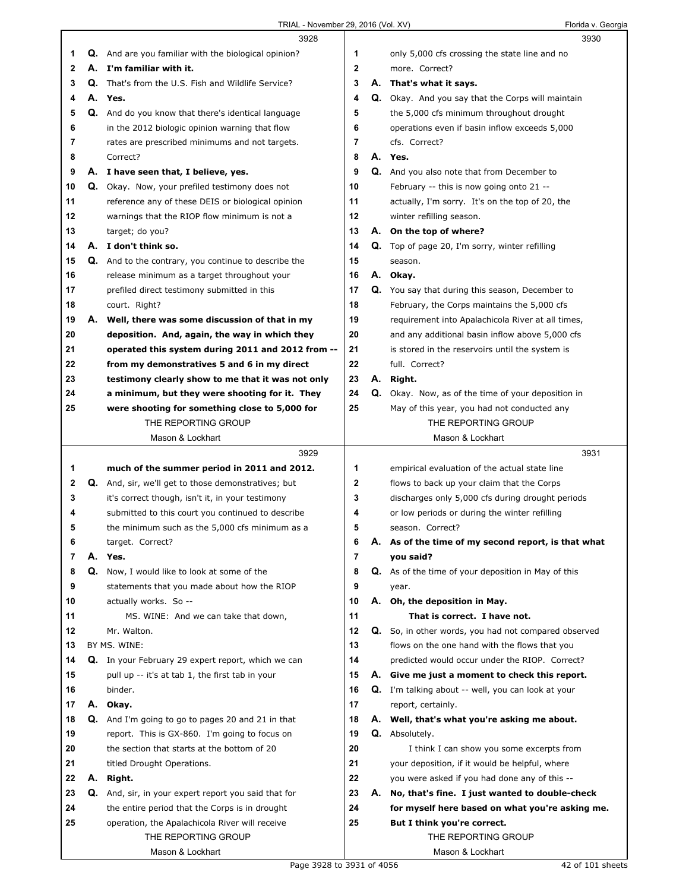**3928**

1 Q. And are you familiar with the biological opinion?
2 A. **I'm familiar with it.**
3 Q. That's from the U.S. Fish and Wildlife Service?
4 A. **Yes.**
5 Q. And do you know that there's identical language
6 in the 2012 biologic opinion warning that flow
7 rates are prescribed minimums and not targets.
8 Correct?
9 A. **I have seen that, I believe, yes.**
10 Q. Okay. Now, your prefiled testimony does not
11 reference any of these DEIS or biological opinion
12 warnings that the RIOP flow minimum is not a
13 target; do you?
14 A. **I don't think so.**
15 Q. And to the contrary, you continue to describe the
16 release minimum as a target throughout your
17 prefiled direct testimony submitted in this
18 court. Right?
19 A. **Well, there was some discussion of that in my**
20 **deposition. And, again, the way in which they**
21 **operated this system during 2011 and 2012 from --**
22 **from my demonstratives 5 and 6 in my direct**
23 **testimony clearly show to me that it was not only**
24 **a minimum, but they were shooting for it. They**
25 **were shooting for something close to 5,000 for**

**3929**

1 **much of the summer period in 2011 and 2012.**
2 Q. And, sir, we'll get to those demonstratives; but
3 it's correct though, isn't it, in your testimony
4 submitted to this court you continued to describe
5 the minimum such as the 5,000 cfs minimum as a
6 target. Correct?
7 A. **Yes.**
8 Q. Now, I would like to look at some of the
9 statements that you made about how the RIOP
10 actually works. So --
11 MS. WINE: And we can take that down,
12 Mr. Walton.
13 BY MS. WINE:
14 Q. In your February 29 expert report, which we can
15 pull up -- it's at tab 1, the first tab in your
16 binder.
17 A. **Okay.**
18 Q. And I'm going to go to pages 20 and 21 in that
19 report. This is GX-860. I'm going to focus on
20 the section that starts at the bottom of 20
21 titled Drought Operations.
22 A. **Right.**
23 Q. And, sir, in your expert report you said that for
24 the entire period that the Corps is in drought
25 operation, the Apalachicola River will receive

**3930**

1 only 5,000 cfs crossing the state line and no
2 more. Correct?
3 A. **That's what it says.**
4 Q. Okay. And you say that the Corps will maintain
5 the 5,000 cfs minimum throughout drought
6 operations even if basin inflow exceeds 5,000
7 cfs. Correct?
8 A. **Yes.**
9 Q. And you also note that from December to
10 February -- this is now going onto 21 --
11 actually, I'm sorry. It's on the top of 20, the
12 winter refilling season.
13 A. **On the top of where?**
14 Q. Top of page 20, I'm sorry, winter refilling
15 season.
16 A. **Okay.**
17 Q. You say that during this season, December to
18 February, the Corps maintains the 5,000 cfs
19 requirement into Apalachicola River at all times,
20 and any additional basin inflow above 5,000 cfs
21 is stored in the reservoirs until the system is
22 full. Correct?
23 A. **Right.**
24 Q. Okay. Now, as of the time of your deposition in
25 May of this year, you had not conducted any

**3931**

1 empirical evaluation of the actual state line
2 flows to back up your claim that the Corps
3 discharges only 5,000 cfs during drought periods
4 or low periods or during the winter refilling
5 season. Correct?
6 A. **As of the time of my second report, is that what**
7 **you said?**
8 Q. As of the time of your deposition in May of this
9 year.
10 A. **Oh, the deposition in May.**
11 **That is correct. I have not.**
12 Q. So, in other words, you had not compared observed
13 flows on the one hand with the flows that you
14 predicted would occur under the RIOP. Correct?
15 A. **Give me just a moment to check this report.**
16 Q. I'm talking about -- well, you can look at your
17 report, certainly.
18 A. **Well, that's what you're asking me about.**
19 Q. Absolutely.
20 I think I can show you some excerpts from
21 your deposition, if it would be helpful, where
22 you were asked if you had done any of this --
23 A. **No, that's fine. I just wanted to double-check**
24 **for myself here based on what you're asking me.**
25 **But I think you're correct.**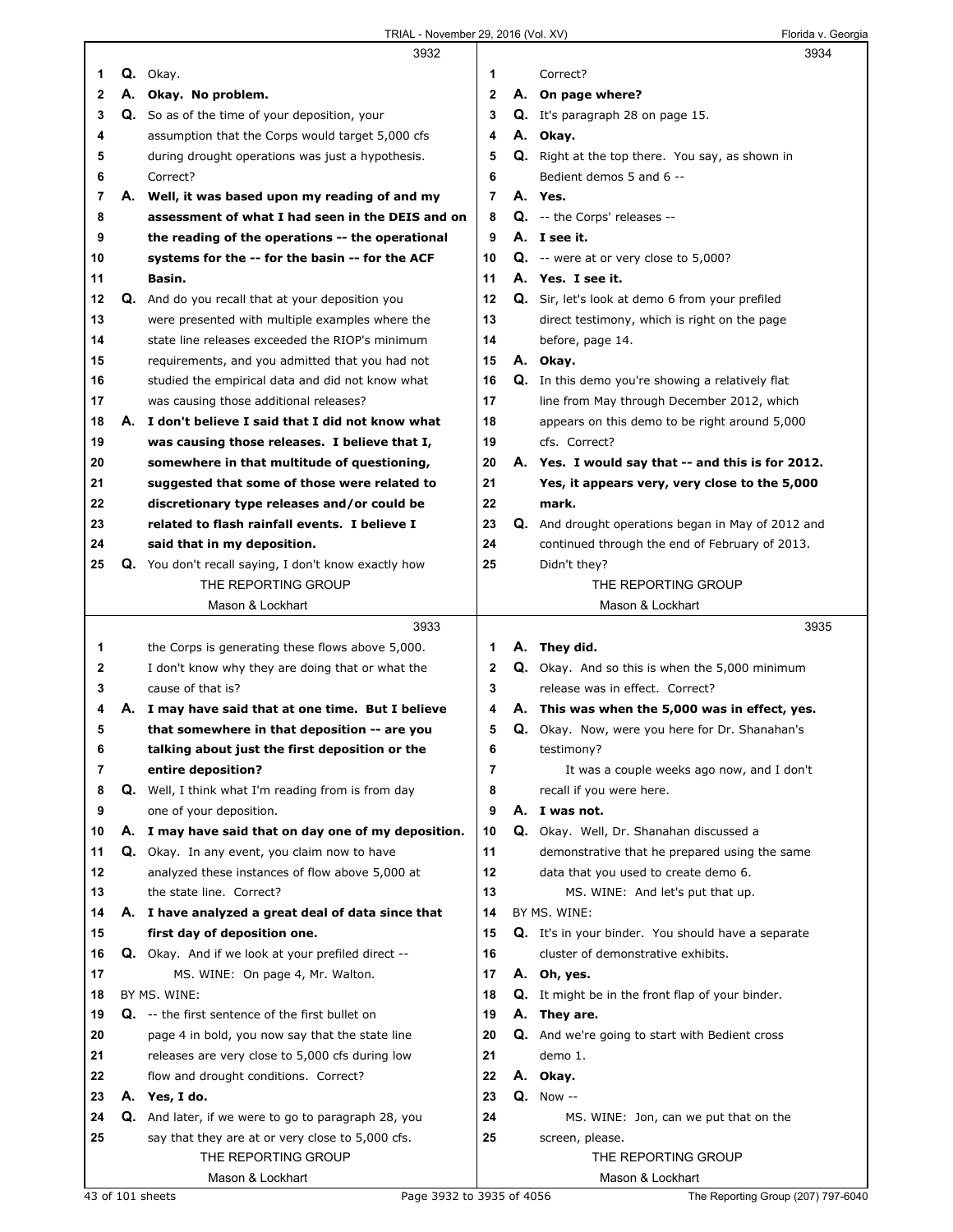**3932**

Q. Okay.

**A. Okay. No problem.**

Q. So as of the time of your deposition, your assumption that the Corps would target 5,000 cfs during drought operations was just a hypothesis. Correct?

**A. Well, it was based upon my reading of and my assessment of what I had seen in the DEIS and on the reading of the operations -- the operational systems for the -- for the basin -- for the ACF Basin.**

Q. And do you recall that at your deposition you were presented with multiple examples where the state line releases exceeded the RIOP's minimum requirements, and you admitted that you had not studied the empirical data and did not know what was causing those additional releases?

**A. I don't believe I said that I did not know what was causing those releases. I believe that I, somewhere in that multitude of questioning, suggested that some of those were related to discretionary type releases and/or could be related to flash rainfall events. I believe I said that in my deposition.**

Q. You don't recall saying, I don't know exactly how

**3933**

the Corps is generating these flows above 5,000. I don't know why they are doing that or what the cause of that is?

**A. I may have said that at one time. But I believe that somewhere in that deposition -- are you talking about just the first deposition or the entire deposition?**

Q. Well, I think what I'm reading from is from day one of your deposition.

**A. I may have said that on day one of my deposition.**

Q. Okay. In any event, you claim now to have analyzed these instances of flow above 5,000 at the state line. Correct?

**A. I have analyzed a great deal of data since that first day of deposition one.**

Q. Okay. And if we look at your prefiled direct --

MS. WINE: On page 4, Mr. Walton.

BY MS. WINE:

Q. -- the first sentence of the first bullet on page 4 in bold, you now say that the state line releases are very close to 5,000 cfs during low flow and drought conditions. Correct?

**A. Yes, I do.**

Q. And later, if we were to go to paragraph 28, you say that they are at or very close to 5,000 cfs.

**3934**

Correct?

**A. On page where?**

Q. It's paragraph 28 on page 15.

**A. Okay.**

Q. Right at the top there. You say, as shown in Bedient demos 5 and 6 --

**A. Yes.**

Q. -- the Corps' releases --

**A. I see it.**

Q. -- were at or very close to 5,000?

**A. Yes. I see it.**

Q. Sir, let's look at demo 6 from your prefiled direct testimony, which is right on the page before, page 14.

**A. Okay.**

Q. In this demo you're showing a relatively flat line from May through December 2012, which appears on this demo to be right around 5,000 cfs. Correct?

**A. Yes. I would say that -- and this is for 2012. Yes, it appears very, very close to the 5,000 mark.**

Q. And drought operations began in May of 2012 and continued through the end of February of 2013. Didn't they?

**3935**

**A. They did.**

Q. Okay. And so this is when the 5,000 minimum release was in effect. Correct?

**A. This was when the 5,000 was in effect, yes.**

Q. Okay. Now, were you here for Dr. Shanahan's testimony?

It was a couple weeks ago now, and I don't recall if you were here.

**A. I was not.**

Q. Okay. Well, Dr. Shanahan discussed a demonstrative that he prepared using the same data that you used to create demo 6.

MS. WINE: And let's put that up.

BY MS. WINE:

Q. It's in your binder. You should have a separate cluster of demonstrative exhibits.

**A. Oh, yes.**

Q. It might be in the front flap of your binder.

**A. They are.**

Q. And we're going to start with Bedient cross demo 1.

**A. Okay.**

Q. Now --

MS. WINE: Jon, can we put that on the screen, please.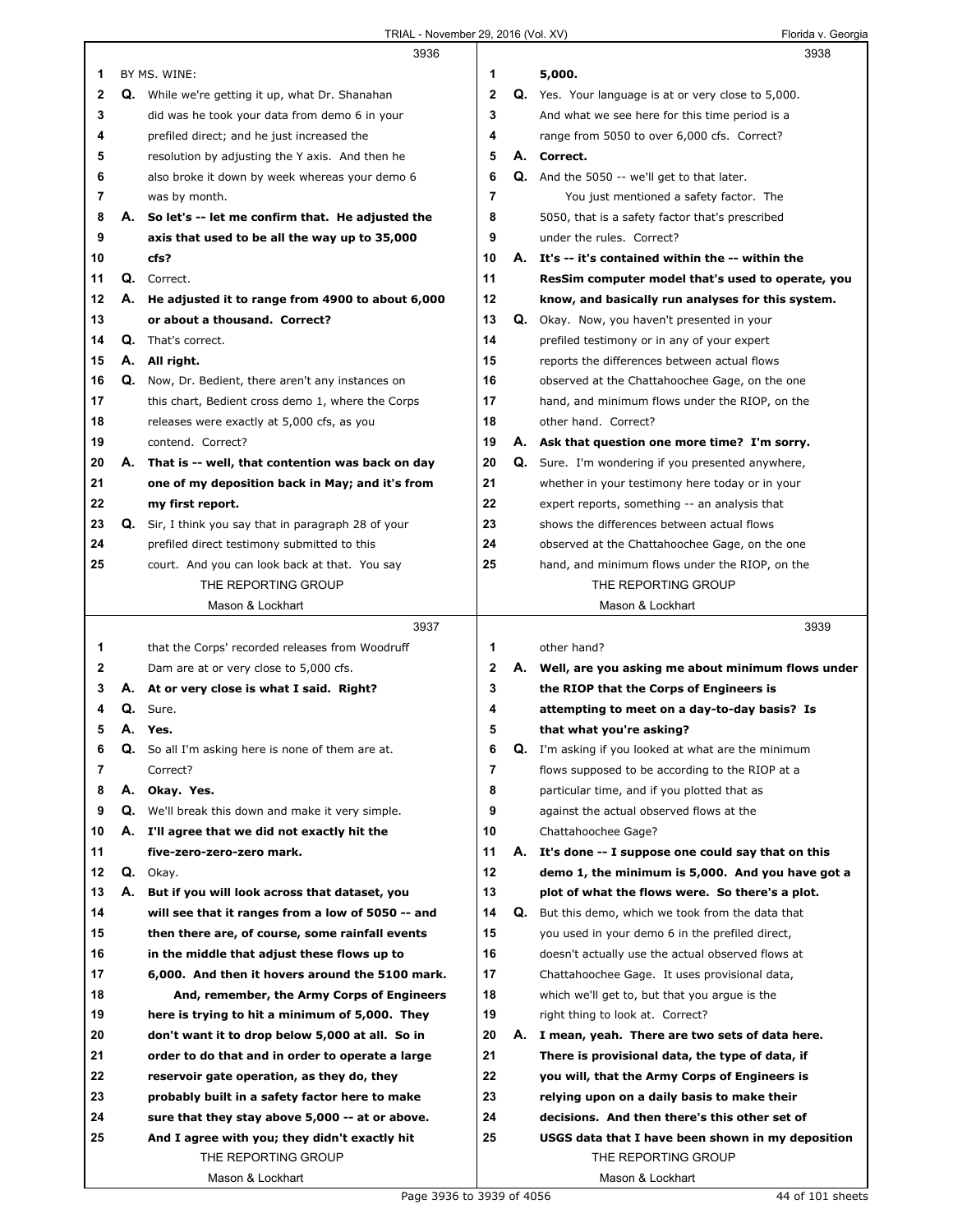**3936**

1 BY MS. WINE:

2 Q. While we're getting it up, what Dr. Shanahan
3 did was he took your data from demo 6 in your
4 prefiled direct; and he just increased the
5 resolution by adjusting the Y axis. And then he
6 also broke it down by week whereas your demo 6
7 was by month.

8 A. **So let's -- let me confirm that. He adjusted the**
9 **axis that used to be all the way up to 35,000**
10 **cfs?**

11 Q. Correct.

12 A. **He adjusted it to range from 4900 to about 6,000**
13 **or about a thousand. Correct?**

14 Q. That's correct.

15 A. **All right.**

16 Q. Now, Dr. Bedient, there aren't any instances on
17 this chart, Bedient cross demo 1, where the Corps
18 releases were exactly at 5,000 cfs, as you
19 contend. Correct?

20 A. **That is -- well, that contention was back on day**
21 **one of my deposition back in May; and it's from**
22 **my first report.**

23 Q. Sir, I think you say that in paragraph 28 of your
24 prefiled direct testimony submitted to this
25 court. And you can look back at that. You say

**3937**

1 that the Corps' recorded releases from Woodruff
2 Dam are at or very close to 5,000 cfs.

3 A. **At or very close is what I said. Right?**

4 Q. Sure.

5 A. **Yes.**

6 Q. So all I'm asking here is none of them are at.
7 Correct?

8 A. **Okay. Yes.**

9 Q. We'll break this down and make it very simple.

10 A. **I'll agree that we did not exactly hit the**
11 **five-zero-zero-zero mark.**

12 Q. Okay.

13 A. **But if you will look across that dataset, you**
14 **will see that it ranges from a low of 5050 -- and**
15 **then there are, of course, some rainfall events**
16 **in the middle that adjust these flows up to**
17 **6,000. And then it hovers around the 5100 mark.**
18 **And, remember, the Army Corps of Engineers**
19 **here is trying to hit a minimum of 5,000. They**
20 **don't want it to drop below 5,000 at all. So in**
21 **order to do that and in order to operate a large**
22 **reservoir gate operation, as they do, they**
23 **probably built in a safety factor here to make**
24 **sure that they stay above 5,000 -- at or above.**
25 **And I agree with you; they didn't exactly hit**

**3938**

1 **5,000.**

2 Q. Yes. Your language is at or very close to 5,000.
3 And what we see here for this time period is a
4 range from 5050 to over 6,000 cfs. Correct?

5 A. **Correct.**

6 Q. And the 5050 -- we'll get to that later.
7 You just mentioned a safety factor. The
8 5050, that is a safety factor that's prescribed
9 under the rules. Correct?

10 A. **It's -- it's contained within the -- within the**
11 **ResSim computer model that's used to operate, you**
12 **know, and basically run analyses for this system.**

13 Q. Okay. Now, you haven't presented in your
14 prefiled testimony or in any of your expert
15 reports the differences between actual flows
16 observed at the Chattahoochee Gage, on the one
17 hand, and minimum flows under the RIOP, on the
18 other hand. Correct?

19 A. **Ask that question one more time? I'm sorry.**

20 Q. Sure. I'm wondering if you presented anywhere,
21 whether in your testimony here today or in your
22 expert reports, something -- an analysis that
23 shows the differences between actual flows
24 observed at the Chattahoochee Gage, on the one
25 hand, and minimum flows under the RIOP, on the

**3939**

1 other hand?

2 A. **Well, are you asking me about minimum flows under**
3 **the RIOP that the Corps of Engineers is**
4 **attempting to meet on a day-to-day basis? Is**
5 **that what you're asking?**

6 Q. I'm asking if you looked at what are the minimum
7 flows supposed to be according to the RIOP at a
8 particular time, and if you plotted that as
9 against the actual observed flows at the
10 Chattahoochee Gage?

11 A. **It's done -- I suppose one could say that on this**
12 **demo 1, the minimum is 5,000. And you have got a**
13 **plot of what the flows were. So there's a plot.**

14 Q. But this demo, which we took from the data that
15 you used in your demo 6 in the prefiled direct,
16 doesn't actually use the actual observed flows at
17 Chattahoochee Gage. It uses provisional data,
18 which we'll get to, but that you argue is the
19 right thing to look at. Correct?

20 A. **I mean, yeah. There are two sets of data here.**
21 **There is provisional data, the type of data, if**
22 **you will, that the Army Corps of Engineers is**
23 **relying upon on a daily basis to make their**
24 **decisions. And then there's this other set of**
25 **USGS data that I have been shown in my deposition**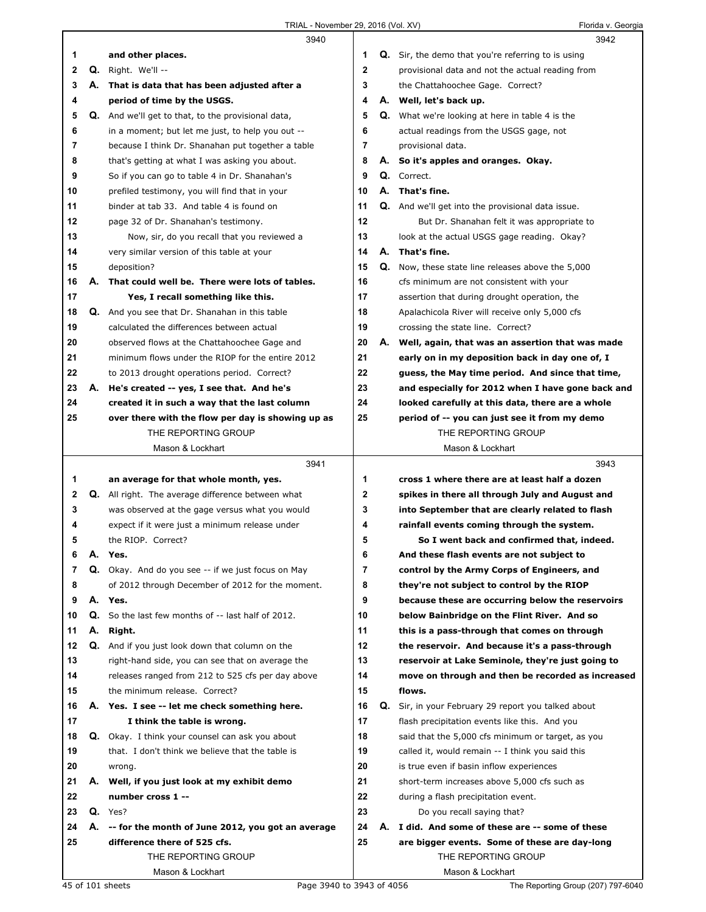3940

1 and other places.
2 Q. Right. We'll --
3 A. That is data that has been adjusted after a
4 period of time by the USGS.
5 Q. And we'll get to that, to the provisional data,
6 in a moment; but let me just, to help you out --
7 because I think Dr. Shanahan put together a table
8 that's getting at what I was asking you about.
9 So if you can go to table 4 in Dr. Shanahan's
10 prefiled testimony, you will find that in your
11 binder at tab 33. And table 4 is found on
12 page 32 of Dr. Shanahan's testimony.
13 Now, sir, do you recall that you reviewed a
14 very similar version of this table at your
15 deposition?
16 A. That could well be. There were lots of tables.
17 Yes, I recall something like this.
18 Q. And you see that Dr. Shanahan in this table
19 calculated the differences between actual
20 observed flows at the Chattahoochee Gage and
21 minimum flows under the RIOP for the entire 2012
22 to 2013 drought operations period. Correct?
23 A. He's created -- yes, I see that. And he's
24 created it in such a way that the last column
25 over there with the flow per day is showing up as

3941

1 an average for that whole month, yes.
2 Q. All right. The average difference between what
3 was observed at the gage versus what you would
4 expect if it were just a minimum release under
5 the RIOP. Correct?
6 A. Yes.
7 Q. Okay. And do you see -- if we just focus on May
8 of 2012 through December of 2012 for the moment.
9 A. Yes.
10 Q. So the last few months of -- last half of 2012.
11 A. Right.
12 Q. And if you just look down that column on the
13 right-hand side, you can see that on average the
14 releases ranged from 212 to 525 cfs per day above
15 the minimum release. Correct?
16 A. Yes. I see -- let me check something here.
17 I think the table is wrong.
18 Q. Okay. I think your counsel can ask you about
19 that. I don't think we believe that the table is
20 wrong.
21 A. Well, if you just look at my exhibit demo
22 number cross 1 --
23 Q. Yes?
24 A. -- for the month of June 2012, you got an average
25 difference there of 525 cfs.

3942

1 Q. Sir, the demo that you're referring to is using
2 provisional data and not the actual reading from
3 the Chattahoochee Gage. Correct?
4 A. Well, let's back up.
5 Q. What we're looking at here in table 4 is the
6 actual readings from the USGS gage, not
7 provisional data.
8 A. So it's apples and oranges. Okay.
9 Q. Correct.
10 A. That's fine.
11 Q. And we'll get into the provisional data issue.
12 But Dr. Shanahan felt it was appropriate to
13 look at the actual USGS gage reading. Okay?
14 A. That's fine.
15 Q. Now, these state line releases above the 5,000
16 cfs minimum are not consistent with your
17 assertion that during drought operation, the
18 Apalachicola River will receive only 5,000 cfs
19 crossing the state line. Correct?
20 A. Well, again, that was an assertion that was made
21 early on in my deposition back in day one of, I
22 guess, the May time period. And since that time,
23 and especially for 2012 when I have gone back and
24 looked carefully at this data, there are a whole
25 period of -- you can just see it from my demo

3943

1 cross 1 where there are at least half a dozen
2 spikes in there all through July and August and
3 into September that are clearly related to flash
4 rainfall events coming through the system.
5 So I went back and confirmed that, indeed.
6 And these flash events are not subject to
7 control by the Army Corps of Engineers, and
8 they're not subject to control by the RIOP
9 because these are occurring below the reservoirs
10 below Bainbridge on the Flint River. And so
11 this is a pass-through that comes on through
12 the reservoir. And because it's a pass-through
13 reservoir at Lake Seminole, they're just going to
14 move on through and then be recorded as increased
15 flows.
16 Q. Sir, in your February 29 report you talked about
17 flash precipitation events like this. And you
18 said that the 5,000 cfs minimum or target, as you
19 called it, would remain -- I think you said this
20 is true even if basin inflow experiences
21 short-term increases above 5,000 cfs such as
22 during a flash precipitation event.
23 Do you recall saying that?
24 A. I did. And some of these are -- some of these
25 are bigger events. Some of these are day-long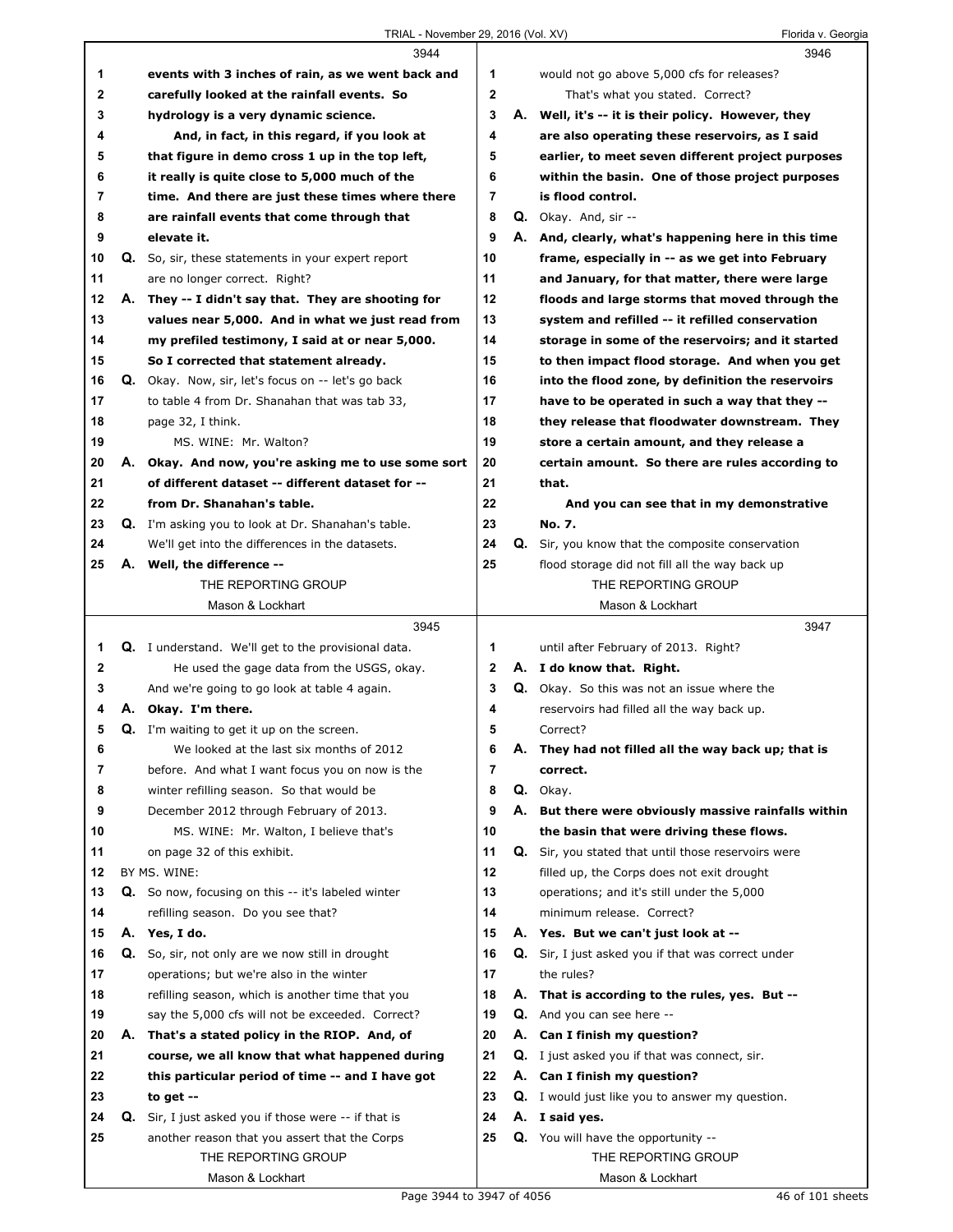3944

1 events with 3 inches of rain, as we went back and
2 carefully looked at the rainfall events. So
3 hydrology is a very dynamic science.
4 And, in fact, in this regard, if you look at
5 that figure in demo cross 1 up in the top left,
6 it really is quite close to 5,000 much of the
7 time. And there are just these times where there
8 are rainfall events that come through that
9 elevate it.
10 Q. So, sir, these statements in your expert report
11 are no longer correct. Right?
12 A. They -- I didn't say that. They are shooting for
13 values near 5,000. And in what we just read from
14 my prefiled testimony, I said at or near 5,000.
15 So I corrected that statement already.
16 Q. Okay. Now, sir, let's focus on -- let's go back
17 to table 4 from Dr. Shanahan that was tab 33,
18 page 32, I think.
19 MS. WINE: Mr. Walton?
20 A. Okay. And now, you're asking me to use some sort
21 of different dataset -- different dataset for --
22 from Dr. Shanahan's table.
23 Q. I'm asking you to look at Dr. Shanahan's table.
24 We'll get into the differences in the datasets.
25 A. Well, the difference --

3945

1 Q. I understand. We'll get to the provisional data.
2 He used the gage data from the USGS, okay.
3 And we're going to go look at table 4 again.
4 A. Okay. I'm there.
5 Q. I'm waiting to get it up on the screen.
6 We looked at the last six months of 2012
7 before. And what I want focus you on now is the
8 winter refilling season. So that would be
9 December 2012 through February of 2013.
10 MS. WINE: Mr. Walton, I believe that's
11 on page 32 of this exhibit.
12 BY MS. WINE:
13 Q. So now, focusing on this -- it's labeled winter
14 refilling season. Do you see that?
15 A. Yes, I do.
16 Q. So, sir, not only are we now still in drought
17 operations; but we're also in the winter
18 refilling season, which is another time that you
19 say the 5,000 cfs will not be exceeded. Correct?
20 A. That's a stated policy in the RIOP. And, of
21 course, we all know that what happened during
22 this particular period of time -- and I have got
23 to get --
24 Q. Sir, I just asked you if those were -- if that is
25 another reason that you assert that the Corps

3946

1 would not go above 5,000 cfs for releases?
2 That's what you stated. Correct?
3 A. Well, it's -- it is their policy. However, they
4 are also operating these reservoirs, as I said
5 earlier, to meet seven different project purposes
6 within the basin. One of those project purposes
7 is flood control.
8 Q. Okay. And, sir --
9 A. And, clearly, what's happening here in this time
10 frame, especially in -- as we get into February
11 and January, for that matter, there were large
12 floods and large storms that moved through the
13 system and refilled -- it refilled conservation
14 storage in some of the reservoirs; and it started
15 to then impact flood storage. And when you get
16 into the flood zone, by definition the reservoirs
17 have to be operated in such a way that they --
18 they release that floodwater downstream. They
19 store a certain amount, and they release a
20 certain amount. So there are rules according to
21 that.
22 And you can see that in my demonstrative
23 No. 7.
24 Q. Sir, you know that the composite conservation
25 flood storage did not fill all the way back up

3947

1 until after February of 2013. Right?
2 A. I do know that. Right.
3 Q. Okay. So this was not an issue where the
4 reservoirs had filled all the way back up.
5 Correct?
6 A. They had not filled all the way back up; that is
7 correct.
8 Q. Okay.
9 A. But there were obviously massive rainfalls within
10 the basin that were driving these flows.
11 Q. Sir, you stated that until those reservoirs were
12 filled up, the Corps does not exit drought
13 operations; and it's still under the 5,000
14 minimum release. Correct?
15 A. Yes. But we can't just look at --
16 Q. Sir, I just asked you if that was correct under
17 the rules?
18 A. That is according to the rules, yes. But --
19 Q. And you can see here --
20 A. Can I finish my question?
21 Q. I just asked you if that was connect, sir.
22 A. Can I finish my question?
23 Q. I would just like you to answer my question.
24 A. I said yes.
25 Q. You will have the opportunity --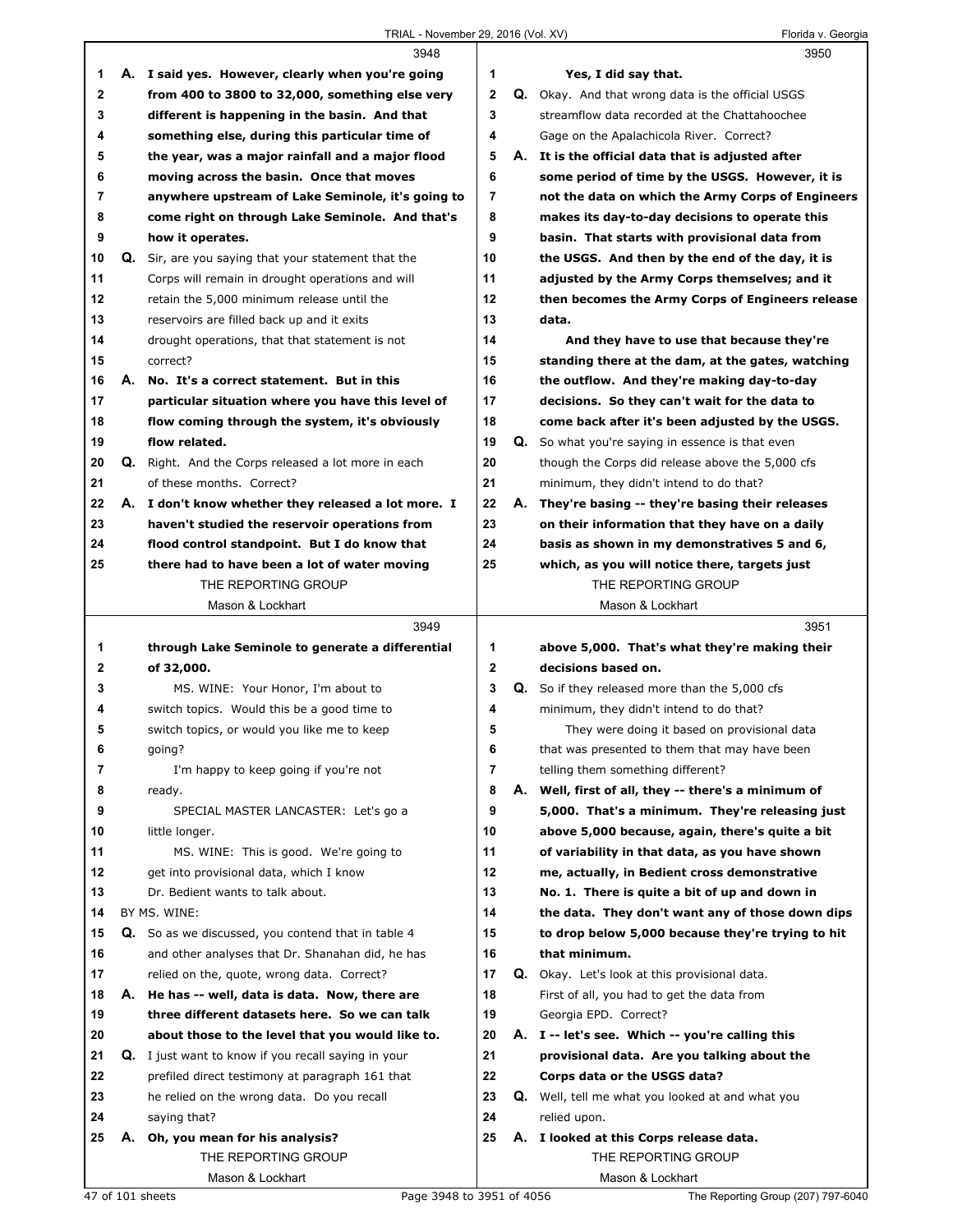**3948**

1 A. I said yes. However, clearly when you're going
2 from 400 to 3800 to 32,000, something else very
3 different is happening in the basin. And that
4 something else, during this particular time of
5 the year, was a major rainfall and a major flood
6 moving across the basin. Once that moves
7 anywhere upstream of Lake Seminole, it's going to
8 come right on through Lake Seminole. And that's
9 how it operates.
10 Q. Sir, are you saying that your statement that the
11 Corps will remain in drought operations and will
12 retain the 5,000 minimum release until the
13 reservoirs are filled back up and it exits
14 drought operations, that that statement is not
15 correct?
16 A. No. It's a correct statement. But in this
17 particular situation where you have this level of
18 flow coming through the system, it's obviously
19 flow related.
20 Q. Right. And the Corps released a lot more in each
21 of these months. Correct?
22 A. I don't know whether they released a lot more. I
23 haven't studied the reservoir operations from
24 flood control standpoint. But I do know that
25 there had to have been a lot of water moving

**3949**

1 through Lake Seminole to generate a differential
2 of 32,000.
3 MS. WINE: Your Honor, I'm about to
4 switch topics. Would this be a good time to
5 switch topics, or would you like me to keep
6 going?
7 I'm happy to keep going if you're not
8 ready.
9 SPECIAL MASTER LANCASTER: Let's go a
10 little longer.
11 MS. WINE: This is good. We're going to
12 get into provisional data, which I know
13 Dr. Bedient wants to talk about.
14 BY MS. WINE:
15 Q. So as we discussed, you contend that in table 4
16 and other analyses that Dr. Shanahan did, he has
17 relied on the, quote, wrong data. Correct?
18 A. He has -- well, data is data. Now, there are
19 three different datasets here. So we can talk
20 about those to the level that you would like to.
21 Q. I just want to know if you recall saying in your
22 prefiled direct testimony at paragraph 161 that
23 he relied on the wrong data. Do you recall
24 saying that?
25 A. Oh, you mean for his analysis?

**3950**

1 Yes, I did say that.
2 Q. Okay. And that wrong data is the official USGS
3 streamflow data recorded at the Chattahoochee
4 Gage on the Apalachicola River. Correct?
5 A. It is the official data that is adjusted after
6 some period of time by the USGS. However, it is
7 not the data on which the Army Corps of Engineers
8 makes its day-to-day decisions to operate this
9 basin. That starts with provisional data from
10 the USGS. And then by the end of the day, it is
11 adjusted by the Army Corps themselves; and it
12 then becomes the Army Corps of Engineers release
13 data.
14 And they have to use that because they're
15 standing there at the dam, at the gates, watching
16 the outflow. And they're making day-to-day
17 decisions. So they can't wait for the data to
18 come back after it's been adjusted by the USGS.
19 Q. So what you're saying in essence is that even
20 though the Corps did release above the 5,000 cfs
21 minimum, they didn't intend to do that?
22 A. They're basing -- they're basing their releases
23 on their information that they have on a daily
24 basis as shown in my demonstratives 5 and 6,
25 which, as you will notice there, targets just

**3951**

1 above 5,000. That's what they're making their
2 decisions based on.
3 Q. So if they released more than the 5,000 cfs
4 minimum, they didn't intend to do that?
5 They were doing it based on provisional data
6 that was presented to them that may have been
7 telling them something different?
8 A. Well, first of all, they -- there's a minimum of
9 5,000. That's a minimum. They're releasing just
10 above 5,000 because, again, there's quite a bit
11 of variability in that data, as you have shown
12 me, actually, in Bedient cross demonstrative
13 No. 1. There is quite a bit of up and down in
14 the data. They don't want any of those down dips
15 to drop below 5,000 because they're trying to hit
16 that minimum.
17 Q. Okay. Let's look at this provisional data.
18 First of all, you had to get the data from
19 Georgia EPD. Correct?
20 A. I -- let's see. Which -- you're calling this
21 provisional data. Are you talking about the
22 Corps data or the USGS data?
23 Q. Well, tell me what you looked at and what you
24 relied upon.
25 A. I looked at this Corps release data.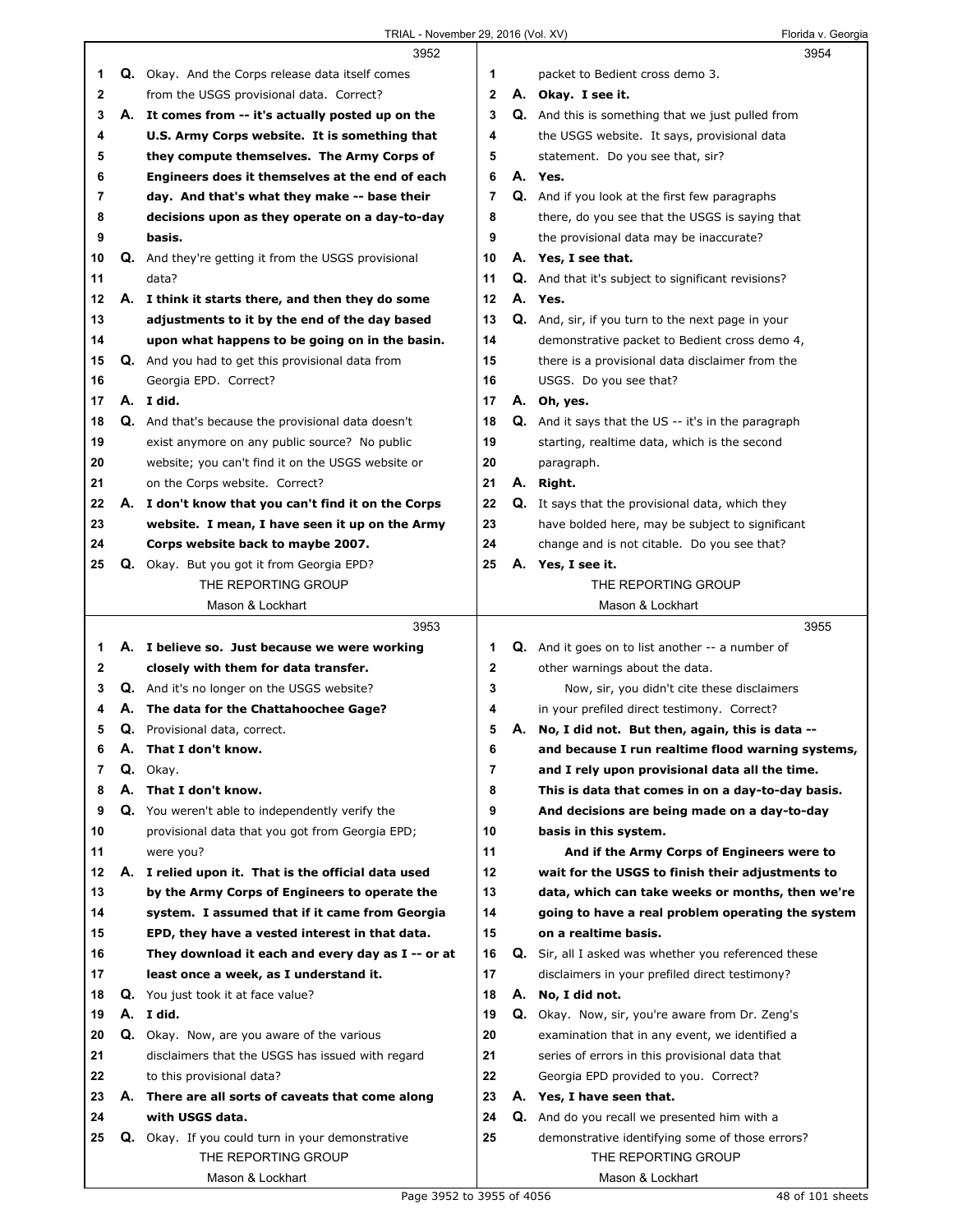3952

1 Q. Okay. And the Corps release data itself comes
2 from the USGS provisional data. Correct?
3 A. **It comes from -- it's actually posted up on the**
4 **U.S. Army Corps website. It is something that**
5 **they compute themselves. The Army Corps of**
6 **Engineers does it themselves at the end of each**
7 **day. And that's what they make -- base their**
8 **decisions upon as they operate on a day-to-day**
9 **basis.**
10 Q. And they're getting it from the USGS provisional
11 data?
12 A. **I think it starts there, and then they do some**
13 **adjustments to it by the end of the day based**
14 **upon what happens to be going on in the basin.**
15 Q. And you had to get this provisional data from
16 Georgia EPD. Correct?
17 A. **I did.**
18 Q. And that's because the provisional data doesn't
19 exist anymore on any public source? No public
20 website; you can't find it on the USGS website or
21 on the Corps website. Correct?
22 A. **I don't know that you can't find it on the Corps**
23 **website. I mean, I have seen it up on the Army**
24 **Corps website back to maybe 2007.**
25 Q. Okay. But you got it from Georgia EPD?

3953

1 A. **I believe so. Just because we were working**
2 **closely with them for data transfer.**
3 Q. And it's no longer on the USGS website?
4 A. **The data for the Chattahoochee Gage?**
5 Q. Provisional data, correct.
6 A. **That I don't know.**
7 Q. Okay.
8 A. **That I don't know.**
9 Q. You weren't able to independently verify the
10 provisional data that you got from Georgia EPD;
11 were you?
12 A. **I relied upon it. That is the official data used**
13 **by the Army Corps of Engineers to operate the**
14 **system. I assumed that if it came from Georgia**
15 **EPD, they have a vested interest in that data.**
16 **They download it each and every day as I -- or at**
17 **least once a week, as I understand it.**
18 Q. You just took it at face value?
19 A. **I did.**
20 Q. Okay. Now, are you aware of the various
21 disclaimers that the USGS has issued with regard
22 to this provisional data?
23 A. **There are all sorts of caveats that come along**
24 **with USGS data.**
25 Q. Okay. If you could turn in your demonstrative

3954

1 packet to Bedient cross demo 3.
2 A. **Okay. I see it.**
3 Q. And this is something that we just pulled from
4 the USGS website. It says, provisional data
5 statement. Do you see that, sir?
6 A. **Yes.**
7 Q. And if you look at the first few paragraphs
8 there, do you see that the USGS is saying that
9 the provisional data may be inaccurate?
10 A. **Yes, I see that.**
11 Q. And that it's subject to significant revisions?
12 A. **Yes.**
13 Q. And, sir, if you turn to the next page in your
14 demonstrative packet to Bedient cross demo 4,
15 there is a provisional data disclaimer from the
16 USGS. Do you see that?
17 A. **Oh, yes.**
18 Q. And it says that the US -- it's in the paragraph
19 starting, realtime data, which is the second
20 paragraph.
21 A. **Right.**
22 Q. It says that the provisional data, which they
23 have bolded here, may be subject to significant
24 change and is not citable. Do you see that?
25 A. **Yes, I see it.**

3955

1 Q. And it goes on to list another -- a number of
2 other warnings about the data.
3 Now, sir, you didn't cite these disclaimers
4 in your prefiled direct testimony. Correct?
5 A. **No, I did not. But then, again, this is data --**
6 **and because I run realtime flood warning systems,**
7 **and I rely upon provisional data all the time.**
8 **This is data that comes in on a day-to-day basis.**
9 **And decisions are being made on a day-to-day**
10 **basis in this system.**
11 **And if the Army Corps of Engineers were to**
12 **wait for the USGS to finish their adjustments to**
13 **data, which can take weeks or months, then we're**
14 **going to have a real problem operating the system**
15 **on a realtime basis.**
16 Q. Sir, all I asked was whether you referenced these
17 disclaimers in your prefiled direct testimony?
18 A. **No, I did not.**
19 Q. Okay. Now, sir, you're aware from Dr. Zeng's
20 examination that in any event, we identified a
21 series of errors in this provisional data that
22 Georgia EPD provided to you. Correct?
23 A. **Yes, I have seen that.**
24 Q. And do you recall we presented him with a
25 demonstrative identifying some of those errors?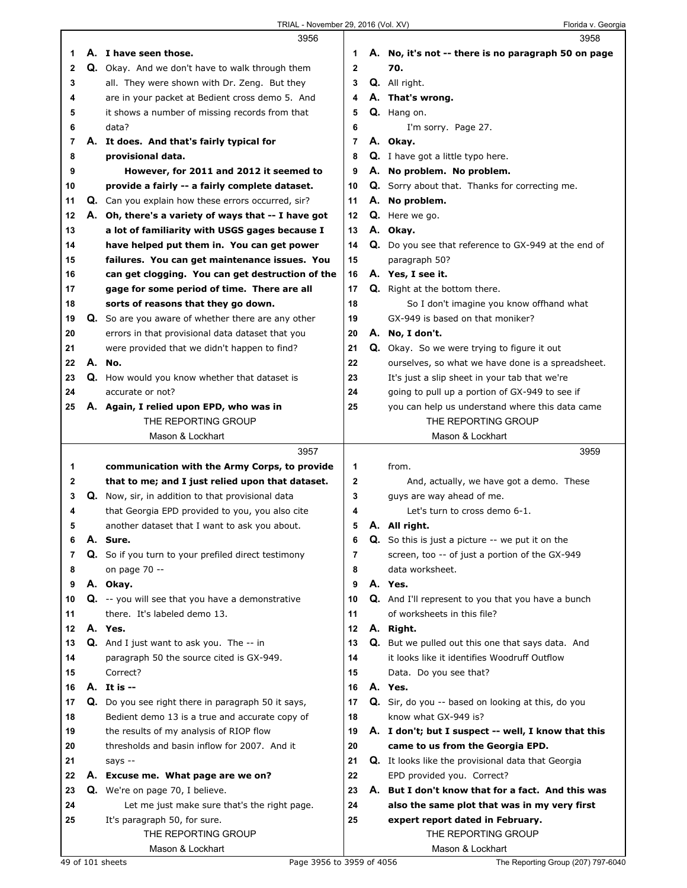**3956**

1 **A. I have seen those.**
2 Q. Okay. And we don't have to walk through them
3 all. They were shown with Dr. Zeng. But they
4 are in your packet at Bedient cross demo 5. And
5 it shows a number of missing records from that
6 data?
7 **A. It does. And that's fairly typical for**
8 **provisional data.**
9 **However, for 2011 and 2012 it seemed to**
10 **provide a fairly -- a fairly complete dataset.**
11 Q. Can you explain how these errors occurred, sir?
12 **A. Oh, there's a variety of ways that -- I have got**
13 **a lot of familiarity with USGS gages because I**
14 **have helped put them in. You can get power**
15 **failures. You can get maintenance issues. You**
16 **can get clogging. You can get destruction of the**
17 **gage for some period of time. There are all**
18 **sorts of reasons that they go down.**
19 Q. So are you aware of whether there are any other
20 errors in that provisional data dataset that you
21 were provided that we didn't happen to find?
22 **A. No.**
23 Q. How would you know whether that dataset is
24 accurate or not?
25 **A. Again, I relied upon EPD, who was in**

**3957**

1 **communication with the Army Corps, to provide**
2 **that to me; and I just relied upon that dataset.**
3 Q. Now, sir, in addition to that provisional data
4 that Georgia EPD provided to you, you also cite
5 another dataset that I want to ask you about.
6 **A. Sure.**
7 Q. So if you turn to your prefiled direct testimony
8 on page 70 --
9 **A. Okay.**
10 Q. -- you will see that you have a demonstrative
11 there. It's labeled demo 13.
12 **A. Yes.**
13 Q. And I just want to ask you. The -- in
14 paragraph 50 the source cited is GX-949.
15 Correct?
16 **A. It is --**
17 Q. Do you see right there in paragraph 50 it says,
18 Bedient demo 13 is a true and accurate copy of
19 the results of my analysis of RIOP flow
20 thresholds and basin inflow for 2007. And it
21 says --
22 **A. Excuse me. What page are we on?**
23 Q. We're on page 70, I believe.
24 Let me just make sure that's the right page.
25 It's paragraph 50, for sure.

**3958**

1 **A. No, it's not -- there is no paragraph 50 on page**
2 **70.**
3 Q. All right.
4 **A. That's wrong.**
5 Q. Hang on.
6 I'm sorry. Page 27.
7 **A. Okay.**
8 Q. I have got a little typo here.
9 **A. No problem. No problem.**
10 Q. Sorry about that. Thanks for correcting me.
11 **A. No problem.**
12 Q. Here we go.
13 **A. Okay.**
14 Q. Do you see that reference to GX-949 at the end of
15 paragraph 50?
16 **A. Yes, I see it.**
17 Q. Right at the bottom there.
18 So I don't imagine you know offhand what
19 GX-949 is based on that moniker?
20 **A. No, I don't.**
21 Q. Okay. So we were trying to figure it out
22 ourselves, so what we have done is a spreadsheet.
23 It's just a slip sheet in your tab that we're
24 going to pull up a portion of GX-949 to see if
25 you can help us understand where this data came

**3959**

1 from.
2 And, actually, we have got a demo. These
3 guys are way ahead of me.
4 Let's turn to cross demo 6-1.
5 **A. All right.**
6 Q. So this is just a picture -- we put it on the
7 screen, too -- of just a portion of the GX-949
8 data worksheet.
9 **A. Yes.**
10 Q. And I'll represent to you that you have a bunch
11 of worksheets in this file?
12 **A. Right.**
13 Q. But we pulled out this one that says data. And
14 it looks like it identifies Woodruff Outflow
15 Data. Do you see that?
16 **A. Yes.**
17 Q. Sir, do you -- based on looking at this, do you
18 know what GX-949 is?
19 **A. I don't; but I suspect -- well, I know that this**
20 **came to us from the Georgia EPD.**
21 Q. It looks like the provisional data that Georgia
22 EPD provided you. Correct?
23 **A. But I don't know that for a fact. And this was**
24 **also the same plot that was in my very first**
25 **expert report dated in February.**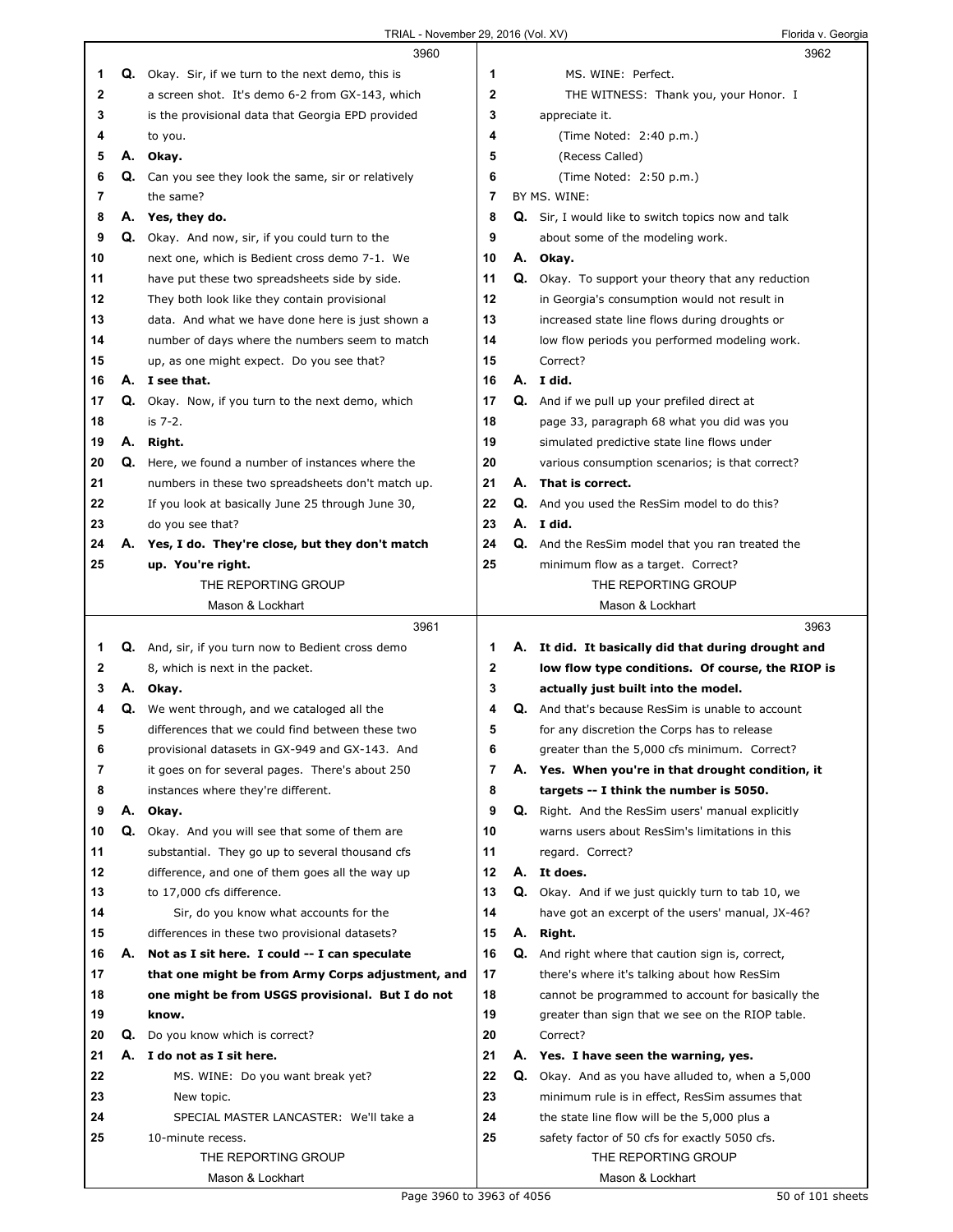**3960**

1 Q. Okay. Sir, if we turn to the next demo, this is
2 a screen shot. It's demo 6-2 from GX-143, which
3 is the provisional data that Georgia EPD provided
4 to you.
5 A. **Okay.**
6 Q. Can you see they look the same, sir or relatively
7 the same?
8 A. **Yes, they do.**
9 Q. Okay. And now, sir, if you could turn to the
10 next one, which is Bedient cross demo 7-1. We
11 have put these two spreadsheets side by side.
12 They both look like they contain provisional
13 data. And what we have done here is just shown a
14 number of days where the numbers seem to match
15 up, as one might expect. Do you see that?
16 A. **I see that.**
17 Q. Okay. Now, if you turn to the next demo, which
18 is 7-2.
19 A. **Right.**
20 Q. Here, we found a number of instances where the
21 numbers in these two spreadsheets don't match up.
22 If you look at basically June 25 through June 30,
23 do you see that?
24 A. **Yes, I do. They're close, but they don't match**
25 **up. You're right.**

**3961**

1 Q. And, sir, if you turn now to Bedient cross demo
2 8, which is next in the packet.
3 A. **Okay.**
4 Q. We went through, and we cataloged all the
5 differences that we could find between these two
6 provisional datasets in GX-949 and GX-143. And
7 it goes on for several pages. There's about 250
8 instances where they're different.
9 A. **Okay.**
10 Q. Okay. And you will see that some of them are
11 substantial. They go up to several thousand cfs
12 difference, and one of them goes all the way up
13 to 17,000 cfs difference.
14 Sir, do you know what accounts for the
15 differences in these two provisional datasets?
16 A. **Not as I sit here. I could -- I can speculate**
17 **that one might be from Army Corps adjustment, and**
18 **one might be from USGS provisional. But I do not**
19 **know.**
20 Q. Do you know which is correct?
21 A. **I do not as I sit here.**
22 MS. WINE: Do you want break yet?
23 New topic.
24 SPECIAL MASTER LANCASTER: We'll take a
25 10-minute recess.

**3962**

1 MS. WINE: Perfect.
2 THE WITNESS: Thank you, your Honor. I
3 appreciate it.
4 (Time Noted: 2:40 p.m.)
5 (Recess Called)
6 (Time Noted: 2:50 p.m.)
7 BY MS. WINE:
8 Q. Sir, I would like to switch topics now and talk
9 about some of the modeling work.
10 A. **Okay.**
11 Q. Okay. To support your theory that any reduction
12 in Georgia's consumption would not result in
13 increased state line flows during droughts or
14 low flow periods you performed modeling work.
15 Correct?
16 A. **I did.**
17 Q. And if we pull up your prefiled direct at
18 page 33, paragraph 68 what you did was you
19 simulated predictive state line flows under
20 various consumption scenarios; is that correct?
21 A. **That is correct.**
22 Q. And you used the ResSim model to do this?
23 A. **I did.**
24 Q. And the ResSim model that you ran treated the
25 minimum flow as a target. Correct?

**3963**

1 A. **It did. It basically did that during drought and**
2 **low flow type conditions. Of course, the RIOP is**
3 **actually just built into the model.**
4 Q. And that's because ResSim is unable to account
5 for any discretion the Corps has to release
6 greater than the 5,000 cfs minimum. Correct?
7 A. **Yes. When you're in that drought condition, it**
8 **targets -- I think the number is 5050.**
9 Q. Right. And the ResSim users' manual explicitly
10 warns users about ResSim's limitations in this
11 regard. Correct?
12 A. **It does.**
13 Q. Okay. And if we just quickly turn to tab 10, we
14 have got an excerpt of the users' manual, JX-46?
15 A. **Right.**
16 Q. And right where that caution sign is, correct,
17 there's where it's talking about how ResSim
18 cannot be programmed to account for basically the
19 greater than sign that we see on the RIOP table.
20 Correct?
21 A. **Yes. I have seen the warning, yes.**
22 Q. Okay. And as you have alluded to, when a 5,000
23 minimum rule is in effect, ResSim assumes that
24 the state line flow will be the 5,000 plus a
25 safety factor of 50 cfs for exactly 5050 cfs.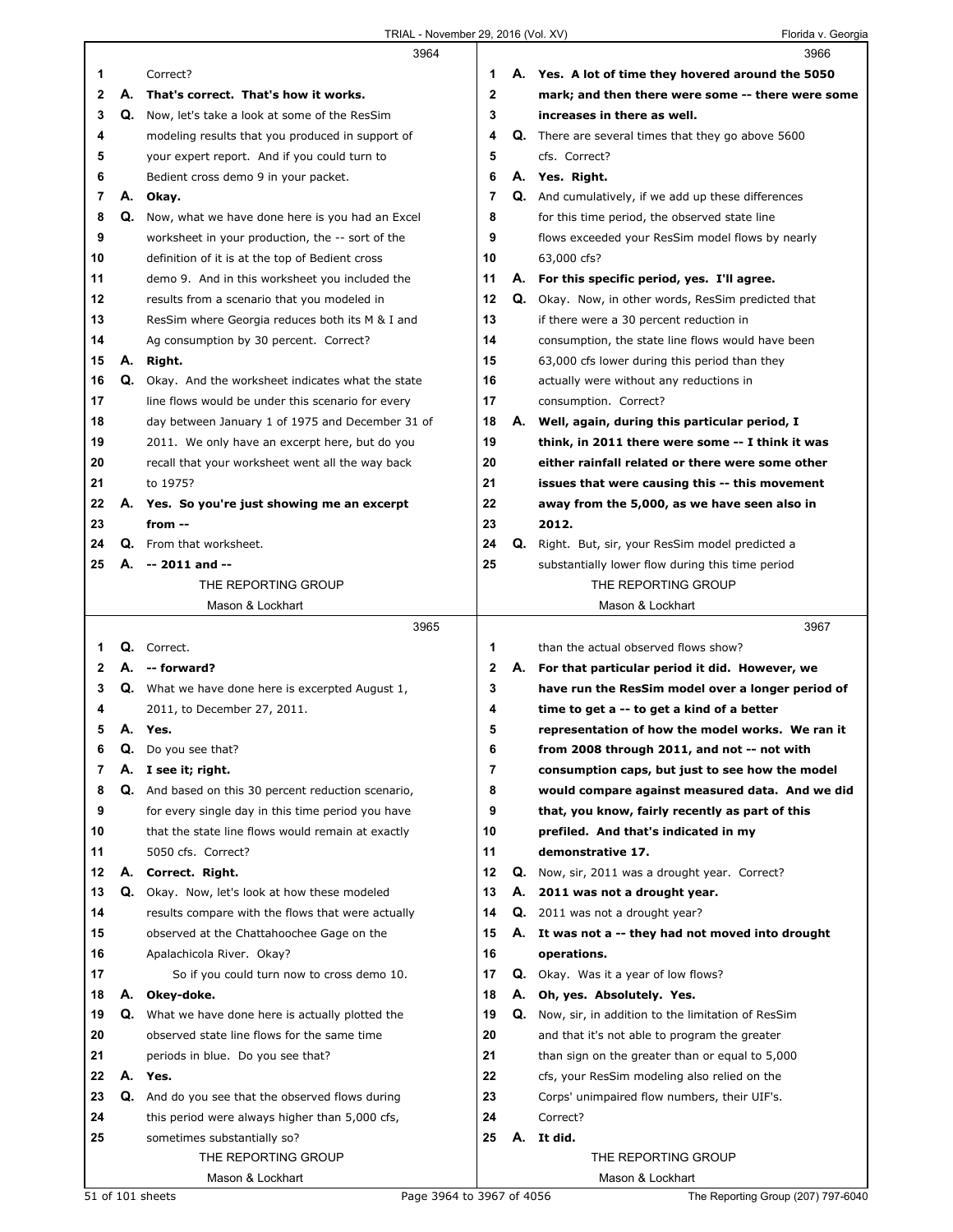**3964**

1 Correct?

2 A. **That's correct. That's how it works.**

3 Q. Now, let's take a look at some of the ResSim

4 modeling results that you produced in support of

5 your expert report. And if you could turn to

6 Bedient cross demo 9 in your packet.

7 A. **Okay.**

8 Q. Now, what we have done here is you had an Excel

9 worksheet in your production, the -- sort of the

10 definition of it is at the top of Bedient cross

11 demo 9. And in this worksheet you included the

12 results from a scenario that you modeled in

13 ResSim where Georgia reduces both its M & I and

14 Ag consumption by 30 percent. Correct?

15 A. **Right.**

16 Q. Okay. And the worksheet indicates what the state

17 line flows would be under this scenario for every

18 day between January 1 of 1975 and December 31 of

19 2011. We only have an excerpt here, but do you

20 recall that your worksheet went all the way back

21 to 1975?

22 A. **Yes. So you're just showing me an excerpt**

23 **from --**

24 Q. From that worksheet.

25 A. **-- 2011 and --**

**3965**

1 Q. Correct.

2 A. **-- forward?**

3 Q. What we have done here is excerpted August 1,

4 2011, to December 27, 2011.

5 A. **Yes.**

6 Q. Do you see that?

7 A. **I see it; right.**

8 Q. And based on this 30 percent reduction scenario,

9 for every single day in this time period you have

10 that the state line flows would remain at exactly

11 5050 cfs. Correct?

12 A. **Correct. Right.**

13 Q. Okay. Now, let's look at how these modeled

14 results compare with the flows that were actually

15 observed at the Chattahoochee Gage on the

16 Apalachicola River. Okay?

17 So if you could turn now to cross demo 10.

18 A. **Okey-doke.**

19 Q. What we have done here is actually plotted the

20 observed state line flows for the same time

21 periods in blue. Do you see that?

22 A. **Yes.**

23 Q. And do you see that the observed flows during

24 this period were always higher than 5,000 cfs,

25 sometimes substantially so?

**3966**

1 A. **Yes. A lot of time they hovered around the 5050**

2 **mark; and then there were some -- there were some**

3 **increases in there as well.**

4 Q. There are several times that they go above 5600

5 cfs. Correct?

6 A. **Yes. Right.**

7 Q. And cumulatively, if we add up these differences

8 for this time period, the observed state line

9 flows exceeded your ResSim model flows by nearly

10 63,000 cfs?

11 A. **For this specific period, yes. I'll agree.**

12 Q. Okay. Now, in other words, ResSim predicted that

13 if there were a 30 percent reduction in

14 consumption, the state line flows would have been

15 63,000 cfs lower during this period than they

16 actually were without any reductions in

17 consumption. Correct?

18 A. **Well, again, during this particular period, I**

19 **think, in 2011 there were some -- I think it was**

20 **either rainfall related or there were some other**

21 **issues that were causing this -- this movement**

22 **away from the 5,000, as we have seen also in**

23 **2012.**

24 Q. Right. But, sir, your ResSim model predicted a

25 substantially lower flow during this time period

**3967**

1 than the actual observed flows show?

2 A. **For that particular period it did. However, we**

3 **have run the ResSim model over a longer period of**

4 **time to get a -- to get a kind of a better**

5 **representation of how the model works. We ran it**

6 **from 2008 through 2011, and not -- not with**

7 **consumption caps, but just to see how the model**

8 **would compare against measured data. And we did**

9 **that, you know, fairly recently as part of this**

10 **prefiled. And that's indicated in my**

11 **demonstrative 17.**

12 Q. Now, sir, 2011 was a drought year. Correct?

13 A. **2011 was not a drought year.**

14 Q. 2011 was not a drought year?

15 A. **It was not a -- they had not moved into drought**

16 **operations.**

17 Q. Okay. Was it a year of low flows?

18 A. **Oh, yes. Absolutely. Yes.**

19 Q. Now, sir, in addition to the limitation of ResSim

20 and that it's not able to program the greater

21 than sign on the greater than or equal to 5,000

22 cfs, your ResSim modeling also relied on the

23 Corps' unimpaired flow numbers, their UIF's.

24 Correct?

25 A. **It did.**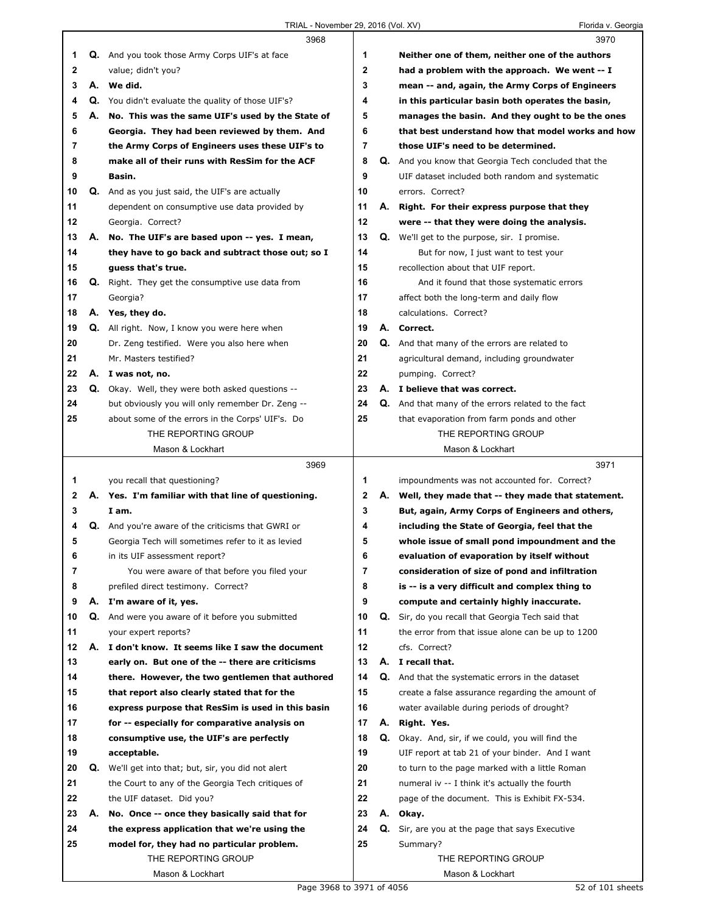3968

1 Q. And you took those Army Corps UIF's at face
2 value; didn't you?
3 A. **We did.**
4 Q. You didn't evaluate the quality of those UIF's?
5 A. **No. This was the same UIF's used by the State of**
6 **Georgia. They had been reviewed by them. And**
7 **the Army Corps of Engineers uses these UIF's to**
8 **make all of their runs with ResSim for the ACF**
9 **Basin.**
10 Q. And as you just said, the UIF's are actually
11 dependent on consumptive use data provided by
12 Georgia. Correct?
13 A. **No. The UIF's are based upon -- yes. I mean,**
14 **they have to go back and subtract those out; so I**
15 **guess that's true.**
16 Q. Right. They get the consumptive use data from
17 Georgia?
18 A. **Yes, they do.**
19 Q. All right. Now, I know you were here when
20 Dr. Zeng testified. Were you also here when
21 Mr. Masters testified?
22 A. **I was not, no.**
23 Q. Okay. Well, they were both asked questions --
24 but obviously you will only remember Dr. Zeng --
25 about some of the errors in the Corps' UIF's. Do

3969

1 you recall that questioning?
2 A. **Yes. I'm familiar with that line of questioning.**
3 **I am.**
4 Q. And you're aware of the criticisms that GWRI or
5 Georgia Tech will sometimes refer to it as levied
6 in its UIF assessment report?
7 You were aware of that before you filed your
8 prefiled direct testimony. Correct?
9 A. **I'm aware of it, yes.**
10 Q. And were you aware of it before you submitted
11 your expert reports?
12 A. **I don't know. It seems like I saw the document**
13 **early on. But one of the -- there are criticisms**
14 **there. However, the two gentlemen that authored**
15 **that report also clearly stated that for the**
16 **express purpose that ResSim is used in this basin**
17 **for -- especially for comparative analysis on**
18 **consumptive use, the UIF's are perfectly**
19 **acceptable.**
20 Q. We'll get into that; but, sir, you did not alert
21 the Court to any of the Georgia Tech critiques of
22 the UIF dataset. Did you?
23 A. **No. Once -- once they basically said that for**
24 **the express application that we're using the**
25 **model for, they had no particular problem.**

3970

1 **Neither one of them, neither one of the authors**
2 **had a problem with the approach. We went -- I**
3 **mean -- and, again, the Army Corps of Engineers**
4 **in this particular basin both operates the basin,**
5 **manages the basin. And they ought to be the ones**
6 **that best understand how that model works and how**
7 **those UIF's need to be determined.**
8 Q. And you know that Georgia Tech concluded that the
9 UIF dataset included both random and systematic
10 errors. Correct?
11 A. **Right. For their express purpose that they**
12 **were -- that they were doing the analysis.**
13 Q. We'll get to the purpose, sir. I promise.
14 But for now, I just want to test your
15 recollection about that UIF report.
16 And it found that those systematic errors
17 affect both the long-term and daily flow
18 calculations. Correct?
19 A. **Correct.**
20 Q. And that many of the errors are related to
21 agricultural demand, including groundwater
22 pumping. Correct?
23 A. **I believe that was correct.**
24 Q. And that many of the errors related to the fact
25 that evaporation from farm ponds and other

3971

1 impoundments was not accounted for. Correct?
2 A. **Well, they made that -- they made that statement.**
3 **But, again, Army Corps of Engineers and others,**
4 **including the State of Georgia, feel that the**
5 **whole issue of small pond impoundment and the**
6 **evaluation of evaporation by itself without**
7 **consideration of size of pond and infiltration**
8 **is -- is a very difficult and complex thing to**
9 **compute and certainly highly inaccurate.**
10 Q. Sir, do you recall that Georgia Tech said that
11 the error from that issue alone can be up to 1200
12 cfs. Correct?
13 A. **I recall that.**
14 Q. And that the systematic errors in the dataset
15 create a false assurance regarding the amount of
16 water available during periods of drought?
17 A. **Right. Yes.**
18 Q. Okay. And, sir, if we could, you will find the
19 UIF report at tab 21 of your binder. And I want
20 to turn to the page marked with a little Roman
21 numeral iv -- I think it's actually the fourth
22 page of the document. This is Exhibit FX-534.
23 A. **Okay.**
24 Q. Sir, are you at the page that says Executive
25 Summary?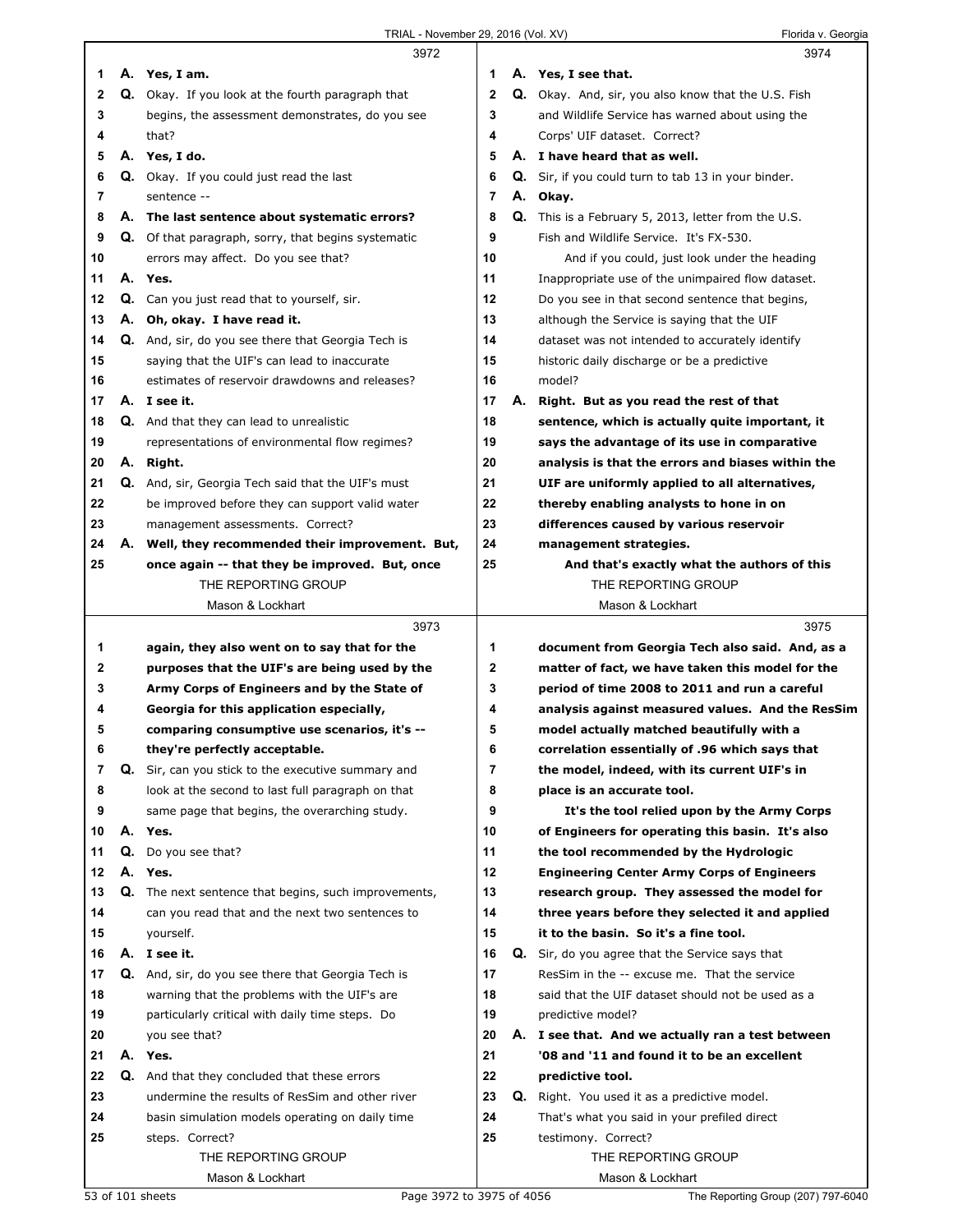**3972**

1 **A. Yes, I am.**

2 **Q.** Okay. If you look at the fourth paragraph that

3 begins, the assessment demonstrates, do you see

4 that?

5 **A. Yes, I do.**

6 **Q.** Okay. If you could just read the last

7 sentence --

8 **A. The last sentence about systematic errors?**

9 **Q.** Of that paragraph, sorry, that begins systematic

10 errors may affect. Do you see that?

11 **A. Yes.**

12 **Q.** Can you just read that to yourself, sir.

13 **A. Oh, okay. I have read it.**

14 **Q.** And, sir, do you see there that Georgia Tech is

15 saying that the UIF's can lead to inaccurate

16 estimates of reservoir drawdowns and releases?

17 **A. I see it.**

18 **Q.** And that they can lead to unrealistic

19 representations of environmental flow regimes?

20 **A. Right.**

21 **Q.** And, sir, Georgia Tech said that the UIF's must

22 be improved before they can support valid water

23 management assessments. Correct?

24 **A. Well, they recommended their improvement. But,**

25 **once again -- that they be improved. But, once**

**3973**

1 **again, they also went on to say that for the**

2 **purposes that the UIF's are being used by the**

3 **Army Corps of Engineers and by the State of**

4 **Georgia for this application especially,**

5 **comparing consumptive use scenarios, it's --**

6 **they're perfectly acceptable.**

7 **Q.** Sir, can you stick to the executive summary and

8 look at the second to last full paragraph on that

9 same page that begins, the overarching study.

10 **A. Yes.**

11 **Q.** Do you see that?

12 **A. Yes.**

13 **Q.** The next sentence that begins, such improvements,

14 can you read that and the next two sentences to

15 yourself.

16 **A. I see it.**

17 **Q.** And, sir, do you see there that Georgia Tech is

18 warning that the problems with the UIF's are

19 particularly critical with daily time steps. Do

20 you see that?

21 **A. Yes.**

22 **Q.** And that they concluded that these errors

23 undermine the results of ResSim and other river

24 basin simulation models operating on daily time

25 steps. Correct?

**3974**

1 **A. Yes, I see that.**

2 **Q.** Okay. And, sir, you also know that the U.S. Fish

3 and Wildlife Service has warned about using the

4 Corps' UIF dataset. Correct?

5 **A. I have heard that as well.**

6 **Q.** Sir, if you could turn to tab 13 in your binder.

7 **A. Okay.**

8 **Q.** This is a February 5, 2013, letter from the U.S.

9 Fish and Wildlife Service. It's FX-530.

10 And if you could, just look under the heading

11 Inappropriate use of the unimpaired flow dataset.

12 Do you see in that second sentence that begins,

13 although the Service is saying that the UIF

14 dataset was not intended to accurately identify

15 historic daily discharge or be a predictive

16 model?

17 **A. Right. But as you read the rest of that**

18 **sentence, which is actually quite important, it**

19 **says the advantage of its use in comparative**

20 **analysis is that the errors and biases within the**

21 **UIF are uniformly applied to all alternatives,**

22 **thereby enabling analysts to hone in on**

23 **differences caused by various reservoir**

24 **management strategies.**

25 **And that's exactly what the authors of this**

**3975**

1 **document from Georgia Tech also said. And, as a**

2 **matter of fact, we have taken this model for the**

3 **period of time 2008 to 2011 and run a careful**

4 **analysis against measured values. And the ResSim**

5 **model actually matched beautifully with a**

6 **correlation essentially of .96 which says that**

7 **the model, indeed, with its current UIF's in**

8 **place is an accurate tool.**

9 **It's the tool relied upon by the Army Corps**

10 **of Engineers for operating this basin. It's also**

11 **the tool recommended by the Hydrologic**

12 **Engineering Center Army Corps of Engineers**

13 **research group. They assessed the model for**

14 **three years before they selected it and applied**

15 **it to the basin. So it's a fine tool.**

16 **Q.** Sir, do you agree that the Service says that

17 ResSim in the -- excuse me. That the service

18 said that the UIF dataset should not be used as a

19 predictive model?

20 **A. I see that. And we actually ran a test between**

21 **'08 and '11 and found it to be an excellent**

22 **predictive tool.**

23 **Q.** Right. You used it as a predictive model.

24 That's what you said in your prefiled direct

25 testimony. Correct?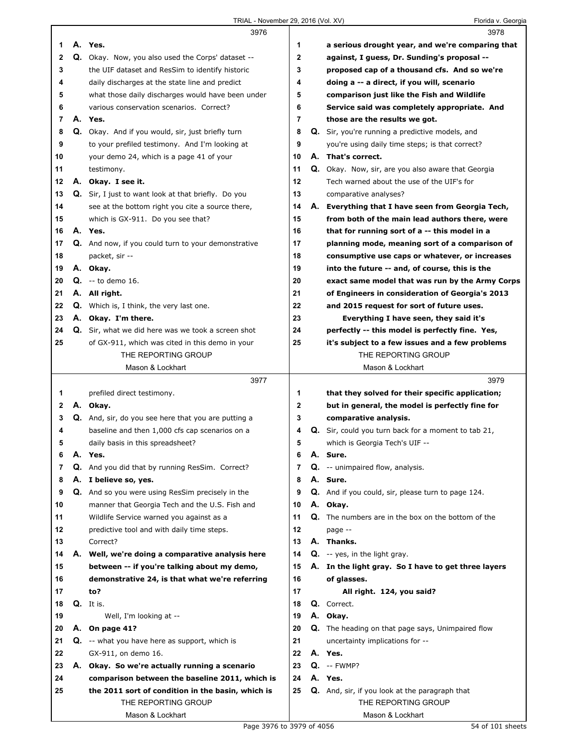**3976**

1 A. Yes.
2 Q. Okay. Now, you also used the Corps' dataset --
3 the UIF dataset and ResSim to identify historic
4 daily discharges at the state line and predict
5 what those daily discharges would have been under
6 various conservation scenarios. Correct?
7 A. Yes.
8 Q. Okay. And if you would, sir, just briefly turn
9 to your prefiled testimony. And I'm looking at
10 your demo 24, which is a page 41 of your
11 testimony.
12 A. Okay. I see it.
13 Q. Sir, I just to want look at that briefly. Do you
14 see at the bottom right you cite a source there,
15 which is GX-911. Do you see that?
16 A. Yes.
17 Q. And now, if you could turn to your demonstrative
18 packet, sir --
19 A. Okay.
20 Q. -- to demo 16.
21 A. All right.
22 Q. Which is, I think, the very last one.
23 A. Okay. I'm there.
24 Q. Sir, what we did here was we took a screen shot
25 of GX-911, which was cited in this demo in your

**3977**

1 prefiled direct testimony.
2 A. Okay.
3 Q. And, sir, do you see here that you are putting a
4 baseline and then 1,000 cfs cap scenarios on a
5 daily basis in this spreadsheet?
6 A. Yes.
7 Q. And you did that by running ResSim. Correct?
8 A. I believe so, yes.
9 Q. And so you were using ResSim precisely in the
10 manner that Georgia Tech and the U.S. Fish and
11 Wildlife Service warned you against as a
12 predictive tool and with daily time steps.
13 Correct?
14 A. Well, we're doing a comparative analysis here
15 between -- if you're talking about my demo,
16 demonstrative 24, is that what we're referring
17 to?
18 Q. It is.
19 Well, I'm looking at --
20 A. On page 41?
21 Q. -- what you have here as support, which is
22 GX-911, on demo 16.
23 A. Okay. So we're actually running a scenario
24 comparison between the baseline 2011, which is
25 the 2011 sort of condition in the basin, which is

**3978**

1 a serious drought year, and we're comparing that
2 against, I guess, Dr. Sunding's proposal --
3 proposed cap of a thousand cfs. And so we're
4 doing a -- a direct, if you will, scenario
5 comparison just like the Fish and Wildlife
6 Service said was completely appropriate. And
7 those are the results we got.
8 Q. Sir, you're running a predictive models, and
9 you're using daily time steps; is that correct?
10 A. That's correct.
11 Q. Okay. Now, sir, are you also aware that Georgia
12 Tech warned about the use of the UIF's for
13 comparative analyses?
14 A. Everything that I have seen from Georgia Tech,
15 from both of the main lead authors there, were
16 that for running sort of a -- this model in a
17 planning mode, meaning sort of a comparison of
18 consumptive use caps or whatever, or increases
19 into the future -- and, of course, this is the
20 exact same model that was run by the Army Corps
21 of Engineers in consideration of Georgia's 2013
22 and 2015 request for sort of future uses.
23 Everything I have seen, they said it's
24 perfectly -- this model is perfectly fine. Yes,
25 it's subject to a few issues and a few problems

**3979**

1 that they solved for their specific application;
2 but in general, the model is perfectly fine for
3 comparative analysis.
4 Q. Sir, could you turn back for a moment to tab 21,
5 which is Georgia Tech's UIF --
6 A. Sure.
7 Q. -- unimpaired flow, analysis.
8 A. Sure.
9 Q. And if you could, sir, please turn to page 124.
10 A. Okay.
11 Q. The numbers are in the box on the bottom of the
12 page --
13 A. Thanks.
14 Q. -- yes, in the light gray.
15 A. In the light gray. So I have to get three layers
16 of glasses.
17 All right. 124, you said?
18 Q. Correct.
19 A. Okay.
20 Q. The heading on that page says, Unimpaired flow
21 uncertainty implications for --
22 A. Yes.
23 Q. -- FWMP?
24 A. Yes.
25 Q. And, sir, if you look at the paragraph that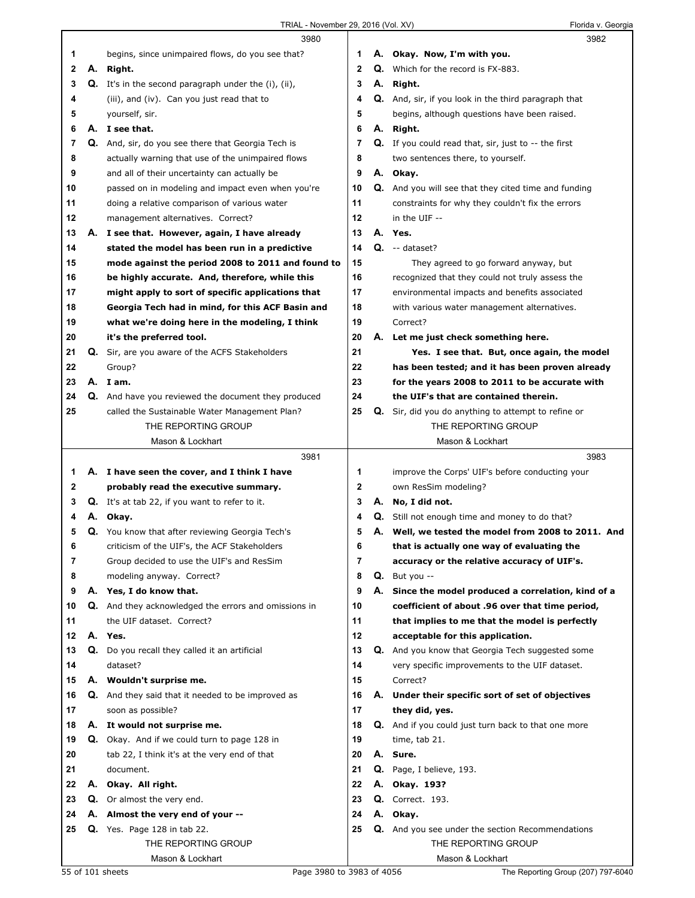3980

1 begins, since unimpaired flows, do you see that?
2 **A. Right.**
3 Q. It's in the second paragraph under the (i), (ii),
4 (iii), and (iv). Can you just read that to
5 yourself, sir.
6 **A. I see that.**
7 Q. And, sir, do you see there that Georgia Tech is
8 actually warning that use of the unimpaired flows
9 and all of their uncertainty can actually be
10 passed on in modeling and impact even when you're
11 doing a relative comparison of various water
12 management alternatives. Correct?
13 **A. I see that. However, again, I have already**
14 **stated the model has been run in a predictive**
15 **mode against the period 2008 to 2011 and found to**
16 **be highly accurate. And, therefore, while this**
17 **might apply to sort of specific applications that**
18 **Georgia Tech had in mind, for this ACF Basin and**
19 **what we're doing here in the modeling, I think**
20 **it's the preferred tool.**
21 Q. Sir, are you aware of the ACFS Stakeholders
22 Group?
23 **A. I am.**
24 Q. And have you reviewed the document they produced
25 called the Sustainable Water Management Plan?

3981

1 **A. I have seen the cover, and I think I have**
2 **probably read the executive summary.**
3 Q. It's at tab 22, if you want to refer to it.
4 **A. Okay.**
5 Q. You know that after reviewing Georgia Tech's
6 criticism of the UIF's, the ACF Stakeholders
7 Group decided to use the UIF's and ResSim
8 modeling anyway. Correct?
9 **A. Yes, I do know that.**
10 Q. And they acknowledged the errors and omissions in
11 the UIF dataset. Correct?
12 **A. Yes.**
13 Q. Do you recall they called it an artificial
14 dataset?
15 **A. Wouldn't surprise me.**
16 Q. And they said that it needed to be improved as
17 soon as possible?
18 **A. It would not surprise me.**
19 Q. Okay. And if we could turn to page 128 in
20 tab 22, I think it's at the very end of that
21 document.
22 **A. Okay. All right.**
23 Q. Or almost the very end.
24 **A. Almost the very end of your --**
25 Q. Yes. Page 128 in tab 22.

3982

1 **A. Okay. Now, I'm with you.**
2 Q. Which for the record is FX-883.
3 **A. Right.**
4 Q. And, sir, if you look in the third paragraph that
5 begins, although questions have been raised.
6 **A. Right.**
7 Q. If you could read that, sir, just to -- the first
8 two sentences there, to yourself.
9 **A. Okay.**
10 Q. And you will see that they cited time and funding
11 constraints for why they couldn't fix the errors
12 in the UIF --
13 **A. Yes.**
14 Q. -- dataset?
15 They agreed to go forward anyway, but
16 recognized that they could not truly assess the
17 environmental impacts and benefits associated
18 with various water management alternatives.
19 Correct?
20 **A. Let me just check something here.**
21 **Yes. I see that. But, once again, the model**
22 **has been tested; and it has been proven already**
23 **for the years 2008 to 2011 to be accurate with**
24 **the UIF's that are contained therein.**
25 Q. Sir, did you do anything to attempt to refine or

3983

1 improve the Corps' UIF's before conducting your
2 own ResSim modeling?
3 **A. No, I did not.**
4 Q. Still not enough time and money to do that?
5 **A. Well, we tested the model from 2008 to 2011. And**
6 **that is actually one way of evaluating the**
7 **accuracy or the relative accuracy of UIF's.**
8 Q. But you --
9 **A. Since the model produced a correlation, kind of a**
10 **coefficient of about .96 over that time period,**
11 **that implies to me that the model is perfectly**
12 **acceptable for this application.**
13 Q. And you know that Georgia Tech suggested some
14 very specific improvements to the UIF dataset.
15 Correct?
16 **A. Under their specific sort of set of objectives**
17 **they did, yes.**
18 Q. And if you could just turn back to that one more
19 time, tab 21.
20 **A. Sure.**
21 Q. Page, I believe, 193.
22 **A. Okay. 193?**
23 Q. Correct. 193.
24 **A. Okay.**
25 Q. And you see under the section Recommendations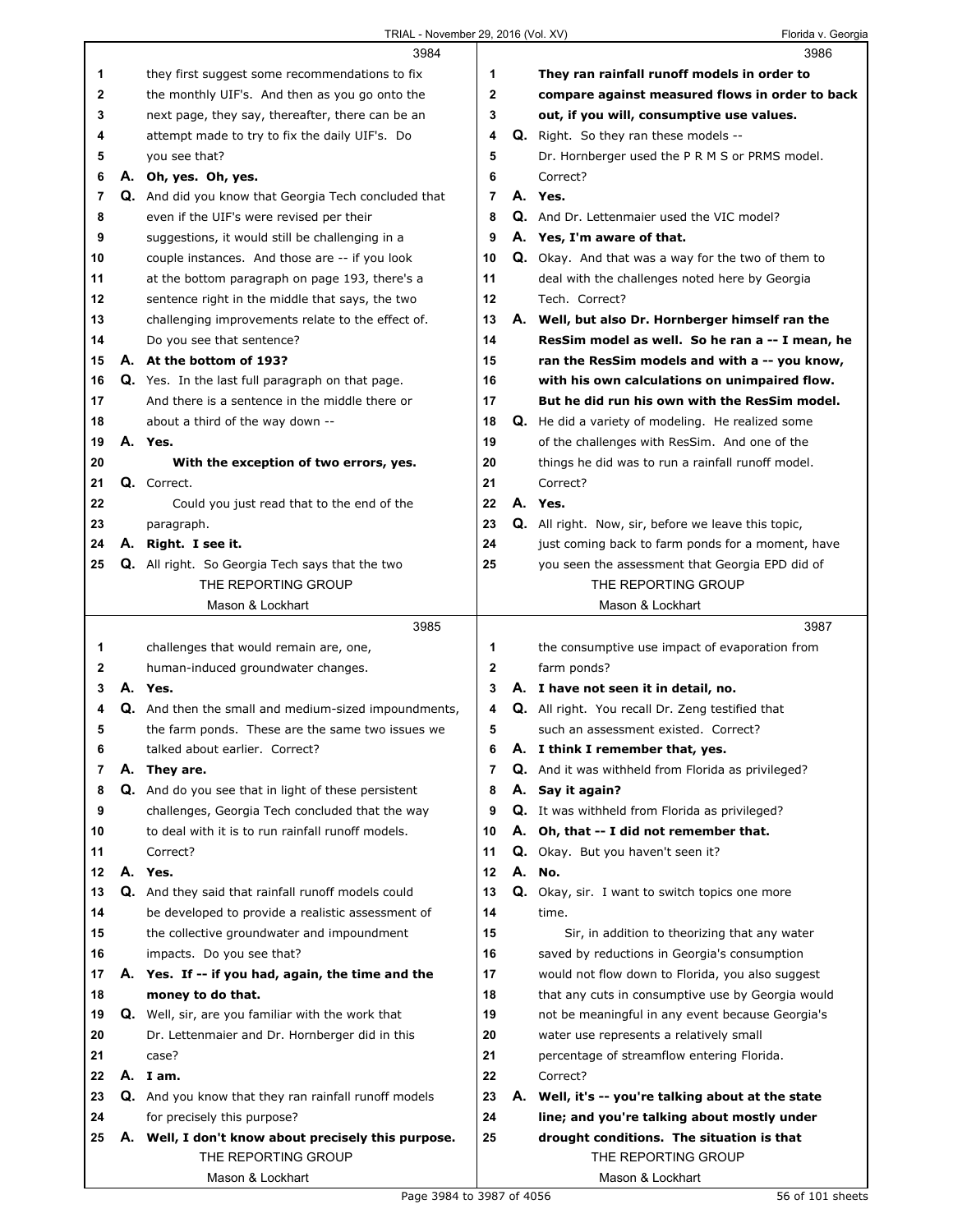**3984**

1 they first suggest some recommendations to fix
2 the monthly UIF's. And then as you go onto the
3 next page, they say, thereafter, there can be an
4 attempt made to try to fix the daily UIF's. Do
5 you see that?
6 A. **Oh, yes. Oh, yes.**
7 Q. And did you know that Georgia Tech concluded that
8 even if the UIF's were revised per their
9 suggestions, it would still be challenging in a
10 couple instances. And those are -- if you look
11 at the bottom paragraph on page 193, there's a
12 sentence right in the middle that says, the two
13 challenging improvements relate to the effect of.
14 Do you see that sentence?
15 A. **At the bottom of 193?**
16 Q. Yes. In the last full paragraph on that page.
17 And there is a sentence in the middle there or
18 about a third of the way down --
19 A. **Yes.**
20 **With the exception of two errors, yes.**
21 Q. Correct.
22 Could you just read that to the end of the
23 paragraph.
24 A. **Right. I see it.**
25 Q. All right. So Georgia Tech says that the two

**3985**

1 challenges that would remain are, one,
2 human-induced groundwater changes.
3 A. **Yes.**
4 Q. And then the small and medium-sized impoundments,
5 the farm ponds. These are the same two issues we
6 talked about earlier. Correct?
7 A. **They are.**
8 Q. And do you see that in light of these persistent
9 challenges, Georgia Tech concluded that the way
10 to deal with it is to run rainfall runoff models.
11 Correct?
12 A. **Yes.**
13 Q. And they said that rainfall runoff models could
14 be developed to provide a realistic assessment of
15 the collective groundwater and impoundment
16 impacts. Do you see that?
17 A. **Yes. If -- if you had, again, the time and the**
18 **money to do that.**
19 Q. Well, sir, are you familiar with the work that
20 Dr. Lettenmaier and Dr. Hornberger did in this
21 case?
22 A. **I am.**
23 Q. And you know that they ran rainfall runoff models
24 for precisely this purpose?
25 A. **Well, I don't know about precisely this purpose.**

**3986**

1 **They ran rainfall runoff models in order to**
2 **compare against measured flows in order to back**
3 **out, if you will, consumptive use values.**
4 Q. Right. So they ran these models --
5 Dr. Hornberger used the P R M S or PRMS model.
6 Correct?
7 A. **Yes.**
8 Q. And Dr. Lettenmaier used the VIC model?
9 A. **Yes, I'm aware of that.**
10 Q. Okay. And that was a way for the two of them to
11 deal with the challenges noted here by Georgia
12 Tech. Correct?
13 A. **Well, but also Dr. Hornberger himself ran the**
14 **ResSim model as well. So he ran a -- I mean, he**
15 **ran the ResSim models and with a -- you know,**
16 **with his own calculations on unimpaired flow.**
17 **But he did run his own with the ResSim model.**
18 Q. He did a variety of modeling. He realized some
19 of the challenges with ResSim. And one of the
20 things he did was to run a rainfall runoff model.
21 Correct?
22 A. **Yes.**
23 Q. All right. Now, sir, before we leave this topic,
24 just coming back to farm ponds for a moment, have
25 you seen the assessment that Georgia EPD did of

**3987**

1 the consumptive use impact of evaporation from
2 farm ponds?
3 A. **I have not seen it in detail, no.**
4 Q. All right. You recall Dr. Zeng testified that
5 such an assessment existed. Correct?
6 A. **I think I remember that, yes.**
7 Q. And it was withheld from Florida as privileged?
8 A. **Say it again?**
9 Q. It was withheld from Florida as privileged?
10 A. **Oh, that -- I did not remember that.**
11 Q. Okay. But you haven't seen it?
12 A. **No.**
13 Q. Okay, sir. I want to switch topics one more
14 time.
15 Sir, in addition to theorizing that any water
16 saved by reductions in Georgia's consumption
17 would not flow down to Florida, you also suggest
18 that any cuts in consumptive use by Georgia would
19 not be meaningful in any event because Georgia's
20 water use represents a relatively small
21 percentage of streamflow entering Florida.
22 Correct?
23 A. **Well, it's -- you're talking about at the state**
24 **line; and you're talking about mostly under**
25 **drought conditions. The situation is that**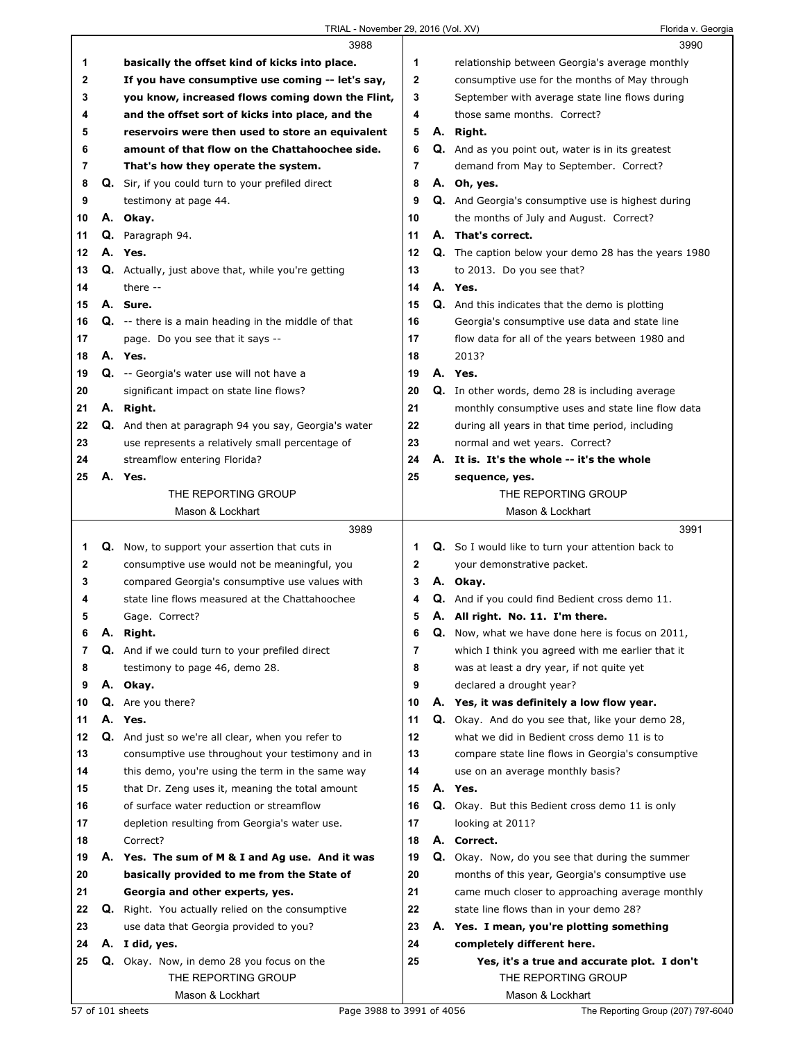3988

1 basically the offset kind of kicks into place.
2 If you have consumptive use coming -- let's say,
3 you know, increased flows coming down the Flint,
4 and the offset sort of kicks into place, and the
5 reservoirs were then used to store an equivalent
6 amount of that flow on the Chattahoochee side.
7 That's how they operate the system.
8 Q. Sir, if you could turn to your prefiled direct
9 testimony at page 44.
10 A. Okay.
11 Q. Paragraph 94.
12 A. Yes.
13 Q. Actually, just above that, while you're getting
14 there --
15 A. Sure.
16 Q. -- there is a main heading in the middle of that
17 page. Do you see that it says --
18 A. Yes.
19 Q. -- Georgia's water use will not have a
20 significant impact on state line flows?
21 A. Right.
22 Q. And then at paragraph 94 you say, Georgia's water
23 use represents a relatively small percentage of
24 streamflow entering Florida?
25 A. Yes.

3989

1 Q. Now, to support your assertion that cuts in
2 consumptive use would not be meaningful, you
3 compared Georgia's consumptive use values with
4 state line flows measured at the Chattahoochee
5 Gage. Correct?
6 A. Right.
7 Q. And if we could turn to your prefiled direct
8 testimony to page 46, demo 28.
9 A. Okay.
10 Q. Are you there?
11 A. Yes.
12 Q. And just so we're all clear, when you refer to
13 consumptive use throughout your testimony and in
14 this demo, you're using the term in the same way
15 that Dr. Zeng uses it, meaning the total amount
16 of surface water reduction or streamflow
17 depletion resulting from Georgia's water use.
18 Correct?
19 A. Yes. The sum of M & I and Ag use. And it was
20 basically provided to me from the State of
21 Georgia and other experts, yes.
22 Q. Right. You actually relied on the consumptive
23 use data that Georgia provided to you?
24 A. I did, yes.
25 Q. Okay. Now, in demo 28 you focus on the

3990

1 relationship between Georgia's average monthly
2 consumptive use for the months of May through
3 September with average state line flows during
4 those same months. Correct?
5 A. Right.
6 Q. And as you point out, water is in its greatest
7 demand from May to September. Correct?
8 A. Oh, yes.
9 Q. And Georgia's consumptive use is highest during
10 the months of July and August. Correct?
11 A. That's correct.
12 Q. The caption below your demo 28 has the years 1980
13 to 2013. Do you see that?
14 A. Yes.
15 Q. And this indicates that the demo is plotting
16 Georgia's consumptive use data and state line
17 flow data for all of the years between 1980 and
18 2013?
19 A. Yes.
20 Q. In other words, demo 28 is including average
21 monthly consumptive uses and state line flow data
22 during all years in that time period, including
23 normal and wet years. Correct?
24 A. It is. It's the whole -- it's the whole
25 sequence, yes.

3991

1 Q. So I would like to turn your attention back to
2 your demonstrative packet.
3 A. Okay.
4 Q. And if you could find Bedient cross demo 11.
5 A. All right. No. 11. I'm there.
6 Q. Now, what we have done here is focus on 2011,
7 which I think you agreed with me earlier that it
8 was at least a dry year, if not quite yet
9 declared a drought year?
10 A. Yes, it was definitely a low flow year.
11 Q. Okay. And do you see that, like your demo 28,
12 what we did in Bedient cross demo 11 is to
13 compare state line flows in Georgia's consumptive
14 use on an average monthly basis?
15 A. Yes.
16 Q. Okay. But this Bedient cross demo 11 is only
17 looking at 2011?
18 A. Correct.
19 Q. Okay. Now, do you see that during the summer
20 months of this year, Georgia's consumptive use
21 came much closer to approaching average monthly
22 state line flows than in your demo 28?
23 A. Yes. I mean, you're plotting something
24 completely different here.
25 Yes, it's a true and accurate plot. I don't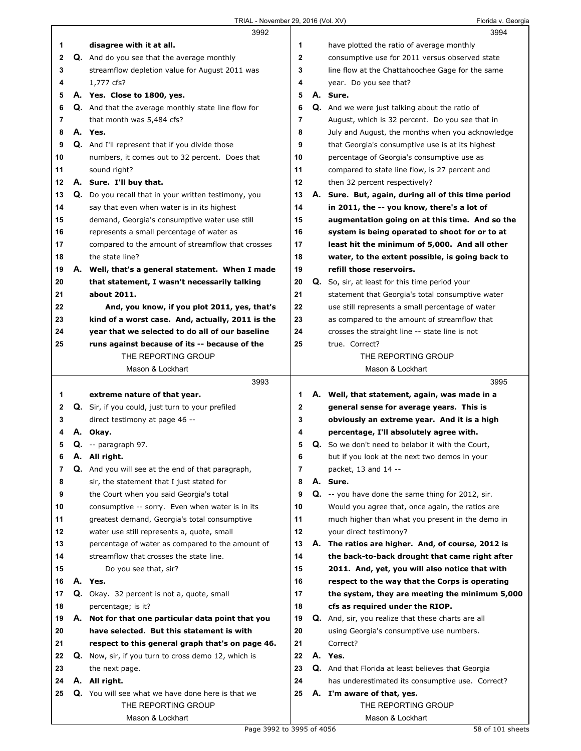**3992**

1 **disagree with it at all.**

2 Q. And do you see that the average monthly

3 streamflow depletion value for August 2011 was

4 1,777 cfs?

5 A. **Yes. Close to 1800, yes.**

6 Q. And that the average monthly state line flow for

7 that month was 5,484 cfs?

8 A. **Yes.**

9 Q. And I'll represent that if you divide those

10 numbers, it comes out to 32 percent. Does that

11 sound right?

12 A. **Sure. I'll buy that.**

13 Q. Do you recall that in your written testimony, you

14 say that even when water is in its highest

15 demand, Georgia's consumptive water use still

16 represents a small percentage of water as

17 compared to the amount of streamflow that crosses

18 the state line?

19 A. **Well, that's a general statement. When I made**

20 **that statement, I wasn't necessarily talking**

21 **about 2011.**

22 **And, you know, if you plot 2011, yes, that's**

23 **kind of a worst case. And, actually, 2011 is the**

24 **year that we selected to do all of our baseline**

25 **runs against because of its -- because of the**

**3993**

1 **extreme nature of that year.**

2 Q. Sir, if you could, just turn to your prefiled

3 direct testimony at page 46 --

4 A. **Okay.**

5 Q. -- paragraph 97.

6 A. **All right.**

7 Q. And you will see at the end of that paragraph,

8 sir, the statement that I just stated for

9 the Court when you said Georgia's total

10 consumptive -- sorry. Even when water is in its

11 greatest demand, Georgia's total consumptive

12 water use still represents a, quote, small

13 percentage of water as compared to the amount of

14 streamflow that crosses the state line.

15 Do you see that, sir?

16 A. **Yes.**

17 Q. Okay. 32 percent is not a, quote, small

18 percentage; is it?

19 A. **Not for that one particular data point that you**

20 **have selected. But this statement is with**

21 **respect to this general graph that's on page 46.**

22 Q. Now, sir, if you turn to cross demo 12, which is

23 the next page.

24 A. **All right.**

25 Q. You will see what we have done here is that we

**3994**

1 have plotted the ratio of average monthly

2 consumptive use for 2011 versus observed state

3 line flow at the Chattahoochee Gage for the same

4 year. Do you see that?

5 A. **Sure.**

6 Q. And we were just talking about the ratio of

7 August, which is 32 percent. Do you see that in

8 July and August, the months when you acknowledge

9 that Georgia's consumptive use is at its highest

10 percentage of Georgia's consumptive use as

11 compared to state line flow, is 27 percent and

12 then 32 percent respectively?

13 A. **Sure. But, again, during all of this time period**

14 **in 2011, the -- you know, there's a lot of**

15 **augmentation going on at this time. And so the**

16 **system is being operated to shoot for or to at**

17 **least hit the minimum of 5,000. And all other**

18 **water, to the extent possible, is going back to**

19 **refill those reservoirs.**

20 Q. So, sir, at least for this time period your

21 statement that Georgia's total consumptive water

22 use still represents a small percentage of water

23 as compared to the amount of streamflow that

24 crosses the straight line -- state line is not

25 true. Correct?

**3995**

1 A. **Well, that statement, again, was made in a**

2 **general sense for average years. This is**

3 **obviously an extreme year. And it is a high**

4 **percentage, I'll absolutely agree with.**

5 Q. So we don't need to belabor it with the Court,

6 but if you look at the next two demos in your

7 packet, 13 and 14 --

8 A. **Sure.**

9 Q. -- you have done the same thing for 2012, sir.

10 Would you agree that, once again, the ratios are

11 much higher than what you present in the demo in

12 your direct testimony?

13 A. **The ratios are higher. And, of course, 2012 is**

14 **the back-to-back drought that came right after**

15 **2011. And, yet, you will also notice that with**

16 **respect to the way that the Corps is operating**

17 **the system, they are meeting the minimum 5,000**

18 **cfs as required under the RIOP.**

19 Q. And, sir, you realize that these charts are all

20 using Georgia's consumptive use numbers.

21 Correct?

22 A. **Yes.**

23 Q. And that Florida at least believes that Georgia

24 has underestimated its consumptive use. Correct?

25 A. **I'm aware of that, yes.**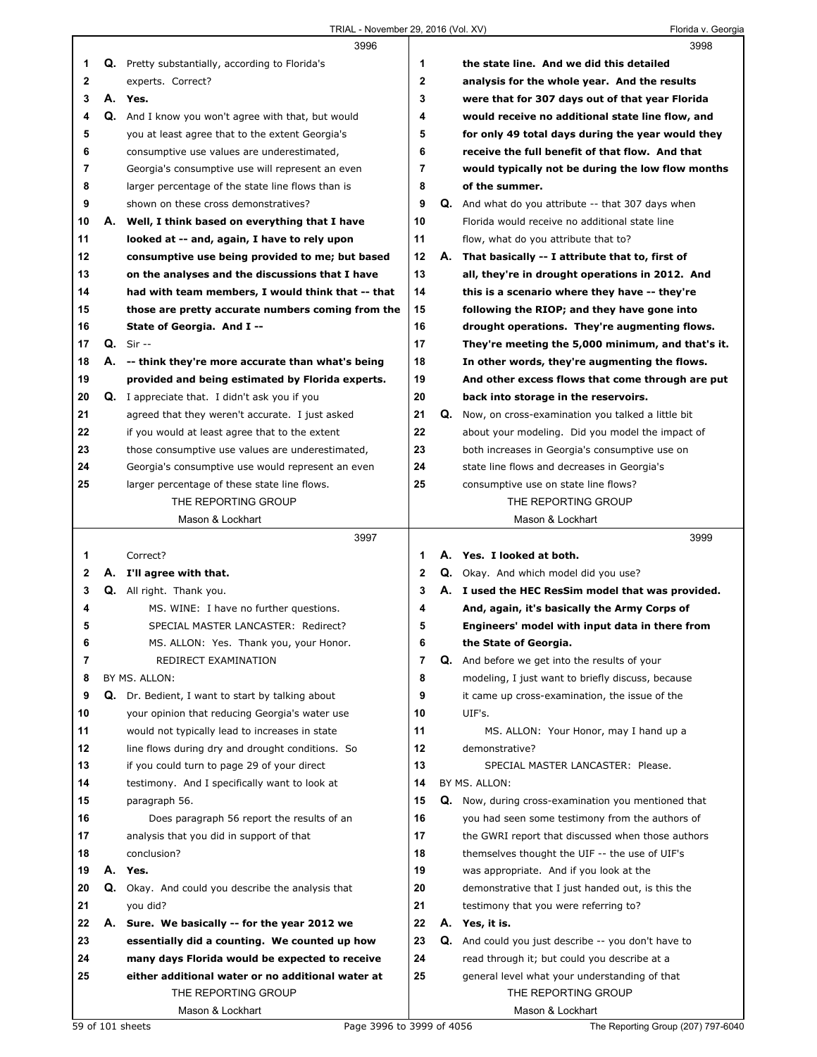Q. Pretty substantially, according to Florida's experts. Correct?

A. **Yes.**

Q. And I know you won't agree with that, but would you at least agree that to the extent Georgia's consumptive use values are underestimated, Georgia's consumptive use will represent an even larger percentage of the state line flows than is shown on these cross demonstratives?

A. **Well, I think based on everything that I have looked at -- and, again, I have to rely upon consumptive use being provided to me; but based on the analyses and the discussions that I have had with team members, I would think that -- that those are pretty accurate numbers coming from the State of Georgia. And I --**

Q. Sir --

A. **-- think they're more accurate than what's being provided and being estimated by Florida experts.**

Q. I appreciate that. I didn't ask you if you agreed that they weren't accurate. I just asked if you would at least agree that to the extent those consumptive use values are underestimated, Georgia's consumptive use would represent an even larger percentage of these state line flows. Correct?

A. **I'll agree with that.**

Q. All right. Thank you.

MS. WINE: I have no further questions.

SPECIAL MASTER LANCASTER: Redirect?

MS. ALLON: Yes. Thank you, your Honor.

REDIRECT EXAMINATION

BY MS. ALLON:

Q. Dr. Bedient, I want to start by talking about your opinion that reducing Georgia's water use would not typically lead to increases in state line flows during dry and drought conditions. So if you could turn to page 29 of your direct testimony. And I specifically want to look at paragraph 56.

Does paragraph 56 report the results of an analysis that you did in support of that conclusion?

A. **Yes.**

Q. Okay. And could you describe the analysis that you did?

A. **Sure. We basically -- for the year 2012 we essentially did a counting. We counted up how many days Florida would be expected to receive either additional water or no additional water at the state line. And we did this detailed analysis for the whole year. And the results were that for 307 days out of that year Florida would receive no additional state line flow, and for only 49 total days during the year would they receive the full benefit of that flow. And that would typically not be during the low flow months of the summer.**

Q. And what do you attribute -- that 307 days when Florida would receive no additional state line flow, what do you attribute that to?

A. **That basically -- I attribute that to, first of all, they're in drought operations in 2012. And this is a scenario where they have -- they're following the RIOP; and they have gone into drought operations. They're augmenting flows. They're meeting the 5,000 minimum, and that's it. In other words, they're augmenting the flows. And other excess flows that come through are put back into storage in the reservoirs.**

Q. Now, on cross-examination you talked a little bit about your modeling. Did you model the impact of both increases in Georgia's consumptive use on state line flows and decreases in Georgia's consumptive use on state line flows?

A. **Yes. I looked at both.**

Q. Okay. And which model did you use?

A. **I used the HEC ResSim model that was provided. And, again, it's basically the Army Corps of Engineers' model with input data in there from the State of Georgia.**

Q. And before we get into the results of your modeling, I just want to briefly discuss, because it came up cross-examination, the issue of the UIF's.

MS. ALLON: Your Honor, may I hand up a demonstrative?

SPECIAL MASTER LANCASTER: Please.

BY MS. ALLON:

Q. Now, during cross-examination you mentioned that you had seen some testimony from the authors of the GWRI report that discussed when those authors themselves thought the UIF -- the use of UIF's was appropriate. And if you look at the demonstrative that I just handed out, is this the testimony that you were referring to?

A. **Yes, it is.**

Q. And could you just describe -- you don't have to read through it; but could you describe at a general level what your understanding of that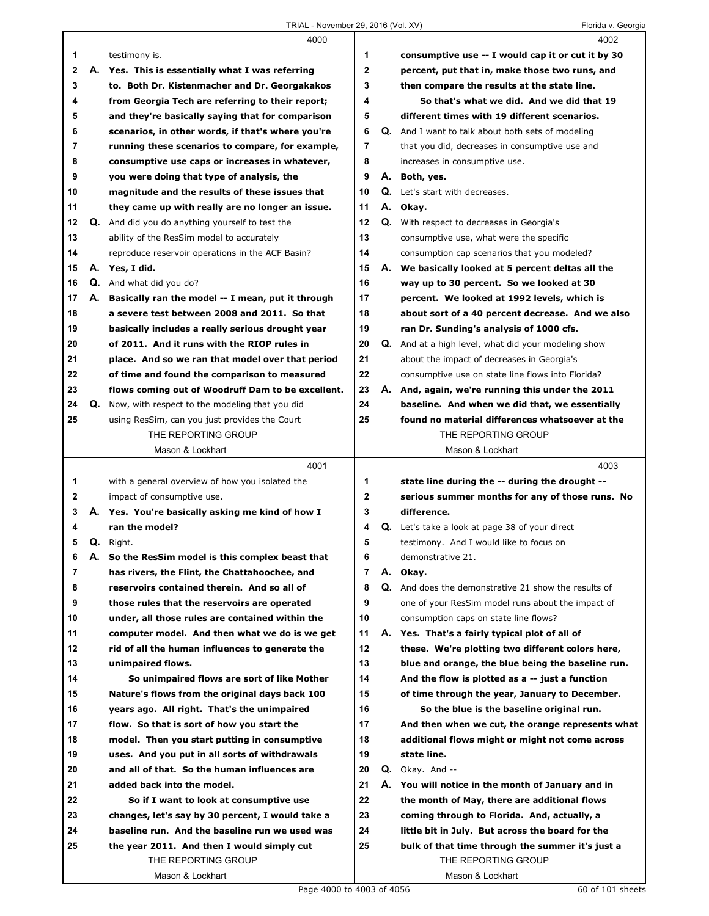4000

1 testimony is.

2 A. **Yes. This is essentially what I was referring**
3 **to. Both Dr. Kistenmacher and Dr. Georgakakos**
4 **from Georgia Tech are referring to their report;**
5 **and they're basically saying that for comparison**
6 **scenarios, in other words, if that's where you're**
7 **running these scenarios to compare, for example,**
8 **consumptive use caps or increases in whatever,**
9 **you were doing that type of analysis, the**
10 **magnitude and the results of these issues that**
11 **they came up with really are no longer an issue.**

12 Q. And did you do anything yourself to test the
13 ability of the ResSim model to accurately
14 reproduce reservoir operations in the ACF Basin?

15 A. **Yes, I did.**

16 Q. And what did you do?

17 A. **Basically ran the model -- I mean, put it through**
18 **a severe test between 2008 and 2011. So that**
19 **basically includes a really serious drought year**
20 **of 2011. And it runs with the RIOP rules in**
21 **place. And so we ran that model over that period**
22 **of time and found the comparison to measured**
23 **flows coming out of Woodruff Dam to be excellent.**

24 Q. Now, with respect to the modeling that you did
25 using ResSim, can you just provides the Court

4001

1 with a general overview of how you isolated the
2 impact of consumptive use.

3 A. **Yes. You're basically asking me kind of how I**
4 **ran the model?**

5 Q. Right.

6 A. **So the ResSim model is this complex beast that**
7 **has rivers, the Flint, the Chattahoochee, and**
8 **reservoirs contained therein. And so all of**
9 **those rules that the reservoirs are operated**
10 **under, all those rules are contained within the**
11 **computer model. And then what we do is we get**
12 **rid of all the human influences to generate the**
13 **unimpaired flows.**
14 **So unimpaired flows are sort of like Mother**
15 **Nature's flows from the original days back 100**
16 **years ago. All right. That's the unimpaired**
17 **flow. So that is sort of how you start the**
18 **model. Then you start putting in consumptive**
19 **uses. And you put in all sorts of withdrawals**
20 **and all of that. So the human influences are**
21 **added back into the model.**
22 **So if I want to look at consumptive use**
23 **changes, let's say by 30 percent, I would take a**
24 **baseline run. And the baseline run we used was**
25 **the year 2011. And then I would simply cut**

4002

1 **consumptive use -- I would cap it or cut it by 30**
2 **percent, put that in, make those two runs, and**
3 **then compare the results at the state line.**
4 **So that's what we did. And we did that 19**
5 **different times with 19 different scenarios.**

6 Q. And I want to talk about both sets of modeling
7 that you did, decreases in consumptive use and
8 increases in consumptive use.

9 A. **Both, yes.**

10 Q. Let's start with decreases.

11 A. **Okay.**

12 Q. With respect to decreases in Georgia's
13 consumptive use, what were the specific
14 consumption cap scenarios that you modeled?

15 A. **We basically looked at 5 percent deltas all the**
16 **way up to 30 percent. So we looked at 30**
17 **percent. We looked at 1992 levels, which is**
18 **about sort of a 40 percent decrease. And we also**
19 **ran Dr. Sunding's analysis of 1000 cfs.**

20 Q. And at a high level, what did your modeling show
21 about the impact of decreases in Georgia's
22 consumptive use on state line flows into Florida?

23 A. **And, again, we're running this under the 2011**
24 **baseline. And when we did that, we essentially**
25 **found no material differences whatsoever at the**

4003

1 **state line during the -- during the drought --**
2 **serious summer months for any of those runs. No**
3 **difference.**

4 Q. Let's take a look at page 38 of your direct
5 testimony. And I would like to focus on
6 demonstrative 21.

7 A. **Okay.**

8 Q. And does the demonstrative 21 show the results of
9 one of your ResSim model runs about the impact of
10 consumption caps on state line flows?

11 A. **Yes. That's a fairly typical plot of all of**
12 **these. We're plotting two different colors here,**
13 **blue and orange, the blue being the baseline run.**
14 **And the flow is plotted as a -- just a function**
15 **of time through the year, January to December.**
16 **So the blue is the baseline original run.**
17 **And then when we cut, the orange represents what**
18 **additional flows might or might not come across**
19 **state line.**

20 Q. Okay. And --

21 A. **You will notice in the month of January and in**
22 **the month of May, there are additional flows**
23 **coming through to Florida. And, actually, a**
24 **little bit in July. But across the board for the**
25 **bulk of that time through the summer it's just a**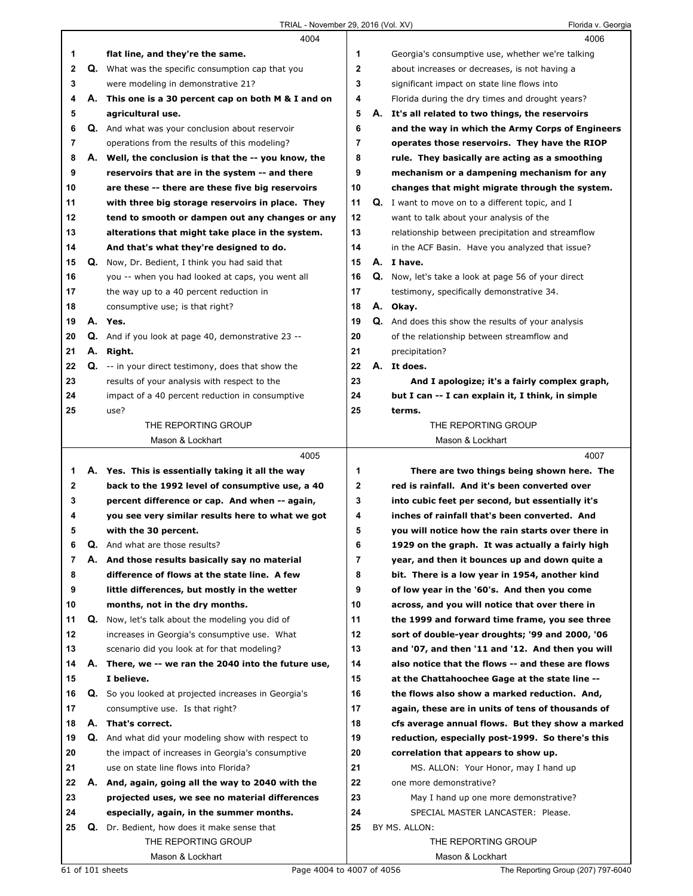4004

1 flat line, and they're the same.
2 Q. What was the specific consumption cap that you
3 were modeling in demonstrative 21?
4 A. This one is a 30 percent cap on both M & I and on
5 agricultural use.
6 Q. And what was your conclusion about reservoir
7 operations from the results of this modeling?
8 A. Well, the conclusion is that the -- you know, the
9 reservoirs that are in the system -- and there
10 are these -- there are these five big reservoirs
11 with three big storage reservoirs in place. They
12 tend to smooth or dampen out any changes or any
13 alterations that might take place in the system.
14 And that's what they're designed to do.
15 Q. Now, Dr. Bedient, I think you had said that
16 you -- when you had looked at caps, you went all
17 the way up to a 40 percent reduction in
18 consumptive use; is that right?
19 A. Yes.
20 Q. And if you look at page 40, demonstrative 23 --
21 A. Right.
22 Q. -- in your direct testimony, does that show the
23 results of your analysis with respect to the
24 impact of a 40 percent reduction in consumptive
25 use?

4005

1 A. Yes. This is essentially taking it all the way
2 back to the 1992 level of consumptive use, a 40
3 percent difference or cap. And when -- again,
4 you see very similar results here to what we got
5 with the 30 percent.
6 Q. And what are those results?
7 A. And those results basically say no material
8 difference of flows at the state line. A few
9 little differences, but mostly in the wetter
10 months, not in the dry months.
11 Q. Now, let's talk about the modeling you did of
12 increases in Georgia's consumptive use. What
13 scenario did you look at for that modeling?
14 A. There, we -- we ran the 2040 into the future use,
15 I believe.
16 Q. So you looked at projected increases in Georgia's
17 consumptive use. Is that right?
18 A. That's correct.
19 Q. And what did your modeling show with respect to
20 the impact of increases in Georgia's consumptive
21 use on state line flows into Florida?
22 A. And, again, going all the way to 2040 with the
23 projected uses, we see no material differences
24 especially, again, in the summer months.
25 Q. Dr. Bedient, how does it make sense that

4006

1 Georgia's consumptive use, whether we're talking
2 about increases or decreases, is not having a
3 significant impact on state line flows into
4 Florida during the dry times and drought years?
5 A. It's all related to two things, the reservoirs
6 and the way in which the Army Corps of Engineers
7 operates those reservoirs. They have the RIOP
8 rule. They basically are acting as a smoothing
9 mechanism or a dampening mechanism for any
10 changes that might migrate through the system.
11 Q. I want to move on to a different topic, and I
12 want to talk about your analysis of the
13 relationship between precipitation and streamflow
14 in the ACF Basin. Have you analyzed that issue?
15 A. I have.
16 Q. Now, let's take a look at page 56 of your direct
17 testimony, specifically demonstrative 34.
18 A. Okay.
19 Q. And does this show the results of your analysis
20 of the relationship between streamflow and
21 precipitation?
22 A. It does.
23 And I apologize; it's a fairly complex graph,
24 but I can -- I can explain it, I think, in simple
25 terms.

4007

1 There are two things being shown here. The
2 red is rainfall. And it's been converted over
3 into cubic feet per second, but essentially it's
4 inches of rainfall that's been converted. And
5 you will notice how the rain starts over there in
6 1929 on the graph. It was actually a fairly high
7 year, and then it bounces up and down quite a
8 bit. There is a low year in 1954, another kind
9 of low year in the '60's. And then you come
10 across, and you will notice that over there in
11 the 1999 and forward time frame, you see three
12 sort of double-year droughts; '99 and 2000, '06
13 and '07, and then '11 and '12. And then you will
14 also notice that the flows -- and these are flows
15 at the Chattahoochee Gage at the state line --
16 the flows also show a marked reduction. And,
17 again, these are in units of tens of thousands of
18 cfs average annual flows. But they show a marked
19 reduction, especially post-1999. So there's this
20 correlation that appears to show up.
21 MS. ALLON: Your Honor, may I hand up
22 one more demonstrative?
23 May I hand up one more demonstrative?
24 SPECIAL MASTER LANCASTER: Please.
25 BY MS. ALLON: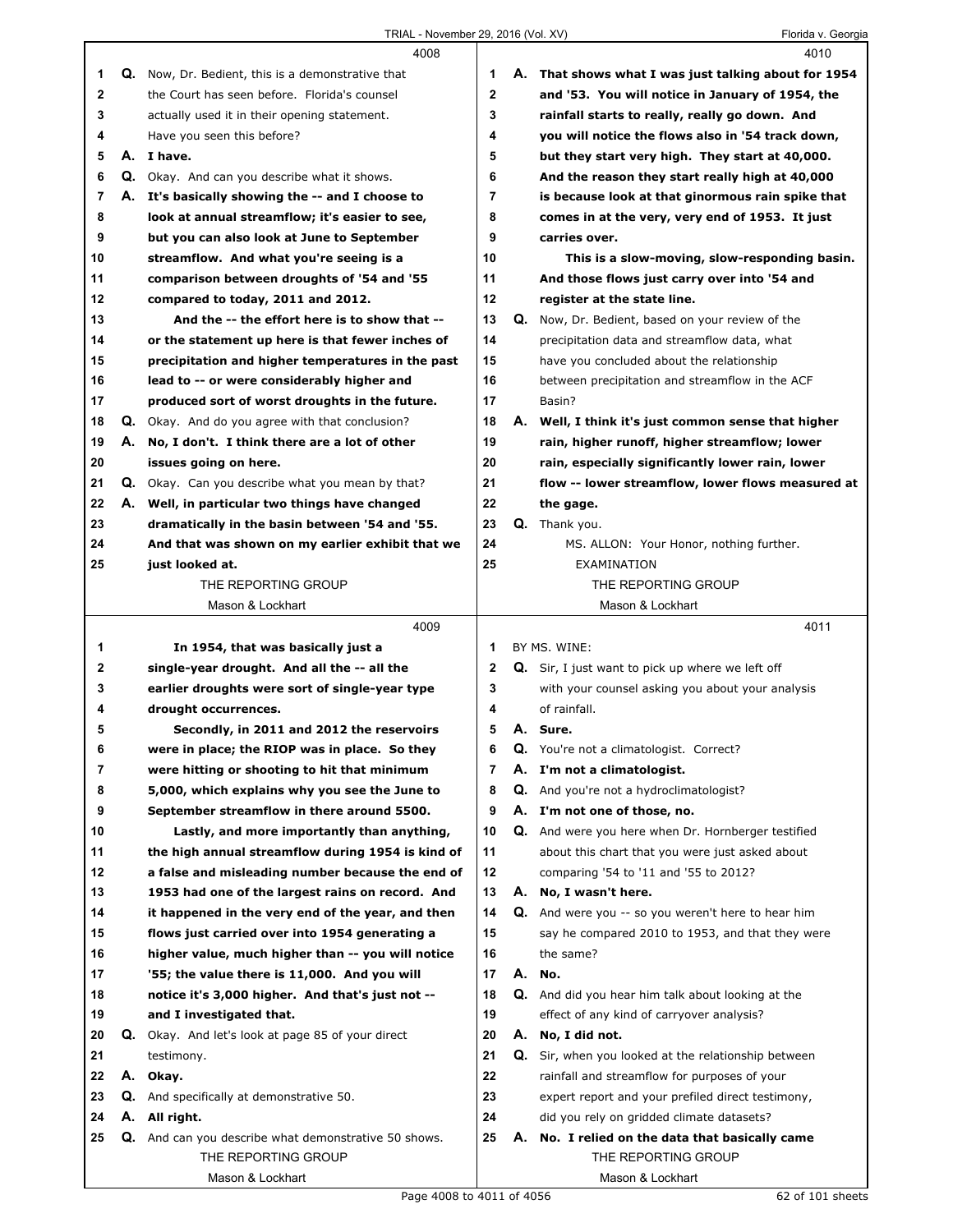4008

1 Q. Now, Dr. Bedient, this is a demonstrative that
2 the Court has seen before. Florida's counsel
3 actually used it in their opening statement.
4 Have you seen this before?
5 A. **I have.**
6 Q. Okay. And can you describe what it shows.
7 A. **It's basically showing the -- and I choose to**
8 **look at annual streamflow; it's easier to see,**
9 **but you can also look at June to September**
10 **streamflow. And what you're seeing is a**
11 **comparison between droughts of '54 and '55**
12 **compared to today, 2011 and 2012.**
13 **And the -- the effort here is to show that --**
14 **or the statement up here is that fewer inches of**
15 **precipitation and higher temperatures in the past**
16 **lead to -- or were considerably higher and**
17 **produced sort of worst droughts in the future.**
18 Q. Okay. And do you agree with that conclusion?
19 A. **No, I don't. I think there are a lot of other**
20 **issues going on here.**
21 Q. Okay. Can you describe what you mean by that?
22 A. **Well, in particular two things have changed**
23 **dramatically in the basin between '54 and '55.**
24 **And that was shown on my earlier exhibit that we**
25 **just looked at.**

4009

1 **In 1954, that was basically just a**
2 **single-year drought. And all the -- all the**
3 **earlier droughts were sort of single-year type**
4 **drought occurrences.**
5 **Secondly, in 2011 and 2012 the reservoirs**
6 **were in place; the RIOP was in place. So they**
7 **were hitting or shooting to hit that minimum**
8 **5,000, which explains why you see the June to**
9 **September streamflow in there around 5500.**
10 **Lastly, and more importantly than anything,**
11 **the high annual streamflow during 1954 is kind of**
12 **a false and misleading number because the end of**
13 **1953 had one of the largest rains on record. And**
14 **it happened in the very end of the year, and then**
15 **flows just carried over into 1954 generating a**
16 **higher value, much higher than -- you will notice**
17 **'55; the value there is 11,000. And you will**
18 **notice it's 3,000 higher. And that's just not --**
19 **and I investigated that.**
20 Q. Okay. And let's look at page 85 of your direct
21 testimony.
22 A. **Okay.**
23 Q. And specifically at demonstrative 50.
24 A. **All right.**
25 Q. And can you describe what demonstrative 50 shows.

4010

1 A. **That shows what I was just talking about for 1954**
2 **and '53. You will notice in January of 1954, the**
3 **rainfall starts to really, really go down. And**
4 **you will notice the flows also in '54 track down,**
5 **but they start very high. They start at 40,000.**
6 **And the reason they start really high at 40,000**
7 **is because look at that ginormous rain spike that**
8 **comes in at the very, very end of 1953. It just**
9 **carries over.**
10 **This is a slow-moving, slow-responding basin.**
11 **And those flows just carry over into '54 and**
12 **register at the state line.**
13 Q. Now, Dr. Bedient, based on your review of the
14 precipitation data and streamflow data, what
15 have you concluded about the relationship
16 between precipitation and streamflow in the ACF
17 Basin?
18 A. **Well, I think it's just common sense that higher**
19 **rain, higher runoff, higher streamflow; lower**
20 **rain, especially significantly lower rain, lower**
21 **flow -- lower streamflow, lower flows measured at**
22 **the gage.**
23 Q. Thank you.
24 MS. ALLON: Your Honor, nothing further.
25 EXAMINATION

4011

1 BY MS. WINE:
2 Q. Sir, I just want to pick up where we left off
3 with your counsel asking you about your analysis
4 of rainfall.
5 A. **Sure.**
6 Q. You're not a climatologist. Correct?
7 A. **I'm not a climatologist.**
8 Q. And you're not a hydroclimatologist?
9 A. **I'm not one of those, no.**
10 Q. And were you here when Dr. Hornberger testified
11 about this chart that you were just asked about
12 comparing '54 to '11 and '55 to 2012?
13 A. **No, I wasn't here.**
14 Q. And were you -- so you weren't here to hear him
15 say he compared 2010 to 1953, and that they were
16 the same?
17 A. **No.**
18 Q. And did you hear him talk about looking at the
19 effect of any kind of carryover analysis?
20 A. **No, I did not.**
21 Q. Sir, when you looked at the relationship between
22 rainfall and streamflow for purposes of your
23 expert report and your prefiled direct testimony,
24 did you rely on gridded climate datasets?
25 A. **No. I relied on the data that basically came**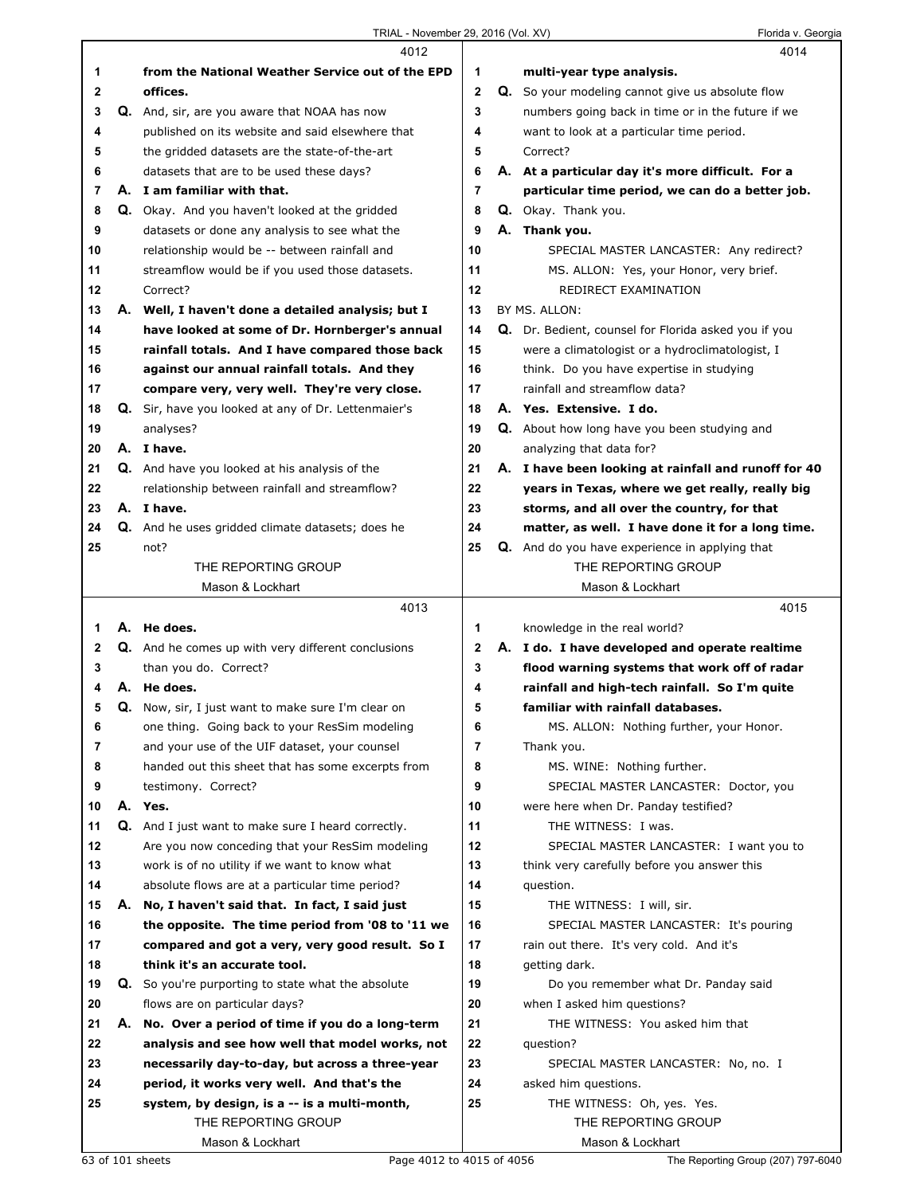4012

1 from the National Weather Service out of the EPD
2 offices.
3 Q. And, sir, are you aware that NOAA has now
4 published on its website and said elsewhere that
5 the gridded datasets are the state-of-the-art
6 datasets that are to be used these days?
7 A. I am familiar with that.
8 Q. Okay. And you haven't looked at the gridded
9 datasets or done any analysis to see what the
10 relationship would be -- between rainfall and
11 streamflow would be if you used those datasets.
12 Correct?
13 A. Well, I haven't done a detailed analysis; but I
14 have looked at some of Dr. Hornberger's annual
15 rainfall totals. And I have compared those back
16 against our annual rainfall totals. And they
17 compare very, very well. They're very close.
18 Q. Sir, have you looked at any of Dr. Lettenmaier's
19 analyses?
20 A. I have.
21 Q. And have you looked at his analysis of the
22 relationship between rainfall and streamflow?
23 A. I have.
24 Q. And he uses gridded climate datasets; does he
25 not?

4013

1 A. He does.
2 Q. And he comes up with very different conclusions
3 than you do. Correct?
4 A. He does.
5 Q. Now, sir, I just want to make sure I'm clear on
6 one thing. Going back to your ResSim modeling
7 and your use of the UIF dataset, your counsel
8 handed out this sheet that has some excerpts from
9 testimony. Correct?
10 A. Yes.
11 Q. And I just want to make sure I heard correctly.
12 Are you now conceding that your ResSim modeling
13 work is of no utility if we want to know what
14 absolute flows are at a particular time period?
15 A. No, I haven't said that. In fact, I said just
16 the opposite. The time period from '08 to '11 we
17 compared and got a very, very good result. So I
18 think it's an accurate tool.
19 Q. So you're purporting to state what the absolute
20 flows are on particular days?
21 A. No. Over a period of time if you do a long-term
22 analysis and see how well that model works, not
23 necessarily day-to-day, but across a three-year
24 period, it works very well. And that's the
25 system, by design, is a -- is a multi-month,

4014

1 multi-year type analysis.
2 Q. So your modeling cannot give us absolute flow
3 numbers going back in time or in the future if we
4 want to look at a particular time period.
5 Correct?
6 A. At a particular day it's more difficult. For a
7 particular time period, we can do a better job.
8 Q. Okay. Thank you.
9 A. Thank you.
10 SPECIAL MASTER LANCASTER: Any redirect?
11 MS. ALLON: Yes, your Honor, very brief.
12 REDIRECT EXAMINATION
13 BY MS. ALLON:
14 Q. Dr. Bedient, counsel for Florida asked you if you
15 were a climatologist or a hydroclimatologist, I
16 think. Do you have expertise in studying
17 rainfall and streamflow data?
18 A. Yes. Extensive. I do.
19 Q. About how long have you been studying and
20 analyzing that data for?
21 A. I have been looking at rainfall and runoff for 40
22 years in Texas, where we get really, really big
23 storms, and all over the country, for that
24 matter, as well. I have done it for a long time.
25 Q. And do you have experience in applying that

4015

1 knowledge in the real world?
2 A. I do. I have developed and operate realtime
3 flood warning systems that work off of radar
4 rainfall and high-tech rainfall. So I'm quite
5 familiar with rainfall databases.
6 MS. ALLON: Nothing further, your Honor.
7 Thank you.
8 MS. WINE: Nothing further.
9 SPECIAL MASTER LANCASTER: Doctor, you
10 were here when Dr. Panday testified?
11 THE WITNESS: I was.
12 SPECIAL MASTER LANCASTER: I want you to
13 think very carefully before you answer this
14 question.
15 THE WITNESS: I will, sir.
16 SPECIAL MASTER LANCASTER: It's pouring
17 rain out there. It's very cold. And it's
18 getting dark.
19 Do you remember what Dr. Panday said
20 when I asked him questions?
21 THE WITNESS: You asked him that
22 question?
23 SPECIAL MASTER LANCASTER: No, no. I
24 asked him questions.
25 THE WITNESS: Oh, yes. Yes.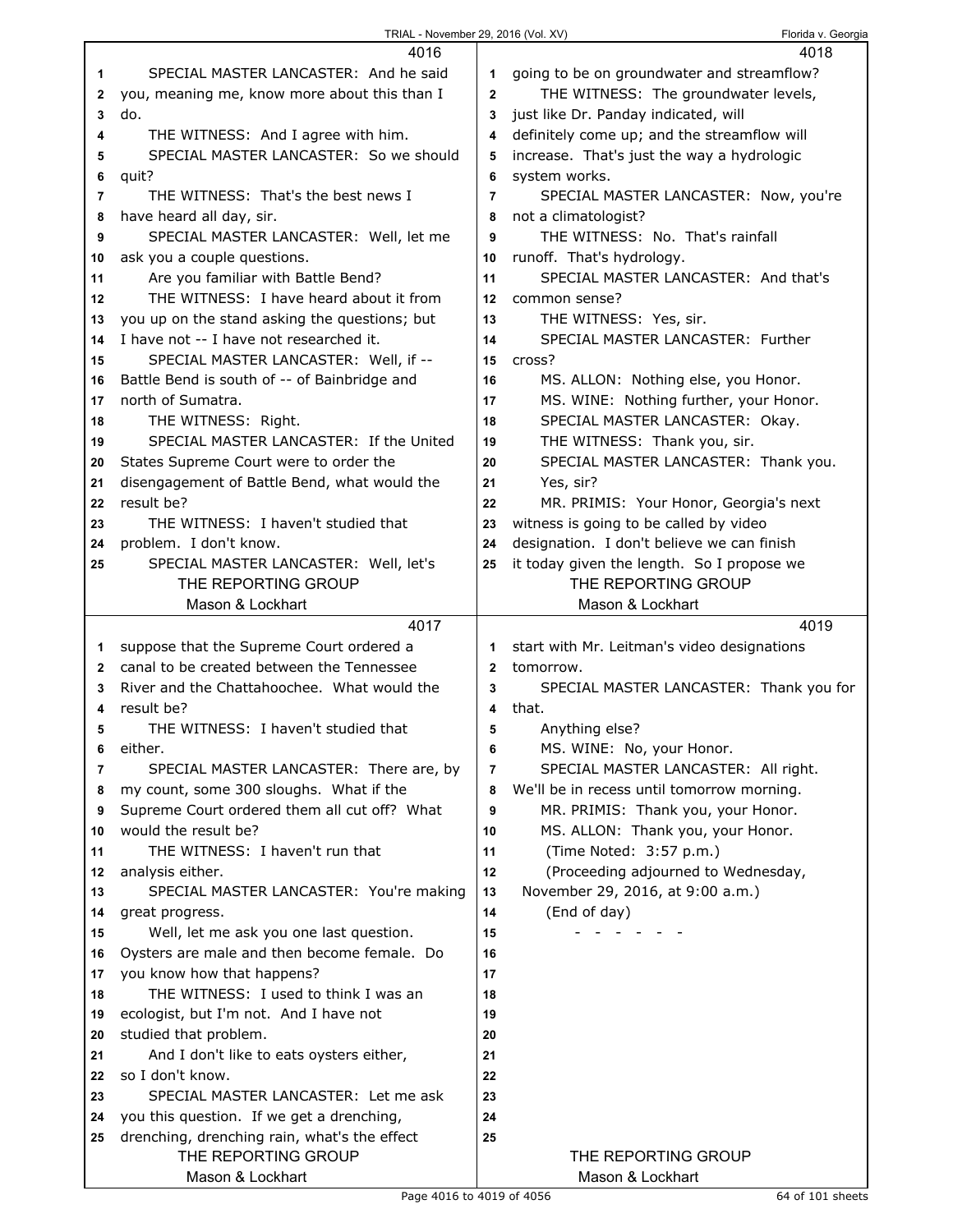4016

1 SPECIAL MASTER LANCASTER: And he said
2 you, meaning me, know more about this than I
3 do.
4 THE WITNESS: And I agree with him.
5 SPECIAL MASTER LANCASTER: So we should
6 quit?
7 THE WITNESS: That's the best news I
8 have heard all day, sir.
9 SPECIAL MASTER LANCASTER: Well, let me
10 ask you a couple questions.
11 Are you familiar with Battle Bend?
12 THE WITNESS: I have heard about it from
13 you up on the stand asking the questions; but
14 I have not -- I have not researched it.
15 SPECIAL MASTER LANCASTER: Well, if --
16 Battle Bend is south of -- of Bainbridge and
17 north of Sumatra.
18 THE WITNESS: Right.
19 SPECIAL MASTER LANCASTER: If the United
20 States Supreme Court were to order the
21 disengagement of Battle Bend, what would the
22 result be?
23 THE WITNESS: I haven't studied that
24 problem. I don't know.
25 SPECIAL MASTER LANCASTER: Well, let's

4017

1 suppose that the Supreme Court ordered a
2 canal to be created between the Tennessee
3 River and the Chattahoochee. What would the
4 result be?
5 THE WITNESS: I haven't studied that
6 either.
7 SPECIAL MASTER LANCASTER: There are, by
8 my count, some 300 sloughs. What if the
9 Supreme Court ordered them all cut off? What
10 would the result be?
11 THE WITNESS: I haven't run that
12 analysis either.
13 SPECIAL MASTER LANCASTER: You're making
14 great progress.
15 Well, let me ask you one last question.
16 Oysters are male and then become female. Do
17 you know how that happens?
18 THE WITNESS: I used to think I was an
19 ecologist, but I'm not. And I have not
20 studied that problem.
21 And I don't like to eats oysters either,
22 so I don't know.
23 SPECIAL MASTER LANCASTER: Let me ask
24 you this question. If we get a drenching,
25 drenching, drenching rain, what's the effect

4018

1 going to be on groundwater and streamflow?
2 THE WITNESS: The groundwater levels,
3 just like Dr. Panday indicated, will
4 definitely come up; and the streamflow will
5 increase. That's just the way a hydrologic
6 system works.
7 SPECIAL MASTER LANCASTER: Now, you're
8 not a climatologist?
9 THE WITNESS: No. That's rainfall
10 runoff. That's hydrology.
11 SPECIAL MASTER LANCASTER: And that's
12 common sense?
13 THE WITNESS: Yes, sir.
14 SPECIAL MASTER LANCASTER: Further
15 cross?
16 MS. ALLON: Nothing else, you Honor.
17 MS. WINE: Nothing further, your Honor.
18 SPECIAL MASTER LANCASTER: Okay.
19 THE WITNESS: Thank you, sir.
20 SPECIAL MASTER LANCASTER: Thank you.
21 Yes, sir?
22 MR. PRIMIS: Your Honor, Georgia's next
23 witness is going to be called by video
24 designation. I don't believe we can finish
25 it today given the length. So I propose we

4019

1 start with Mr. Leitman's video designations
2 tomorrow.
3 SPECIAL MASTER LANCASTER: Thank you for
4 that.
5 Anything else?
6 MS. WINE: No, your Honor.
7 SPECIAL MASTER LANCASTER: All right.
8 We'll be in recess until tomorrow morning.
9 MR. PRIMIS: Thank you, your Honor.
10 MS. ALLON: Thank you, your Honor.
11 (Time Noted: 3:57 p.m.)
12 (Proceeding adjourned to Wednesday,
13 November 29, 2016, at 9:00 a.m.)
14 (End of day)
15 - - - - - - -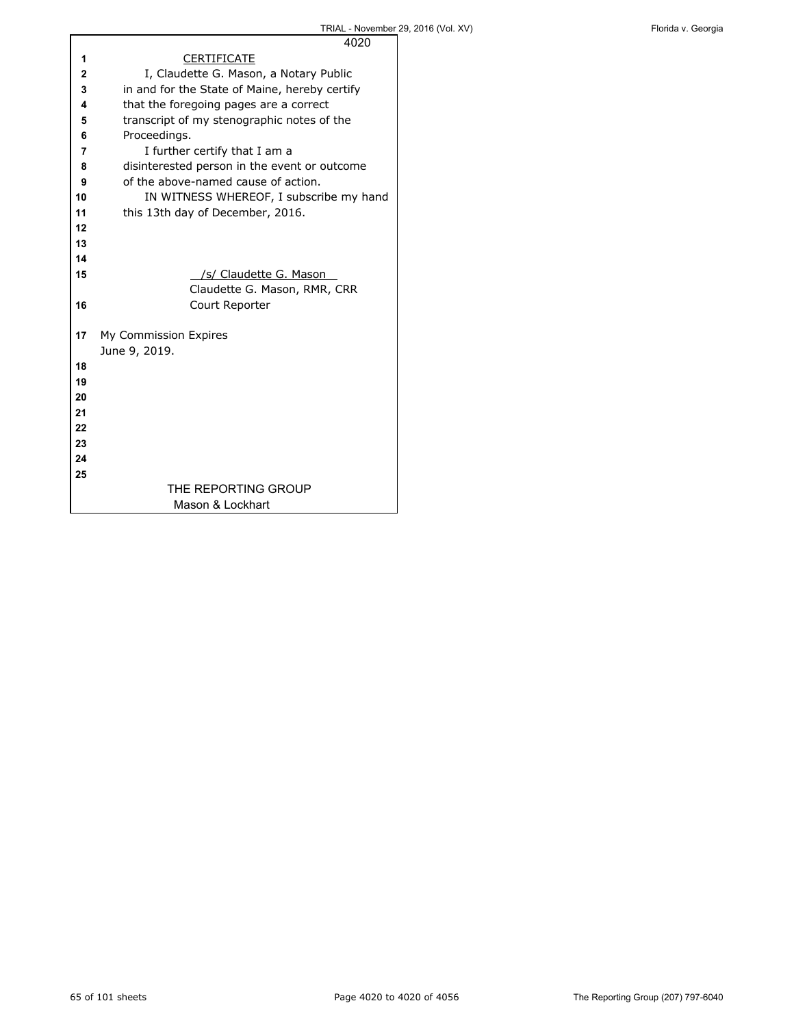## CERTIFICATE

I, Claudette G. Mason, a Notary Public in and for the State of Maine, hereby certify that the foregoing pages are a correct transcript of my stenographic notes of the Proceedings.

I further certify that I am a disinterested person in the event or outcome of the above-named cause of action.

IN WITNESS WHEREOF, I subscribe my hand this 13th day of December, 2016.

/s/ Claudette G. Mason
Claudette G. Mason, RMR, CRR
Court Reporter

My Commission Expires
June 9, 2019.

THE REPORTING GROUP
Mason & Lockhart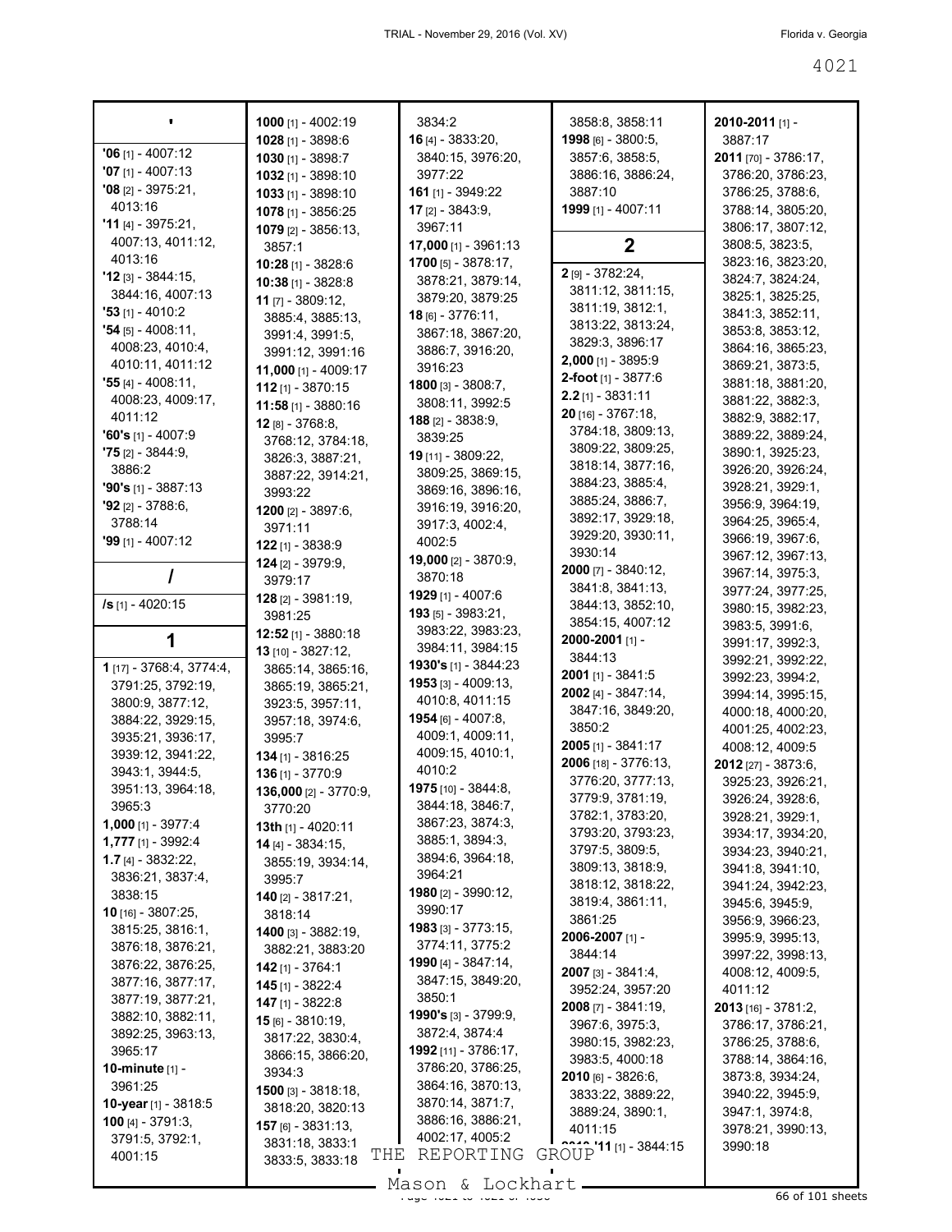## '

**'06** [1] - 4007:12
**'07** [1] - 4007:13
**'08** [2] - 3975:21, 4013:16
**'11** [4] - 3975:21, 4007:13, 4011:12, 4013:16
**'12** [3] - 3844:15, 3844:16, 4007:13
**'53** [1] - 4010:2
**'54** [5] - 4008:11, 4008:23, 4010:4, 4010:11, 4011:12
**'55** [4] - 4008:11, 4008:23, 4009:17, 4011:12
**'60's** [1] - 4007:9
**'75** [2] - 3844:9, 3886:2
**'90's** [1] - 3887:13
**'92** [2] - 3788:6, 3788:14
**'99** [1] - 4007:12

## /

**/s** [1] - 4020:15

## 1

**1** [17] - 3768:4, 3774:4, 3791:25, 3792:19, 3800:9, 3877:12, 3884:22, 3929:15, 3935:21, 3936:17, 3939:12, 3941:22, 3943:1, 3944:5, 3951:13, 3964:18, 3965:3
**1,000** [1] - 3977:4
**1,777** [1] - 3992:4
**1.7** [4] - 3832:22, 3836:21, 3837:4, 3838:15
**10** [16] - 3807:25, 3815:25, 3816:1, 3876:18, 3876:21, 3876:22, 3876:25, 3877:16, 3877:17, 3877:19, 3877:21, 3882:10, 3882:11, 3892:25, 3963:13, 3965:17
**10-minute** [1] - 3961:25
**10-year** [1] - 3818:5
**100** [4] - 3791:3, 3791:5, 3792:1, 4001:15
**1000** [1] - 4002:19
**1028** [1] - 3898:6
**1030** [1] - 3898:7
**1032** [1] - 3898:10
**1033** [1] - 3898:10
**1078** [1] - 3856:25
**1079** [2] - 3856:13, 3857:1
**10:28** [1] - 3828:6
**10:38** [1] - 3828:8
**11** [7] - 3809:12, 3885:4, 3885:13, 3991:4, 3991:5, 3991:12, 3991:16
**11,000** [1] - 4009:17
**112** [1] - 3870:15
**11:58** [1] - 3880:16
**12** [8] - 3768:8, 3768:12, 3784:18, 3826:3, 3887:21, 3887:22, 3914:21, 3993:22
**1200** [2] - 3897:6, 3971:11
**122** [1] - 3838:9
**124** [2] - 3979:9, 3979:17
**128** [2] - 3981:19, 3981:25
**12:52** [1] - 3880:18
**13** [10] - 3827:12, 3865:14, 3865:16, 3865:19, 3865:21, 3923:5, 3957:11, 3957:18, 3974:6, 3995:7
**134** [1] - 3816:25
**136** [1] - 3770:9
**136,000** [2] - 3770:9, 3770:20
**13th** [1] - 4020:11
**14** [4] - 3834:15, 3855:19, 3934:14, 3995:7
**140** [2] - 3817:21, 3818:14
**1400** [3] - 3882:19, 3882:21, 3883:20
**142** [1] - 3764:1
**145** [1] - 3822:4
**147** [1] - 3822:8
**15** [6] - 3810:19, 3817:22, 3830:4, 3866:15, 3866:20, 3934:3
**1500** [3] - 3818:18, 3818:20, 3820:13
**157** [6] - 3831:13, 3831:18, 3833:1, 3833:5, 3833:18, 3834:2
**16** [4] - 3833:20, 3840:15, 3976:20, 3977:22
**161** [1] - 3949:22
**17** [2] - 3843:9, 3967:11
**17,000** [1] - 3961:13
**1700** [5] - 3878:17, 3878:21, 3879:14, 3879:20, 3879:25
**18** [6] - 3776:11, 3867:18, 3867:20, 3886:7, 3916:20, 3916:23
**1800** [3] - 3808:7, 3808:11, 3992:5
**188** [2] - 3838:9, 3839:25
**19** [11] - 3809:22, 3809:25, 3869:15, 3869:16, 3896:16, 3916:19, 3916:20, 3917:3, 4002:4, 4002:5
**19,000** [2] - 3870:9, 3870:18
**1929** [1] - 4007:6
**193** [5] - 3983:21, 3983:22, 3983:23, 3984:11, 3984:15
**1930's** [1] - 3844:23
**1953** [3] - 4009:13, 4010:8, 4011:15
**1954** [6] - 4007:8, 4009:1, 4009:11, 4009:15, 4010:1, 4010:2
**1975** [10] - 3844:8, 3844:18, 3846:7, 3867:23, 3874:3, 3885:1, 3894:3, 3894:6, 3964:18, 3964:21
**1980** [2] - 3990:12, 3990:17
**1983** [3] - 3773:15, 3774:11, 3775:2
**1990** [4] - 3847:14, 3847:15, 3849:20, 3850:1
**1990's** [3] - 3799:9, 3872:4, 3874:4
**1992** [11] - 3786:17, 3786:20, 3786:25, 3864:16, 3870:13, 3870:14, 3871:7, 3886:16, 3886:21, 4002:17, 4005:2
**1993** [2] - 3858:8, 3858:11
**1998** [6] - 3800:5, 3857:6, 3858:5, 3886:16, 3886:24, 3887:10
**1999** [1] - 4007:11

## 2

**2** [9] - 3782:24, 3811:12, 3811:15, 3811:19, 3812:1, 3813:22, 3813:24, 3829:3, 3896:17
**2,000** [1] - 3895:9
**2-foot** [1] - 3877:6
**2.2** [1] - 3831:11
**20** [16] - 3767:18, 3784:18, 3809:13, 3809:22, 3809:25, 3818:14, 3877:16, 3884:23, 3885:4, 3885:24, 3886:7, 3892:17, 3929:18, 3929:20, 3930:11, 3930:14
**2000** [7] - 3840:12, 3841:8, 3841:13, 3844:13, 3852:10, 3854:15, 4007:12
**2000-2001** [1] - 3844:13
**2001** [1] - 3841:5
**2002** [4] - 3847:14, 3847:16, 3849:20, 3850:2
**2005** [1] - 3841:17
**2006** [18] - 3776:13, 3776:20, 3777:13, 3779:9, 3781:19, 3782:1, 3783:20, 3793:20, 3793:23, 3797:5, 3809:5, 3809:13, 3818:9, 3818:12, 3818:22, 3819:4, 3861:11, 3861:25
**2006-2007** [1] - 3844:14
**2007** [3] - 3841:4, 3952:24, 3957:20
**2008** [7] - 3841:19, 3967:6, 3975:3, 3980:15, 3982:23, 3983:5, 4000:18
**2010** [6] - 3826:6, 3833:22, 3889:22, 3889:24, 3890:1, 4011:15
**2010-'11** [1] - 3844:15
**2010-2011** [1] - 3887:17
**2011** [70] - 3786:17, 3786:20, 3786:23, 3786:25, 3788:6, 3788:14, 3805:20, 3806:17, 3807:12, 3808:5, 3823:5, 3823:16, 3823:20, 3824:7, 3824:24, 3825:1, 3825:25, 3841:3, 3852:11, 3853:8, 3853:12, 3864:16, 3865:23, 3869:21, 3873:5, 3881:18, 3881:20, 3881:22, 3882:3, 3882:9, 3882:17, 3889:22, 3889:24, 3890:1, 3925:23, 3926:20, 3926:24, 3928:21, 3929:1, 3956:9, 3964:19, 3964:25, 3965:4, 3966:19, 3967:6, 3967:12, 3967:13, 3967:14, 3975:3, 3977:24, 3977:25, 3980:15, 3982:23, 3983:5, 3991:6, 3991:17, 3992:3, 3992:21, 3992:22, 3992:23, 3994:2, 3994:14, 3995:15, 4000:18, 4000:20, 4001:25, 4002:23, 4008:12, 4009:5
**2012** [27] - 3873:6, 3925:23, 3926:21, 3926:24, 3928:6, 3928:21, 3929:1, 3934:17, 3934:20, 3934:23, 3940:21, 3941:8, 3941:10, 3941:24, 3942:23, 3945:6, 3945:9, 3956:9, 3966:23, 3995:9, 3995:13, 3997:22, 3998:13, 4008:12, 4009:5, 4011:12
**2013** [16] - 3781:2, 3786:17, 3786:21, 3786:25, 3788:6, 3788:14, 3864:16, 3873:8, 3934:24, 3940:22, 3945:9, 3947:1, 3974:8, 3978:21, 3990:13, 3990:18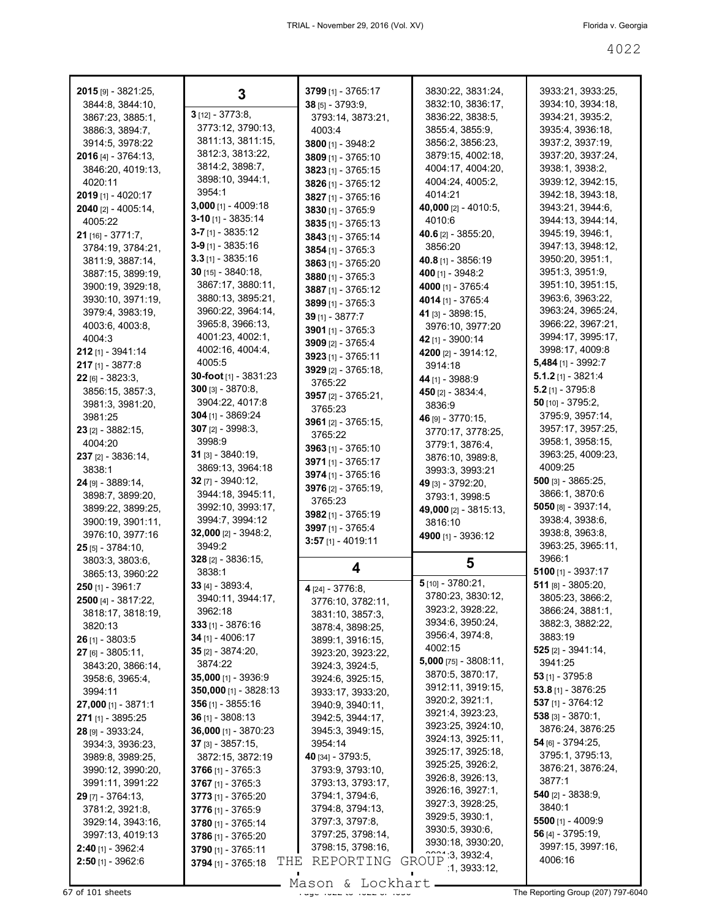**2015** [9] - 3821:25, 3844:8, 3844:10, 3867:23, 3885:1, 3886:3, 3894:7, 3914:5, 3978:22
**2016** [4] - 3764:13, 3846:20, 4019:13, 4020:11
**2019** [1] - 4020:17
**2040** [2] - 4005:14, 4005:22
**21** [16] - 3771:7, 3784:19, 3784:21, 3811:9, 3887:14, 3887:15, 3899:19, 3900:19, 3929:18, 3930:10, 3971:19, 3979:4, 3983:19, 4003:6, 4003:8, 4004:3
**212** [1] - 3941:14
**217** [1] - 3877:8
**22** [6] - 3823:3, 3856:15, 3857:3, 3981:3, 3981:20, 3981:25
**23** [2] - 3882:15, 4004:20
**237** [2] - 3836:14, 3838:1
**24** [9] - 3889:14, 3898:7, 3899:20, 3899:22, 3899:25, 3900:19, 3901:11, 3976:10, 3977:16
**25** [5] - 3784:10, 3803:3, 3803:6, 3865:13, 3960:22
**250** [1] - 3961:7
**2500** [4] - 3817:22, 3818:17, 3818:19, 3820:13
**26** [1] - 3803:5
**27** [6] - 3805:11, 3843:20, 3866:14, 3958:6, 3965:4, 3994:11
**27,000** [1] - 3871:1
**271** [1] - 3895:25
**28** [9] - 3933:24, 3934:3, 3936:23, 3989:8, 3989:25, 3990:12, 3990:20, 3991:11, 3991:22
**29** [7] - 3764:13, 3781:2, 3921:8, 3929:14, 3943:16, 3997:13, 4019:13
**2:40** [1] - 3962:4
**2:50** [1] - 3962:6

## 3

**3** [12] - 3773:8, 3773:12, 3790:13, 3811:13, 3811:15, 3812:3, 3813:22, 3814:2, 3898:7, 3898:10, 3944:1, 3954:1
**3,000** [1] - 4009:18
**3-10** [1] - 3835:14
**3-7** [1] - 3835:12
**3-9** [1] - 3835:16
**3.3** [1] - 3835:16
**30** [15] - 3840:18, 3867:17, 3880:11, 3880:13, 3895:21, 3960:22, 3964:14, 3965:8, 3966:13, 4001:23, 4002:1, 4002:16, 4004:4, 4005:5
**30-foot** [1] - 3831:23
**300** [3] - 3870:8, 3904:22, 4017:8
**304** [1] - 3869:24
**307** [2] - 3998:3, 3998:9
**31** [3] - 3840:19, 3869:13, 3964:18
**32** [7] - 3940:12, 3944:18, 3945:11, 3992:10, 3993:17, 3994:7, 3994:12
**32,000** [2] - 3948:2, 3949:2
**328** [2] - 3836:15, 3838:1
**33** [4] - 3893:4, 3940:11, 3944:17, 3962:18
**333** [1] - 3876:16
**34** [1] - 4006:17
**35** [2] - 3874:20, 3874:22
**35,000** [1] - 3936:9
**350,000** [1] - 3828:13
**356** [1] - 3855:16
**36** [1] - 3808:13
**36,000** [1] - 3870:23
**37** [3] - 3857:15, 3872:15, 3872:19
**3766** [1] - 3765:3
**3767** [1] - 3765:3
**3773** [1] - 3765:20
**3776** [1] - 3765:9
**3780** [1] - 3765:14
**3786** [1] - 3765:20
**3790** [1] - 3765:11
**3794** [1] - 3765:18
**3799** [1] - 3765:17
**38** [5] - 3793:9, 3793:14, 3873:21, 4003:4
**3800** [1] - 3948:2
**3809** [1] - 3765:10
**3823** [1] - 3765:15
**3826** [1] - 3765:12
**3827** [1] - 3765:16
**3830** [1] - 3765:9
**3835** [1] - 3765:13
**3843** [1] - 3765:14
**3854** [1] - 3765:3
**3863** [1] - 3765:20
**3880** [1] - 3765:3
**3887** [1] - 3765:12
**3899** [1] - 3765:3
**39** [1] - 3877:7
**3901** [1] - 3765:3
**3909** [2] - 3765:4
**3923** [1] - 3765:11
**3929** [2] - 3765:18, 3765:22
**3957** [2] - 3765:21, 3765:23
**3961** [2] - 3765:15, 3765:22
**3963** [1] - 3765:10
**3971** [1] - 3765:17
**3974** [1] - 3765:16
**3976** [2] - 3765:19, 3765:23
**3982** [1] - 3765:19
**3997** [1] - 3765:4
**3:57** [1] - 4019:11

## 4

**4** [24] - 3776:8, 3776:10, 3782:11, 3831:10, 3857:3, 3878:4, 3898:25, 3899:1, 3916:15, 3923:20, 3923:22, 3924:3, 3924:5, 3924:6, 3925:15, 3933:17, 3933:20, 3940:9, 3940:11, 3942:5, 3944:17, 3945:3, 3949:15, 3954:14
**40** [34] - 3793:5, 3793:9, 3793:10, 3793:13, 3793:17, 3794:1, 3794:6, 3794:8, 3794:13, 3797:3, 3797:8, 3797:25, 3798:14, 3798:15, 3798:16, 3830:22, 3831:24, 3832:10, 3836:17, 3836:22, 3838:5, 3855:4, 3855:9, 3856:2, 3856:23, 3879:15, 4002:18, 4004:17, 4004:20, 4004:24, 4005:2, 4014:21
**40,000** [2] - 4010:5, 4010:6
**40.6** [2] - 3855:20, 3856:20
**40.8** [1] - 3856:19
**400** [1] - 3948:2
**4000** [1] - 3765:4
**4014** [1] - 3765:4
**41** [3] - 3898:15, 3976:10, 3977:20
**42** [1] - 3900:14
**4200** [2] - 3914:12, 3914:18
**44** [1] - 3988:9
**450** [2] - 3834:4, 3836:9
**46** [9] - 3770:15, 3770:17, 3778:25, 3779:1, 3876:4, 3876:10, 3989:8, 3993:3, 3993:21
**49** [3] - 3792:20, 3793:1, 3998:5
**49,000** [2] - 3815:13, 3816:10
**4900** [1] - 3936:12

## 5

**5** [10] - 3780:21, 3780:23, 3830:12, 3923:2, 3928:22, 3934:6, 3950:24, 3956:4, 3974:8, 4002:15
**5,000** [75] - 3808:11, 3870:5, 3870:17, 3912:11, 3919:15, 3920:2, 3921:1, 3921:4, 3923:23, 3923:25, 3924:10, 3924:13, 3925:11, 3925:17, 3925:18, 3925:25, 3926:2, 3926:8, 3926:13, 3926:16, 3927:1, 3927:3, 3928:25, 3929:5, 3930:1, 3930:5, 3930:6, 3930:18, 3930:20, 3931:3, 3932:4, 3933:1, 3933:12, 3933:21, 3933:25, 3934:10, 3934:18, 3934:21, 3935:2, 3935:4, 3936:18, 3937:2, 3937:19, 3937:20, 3937:24, 3938:1, 3938:2, 3939:12, 3942:15, 3942:18, 3943:18, 3943:21, 3944:6, 3944:13, 3944:14, 3945:19, 3946:1, 3947:13, 3948:12, 3950:20, 3951:1, 3951:3, 3951:9, 3951:10, 3951:15, 3963:6, 3963:22, 3963:24, 3965:24, 3966:22, 3967:21, 3994:17, 3995:17, 3998:17, 4009:8
**5,484** [1] - 3992:7
**5.1.2** [1] - 3821:4
**5.2** [1] - 3795:8
**50** [10] - 3795:2, 3795:9, 3957:14, 3957:17, 3957:25, 3958:1, 3958:15, 3963:25, 4009:23, 4009:25
**500** [3] - 3865:25, 3866:1, 3870:6
**5050** [8] - 3937:14, 3938:4, 3938:6, 3938:8, 3963:8, 3963:25, 3965:11, 3966:1
**5100** [1] - 3937:17
**511** [8] - 3805:20, 3805:23, 3866:2, 3866:24, 3881:1, 3882:3, 3882:22, 3883:19
**525** [2] - 3941:14, 3941:25
**53** [1] - 3795:8
**53.8** [1] - 3876:25
**537** [1] - 3764:12
**538** [3] - 3870:1, 3876:24, 3876:25
**54** [6] - 3794:25, 3795:1, 3795:13, 3876:21, 3876:24, 3877:1
**540** [2] - 3838:9, 3840:1
**5500** [1] - 4009:9
**56** [4] - 3795:19, 3997:15, 3997:16, 4006:16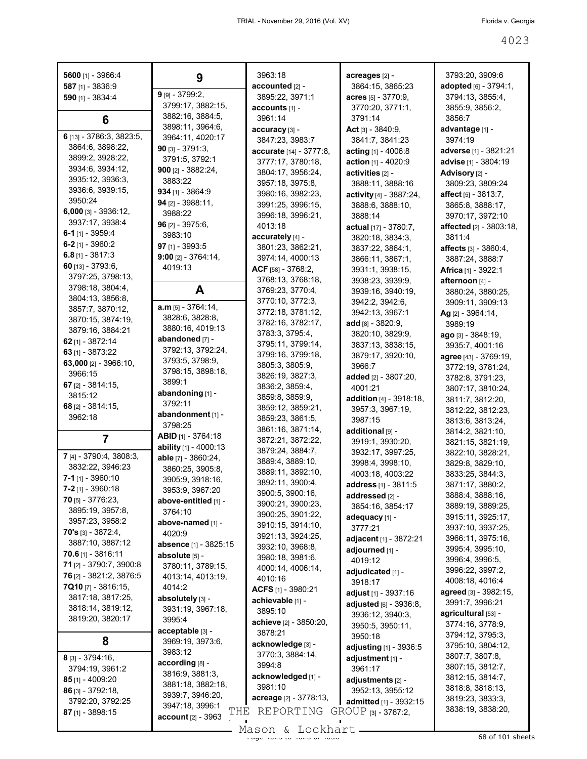5600 [1] - 3966:4
587 [1] - 3836:9
590 [1] - 3834:4

## 6

6 [13] - 3786:3, 3823:5, 3864:6, 3898:22, 3899:2, 3928:22, 3934:6, 3934:12, 3935:12, 3936:3, 3936:6, 3939:15, 3950:24
6,000 [3] - 3936:12, 3937:17, 3938:4
6-1 [1] - 3959:4
6-2 [1] - 3960:2
6.8 [1] - 3817:3
60 [13] - 3793:6, 3797:25, 3798:13, 3798:18, 3804:4, 3804:13, 3856:8, 3857:7, 3870:12, 3870:15, 3874:19, 3879:16, 3884:21
62 [1] - 3872:14
63 [1] - 3873:22
63,000 [2] - 3966:10, 3966:15
67 [2] - 3814:15, 3815:12
68 [2] - 3814:15, 3962:18

## 7

7 [4] - 3790:4, 3808:3, 3832:22, 3946:23
7-1 [1] - 3960:10
7-2 [1] - 3960:18
70 [5] - 3776:23, 3895:19, 3957:8, 3957:23, 3958:2
70's [3] - 3872:4, 3887:10, 3887:12
70.6 [1] - 3816:11
71 [2] - 3790:7, 3900:8
76 [2] - 3821:2, 3876:5
7Q10 [7] - 3816:15, 3817:18, 3817:25, 3818:14, 3819:12, 3819:20, 3820:17

## 8

8 [3] - 3794:16, 3794:19, 3961:2
85 [1] - 4009:20
86 [3] - 3792:18, 3792:20, 3792:25
87 [1] - 3898:15

## 9

9 [9] - 3799:2, 3799:17, 3882:15, 3882:16, 3884:5, 3898:11, 3964:6, 3964:11, 4020:17
90 [3] - 3791:3, 3791:5, 3792:1
900 [2] - 3882:24, 3883:22
934 [1] - 3864:9
94 [2] - 3988:11, 3988:22
96 [2] - 3975:6, 3983:10
97 [1] - 3993:5
9:00 [2] - 3764:14, 4019:13

## A

a.m [5] - 3764:14, 3828:6, 3828:8, 3880:16, 4019:13
abandoned [7] - 3792:13, 3792:24, 3793:5, 3798:9, 3798:15, 3898:18, 3899:1
abandoning [1] - 3792:11
abandonment [1] - 3798:25
ABID [1] - 3764:18
ability [1] - 4000:13
able [7] - 3860:24, 3905:8, 3905:9, 3918:16, 3953:9, 3967:20
above-entitled [1] - 3764:10
above-named [1] - 4020:9
absence [1] - 3825:15
absolute [5] - 3780:11, 3789:15, 4013:14, 4013:19, 4014:2
absolutely [3] - 3931:19, 3967:18, 3995:4
acceptable [3] - 3969:19, 3973:6, 3983:12
according [8] - 3816:9, 3881:3, 3881:18, 3882:18, 3939:7, 3946:20, 3947:18, 3996:1
account [2] - 3963:18
accounted [2] - 3895:22, 3971:1
accounts [1] - 3961:14
accuracy [3] - 3847:23, 3983:7
accurate [14] - 3777:8, 3777:17, 3780:18, 3804:17, 3956:24, 3957:18, 3975:8, 3980:16, 3982:23, 3991:25, 3996:15, 3996:18, 3996:21, 4013:18
accurately [4] - 3801:23, 3862:21, 3974:14, 4000:13
ACF [58] - 3768:2, 3768:13, 3768:18, 3769:23, 3770:4, 3770:10, 3772:3, 3772:18, 3781:12, 3782:16, 3782:17, 3783:3, 3795:4, 3795:11, 3799:14, 3799:18, 3805:3, 3805:9, 3826:19, 3827:3, 3836:2, 3859:4, 3859:8, 3859:9, 3859:12, 3859:21, 3859:23, 3861:5, 3861:16, 3871:14, 3872:21, 3872:22, 3879:24, 3884:7, 3889:4, 3889:10, 3889:11, 3892:10, 3892:11, 3900:4, 3900:5, 3900:16, 3900:21, 3900:23, 3900:25, 3901:22, 3910:15, 3914:10, 3921:13, 3924:25, 3932:10, 3968:8, 3980:18, 3981:6, 4000:14, 4006:14, 4010:16
ACFS [1] - 3980:21
achievable [1] - 3895:10
achieve [2] - 3850:20, 3878:21
acknowledge [3] - 3770:3, 3884:14, 3994:8
acknowledged [1] - 3981:10
acreage [2] - 3778:13,
acreages [2] - 3864:15, 3865:23
acres [5] - 3770:9, 3770:20, 3771:1, 3791:14
Act [3] - 3840:9, 3841:7, 3841:23
acting [1] - 4006:8
action [1] - 4020:9
activities [2] - 3888:11, 3888:16
activity [4] - 3887:24, 3888:6, 3888:10, 3888:14
actual [17] - 3780:7, 3820:18, 3834:3, 3837:22, 3864:1, 3866:11, 3867:1, 3931:1, 3938:15, 3938:23, 3939:9, 3939:16, 3940:19, 3942:2, 3942:6, 3942:13, 3967:1
add [8] - 3820:9, 3820:10, 3829:9, 3837:13, 3838:15, 3879:17, 3920:10, 3966:7
added [2] - 3807:20, 4001:21
addition [4] - 3918:18, 3957:3, 3967:19, 3987:15
additional [9] - 3919:1, 3930:20, 3932:17, 3997:25, 3998:4, 3998:10, 4003:18, 4003:22
address [1] - 3811:5
addressed [2] - 3854:16, 3854:17
adequacy [1] - 3777:21
adjacent [1] - 3872:21
adjourned [1] - 4019:12
adjudicated [1] - 3918:17
adjust [1] - 3937:16
adjusted [6] - 3936:8, 3936:12, 3940:3, 3950:5, 3950:11, 3950:18
adjusting [1] - 3936:5
adjustment [1] - 3961:17
adjustments [2] - 3952:13, 3955:12
admitted [1] - 3932:15
3793:20, 3909:6
adopted [6] - 3794:1, 3794:13, 3855:4, 3855:9, 3856:2, 3856:7
advantage [1] - 3974:19
adverse [1] - 3821:21
advise [1] - 3804:19
Advisory [2] - 3809:23, 3809:24
affect [5] - 3813:7, 3865:8, 3888:17, 3970:17, 3972:10
affected [2] - 3803:18, 3811:4
affects [3] - 3860:4, 3887:24, 3888:7
Africa [1] - 3922:1
afternoon [4] - 3880:24, 3880:25, 3909:11, 3909:13
Ag [2] - 3964:14, 3989:19
ago [3] - 3848:19, 3935:7, 4001:16
agree [43] - 3769:19, 3772:19, 3781:24, 3782:8, 3791:23, 3807:17, 3810:24, 3811:7, 3812:20, 3812:22, 3812:23, 3813:6, 3813:24, 3814:2, 3821:10, 3821:15, 3821:19, 3822:10, 3828:21, 3829:8, 3829:10, 3833:25, 3844:3, 3871:17, 3880:2, 3888:4, 3888:16, 3889:19, 3889:25, 3915:11, 3925:17, 3937:10, 3937:25, 3966:11, 3975:16, 3995:4, 3995:10, 3996:4, 3996:5, 3996:22, 3997:2, 4008:18, 4016:4
agreed [3] - 3982:15, 3991:7, 3996:21
agricultural [53] - 3774:16, 3778:9, 3794:12, 3795:3, 3795:10, 3804:12, 3807:7, 3807:8, 3807:15, 3812:7, 3812:15, 3814:7, 3818:8, 3818:13, 3819:23, 3833:3, 3838:19, 3838:20,

THE REPORTING GROUP [3] - 3767:2,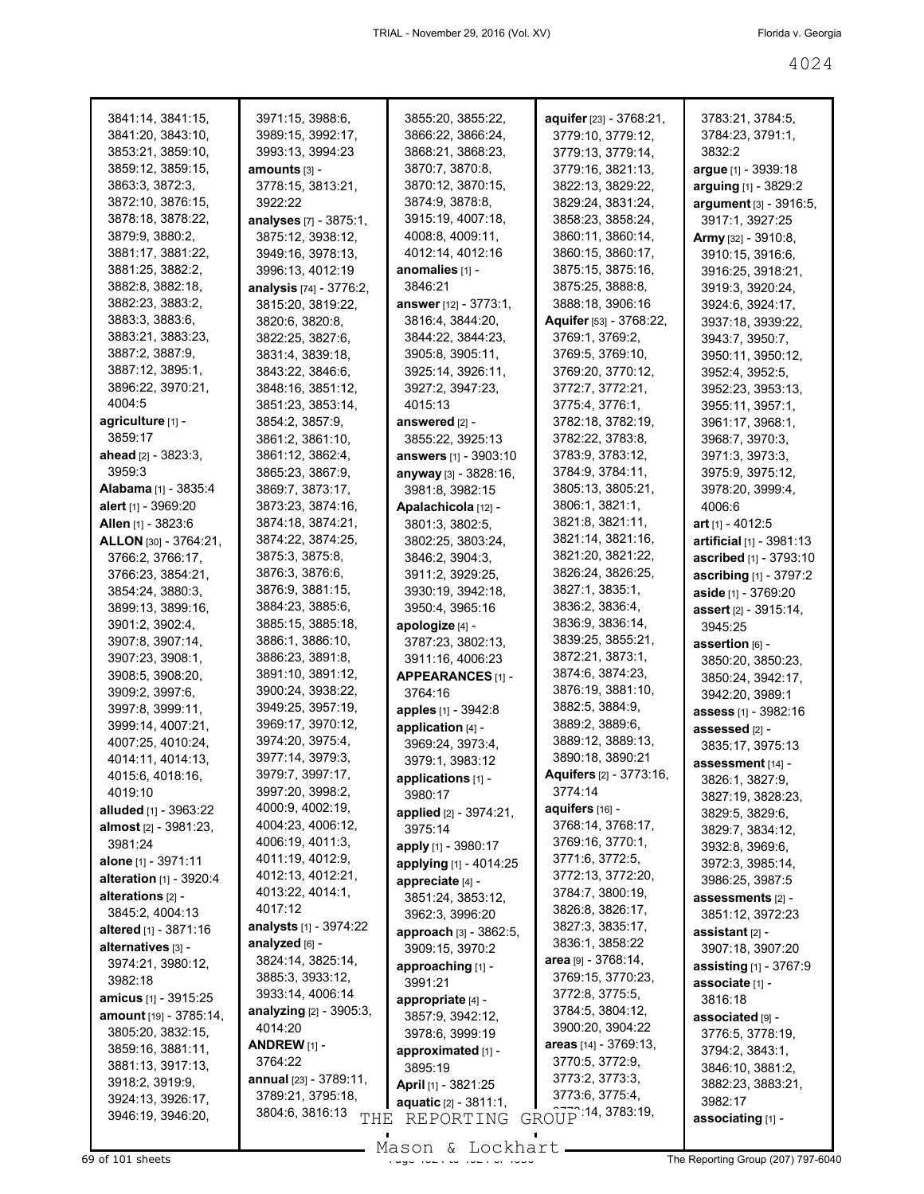3841:14, 3841:15, 3841:20, 3843:10, 3853:21, 3859:10, 3859:12, 3859:15, 3863:3, 3872:3, 3872:10, 3876:15, 3878:18, 3878:22, 3879:9, 3880:2, 3881:17, 3881:22, 3881:25, 3882:2, 3882:8, 3882:18, 3882:23, 3883:2, 3883:3, 3883:6, 3883:21, 3883:23, 3887:2, 3887:9, 3887:12, 3895:1, 3896:22, 3970:21, 4004:5

**agriculture** [1] - 3859:17

**ahead** [2] - 3823:3, 3959:3

**Alabama** [1] - 3835:4

**alert** [1] - 3969:20

**Allen** [1] - 3823:6

**ALLON** [30] - 3764:21, 3766:2, 3766:17, 3766:23, 3854:21, 3854:24, 3880:3, 3899:13, 3899:16, 3901:2, 3902:4, 3907:8, 3907:14, 3907:23, 3908:1, 3908:5, 3908:20, 3909:2, 3997:6, 3997:8, 3999:11, 3999:14, 4007:21, 4007:25, 4010:24, 4014:11, 4014:13, 4015:6, 4018:16, 4019:10

**alluded** [1] - 3963:22

**almost** [2] - 3981:23, 3981:24

**alone** [1] - 3971:11

**alteration** [1] - 3920:4

**alterations** [2] - 3845:2, 4004:13

**altered** [1] - 3871:16

**alternatives** [3] - 3974:21, 3980:12, 3982:18

**amicus** [1] - 3915:25

**amount** [19] - 3785:14, 3805:20, 3832:15, 3859:16, 3881:11, 3881:13, 3917:13, 3918:2, 3919:9, 3924:13, 3926:17, 3946:19, 3946:20, 3971:15, 3988:6, 3989:15, 3992:17, 3993:13, 3994:23

**amounts** [3] - 3778:15, 3813:21, 3922:22

**analyses** [7] - 3875:1, 3875:12, 3938:12, 3949:16, 3978:13, 3996:13, 4012:19

**analysis** [74] - 3776:2, 3815:20, 3819:22, 3820:6, 3820:8, 3822:25, 3827:6, 3831:4, 3839:18, 3843:22, 3846:6, 3848:16, 3851:12, 3851:23, 3853:14, 3854:2, 3857:9, 3861:2, 3861:10, 3861:12, 3862:4, 3865:23, 3867:9, 3869:7, 3873:17, 3873:23, 3874:16, 3874:18, 3874:21, 3874:22, 3874:25, 3875:3, 3875:8, 3876:3, 3876:6, 3876:9, 3881:15, 3884:23, 3885:6, 3885:15, 3885:18, 3886:1, 3886:10, 3886:23, 3891:8, 3891:10, 3891:12, 3900:24, 3938:22, 3949:25, 3957:19, 3969:17, 3970:12, 3974:20, 3975:4, 3977:14, 3979:3, 3979:7, 3997:17, 3997:20, 3998:2, 4000:9, 4002:19, 4004:23, 4006:12, 4006:19, 4011:3, 4011:19, 4012:9, 4012:13, 4012:21, 4013:22, 4014:1, 4017:12

**analysts** [1] - 3974:22

**analyzed** [6] - 3824:14, 3825:14, 3885:3, 3933:12, 3933:14, 4006:14

**analyzing** [2] - 3905:3, 4014:20

**ANDREW** [1] - 3764:22

**annual** [23] - 3789:11, 3789:21, 3795:18, 3804:6, 3816:13, 3855:20, 3855:22, 3866:22, 3866:24, 3868:21, 3868:23, 3870:7, 3870:8, 3870:12, 3870:15, 3874:9, 3878:8, 3915:19, 4007:18, 4008:8, 4009:11, 4012:14, 4012:16

**anomalies** [1] - 3846:21

**answer** [12] - 3773:1, 3816:4, 3844:20, 3844:22, 3844:23, 3905:8, 3905:11, 3925:14, 3926:11, 3927:2, 3947:23, 4015:13

**answered** [2] - 3855:22, 3925:13

**answers** [1] - 3903:10

**anyway** [3] - 3828:16, 3981:8, 3982:15

**Apalachicola** [12] - 3801:3, 3802:5, 3802:25, 3803:24, 3846:2, 3904:3, 3911:2, 3929:25, 3930:19, 3942:18, 3950:4, 3965:16

**apologize** [4] - 3787:23, 3802:13, 3911:16, 4006:23

**APPEARANCES** [1] - 3764:16

**apples** [1] - 3942:8

**application** [4] - 3969:24, 3973:4, 3979:1, 3983:12

**applications** [1] - 3980:17

**applied** [2] - 3974:21, 3975:14

**apply** [1] - 3980:17

**applying** [1] - 4014:25

**appreciate** [4] - 3851:24, 3853:12, 3962:3, 3996:20

**approach** [3] - 3862:5, 3909:15, 3970:2

**approaching** [1] - 3991:21

**appropriate** [4] - 3857:9, 3942:12, 3978:6, 3999:19

**approximated** [1] - 3895:19

**April** [1] - 3821:25

**aquatic** [2] - 3811:1, 3783:21, 3784:5, 3784:23, 3791:1, 3832:2

**aquifer** [23] - 3768:21, 3779:10, 3779:12, 3779:13, 3779:14, 3779:16, 3821:13, 3822:13, 3829:22, 3829:24, 3831:24, 3858:23, 3858:24, 3860:11, 3860:14, 3860:17, 3875:15, 3875:16, 3875:25, 3888:8, 3888:18, 3906:16

**Aquifer** [53] - 3768:22, 3769:1, 3769:2, 3769:5, 3769:10, 3769:20, 3770:12, 3772:7, 3772:21, 3775:4, 3776:1, 3782:18, 3782:19, 3782:22, 3783:8, 3783:9, 3783:12, 3784:9, 3784:11, 3805:13, 3805:21, 3806:1, 3821:1, 3821:8, 3821:11, 3821:14, 3821:16, 3821:20, 3821:22, 3826:24, 3826:25, 3827:1, 3835:1, 3836:2, 3836:4, 3836:9, 3836:14, 3839:25, 3855:21, 3872:21, 3873:1, 3874:6, 3874:23, 3876:19, 3881:10, 3882:5, 3884:9, 3889:2, 3889:6, 3889:12, 3889:13, 3890:18, 3890:21

**Aquifers** [2] - 3773:16, 3774:14

**aquifers** [16] - 3768:14, 3768:17, 3769:16, 3770:1, 3771:6, 3772:5, 3772:13, 3772:20, 3784:7, 3800:19, 3826:8, 3826:17, 3827:3, 3835:17, 3836:1, 3858:22

**area** [9] - 3768:14, 3769:15, 3770:23, 3772:8, 3775:5, 3784:5, 3804:12, 3900:20, 3904:22

**areas** [14] - 3769:13, 3770:5, 3772:9, 3773:2, 3773:3, 3773:6, 3775:4, 3773:14, 3783:19,

**argue** [1] - 3939:18

**arguing** [1] - 3829:2

**argument** [3] - 3916:5, 3917:1, 3927:25

**Army** [32] - 3910:8, 3910:15, 3916:6, 3916:25, 3918:21, 3919:3, 3920:24, 3924:6, 3924:17, 3937:18, 3939:22, 3943:7, 3950:7, 3950:11, 3950:12, 3952:4, 3952:5, 3952:23, 3953:13, 3955:11, 3957:1, 3961:17, 3968:1, 3968:7, 3970:3, 3971:3, 3973:3, 3975:9, 3975:12, 3978:20, 3999:4, 4006:6

**art** [1] - 4012:5

**artificial** [1] - 3981:13

**ascribed** [1] - 3793:10

**ascribing** [1] - 3797:2

**aside** [1] - 3769:20

**assert** [2] - 3915:14, 3945:25

**assertion** [6] - 3850:20, 3850:23, 3850:24, 3942:17, 3942:20, 3989:1

**assess** [1] - 3982:16

**assessed** [2] - 3835:17, 3975:13

**assessment** [14] - 3826:1, 3827:9, 3827:19, 3828:23, 3829:5, 3829:6, 3829:7, 3834:12, 3932:8, 3969:6, 3972:3, 3985:14, 3986:25, 3987:5

**assessments** [2] - 3851:12, 3972:23

**assistant** [2] - 3907:18, 3907:20

**assisting** [1] - 3767:9

**associate** [1] - 3816:18

**associated** [9] - 3776:5, 3778:19, 3794:2, 3843:1, 3846:10, 3881:2, 3882:23, 3883:21, 3982:17

**associating** [1] -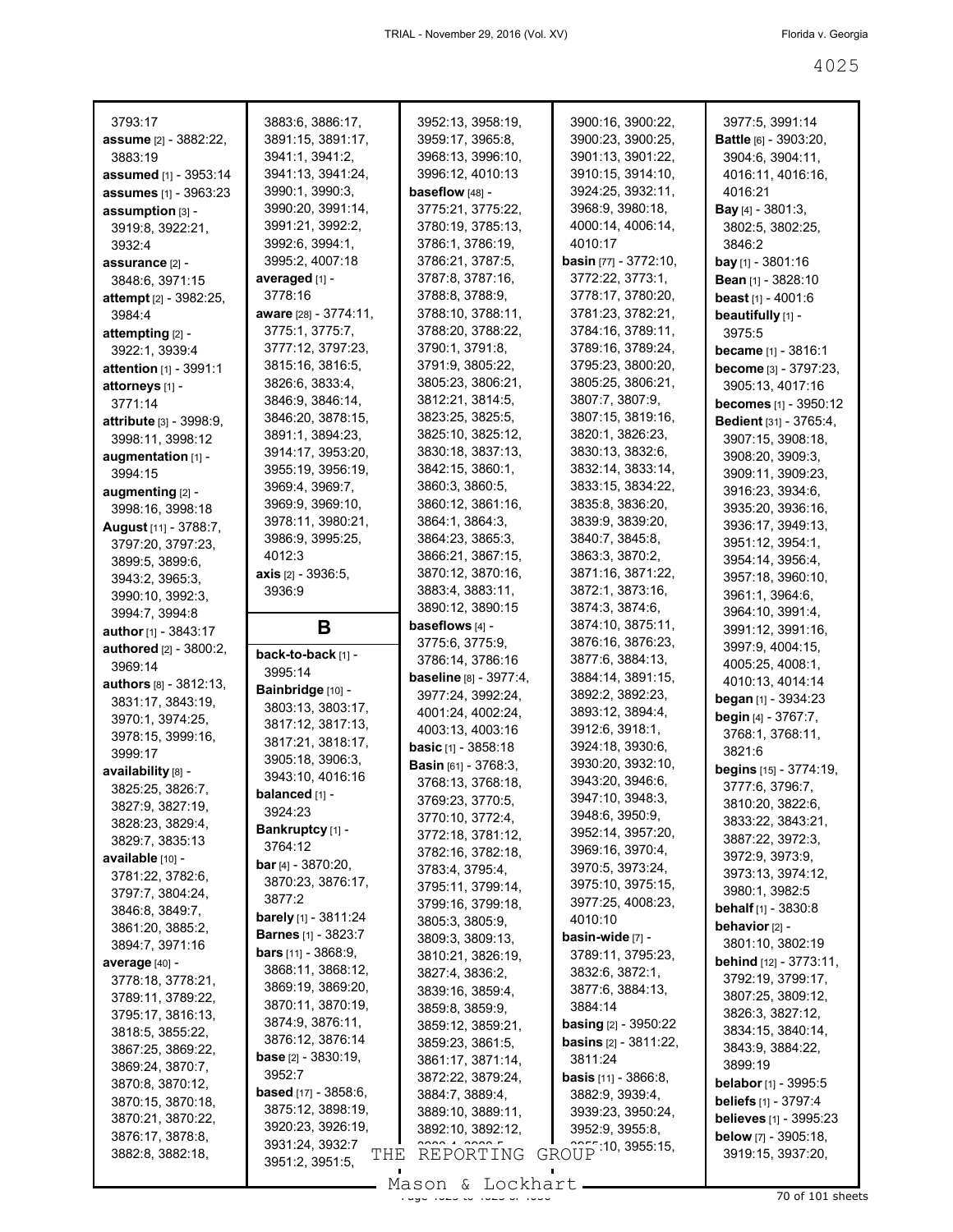3793:17
**assume** [2] - 3882:22, 3883:19
**assumed** [1] - 3953:14
**assumes** [1] - 3963:23
**assumption** [3] - 3919:8, 3922:21, 3932:4
**assurance** [2] - 3848:6, 3971:15
**attempt** [2] - 3982:25, 3984:4
**attempting** [2] - 3922:1, 3939:4
**attention** [1] - 3991:1
**attorneys** [1] - 3771:14
**attribute** [3] - 3998:9, 3998:11, 3998:12
**augmentation** [1] - 3994:15
**augmenting** [2] - 3998:16, 3998:18
**August** [11] - 3788:7, 3797:20, 3797:23, 3899:5, 3899:6, 3943:2, 3965:3, 3990:10, 3992:3, 3994:7, 3994:8
**author** [1] - 3843:17
**authored** [2] - 3800:2, 3969:14
**authors** [8] - 3812:13, 3831:17, 3843:19, 3970:1, 3974:25, 3978:15, 3999:16, 3999:17
**availability** [8] - 3825:25, 3826:7, 3827:9, 3827:19, 3828:23, 3829:4, 3829:7, 3835:13
**available** [10] - 3781:22, 3782:6, 3797:7, 3804:24, 3846:8, 3849:7, 3861:20, 3885:2, 3894:7, 3971:16
**average** [40] - 3778:18, 3778:21, 3789:11, 3789:22, 3795:17, 3816:13, 3818:5, 3855:22, 3867:25, 3869:22, 3869:24, 3870:7, 3870:8, 3870:12, 3870:15, 3870:18, 3870:21, 3870:22, 3876:17, 3878:8, 3882:8, 3882:18, 3883:6, 3886:17, 3891:15, 3891:17, 3941:1, 3941:2, 3941:13, 3941:24, 3990:1, 3990:3, 3990:20, 3991:14, 3991:21, 3992:2, 3992:6, 3994:1, 3995:2, 4007:18
**averaged** [1] - 3778:16
**aware** [28] - 3774:11, 3775:1, 3775:7, 3777:12, 3797:23, 3815:16, 3816:5, 3826:6, 3833:4, 3846:9, 3846:14, 3846:20, 3878:15, 3891:1, 3894:23, 3914:17, 3953:20, 3955:19, 3956:19, 3969:4, 3969:7, 3969:9, 3969:10, 3978:11, 3980:21, 3986:9, 3995:25, 4012:3
**axis** [2] - 3936:5, 3936:9

## B

**back-to-back** [1] - 3995:14
**Bainbridge** [10] - 3803:13, 3803:17, 3817:12, 3817:13, 3817:17, 3817:21, 3818:17, 3905:18, 3906:3, 3943:10, 4016:16
**balanced** [1] - 3924:23
**Bankruptcy** [1] - 3764:12
**bar** [4] - 3870:20, 3870:23, 3876:17, 3877:2
**barely** [1] - 3811:24
**Barnes** [1] - 3823:7
**bars** [11] - 3868:9, 3868:11, 3868:12, 3869:19, 3869:20, 3870:11, 3870:19, 3874:9, 3876:11, 3876:12, 3876:14
**base** [2] - 3830:19, 3952:7
**based** [17] - 3858:6, 3875:12, 3898:19, 3920:23, 3926:19, 3931:24, 3932:7, 3951:2, 3951:5, 3952:13, 3958:19, 3959:17, 3965:8, 3968:13, 3996:10, 3996:12, 4010:13
**baseflow** [48] - 3775:21, 3775:22, 3780:19, 3785:13, 3786:1, 3786:19, 3786:21, 3787:5, 3787:8, 3787:16, 3788:8, 3788:9, 3788:10, 3788:11, 3788:20, 3788:22, 3790:1, 3791:8, 3791:9, 3805:22, 3805:23, 3806:21, 3812:21, 3814:5, 3823:25, 3825:5, 3825:10, 3825:12, 3830:18, 3837:13, 3842:15, 3860:1, 3860:3, 3860:5, 3860:12, 3861:16, 3864:1, 3864:3, 3864:23, 3865:3, 3866:21, 3867:15, 3870:12, 3870:16, 3883:4, 3883:11, 3890:12, 3890:15
**baseflows** [4] - 3775:6, 3775:9, 3786:14, 3786:16
**baseline** [8] - 3977:4, 3977:24, 3992:24, 4001:24, 4002:24, 4003:13, 4003:16
**basic** [1] - 3858:18
**Basin** [61] - 3768:3, 3768:13, 3768:18, 3769:23, 3770:5, 3770:10, 3772:4, 3772:12, 3781:12, 3782:16, 3782:18, 3783:4, 3795:4, 3795:11, 3799:14, 3799:16, 3799:18, 3805:3, 3805:9, 3809:3, 3809:13, 3810:21, 3826:19, 3827:4, 3836:2, 3839:16, 3859:4, 3859:8, 3859:9, 3859:12, 3859:21, 3859:23, 3861:5, 3861:17, 3871:14, 3872:22, 3879:24, 3884:7, 3889:4, 3889:10, 3889:11, 3892:10, 3892:12, 3900:16, 3900:22, 3900:23, 3900:25, 3901:13, 3901:22, 3910:15, 3914:10, 3924:25, 3932:11, 3968:9, 3980:18, 4000:14, 4006:14, 4010:17
**basin** [77] - 3772:10, 3772:22, 3773:1, 3778:17, 3780:20, 3781:23, 3782:21, 3784:16, 3789:11, 3789:16, 3789:24, 3795:23, 3800:20, 3805:25, 3806:21, 3807:7, 3807:9, 3807:15, 3819:16, 3820:1, 3826:23, 3830:13, 3832:6, 3832:14, 3833:14, 3833:15, 3834:22, 3835:8, 3836:20, 3839:9, 3839:20, 3840:7, 3845:8, 3863:3, 3870:2, 3871:16, 3871:22, 3872:1, 3873:16, 3874:3, 3874:6, 3874:10, 3875:11, 3876:16, 3876:23, 3877:6, 3884:13, 3884:14, 3891:15, 3892:2, 3892:23, 3893:12, 3894:4, 3912:6, 3918:1, 3924:18, 3930:6, 3930:20, 3932:10, 3943:20, 3946:6, 3947:10, 3948:3, 3948:6, 3950:9, 3952:14, 3957:20, 3969:16, 3970:4, 3970:5, 3973:24, 3975:10, 3975:15, 3977:25, 4008:23, 4010:10
**basin-wide** [7] - 3789:11, 3795:23, 3832:6, 3872:1, 3877:6, 3884:13, 3884:14
**basing** [2] - 3950:22
**basins** [2] - 3811:22, 3811:24
**basis** [11] - 3866:8, 3882:9, 3939:4, 3939:23, 3950:24, 3952:9, 3955:8, 3955:10, 3955:15, 3977:5, 3991:14
**Battle** [6] - 3903:20, 3904:6, 3904:11, 4016:11, 4016:16, 4016:21
**Bay** [4] - 3801:3, 3802:5, 3802:25, 3846:2
**bay** [1] - 3801:16
**Bean** [1] - 3828:10
**beast** [1] - 4001:6
**beautifully** [1] - 3975:5
**became** [1] - 3816:1
**become** [3] - 3797:23, 3905:13, 4017:16
**becomes** [1] - 3950:12
**Bedient** [31] - 3765:4, 3907:15, 3908:18, 3908:20, 3909:3, 3909:11, 3909:23, 3916:23, 3934:6, 3935:20, 3936:16, 3936:17, 3949:13, 3951:12, 3954:1, 3954:14, 3956:4, 3957:18, 3960:10, 3961:1, 3964:6, 3964:10, 3991:4, 3991:12, 3991:16, 3997:9, 4004:15, 4005:25, 4008:1, 4010:13, 4014:14
**began** [1] - 3934:23
**begin** [4] - 3767:7, 3768:1, 3768:11, 3821:6
**begins** [15] - 3774:19, 3777:6, 3796:7, 3810:20, 3822:6, 3833:22, 3843:21, 3887:22, 3972:3, 3972:9, 3973:9, 3973:13, 3974:12, 3980:1, 3982:5
**behalf** [1] - 3830:8
**behavior** [2] - 3801:10, 3802:19
**behind** [12] - 3773:11, 3792:19, 3799:17, 3807:25, 3809:12, 3826:3, 3827:12, 3834:15, 3840:14, 3843:9, 3884:22, 3899:19
**belabor** [1] - 3995:5
**beliefs** [1] - 3797:4
**believes** [1] - 3995:23
**below** [7] - 3905:18, 3919:15, 3937:20,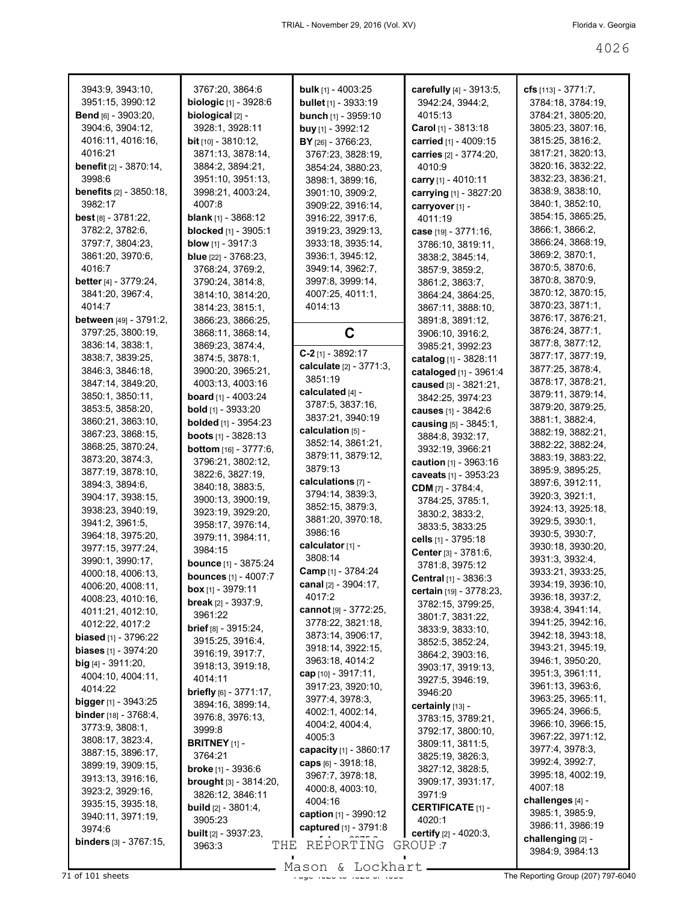3943:9, 3943:10, 3951:15, 3990:12
**Bend** [6] - 3903:20, 3904:6, 3904:12, 4016:11, 4016:16, 4016:21
**benefit** [2] - 3870:14, 3998:6
**benefits** [2] - 3850:18, 3982:17
**best** [8] - 3781:22, 3782:2, 3782:6, 3797:7, 3804:23, 3861:20, 3970:6, 4016:7
**better** [4] - 3779:24, 3841:20, 3967:4, 4014:7
**between** [49] - 3791:2, 3797:25, 3800:19, 3836:14, 3838:1, 3838:7, 3839:25, 3846:3, 3846:18, 3847:14, 3849:20, 3850:1, 3850:11, 3853:5, 3858:20, 3860:21, 3863:10, 3867:23, 3868:15, 3868:25, 3870:24, 3873:20, 3874:3, 3877:19, 3878:10, 3894:3, 3894:6, 3904:17, 3938:15, 3938:23, 3940:19, 3941:2, 3961:5, 3964:18, 3975:20, 3977:15, 3977:24, 3990:1, 3990:17, 4000:18, 4006:13, 4006:20, 4008:11, 4008:23, 4010:16, 4011:21, 4012:10, 4012:22, 4017:2
**biased** [1] - 3796:22
**biases** [1] - 3974:20
**big** [4] - 3911:20, 4004:10, 4004:11, 4014:22
**bigger** [1] - 3943:25
**binder** [18] - 3768:4, 3773:9, 3808:1, 3808:17, 3823:4, 3887:15, 3896:17, 3899:19, 3909:15, 3913:13, 3916:16, 3923:2, 3929:16, 3935:15, 3935:18, 3940:11, 3971:19, 3974:6
**binders** [3] - 3767:15, 3767:20, 3864:6
**biologic** [1] - 3928:6
**biological** [2] - 3928:1, 3928:11
**bit** [10] - 3810:12, 3871:13, 3878:14, 3884:2, 3894:21, 3951:10, 3951:13, 3998:21, 4003:24, 4007:8
**blank** [1] - 3868:12
**blocked** [1] - 3905:1
**blow** [1] - 3917:3
**blue** [22] - 3768:23, 3768:24, 3769:2, 3790:24, 3814:8, 3814:10, 3814:20, 3814:23, 3815:1, 3866:23, 3866:25, 3868:11, 3868:14, 3869:23, 3874:4, 3874:5, 3878:1, 3900:20, 3965:21, 4003:13, 4003:16
**board** [1] - 4003:24
**bold** [1] - 3933:20
**bolded** [1] - 3954:23
**boots** [1] - 3828:13
**bottom** [16] - 3777:6, 3796:21, 3802:12, 3822:6, 3827:19, 3840:18, 3883:5, 3900:13, 3900:19, 3923:19, 3929:20, 3958:17, 3976:14, 3979:11, 3984:11, 3984:15
**bounce** [1] - 3875:24
**bounces** [1] - 4007:7
**box** [1] - 3979:11
**break** [2] - 3937:9, 3961:22
**brief** [8] - 3915:24, 3915:25, 3916:4, 3916:19, 3917:7, 3918:13, 3919:18, 4014:11
**briefly** [6] - 3771:17, 3894:16, 3899:14, 3976:8, 3976:13, 3999:8
**BRITNEY** [1] - 3764:21
**broke** [1] - 3936:6
**brought** [3] - 3814:20, 3826:12, 3846:11
**build** [2] - 3801:4, 3905:23
**built** [2] - 3937:23, 3963:3
**bulk** [1] - 4003:25
**bullet** [1] - 3933:19
**bunch** [1] - 3959:10
**buy** [1] - 3992:12
**BY** [26] - 3766:23, 3767:23, 3828:19, 3854:24, 3880:23, 3898:1, 3899:16, 3901:10, 3909:2, 3909:22, 3916:14, 3916:22, 3917:6, 3919:23, 3929:13, 3933:18, 3935:14, 3936:1, 3945:12, 3949:14, 3962:7, 3997:8, 3999:14, 4007:25, 4011:1, 4014:13

## C

**C-2** [1] - 3892:17
**calculate** [2] - 3771:3, 3851:19
**calculated** [4] - 3787:5, 3837:16, 3837:21, 3940:19
**calculation** [5] - 3852:14, 3861:21, 3879:11, 3879:12, 3879:13
**calculations** [7] - 3794:14, 3839:3, 3852:15, 3879:3, 3881:20, 3970:18, 3986:16
**calculator** [1] - 3808:14
**Camp** [1] - 3784:24
**canal** [2] - 3904:17, 4017:2
**cannot** [9] - 3772:25, 3778:22, 3821:18, 3873:14, 3906:17, 3918:14, 3922:15, 3963:18, 4014:2
**cap** [10] - 3917:11, 3917:23, 3920:10, 3977:4, 3978:3, 4002:1, 4002:14, 4004:2, 4004:4, 4005:3
**capacity** [1] - 3860:17
**caps** [6] - 3918:18, 3967:7, 3978:18, 4000:8, 4003:10, 4004:16
**caption** [1] - 3990:12
**captured** [1] - 3791:8
**carefully** [4] - 3913:5, 3942:24, 3944:2, 4015:13
**Carol** [1] - 3813:18
**carried** [1] - 4009:15
**carries** [2] - 3774:20, 4010:9
**carry** [1] - 4010:11
**carrying** [1] - 3827:20
**carryover** [1] - 4011:19
**case** [19] - 3771:16, 3786:10, 3819:11, 3838:2, 3845:14, 3857:9, 3859:2, 3861:2, 3863:7, 3864:24, 3864:25, 3867:11, 3888:10, 3891:8, 3891:12, 3906:10, 3916:2, 3985:21, 3992:23
**catalog** [1] - 3828:11
**cataloged** [1] - 3961:4
**caused** [3] - 3821:21, 3842:25, 3974:23
**causes** [1] - 3842:6
**causing** [5] - 3845:1, 3884:8, 3932:17, 3932:19, 3966:21
**caution** [1] - 3963:16
**caveats** [1] - 3953:23
**CDM** [7] - 3784:4, 3784:25, 3785:1, 3830:2, 3833:2, 3833:5, 3833:25
**cells** [1] - 3795:18
**Center** [3] - 3781:6, 3781:8, 3975:12
**Central** [1] - 3836:3
**certain** [19] - 3778:23, 3782:15, 3799:25, 3801:7, 3831:22, 3833:9, 3833:10, 3852:5, 3852:24, 3864:2, 3903:16, 3903:17, 3919:13, 3927:5, 3946:19, 3946:20
**certainly** [13] - 3783:15, 3789:21, 3792:17, 3800:10, 3809:11, 3811:5, 3825:19, 3826:3, 3827:12, 3828:5, 3909:17, 3931:17, 3971:9
**CERTIFICATE** [1] - 4020:1
**certify** [2] - 4020:3, 4020:7
**cfs** [113] - 3771:7, 3784:18, 3784:19, 3784:21, 3805:20, 3805:23, 3807:16, 3815:25, 3816:2, 3817:21, 3820:13, 3820:16, 3832:22, 3832:23, 3836:21, 3838:9, 3838:10, 3840:1, 3852:10, 3854:15, 3865:25, 3866:1, 3866:2, 3866:24, 3868:19, 3869:2, 3870:1, 3870:2, 3870:6, 3870:8, 3870:9, 3870:12, 3870:15, 3870:23, 3871:1, 3876:17, 3876:21, 3876:24, 3877:1, 3877:8, 3877:12, 3877:17, 3877:19, 3877:25, 3878:4, 3878:17, 3878:21, 3879:11, 3879:14, 3879:20, 3879:25, 3881:1, 3882:4, 3882:19, 3882:21, 3882:22, 3882:24, 3883:19, 3883:22, 3895:9, 3895:25, 3897:6, 3912:11, 3920:3, 3921:1, 3924:13, 3925:18, 3929:5, 3930:1, 3930:5, 3930:7, 3930:18, 3930:20, 3931:3, 3932:4, 3933:21, 3933:25, 3934:19, 3936:10, 3936:18, 3937:2, 3938:4, 3941:14, 3941:25, 3942:16, 3942:18, 3943:18, 3943:21, 3945:19, 3946:1, 3950:20, 3951:3, 3961:11, 3961:13, 3963:6, 3963:25, 3965:11, 3965:24, 3966:5, 3966:10, 3966:15, 3967:22, 3971:12, 3977:4, 3978:3, 3992:4, 3992:7, 3995:18, 4002:19, 4007:18
**challenges** [4] - 3985:1, 3985:9, 3986:11, 3986:19
**challenging** [2] - 3984:9, 3984:13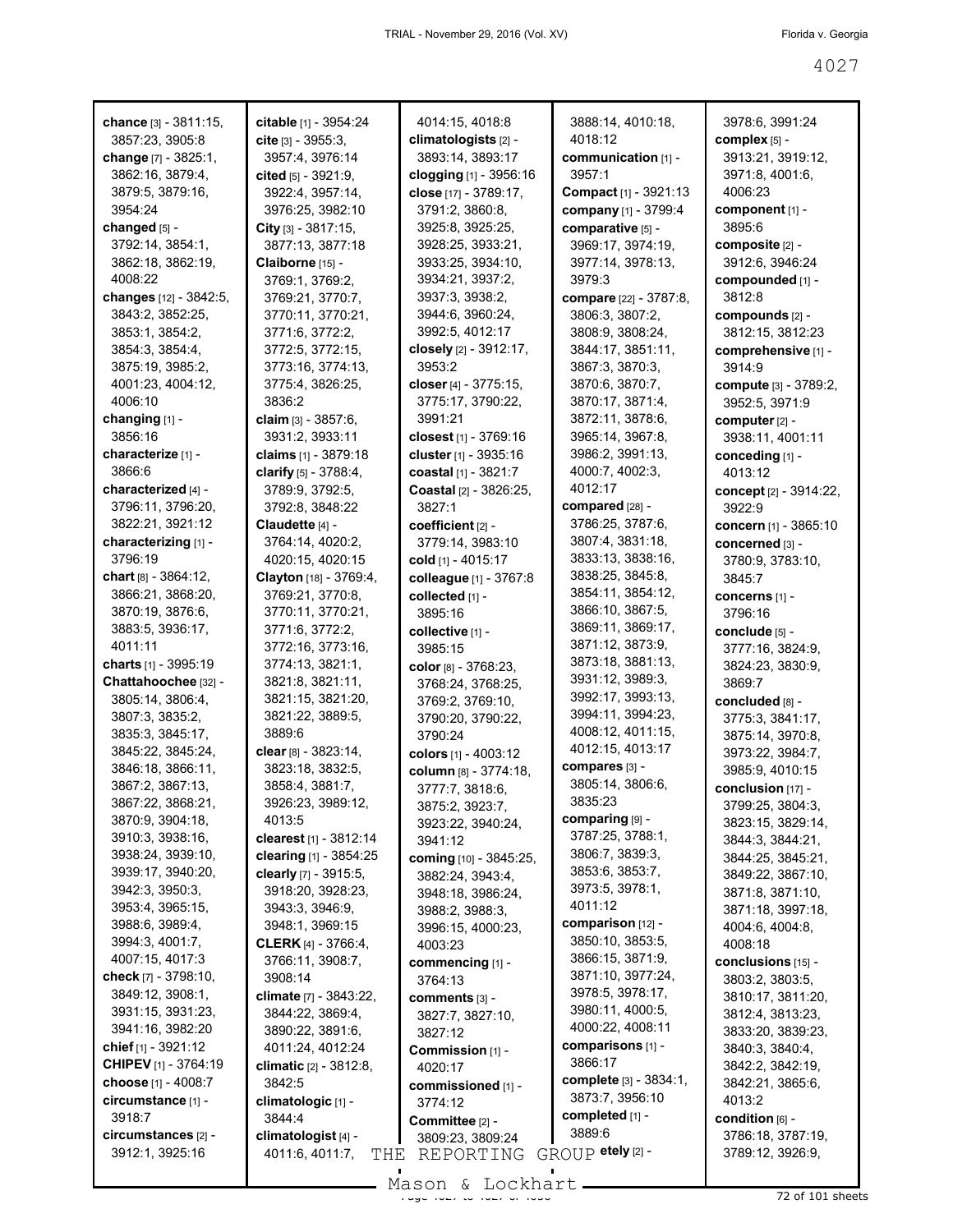**chance** [3] - 3811:15, 3857:23, 3905:8
**change** [7] - 3825:1, 3862:16, 3879:4, 3879:5, 3879:16, 3954:24
**changed** [5] - 3792:14, 3854:1, 3862:18, 3862:19, 4008:22
**changes** [12] - 3842:5, 3843:2, 3852:25, 3853:1, 3854:2, 3854:3, 3854:4, 3875:19, 3985:2, 4001:23, 4004:12, 4006:10
**changing** [1] - 3856:16
**characterize** [1] - 3866:6
**characterized** [4] - 3796:11, 3796:20, 3822:21, 3921:12
**characterizing** [1] - 3796:19
**chart** [8] - 3864:12, 3866:21, 3868:20, 3870:19, 3876:6, 3883:5, 3936:17, 4011:11
**charts** [1] - 3995:19
**Chattahoochee** [32] - 3805:14, 3806:4, 3807:3, 3835:2, 3835:3, 3845:17, 3845:22, 3845:24, 3846:18, 3866:11, 3867:2, 3867:13, 3867:22, 3868:21, 3870:9, 3904:18, 3910:3, 3938:16, 3938:24, 3939:10, 3939:17, 3940:20, 3942:3, 3950:3, 3953:4, 3965:15, 3988:6, 3989:4, 3994:3, 4001:7, 4007:15, 4017:3
**check** [7] - 3798:10, 3849:12, 3908:1, 3931:15, 3931:23, 3941:16, 3982:20
**chief** [1] - 3921:12
**CHIPEV** [1] - 3764:19
**choose** [1] - 4008:7
**circumstance** [1] - 3918:7
**circumstances** [2] - 3912:1, 3925:16
**citable** [1] - 3954:24
**cite** [3] - 3955:3, 3957:4, 3976:14
**cited** [5] - 3921:9, 3922:4, 3957:14, 3976:25, 3982:10
**City** [3] - 3817:15, 3877:13, 3877:18
**Claiborne** [15] - 3769:1, 3769:2, 3769:21, 3770:7, 3770:11, 3770:21, 3771:6, 3772:2, 3772:5, 3772:15, 3773:16, 3774:13, 3775:4, 3826:25, 3836:2
**claim** [3] - 3857:6, 3931:2, 3933:11
**claims** [1] - 3879:18
**clarify** [5] - 3788:4, 3789:9, 3792:5, 3792:8, 3848:22
**Claudette** [4] - 3764:14, 4020:2, 4020:15, 4020:15
**Clayton** [18] - 3769:4, 3769:21, 3770:8, 3770:11, 3770:21, 3771:6, 3772:2, 3772:16, 3773:16, 3774:13, 3821:1, 3821:8, 3821:11, 3821:15, 3821:20, 3821:22, 3889:5, 3889:6
**clear** [8] - 3823:14, 3823:18, 3832:5, 3858:4, 3881:7, 3926:23, 3989:12, 4013:5
**clearest** [1] - 3812:14
**clearing** [1] - 3854:25
**clearly** [7] - 3915:5, 3918:20, 3928:23, 3943:3, 3946:9, 3948:1, 3969:15
**CLERK** [4] - 3766:4, 3766:11, 3908:7, 3908:14
**climate** [7] - 3843:22, 3844:22, 3869:4, 3890:22, 3891:6, 4011:24, 4012:24
**climatic** [2] - 3812:8, 3842:5
**climatologic** [1] - 3844:4
**climatologist** [4] - 4011:6, 4011:7, 4014:15, 4018:8
**climatologists** [2] - 3893:14, 3893:17
**clogging** [1] - 3956:16
**close** [17] - 3789:17, 3791:2, 3860:8, 3925:8, 3925:25, 3928:25, 3933:21, 3933:25, 3934:10, 3934:21, 3937:2, 3937:3, 3938:2, 3944:6, 3960:24, 3992:5, 4012:17
**closely** [2] - 3912:17, 3953:2
**closer** [4] - 3775:15, 3775:17, 3790:22, 3991:21
**closest** [1] - 3769:16
**cluster** [1] - 3935:16
**coastal** [1] - 3821:7
**Coastal** [2] - 3826:25, 3827:1
**coefficient** [2] - 3779:14, 3983:10
**cold** [1] - 4015:17
**colleague** [1] - 3767:8
**collected** [1] - 3895:16
**collective** [1] - 3985:15
**color** [8] - 3768:23, 3768:24, 3768:25, 3769:2, 3769:10, 3790:20, 3790:22, 3790:24
**colors** [1] - 4003:12
**column** [8] - 3774:18, 3777:7, 3818:6, 3875:2, 3923:7, 3923:22, 3940:24, 3941:12
**coming** [10] - 3845:25, 3882:24, 3943:4, 3948:18, 3986:24, 3988:2, 3988:3, 3996:15, 4000:23, 4003:23
**commencing** [1] - 3764:13
**comments** [3] - 3827:7, 3827:10, 3827:12
**Commission** [1] - 4020:17
**commissioned** [1] - 3774:12
**Committee** [2] - 3809:23, 3809:24, 3888:14, 4010:18, 4018:12
**communication** [1] - 3957:1
**Compact** [1] - 3921:13
**company** [1] - 3799:4
**comparative** [5] - 3969:17, 3974:19, 3977:14, 3978:13, 3979:3
**compare** [22] - 3787:8, 3806:3, 3807:2, 3808:9, 3808:24, 3844:17, 3851:11, 3867:3, 3870:3, 3870:6, 3870:7, 3870:17, 3871:4, 3872:11, 3878:6, 3965:14, 3967:8, 3986:2, 3991:13, 4000:7, 4002:3, 4012:17
**compared** [28] - 3786:25, 3787:6, 3807:4, 3831:18, 3833:13, 3838:16, 3838:25, 3845:8, 3854:11, 3854:12, 3866:10, 3867:5, 3869:11, 3869:17, 3871:12, 3873:9, 3873:18, 3881:13, 3931:12, 3989:3, 3992:17, 3993:13, 3994:11, 3994:23, 4008:12, 4011:15, 4012:15, 4013:17
**compares** [3] - 3805:14, 3806:6, 3835:23
**comparing** [9] - 3787:25, 3788:1, 3806:7, 3839:3, 3853:6, 3853:7, 3973:5, 3978:1, 4011:12
**comparison** [12] - 3850:10, 3853:5, 3866:15, 3871:9, 3871:10, 3977:24, 3978:5, 3978:17, 3980:11, 4000:5, 4000:22, 4008:11
**comparisons** [1] - 3866:17
**complete** [3] - 3834:1, 3873:7, 3956:10
**completed** [1] - 3889:6
**completely** [2] - 3978:6, 3991:24
**complex** [5] - 3913:21, 3919:12, 3971:8, 4001:6, 4006:23
**component** [1] - 3895:6
**composite** [2] - 3912:6, 3946:24
**compounded** [1] - 3812:8
**compounds** [2] - 3812:15, 3812:23
**comprehensive** [1] - 3914:9
**compute** [3] - 3789:2, 3952:5, 3971:9
**computer** [2] - 3938:11, 4001:11
**conceding** [1] - 4013:12
**concept** [2] - 3914:22, 3922:9
**concern** [1] - 3865:10
**concerned** [3] - 3780:9, 3783:10, 3845:7
**concerns** [1] - 3796:16
**conclude** [5] - 3777:16, 3824:9, 3824:23, 3830:9, 3869:7
**concluded** [8] - 3775:3, 3841:17, 3875:14, 3970:8, 3973:22, 3984:7, 3985:9, 4010:15
**conclusion** [17] - 3799:25, 3804:3, 3823:15, 3829:14, 3844:3, 3844:21, 3844:25, 3845:21, 3849:22, 3867:10, 3871:8, 3871:10, 3871:18, 3997:18, 4004:6, 4004:8, 4008:18
**conclusions** [15] - 3803:2, 3803:5, 3810:17, 3811:20, 3812:4, 3813:23, 3833:20, 3839:23, 3840:3, 3840:4, 3842:2, 3842:19, 3842:21, 3865:6, 4013:2
**condition** [6] - 3786:18, 3787:19, 3789:12, 3926:9,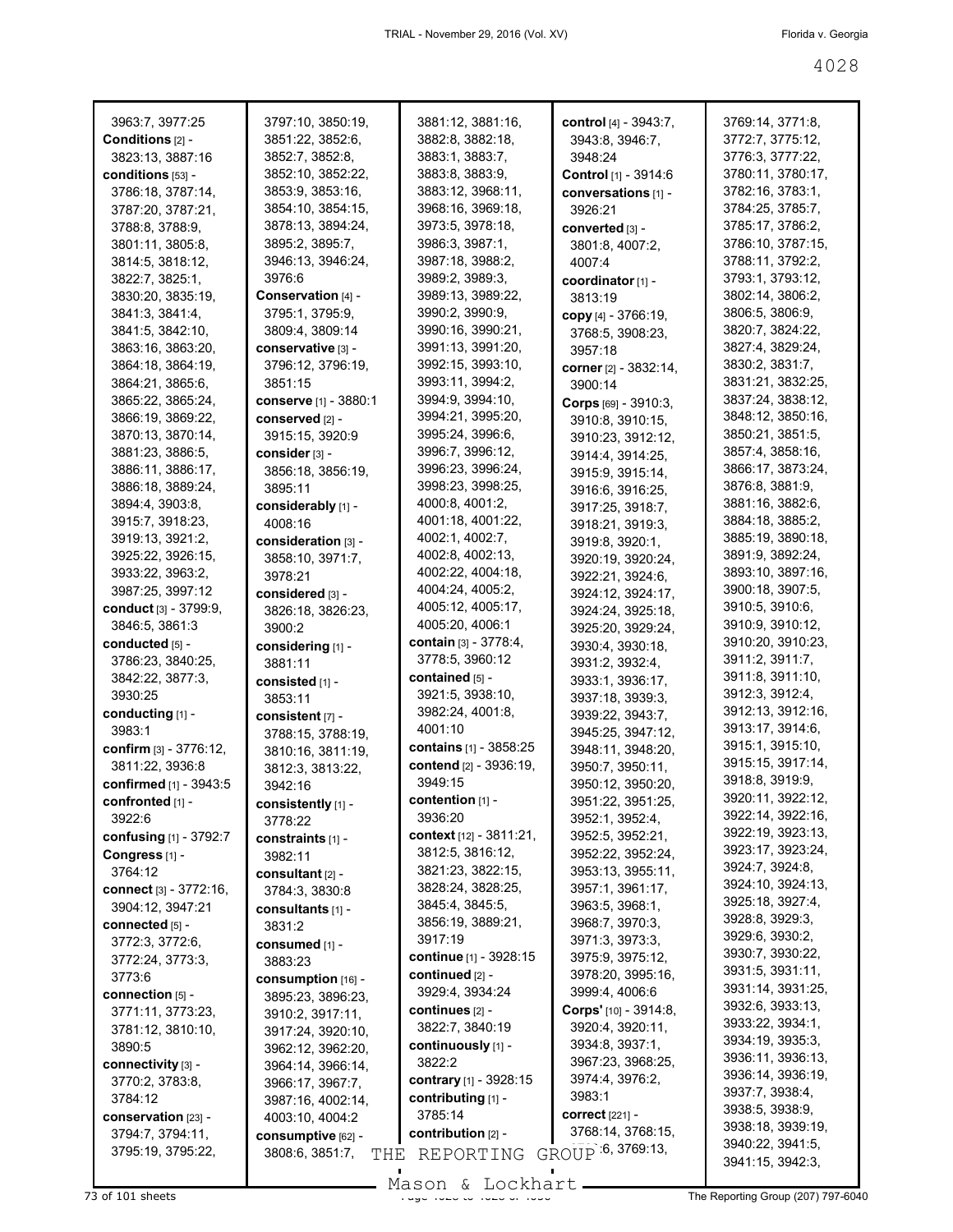3963:7, 3977:25
**Conditions** [2] - 3823:13, 3887:16
**conditions** [53] - 3786:18, 3787:14, 3787:20, 3787:21, 3788:8, 3788:9, 3801:11, 3805:8, 3814:5, 3818:12, 3822:7, 3825:1, 3830:20, 3835:19, 3841:3, 3841:4, 3841:5, 3842:10, 3863:16, 3863:20, 3864:18, 3864:19, 3864:21, 3865:6, 3865:22, 3865:24, 3866:19, 3869:22, 3870:13, 3870:14, 3881:23, 3886:5, 3886:11, 3886:17, 3886:18, 3889:24, 3894:4, 3903:8, 3915:7, 3918:23, 3919:13, 3921:2, 3925:22, 3926:15, 3933:22, 3963:2, 3987:25, 3997:12
**conduct** [3] - 3799:9, 3846:5, 3861:3
**conducted** [5] - 3786:23, 3840:25, 3842:22, 3877:3, 3930:25
**conducting** [1] - 3983:1
**confirm** [3] - 3776:12, 3811:22, 3936:8
**confirmed** [1] - 3943:5
**confronted** [1] - 3922:6
**confusing** [1] - 3792:7
**Congress** [1] - 3764:12
**connect** [3] - 3772:16, 3904:12, 3947:21
**connected** [5] - 3772:3, 3772:6, 3772:24, 3773:3, 3773:6
**connection** [5] - 3771:11, 3773:23, 3781:12, 3810:10, 3890:5
**connectivity** [3] - 3770:2, 3783:8, 3784:12
**conservation** [23] - 3794:7, 3794:11, 3795:19, 3795:22, 3797:10, 3850:19, 3851:22, 3852:6, 3852:7, 3852:8, 3852:10, 3852:22, 3853:9, 3853:16, 3854:10, 3854:15, 3878:13, 3894:24, 3895:2, 3895:7, 3946:13, 3946:24, 3976:6
**Conservation** [4] - 3795:1, 3795:9, 3809:4, 3809:14
**conservative** [3] - 3796:12, 3796:19, 3851:15
**conserve** [1] - 3880:1
**conserved** [2] - 3915:15, 3920:9
**consider** [3] - 3856:18, 3856:19, 3895:11
**considerably** [1] - 4008:16
**consideration** [3] - 3858:10, 3971:7, 3978:21
**considered** [3] - 3826:18, 3826:23, 3900:2
**considering** [1] - 3881:11
**consisted** [1] - 3853:11
**consistent** [7] - 3788:15, 3788:19, 3810:16, 3811:19, 3812:3, 3813:22, 3942:16
**consistently** [1] - 3778:22
**constraints** [1] - 3982:11
**consultant** [2] - 3784:3, 3830:8
**consultants** [1] - 3831:2
**consumed** [1] - 3883:23
**consumption** [16] - 3895:23, 3896:23, 3910:2, 3917:11, 3917:24, 3920:10, 3962:12, 3962:20, 3964:14, 3966:14, 3966:17, 3967:7, 3987:16, 4002:14, 4003:10, 4004:2
**consumptive** [62] - 3808:6, 3851:7, 3881:12, 3881:16, 3882:8, 3882:18, 3883:1, 3883:7, 3883:8, 3883:9, 3883:12, 3968:11, 3968:16, 3969:18, 3973:5, 3978:18, 3986:3, 3987:1, 3987:18, 3988:2, 3989:2, 3989:3, 3989:13, 3989:22, 3990:2, 3990:9, 3990:16, 3990:21, 3991:13, 3991:20, 3992:15, 3993:10, 3993:11, 3994:2, 3994:9, 3994:10, 3994:21, 3995:20, 3995:24, 3996:6, 3996:7, 3996:12, 3996:23, 3996:24, 3998:23, 3998:25, 4000:8, 4001:2, 4001:18, 4001:22, 4002:1, 4002:7, 4002:8, 4002:13, 4002:22, 4004:18, 4004:24, 4005:2, 4005:12, 4005:17, 4005:20, 4006:1
**contain** [3] - 3778:4, 3778:5, 3960:12
**contained** [5] - 3921:5, 3938:10, 3982:24, 4001:8, 4001:10
**contains** [1] - 3858:25
**contend** [2] - 3936:19, 3949:15
**contention** [1] - 3936:20
**context** [12] - 3811:21, 3812:5, 3816:12, 3821:23, 3822:15, 3828:24, 3828:25, 3845:4, 3845:5, 3856:19, 3889:21, 3917:19
**continue** [1] - 3928:15
**continued** [2] - 3929:4, 3934:24
**continues** [2] - 3822:7, 3840:19
**continuously** [1] - 3822:2
**contrary** [1] - 3928:15
**contributing** [1] - 3785:14
**contribution** [2] - 3769:13,
**control** [4] - 3943:7, 3943:8, 3946:7, 3948:24
**Control** [1] - 3914:6
**conversations** [1] - 3926:21
**converted** [3] - 3801:8, 4007:2, 4007:4
**coordinator** [1] - 3813:19
**copy** [4] - 3766:19, 3768:5, 3908:23, 3957:18
**corner** [2] - 3832:14, 3900:14
**Corps** [69] - 3910:3, 3910:8, 3910:15, 3910:23, 3912:12, 3914:4, 3914:25, 3915:9, 3915:14, 3916:6, 3916:25, 3917:25, 3918:7, 3918:21, 3919:3, 3919:8, 3920:1, 3920:19, 3920:24, 3922:21, 3924:6, 3924:12, 3924:17, 3924:24, 3925:18, 3925:20, 3929:24, 3930:4, 3930:18, 3931:2, 3932:4, 3933:1, 3936:17, 3937:18, 3939:3, 3939:22, 3943:7, 3945:25, 3947:12, 3948:11, 3948:20, 3950:7, 3950:11, 3950:12, 3950:20, 3951:22, 3951:25, 3952:1, 3952:4, 3952:5, 3952:21, 3952:22, 3952:24, 3953:13, 3955:11, 3957:1, 3961:17, 3963:5, 3968:1, 3968:7, 3970:3, 3971:3, 3973:3, 3975:9, 3975:12, 3978:20, 3995:16, 3999:4, 4006:6
**Corps'** [10] - 3914:8, 3920:4, 3920:11, 3934:8, 3937:1, 3967:23, 3968:25, 3974:4, 3976:2, 3983:1
**correct** [221] - 3768:14, 3768:15, 3769:6, 3769:13, 3769:14, 3771:8, 3772:7, 3775:12, 3776:3, 3777:22, 3780:11, 3780:17, 3782:16, 3783:1, 3784:25, 3785:7, 3785:17, 3786:2, 3786:10, 3787:15, 3788:11, 3792:2, 3793:1, 3793:12, 3802:14, 3806:2, 3806:5, 3806:9, 3820:7, 3824:22, 3827:4, 3829:24, 3830:2, 3831:7, 3831:21, 3832:25, 3837:24, 3838:12, 3848:12, 3850:16, 3850:21, 3851:5, 3857:4, 3858:16, 3866:17, 3873:24, 3876:8, 3881:9, 3881:16, 3882:6, 3884:18, 3885:2, 3885:19, 3890:18, 3891:9, 3892:24, 3893:10, 3897:16, 3900:18, 3907:5, 3910:5, 3910:6, 3910:9, 3910:12, 3910:20, 3910:23, 3911:2, 3911:7, 3911:8, 3911:10, 3912:3, 3912:4, 3912:13, 3912:16, 3913:17, 3914:6, 3915:1, 3915:10, 3915:15, 3917:14, 3918:8, 3919:9, 3920:11, 3922:12, 3922:14, 3922:16, 3922:19, 3923:13, 3923:17, 3923:24, 3924:7, 3924:8, 3924:10, 3924:13, 3925:18, 3927:4, 3928:8, 3929:3, 3929:6, 3930:2, 3930:7, 3930:22, 3931:5, 3931:11, 3931:14, 3931:25, 3932:6, 3933:13, 3933:22, 3934:1, 3934:19, 3935:3, 3936:11, 3936:13, 3936:14, 3936:19, 3937:7, 3938:4, 3938:5, 3938:9, 3938:18, 3939:19, 3940:22, 3941:5, 3941:15, 3942:3,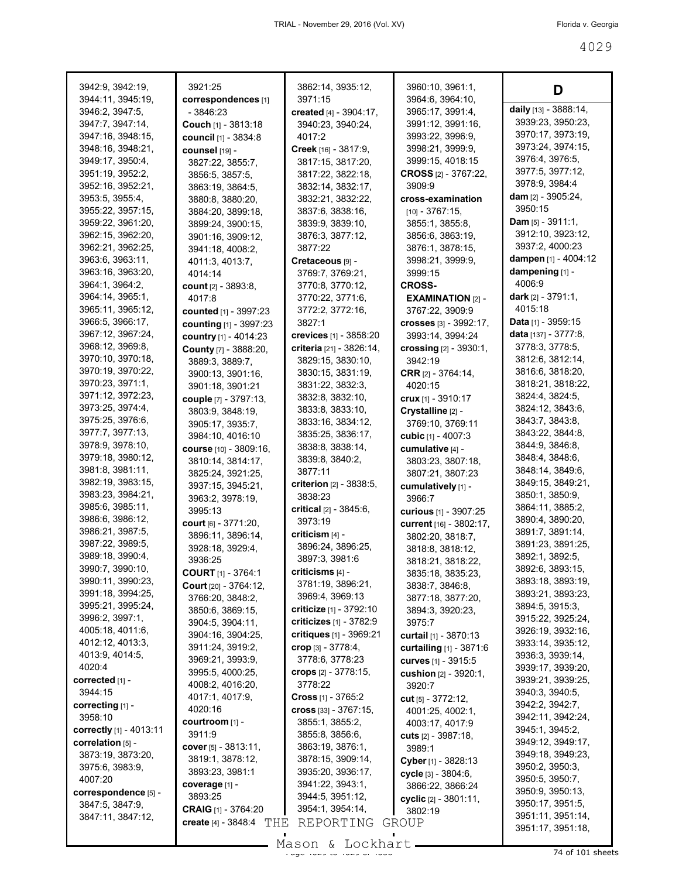3942:9, 3942:19, 3944:11, 3945:19, 3946:2, 3947:5, 3947:7, 3947:14, 3947:16, 3948:15, 3948:16, 3948:21, 3949:17, 3950:4, 3951:19, 3952:2, 3952:16, 3952:21, 3953:5, 3955:4, 3955:22, 3957:15, 3959:22, 3961:20, 3962:15, 3962:20, 3962:21, 3962:25, 3963:6, 3963:11, 3963:16, 3963:20, 3964:1, 3964:2, 3964:14, 3965:1, 3965:11, 3965:12, 3966:5, 3966:17, 3967:12, 3967:24, 3968:12, 3969:8, 3970:10, 3970:18, 3970:19, 3970:22, 3970:23, 3971:1, 3971:12, 3972:23, 3973:25, 3974:4, 3975:25, 3976:6, 3977:7, 3977:13, 3978:9, 3978:10, 3979:18, 3980:12, 3981:8, 3981:11, 3982:19, 3983:15, 3983:23, 3984:21, 3985:6, 3985:11, 3986:6, 3986:12, 3986:21, 3987:5, 3987:22, 3989:5, 3989:18, 3990:4, 3990:7, 3990:10, 3990:11, 3990:23, 3991:18, 3994:25, 3995:21, 3995:24, 3996:2, 3997:1, 4005:18, 4011:6, 4012:12, 4013:3, 4013:9, 4014:5, 4020:4

**corrected** [1] - 3944:15

**correcting** [1] - 3958:10

**correctly** [1] - 4013:11

**correlation** [5] - 3873:19, 3873:20, 3975:6, 3983:9, 4007:20

**correspondence** [5] - 3847:5, 3847:9, 3847:11, 3847:12, 3921:25

**correspondences** [1] - 3846:23

**Couch** [1] - 3813:18

**council** [1] - 3834:8

**counsel** [19] - 3827:22, 3855:7, 3856:5, 3857:5, 3863:19, 3864:5, 3880:8, 3880:20, 3884:20, 3899:18, 3899:24, 3900:15, 3901:16, 3909:12, 3941:18, 4008:2, 4011:3, 4013:7, 4014:14

**count** [2] - 3893:8, 4017:8

**counted** [1] - 3997:23

**counting** [1] - 3997:23

**country** [1] - 4014:23

**County** [7] - 3888:20, 3889:3, 3889:7, 3900:13, 3901:16, 3901:18, 3901:21

**couple** [7] - 3797:13, 3803:9, 3848:19, 3905:17, 3935:7, 3984:10, 4016:10

**course** [10] - 3809:16, 3810:14, 3814:17, 3825:24, 3921:25, 3937:15, 3945:21, 3963:2, 3978:19, 3995:13

**court** [6] - 3771:20, 3896:11, 3896:14, 3928:18, 3929:4, 3936:25

**COURT** [1] - 3764:1

**Court** [20] - 3764:12, 3766:20, 3848:2, 3850:6, 3869:15, 3904:5, 3904:11, 3904:16, 3904:25, 3911:24, 3919:2, 3969:21, 3993:9, 3995:5, 4000:25, 4008:2, 4016:20, 4017:1, 4017:9, 4020:16

**courtroom** [1] - 3911:9

**cover** [5] - 3813:11, 3819:1, 3878:12, 3893:23, 3981:1

**coverage** [1] - 3893:25

**CRAIG** [1] - 3764:20

**create** [4] - 3848:4, 3862:14, 3935:12, 3971:15

**created** [4] - 3904:17, 3940:23, 3940:24, 4017:2

**Creek** [16] - 3817:9, 3817:15, 3817:20, 3817:22, 3822:18, 3832:14, 3832:17, 3832:21, 3832:22, 3837:6, 3838:16, 3839:9, 3839:10, 3876:3, 3877:12, 3877:22

**Cretaceous** [9] - 3769:7, 3769:21, 3770:8, 3770:12, 3770:22, 3771:6, 3772:2, 3772:16, 3827:1

**crevices** [1] - 3858:20

**criteria** [21] - 3826:14, 3829:15, 3830:10, 3830:15, 3831:19, 3831:22, 3832:3, 3832:8, 3832:10, 3833:8, 3833:10, 3833:16, 3834:12, 3835:25, 3836:17, 3838:8, 3838:14, 3839:8, 3840:2, 3877:11

**criterion** [2] - 3838:5, 3838:23

**critical** [2] - 3845:6, 3973:19

**criticism** [4] - 3896:24, 3896:25, 3897:3, 3981:6

**criticisms** [4] - 3781:19, 3896:21, 3969:4, 3969:13

**criticize** [1] - 3792:10

**criticizes** [1] - 3782:9

**critiques** [1] - 3969:21

**crop** [3] - 3778:4, 3778:6, 3778:23

**crops** [2] - 3778:15, 3778:22

**Cross** [1] - 3765:2

**cross** [33] - 3767:15, 3855:1, 3855:2, 3855:8, 3856:6, 3863:19, 3876:1, 3878:15, 3909:14, 3935:20, 3936:17, 3941:22, 3943:1, 3944:5, 3951:12, 3954:1, 3954:14, 3960:10, 3961:1, 3964:6, 3964:10, 3965:17, 3991:4, 3991:12, 3991:16, 3993:22, 3996:9, 3998:21, 3999:9, 3999:15, 4018:15

**CROSS** [2] - 3767:22, 3909:9

**cross-examination** [10] - 3767:15, 3855:1, 3855:8, 3856:6, 3863:19, 3876:1, 3878:15, 3998:21, 3999:9, 3999:15

**CROSS-EXAMINATION** [2] - 3767:22, 3909:9

**crosses** [3] - 3992:17, 3993:14, 3994:24

**crossing** [2] - 3930:1, 3942:19

**CRR** [2] - 3764:14, 4020:15

**crux** [1] - 3910:17

**Crystalline** [2] - 3769:10, 3769:11

**cubic** [1] - 4007:3

**cumulative** [4] - 3803:23, 3807:18, 3807:21, 3807:23

**cumulatively** [1] - 3966:7

**curious** [1] - 3907:25

**current** [16] - 3802:17, 3802:20, 3818:7, 3818:8, 3818:12, 3818:21, 3818:22, 3835:18, 3835:23, 3838:7, 3846:8, 3877:18, 3877:20, 3894:3, 3920:23, 3975:7

**curtail** [1] - 3870:13

**curtailing** [1] - 3871:6

**curves** [1] - 3915:5

**cushion** [2] - 3920:1, 3920:7

**cut** [5] - 3772:12, 4001:25, 4002:1, 4003:17, 4017:9

**cuts** [2] - 3987:18, 3989:1

**Cyber** [1] - 3828:13

**cycle** [3] - 3804:6, 3866:22, 3866:24

**cyclic** [2] - 3801:11, 3802:19

# D

**daily** [13] - 3888:14, 3939:23, 3950:23, 3970:17, 3973:19, 3973:24, 3974:15, 3976:4, 3976:5, 3977:5, 3977:12, 3978:9, 3984:4

**dam** [2] - 3905:24, 3950:15

**Dam** [5] - 3911:1, 3912:10, 3923:12, 3937:2, 4000:23

**dampen** [1] - 4004:12

**dampening** [1] - 4006:9

**dark** [2] - 3791:1, 4015:18

**Data** [1] - 3959:15

**data** [137] - 3777:8, 3778:3, 3778:5, 3812:6, 3812:14, 3816:6, 3818:20, 3818:21, 3818:22, 3824:4, 3824:5, 3824:12, 3843:6, 3843:7, 3843:8, 3843:22, 3844:8, 3844:9, 3846:8, 3848:4, 3848:6, 3848:14, 3849:6, 3849:15, 3849:21, 3850:1, 3850:9, 3864:11, 3885:2, 3890:4, 3890:20, 3891:7, 3891:14, 3891:23, 3891:25, 3892:1, 3892:5, 3892:6, 3893:15, 3893:18, 3893:19, 3893:21, 3893:23, 3894:5, 3915:3, 3915:22, 3925:24, 3926:19, 3932:16, 3933:14, 3935:12, 3936:3, 3939:14, 3939:17, 3939:20, 3939:21, 3939:25, 3940:3, 3940:5, 3942:2, 3942:7, 3942:11, 3942:24, 3945:1, 3945:2, 3949:12, 3949:17, 3949:18, 3949:23, 3950:2, 3950:3, 3950:5, 3950:7, 3950:9, 3950:13, 3950:17, 3951:5, 3951:11, 3951:14, 3951:17, 3951:18,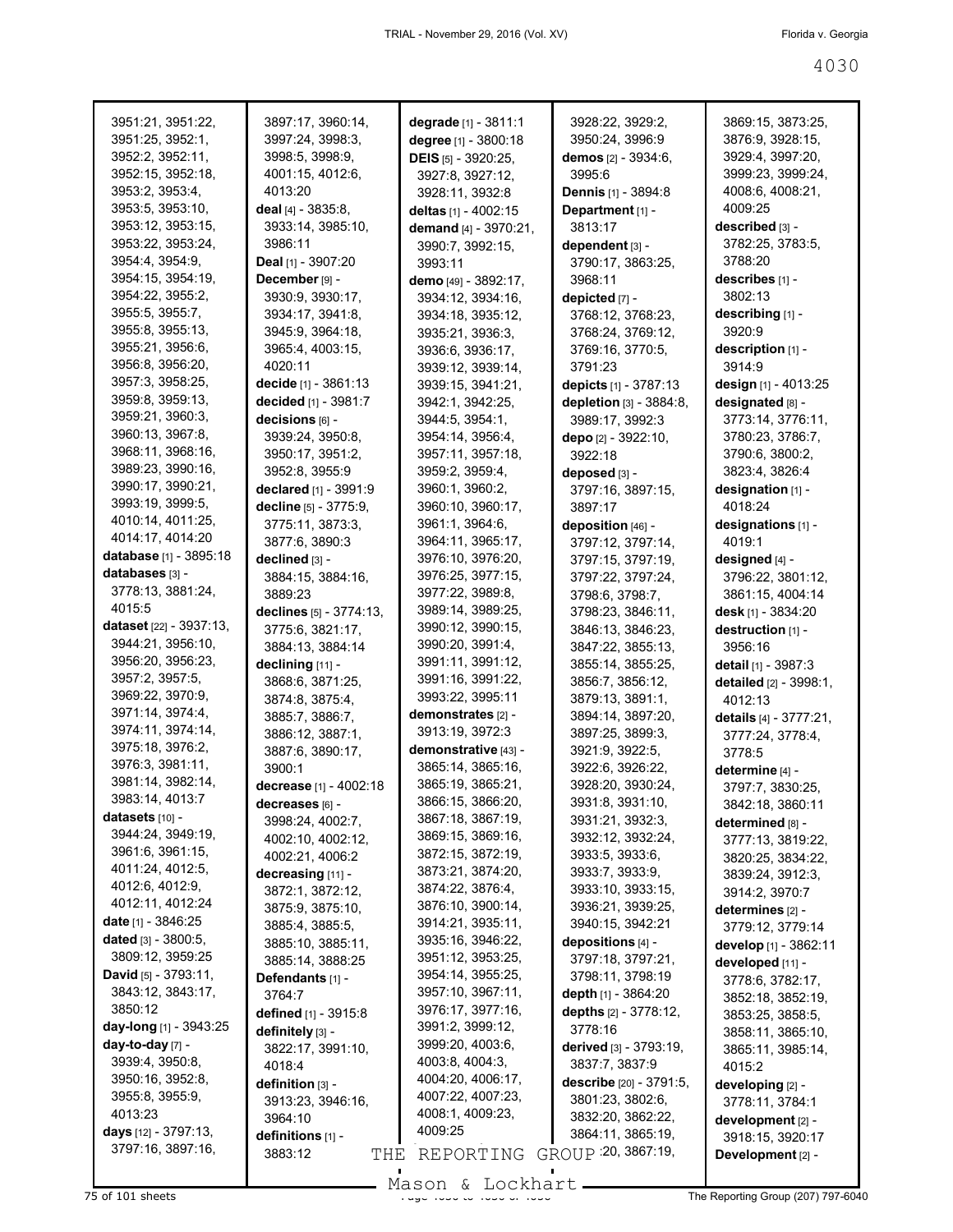3951:21, 3951:22, 3951:25, 3952:1, 3952:2, 3952:11, 3952:15, 3952:18, 3953:2, 3953:4, 3953:5, 3953:10, 3953:12, 3953:15, 3953:22, 3953:24, 3954:4, 3954:9, 3954:15, 3954:19, 3954:22, 3955:2, 3955:5, 3955:7, 3955:8, 3955:13, 3955:21, 3956:6, 3956:8, 3956:20, 3957:3, 3958:25, 3959:8, 3959:13, 3959:21, 3960:3, 3960:13, 3967:8, 3968:11, 3968:16, 3989:23, 3990:16, 3990:17, 3990:21, 3993:19, 3999:5, 4010:14, 4011:25, 4014:17, 4014:20

**database** [1] - 3895:18

**databases** [3] - 3778:13, 3881:24, 4015:5

**dataset** [22] - 3937:13, 3944:21, 3956:10, 3956:20, 3956:23, 3957:2, 3957:5, 3969:22, 3970:9, 3971:14, 3974:4, 3974:11, 3974:14, 3975:18, 3976:2, 3976:3, 3981:11, 3981:14, 3982:14, 3983:14, 4013:7

**datasets** [10] - 3944:24, 3949:19, 3961:6, 3961:15, 4011:24, 4012:5, 4012:6, 4012:9, 4012:11, 4012:24

**date** [1] - 3846:25

**dated** [3] - 3800:5, 3809:12, 3959:25

**David** [5] - 3793:11, 3843:12, 3843:17, 3850:12

**day-long** [1] - 3943:25

**day-to-day** [7] - 3939:4, 3950:8, 3950:16, 3952:8, 3955:8, 3955:9, 4013:23

**days** [12] - 3797:13, 3797:16, 3897:16, 3897:17, 3960:14, 3997:24, 3998:3, 3998:5, 3998:9, 4001:15, 4012:6, 4013:20

**deal** [4] - 3835:8, 3933:14, 3985:10, 3986:11

**Deal** [1] - 3907:20

**December** [9] - 3930:9, 3930:17, 3934:17, 3941:8, 3945:9, 3964:18, 3965:4, 4003:15, 4020:11

**decide** [1] - 3861:13

**decided** [1] - 3981:7

**decisions** [6] - 3939:24, 3950:8, 3950:17, 3951:2, 3952:8, 3955:9

**declared** [1] - 3991:9

**decline** [5] - 3775:9, 3775:11, 3873:3, 3877:6, 3890:3

**declined** [3] - 3884:15, 3884:16, 3889:23

**declines** [5] - 3774:13, 3775:6, 3821:17, 3884:13, 3884:14

**declining** [11] - 3868:6, 3871:25, 3874:8, 3875:4, 3885:7, 3886:7, 3886:12, 3887:1, 3887:6, 3890:17, 3900:1

**decrease** [1] - 4002:18

**decreases** [6] - 3998:24, 4002:7, 4002:10, 4002:12, 4002:21, 4006:2

**decreasing** [11] - 3872:1, 3872:12, 3875:9, 3875:10, 3885:4, 3885:5, 3885:10, 3885:11, 3885:14, 3888:25

**Defendants** [1] - 3764:7

**defined** [1] - 3915:8

**definitely** [3] - 3822:17, 3991:10, 4018:4

**definition** [3] - 3913:23, 3946:16, 3964:10

**definitions** [1] - 3883:12

**degrade** [1] - 3811:1

**degree** [1] - 3800:18

**DEIS** [5] - 3920:25, 3927:8, 3927:12, 3928:11, 3932:8

**deltas** [1] - 4002:15

**demand** [4] - 3970:21, 3990:7, 3992:15, 3993:11

**demo** [49] - 3892:17, 3934:12, 3934:16, 3934:18, 3935:12, 3935:21, 3936:3, 3936:6, 3936:17, 3939:12, 3939:14, 3939:15, 3941:21, 3942:1, 3942:25, 3944:5, 3954:1, 3954:14, 3956:4, 3957:11, 3957:18, 3959:2, 3959:4, 3960:1, 3960:2, 3960:10, 3960:17, 3961:1, 3964:6, 3964:11, 3965:17, 3976:10, 3976:20, 3976:25, 3977:15, 3977:22, 3989:8, 3989:14, 3989:25, 3990:12, 3990:15, 3990:20, 3991:4, 3991:11, 3991:12, 3991:16, 3991:22, 3993:22, 3995:11

**demonstrates** [2] - 3913:19, 3972:3

**demonstrative** [43] - 3865:14, 3865:16, 3865:19, 3865:21, 3866:15, 3866:20, 3867:18, 3867:19, 3869:15, 3869:16, 3872:15, 3872:19, 3873:21, 3874:20, 3874:22, 3876:4, 3876:10, 3900:14, 3914:21, 3935:11, 3935:16, 3946:22, 3951:12, 3953:25, 3954:14, 3955:25, 3957:10, 3967:11, 3976:17, 3977:16, 3991:2, 3999:12, 3999:20, 4003:6, 4003:8, 4004:3, 4004:20, 4006:17, 4007:22, 4007:23, 4008:1, 4009:23, 4009:25

3928:22, 3929:2, 3950:24, 3996:9

**demos** [2] - 3934:6, 3995:6

**Dennis** [1] - 3894:8

**Department** [1] - 3813:17

**dependent** [3] - 3790:17, 3863:25, 3968:11

**depicted** [7] - 3768:12, 3768:23, 3768:24, 3769:12, 3769:16, 3770:5, 3791:23

**depicts** [1] - 3787:13

**depletion** [3] - 3884:8, 3989:17, 3992:3

**depo** [2] - 3922:10, 3922:18

**deposed** [3] - 3797:16, 3897:15, 3897:17

**deposition** [46] - 3797:12, 3797:14, 3797:15, 3797:19, 3797:22, 3797:24, 3798:6, 3798:7, 3798:23, 3846:11, 3846:13, 3846:23, 3847:22, 3855:13, 3855:14, 3855:25, 3856:7, 3856:12, 3879:13, 3891:1, 3894:14, 3897:20, 3897:25, 3899:3, 3921:9, 3922:5, 3922:6, 3926:22, 3928:20, 3930:24, 3931:8, 3931:10, 3931:21, 3932:3, 3932:12, 3932:24, 3933:5, 3933:6, 3933:7, 3933:9, 3933:10, 3933:15, 3936:21, 3939:25, 3940:15, 3942:21

**depositions** [4] - 3797:18, 3797:21, 3798:11, 3798:19

**depth** [1] - 3864:20

**depths** [2] - 3778:12, 3778:16

**derived** [3] - 3793:19, 3837:7, 3837:9

**describe** [20] - 3791:5, 3801:23, 3802:6, 3832:20, 3862:22, 3864:11, 3865:19, 3866:20, 3867:19, 3869:15, 3873:25, 3876:9, 3928:15, 3929:4, 3997:20, 3999:23, 3999:24, 4008:6, 4008:21, 4009:25

**described** [3] - 3782:25, 3783:5, 3788:20

**describes** [1] - 3802:13

**describing** [1] - 3920:9

**description** [1] - 3914:9

**design** [1] - 4013:25

**designated** [8] - 3773:14, 3776:11, 3780:23, 3786:7, 3790:6, 3800:2, 3823:4, 3826:4

**designation** [1] - 4018:24

**designations** [1] - 4019:1

**designed** [4] - 3796:22, 3801:12, 3861:15, 4004:14

**desk** [1] - 3834:20

**destruction** [1] - 3956:16

**detail** [1] - 3987:3

**detailed** [2] - 3998:1, 4012:13

**details** [4] - 3777:21, 3777:24, 3778:4, 3778:5

**determine** [4] - 3797:7, 3830:25, 3842:18, 3860:11

**determined** [8] - 3777:13, 3819:22, 3820:25, 3834:22, 3839:24, 3912:3, 3914:2, 3970:7

**determines** [2] - 3779:12, 3779:14

**develop** [1] - 3862:11

**developed** [11] - 3778:6, 3782:17, 3852:18, 3852:19, 3853:25, 3858:5, 3858:11, 3865:10, 3865:11, 3985:14, 4015:2

**developing** [2] - 3778:11, 3784:1

**development** [2] - 3918:15, 3920:17

**Development** [2] -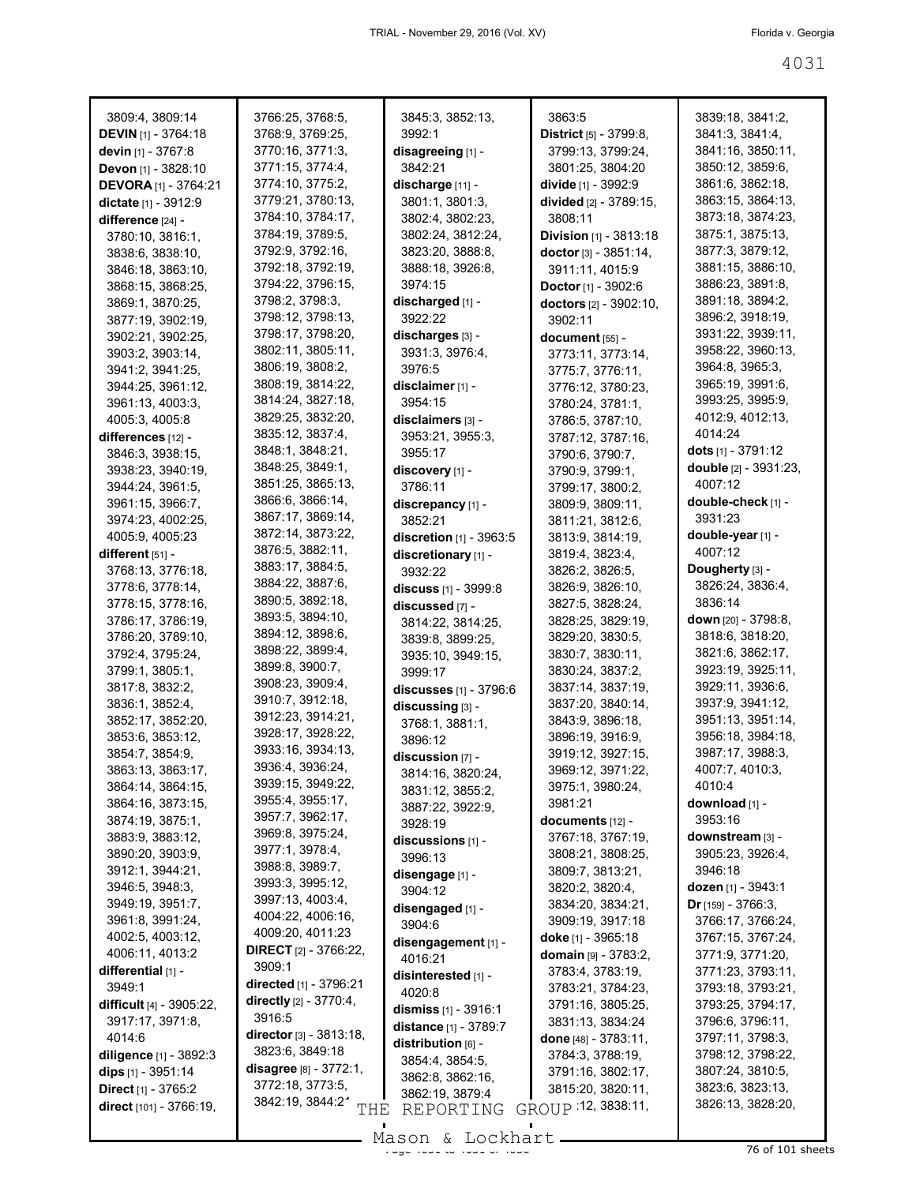3809:4, 3809:14
**DEVIN** [1] - 3764:18
**devin** [1] - 3767:8
**Devon** [1] - 3828:10
**DEVORA** [1] - 3764:21
**dictate** [1] - 3912:9
**difference** [24] - 3780:10, 3816:1, 3838:6, 3838:10, 3846:18, 3863:10, 3868:15, 3868:25, 3869:1, 3870:25, 3877:19, 3902:19, 3902:21, 3902:25, 3903:2, 3903:14, 3941:2, 3941:25, 3944:25, 3961:12, 3961:13, 4003:3, 4005:3, 4005:8
**differences** [12] - 3846:3, 3938:15, 3938:23, 3940:19, 3944:24, 3961:5, 3961:15, 3966:7, 3974:23, 4002:25, 4005:9, 4005:23
**different** [51] - 3768:13, 3776:18, 3778:6, 3778:14, 3778:15, 3778:16, 3786:17, 3786:19, 3786:20, 3789:10, 3792:4, 3795:24, 3799:1, 3805:1, 3817:8, 3832:2, 3836:1, 3852:4, 3852:17, 3852:20, 3853:6, 3853:12, 3854:7, 3854:9, 3863:13, 3863:17, 3864:14, 3864:15, 3864:16, 3873:15, 3874:19, 3875:1, 3883:9, 3883:12, 3890:20, 3903:9, 3912:1, 3944:21, 3946:5, 3948:3, 3949:19, 3951:7, 3961:8, 3991:24, 4002:5, 4003:12, 4006:11, 4013:2
**differential** [1] - 3949:1
**difficult** [4] - 3905:22, 3917:17, 3971:8, 4014:6
**diligence** [1] - 3892:3
**dips** [1] - 3951:14
**Direct** [1] - 3765:2
**direct** [101] - 3766:19, 3766:25, 3768:5, 3768:9, 3769:25, 3770:16, 3771:3, 3771:15, 3774:4, 3774:10, 3775:2, 3779:21, 3780:13, 3784:10, 3784:17, 3784:19, 3789:5, 3792:9, 3792:16, 3792:18, 3792:19, 3794:22, 3796:15, 3798:2, 3798:3, 3798:12, 3798:13, 3798:17, 3798:20, 3802:11, 3805:11, 3806:19, 3808:2, 3808:19, 3814:22, 3814:24, 3827:18, 3829:25, 3832:20, 3835:12, 3837:4, 3848:1, 3848:21, 3848:25, 3849:1, 3851:25, 3865:13, 3866:6, 3866:14, 3867:17, 3869:14, 3872:14, 3873:22, 3876:5, 3882:11, 3883:17, 3884:5, 3884:22, 3887:6, 3890:5, 3892:18, 3893:5, 3894:10, 3894:12, 3898:6, 3898:22, 3899:4, 3899:8, 3900:7, 3908:23, 3909:4, 3910:7, 3912:18, 3912:23, 3914:21, 3928:17, 3928:22, 3933:16, 3934:13, 3936:4, 3936:24, 3939:15, 3949:22, 3955:4, 3955:17, 3957:7, 3962:17, 3969:8, 3975:24, 3977:1, 3978:4, 3988:8, 3989:7, 3993:3, 3995:12, 3997:13, 4003:4, 4004:22, 4006:16, 4009:20, 4011:23
**DIRECT** [2] - 3766:22, 3909:1
**directed** [1] - 3796:21
**directly** [2] - 3770:4, 3916:5
**director** [3] - 3813:18, 3823:6, 3849:18
**disagree** [8] - 3772:1, 3772:18, 3773:5, 3842:19, 3844:21, 3845:3, 3852:13, 3992:1
**disagreeing** [1] - 3842:21
**discharge** [11] - 3801:1, 3801:3, 3802:4, 3802:23, 3802:24, 3812:24, 3823:20, 3888:8, 3888:18, 3926:8, 3974:15
**discharged** [1] - 3922:22
**discharges** [3] - 3931:3, 3976:4, 3976:5
**disclaimer** [1] - 3954:15
**disclaimers** [3] - 3953:21, 3955:3, 3955:17
**discovery** [1] - 3786:11
**discrepancy** [1] - 3852:21
**discretion** [1] - 3963:5
**discretionary** [1] - 3932:22
**discuss** [1] - 3999:8
**discussed** [7] - 3814:22, 3814:25, 3839:8, 3899:25, 3935:10, 3949:15, 3999:17
**discusses** [1] - 3796:6
**discussing** [3] - 3768:1, 3881:1, 3896:12
**discussion** [7] - 3814:16, 3820:24, 3831:12, 3855:2, 3887:22, 3922:9, 3928:19
**discussions** [1] - 3996:13
**disengage** [1] - 3904:12
**disengaged** [1] - 3904:6
**disengagement** [1] - 4016:21
**disinterested** [1] - 4020:8
**dismiss** [1] - 3916:1
**distance** [1] - 3789:7
**distribution** [6] - 3854:4, 3854:5, 3862:8, 3862:16, 3862:19, 3879:4, 3863:5
**District** [5] - 3799:8, 3799:13, 3799:24, 3801:25, 3804:20
**divide** [1] - 3992:9
**divided** [2] - 3789:15, 3808:11
**Division** [1] - 3813:18
**doctor** [3] - 3851:14, 3911:11, 4015:9
**Doctor** [1] - 3902:6
**doctors** [2] - 3902:10, 3902:11
**document** [55] - 3773:11, 3773:14, 3775:7, 3776:11, 3776:12, 3780:23, 3780:24, 3781:1, 3786:5, 3787:10, 3787:12, 3787:16, 3790:6, 3790:7, 3790:9, 3799:1, 3799:17, 3800:2, 3809:9, 3809:11, 3811:21, 3812:6, 3813:9, 3814:19, 3819:4, 3823:4, 3826:2, 3826:5, 3826:9, 3826:10, 3827:5, 3828:24, 3828:25, 3829:19, 3829:20, 3830:5, 3830:7, 3830:11, 3830:24, 3837:2, 3837:14, 3837:19, 3837:20, 3840:14, 3843:9, 3896:18, 3896:19, 3916:9, 3919:12, 3927:15, 3969:12, 3971:22, 3975:1, 3980:24, 3981:21
**documents** [12] - 3767:18, 3767:19, 3808:21, 3808:25, 3809:7, 3813:21, 3820:2, 3820:4, 3834:20, 3834:21, 3909:19, 3917:18
**doke** [1] - 3965:18
**domain** [9] - 3783:2, 3783:4, 3783:19, 3783:21, 3784:23, 3791:16, 3805:25, 3831:13, 3834:24
**done** [48] - 3783:11, 3784:3, 3788:19, 3791:16, 3802:17, 3815:20, 3820:11, 3838:12, 3838:11, 3839:18, 3841:2, 3841:3, 3841:4, 3841:16, 3850:11, 3850:12, 3859:6, 3861:6, 3862:18, 3863:15, 3864:13, 3873:18, 3874:23, 3875:1, 3875:13, 3877:3, 3879:12, 3881:15, 3886:10, 3886:23, 3891:8, 3891:18, 3894:2, 3896:2, 3918:19, 3931:22, 3939:11, 3958:22, 3960:13, 3964:8, 3965:3, 3965:19, 3991:6, 3993:25, 3995:9, 4012:9, 4012:13, 4014:24
**dots** [1] - 3791:12
**double** [2] - 3931:23, 4007:12
**double-check** [1] - 3931:23
**double-year** [1] - 4007:12
**Dougherty** [3] - 3826:24, 3836:4, 3836:14
**down** [20] - 3798:8, 3818:6, 3818:20, 3821:6, 3862:17, 3923:19, 3925:11, 3929:11, 3936:6, 3937:9, 3941:12, 3951:13, 3951:14, 3956:18, 3984:18, 3987:17, 3988:3, 4007:7, 4010:3, 4010:4
**download** [1] - 3953:16
**downstream** [3] - 3905:23, 3926:4, 3946:18
**dozen** [1] - 3943:1
**Dr** [159] - 3766:3, 3766:17, 3766:24, 3767:15, 3767:24, 3771:9, 3771:20, 3771:23, 3793:11, 3793:18, 3793:21, 3793:25, 3794:17, 3796:6, 3796:11, 3797:11, 3798:3, 3798:12, 3798:22, 3807:24, 3810:5, 3823:6, 3823:13, 3826:13, 3828:20,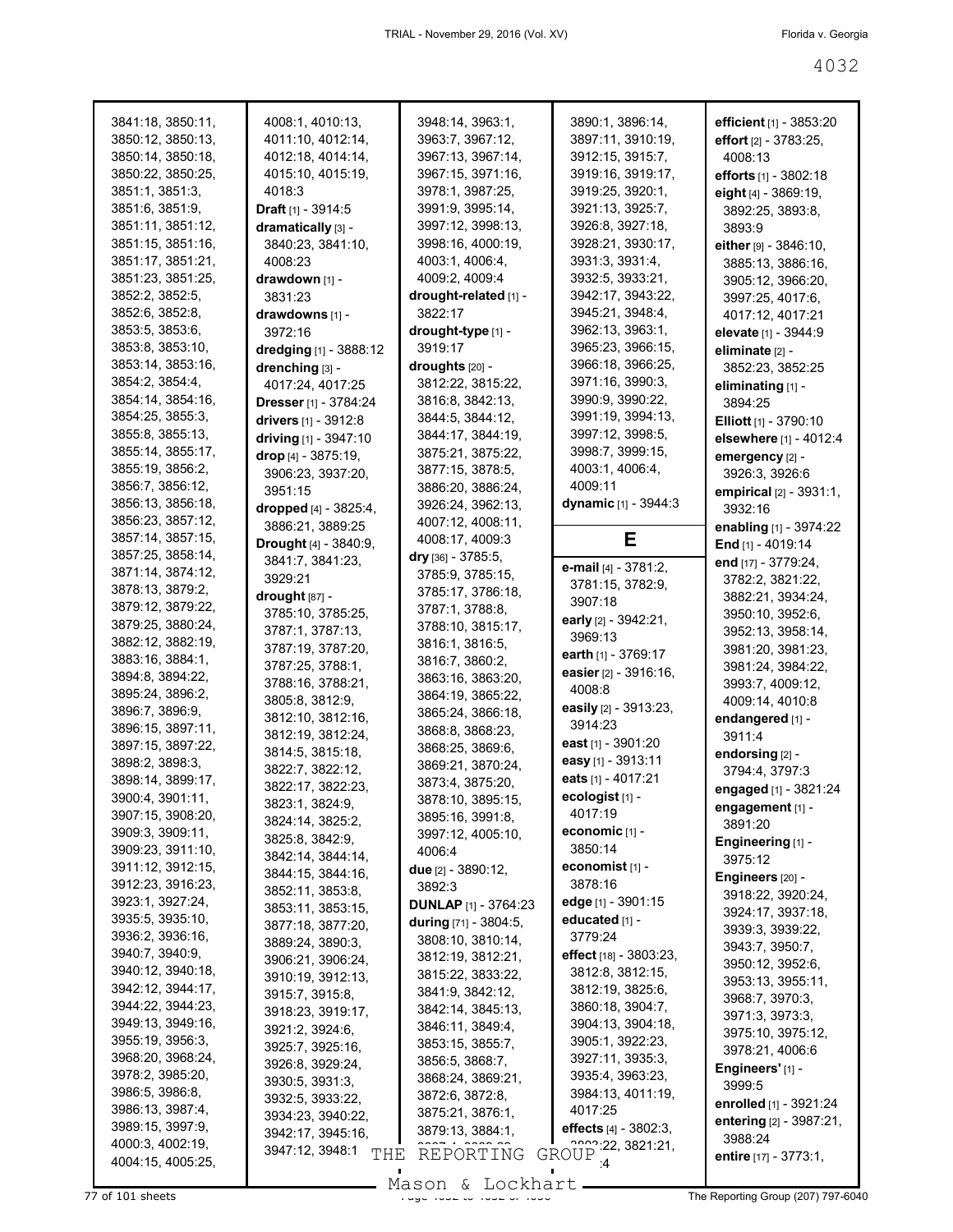3841:18, 3850:11, 3850:12, 3850:13, 3850:14, 3850:18, 3850:22, 3850:25, 3851:1, 3851:3, 3851:6, 3851:9, 3851:11, 3851:12, 3851:15, 3851:16, 3851:17, 3851:21, 3851:23, 3851:25, 3852:2, 3852:5, 3852:6, 3852:8, 3853:5, 3853:6, 3853:8, 3853:10, 3853:14, 3853:16, 3854:2, 3854:4, 3854:14, 3854:16, 3854:25, 3855:3, 3855:8, 3855:13, 3855:14, 3855:17, 3855:19, 3856:2, 3856:7, 3856:12, 3856:13, 3856:18, 3856:23, 3857:12, 3857:14, 3857:15, 3857:25, 3858:14, 3871:14, 3874:12, 3878:13, 3879:2, 3879:12, 3879:22, 3879:25, 3880:24, 3882:12, 3882:19, 3883:16, 3884:1, 3894:8, 3894:22, 3895:24, 3896:2, 3896:7, 3896:9, 3896:15, 3897:11, 3897:15, 3897:22, 3898:2, 3898:3, 3898:14, 3899:17, 3900:4, 3901:11, 3907:15, 3908:20, 3909:3, 3909:11, 3909:23, 3911:10, 3911:12, 3912:15, 3912:23, 3916:23, 3923:1, 3927:24, 3935:5, 3935:10, 3936:2, 3936:16, 3940:7, 3940:9, 3940:12, 3940:18, 3942:12, 3944:17, 3944:22, 3944:23, 3949:13, 3949:16, 3955:19, 3956:3, 3968:20, 3968:24, 3978:2, 3985:20, 3986:5, 3986:8, 3986:13, 3987:4, 3989:15, 3997:9, 4000:3, 4002:19, 4004:15, 4005:25, 4008:1, 4010:13, 4011:10, 4012:14, 4012:18, 4014:14, 4015:10, 4015:19, 4018:3

**Draft** [1] - 3914:5

**dramatically** [3] - 3840:23, 3841:10, 4008:23

**drawdown** [1] - 3831:23

**drawdowns** [1] - 3972:16

**dredging** [1] - 3888:12

**drenching** [3] - 4017:24, 4017:25

**Dresser** [1] - 3784:24

**drivers** [1] - 3912:8

**driving** [1] - 3947:10

**drop** [4] - 3875:19, 3906:23, 3937:20, 3951:15

**dropped** [4] - 3825:4, 3886:21, 3889:25

**Drought** [4] - 3840:9, 3841:7, 3841:23, 3929:21

**drought** [87] - 3785:10, 3785:25, 3787:1, 3787:13, 3787:19, 3787:20, 3787:25, 3788:1, 3788:16, 3788:21, 3805:8, 3812:9, 3812:10, 3812:16, 3812:19, 3812:24, 3814:5, 3815:18, 3822:7, 3822:12, 3822:17, 3822:23, 3823:1, 3824:9, 3824:14, 3825:2, 3825:8, 3842:9, 3842:14, 3844:14, 3844:15, 3844:16, 3852:11, 3853:8, 3853:11, 3853:15, 3877:18, 3877:20, 3889:24, 3890:3, 3906:21, 3906:24, 3910:19, 3912:13, 3915:7, 3915:8, 3918:23, 3919:17, 3921:2, 3924:6, 3925:7, 3925:16, 3926:8, 3929:24, 3930:5, 3931:3, 3932:5, 3933:22, 3934:23, 3940:22, 3942:17, 3945:16, 3947:12, 3948:1, 3948:14, 3963:1, 3963:7, 3967:12, 3967:13, 3967:14, 3967:15, 3971:16, 3978:1, 3987:25, 3991:9, 3995:14, 3997:12, 3998:13, 3998:16, 4000:19, 4003:1, 4006:4, 4009:2, 4009:4

**drought-related** [1] - 3822:17

**drought-type** [1] - 3919:17

**droughts** [20] - 3812:22, 3815:22, 3816:8, 3842:13, 3844:5, 3844:12, 3844:17, 3844:19, 3875:21, 3875:22, 3877:15, 3878:5, 3886:20, 3886:24, 3926:24, 3962:13, 4007:12, 4008:11, 4008:17, 4009:3

**dry** [36] - 3785:5, 3785:9, 3785:15, 3785:17, 3786:18, 3787:1, 3788:8, 3788:10, 3815:17, 3816:1, 3816:5, 3816:7, 3860:2, 3863:16, 3863:20, 3864:19, 3865:22, 3865:24, 3866:18, 3868:8, 3868:23, 3868:25, 3869:6, 3869:21, 3870:24, 3873:4, 3875:20, 3878:10, 3895:15, 3895:16, 3991:8, 3997:12, 4005:10, 4006:4

**due** [2] - 3890:12, 3892:3

**DUNLAP** [1] - 3764:23

**during** [71] - 3804:5, 3808:10, 3810:14, 3812:19, 3812:21, 3815:22, 3833:22, 3841:9, 3842:12, 3842:14, 3845:13, 3846:11, 3849:4, 3853:15, 3855:7, 3856:5, 3868:7, 3868:24, 3869:21, 3872:6, 3872:8, 3875:21, 3876:1, 3879:13, 3884:1, 3887:1, 3890:1, 3896:14, 3897:11, 3910:19, 3912:15, 3915:7, 3919:16, 3919:17, 3919:25, 3920:1, 3921:13, 3925:7, 3926:8, 3927:18, 3928:21, 3930:17, 3931:3, 3931:4, 3932:5, 3933:21, 3942:17, 3943:22, 3945:21, 3948:4, 3962:13, 3963:1, 3965:23, 3966:15, 3966:18, 3966:25, 3971:16, 3990:3, 3990:9, 3990:22, 3991:19, 3994:13, 3997:12, 3998:5, 3998:7, 3999:15, 4003:1, 4006:4, 4009:11

**dynamic** [1] - 3944:3

## E

**e-mail** [4] - 3781:2, 3781:15, 3782:9, 3907:18

**early** [2] - 3942:21, 3969:13

**earth** [1] - 3769:17

**easier** [2] - 3916:16, 4008:8

**easily** [2] - 3913:23, 3914:23

**east** [1] - 3901:20

**easy** [1] - 3913:11

**eats** [1] - 4017:21

**ecologist** [1] - 4017:19

**economic** [1] - 3850:14

**economist** [1] - 3878:16

**edge** [1] - 3901:15

**educated** [1] - 3779:24

**effect** [18] - 3803:23, 3812:8, 3812:15, 3812:19, 3825:6, 3860:18, 3904:7, 3904:13, 3904:18, 3905:1, 3922:23, 3927:11, 3935:3, 3935:4, 3963:23, 3984:13, 4011:19, 4017:25

**effects** [4] - 3802:3, 3802:22, 3821:21, :4

**efficient** [1] - 3853:20

**effort** [2] - 3783:25, 4008:13

**efforts** [1] - 3802:18

**eight** [4] - 3869:19, 3892:25, 3893:8, 3893:9

**either** [9] - 3846:10, 3885:13, 3886:16, 3905:12, 3966:20, 3997:25, 4017:6, 4017:12, 4017:21

**elevate** [1] - 3944:9

**eliminate** [2] - 3852:23, 3852:25

**eliminating** [1] - 3894:25

**Elliott** [1] - 3790:10

**elsewhere** [1] - 4012:4

**emergency** [2] - 3926:3, 3926:6

**empirical** [2] - 3931:1, 3932:16

**enabling** [1] - 3974:22

**End** [1] - 4019:14

**end** [17] - 3779:24, 3782:2, 3821:22, 3882:21, 3934:24, 3950:10, 3952:6, 3952:13, 3958:14, 3981:20, 3981:23, 3981:24, 3984:22, 3993:7, 4009:12, 4009:14, 4010:8

**endangered** [1] - 3911:4

**endorsing** [2] - 3794:4, 3797:3

**engaged** [1] - 3821:24

**engagement** [1] - 3891:20

**Engineering** [1] - 3975:12

**Engineers** [20] - 3918:22, 3920:24, 3924:17, 3937:18, 3939:3, 3939:22, 3943:7, 3950:7, 3950:12, 3952:6, 3953:13, 3955:11, 3968:7, 3970:3, 3971:3, 3973:3, 3975:10, 3975:12, 3978:21, 4006:6

**Engineers'** [1] - 3999:5

**enrolled** [1] - 3921:24

**entering** [2] - 3987:21, 3988:24

**entire** [17] - 3773:1,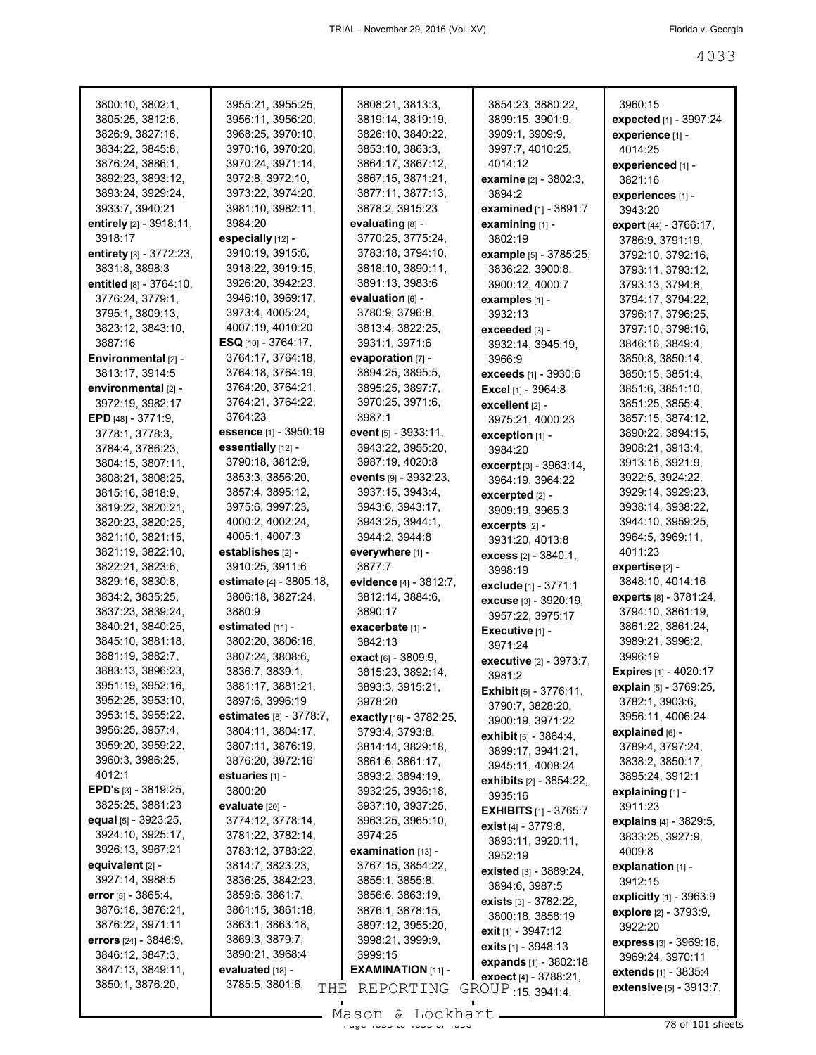3800:10, 3802:1, 3805:25, 3812:6, 3826:9, 3827:16, 3834:22, 3845:8, 3876:24, 3886:1, 3892:23, 3893:12, 3893:24, 3929:24, 3933:7, 3940:21

**entirely** [2] - 3918:11, 3918:17

**entirety** [3] - 3772:23, 3831:8, 3898:3

**entitled** [8] - 3764:10, 3776:24, 3779:1, 3795:1, 3809:13, 3823:12, 3843:10, 3887:16

**Environmental** [2] - 3813:17, 3914:5

**environmental** [2] - 3972:19, 3982:17

**EPD** [48] - 3771:9, 3778:1, 3778:3, 3784:4, 3786:23, 3804:15, 3807:11, 3808:21, 3808:25, 3815:16, 3818:9, 3819:22, 3820:21, 3820:23, 3820:25, 3821:10, 3821:15, 3821:19, 3822:10, 3822:21, 3823:6, 3829:16, 3830:8, 3834:2, 3835:25, 3837:23, 3839:24, 3840:21, 3840:25, 3845:10, 3881:18, 3881:19, 3882:7, 3883:13, 3896:23, 3951:19, 3952:16, 3952:25, 3953:10, 3953:15, 3955:22, 3956:25, 3957:4, 3959:20, 3959:22, 3960:3, 3986:25, 4012:1

**EPD's** [3] - 3819:25, 3825:25, 3881:23

**equal** [5] - 3923:25, 3924:10, 3925:17, 3926:13, 3967:21

**equivalent** [2] - 3927:14, 3988:5

**error** [5] - 3865:4, 3876:18, 3876:21, 3876:22, 3971:11

**errors** [24] - 3846:9, 3846:12, 3847:3, 3847:13, 3849:11, 3850:1, 3876:20, 3955:21, 3955:25, 3956:11, 3956:20, 3968:25, 3970:10, 3970:16, 3970:20, 3970:24, 3971:14, 3972:8, 3972:10, 3973:22, 3974:20, 3981:10, 3982:11, 3984:20

**especially** [12] - 3910:19, 3915:6, 3918:22, 3919:15, 3926:20, 3942:23, 3946:10, 3969:17, 3973:4, 4005:24, 4007:19, 4010:20

**ESQ** [10] - 3764:17, 3764:17, 3764:18, 3764:18, 3764:19, 3764:20, 3764:21, 3764:21, 3764:22, 3764:23

**essence** [1] - 3950:19

**essentially** [12] - 3790:18, 3812:9, 3853:3, 3856:20, 3857:4, 3895:12, 3975:6, 3997:23, 4000:2, 4002:24, 4005:1, 4007:3

**establishes** [2] - 3910:25, 3911:6

**estimate** [4] - 3805:18, 3806:18, 3827:24, 3880:9

**estimated** [11] - 3802:20, 3806:16, 3807:24, 3808:6, 3836:7, 3839:1, 3881:17, 3881:21, 3897:6, 3996:19

**estimates** [8] - 3778:7, 3804:11, 3804:17, 3807:11, 3876:19, 3876:20, 3972:16

**estuaries** [1] - 3800:20

**evaluate** [20] - 3774:12, 3778:14, 3781:22, 3782:14, 3783:12, 3783:22, 3814:7, 3823:23, 3836:25, 3842:23, 3859:6, 3861:7, 3861:15, 3861:18, 3863:1, 3863:18, 3869:3, 3879:7, 3890:21, 3968:4

**evaluated** [18] - 3785:5, 3801:6, 3808:21, 3813:3, 3819:14, 3819:19, 3826:10, 3840:22, 3853:10, 3863:3, 3864:17, 3867:12, 3867:15, 3871:21, 3877:11, 3877:13, 3878:2, 3915:23

**evaluating** [8] - 3770:25, 3775:24, 3783:18, 3794:10, 3818:10, 3890:11, 3891:13, 3983:6

**evaluation** [6] - 3780:9, 3796:8, 3813:4, 3822:25, 3931:1, 3971:6

**evaporation** [7] - 3894:25, 3895:5, 3895:25, 3897:7, 3970:25, 3971:6, 3987:1

**event** [5] - 3933:11, 3943:22, 3955:20, 3987:19, 4020:8

**events** [9] - 3932:23, 3937:15, 3943:4, 3943:6, 3943:17, 3943:25, 3944:1, 3944:2, 3944:8

**everywhere** [1] - 3877:7

**evidence** [4] - 3812:7, 3812:14, 3884:6, 3890:17

**exacerbate** [1] - 3842:13

**exact** [6] - 3809:9, 3815:23, 3892:14, 3893:3, 3915:21, 3978:20

**exactly** [16] - 3782:25, 3793:4, 3793:8, 3814:14, 3829:18, 3861:6, 3861:17, 3893:2, 3894:19, 3932:25, 3936:18, 3937:10, 3937:25, 3963:25, 3965:10, 3974:25

**examination** [13] - 3767:15, 3854:22, 3855:1, 3855:8, 3856:6, 3863:19, 3876:1, 3878:15, 3897:12, 3955:20, 3998:21, 3999:9, 3999:15

**EXAMINATION** [11] - 3854:23, 3880:22, 3899:15, 3901:9, 3909:1, 3909:9, 3997:7, 4010:25, 4014:12

**examine** [2] - 3802:3, 3894:2

**examined** [1] - 3891:7

**examining** [1] - 3802:19

**example** [5] - 3785:25, 3836:22, 3900:8, 3900:12, 4000:7

**examples** [1] - 3932:13

**exceeded** [3] - 3932:14, 3945:19, 3966:9

**exceeds** [1] - 3930:6

**Excel** [1] - 3964:8

**excellent** [2] - 3975:21, 4000:23

**exception** [1] - 3984:20

**excerpt** [3] - 3963:14, 3964:19, 3964:22

**excerpted** [2] - 3909:19, 3965:3

**excerpts** [2] - 3931:20, 4013:8

**excess** [2] - 3840:1, 3998:19

**exclude** [1] - 3771:1

**excuse** [3] - 3920:19, 3957:22, 3975:17

**Executive** [1] - 3971:24

**executive** [2] - 3973:7, 3981:2

**Exhibit** [5] - 3776:11, 3790:7, 3828:20, 3900:19, 3971:22

**exhibit** [5] - 3864:4, 3899:17, 3941:21, 3945:11, 4008:24

**exhibits** [2] - 3854:22, 3935:16

**EXHIBITS** [1] - 3765:7

**exist** [4] - 3779:8, 3893:11, 3920:11, 3952:19

**existed** [3] - 3889:24, 3894:6, 3987:5

**exists** [3] - 3782:22, 3800:18, 3858:19

**exit** [1] - 3947:12

**exits** [1] - 3948:13

**expands** [1] - 3802:18

**expect** [4] - 3788:21, 3960:15

**expected** [1] - 3997:24

**experience** [1] - 4014:25

**experienced** [1] - 3821:16

**experiences** [1] - 3943:20

**expert** [44] - 3766:17, 3786:9, 3791:19, 3792:10, 3792:16, 3793:11, 3793:12, 3793:13, 3794:8, 3794:17, 3794:22, 3796:17, 3796:25, 3797:10, 3798:16, 3846:16, 3849:4, 3850:8, 3850:14, 3850:15, 3851:4, 3851:6, 3851:10, 3851:25, 3855:4, 3857:15, 3874:12, 3890:22, 3894:15, 3908:21, 3913:4, 3913:16, 3921:9, 3922:5, 3924:22, 3929:14, 3929:23, 3938:14, 3938:22, 3944:10, 3959:25, 3964:5, 3969:11, 4011:23

**expertise** [2] - 3848:10, 4014:16

**experts** [8] - 3781:24, 3794:10, 3861:19, 3861:22, 3861:24, 3989:21, 3996:2, 3996:19

**Expires** [1] - 4020:17

**explain** [5] - 3769:25, 3782:1, 3903:6, 3956:11, 4006:24

**explained** [6] - 3789:4, 3797:24, 3838:2, 3850:17, 3895:24, 3912:1

**explaining** [1] - 3911:23

**explains** [4] - 3829:5, 3833:25, 3927:9, 4009:8

**explanation** [1] - 3912:15

**explicitly** [1] - 3963:9

**explore** [2] - 3793:9, 3922:20

**express** [3] - 3969:16, 3969:24, 3970:11

**extends** [1] - 3835:4

**extensive** [5] - 3913:7,

:15, 3941:4,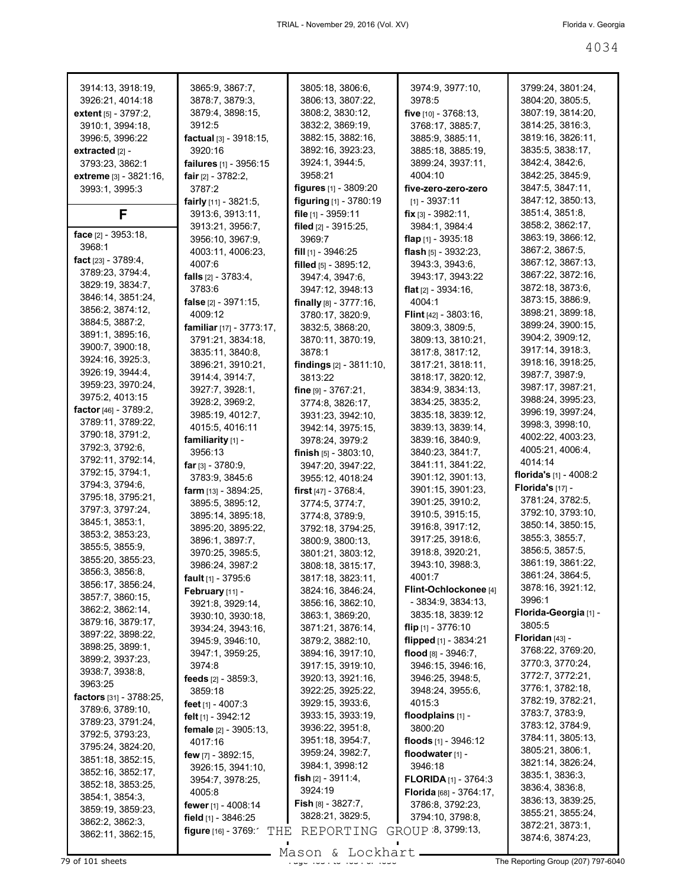3914:13, 3918:19, 3926:21, 4014:18
**extent** [5] - 3797:2, 3910:1, 3994:18, 3996:5, 3996:22
**extracted** [2] - 3793:23, 3862:1
**extreme** [3] - 3821:16, 3993:1, 3995:3

## F

**face** [2] - 3953:18, 3968:1
**fact** [23] - 3789:4, 3789:23, 3794:4, 3829:19, 3834:7, 3846:14, 3851:24, 3856:2, 3874:12, 3884:5, 3887:2, 3891:1, 3895:16, 3900:7, 3900:18, 3924:16, 3925:3, 3926:19, 3944:4, 3959:23, 3970:24, 3975:2, 4013:15
**factor** [46] - 3789:2, 3789:11, 3789:22, 3790:18, 3791:2, 3792:3, 3792:6, 3792:11, 3792:14, 3792:15, 3794:1, 3794:3, 3794:6, 3795:18, 3795:21, 3797:3, 3797:24, 3845:1, 3853:1, 3853:2, 3853:23, 3855:5, 3855:9, 3855:20, 3855:23, 3856:3, 3856:8, 3856:17, 3856:24, 3857:7, 3860:15, 3862:2, 3862:14, 3879:16, 3879:17, 3897:22, 3898:22, 3898:25, 3899:1, 3899:2, 3937:23, 3938:7, 3938:8, 3963:25
**factors** [31] - 3788:25, 3789:6, 3789:10, 3789:23, 3791:24, 3792:5, 3793:23, 3795:24, 3824:20, 3851:18, 3852:15, 3852:16, 3852:17, 3852:18, 3853:25, 3854:1, 3854:3, 3859:19, 3859:23, 3862:2, 3862:3, 3862:11, 3862:15, 3865:9, 3867:7, 3878:7, 3879:3, 3879:4, 3898:15, 3912:5
**factual** [3] - 3918:15, 3920:16
**failures** [1] - 3956:15
**fair** [2] - 3782:2, 3787:2
**fairly** [11] - 3821:5, 3913:6, 3913:11, 3913:21, 3956:7, 3956:10, 3967:9, 4003:11, 4006:23, 4007:6
**falls** [2] - 3783:4, 3783:6
**false** [2] - 3971:15, 4009:12
**familiar** [17] - 3773:17, 3791:21, 3834:18, 3835:11, 3840:8, 3896:21, 3910:21, 3914:4, 3914:7, 3927:7, 3928:1, 3928:2, 3969:2, 3985:19, 4012:7, 4015:5, 4016:11
**familiarity** [1] - 3956:13
**far** [3] - 3780:9, 3783:9, 3845:6
**farm** [13] - 3894:25, 3895:5, 3895:12, 3895:14, 3895:18, 3895:20, 3895:22, 3896:1, 3897:7, 3970:25, 3985:5, 3986:24, 3987:2
**fault** [1] - 3795:6
**February** [11] - 3921:8, 3929:14, 3930:10, 3930:18, 3934:24, 3943:16, 3945:9, 3946:10, 3947:1, 3959:25, 3974:8
**feeds** [2] - 3859:3, 3859:18
**feet** [1] - 4007:3
**felt** [1] - 3942:12
**female** [2] - 3905:13, 4017:16
**few** [7] - 3892:15, 3926:15, 3941:10, 3954:7, 3978:25, 4005:8
**fewer** [1] - 4008:14
**field** [1] - 3846:25
**figure** [16] - 3769:1, 3805:18, 3806:6, 3806:13, 3807:22, 3808:2, 3830:12, 3832:2, 3869:19, 3882:15, 3882:16, 3892:16, 3923:23, 3924:1, 3944:5, 3958:21
**figures** [1] - 3809:20
**figuring** [1] - 3780:19
**file** [1] - 3959:11
**filed** [2] - 3915:25, 3969:7
**fill** [1] - 3946:25
**filled** [5] - 3895:12, 3947:4, 3947:6, 3947:12, 3948:13
**finally** [8] - 3777:16, 3780:17, 3820:9, 3832:5, 3868:20, 3870:11, 3870:19, 3878:1
**findings** [2] - 3811:10, 3813:22
**fine** [9] - 3767:21, 3774:8, 3826:17, 3931:23, 3942:10, 3942:14, 3975:15, 3978:24, 3979:2
**finish** [5] - 3803:10, 3947:20, 3947:22, 3955:12, 4018:24
**first** [47] - 3768:4, 3774:5, 3774:7, 3774:8, 3789:9, 3792:18, 3794:25, 3800:9, 3800:13, 3801:21, 3803:12, 3808:18, 3815:17, 3817:18, 3823:11, 3824:16, 3846:24, 3856:16, 3862:10, 3863:1, 3869:20, 3871:21, 3876:14, 3879:2, 3882:10, 3894:16, 3917:10, 3917:15, 3919:10, 3920:13, 3921:16, 3922:25, 3925:22, 3929:15, 3933:6, 3933:15, 3933:19, 3936:22, 3951:8, 3951:18, 3954:7, 3959:24, 3982:7, 3984:1, 3998:12
**fish** [2] - 3911:4, 3924:19
**Fish** [8] - 3827:7, 3828:21, 3829:5, 3974:9, 3977:10, 3978:5
**five** [10] - 3768:13, 3768:17, 3885:7, 3885:9, 3885:11, 3885:18, 3885:19, 3899:24, 3937:11, 4004:10
**five-zero-zero-zero** [1] - 3937:11
**fix** [3] - 3982:11, 3984:1, 3984:4
**flap** [1] - 3935:18
**flash** [5] - 3932:23, 3943:3, 3943:6, 3943:17, 3943:22
**flat** [2] - 3934:16, 4004:1
**Flint** [42] - 3803:16, 3809:3, 3809:5, 3809:13, 3810:21, 3817:8, 3817:12, 3817:21, 3818:11, 3818:17, 3820:12, 3834:9, 3834:13, 3834:25, 3835:2, 3835:18, 3839:12, 3839:13, 3839:14, 3839:16, 3840:9, 3840:23, 3841:7, 3841:11, 3841:22, 3901:12, 3901:13, 3901:15, 3901:23, 3901:25, 3910:2, 3910:5, 3915:15, 3916:8, 3917:12, 3917:25, 3918:6, 3918:8, 3920:21, 3943:10, 3988:3, 4001:7
**Flint-Ochlockonee** [4] - 3834:9, 3834:13, 3835:18, 3839:12
**flip** [1] - 3776:10
**flipped** [1] - 3834:21
**flood** [8] - 3946:7, 3946:15, 3946:16, 3946:25, 3948:5, 3948:24, 3955:6, 4015:3
**floodplains** [1] - 3800:20
**floods** [1] - 3946:12
**floodwater** [1] - 3946:18
**FLORIDA** [1] - 3764:3
**Florida** [68] - 3764:17, 3786:8, 3792:23, 3794:10, 3798:8, 3798:8, 3799:13, 3799:24, 3801:24, 3804:20, 3805:5, 3807:19, 3814:20, 3814:25, 3816:3, 3819:16, 3826:11, 3835:5, 3838:17, 3842:4, 3842:6, 3842:25, 3845:9, 3847:5, 3847:11, 3847:12, 3850:13, 3851:4, 3851:8, 3858:2, 3862:17, 3863:19, 3866:12, 3867:2, 3867:5, 3867:12, 3867:13, 3867:22, 3872:16, 3872:18, 3873:6, 3873:15, 3886:9, 3898:21, 3899:18, 3899:24, 3900:15, 3904:2, 3909:12, 3917:14, 3918:3, 3918:16, 3918:25, 3987:7, 3987:9, 3987:17, 3987:21, 3988:24, 3995:23, 3996:19, 3997:24, 3998:3, 3998:10, 4002:22, 4003:23, 4005:21, 4006:4, 4014:14
**florida's** [1] - 4008:2
**Florida's** [17] - 3781:24, 3782:5, 3792:10, 3793:10, 3850:14, 3850:15, 3855:3, 3855:7, 3856:5, 3857:5, 3861:19, 3861:22, 3861:24, 3864:5, 3878:16, 3921:12, 3996:1
**Florida-Georgia** [1] - 3805:5
**Floridan** [43] - 3768:22, 3769:20, 3770:3, 3770:24, 3772:7, 3772:21, 3776:1, 3782:18, 3782:19, 3782:21, 3783:7, 3783:9, 3783:12, 3784:9, 3784:11, 3805:13, 3805:21, 3806:1, 3821:14, 3826:24, 3835:1, 3836:3, 3836:4, 3836:8, 3836:13, 3839:25, 3855:21, 3855:24, 3872:21, 3873:1, 3874:6, 3874:23,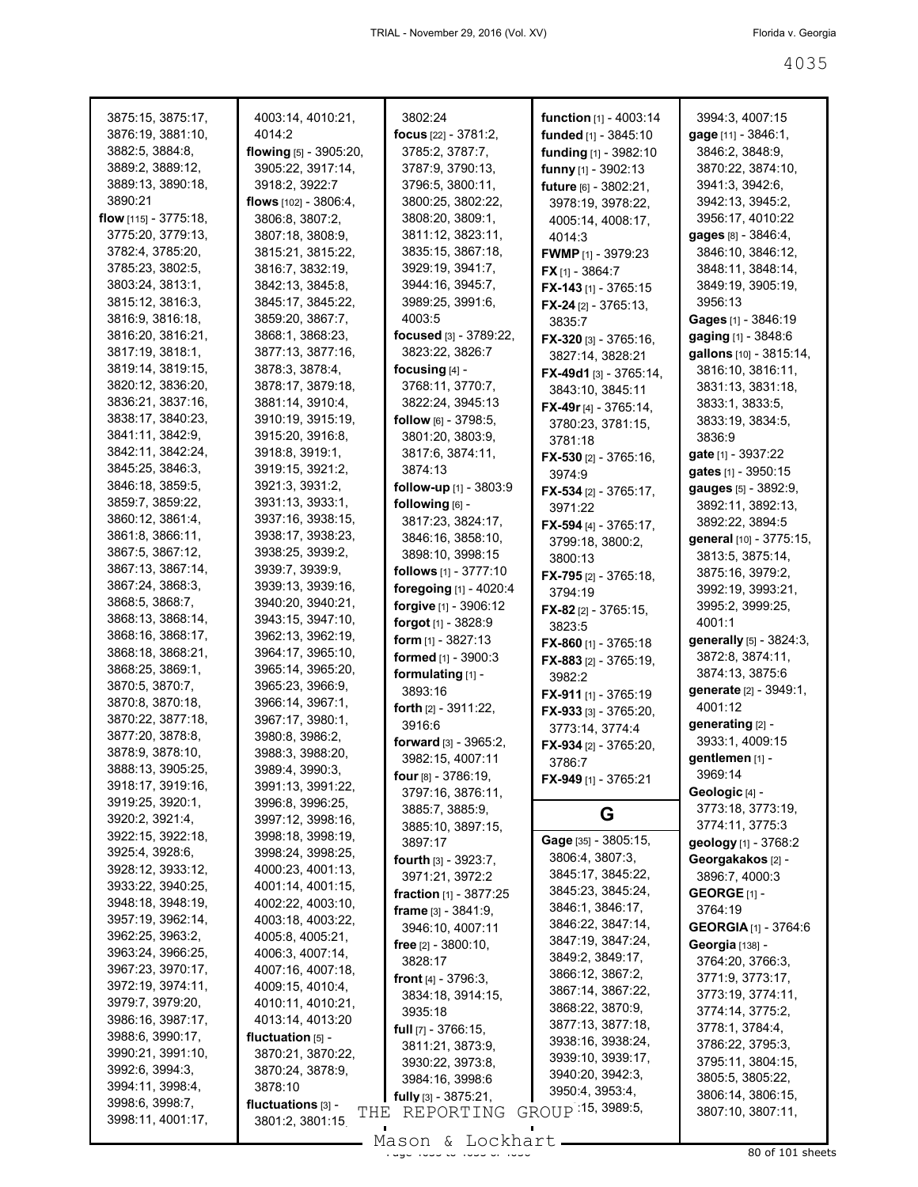3875:15, 3875:17, 3876:19, 3881:10, 3882:5, 3884:8, 3889:2, 3889:12, 3889:13, 3890:18, 3890:21

**flow** [115] - 3775:18, 3775:20, 3779:13, 3782:4, 3785:20, 3785:23, 3802:5, 3803:24, 3813:1, 3815:12, 3816:3, 3816:9, 3816:18, 3816:20, 3816:21, 3817:19, 3818:1, 3819:14, 3819:15, 3820:12, 3836:20, 3836:21, 3837:16, 3838:17, 3840:23, 3841:11, 3842:9, 3842:11, 3842:24, 3845:25, 3846:3, 3846:18, 3859:5, 3859:7, 3859:22, 3860:12, 3861:4, 3861:8, 3866:11, 3867:5, 3867:12, 3867:13, 3867:14, 3867:24, 3868:3, 3868:5, 3868:7, 3868:13, 3868:14, 3868:16, 3868:17, 3868:18, 3868:21, 3868:25, 3869:1, 3870:5, 3870:7, 3870:8, 3870:18, 3870:22, 3877:18, 3877:20, 3878:8, 3878:9, 3878:10, 3888:13, 3905:25, 3918:17, 3919:16, 3919:25, 3920:1, 3920:2, 3921:4, 3922:15, 3922:18, 3925:4, 3928:6, 3928:12, 3933:12, 3933:22, 3940:25, 3948:18, 3948:19, 3957:19, 3962:14, 3962:25, 3963:2, 3963:24, 3966:25, 3967:23, 3970:17, 3972:19, 3974:11, 3979:7, 3979:20, 3986:16, 3987:17, 3988:6, 3990:17, 3990:21, 3991:10, 3992:6, 3994:3, 3994:11, 3998:4, 3998:6, 3998:7, 3998:11, 4001:17, 4003:14, 4010:21, 4014:2

**flowing** [5] - 3905:20, 3905:22, 3917:14, 3918:2, 3922:7

**flows** [102] - 3806:4, 3806:8, 3807:2, 3807:18, 3808:9, 3815:21, 3815:22, 3816:7, 3832:19, 3842:13, 3845:8, 3845:17, 3845:22, 3859:20, 3867:7, 3868:1, 3868:23, 3877:13, 3877:16, 3878:3, 3878:4, 3878:17, 3879:18, 3881:14, 3910:4, 3910:19, 3915:19, 3915:20, 3916:8, 3918:8, 3919:1, 3919:15, 3921:2, 3921:3, 3931:2, 3931:13, 3933:1, 3937:16, 3938:15, 3938:17, 3938:23, 3938:25, 3939:2, 3939:7, 3939:9, 3939:13, 3939:16, 3940:20, 3940:21, 3943:15, 3947:10, 3962:13, 3962:19, 3964:17, 3965:10, 3965:14, 3965:20, 3965:23, 3966:9, 3966:14, 3967:1, 3967:17, 3980:1, 3980:8, 3986:2, 3988:3, 3988:20, 3989:4, 3990:3, 3991:13, 3991:22, 3996:8, 3996:25, 3997:12, 3998:16, 3998:18, 3998:19, 3998:24, 3998:25, 4000:23, 4001:13, 4001:14, 4001:15, 4002:22, 4003:10, 4003:18, 4003:22, 4005:8, 4005:21, 4006:3, 4007:14, 4007:16, 4007:18, 4009:15, 4010:4, 4010:11, 4010:21, 4013:14, 4013:20

**fluctuation** [5] - 3870:21, 3870:22, 3870:24, 3878:9, 3878:10

**fluctuations** [3] - 3801:2, 3801:15, 3802:24

**focus** [22] - 3781:2, 3785:2, 3787:7, 3787:9, 3790:13, 3796:5, 3800:11, 3800:25, 3802:22, 3808:20, 3809:1, 3811:12, 3823:11, 3835:15, 3867:18, 3929:19, 3941:7, 3944:16, 3945:7, 3989:25, 3991:6, 4003:5

**focused** [3] - 3789:22, 3823:22, 3826:7

**focusing** [4] - 3768:11, 3770:7, 3822:24, 3945:13

**follow** [6] - 3798:5, 3801:20, 3803:9, 3817:6, 3874:11, 3874:13

**follow-up** [1] - 3803:9

**following** [6] - 3817:23, 3824:17, 3846:16, 3858:10, 3898:10, 3998:15

**follows** [1] - 3777:10

**foregoing** [1] - 4020:4

**forgive** [1] - 3906:12

**forgot** [1] - 3828:9

**form** [1] - 3827:13

**formed** [1] - 3900:3

**formulating** [1] - 3893:16

**forth** [2] - 3911:22, 3916:6

**forward** [3] - 3965:2, 3982:15, 4007:11

**four** [8] - 3786:19, 3797:16, 3876:11, 3885:7, 3885:9, 3885:10, 3897:15, 3897:17

**fourth** [3] - 3923:7, 3971:21, 3972:2

**fraction** [1] - 3877:25

**frame** [3] - 3841:9, 3946:10, 4007:11

**free** [2] - 3800:10, 3828:17

**front** [4] - 3796:3, 3834:18, 3914:15, 3935:18

**full** [7] - 3766:15, 3811:21, 3873:9, 3930:22, 3973:8, 3984:16, 3998:6

**fully** [3] - 3875:21,

**function** [1] - 4003:14

**funded** [1] - 3845:10

**funding** [1] - 3982:10

**funny** [1] - 3902:13

**future** [6] - 3802:21, 3978:19, 3978:22, 4005:14, 4008:17, 4014:3

**FWMP** [1] - 3979:23

**FX** [1] - 3864:7

**FX-143** [1] - 3765:15

**FX-24** [2] - 3765:13, 3835:7

**FX-320** [3] - 3765:16, 3827:14, 3828:21

**FX-49d1** [3] - 3765:14, 3843:10, 3845:11

**FX-49r** [4] - 3765:14, 3780:23, 3781:15, 3781:18

**FX-530** [2] - 3765:16, 3974:9

**FX-534** [2] - 3765:17, 3971:22

**FX-594** [4] - 3765:17, 3799:18, 3800:2, 3800:13

**FX-795** [2] - 3765:18, 3794:19

**FX-82** [2] - 3765:15, 3823:5

**FX-860** [1] - 3765:18

**FX-883** [2] - 3765:19, 3982:2

**FX-911** [1] - 3765:19

**FX-933** [3] - 3765:20, 3773:14, 3774:4

**FX-934** [2] - 3765:20, 3786:7

**FX-949** [1] - 3765:21

## G

**Gage** [35] - 3805:15, 3806:4, 3807:3, 3845:17, 3845:22, 3845:23, 3845:24, 3846:1, 3846:17, 3846:22, 3847:14, 3847:19, 3847:24, 3849:2, 3849:17, 3866:12, 3867:2, 3867:14, 3867:22, 3868:22, 3870:9, 3877:13, 3877:18, 3938:16, 3938:24, 3939:10, 3939:17, 3940:20, 3942:3, 3950:4, 3953:4, ...:15, 3989:5, 3994:3, 4007:15

**gage** [11] - 3846:1, 3846:2, 3848:9, 3870:22, 3874:10, 3941:3, 3942:6, 3942:13, 3945:2, 3956:17, 4010:22

**gages** [8] - 3846:4, 3846:10, 3846:12, 3848:11, 3848:14, 3849:19, 3905:19, 3956:13

**Gages** [1] - 3846:19

**gaging** [1] - 3848:6

**gallons** [10] - 3815:14, 3816:10, 3816:11, 3831:13, 3831:18, 3833:1, 3833:5, 3833:19, 3834:5, 3836:9

**gate** [1] - 3937:22

**gates** [1] - 3950:15

**gauges** [5] - 3892:9, 3892:11, 3892:13, 3892:22, 3894:5

**general** [10] - 3775:15, 3813:5, 3875:14, 3875:16, 3979:2, 3992:19, 3993:21, 3995:2, 3999:25, 4001:1

**generally** [5] - 3824:3, 3872:8, 3874:11, 3874:13, 3875:6

**generate** [2] - 3949:1, 4001:12

**generating** [2] - 3933:1, 4009:15

**gentlemen** [1] - 3969:14

**Geologic** [4] - 3773:18, 3773:19, 3774:11, 3775:3

**geology** [1] - 3768:2

**Georgakakos** [2] - 3896:7, 4000:3

**GEORGE** [1] - 3764:19

**GEORGIA** [1] - 3764:6

**Georgia** [138] - 3764:20, 3766:3, 3771:9, 3773:17, 3773:19, 3774:11, 3774:14, 3775:2, 3778:1, 3784:4, 3786:22, 3795:3, 3795:11, 3804:15, 3805:5, 3805:22, 3806:14, 3806:15, 3807:10, 3807:11,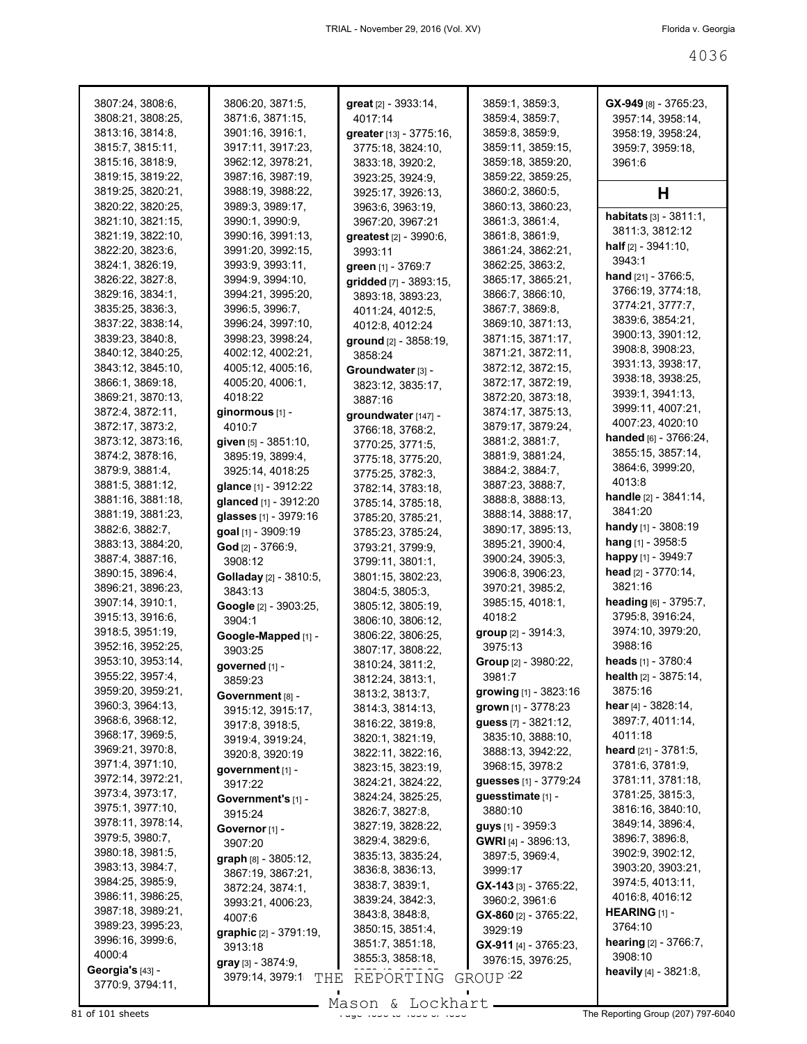3807:24, 3808:6, 3808:21, 3808:25, 3813:16, 3814:8, 3815:7, 3815:11, 3815:16, 3818:9, 3819:15, 3819:22, 3819:25, 3820:21, 3820:22, 3820:25, 3821:10, 3821:15, 3821:19, 3822:10, 3822:20, 3823:6, 3824:1, 3826:19, 3826:22, 3827:8, 3829:16, 3834:1, 3835:25, 3836:3, 3837:22, 3838:14, 3839:23, 3840:8, 3840:12, 3840:25, 3843:12, 3845:10, 3866:1, 3869:18, 3869:21, 3870:13, 3872:4, 3872:11, 3872:17, 3873:2, 3873:12, 3873:16, 3874:2, 3878:16, 3879:9, 3881:4, 3881:5, 3881:12, 3881:16, 3881:18, 3881:19, 3881:23, 3882:6, 3882:7, 3883:13, 3884:20, 3887:4, 3887:16, 3890:15, 3896:4, 3896:21, 3896:23, 3907:14, 3910:1, 3915:13, 3916:6, 3918:5, 3951:19, 3952:16, 3952:25, 3953:10, 3953:14, 3955:22, 3957:4, 3959:20, 3959:21, 3960:3, 3964:13, 3968:6, 3968:12, 3968:17, 3969:5, 3969:21, 3970:8, 3971:4, 3971:10, 3972:14, 3972:21, 3973:4, 3973:17, 3975:1, 3977:10, 3978:11, 3978:14, 3979:5, 3980:7, 3980:18, 3981:5, 3983:13, 3984:7, 3984:25, 3985:9, 3986:11, 3986:25, 3987:18, 3989:21, 3989:23, 3995:23, 3996:16, 3999:6, 4000:4

**Georgia's** [43] - 3770:9, 3794:11, 3806:20, 3871:5, 3871:6, 3871:15, 3901:16, 3916:1, 3917:11, 3917:23, 3962:12, 3978:21, 3987:16, 3987:19, 3988:19, 3988:22, 3989:3, 3989:17, 3990:1, 3990:9, 3990:16, 3991:13, 3991:20, 3992:15, 3993:9, 3993:11, 3994:9, 3994:10, 3994:21, 3995:20, 3996:5, 3996:7, 3996:24, 3997:10, 3998:23, 3998:24, 4002:12, 4002:21, 4005:12, 4005:16, 4005:20, 4006:1, 4018:22

**ginormous** [1] - 4010:7

**given** [5] - 3851:10, 3895:19, 3899:4, 3925:14, 4018:25

**glance** [1] - 3912:22

**glanced** [1] - 3912:20

**glasses** [1] - 3979:16

**goal** [1] - 3909:19

**God** [2] - 3766:9, 3908:12

**Golladay** [2] - 3810:5, 3843:13

**Google** [2] - 3903:25, 3904:1

**Google-Mapped** [1] - 3903:25

**governed** [1] - 3859:23

**Government** [8] - 3915:12, 3915:17, 3917:8, 3918:5, 3919:4, 3919:24, 3920:8, 3920:19

**government** [1] - 3917:22

**Government's** [1] - 3915:24

**Governor** [1] - 3907:20

**graph** [8] - 3805:12, 3867:19, 3867:21, 3872:24, 3874:1, 3993:21, 4006:23, 4007:6

**graphic** [2] - 3791:19, 3913:18

**gray** [3] - 3874:9, 3979:14, 3979:1

**great** [2] - 3933:14, 4017:14

**greater** [13] - 3775:16, 3775:18, 3824:10, 3833:18, 3920:2, 3923:25, 3924:9, 3925:17, 3926:13, 3963:6, 3963:19, 3967:20, 3967:21

**greatest** [2] - 3990:6, 3993:11

**green** [1] - 3769:7

**gridded** [7] - 3893:15, 3893:18, 3893:23, 4011:24, 4012:5, 4012:8, 4012:24

**ground** [2] - 3858:19, 3858:24

**Groundwater** [3] - 3823:12, 3835:17, 3887:16

**groundwater** [147] - 3766:18, 3768:2, 3770:25, 3771:5, 3775:18, 3775:20, 3775:25, 3782:3, 3782:14, 3783:18, 3785:14, 3785:18, 3785:20, 3785:21, 3785:23, 3785:24, 3793:21, 3799:9, 3799:11, 3801:1, 3801:15, 3802:23, 3804:5, 3805:3, 3805:12, 3805:19, 3806:10, 3806:12, 3806:22, 3806:25, 3807:17, 3808:22, 3810:24, 3811:2, 3812:24, 3813:1, 3813:2, 3813:7, 3814:3, 3814:13, 3816:22, 3819:8, 3820:1, 3821:19, 3822:11, 3822:16, 3823:15, 3823:19, 3824:21, 3824:22, 3824:24, 3825:25, 3826:7, 3827:8, 3827:19, 3828:22, 3829:4, 3829:6, 3835:13, 3835:24, 3836:8, 3836:13, 3838:7, 3839:1, 3839:24, 3842:3, 3843:8, 3848:8, 3850:15, 3851:4, 3851:7, 3851:18, 3855:3, 3858:18, 3859:1, 3859:3, 3859:4, 3859:7, 3859:8, 3859:9, 3859:11, 3859:15, 3859:18, 3859:20, 3859:22, 3859:25, 3860:2, 3860:5, 3860:13, 3860:23, 3861:3, 3861:4, 3861:8, 3861:9, 3861:24, 3862:21, 3862:25, 3863:2, 3865:17, 3865:21, 3866:7, 3866:10, 3867:7, 3869:8, 3869:10, 3871:13, 3871:15, 3871:17, 3871:21, 3872:11, 3872:12, 3872:15, 3872:17, 3872:19, 3872:20, 3873:18, 3874:17, 3875:13, 3879:17, 3879:24, 3881:2, 3881:7, 3881:9, 3881:24, 3884:2, 3884:7, 3887:23, 3888:7, 3888:8, 3888:13, 3888:14, 3888:17, 3890:17, 3895:13, 3895:21, 3900:4, 3900:24, 3905:3, 3906:8, 3906:23, 3970:21, 3985:2, 3985:15, 4018:1, 4018:2

**group** [2] - 3914:3, 3975:13

**Group** [2] - 3980:22, 3981:7

**growing** [1] - 3823:16

**grown** [1] - 3778:23

**guess** [7] - 3821:12, 3835:10, 3888:10, 3888:13, 3942:22, 3968:15, 3978:2

**guesses** [1] - 3779:24

**guesstimate** [1] - 3880:10

**guys** [1] - 3959:3

**GWRI** [4] - 3896:13, 3897:5, 3969:4, 3999:17

**GX-143** [3] - 3765:22, 3960:2, 3961:6

**GX-860** [2] - 3765:22, 3929:19

**GX-911** [4] - 3765:23, 3976:15, 3976:25, ...:22

**GX-949** [8] - 3765:23, 3957:14, 3958:14, 3958:19, 3958:24, 3959:7, 3959:18, 3961:6

## H

**habitats** [3] - 3811:1, 3811:3, 3812:12

**half** [2] - 3941:10, 3943:1

**hand** [21] - 3766:5, 3766:19, 3774:18, 3774:21, 3777:7, 3839:6, 3854:21, 3900:13, 3901:12, 3908:8, 3908:23, 3931:13, 3938:17, 3938:18, 3938:25, 3939:1, 3941:13, 3999:11, 4007:21, 4007:23, 4020:10

**handed** [6] - 3766:24, 3855:15, 3857:14, 3864:6, 3999:20, 4013:8

**handle** [2] - 3841:14, 3841:20

**handy** [1] - 3808:19

**hang** [1] - 3958:5

**happy** [1] - 3949:7

**head** [2] - 3770:14, 3821:16

**heading** [6] - 3795:7, 3795:8, 3916:24, 3974:10, 3979:20, 3988:16

**heads** [1] - 3780:4

**health** [2] - 3875:14, 3875:16

**hear** [4] - 3828:14, 3897:7, 4011:14, 4011:18

**heard** [21] - 3781:5, 3781:6, 3781:9, 3781:11, 3781:18, 3781:25, 3815:3, 3816:16, 3840:10, 3849:14, 3896:4, 3896:7, 3896:8, 3902:9, 3902:12, 3903:20, 3903:21, 3974:5, 4013:11, 4016:8, 4016:12

**HEARING** [1] - 3764:10

**hearing** [2] - 3766:7, 3908:10

**heavily** [4] - 3821:8,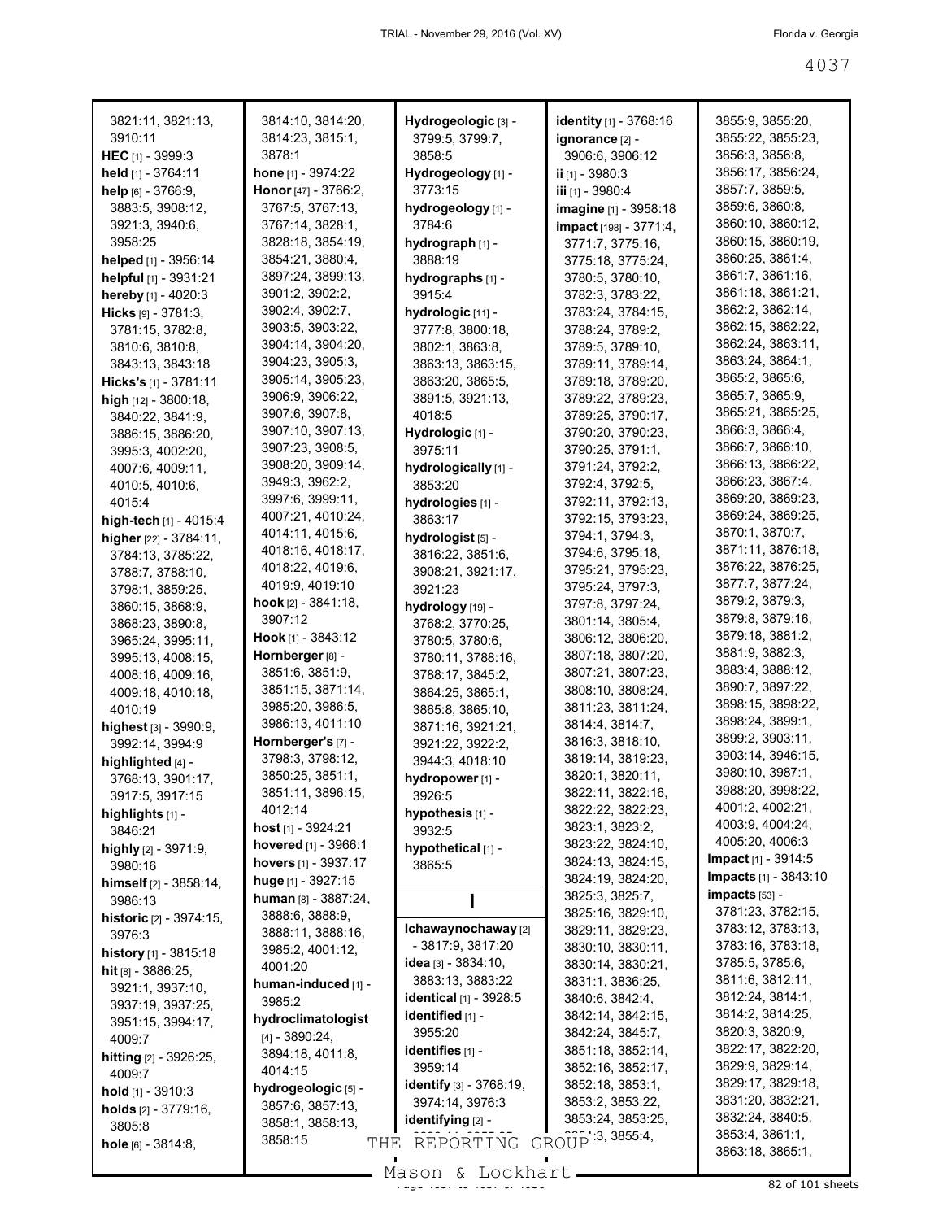3821:11, 3821:13, 3910:11
**HEC** [1] - 3999:3
**held** [1] - 3764:11
**help** [6] - 3766:9, 3883:5, 3908:12, 3921:3, 3940:6, 3958:25
**helped** [1] - 3956:14
**helpful** [1] - 3931:21
**hereby** [1] - 4020:3
**Hicks** [9] - 3781:3, 3781:15, 3782:8, 3810:6, 3810:8, 3843:13, 3843:18
**Hicks's** [1] - 3781:11
**high** [12] - 3800:18, 3840:22, 3841:9, 3886:15, 3886:20, 3995:3, 4002:20, 4007:6, 4009:11, 4010:5, 4010:6, 4015:4
**high-tech** [1] - 4015:4
**higher** [22] - 3784:11, 3784:13, 3785:22, 3788:7, 3788:10, 3798:1, 3859:25, 3860:15, 3868:9, 3868:23, 3890:8, 3965:24, 3995:11, 3995:13, 4008:15, 4008:16, 4009:16, 4009:18, 4010:18, 4010:19
**highest** [3] - 3990:9, 3992:14, 3994:9
**highlighted** [4] - 3768:13, 3901:17, 3917:5, 3917:15
**highlights** [1] - 3846:21
**highly** [2] - 3971:9, 3980:16
**himself** [2] - 3858:14, 3986:13
**historic** [2] - 3974:15, 3976:3
**history** [1] - 3815:18
**hit** [8] - 3886:25, 3921:1, 3937:10, 3937:19, 3937:25, 3951:15, 3994:17, 4009:7
**hitting** [2] - 3926:25, 4009:7
**hold** [1] - 3910:3
**holds** [2] - 3779:16, 3805:8
**hole** [6] - 3814:8, 3814:10, 3814:20, 3814:23, 3815:1, 3878:1
**hone** [1] - 3974:22
**Honor** [47] - 3766:2, 3767:5, 3767:13, 3767:14, 3828:1, 3828:18, 3854:19, 3854:21, 3880:4, 3897:24, 3899:13, 3901:2, 3902:2, 3902:4, 3902:7, 3903:5, 3903:22, 3904:14, 3904:20, 3904:23, 3905:3, 3905:14, 3905:23, 3906:9, 3906:22, 3907:6, 3907:8, 3907:10, 3907:13, 3907:23, 3908:5, 3908:20, 3909:14, 3949:3, 3962:2, 3997:6, 3999:11, 4007:21, 4010:24, 4014:11, 4015:6, 4018:16, 4018:17, 4018:22, 4019:6, 4019:9, 4019:10
**hook** [2] - 3841:18, 3907:12
**Hook** [1] - 3843:12
**Hornberger** [8] - 3851:6, 3851:9, 3851:15, 3871:14, 3985:20, 3986:5, 3986:13, 4011:10
**Hornberger's** [7] - 3798:3, 3798:12, 3850:25, 3851:1, 3851:11, 3896:15, 4012:14
**host** [1] - 3924:21
**hovered** [1] - 3966:1
**hovers** [1] - 3937:17
**huge** [1] - 3927:15
**human** [8] - 3887:24, 3888:6, 3888:9, 3888:11, 3888:16, 3985:2, 4001:12, 4001:20
**human-induced** [1] - 3985:2
**hydroclimatologist** [4] - 3890:24, 3894:18, 4011:8, 4014:15
**hydrogeologic** [5] - 3857:6, 3857:13, 3858:1, 3858:13, 3858:15
**Hydrogeologic** [3] - 3799:5, 3799:7, 3858:5
**Hydrogeology** [1] - 3773:15
**hydrogeology** [1] - 3784:6
**hydrograph** [1] - 3888:19
**hydrographs** [1] - 3915:4
**hydrologic** [11] - 3777:8, 3800:18, 3802:1, 3863:8, 3863:13, 3863:15, 3863:20, 3865:5, 3891:5, 3921:13, 4018:5
**Hydrologic** [1] - 3975:11
**hydrologically** [1] - 3853:20
**hydrologies** [1] - 3863:17
**hydrologist** [5] - 3816:22, 3851:6, 3908:21, 3921:17, 3921:23
**hydrology** [19] - 3768:2, 3770:25, 3780:5, 3780:6, 3780:11, 3788:16, 3788:17, 3845:2, 3864:25, 3865:1, 3865:8, 3865:10, 3871:16, 3921:21, 3921:22, 3922:2, 3944:3, 4018:10
**hydropower** [1] - 3926:5
**hypothesis** [1] - 3932:5
**hypothetical** [1] - 3865:5

## I

**Ichawaynochaway** [2] - 3817:9, 3817:20
**idea** [3] - 3834:10, 3883:13, 3883:22
**identical** [1] - 3928:5
**identified** [1] - 3955:20
**identifies** [1] - 3959:14
**identify** [3] - 3768:19, 3974:14, 3976:3
**identifying** [2] - ...
**identity** [1] - 3768:16
**ignorance** [2] - 3906:6, 3906:12
**ii** [1] - 3980:3
**iii** [1] - 3980:4
**imagine** [1] - 3958:18
**impact** [198] - 3771:4, 3771:7, 3775:16, 3775:18, 3775:24, 3780:5, 3780:10, 3782:3, 3783:22, 3783:24, 3784:15, 3788:24, 3789:2, 3789:5, 3789:10, 3789:11, 3789:14, 3789:18, 3789:20, 3789:22, 3789:23, 3789:25, 3790:17, 3790:20, 3790:23, 3790:25, 3791:1, 3791:24, 3792:2, 3792:4, 3792:5, 3792:11, 3792:13, 3792:15, 3793:23, 3794:1, 3794:3, 3794:6, 3795:18, 3795:21, 3795:23, 3795:24, 3797:3, 3797:8, 3797:24, 3801:14, 3805:4, 3806:12, 3806:20, 3807:18, 3807:20, 3807:21, 3807:23, 3808:10, 3808:24, 3811:23, 3811:24, 3814:4, 3814:7, 3816:3, 3818:10, 3819:14, 3819:23, 3820:1, 3820:11, 3822:11, 3822:16, 3822:22, 3822:23, 3823:1, 3823:2, 3823:22, 3824:10, 3824:13, 3824:15, 3824:19, 3824:20, 3825:3, 3825:7, 3825:16, 3829:10, 3829:11, 3829:23, 3830:10, 3830:11, 3830:14, 3830:21, 3831:1, 3836:25, 3840:6, 3842:4, 3842:14, 3842:15, 3842:24, 3845:7, 3851:18, 3852:14, 3852:16, 3852:17, 3852:18, 3853:1, 3853:2, 3853:22, 3853:24, 3853:25, ...:3, 3855:4, 3855:9, 3855:20, 3855:22, 3855:23, 3856:3, 3856:8, 3856:17, 3856:24, 3857:7, 3859:5, 3859:6, 3860:8, 3860:10, 3860:12, 3860:15, 3860:19, 3860:25, 3861:4, 3861:7, 3861:16, 3861:18, 3861:21, 3862:2, 3862:14, 3862:15, 3862:22, 3862:24, 3863:11, 3863:24, 3864:1, 3865:2, 3865:6, 3865:7, 3865:9, 3865:21, 3865:25, 3866:3, 3866:4, 3866:7, 3866:10, 3866:13, 3866:22, 3866:23, 3867:4, 3869:20, 3869:23, 3869:24, 3869:25, 3870:1, 3870:7, 3871:11, 3876:18, 3876:22, 3876:25, 3877:7, 3877:24, 3879:2, 3879:3, 3879:8, 3879:16, 3879:18, 3881:2, 3881:9, 3882:3, 3883:4, 3888:12, 3890:7, 3897:22, 3898:15, 3898:22, 3898:24, 3899:1, 3899:2, 3903:11, 3903:14, 3946:15, 3980:10, 3987:1, 3988:20, 3998:22, 4001:2, 4002:21, 4003:9, 4004:24, 4005:20, 4006:3
**Impact** [1] - 3914:5
**Impacts** [1] - 3843:10
**impacts** [53] - 3781:23, 3782:15, 3783:12, 3783:13, 3783:16, 3783:18, 3785:5, 3785:6, 3811:6, 3812:11, 3812:24, 3814:1, 3814:2, 3814:25, 3820:3, 3820:9, 3822:17, 3822:20, 3829:9, 3829:14, 3829:17, 3829:18, 3831:20, 3832:21, 3832:24, 3840:5, 3853:4, 3861:1, 3863:18, 3865:1,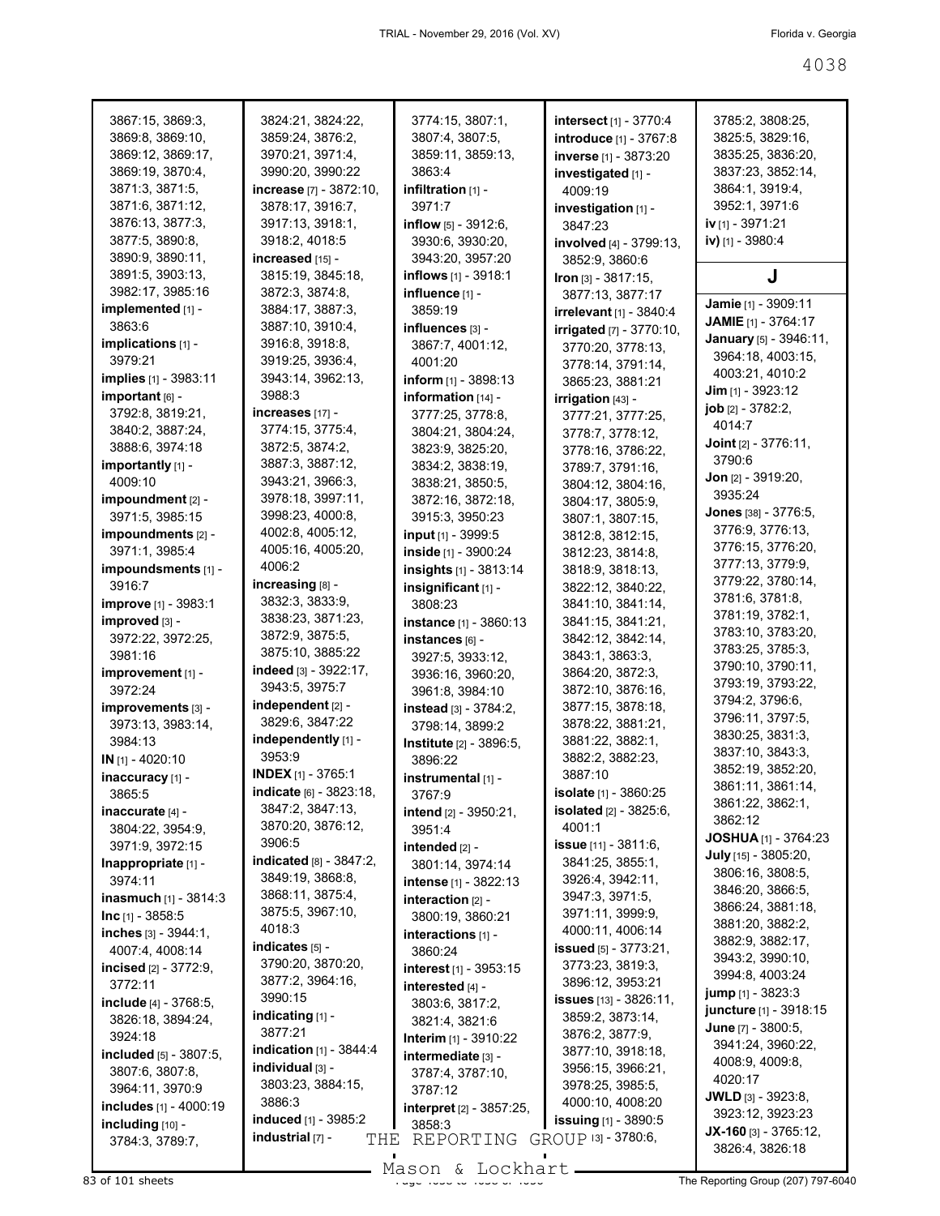3867:15, 3869:3, 3869:8, 3869:10, 3869:12, 3869:17, 3869:19, 3870:4, 3871:3, 3871:5, 3871:6, 3871:12, 3876:13, 3877:3, 3877:5, 3890:8, 3890:9, 3890:11, 3891:5, 3903:13, 3982:17, 3985:16

**implemented** [1] - 3863:6

**implications** [1] - 3979:21

**implies** [1] - 3983:11

**important** [6] - 3792:8, 3819:21, 3840:2, 3887:24, 3888:6, 3974:18

**importantly** [1] - 4009:10

**impoundment** [2] - 3971:5, 3985:15

**impoundments** [2] - 3971:1, 3985:4

**impoundsments** [1] - 3916:7

**improve** [1] - 3983:1

**improved** [3] - 3972:22, 3972:25, 3981:16

**improvement** [1] - 3972:24

**improvements** [3] - 3973:13, 3983:14, 3984:13

**IN** [1] - 4020:10

**inaccuracy** [1] - 3865:5

**inaccurate** [4] - 3804:22, 3954:9, 3971:9, 3972:15

**Inappropriate** [1] - 3974:11

**inasmuch** [1] - 3814:3

**Inc** [1] - 3858:5

**inches** [3] - 3944:1, 4007:4, 4008:14

**incised** [2] - 3772:9, 3772:11

**include** [4] - 3768:5, 3826:18, 3894:24, 3924:18

**included** [5] - 3807:5, 3807:6, 3807:8, 3964:11, 3970:9

**includes** [1] - 4000:19

**including** [10] - 3784:3, 3789:7, 3824:21, 3824:22, 3859:24, 3876:2, 3970:21, 3971:4, 3990:20, 3990:22

**increase** [7] - 3872:10, 3878:17, 3916:7, 3917:13, 3918:1, 3918:2, 4018:5

**increased** [15] - 3815:19, 3845:18, 3872:3, 3874:8, 3884:17, 3887:3, 3887:10, 3910:4, 3916:8, 3918:8, 3919:25, 3936:4, 3943:14, 3962:13, 3988:3

**increases** [17] - 3774:15, 3775:4, 3872:5, 3874:2, 3887:3, 3887:12, 3943:21, 3966:3, 3978:18, 3997:11, 3998:23, 4000:8, 4002:8, 4005:12, 4005:16, 4005:20, 4006:2

**increasing** [8] - 3832:3, 3833:9, 3838:23, 3871:23, 3872:9, 3875:5, 3875:10, 3885:22

**indeed** [3] - 3922:17, 3943:5, 3975:7

**independent** [2] - 3829:6, 3847:22

**independently** [1] - 3953:9

**INDEX** [1] - 3765:1

**indicate** [6] - 3823:18, 3847:2, 3847:13, 3870:20, 3876:12, 3906:5

**indicated** [8] - 3847:2, 3849:19, 3868:8, 3868:11, 3875:4, 3875:5, 3967:10, 4018:3

**indicates** [5] - 3790:20, 3870:20, 3877:2, 3964:16, 3990:15

**indicating** [1] - 3877:21

**indication** [1] - 3844:4

**individual** [3] - 3803:23, 3884:15, 3886:3

**induced** [1] - 3985:2

**industrial** [7] - 3774:15, 3807:1, 3807:4, 3807:5, 3859:11, 3859:13, 3863:4

**infiltration** [1] - 3971:7

**inflow** [5] - 3912:6, 3930:6, 3930:20, 3943:20, 3957:20

**inflows** [1] - 3918:1

**influence** [1] - 3859:19

**influences** [3] - 3867:7, 4001:12, 4001:20

**inform** [1] - 3898:13

**information** [14] - 3777:25, 3778:6, 3804:21, 3804:24, 3823:9, 3825:20, 3834:2, 3838:19, 3838:21, 3850:5, 3872:16, 3872:18, 3915:3, 3950:23

**input** [1] - 3999:5

**inside** [1] - 3900:24

**insights** [1] - 3813:14

**insignificant** [1] - 3808:23

**instance** [1] - 3860:13

**instances** [6] - 3927:5, 3933:12, 3936:16, 3960:20, 3961:8, 3984:10

**instead** [3] - 3784:2, 3798:14, 3899:2

**Institute** [2] - 3896:5, 3896:22

**instrumental** [1] - 3767:9

**intend** [2] - 3950:21, 3951:4

**intended** [2] - 3801:14, 3974:14

**intense** [1] - 3822:13

**interaction** [2] - 3800:19, 3860:21

**interactions** [1] - 3860:24

**interest** [1] - 3953:15

**interested** [4] - 3803:6, 3817:2, 3821:4, 3821:6

**Interim** [1] - 3910:22

**intermediate** [3] - 3787:4, 3787:10, 3787:12

**interpret** [2] - 3857:25, 3858:3

**intersect** [1] - 3770:4

**introduce** [1] - 3767:8

**inverse** [1] - 3873:20

**investigated** [1] - 4009:19

**investigation** [1] - 3847:23

**involved** [4] - 3799:13, 3852:9, 3860:6

**Iron** [3] - 3817:15, 3877:13, 3877:17

**irrelevant** [1] - 3840:4

**irrigated** [7] - 3770:10, 3770:20, 3778:13, 3778:14, 3791:14, 3865:23, 3881:21

**irrigation** [43] - 3777:21, 3777:25, 3778:7, 3778:12, 3778:16, 3786:22, 3789:7, 3791:16, 3804:12, 3804:16, 3804:17, 3805:9, 3807:1, 3807:15, 3812:8, 3812:15, 3812:23, 3814:8, 3818:9, 3818:13, 3822:12, 3840:22, 3841:10, 3841:14, 3841:15, 3841:21, 3842:12, 3842:14, 3843:1, 3863:3, 3864:20, 3872:3, 3872:10, 3876:16, 3877:15, 3878:18, 3878:22, 3881:21, 3881:22, 3882:1, 3882:2, 3882:23, 3887:10

**isolate** [1] - 3860:25

**isolated** [2] - 3825:6, 4001:1

**issue** [11] - 3811:6, 3841:25, 3855:1, 3926:4, 3942:11, 3947:3, 3971:5, 3971:11, 3999:9, 4000:11, 4006:14

**issued** [5] - 3773:21, 3773:23, 3819:3, 3896:12, 3953:21

**issues** [13] - 3826:11, 3859:2, 3873:14, 3876:2, 3877:9, 3877:10, 3918:18, 3956:15, 3966:21, 3978:25, 3985:5, 4000:10, 4008:20

**issuing** [1] - 3890:5

**it's** [3] - 3780:6, 3785:2, 3808:25, 3825:5, 3829:16, 3835:25, 3836:20, 3837:23, 3852:14, 3864:1, 3919:4, 3952:1, 3971:6

**iv** [1] - 3971:21

**iv)** [1] - 3980:4

## J

**Jamie** [1] - 3909:11

**JAMIE** [1] - 3764:17

**January** [5] - 3946:11, 3964:18, 4003:15, 4003:21, 4010:2

**Jim** [1] - 3923:12

**job** [2] - 3782:2, 4014:7

**Joint** [2] - 3776:11, 3790:6

**Jon** [2] - 3919:20, 3935:24

**Jones** [38] - 3776:5, 3776:9, 3776:13, 3776:15, 3776:20, 3777:13, 3779:9, 3779:22, 3780:14, 3781:6, 3781:8, 3781:19, 3782:1, 3783:10, 3783:20, 3783:25, 3785:3, 3790:10, 3790:11, 3793:19, 3793:22, 3794:2, 3796:6, 3796:11, 3797:5, 3830:25, 3831:3, 3837:10, 3843:3, 3852:19, 3852:20, 3861:11, 3861:14, 3861:22, 3862:1, 3862:12

**JOSHUA** [1] - 3764:23

**July** [15] - 3805:20, 3806:16, 3808:5, 3846:20, 3866:5, 3866:24, 3881:18, 3881:20, 3882:2, 3882:9, 3882:17, 3943:2, 3990:10, 3994:8, 4003:24

**jump** [1] - 3823:3

**juncture** [1] - 3918:15

**June** [7] - 3800:5, 3941:24, 3960:22, 4008:9, 4009:8, 4020:17

**JWLD** [3] - 3923:8, 3923:12, 3923:23

**JX-160** [3] - 3765:12, 3826:4, 3826:18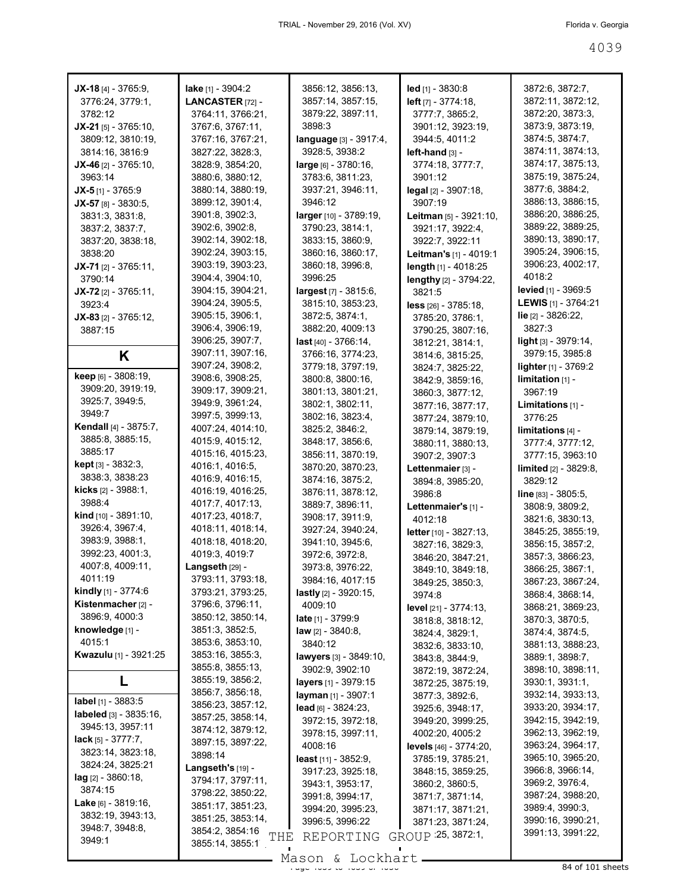**JX-18** [4] - 3765:9, 3776:24, 3779:1, 3782:12
**JX-21** [5] - 3765:10, 3809:12, 3810:19, 3814:16, 3816:9
**JX-46** [2] - 3765:10, 3963:14
**JX-5** [1] - 3765:9
**JX-57** [8] - 3830:5, 3831:3, 3831:8, 3837:2, 3837:7, 3837:20, 3838:18, 3838:20
**JX-71** [2] - 3765:11, 3790:14
**JX-72** [2] - 3765:11, 3923:4
**JX-83** [2] - 3765:12, 3887:15

## K

**keep** [6] - 3808:19, 3909:20, 3919:19, 3925:7, 3949:5, 3949:7
**Kendall** [4] - 3875:7, 3885:8, 3885:15, 3885:17
**kept** [3] - 3832:3, 3838:3, 3838:23
**kicks** [2] - 3988:1, 3988:4
**kind** [10] - 3891:10, 3926:4, 3967:4, 3983:9, 3988:1, 3992:23, 4001:3, 4007:8, 4009:11, 4011:19
**kindly** [1] - 3774:6
**Kistenmacher** [2] - 3896:9, 4000:3
**knowledge** [1] - 4015:1
**Kwazulu** [1] - 3921:25

## L

**label** [1] - 3883:5
**labeled** [3] - 3835:16, 3945:13, 3957:11
**lack** [5] - 3777:7, 3823:14, 3823:18, 3824:24, 3825:21
**lag** [2] - 3860:18, 3874:15
**Lake** [6] - 3819:16, 3832:19, 3943:13, 3948:7, 3948:8, 3949:1
**lake** [1] - 3904:2
**LANCASTER** [72] - 3764:11, 3766:21, 3767:6, 3767:11, 3767:16, 3767:21, 3827:22, 3828:3, 3828:9, 3854:20, 3880:6, 3880:12, 3880:14, 3880:19, 3899:12, 3901:4, 3901:8, 3902:3, 3902:6, 3902:8, 3902:14, 3902:18, 3902:24, 3903:15, 3903:19, 3903:23, 3904:4, 3904:10, 3904:15, 3904:21, 3904:24, 3905:5, 3905:15, 3906:1, 3906:4, 3906:19, 3906:25, 3907:7, 3907:11, 3907:16, 3907:24, 3908:2, 3908:6, 3908:25, 3909:17, 3909:21, 3949:9, 3961:24, 3997:5, 3999:13, 4007:24, 4014:10, 4015:9, 4015:12, 4015:16, 4015:23, 4016:1, 4016:5, 4016:9, 4016:15, 4016:19, 4016:25, 4017:7, 4017:13, 4017:23, 4018:7, 4018:11, 4018:14, 4018:18, 4018:20, 4019:3, 4019:7
**Langseth** [29] - 3793:11, 3793:18, 3793:21, 3793:25, 3796:6, 3796:11, 3850:12, 3850:14, 3851:3, 3852:5, 3853:6, 3853:10, 3853:16, 3855:3, 3855:8, 3855:13, 3855:19, 3856:2, 3856:7, 3856:18, 3856:23, 3857:12, 3857:25, 3858:14, 3874:12, 3879:12, 3897:15, 3897:22, 3898:14
**Langseth's** [19] - 3794:17, 3797:11, 3798:22, 3850:22, 3851:17, 3851:23, 3851:25, 3853:14, 3854:2, 3854:16, 3855:14, 3855:1 3856:12, 3856:13, 3857:14, 3857:15, 3879:22, 3897:11, 3898:3
**language** [3] - 3917:4, 3928:5, 3938:2
**large** [6] - 3780:16, 3783:6, 3811:23, 3937:21, 3946:11, 3946:12
**larger** [10] - 3789:19, 3790:23, 3814:1, 3833:15, 3860:9, 3860:16, 3860:17, 3860:18, 3996:8, 3996:25
**largest** [7] - 3815:6, 3815:10, 3853:23, 3872:5, 3874:1, 3882:20, 4009:13
**last** [40] - 3766:14, 3766:16, 3774:23, 3779:18, 3797:19, 3800:8, 3800:16, 3801:13, 3801:21, 3802:1, 3802:11, 3802:16, 3823:4, 3825:2, 3846:2, 3848:17, 3856:6, 3856:11, 3870:19, 3870:20, 3870:23, 3874:16, 3875:2, 3876:11, 3878:12, 3889:7, 3896:11, 3908:17, 3911:9, 3927:24, 3940:24, 3941:10, 3945:6, 3972:6, 3972:8, 3973:8, 3976:22, 3984:16, 4017:15
**lastly** [2] - 3920:15, 4009:10
**late** [1] - 3799:9
**law** [2] - 3840:8, 3840:12
**lawyers** [3] - 3849:10, 3902:9, 3902:10
**layers** [1] - 3979:15
**layman** [1] - 3907:1
**lead** [6] - 3824:23, 3972:15, 3972:18, 3978:15, 3997:11, 4008:16
**least** [11] - 3852:9, 3917:23, 3925:18, 3943:1, 3953:17, 3991:8, 3994:17, 3994:20, 3995:23, 3996:5, 3996:22
**led** [1] - 3830:8
**left** [7] - 3774:18, 3777:7, 3865:2, 3901:12, 3923:19, 3944:5, 4011:2
**left-hand** [3] - 3774:18, 3777:7, 3901:12
**legal** [2] - 3907:18, 3907:19
**Leitman** [5] - 3921:10, 3921:17, 3922:4, 3922:7, 3922:11
**Leitman's** [1] - 4019:1
**length** [1] - 4018:25
**lengthy** [2] - 3794:22, 3821:5
**less** [26] - 3785:18, 3785:20, 3786:1, 3790:25, 3807:16, 3812:21, 3814:1, 3814:6, 3815:25, 3824:7, 3825:22, 3842:9, 3859:16, 3860:3, 3877:12, 3877:16, 3877:17, 3877:24, 3879:10, 3879:14, 3879:19, 3880:11, 3880:13, 3907:2, 3907:3
**Lettenmaier** [3] - 3894:8, 3985:20, 3986:8
**Lettenmaier's** [1] - 4012:18
**letter** [10] - 3827:13, 3827:16, 3829:3, 3846:20, 3847:21, 3849:10, 3849:18, 3849:25, 3850:3, 3974:8
**level** [21] - 3774:13, 3818:8, 3818:12, 3824:4, 3829:1, 3832:6, 3833:10, 3843:8, 3844:9, 3872:19, 3872:24, 3872:25, 3875:19, 3877:3, 3892:6, 3925:6, 3948:17, 3949:20, 3999:25, 4002:20, 4005:2
**levels** [46] - 3774:20, 3785:19, 3785:21, 3848:15, 3859:25, 3860:2, 3860:5, 3871:7, 3871:14, 3871:17, 3871:21, 3871:23, 3871:24, 3871:25, 3872:1, 3872:6, 3872:7, 3872:11, 3872:12, 3872:20, 3873:3, 3873:9, 3873:19, 3874:5, 3874:7, 3874:11, 3874:13, 3874:17, 3875:13, 3875:19, 3875:24, 3877:6, 3884:2, 3886:13, 3886:15, 3886:20, 3886:25, 3889:22, 3889:25, 3890:13, 3890:17, 3905:24, 3906:15, 3906:23, 4002:17, 4018:2
**levied** [1] - 3969:5
**LEWIS** [1] - 3764:21
**lie** [2] - 3826:22, 3827:3
**light** [3] - 3979:14, 3979:15, 3985:8
**lighter** [1] - 3769:2
**limitation** [1] - 3967:19
**Limitations** [1] - 3776:25
**limitations** [4] - 3777:4, 3777:12, 3777:15, 3963:10
**limited** [2] - 3829:8, 3829:12
**line** [83] - 3805:5, 3808:9, 3809:2, 3821:6, 3830:13, 3845:25, 3855:19, 3856:15, 3857:2, 3857:3, 3866:23, 3866:25, 3867:1, 3867:23, 3867:24, 3868:4, 3868:14, 3868:21, 3869:23, 3870:3, 3870:5, 3874:4, 3874:5, 3881:13, 3888:23, 3889:1, 3898:7, 3898:10, 3898:11, 3930:1, 3931:1, 3932:14, 3933:13, 3933:20, 3934:17, 3942:15, 3942:19, 3962:13, 3962:19, 3963:24, 3964:17, 3965:10, 3965:20, 3966:8, 3966:14, 3969:2, 3976:4, 3987:24, 3988:20, 3989:4, 3990:3, 3990:16, 3990:21, 3991:13, 3991:22,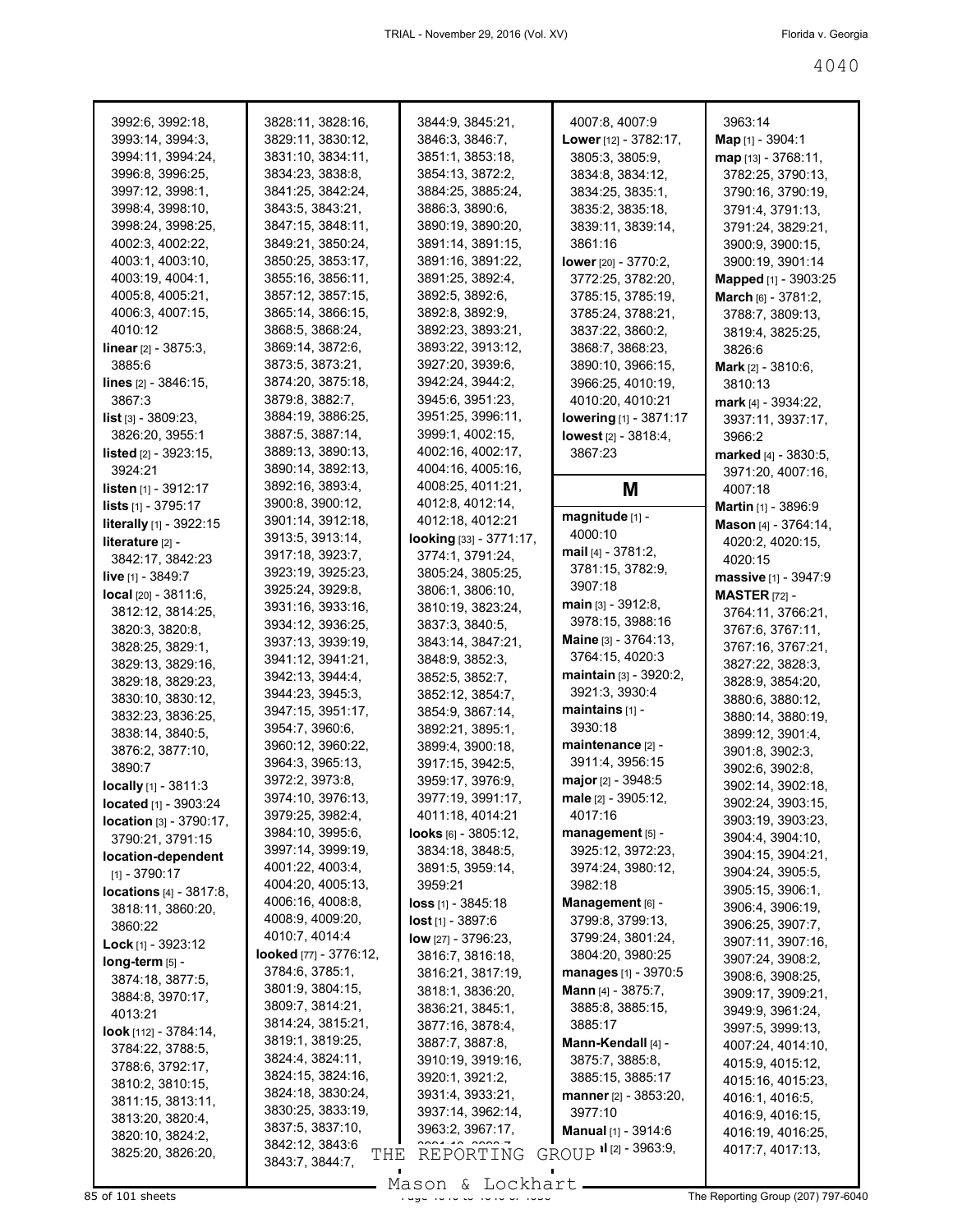3992:6, 3992:18, 3993:14, 3994:3, 3994:11, 3994:24, 3996:8, 3996:25, 3997:12, 3998:1, 3998:4, 3998:10, 3998:24, 3998:25, 4002:3, 4002:22, 4003:1, 4003:10, 4003:19, 4004:1, 4005:8, 4005:21, 4006:3, 4007:15, 4010:12

**linear** [2] - 3875:3, 3885:6

**lines** [2] - 3846:15, 3867:3

**list** [3] - 3809:23, 3826:20, 3955:1

**listed** [2] - 3923:15, 3924:21

**listen** [1] - 3912:17

**lists** [1] - 3795:17

**literally** [1] - 3922:15

**literature** [2] - 3842:17, 3842:23

**live** [1] - 3849:7

**local** [20] - 3811:6, 3812:12, 3814:25, 3820:3, 3820:8, 3828:25, 3829:1, 3829:13, 3829:16, 3829:18, 3829:23, 3830:10, 3830:12, 3832:23, 3836:25, 3838:14, 3840:5, 3876:2, 3877:10, 3890:7

**locally** [1] - 3811:3

**located** [1] - 3903:24

**location** [3] - 3790:17, 3790:21, 3791:15

**location-dependent** [1] - 3790:17

**locations** [4] - 3817:8, 3818:11, 3860:20, 3860:22

**Lock** [1] - 3923:12

**long-term** [5] - 3874:18, 3877:5, 3884:8, 3970:17, 4013:21

**look** [112] - 3784:14, 3784:22, 3788:5, 3788:6, 3792:17, 3810:2, 3810:15, 3811:15, 3813:11, 3813:20, 3820:4, 3820:10, 3824:2, 3825:20, 3826:20, 3828:11, 3828:16, 3829:11, 3830:12, 3831:10, 3834:11, 3834:23, 3838:8, 3841:25, 3842:24, 3843:5, 3843:21, 3847:15, 3848:11, 3849:21, 3850:24, 3850:25, 3853:17, 3855:16, 3856:11, 3857:12, 3857:15, 3865:14, 3866:15, 3868:5, 3868:24, 3869:14, 3872:6, 3873:5, 3873:21, 3874:20, 3875:18, 3879:8, 3882:7, 3884:19, 3886:25, 3887:5, 3887:14, 3889:13, 3890:13, 3890:14, 3892:13, 3892:16, 3893:4, 3900:8, 3900:12, 3901:14, 3912:18, 3913:5, 3913:14, 3917:18, 3923:7, 3923:19, 3925:23, 3925:24, 3929:8, 3931:16, 3933:16, 3934:12, 3936:25, 3937:13, 3939:19, 3941:12, 3941:21, 3942:13, 3944:4, 3944:23, 3945:3, 3947:15, 3951:17, 3954:7, 3960:6, 3960:12, 3960:22, 3964:3, 3965:13, 3972:2, 3973:8, 3974:10, 3976:13, 3979:25, 3982:4, 3984:10, 3995:6, 3997:14, 3999:19, 4001:22, 4003:4, 4004:20, 4005:13, 4006:16, 4008:6, 4008:9, 4009:20, 4010:7, 4014:4

**looked** [77] - 3776:12, 3784:6, 3785:1, 3801:9, 3804:15, 3809:7, 3814:21, 3814:24, 3815:21, 3819:1, 3819:25, 3824:4, 3824:11, 3824:15, 3824:16, 3824:18, 3830:24, 3830:25, 3833:19, 3837:5, 3837:10, 3842:12, 3843:6, 3843:7, 3844:7, 3844:9, 3845:21, 3846:3, 3846:7, 3851:1, 3853:18, 3854:13, 3872:2, 3884:25, 3885:24, 3886:3, 3890:6, 3890:19, 3890:20, 3891:14, 3891:15, 3891:16, 3891:22, 3891:25, 3892:4, 3892:5, 3892:6, 3892:8, 3892:9, 3892:23, 3893:21, 3893:22, 3913:12, 3927:20, 3939:6, 3942:24, 3944:2, 3945:6, 3951:23, 3951:25, 3996:11, 3999:1, 4002:15, 4002:16, 4002:17, 4004:16, 4005:16, 4008:25, 4011:21, 4012:8, 4012:14, 4012:18, 4012:21

**looking** [33] - 3771:17, 3774:1, 3791:24, 3805:24, 3805:25, 3806:1, 3806:10, 3810:19, 3823:24, 3837:3, 3840:5, 3843:14, 3847:21, 3848:9, 3852:3, 3852:5, 3852:7, 3852:12, 3854:7, 3854:9, 3867:14, 3892:21, 3895:1, 3899:4, 3900:18, 3917:15, 3942:5, 3959:17, 3976:9, 3977:19, 3991:17, 4011:18, 4014:21

**looks** [6] - 3805:12, 3834:18, 3848:5, 3891:5, 3959:14, 3959:21

**loss** [1] - 3845:18

**lost** [1] - 3897:6

**low** [27] - 3796:23, 3816:7, 3816:18, 3816:21, 3817:19, 3818:1, 3836:20, 3836:21, 3845:1, 3877:16, 3878:4, 3887:7, 3887:8, 3910:19, 3919:16, 3920:1, 3921:2, 3931:4, 3933:21, 3937:14, 3962:14, 3963:2, 3967:17, 3991:10, 3992:7, 4007:8, 4007:9

**Lower** [12] - 3782:17, 3805:3, 3805:9, 3834:8, 3834:12, 3834:25, 3835:1, 3835:2, 3835:18, 3839:11, 3839:14, 3861:16

**lower** [20] - 3770:2, 3772:25, 3782:20, 3785:15, 3785:19, 3785:24, 3788:21, 3837:22, 3860:2, 3868:7, 3868:23, 3890:10, 3966:15, 3966:25, 4010:19, 4010:20, 4010:21

**lowering** [1] - 3871:17

**lowest** [2] - 3818:4, 3867:23

## M

**magnitude** [1] - 4000:10

**mail** [4] - 3781:2, 3781:15, 3782:9, 3907:18

**main** [3] - 3912:8, 3978:15, 3988:16

**Maine** [3] - 3764:13, 3764:15, 4020:3

**maintain** [3] - 3920:2, 3921:3, 3930:4

**maintains** [1] - 3930:18

**maintenance** [2] - 3911:4, 3956:15

**major** [2] - 3948:5

**male** [2] - 3905:12, 4017:16

**management** [5] - 3925:12, 3972:23, 3974:24, 3980:12, 3982:18

**Management** [6] - 3799:8, 3799:13, 3799:24, 3801:24, 3804:20, 3980:25

**manages** [1] - 3970:5

**Mann** [4] - 3875:7, 3885:8, 3885:15, 3885:17

**Mann-Kendall** [4] - 3875:7, 3885:8, 3885:15, 3885:17

**manner** [2] - 3853:20, 3977:10

**Manual** [1] - 3914:6

**manual** [2] - 3963:9, 3963:14

**Map** [1] - 3904:1

**map** [13] - 3768:11, 3782:25, 3790:13, 3790:16, 3790:19, 3791:4, 3791:13, 3791:24, 3829:21, 3900:9, 3900:15, 3900:19, 3901:14

**Mapped** [1] - 3903:25

**March** [6] - 3781:2, 3788:7, 3809:13, 3819:4, 3825:25, 3826:6

**Mark** [2] - 3810:6, 3810:13

**mark** [4] - 3934:22, 3937:11, 3937:17, 3966:2

**marked** [4] - 3830:5, 3971:20, 4007:16, 4007:18

**Martin** [1] - 3896:9

**Mason** [4] - 3764:14, 4020:2, 4020:15, 4020:15

**massive** [1] - 3947:9

**MASTER** [72] - 3764:11, 3766:21, 3767:6, 3767:11, 3767:16, 3767:21, 3827:22, 3828:3, 3828:9, 3854:20, 3880:6, 3880:12, 3880:14, 3880:19, 3899:12, 3901:4, 3901:8, 3902:3, 3902:6, 3902:8, 3902:14, 3902:18, 3902:24, 3903:15, 3903:19, 3903:23, 3904:4, 3904:10, 3904:15, 3904:21, 3904:24, 3905:5, 3905:15, 3906:1, 3906:4, 3906:19, 3906:25, 3907:7, 3907:11, 3907:16, 3907:24, 3908:2, 3908:6, 3908:25, 3909:17, 3909:21, 3949:9, 3961:24, 3997:5, 3999:13, 4007:24, 4014:10, 4015:9, 4015:12, 4015:16, 4015:23, 4016:1, 4016:5, 4016:9, 4016:15, 4016:19, 4016:25, 4017:7, 4017:13,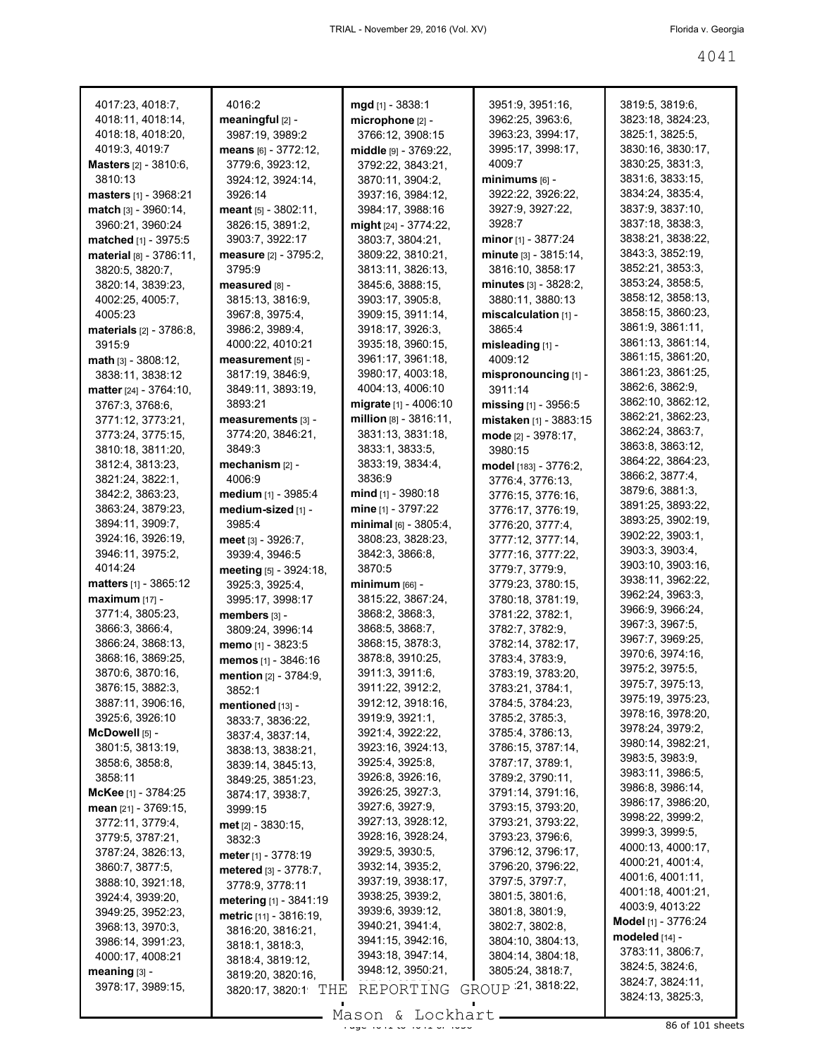4017:23, 4018:7, 4018:11, 4018:14, 4018:18, 4018:20, 4019:3, 4019:7
**Masters** [2] - 3810:6, 3810:13
**masters** [1] - 3968:21
**match** [3] - 3960:14, 3960:21, 3960:24
**matched** [1] - 3975:5
**material** [8] - 3786:11, 3820:5, 3820:7, 3820:14, 3839:23, 4002:25, 4005:7, 4005:23
**materials** [2] - 3786:8, 3915:9
**math** [3] - 3808:12, 3838:11, 3838:12
**matter** [24] - 3764:10, 3767:3, 3768:6, 3771:12, 3773:21, 3773:24, 3775:15, 3810:18, 3811:20, 3812:4, 3813:23, 3821:24, 3822:1, 3842:2, 3863:23, 3863:24, 3879:23, 3894:11, 3909:7, 3924:16, 3926:19, 3946:11, 3975:2, 4014:24
**matters** [1] - 3865:12
**maximum** [17] - 3771:4, 3805:23, 3866:3, 3866:4, 3866:24, 3868:13, 3868:16, 3869:25, 3870:6, 3870:16, 3876:15, 3882:3, 3887:11, 3906:16, 3925:6, 3926:10
**McDowell** [5] - 3801:5, 3813:19, 3858:6, 3858:8, 3858:11
**McKee** [1] - 3784:25
**mean** [21] - 3769:15, 3772:11, 3779:4, 3779:5, 3787:21, 3787:24, 3826:13, 3860:7, 3877:5, 3888:10, 3921:18, 3924:4, 3939:20, 3949:25, 3952:23, 3968:13, 3970:3, 3986:14, 3991:23, 4000:17, 4008:21
**meaning** [3] - 3978:17, 3989:15, 4016:2
**meaningful** [2] - 3987:19, 3989:2
**means** [6] - 3772:12, 3779:6, 3923:12, 3924:12, 3924:14, 3926:14
**meant** [5] - 3802:11, 3826:15, 3891:2, 3903:7, 3922:17
**measure** [2] - 3795:2, 3795:9
**measured** [8] - 3815:13, 3816:9, 3967:8, 3975:4, 3986:2, 3989:4, 4000:22, 4010:21
**measurement** [5] - 3817:19, 3846:9, 3849:11, 3893:19, 3893:21
**measurements** [3] - 3774:20, 3846:21, 3849:3
**mechanism** [2] - 4006:9
**medium** [1] - 3985:4
**medium-sized** [1] - 3985:4
**meet** [3] - 3926:7, 3939:4, 3946:5
**meeting** [5] - 3924:18, 3925:3, 3925:4, 3995:17, 3998:17
**members** [3] - 3809:24, 3996:14
**memo** [1] - 3823:5
**memos** [1] - 3846:16
**mention** [2] - 3784:9, 3852:1
**mentioned** [13] - 3833:7, 3836:22, 3837:4, 3837:14, 3838:13, 3838:21, 3839:14, 3845:13, 3849:25, 3851:23, 3874:17, 3938:7, 3999:15
**met** [2] - 3830:15, 3832:3
**meter** [1] - 3778:19
**metered** [3] - 3778:7, 3778:9, 3778:11
**metering** [1] - 3841:19
**metric** [11] - 3816:19, 3816:20, 3816:21, 3818:1, 3818:3, 3818:4, 3819:12, 3819:20, 3820:16, 3820:17, 3820:1
**mgd** [1] - 3838:1
**microphone** [2] - 3766:12, 3908:15
**middle** [9] - 3769:22, 3792:22, 3843:21, 3870:11, 3904:2, 3937:16, 3984:12, 3984:17, 3988:16
**might** [24] - 3774:22, 3803:7, 3804:21, 3809:22, 3810:21, 3813:11, 3826:13, 3845:6, 3888:15, 3903:17, 3905:8, 3909:15, 3911:14, 3918:17, 3926:3, 3935:18, 3960:15, 3961:17, 3961:18, 3980:17, 4003:18, 4004:13, 4006:10
**migrate** [1] - 4006:10
**million** [8] - 3816:11, 3831:13, 3831:18, 3833:1, 3833:5, 3833:19, 3834:4, 3836:9
**mind** [1] - 3980:18
**mine** [1] - 3797:22
**minimal** [6] - 3805:4, 3808:23, 3828:23, 3842:3, 3866:8, 3870:5
**minimum** [66] - 3815:22, 3867:24, 3868:2, 3868:3, 3868:5, 3868:7, 3868:15, 3878:3, 3878:8, 3910:25, 3911:3, 3911:6, 3911:22, 3912:2, 3912:12, 3918:16, 3919:9, 3921:1, 3921:4, 3922:22, 3923:16, 3924:13, 3925:4, 3925:8, 3926:8, 3926:16, 3926:25, 3927:3, 3927:6, 3927:9, 3927:13, 3928:12, 3928:16, 3928:24, 3929:5, 3930:5, 3932:14, 3935:2, 3937:19, 3938:17, 3938:25, 3939:2, 3939:6, 3939:12, 3940:21, 3941:4, 3941:15, 3942:16, 3943:18, 3947:14, 3948:12, 3950:21, 3951:9, 3951:16, 3962:25, 3963:6, 3963:23, 3994:17, 3995:17, 3998:17, 4009:7
**minimums** [6] - 3922:22, 3926:22, 3927:9, 3927:22, 3928:7
**minor** [1] - 3877:24
**minute** [3] - 3815:14, 3816:10, 3858:17
**minutes** [3] - 3828:2, 3880:11, 3880:13
**miscalculation** [1] - 3865:4
**misleading** [1] - 4009:12
**mispronouncing** [1] - 3911:14
**missing** [1] - 3956:5
**mistaken** [1] - 3883:15
**mode** [2] - 3978:17, 3980:15
**model** [183] - 3776:2, 3776:4, 3776:13, 3776:15, 3776:16, 3776:17, 3776:19, 3776:20, 3777:4, 3777:12, 3777:14, 3777:16, 3777:22, 3779:7, 3779:9, 3779:23, 3780:15, 3780:18, 3781:19, 3781:22, 3782:1, 3782:7, 3782:9, 3782:14, 3782:17, 3783:4, 3783:9, 3783:19, 3783:20, 3783:21, 3784:1, 3784:5, 3784:23, 3785:2, 3785:3, 3785:4, 3786:13, 3786:15, 3787:14, 3787:17, 3789:1, 3789:2, 3790:11, 3791:14, 3791:16, 3793:15, 3793:20, 3793:21, 3793:22, 3793:23, 3796:6, 3796:12, 3796:17, 3796:20, 3796:22, 3797:5, 3797:7, 3801:5, 3801:6, 3801:8, 3801:9, 3802:7, 3802:8, 3804:10, 3804:13, 3804:14, 3804:18, 3805:24, 3818:7, 3818:21, 3818:22, 3819:5, 3819:6, 3823:18, 3824:23, 3825:1, 3825:5, 3830:16, 3830:17, 3830:25, 3831:3, 3831:6, 3833:15, 3834:24, 3835:4, 3837:9, 3837:10, 3837:18, 3838:3, 3838:21, 3838:22, 3843:3, 3852:19, 3852:21, 3853:3, 3853:24, 3858:5, 3858:12, 3858:13, 3858:15, 3860:23, 3861:9, 3861:11, 3861:13, 3861:14, 3861:15, 3861:20, 3861:23, 3861:25, 3862:6, 3862:9, 3862:10, 3862:12, 3862:21, 3862:23, 3862:24, 3863:7, 3863:8, 3863:12, 3864:22, 3864:23, 3866:2, 3877:4, 3879:6, 3881:3, 3891:25, 3893:22, 3893:25, 3902:19, 3902:22, 3903:1, 3903:3, 3903:4, 3903:10, 3903:16, 3938:11, 3962:22, 3962:24, 3963:3, 3966:9, 3966:24, 3967:3, 3967:5, 3967:7, 3969:25, 3970:6, 3974:16, 3975:2, 3975:5, 3975:7, 3975:13, 3975:19, 3975:23, 3978:16, 3978:20, 3978:24, 3979:2, 3980:14, 3982:21, 3983:5, 3983:9, 3983:11, 3986:5, 3986:8, 3986:14, 3986:17, 3986:20, 3998:22, 3999:2, 3999:3, 3999:5, 4000:13, 4000:17, 4000:21, 4001:4, 4001:6, 4001:11, 4001:18, 4001:21, 4003:9, 4013:22
**Model** [1] - 3776:24
**modeled** [14] - 3783:11, 3806:7, 3824:5, 3824:6, 3824:7, 3824:11, 3824:13, 3825:3,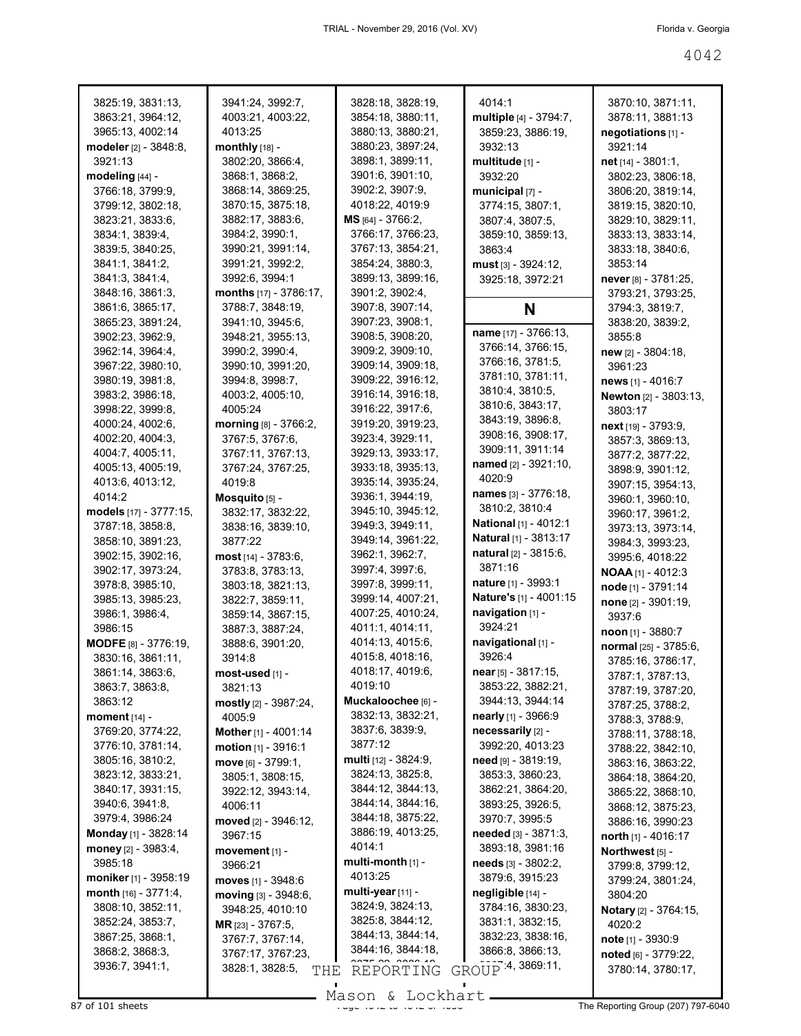3825:19, 3831:13, 3863:21, 3964:12, 3965:13, 4002:14
**modeler** [2] - 3848:8, 3921:13
**modeling** [44] - 3766:18, 3799:9, 3799:12, 3802:18, 3823:21, 3833:6, 3834:1, 3839:4, 3839:5, 3840:25, 3841:1, 3841:2, 3841:3, 3841:4, 3848:16, 3861:3, 3861:6, 3865:17, 3865:23, 3891:24, 3902:23, 3962:9, 3962:14, 3964:4, 3967:22, 3980:10, 3980:19, 3981:8, 3983:2, 3986:18, 3998:22, 3999:8, 4000:24, 4002:6, 4002:20, 4004:3, 4004:7, 4005:11, 4005:13, 4005:19, 4013:6, 4013:12, 4014:2
**models** [17] - 3777:15, 3787:18, 3858:8, 3858:10, 3891:23, 3902:15, 3902:16, 3902:17, 3973:24, 3978:8, 3985:10, 3985:13, 3985:23, 3986:1, 3986:4, 3986:15
**MODFE** [8] - 3776:19, 3830:16, 3861:11, 3861:14, 3863:6, 3863:7, 3863:8, 3863:12
**moment** [14] - 3769:20, 3774:22, 3776:10, 3781:14, 3805:16, 3810:2, 3823:12, 3833:21, 3840:17, 3931:15, 3940:6, 3941:8, 3979:4, 3986:24
**Monday** [1] - 3828:14
**money** [2] - 3983:4, 3985:18
**moniker** [1] - 3958:19
**month** [16] - 3771:4, 3808:10, 3852:11, 3852:24, 3853:7, 3867:25, 3868:1, 3868:2, 3868:3, 3936:7, 3941:1, 3941:24, 3992:7, 4003:21, 4003:22, 4013:25
**monthly** [18] - 3802:20, 3866:4, 3868:1, 3868:2, 3868:14, 3869:25, 3870:15, 3875:18, 3882:17, 3883:6, 3984:2, 3990:1, 3990:21, 3991:14, 3991:21, 3992:2, 3992:6, 3994:1
**months** [17] - 3786:17, 3788:7, 3848:19, 3941:10, 3945:6, 3948:21, 3955:13, 3990:2, 3990:4, 3990:10, 3991:20, 3994:8, 3998:7, 4003:2, 4005:10, 4005:24
**morning** [8] - 3766:2, 3767:5, 3767:6, 3767:11, 3767:13, 3767:24, 3767:25, 4019:8
**Mosquito** [5] - 3832:17, 3832:22, 3838:16, 3839:10, 3877:22
**most** [14] - 3783:6, 3783:8, 3783:13, 3803:18, 3821:13, 3822:7, 3859:11, 3859:14, 3867:15, 3887:3, 3887:24, 3888:6, 3901:20, 3914:8
**most-used** [1] - 3821:13
**mostly** [2] - 3987:24, 4005:9
**Mother** [1] - 4001:14
**motion** [1] - 3916:1
**move** [6] - 3799:1, 3805:1, 3808:15, 3922:12, 3943:14, 4006:11
**moved** [2] - 3946:12, 3967:15
**movement** [1] - 3966:21
**moves** [1] - 3948:6
**moving** [3] - 3948:6, 3948:25, 4010:10
**MR** [23] - 3767:5, 3767:7, 3767:14, 3767:17, 3767:23, 3828:1, 3828:5, 3828:18, 3828:19, 3854:18, 3880:11, 3880:13, 3880:21, 3880:23, 3897:24, 3898:1, 3899:11, 3901:6, 3901:10, 3902:2, 3907:9, 4018:22, 4019:9
**MS** [64] - 3766:2, 3766:17, 3766:23, 3767:13, 3854:21, 3854:24, 3880:3, 3899:13, 3899:16, 3901:2, 3902:4, 3907:8, 3907:14, 3907:23, 3908:1, 3908:5, 3908:20, 3909:2, 3909:10, 3909:14, 3909:18, 3909:22, 3916:12, 3916:14, 3916:18, 3916:22, 3917:6, 3919:20, 3919:23, 3923:4, 3929:11, 3929:13, 3933:17, 3933:18, 3935:13, 3935:14, 3935:24, 3936:1, 3944:19, 3945:10, 3945:12, 3949:3, 3949:11, 3949:14, 3961:22, 3962:1, 3962:7, 3997:4, 3997:6, 3997:8, 3999:11, 3999:14, 4007:21, 4007:25, 4010:24, 4011:1, 4014:11, 4014:13, 4015:6, 4015:8, 4018:16, 4018:17, 4019:6, 4019:10
**Muckaloochee** [6] - 3832:13, 3832:21, 3837:6, 3839:9, 3877:12
**multi** [12] - 3824:9, 3824:13, 3825:8, 3844:12, 3844:13, 3844:14, 3844:16, 3844:18, 3844:22, 3875:22, 3886:19, 4013:25, 4014:1
**multi-month** [1] - 4013:25
**multi-year** [11] - 3824:9, 3824:13, 3825:8, 3844:12, 3844:13, 3844:14, 3844:16, 3844:18, 3875:22, 3886:19, 4014:1
**multiple** [4] - 3794:7, 3859:23, 3886:19, 3932:13
**multitude** [1] - 3932:20
**municipal** [7] - 3774:15, 3807:1, 3807:4, 3807:5, 3859:10, 3859:13, 3863:4
**must** [3] - 3924:12, 3925:18, 3972:21

## N

**name** [17] - 3766:13, 3766:14, 3766:15, 3766:16, 3781:5, 3781:10, 3781:11, 3810:4, 3810:5, 3810:6, 3843:17, 3843:19, 3896:8, 3908:16, 3908:17, 3909:11, 3911:14
**named** [2] - 3921:10, 4020:9
**names** [3] - 3776:18, 3810:2, 3810:4
**National** [1] - 4012:1
**Natural** [1] - 3813:17
**natural** [2] - 3815:6, 3871:16
**nature** [1] - 3993:1
**Nature's** [1] - 4001:15
**navigation** [1] - 3924:21
**navigational** [1] - 3926:4
**near** [5] - 3817:15, 3853:22, 3882:21, 3944:13, 3944:14
**nearly** [1] - 3966:9
**necessarily** [2] - 3992:20, 4013:23
**need** [9] - 3819:19, 3853:3, 3860:23, 3862:21, 3864:20, 3893:25, 3926:5, 3970:7, 3995:5
**needed** [3] - 3871:3, 3893:18, 3981:16
**needs** [3] - 3802:2, 3879:6, 3915:23
**negligible** [14] - 3784:16, 3830:23, 3831:1, 3832:15, 3832:23, 3838:16, 3866:8, 3866:13, 3867:4, 3869:11, 3870:10, 3871:11, 3878:11, 3881:13
**negotiations** [1] - 3921:14
**net** [14] - 3801:1, 3802:23, 3806:18, 3806:20, 3819:14, 3819:15, 3820:10, 3829:10, 3829:11, 3833:13, 3833:14, 3833:18, 3840:6, 3853:14
**never** [8] - 3781:25, 3793:21, 3793:25, 3794:3, 3819:7, 3838:20, 3839:2, 3855:8
**new** [2] - 3804:18, 3961:23
**news** [1] - 4016:7
**Newton** [2] - 3803:13, 3803:17
**next** [19] - 3793:9, 3857:3, 3869:13, 3877:2, 3877:22, 3898:9, 3901:12, 3907:15, 3954:13, 3960:1, 3960:10, 3960:17, 3961:2, 3973:13, 3973:14, 3984:3, 3993:23, 3995:6, 4018:22
**NOAA** [1] - 4012:3
**node** [1] - 3791:14
**none** [2] - 3901:19, 3937:6
**noon** [1] - 3880:7
**normal** [25] - 3785:6, 3785:16, 3786:17, 3787:1, 3787:13, 3787:19, 3787:20, 3787:25, 3788:2, 3788:3, 3788:9, 3788:11, 3788:18, 3788:22, 3842:10, 3863:16, 3863:22, 3864:18, 3864:20, 3865:22, 3868:10, 3868:12, 3875:23, 3886:16, 3990:23
**north** [1] - 4016:17
**Northwest** [5] - 3799:8, 3799:12, 3799:24, 3801:24, 3804:20
**Notary** [2] - 3764:15, 4020:2
**note** [1] - 3930:9
**noted** [6] - 3779:22, 3780:14, 3780:17,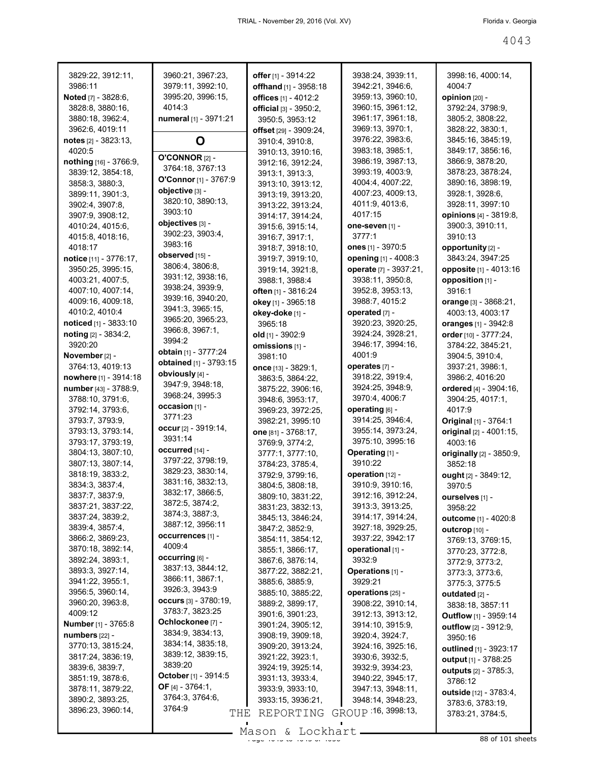3829:22, 3912:11, 3986:11
**Noted** [7] - 3828:6, 3828:8, 3880:16, 3880:18, 3962:4, 3962:6, 4019:11
**notes** [2] - 3823:13, 4020:5
**nothing** [16] - 3766:9, 3839:12, 3854:18, 3858:3, 3880:3, 3899:11, 3901:3, 3902:4, 3907:8, 3907:9, 3908:12, 4010:24, 4015:6, 4015:8, 4018:16, 4018:17
**notice** [11] - 3776:17, 3950:25, 3995:15, 4003:21, 4007:5, 4007:10, 4007:14, 4009:16, 4009:18, 4010:2, 4010:4
**noticed** [1] - 3833:10
**noting** [2] - 3834:2, 3920:20
**November** [2] - 3764:13, 4019:13
**nowhere** [1] - 3914:18
**number** [43] - 3788:9, 3788:10, 3791:6, 3792:14, 3793:6, 3793:7, 3793:9, 3793:13, 3793:14, 3793:17, 3793:19, 3804:13, 3807:10, 3807:13, 3807:14, 3818:19, 3833:2, 3834:3, 3837:4, 3837:7, 3837:9, 3837:21, 3837:22, 3837:24, 3839:2, 3839:4, 3857:4, 3866:2, 3869:23, 3870:18, 3892:14, 3892:24, 3893:1, 3893:3, 3927:14, 3941:22, 3955:1, 3956:5, 3960:14, 3960:20, 3963:8, 4009:12
**Number** [1] - 3765:8
**numbers** [22] - 3770:13, 3815:24, 3817:24, 3836:19, 3839:6, 3839:7, 3851:19, 3878:6, 3878:11, 3879:22, 3890:2, 3893:25, 3896:23, 3960:14, 3960:21, 3967:23, 3979:11, 3992:10, 3995:20, 3996:15, 4014:3
**numeral** [1] - 3971:21

# O

**O'CONNOR** [2] - 3764:18, 3767:13
**O'Connor** [1] - 3767:9
**objective** [3] - 3820:10, 3890:13, 3903:10
**objectives** [3] - 3902:23, 3903:4, 3983:16
**observed** [15] - 3806:4, 3806:8, 3931:12, 3938:16, 3938:24, 3939:9, 3939:16, 3940:20, 3941:3, 3965:15, 3965:20, 3965:23, 3966:8, 3967:1, 3994:2
**obtain** [1] - 3777:24
**obtained** [1] - 3793:15
**obviously** [4] - 3947:9, 3948:18, 3968:24, 3995:3
**occasion** [1] - 3771:23
**occur** [2] - 3919:14, 3931:14
**occurred** [14] - 3797:22, 3798:19, 3829:23, 3830:14, 3831:16, 3832:13, 3832:17, 3866:5, 3872:5, 3874:2, 3874:3, 3887:3, 3887:12, 3956:11
**occurrences** [1] - 4009:4
**occurring** [6] - 3837:13, 3844:12, 3866:11, 3867:1, 3926:3, 3943:9
**occurs** [3] - 3780:19, 3783:7, 3823:25
**Ochlockonee** [7] - 3834:9, 3834:13, 3834:14, 3835:18, 3839:12, 3839:15, 3839:20
**October** [1] - 3914:5
**OF** [4] - 3764:1, 3764:3, 3764:6, 3764:9
**offer** [1] - 3914:22
**offhand** [1] - 3958:18
**offices** [1] - 4012:2
**official** [3] - 3950:2, 3950:5, 3953:12
**offset** [29] - 3909:24, 3910:4, 3910:8, 3910:13, 3910:16, 3912:16, 3912:24, 3913:1, 3913:3, 3913:10, 3913:12, 3913:19, 3913:20, 3913:22, 3913:24, 3914:17, 3914:24, 3915:6, 3915:14, 3916:7, 3917:1, 3918:7, 3918:10, 3919:7, 3919:10, 3919:14, 3921:8, 3988:1, 3988:4
**often** [1] - 3816:24
**okey** [1] - 3965:18
**okey-doke** [1] - 3965:18
**old** [1] - 3902:9
**omissions** [1] - 3981:10
**once** [13] - 3829:1, 3863:5, 3864:22, 3875:22, 3906:16, 3948:6, 3953:17, 3969:23, 3972:25, 3982:21, 3995:10
**one** [81] - 3768:17, 3769:9, 3774:2, 3777:1, 3777:10, 3784:23, 3785:4, 3792:9, 3799:16, 3804:5, 3808:18, 3809:10, 3831:22, 3831:23, 3832:13, 3845:13, 3846:24, 3847:2, 3852:9, 3854:11, 3854:12, 3855:1, 3866:17, 3867:6, 3876:14, 3877:22, 3882:21, 3885:6, 3885:9, 3885:10, 3885:22, 3889:2, 3899:17, 3901:6, 3901:23, 3901:24, 3905:12, 3908:19, 3909:18, 3909:20, 3913:24, 3921:22, 3923:1, 3924:19, 3925:14, 3931:13, 3933:4, 3933:9, 3933:10, 3933:15, 3936:21, 3938:24, 3939:11, 3942:21, 3946:6, 3959:13, 3960:10, 3960:15, 3961:12, 3961:17, 3961:18, 3969:13, 3970:1, 3976:22, 3983:6, 3983:18, 3985:1, 3986:19, 3987:13, 3993:19, 4003:9, 4004:4, 4007:22, 4007:23, 4009:13, 4011:9, 4013:6, 4017:15
**one-seven** [1] - 3777:1
**ones** [1] - 3970:5
**opening** [1] - 4008:3
**operate** [7] - 3937:21, 3938:11, 3950:8, 3952:8, 3953:13, 3988:7, 4015:2
**operated** [7] - 3920:23, 3920:25, 3924:24, 3928:21, 3946:17, 3994:16, 4001:9
**operates** [7] - 3918:22, 3919:4, 3924:25, 3948:9, 3970:4, 4006:7
**operating** [6] - 3914:25, 3946:4, 3955:14, 3973:24, 3975:10, 3995:16
**Operating** [1] - 3910:22
**operation** [12] - 3910:9, 3910:16, 3912:16, 3912:24, 3913:3, 3913:25, 3914:17, 3914:24, 3927:18, 3929:25, 3937:22, 3942:17
**operational** [1] - 3932:9
**Operations** [1] - 3929:21
**operations** [25] - 3908:22, 3910:14, 3912:13, 3913:12, 3914:10, 3915:9, 3920:4, 3924:7, 3924:16, 3925:16, 3930:6, 3932:5, 3932:9, 3934:23, 3940:22, 3945:17, 3947:13, 3948:11, 3948:14, 3948:23, 3997:16, 3998:13, 3998:16, 4000:14, 4004:7
**opinion** [20] - 3792:24, 3798:9, 3805:2, 3808:22, 3828:22, 3830:1, 3845:16, 3845:19, 3849:17, 3856:16, 3866:9, 3878:20, 3878:23, 3878:24, 3890:16, 3898:19, 3928:1, 3928:6, 3928:11, 3997:10
**opinions** [4] - 3819:8, 3900:3, 3910:11, 3910:13
**opportunity** [2] - 3843:24, 3947:25
**opposite** [1] - 4013:16
**opposition** [1] - 3916:1
**orange** [3] - 3868:21, 4003:13, 4003:17
**oranges** [1] - 3942:8
**order** [10] - 3777:24, 3784:22, 3845:21, 3904:5, 3910:4, 3937:21, 3986:1, 3986:2, 4016:20
**ordered** [4] - 3904:16, 3904:25, 4017:1, 4017:9
**Original** [1] - 3764:1
**original** [2] - 4001:15, 4003:16
**originally** [2] - 3850:9, 3852:18
**ought** [2] - 3849:12, 3970:5
**ourselves** [1] - 3958:22
**outcome** [1] - 4020:8
**outcrop** [10] - 3769:13, 3769:15, 3770:23, 3772:8, 3772:9, 3773:2, 3773:3, 3773:6, 3775:3, 3775:5
**outdated** [2] - 3838:18, 3857:11
**Outflow** [1] - 3959:14
**outflow** [2] - 3912:9, 3950:16
**outlined** [1] - 3923:17
**output** [1] - 3788:25
**outputs** [2] - 3785:3, 3786:12
**outside** [12] - 3783:4, 3783:6, 3783:19, 3783:21, 3784:5,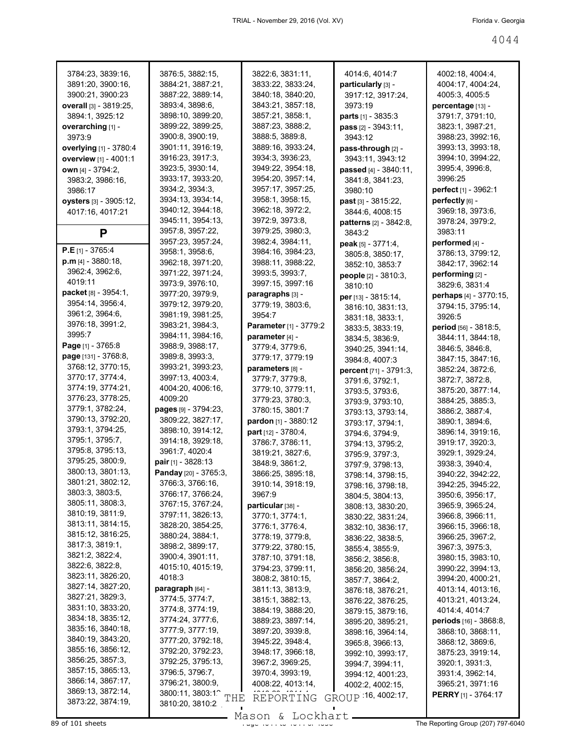3784:23, 3839:16, 3891:20, 3900:16, 3900:21, 3900:23
**overall** [3] - 3819:25, 3894:1, 3925:12
**overarching** [1] - 3973:9
**overlying** [1] - 3780:4
**overview** [1] - 4001:1
**own** [4] - 3794:2, 3983:2, 3986:16, 3986:17
**oysters** [3] - 3905:12, 4017:16, 4017:21

## P

**P.E** [1] - 3765:4
**p.m** [4] - 3880:18, 3962:4, 3962:6, 4019:11
**packet** [8] - 3954:1, 3954:14, 3956:4, 3961:2, 3964:6, 3976:18, 3991:2, 3995:7
**Page** [1] - 3765:8
**page** [131] - 3768:8, 3768:12, 3770:15, 3770:17, 3774:4, 3774:19, 3774:21, 3776:23, 3778:25, 3779:1, 3782:24, 3790:13, 3792:20, 3793:1, 3794:25, 3795:1, 3795:7, 3795:8, 3795:13, 3795:25, 3800:9, 3800:13, 3801:13, 3801:21, 3802:12, 3803:3, 3803:5, 3805:11, 3808:3, 3810:19, 3811:9, 3813:11, 3814:15, 3815:12, 3816:25, 3817:3, 3819:1, 3821:2, 3822:4, 3822:6, 3822:8, 3823:11, 3826:20, 3827:14, 3827:20, 3827:21, 3829:3, 3831:10, 3833:20, 3834:18, 3835:12, 3835:16, 3840:18, 3840:19, 3843:20, 3855:16, 3856:12, 3856:25, 3857:3, 3857:15, 3865:13, 3866:14, 3867:17, 3869:13, 3872:14, 3873:22, 3874:19, 3876:5, 3882:15, 3884:21, 3887:21, 3887:22, 3889:14, 3893:4, 3898:6, 3898:10, 3899:20, 3899:22, 3899:25, 3900:8, 3900:19, 3901:11, 3916:19, 3916:23, 3917:3, 3923:5, 3930:14, 3933:17, 3933:20, 3934:2, 3934:3, 3934:13, 3934:14, 3940:12, 3944:18, 3945:11, 3954:13, 3957:8, 3957:22, 3957:23, 3957:24, 3958:1, 3958:6, 3962:18, 3971:20, 3971:22, 3971:24, 3973:9, 3976:10, 3977:20, 3979:9, 3979:12, 3979:20, 3981:19, 3981:25, 3983:21, 3984:3, 3984:11, 3984:16, 3988:9, 3988:17, 3989:8, 3993:3, 3993:21, 3993:23, 3997:13, 4003:4, 4004:20, 4006:16, 4009:20
**pages** [9] - 3794:23, 3809:22, 3827:17, 3898:10, 3914:12, 3914:18, 3929:18, 3961:7, 4020:4
**pair** [1] - 3828:13
**Panday** [20] - 3765:3, 3766:3, 3766:16, 3766:17, 3766:24, 3767:15, 3767:24, 3797:11, 3826:13, 3828:20, 3854:25, 3880:24, 3884:1, 3898:2, 3899:17, 3900:4, 3901:11, 4015:10, 4015:19, 4018:3
**paragraph** [64] - 3774:5, 3774:7, 3774:8, 3774:19, 3774:24, 3777:6, 3777:9, 3777:19, 3777:20, 3792:18, 3792:20, 3792:23, 3792:25, 3795:13, 3796:5, 3796:7, 3796:21, 3800:9, 3800:11, 3803:1?, 3810:20, 3810:2?, 3822:6, 3831:11, 3833:22, 3833:24, 3840:18, 3840:20, 3843:21, 3857:18, 3857:21, 3858:1, 3887:23, 3888:2, 3888:5, 3889:8, 3889:16, 3933:24, 3934:3, 3936:23, 3949:22, 3954:18, 3954:20, 3957:14, 3957:17, 3957:25, 3958:1, 3958:15, 3962:18, 3972:2, 3972:9, 3973:8, 3979:25, 3980:3, 3982:4, 3984:11, 3984:16, 3984:23, 3988:11, 3988:22, 3993:5, 3993:7, 3997:15, 3997:16
**paragraphs** [3] - 3779:19, 3803:6, 3954:7
**Parameter** [1] - 3779:2
**parameter** [4] - 3779:4, 3779:6, 3779:17, 3779:19
**parameters** [8] - 3779:7, 3779:8, 3779:10, 3779:11, 3779:23, 3780:3, 3780:15, 3801:7
**pardon** [1] - 3880:12
**part** [12] - 3780:4, 3786:7, 3786:11, 3819:21, 3827:6, 3848:9, 3861:2, 3866:25, 3895:18, 3910:14, 3918:19, 3967:9
**particular** [38] - 3770:1, 3774:1, 3776:1, 3776:4, 3778:19, 3779:8, 3779:22, 3780:15, 3787:10, 3791:18, 3794:23, 3799:11, 3808:2, 3810:15, 3811:13, 3813:9, 3815:1, 3882:13, 3884:19, 3888:20, 3889:23, 3897:14, 3897:20, 3939:8, 3945:22, 3948:4, 3948:17, 3966:18, 3967:2, 3969:25, 3970:4, 3993:19, 4008:22, 4013:14, 4014:6, 4014:7
**particularly** [3] - 3917:12, 3917:24, 3973:19
**parts** [1] - 3835:3
**pass** [2] - 3943:11, 3943:12
**pass-through** [2] - 3943:11, 3943:12
**passed** [4] - 3840:11, 3841:8, 3841:23, 3980:10
**past** [3] - 3815:22, 3844:6, 4008:15
**patterns** [2] - 3842:8, 3843:2
**peak** [5] - 3771:4, 3805:8, 3850:17, 3852:10, 3853:7
**people** [2] - 3810:3, 3810:10
**per** [13] - 3815:14, 3816:10, 3831:13, 3831:18, 3833:1, 3833:5, 3833:19, 3834:5, 3836:9, 3940:25, 3941:14, 3984:8, 4007:3
**percent** [71] - 3791:3, 3791:6, 3792:1, 3793:5, 3793:6, 3793:9, 3793:10, 3793:13, 3793:14, 3793:17, 3794:1, 3794:6, 3794:9, 3794:13, 3795:2, 3795:9, 3797:3, 3797:9, 3798:13, 3798:14, 3798:15, 3798:16, 3798:18, 3804:5, 3804:13, 3808:13, 3830:20, 3830:22, 3831:24, 3832:10, 3836:17, 3836:22, 3838:5, 3855:4, 3855:9, 3856:2, 3856:8, 3856:20, 3856:24, 3857:7, 3864:2, 3876:18, 3876:21, 3876:22, 3876:25, 3879:15, 3879:16, 3895:20, 3895:21, 3898:16, 3964:14, 3965:8, 3966:13, 3992:10, 3993:17, 3994:7, 3994:11, 3994:12, 4001:23, 4002:2, 4002:15, 4002:16, 4002:17, 4002:18, 4004:4, 4004:17, 4004:24, 4005:3, 4005:5
**percentage** [13] - 3791:7, 3791:10, 3823:1, 3987:21, 3988:23, 3992:16, 3993:13, 3993:18, 3994:10, 3994:22, 3995:4, 3996:8, 3996:25
**perfect** [1] - 3962:1
**perfectly** [6] - 3969:18, 3973:6, 3978:24, 3979:2, 3983:11
**performed** [4] - 3786:13, 3799:12, 3842:17, 3962:14
**performing** [2] - 3829:6, 3831:4
**perhaps** [4] - 3770:15, 3794:15, 3795:14, 3926:5
**period** [56] - 3818:5, 3844:11, 3844:18, 3846:5, 3846:8, 3847:15, 3847:16, 3852:24, 3872:6, 3872:7, 3872:8, 3875:20, 3877:14, 3884:25, 3885:3, 3886:2, 3887:4, 3890:1, 3894:6, 3896:14, 3919:16, 3919:17, 3920:3, 3929:1, 3929:24, 3938:3, 3940:4, 3940:22, 3942:22, 3942:25, 3945:22, 3950:6, 3956:17, 3965:9, 3965:24, 3966:8, 3966:11, 3966:15, 3966:18, 3966:25, 3967:2, 3967:3, 3975:3, 3980:15, 3983:10, 3990:22, 3994:13, 3994:20, 4000:21, 4013:14, 4013:16, 4013:21, 4013:24, 4014:4, 4014:7
**periods** [16] - 3868:8, 3868:10, 3868:11, 3868:12, 3869:6, 3875:23, 3919:14, 3920:1, 3931:3, 3931:4, 3962:14, 3965:21, 3971:16
**PERRY** [1] - 3764:17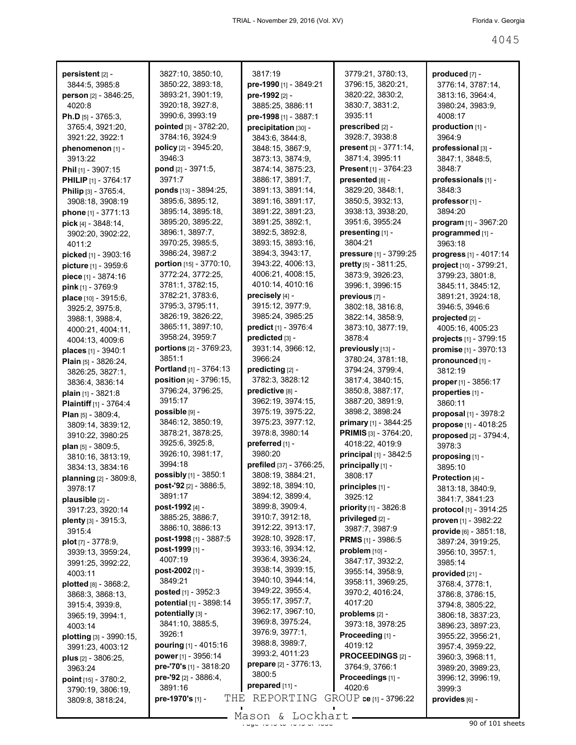**persistent** [2] - 3844:5, 3985:8
**person** [2] - 3846:25, 4020:8
**Ph.D** [5] - 3765:3, 3765:4, 3921:20, 3921:22, 3922:1
**phenomenon** [1] - 3913:22
**Phil** [1] - 3907:15
**PHILIP** [1] - 3764:17
**Philip** [3] - 3765:4, 3908:18, 3908:19
**phone** [1] - 3771:13
**pick** [4] - 3848:14, 3902:20, 3902:22, 4011:2
**picked** [1] - 3903:16
**picture** [1] - 3959:6
**piece** [1] - 3874:16
**pink** [1] - 3769:9
**place** [10] - 3915:6, 3925:2, 3975:8, 3988:1, 3988:4, 4000:21, 4004:11, 4004:13, 4009:6
**places** [1] - 3940:1
**Plain** [5] - 3826:24, 3826:25, 3827:1, 3836:4, 3836:14
**plain** [1] - 3821:8
**Plaintiff** [1] - 3764:4
**Plan** [5] - 3809:4, 3809:14, 3839:12, 3910:22, 3980:25
**plan** [5] - 3809:5, 3810:16, 3813:19, 3834:13, 3834:16
**planning** [2] - 3809:8, 3978:17
**plausible** [2] - 3917:23, 3920:14
**plenty** [3] - 3915:3, 3915:4
**plot** [7] - 3778:9, 3939:13, 3959:24, 3991:25, 3992:22, 4003:11
**plotted** [8] - 3868:2, 3868:3, 3868:13, 3915:4, 3939:8, 3965:19, 3994:1, 4003:14
**plotting** [3] - 3990:15, 3991:23, 4003:12
**plus** [2] - 3806:25, 3963:24
**point** [15] - 3780:2, 3790:19, 3806:19, 3809:8, 3818:24, 3827:10, 3850:10, 3850:22, 3893:18, 3893:21, 3901:19, 3920:18, 3927:8, 3990:6, 3993:19
**pointed** [3] - 3782:20, 3784:16, 3924:9
**policy** [2] - 3945:20, 3946:3
**pond** [2] - 3971:5, 3971:7
**ponds** [13] - 3894:25, 3895:6, 3895:12, 3895:14, 3895:18, 3895:20, 3895:22, 3896:1, 3897:7, 3970:25, 3985:5, 3986:24, 3987:2
**portion** [15] - 3770:10, 3772:24, 3772:25, 3781:1, 3782:15, 3782:21, 3783:6, 3795:3, 3795:11, 3826:19, 3826:22, 3865:11, 3897:10, 3958:24, 3959:7
**portions** [2] - 3769:23, 3851:1
**Portland** [1] - 3764:13
**position** [4] - 3796:15, 3796:24, 3796:25, 3915:17
**possible** [9] - 3846:12, 3850:19, 3878:21, 3878:25, 3925:6, 3925:8, 3926:10, 3981:17, 3994:18
**possibly** [1] - 3850:1
**post-'92** [2] - 3886:5, 3891:17
**post-1992** [4] - 3885:25, 3886:7, 3886:10, 3886:13
**post-1998** [1] - 3887:5
**post-1999** [1] - 4007:19
**post-2002** [1] - 3849:21
**posted** [1] - 3952:3
**potential** [1] - 3898:14
**potentially** [3] - 3841:10, 3885:5, 3926:1
**pouring** [1] - 4015:16
**power** [1] - 3956:14
**pre-'70's** [1] - 3818:20
**pre-'92** [2] - 3886:4, 3891:16
**pre-1970's** [1] - 3817:19
**pre-1990** [1] - 3849:21
**pre-1992** [2] - 3885:25, 3886:11
**pre-1998** [1] - 3887:1
**precipitation** [30] - 3843:6, 3844:8, 3848:15, 3867:9, 3873:13, 3874:9, 3874:14, 3875:23, 3886:17, 3891:7, 3891:13, 3891:14, 3891:16, 3891:17, 3891:22, 3891:23, 3891:25, 3892:1, 3892:5, 3892:8, 3893:15, 3893:16, 3894:3, 3943:17, 3943:22, 4006:13, 4006:21, 4008:15, 4010:14, 4010:16
**precisely** [4] - 3915:12, 3977:9, 3985:24, 3985:25
**predict** [1] - 3976:4
**predicted** [3] - 3931:14, 3966:12, 3966:24
**predicting** [2] - 3782:3, 3828:12
**predictive** [8] - 3962:19, 3974:15, 3975:19, 3975:22, 3975:23, 3977:12, 3978:8, 3980:14
**preferred** [1] - 3980:20
**prefiled** [37] - 3766:25, 3808:19, 3884:21, 3892:18, 3894:10, 3894:12, 3899:4, 3899:8, 3909:4, 3910:7, 3912:18, 3912:22, 3913:17, 3928:10, 3928:17, 3933:16, 3934:12, 3936:4, 3936:24, 3938:14, 3939:15, 3940:10, 3944:14, 3949:22, 3955:4, 3955:17, 3957:4, 3962:17, 3967:10, 3969:8, 3975:24, 3976:9, 3977:1, 3988:8, 3989:7, 3993:2, 4011:23
**prepare** [2] - 3776:13, 3800:5
**prepared** [11] - 3779:21, 3780:13, 3796:15, 3820:21, 3820:22, 3830:2, 3830:7, 3831:2, 3935:11
**prescribed** [2] - 3928:7, 3938:8
**present** [3] - 3771:14, 3871:4, 3995:11
**Present** [1] - 3764:23
**presented** [8] - 3829:20, 3848:1, 3850:5, 3932:13, 3938:13, 3938:20, 3951:6, 3955:24
**presenting** [1] - 3804:21
**pressure** [1] - 3799:25
**pretty** [5] - 3811:25, 3873:9, 3926:23, 3996:1, 3996:15
**previous** [7] - 3802:18, 3816:8, 3822:14, 3858:9, 3873:10, 3877:19, 3878:4
**previously** [13] - 3780:24, 3781:18, 3794:24, 3799:4, 3817:4, 3840:15, 3850:8, 3887:17, 3887:20, 3891:9, 3898:2, 3898:24
**primary** [1] - 3844:25
**PRIMIS** [3] - 3764:20, 4018:22, 4019:9
**principal** [1] - 3842:5
**principally** [1] - 3808:17
**principles** [1] - 3925:12
**priority** [1] - 3826:8
**privileged** [2] - 3987:7, 3987:9
**PRMS** [1] - 3986:5
**problem** [10] - 3847:17, 3932:2, 3955:14, 3958:9, 3958:11, 3969:25, 3970:2, 4016:24, 4017:20
**problems** [2] - 3973:18, 3978:25
**Proceeding** [1] - 4019:12
**PROCEEDINGS** [2] - 3764:9, 3766:1
**Proceedings** [1] - 4020:6
**ce** [1] - 3796:22
**produced** [7] - 3776:14, 3787:14, 3813:16, 3964:4, 3980:24, 3983:9, 4008:17
**production** [1] - 3964:9
**professional** [3] - 3847:1, 3848:5, 3848:7
**professionals** [1] - 3848:3
**professor** [1] - 3894:20
**program** [1] - 3967:20
**programmed** [1] - 3963:18
**progress** [1] - 4017:14
**project** [10] - 3799:21, 3799:23, 3801:8, 3845:11, 3845:12, 3891:21, 3924:18, 3946:5, 3946:6
**projected** [2] - 4005:16, 4005:23
**projects** [1] - 3799:15
**promise** [1] - 3970:13
**pronounced** [1] - 3812:19
**proper** [1] - 3856:17
**properties** [1] - 3860:11
**proposal** [1] - 3978:2
**propose** [1] - 4018:25
**proposed** [2] - 3794:4, 3978:3
**proposing** [1] - 3895:10
**Protection** [4] - 3813:18, 3840:9, 3841:7, 3841:23
**protocol** [1] - 3914:25
**proven** [1] - 3982:22
**provide** [6] - 3851:18, 3897:24, 3919:25, 3956:10, 3957:1, 3985:14
**provided** [21] - 3768:4, 3778:1, 3786:8, 3786:15, 3794:8, 3805:22, 3806:18, 3837:23, 3896:23, 3897:23, 3955:22, 3956:21, 3957:4, 3959:22, 3960:3, 3968:11, 3989:20, 3989:23, 3996:12, 3996:19, 3999:3
**provides** [6] -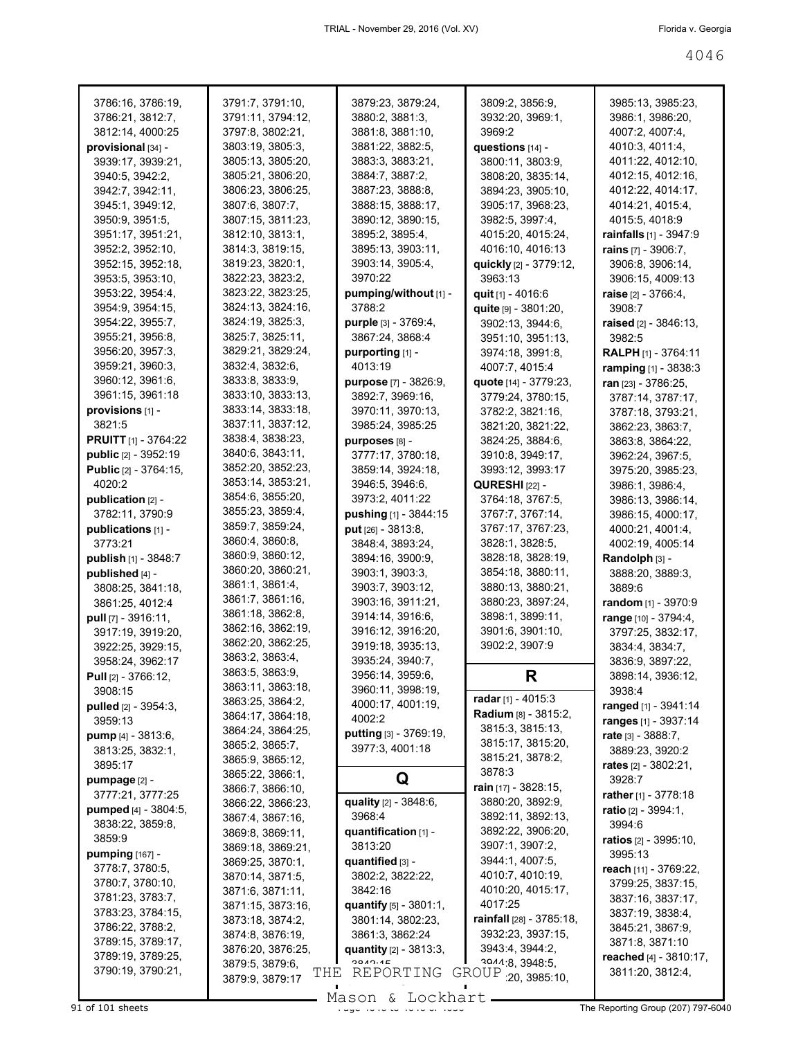3786:16, 3786:19, 3786:21, 3812:7, 3812:14, 4000:25
**provisional** [34] - 3939:17, 3939:21, 3940:5, 3942:2, 3942:7, 3942:11, 3945:1, 3949:12, 3950:9, 3951:5, 3951:17, 3951:21, 3952:2, 3952:10, 3952:15, 3952:18, 3953:5, 3953:10, 3953:22, 3954:4, 3954:9, 3954:15, 3954:22, 3955:7, 3955:21, 3956:8, 3956:20, 3957:3, 3959:21, 3960:3, 3960:12, 3961:6, 3961:15, 3961:18
**provisions** [1] - 3821:5
**PRUITT** [1] - 3764:22
**public** [2] - 3952:19
**Public** [2] - 3764:15, 4020:2
**publication** [2] - 3782:11, 3790:9
**publications** [1] - 3773:21
**publish** [1] - 3848:7
**published** [4] - 3808:25, 3841:18, 3861:25, 4012:4
**pull** [7] - 3916:11, 3917:19, 3919:20, 3922:25, 3929:15, 3958:24, 3962:17
**Pull** [2] - 3766:12, 3908:15
**pulled** [2] - 3954:3, 3959:13
**pump** [4] - 3813:6, 3813:25, 3832:1, 3895:17
**pumpage** [2] - 3777:21, 3777:25
**pumped** [4] - 3804:5, 3838:22, 3859:8, 3859:9
**pumping** [167] - 3778:7, 3780:5, 3780:7, 3780:10, 3781:23, 3783:7, 3783:23, 3784:15, 3786:22, 3788:2, 3789:15, 3789:17, 3789:19, 3789:25, 3790:19, 3790:21, 3791:7, 3791:10, 3791:11, 3794:12, 3797:8, 3802:21, 3803:19, 3805:3, 3805:13, 3805:20, 3805:21, 3806:20, 3806:23, 3806:25, 3807:6, 3807:7, 3807:15, 3811:23, 3812:10, 3813:1, 3814:3, 3819:15, 3819:23, 3820:1, 3822:23, 3823:2, 3823:22, 3823:25, 3824:13, 3824:16, 3824:19, 3825:3, 3825:7, 3825:11, 3829:21, 3829:24, 3832:4, 3832:6, 3833:8, 3833:9, 3833:10, 3833:13, 3833:14, 3833:18, 3837:11, 3837:12, 3838:4, 3838:23, 3840:6, 3843:11, 3852:20, 3852:23, 3853:14, 3853:21, 3854:6, 3855:20, 3855:23, 3859:4, 3859:7, 3859:24, 3860:4, 3860:8, 3860:9, 3860:12, 3860:20, 3860:21, 3861:1, 3861:4, 3861:7, 3861:16, 3861:18, 3862:8, 3862:16, 3862:19, 3862:20, 3862:25, 3863:2, 3863:4, 3863:5, 3863:9, 3863:11, 3863:18, 3863:25, 3864:2, 3864:17, 3864:18, 3864:24, 3864:25, 3865:2, 3865:7, 3865:9, 3865:12, 3865:22, 3866:1, 3866:7, 3866:10, 3866:22, 3866:23, 3867:4, 3867:16, 3869:8, 3869:11, 3869:18, 3869:21, 3869:25, 3870:1, 3870:14, 3871:5, 3871:6, 3871:11, 3871:15, 3873:16, 3873:18, 3874:2, 3874:8, 3876:19, 3876:20, 3876:25, 3879:5, 3879:6, 3879:9, 3879:17, 3879:23, 3879:24, 3880:2, 3881:3, 3881:8, 3881:10, 3881:22, 3882:5, 3883:3, 3883:21, 3884:7, 3887:2, 3887:23, 3888:8, 3888:15, 3888:17, 3890:12, 3890:15, 3895:2, 3895:4, 3895:13, 3903:11, 3903:14, 3905:4, 3970:22
**pumping/without** [1] - 3788:2
**purple** [3] - 3769:4, 3867:24, 3868:4
**purporting** [1] - 4013:19
**purpose** [7] - 3826:9, 3892:7, 3969:16, 3970:11, 3970:13, 3985:24, 3985:25
**purposes** [8] - 3777:17, 3780:18, 3859:14, 3924:18, 3946:5, 3946:6, 3973:2, 4011:22
**pushing** [1] - 3844:15
**put** [26] - 3813:8, 3848:4, 3893:24, 3894:16, 3900:9, 3903:1, 3903:3, 3903:7, 3903:12, 3903:16, 3911:21, 3914:14, 3916:6, 3916:12, 3916:20, 3919:18, 3935:13, 3935:24, 3940:7, 3956:14, 3959:6, 3960:11, 3998:19, 4000:17, 4001:19, 4002:2
**putting** [3] - 3769:19, 3977:3, 4001:18

## Q

**quality** [2] - 3848:6, 3968:4
**quantification** [1] - 3813:20
**quantified** [3] - 3802:2, 3822:22, 3842:16
**quantify** [5] - 3801:1, 3801:14, 3802:23, 3861:3, 3862:24
**quantity** [2] - 3813:3, 3843:15
3809:2, 3856:9, 3932:20, 3969:1, 3969:2
**questions** [14] - 3800:11, 3803:9, 3808:20, 3835:14, 3894:23, 3905:10, 3905:17, 3968:23, 3982:5, 3997:4, 4015:20, 4015:24, 4016:10, 4016:13
**quickly** [2] - 3779:12, 3963:13
**quit** [1] - 4016:6
**quite** [9] - 3801:20, 3902:13, 3944:6, 3951:10, 3951:13, 3974:18, 3991:8, 4007:7, 4015:4
**quote** [14] - 3779:23, 3779:24, 3780:15, 3782:2, 3821:16, 3821:20, 3821:22, 3824:25, 3884:6, 3910:8, 3949:17, 3993:12, 3993:17
**QURESHI** [22] - 3764:18, 3767:5, 3767:7, 3767:14, 3767:17, 3767:23, 3828:1, 3828:5, 3828:18, 3828:19, 3854:18, 3880:11, 3880:13, 3880:21, 3880:23, 3897:24, 3898:1, 3899:11, 3901:6, 3901:10, 3902:2, 3907:9

## R

**radar** [1] - 4015:3
**Radium** [8] - 3815:2, 3815:3, 3815:13, 3815:17, 3815:20, 3815:21, 3878:2, 3878:3
**rain** [17] - 3828:15, 3880:20, 3892:9, 3892:11, 3892:13, 3892:22, 3906:20, 3907:1, 3907:2, 3944:1, 4007:5, 4010:7, 4010:19, 4010:20, 4015:17, 4017:25
**rainfall** [28] - 3785:18, 3932:23, 3937:15, 3943:4, 3944:2, 3944:8, 3948:5, ...:20, 3985:10, 3985:13, 3985:23, 3986:1, 3986:20, 4007:2, 4007:4, 4010:3, 4011:4, 4011:22, 4012:10, 4012:15, 4012:16, 4012:22, 4014:17, 4014:21, 4015:4, 4015:5, 4018:9
**rainfalls** [1] - 3947:9
**rains** [7] - 3906:7, 3906:8, 3906:14, 3906:15, 4009:13
**raise** [2] - 3766:4, 3908:7
**raised** [2] - 3846:13, 3982:5
**RALPH** [1] - 3764:11
**ramping** [1] - 3838:3
**ran** [23] - 3786:25, 3787:14, 3787:17, 3787:18, 3793:21, 3862:23, 3863:7, 3863:8, 3864:22, 3962:24, 3967:5, 3975:20, 3985:23, 3986:1, 3986:4, 3986:13, 3986:14, 3986:15, 4000:17, 4000:21, 4001:4, 4002:19, 4005:14
**Randolph** [3] - 3888:20, 3889:3, 3889:6
**random** [1] - 3970:9
**range** [10] - 3794:4, 3797:25, 3832:17, 3834:4, 3834:7, 3836:9, 3897:22, 3898:14, 3936:12, 3938:4
**ranged** [1] - 3941:14
**ranges** [1] - 3937:14
**rate** [3] - 3888:7, 3889:23, 3920:2
**rates** [2] - 3802:21, 3928:7
**rather** [1] - 3778:18
**ratio** [2] - 3994:1, 3994:6
**ratios** [2] - 3995:10, 3995:13
**reach** [11] - 3769:22, 3799:25, 3837:15, 3837:16, 3837:17, 3837:19, 3838:4, 3845:21, 3867:9, 3871:8, 3871:10
**reached** [4] - 3810:17, 3811:20, 3812:4,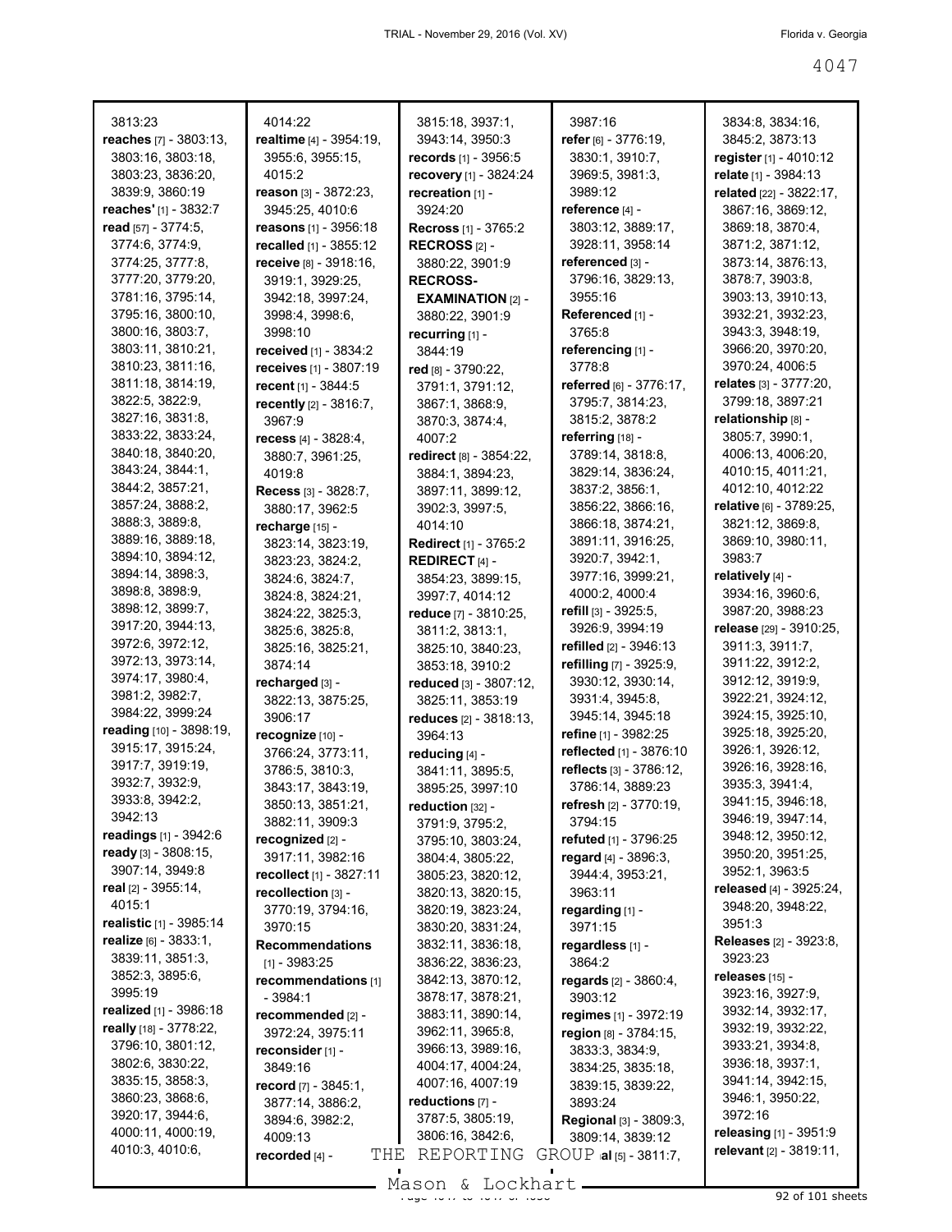3813:23
**reaches** [7] - 3803:13, 3803:16, 3803:18, 3803:23, 3836:20, 3839:9, 3860:19
**reaches'** [1] - 3832:7
**read** [57] - 3774:5, 3774:6, 3774:9, 3774:25, 3777:8, 3777:20, 3779:20, 3781:16, 3795:14, 3795:16, 3800:10, 3800:16, 3803:7, 3803:11, 3810:21, 3810:23, 3811:16, 3811:18, 3814:19, 3822:5, 3822:9, 3827:16, 3831:8, 3833:22, 3833:24, 3840:18, 3840:20, 3843:24, 3844:1, 3844:2, 3857:21, 3857:24, 3888:2, 3888:3, 3889:8, 3889:16, 3889:18, 3894:10, 3894:12, 3894:14, 3898:3, 3898:8, 3898:9, 3898:12, 3899:7, 3917:20, 3944:13, 3972:6, 3972:12, 3972:13, 3973:14, 3974:17, 3980:4, 3981:2, 3982:7, 3984:22, 3999:24
**reading** [10] - 3898:19, 3915:17, 3915:24, 3917:7, 3919:19, 3932:7, 3932:9, 3933:8, 3942:2, 3942:13
**readings** [1] - 3942:6
**ready** [3] - 3808:15, 3907:14, 3949:8
**real** [2] - 3955:14, 4015:1
**realistic** [1] - 3985:14
**realize** [6] - 3833:1, 3839:11, 3851:3, 3852:3, 3895:6, 3995:19
**realized** [1] - 3986:18
**really** [18] - 3778:22, 3796:10, 3801:12, 3802:6, 3830:22, 3835:15, 3858:3, 3860:23, 3868:6, 3920:17, 3944:6, 4000:11, 4000:19, 4010:3, 4010:6, 4014:22
**realtime** [4] - 3954:19, 3955:6, 3955:15, 4015:2
**reason** [3] - 3872:23, 3945:25, 4010:6
**reasons** [1] - 3956:18
**recalled** [1] - 3855:12
**receive** [8] - 3918:16, 3919:1, 3929:25, 3942:18, 3997:24, 3998:4, 3998:6, 3998:10
**received** [1] - 3834:2
**receives** [1] - 3807:19
**recent** [1] - 3844:5
**recently** [2] - 3816:7, 3967:9
**recess** [4] - 3828:4, 3880:7, 3961:25, 4019:8
**Recess** [3] - 3828:7, 3880:17, 3962:5
**recharge** [15] - 3823:14, 3823:19, 3823:23, 3824:2, 3824:6, 3824:7, 3824:8, 3824:21, 3824:22, 3825:3, 3825:6, 3825:8, 3825:16, 3825:21, 3874:14
**recharged** [3] - 3822:13, 3875:25, 3906:17
**recognize** [10] - 3766:24, 3773:11, 3786:5, 3810:3, 3843:17, 3843:19, 3850:13, 3851:21, 3882:11, 3909:3
**recognized** [2] - 3917:11, 3982:16
**recollect** [1] - 3827:11
**recollection** [3] - 3770:19, 3794:16, 3970:15
**Recommendations** [1] - 3983:25
**recommendations** [1] - 3984:1
**recommended** [2] - 3972:24, 3975:11
**reconsider** [1] - 3849:16
**record** [7] - 3845:1, 3877:14, 3886:2, 3894:6, 3982:2, 4009:13
**recorded** [4] - 3815:18, 3937:1, 3943:14, 3950:3
**records** [1] - 3956:5
**recovery** [1] - 3824:24
**recreation** [1] - 3924:20
**Recross** [1] - 3765:2
**RECROSS** [2] - 3880:22, 3901:9
**RECROSS-EXAMINATION** [2] - 3880:22, 3901:9
**recurring** [1] - 3844:19
**red** [8] - 3790:22, 3791:1, 3791:12, 3867:1, 3868:9, 3870:3, 3874:4, 4007:2
**redirect** [8] - 3854:22, 3884:1, 3894:23, 3897:11, 3899:12, 3902:3, 3997:5, 4014:10
**Redirect** [1] - 3765:2
**REDIRECT** [4] - 3854:23, 3899:15, 3997:7, 4014:12
**reduce** [7] - 3810:25, 3811:2, 3813:1, 3825:10, 3840:23, 3853:18, 3910:2
**reduced** [3] - 3807:12, 3825:11, 3853:19
**reduces** [2] - 3818:13, 3964:13
**reducing** [4] - 3841:11, 3895:5, 3895:25, 3997:10
**reduction** [32] - 3791:9, 3795:2, 3795:10, 3803:24, 3804:4, 3805:22, 3805:23, 3820:12, 3820:13, 3820:15, 3820:19, 3823:24, 3830:20, 3831:24, 3832:11, 3836:18, 3836:22, 3836:23, 3842:13, 3870:12, 3878:17, 3878:21, 3883:11, 3890:14, 3962:11, 3965:8, 3966:13, 3989:16, 4004:17, 4004:24, 4007:16, 4007:19
**reductions** [7] - 3787:5, 3805:19, 3806:16, 3842:6, 3987:16
**refer** [6] - 3776:19, 3830:1, 3910:7, 3969:5, 3981:3, 3989:12
**reference** [4] - 3803:12, 3889:17, 3928:11, 3958:14
**referenced** [3] - 3796:16, 3829:13, 3955:16
**Referenced** [1] - 3765:8
**referencing** [1] - 3778:8
**referred** [6] - 3776:17, 3795:7, 3814:23, 3815:2, 3878:2
**referring** [18] - 3789:14, 3818:8, 3829:14, 3836:24, 3837:2, 3856:1, 3856:22, 3866:16, 3866:18, 3874:21, 3891:11, 3916:25, 3920:7, 3942:1, 3977:16, 3999:21, 4000:2, 4000:4
**refill** [3] - 3925:5, 3926:9, 3994:19
**refilled** [2] - 3946:13
**refilling** [7] - 3925:9, 3930:12, 3930:14, 3931:4, 3945:8, 3945:14, 3945:18
**refine** [1] - 3982:25
**reflected** [1] - 3876:10
**reflects** [3] - 3786:12, 3786:14, 3889:23
**refresh** [2] - 3770:19, 3794:15
**refuted** [1] - 3796:25
**regard** [4] - 3896:3, 3944:4, 3953:21, 3963:11
**regarding** [1] - 3971:15
**regardless** [1] - 3864:2
**regards** [2] - 3860:4, 3903:12
**regimes** [1] - 3972:19
**region** [8] - 3784:15, 3833:3, 3834:9, 3834:25, 3835:18, 3839:15, 3839:22, 3893:24
**Regional** [3] - 3809:3, 3809:14, 3839:12
**...al** [5] - 3811:7, 3834:8, 3834:16, 3845:2, 3873:13
**register** [1] - 4010:12
**relate** [1] - 3984:13
**related** [22] - 3822:17, 3867:16, 3869:12, 3869:18, 3870:4, 3871:2, 3871:12, 3873:14, 3876:13, 3878:7, 3903:8, 3903:13, 3910:13, 3932:21, 3932:23, 3943:3, 3948:19, 3966:20, 3970:20, 3970:24, 4006:5
**relates** [3] - 3777:20, 3799:18, 3897:21
**relationship** [8] - 3805:7, 3990:1, 4006:13, 4006:20, 4010:15, 4011:21, 4012:10, 4012:22
**relative** [6] - 3789:25, 3821:12, 3869:8, 3869:10, 3980:11, 3983:7
**relatively** [4] - 3934:16, 3960:6, 3987:20, 3988:23
**release** [29] - 3910:25, 3911:3, 3911:7, 3911:22, 3912:2, 3912:12, 3919:9, 3922:21, 3924:12, 3924:15, 3925:10, 3925:18, 3925:20, 3926:1, 3926:12, 3926:16, 3928:16, 3935:3, 3941:4, 3941:15, 3946:18, 3946:19, 3947:14, 3948:12, 3950:12, 3950:20, 3951:25, 3952:1, 3963:5
**released** [4] - 3925:24, 3948:20, 3948:22, 3951:3
**Releases** [2] - 3923:8, 3923:23
**releases** [15] - 3923:16, 3927:9, 3932:14, 3932:17, 3932:19, 3932:22, 3933:21, 3934:8, 3936:18, 3937:1, 3941:14, 3942:15, 3946:1, 3950:22, 3972:16
**releasing** [1] - 3951:9
**relevant** [2] - 3819:11,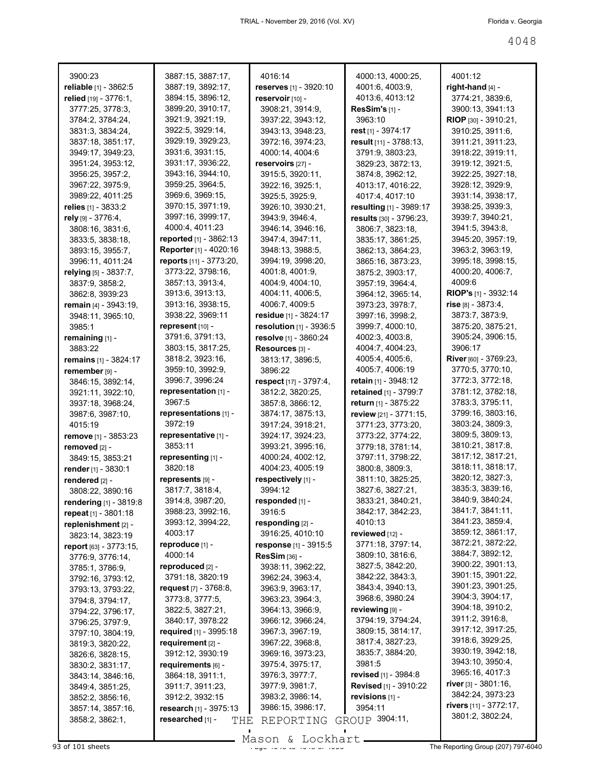3900:23
**reliable** [1] - 3862:5
**relied** [19] - 3776:1, 3777:25, 3778:3, 3784:2, 3784:24, 3831:3, 3834:24, 3837:18, 3851:17, 3949:17, 3949:23, 3951:24, 3953:12, 3956:25, 3957:2, 3967:22, 3975:9, 3989:22, 4011:25
**relies** [1] - 3833:2
**rely** [9] - 3776:4, 3808:16, 3831:6, 3833:5, 3838:18, 3893:15, 3955:7, 3996:11, 4011:24
**relying** [5] - 3837:7, 3837:9, 3858:2, 3862:8, 3939:23
**remain** [4] - 3943:19, 3948:11, 3965:10, 3985:1
**remaining** [1] - 3883:22
**remains** [1] - 3824:17
**remember** [9] - 3846:15, 3892:14, 3921:11, 3922:10, 3937:18, 3968:24, 3987:6, 3987:10, 4015:19
**remove** [1] - 3853:23
**removed** [2] - 3849:15, 3853:21
**render** [1] - 3830:1
**rendered** [2] - 3808:22, 3890:16
**rendering** [1] - 3819:8
**repeat** [1] - 3801:18
**replenishment** [2] - 3823:14, 3823:19
**report** [63] - 3773:15, 3776:9, 3776:14, 3785:1, 3786:9, 3792:16, 3793:12, 3793:13, 3793:22, 3794:8, 3794:17, 3794:22, 3796:17, 3796:25, 3797:9, 3797:10, 3804:19, 3819:3, 3820:22, 3826:6, 3828:15, 3830:2, 3831:17, 3843:14, 3846:16, 3849:4, 3851:25, 3852:2, 3856:16, 3857:14, 3857:16, 3858:2, 3862:1, 3887:15, 3887:17, 3887:19, 3892:17, 3894:15, 3896:12, 3899:20, 3910:17, 3921:9, 3921:19, 3922:5, 3929:14, 3929:19, 3929:23, 3931:6, 3931:15, 3931:17, 3936:22, 3943:16, 3944:10, 3959:25, 3964:5, 3969:6, 3969:15, 3970:15, 3971:19, 3997:16, 3999:17, 4000:4, 4011:23
**reported** [1] - 3862:13
**Reporter** [1] - 4020:16
**reports** [11] - 3773:20, 3773:22, 3798:16, 3857:13, 3913:4, 3913:6, 3913:13, 3913:16, 3938:15, 3938:22, 3969:11
**represent** [10] - 3791:6, 3791:13, 3803:15, 3817:25, 3818:2, 3923:16, 3959:10, 3992:9, 3996:7, 3996:24
**representation** [1] - 3967:5
**representations** [1] - 3972:19
**representative** [1] - 3853:11
**representing** [1] - 3820:18
**represents** [9] - 3817:7, 3818:4, 3914:8, 3987:20, 3988:23, 3992:16, 3993:12, 3994:22, 4003:17
**reproduce** [1] - 4000:14
**reproduced** [2] - 3791:18, 3820:19
**request** [7] - 3768:8, 3773:8, 3777:5, 3822:5, 3827:21, 3840:17, 3978:22
**required** [1] - 3995:18
**requirement** [2] - 3912:12, 3930:19
**requirements** [6] - 3864:18, 3911:1, 3911:7, 3911:23, 3912:2, 3932:15
**research** [1] - 3975:13
**researched** [1] - 4016:14
**reserves** [1] - 3920:10
**reservoir** [10] - 3908:21, 3914:9, 3937:22, 3943:12, 3943:13, 3948:23, 3972:16, 3974:23, 4000:14, 4004:6
**reservoirs** [27] - 3915:5, 3920:11, 3922:16, 3925:1, 3925:5, 3925:9, 3926:10, 3930:21, 3943:9, 3946:4, 3946:14, 3946:16, 3947:4, 3947:11, 3948:13, 3988:5, 3994:19, 3998:20, 4001:8, 4001:9, 4004:9, 4004:10, 4004:11, 4006:5, 4006:7, 4009:5
**residue** [1] - 3824:17
**resolution** [1] - 3936:5
**resolve** [1] - 3860:24
**Resources** [3] - 3813:17, 3896:5, 3896:22
**respect** [17] - 3797:4, 3812:2, 3820:25, 3857:8, 3866:12, 3874:17, 3875:13, 3917:24, 3918:21, 3924:17, 3924:23, 3993:21, 3995:16, 4000:24, 4002:12, 4004:23, 4005:19
**respectively** [1] - 3994:12
**responded** [1] - 3916:5
**responding** [2] - 3916:25, 4010:10
**response** [1] - 3915:5
**ResSim** [36] - 3938:11, 3962:22, 3962:24, 3963:4, 3963:9, 3963:17, 3963:23, 3964:3, 3964:13, 3966:9, 3966:12, 3966:24, 3967:3, 3967:19, 3967:22, 3968:8, 3969:16, 3973:23, 3975:4, 3975:17, 3976:3, 3977:7, 3977:9, 3981:7, 3983:2, 3986:14, 3986:15, 3986:17, 4000:13, 4000:25, 4001:6, 4003:9, 4013:6, 4013:12
**ResSim's** [1] - 3963:10
**rest** [1] - 3974:17
**result** [11] - 3788:13, 3791:9, 3803:23, 3829:23, 3872:13, 3874:8, 3962:12, 4013:17, 4016:22, 4017:4, 4017:10
**resulting** [1] - 3989:17
**results** [30] - 3796:23, 3806:7, 3823:18, 3835:17, 3861:25, 3862:13, 3864:23, 3865:16, 3873:23, 3875:2, 3903:17, 3957:19, 3964:4, 3964:12, 3965:14, 3973:23, 3978:7, 3997:16, 3998:2, 3999:7, 4000:10, 4002:3, 4003:8, 4004:7, 4004:23, 4005:4, 4005:6, 4005:7, 4006:19
**retain** [1] - 3948:12
**retained** [1] - 3799:7
**return** [1] - 3875:22
**review** [21] - 3771:15, 3771:23, 3773:20, 3773:22, 3774:22, 3779:18, 3781:14, 3797:11, 3798:22, 3800:8, 3809:3, 3811:10, 3825:25, 3827:6, 3827:21, 3833:21, 3840:21, 3842:17, 3842:23, 4010:13
**reviewed** [12] - 3771:18, 3797:14, 3809:10, 3816:6, 3827:5, 3842:20, 3842:22, 3843:3, 3843:4, 3940:13, 3968:6, 3980:24
**reviewing** [9] - 3794:19, 3794:24, 3809:15, 3814:17, 3817:4, 3827:23, 3835:7, 3884:20, 3981:5
**revised** [1] - 3984:8
**Revised** [1] - 3910:22
**revisions** [1] - 3954:11
**right** [15] - 3904:11, 4001:12
**right-hand** [4] - 3774:21, 3839:6, 3900:13, 3941:13
**RIOP** [30] - 3910:21, 3910:25, 3911:6, 3911:21, 3911:23, 3918:22, 3919:11, 3919:12, 3921:5, 3922:25, 3927:18, 3928:12, 3929:9, 3931:14, 3938:17, 3938:25, 3939:3, 3939:7, 3940:21, 3941:5, 3943:8, 3945:20, 3957:19, 3963:2, 3963:19, 3995:18, 3998:15, 4000:20, 4006:7, 4009:6
**RIOP's** [1] - 3932:14
**rise** [8] - 3873:4, 3873:7, 3873:9, 3875:20, 3875:21, 3905:24, 3906:15, 3906:17
**River** [60] - 3769:23, 3770:5, 3770:10, 3772:3, 3772:18, 3781:12, 3782:18, 3783:3, 3795:11, 3799:16, 3803:16, 3803:24, 3809:3, 3809:5, 3809:13, 3810:21, 3817:8, 3817:12, 3817:21, 3818:11, 3818:17, 3820:12, 3827:3, 3835:3, 3839:16, 3840:9, 3840:24, 3841:7, 3841:11, 3841:23, 3859:4, 3859:12, 3861:17, 3872:21, 3872:22, 3884:7, 3892:12, 3900:22, 3901:13, 3901:15, 3901:22, 3901:23, 3901:25, 3904:3, 3904:17, 3904:18, 3910:2, 3911:2, 3916:8, 3917:12, 3917:25, 3918:6, 3929:25, 3930:19, 3942:18, 3943:10, 3950:4, 3965:16, 4017:3
**river** [3] - 3801:16, 3842:24, 3973:23
**rivers** [11] - 3772:17, 3801:2, 3802:24,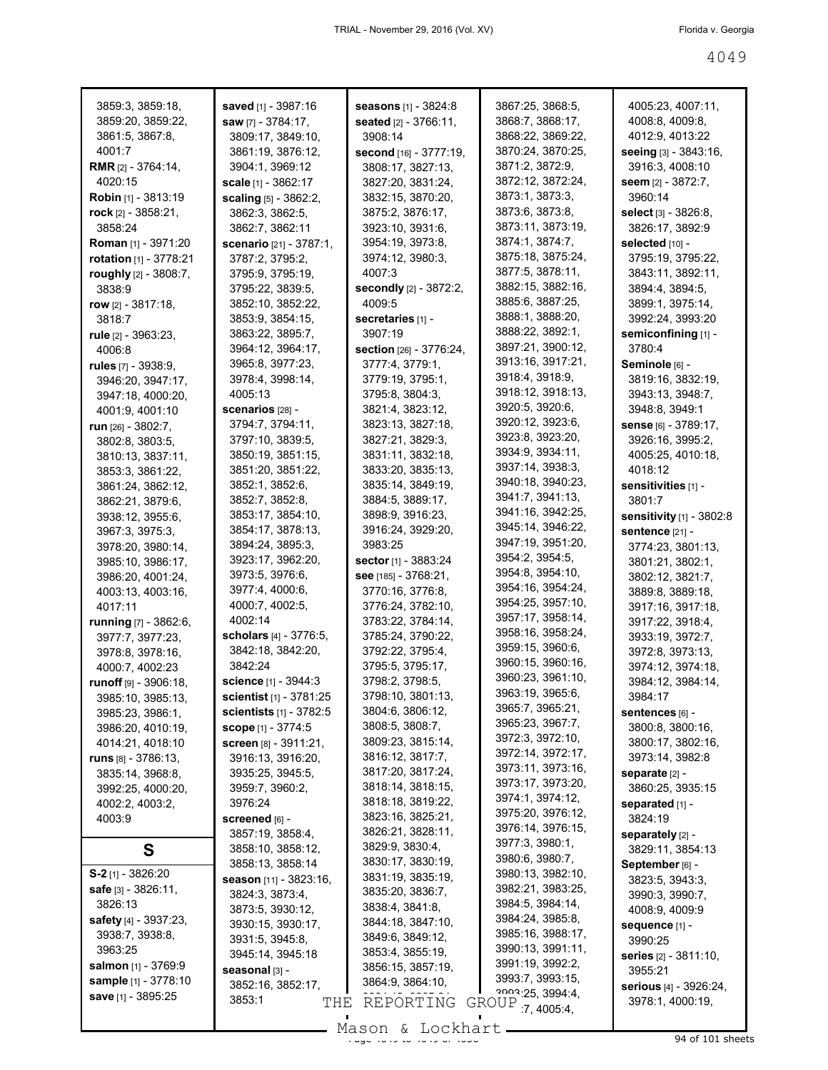3859:3, 3859:18, 3859:20, 3859:22, 3861:5, 3867:8, 4001:7

**RMR** [2] - 3764:14, 4020:15

**Robin** [1] - 3813:19

**rock** [2] - 3858:21, 3858:24

**Roman** [1] - 3971:20

**rotation** [1] - 3778:21

**roughly** [2] - 3808:7, 3838:9

**row** [2] - 3817:18, 3818:7

**rule** [2] - 3963:23, 4006:8

**rules** [7] - 3938:9, 3946:20, 3947:17, 3947:18, 4000:20, 4001:9, 4001:10

**run** [26] - 3802:7, 3802:8, 3803:5, 3810:13, 3837:11, 3853:3, 3861:22, 3861:24, 3862:12, 3862:21, 3879:6, 3938:12, 3955:6, 3967:3, 3975:3, 3978:20, 3980:14, 3985:10, 3986:17, 3986:20, 4001:24, 4003:13, 4003:16, 4017:11

**running** [7] - 3862:6, 3977:7, 3977:23, 3978:8, 3978:16, 4000:7, 4002:23

**runoff** [9] - 3906:18, 3985:10, 3985:13, 3985:23, 3986:1, 3986:20, 4010:19, 4014:21, 4018:10

**runs** [8] - 3786:13, 3835:14, 3968:8, 3992:25, 4000:20, 4002:2, 4003:2, 4003:9

## S

**S-2** [1] - 3826:20

**safe** [3] - 3826:11, 3826:13

**safety** [4] - 3937:23, 3938:7, 3938:8, 3963:25

**salmon** [1] - 3769:9

**sample** [1] - 3778:10

**save** [1] - 3895:25

**saved** [1] - 3987:16

**saw** [7] - 3784:17, 3809:17, 3849:10, 3861:19, 3876:12, 3904:1, 3969:12

**scale** [1] - 3862:17

**scaling** [5] - 3862:2, 3862:3, 3862:5, 3862:7, 3862:11

**scenario** [21] - 3787:1, 3787:2, 3795:2, 3795:9, 3795:19, 3795:22, 3839:5, 3852:10, 3852:22, 3853:9, 3854:15, 3863:22, 3895:7, 3964:12, 3964:17, 3965:8, 3977:23, 3978:4, 3998:14, 4005:13

**scenarios** [28] - 3794:7, 3794:11, 3797:10, 3839:5, 3850:19, 3851:15, 3851:20, 3851:22, 3852:1, 3852:6, 3852:7, 3852:8, 3853:17, 3854:10, 3854:17, 3878:13, 3894:24, 3895:3, 3923:17, 3962:20, 3973:5, 3976:6, 3977:4, 4000:6, 4000:7, 4002:5, 4002:14

**scholars** [4] - 3776:5, 3842:18, 3842:20, 3842:24

**science** [1] - 3944:3

**scientist** [1] - 3781:25

**scientists** [1] - 3782:5

**scope** [1] - 3774:5

**screen** [8] - 3911:21, 3916:13, 3916:20, 3935:25, 3945:5, 3959:7, 3960:2, 3976:24

**screened** [6] - 3857:19, 3858:4, 3858:10, 3858:12, 3858:13, 3858:14

**season** [11] - 3823:16, 3824:3, 3873:4, 3873:5, 3930:12, 3930:15, 3930:17, 3931:5, 3945:8, 3945:14, 3945:18

**seasonal** [3] - 3852:16, 3852:17, 3853:1

**seasons** [1] - 3824:8

**seated** [2] - 3766:11, 3908:14

**second** [16] - 3777:19, 3808:17, 3827:13, 3827:20, 3831:24, 3832:15, 3870:20, 3875:2, 3876:17, 3923:10, 3931:6, 3954:19, 3973:8, 3974:12, 3980:3, 4007:3

**secondly** [2] - 3872:2, 4009:5

**secretaries** [1] - 3907:19

**section** [26] - 3776:24, 3777:4, 3779:1, 3779:19, 3795:1, 3795:8, 3804:3, 3821:4, 3823:12, 3823:13, 3827:18, 3827:21, 3829:3, 3831:11, 3832:18, 3833:20, 3835:13, 3835:14, 3849:19, 3884:5, 3889:17, 3898:9, 3916:23, 3916:24, 3929:20, 3983:25

**sector** [1] - 3883:24

**see** [185] - 3768:21, 3770:16, 3776:8, 3776:24, 3782:10, 3783:22, 3784:14, 3785:24, 3790:22, 3792:22, 3795:4, 3795:5, 3795:17, 3798:2, 3798:5, 3798:10, 3801:13, 3804:6, 3806:12, 3808:5, 3808:7, 3809:23, 3815:14, 3816:12, 3817:7, 3817:20, 3817:24, 3818:14, 3818:15, 3818:18, 3819:22, 3823:16, 3825:21, 3826:21, 3828:11, 3829:9, 3830:4, 3830:18, 3830:19, 3831:19, 3835:19, 3835:20, 3836:7, 3838:4, 3841:8, 3844:18, 3847:10, 3849:6, 3849:12, 3853:4, 3855:19, 3856:15, 3857:19, 3864:9, 3864:10, 3867:25, 3868:5, 3868:7, 3868:17, 3868:22, 3869:22, 3870:24, 3870:25, 3871:2, 3872:9, 3872:12, 3872:24, 3873:1, 3873:3, 3873:6, 3873:8, 3873:11, 3873:19, 3874:1, 3874:7, 3875:18, 3875:24, 3877:5, 3878:11, 3882:15, 3882:16, 3885:6, 3887:25, 3888:1, 3888:20, 3888:22, 3892:1, 3897:21, 3900:12, 3913:16, 3917:21, 3918:4, 3918:9, 3918:12, 3918:13, 3920:5, 3920:6, 3920:12, 3923:6, 3923:8, 3923:20, 3934:9, 3934:11, 3937:14, 3938:3, 3940:18, 3940:23, 3941:7, 3941:13, 3941:16, 3942:25, 3945:14, 3946:22, 3947:19, 3951:20, 3954:2, 3954:5, 3954:8, 3954:10, 3954:16, 3954:24, 3954:25, 3957:10, 3957:17, 3958:14, 3958:16, 3958:24, 3959:15, 3960:6, 3960:15, 3960:16, 3960:23, 3961:10, 3963:19, 3965:6, 3965:7, 3965:21, 3965:23, 3967:7, 3972:3, 3972:10, 3972:14, 3972:17, 3973:11, 3973:16, 3973:17, 3973:20, 3974:1, 3974:12, 3975:20, 3976:12, 3976:14, 3976:15, 3977:3, 3980:1, 3980:6, 3980:7, 3980:13, 3982:10, 3982:21, 3983:25, 3984:5, 3984:14, 3984:24, 3985:8, 3985:16, 3988:17, 3990:13, 3991:11, 3991:19, 3992:2, 3993:7, 3993:15, 3993:25, 3994:4, ...:7, 4005:4, 4005:23, 4007:11, 4008:8, 4009:8, 4012:9, 4013:22

**seeing** [3] - 3843:16, 3916:3, 4008:10

**seem** [2] - 3872:7, 3960:14

**select** [3] - 3826:8, 3826:17, 3892:9

**selected** [10] - 3795:19, 3795:22, 3843:11, 3892:11, 3894:4, 3894:5, 3899:1, 3975:14, 3992:24, 3993:20

**semiconfining** [1] - 3780:4

**Seminole** [6] - 3819:16, 3832:19, 3943:13, 3948:7, 3948:8, 3949:1

**sense** [6] - 3789:17, 3926:16, 3995:2, 4005:25, 4010:18, 4018:12

**sensitivities** [1] - 3801:7

**sensitivity** [1] - 3802:8

**sentence** [21] - 3774:23, 3801:13, 3801:21, 3802:1, 3802:12, 3821:7, 3889:8, 3889:18, 3917:16, 3917:18, 3917:22, 3918:4, 3933:19, 3972:7, 3972:8, 3973:13, 3974:12, 3974:18, 3984:12, 3984:14, 3984:17

**sentences** [6] - 3800:8, 3800:16, 3800:17, 3802:16, 3973:14, 3982:8

**separate** [2] - 3860:25, 3935:15

**separated** [1] - 3824:19

**separately** [2] - 3829:11, 3854:13

**September** [6] - 3823:5, 3943:3, 3990:3, 3990:7, 4008:9, 4009:9

**sequence** [1] - 3990:25

**series** [2] - 3811:10, 3955:21

**serious** [4] - 3926:24, 3978:1, 4000:19,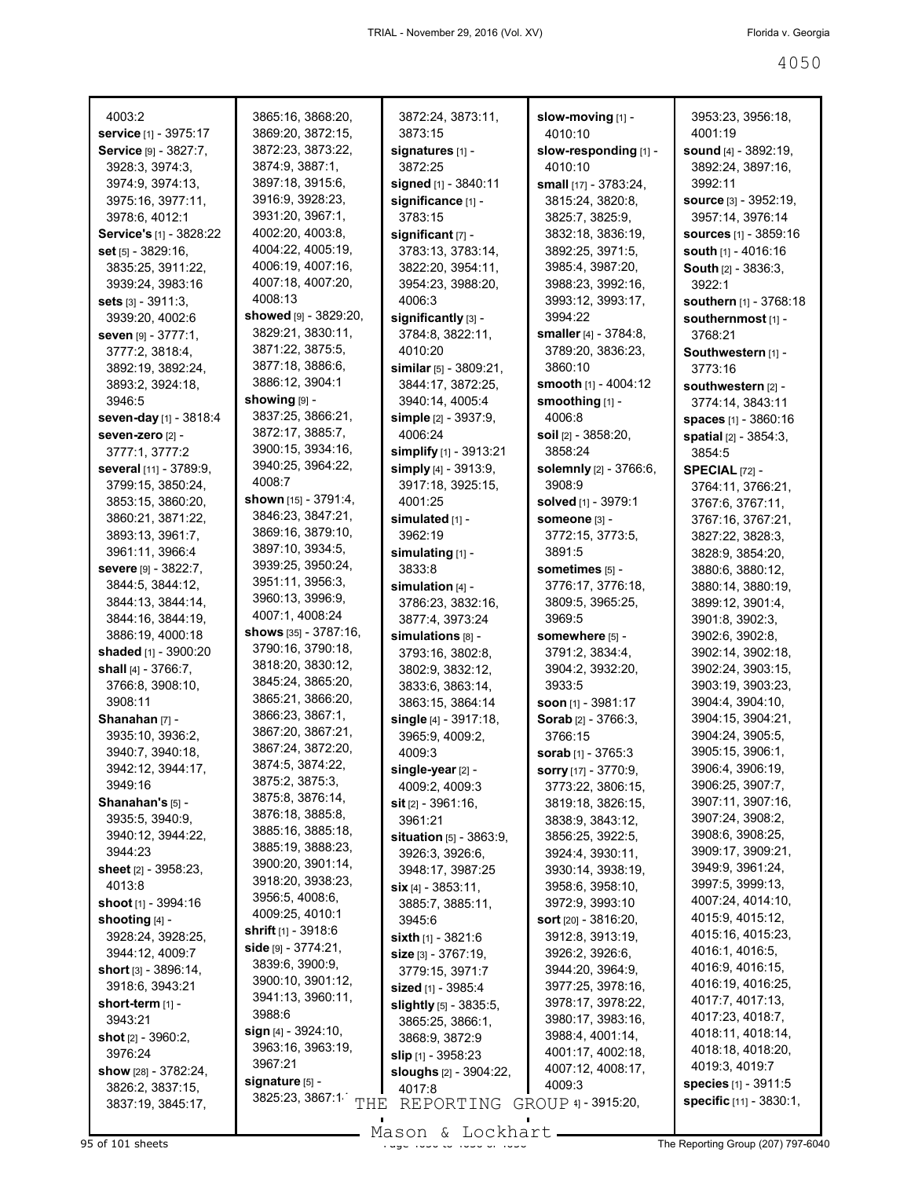4003:2
**service** [1] - 3975:17
**Service** [9] - 3827:7, 3928:3, 3974:3, 3974:9, 3974:13, 3975:16, 3977:11, 3978:6, 4012:1
**Service's** [1] - 3828:22
**set** [5] - 3829:16, 3835:25, 3911:22, 3939:24, 3983:16
**sets** [3] - 3911:3, 3939:20, 4002:6
**seven** [9] - 3777:1, 3777:2, 3818:4, 3892:19, 3892:24, 3893:2, 3924:18, 3946:5
**seven-day** [1] - 3818:4
**seven-zero** [2] - 3777:1, 3777:2
**several** [11] - 3789:9, 3799:15, 3850:24, 3853:15, 3860:20, 3860:21, 3871:22, 3893:13, 3961:7, 3961:11, 3966:4
**severe** [9] - 3822:7, 3844:5, 3844:12, 3844:13, 3844:14, 3844:16, 3844:19, 3886:19, 4000:18
**shaded** [1] - 3900:20
**shall** [4] - 3766:7, 3766:8, 3908:10, 3908:11
**Shanahan** [7] - 3935:10, 3936:2, 3940:7, 3940:18, 3942:12, 3944:17, 3949:16
**Shanahan's** [5] - 3935:5, 3940:9, 3940:12, 3944:22, 3944:23
**sheet** [2] - 3958:23, 4013:8
**shoot** [1] - 3994:16
**shooting** [4] - 3928:24, 3928:25, 3944:12, 4009:7
**short** [3] - 3896:14, 3918:6, 3943:21
**short-term** [1] - 3943:21
**shot** [2] - 3960:2, 3976:24
**show** [28] - 3782:24, 3826:2, 3837:15, 3837:19, 3845:17, 3865:16, 3868:20, 3869:20, 3872:15, 3872:23, 3873:22, 3874:9, 3887:1, 3897:18, 3915:6, 3916:9, 3928:23, 3931:20, 3967:1, 4002:20, 4003:8, 4004:22, 4005:19, 4006:19, 4007:16, 4007:18, 4007:20, 4008:13
**showed** [9] - 3829:20, 3829:21, 3830:11, 3871:22, 3875:5, 3877:18, 3886:6, 3886:12, 3904:1
**showing** [9] - 3837:25, 3866:21, 3872:17, 3885:7, 3900:15, 3934:16, 3940:25, 3964:22, 4008:7
**shown** [15] - 3791:4, 3846:23, 3847:21, 3869:16, 3879:10, 3897:10, 3934:5, 3939:25, 3950:24, 3951:11, 3956:3, 3960:13, 3996:9, 4007:1, 4008:24
**shows** [35] - 3787:16, 3790:16, 3790:18, 3818:20, 3830:12, 3845:24, 3865:20, 3865:21, 3866:20, 3866:23, 3867:1, 3867:20, 3867:21, 3867:24, 3872:20, 3874:5, 3874:22, 3875:2, 3875:3, 3875:8, 3876:14, 3876:18, 3885:8, 3885:16, 3885:18, 3885:19, 3888:23, 3900:20, 3901:14, 3918:20, 3938:23, 3956:5, 4008:6, 4009:25, 4010:1
**shrift** [1] - 3918:6
**side** [9] - 3774:21, 3839:6, 3900:9, 3900:10, 3901:12, 3941:13, 3960:11, 3988:6
**sign** [4] - 3924:10, 3963:16, 3963:19, 3967:21
**signature** [5] - 3825:23, 3867:1...
3872:24, 3873:11, 3873:15
**signatures** [1] - 3872:25
**signed** [1] - 3840:11
**significance** [1] - 3783:15
**significant** [7] - 3783:13, 3783:14, 3822:20, 3954:11, 3954:23, 3988:20, 4006:3
**significantly** [3] - 3784:8, 3822:11, 4010:20
**similar** [5] - 3809:21, 3844:17, 3872:25, 3940:14, 4005:4
**simple** [2] - 3937:9, 4006:24
**simplify** [1] - 3913:21
**simply** [4] - 3913:9, 3917:18, 3925:15, 4001:25
**simulated** [1] - 3962:19
**simulating** [1] - 3833:8
**simulation** [4] - 3786:23, 3832:16, 3877:4, 3973:24
**simulations** [8] - 3793:16, 3802:8, 3802:9, 3832:12, 3833:6, 3863:14, 3863:15, 3864:14
**single** [4] - 3917:18, 3965:9, 4009:2, 4009:3
**single-year** [2] - 4009:2, 4009:3
**sit** [2] - 3961:16, 3961:21
**situation** [5] - 3863:9, 3926:3, 3926:6, 3948:17, 3987:25
**six** [4] - 3853:11, 3885:7, 3885:11, 3945:6
**sixth** [1] - 3821:6
**size** [3] - 3767:19, 3779:15, 3971:7
**sized** [1] - 3985:4
**slightly** [5] - 3835:5, 3865:25, 3866:1, 3868:9, 3872:9
**slip** [1] - 3958:23
**sloughs** [2] - 3904:22, 4017:8
**slow-moving** [1] - 4010:10
**slow-responding** [1] - 4010:10
**small** [17] - 3783:24, 3815:24, 3820:8, 3825:7, 3825:9, 3832:18, 3836:19, 3892:25, 3971:5, 3985:4, 3987:20, 3988:23, 3992:16, 3993:12, 3993:17, 3994:22
**smaller** [4] - 3784:8, 3789:20, 3836:23, 3860:10
**smooth** [1] - 4004:12
**smoothing** [1] - 4006:8
**soil** [2] - 3858:20, 3858:24
**solemnly** [2] - 3766:6, 3908:9
**solved** [1] - 3979:1
**someone** [3] - 3772:15, 3773:5, 3891:5
**sometimes** [5] - 3776:17, 3776:18, 3809:5, 3965:25, 3969:5
**somewhere** [5] - 3791:2, 3834:4, 3904:2, 3932:20, 3933:5
**soon** [1] - 3981:17
**Sorab** [2] - 3766:3, 3766:15
**sorab** [1] - 3765:3
**sorry** [17] - 3770:9, 3773:22, 3806:15, 3819:18, 3826:15, 3838:9, 3843:12, 3856:25, 3922:5, 3924:4, 3930:11, 3930:14, 3938:19, 3958:6, 3958:10, 3972:9, 3993:10
**sort** [20] - 3816:20, 3912:8, 3913:19, 3926:2, 3926:6, 3944:20, 3964:9, 3977:25, 3978:16, 3978:17, 3978:22, 3980:17, 3983:16, 3988:4, 4001:14, 4001:17, 4002:18, 4007:12, 4008:17, 4009:3
...4] - 3915:20,
3953:23, 3956:18, 4001:19
**sound** [4] - 3892:19, 3892:24, 3897:16, 3992:11
**source** [3] - 3952:19, 3957:14, 3976:14
**sources** [1] - 3859:16
**south** [1] - 4016:16
**South** [2] - 3836:3, 3922:1
**southern** [1] - 3768:18
**southernmost** [1] - 3768:21
**Southwestern** [1] - 3773:16
**southwestern** [2] - 3774:14, 3843:11
**spaces** [1] - 3860:16
**spatial** [2] - 3854:3, 3854:5
**SPECIAL** [72] - 3764:11, 3766:21, 3767:6, 3767:11, 3767:16, 3767:21, 3827:22, 3828:3, 3828:9, 3854:20, 3880:6, 3880:12, 3880:14, 3880:19, 3899:12, 3901:4, 3901:8, 3902:3, 3902:6, 3902:8, 3902:14, 3902:18, 3902:24, 3903:15, 3903:19, 3903:23, 3904:4, 3904:10, 3904:15, 3904:21, 3904:24, 3905:5, 3905:15, 3906:1, 3906:4, 3906:19, 3906:25, 3907:7, 3907:11, 3907:16, 3907:24, 3908:2, 3908:6, 3908:25, 3909:17, 3909:21, 3949:9, 3961:24, 3997:5, 3999:13, 4007:24, 4014:10, 4015:9, 4015:12, 4015:16, 4015:23, 4016:1, 4016:5, 4016:9, 4016:15, 4016:19, 4016:25, 4017:7, 4017:13, 4017:23, 4018:7, 4018:11, 4018:14, 4018:18, 4018:20, 4019:3, 4019:7
**species** [1] - 3911:5
**specific** [11] - 3830:1,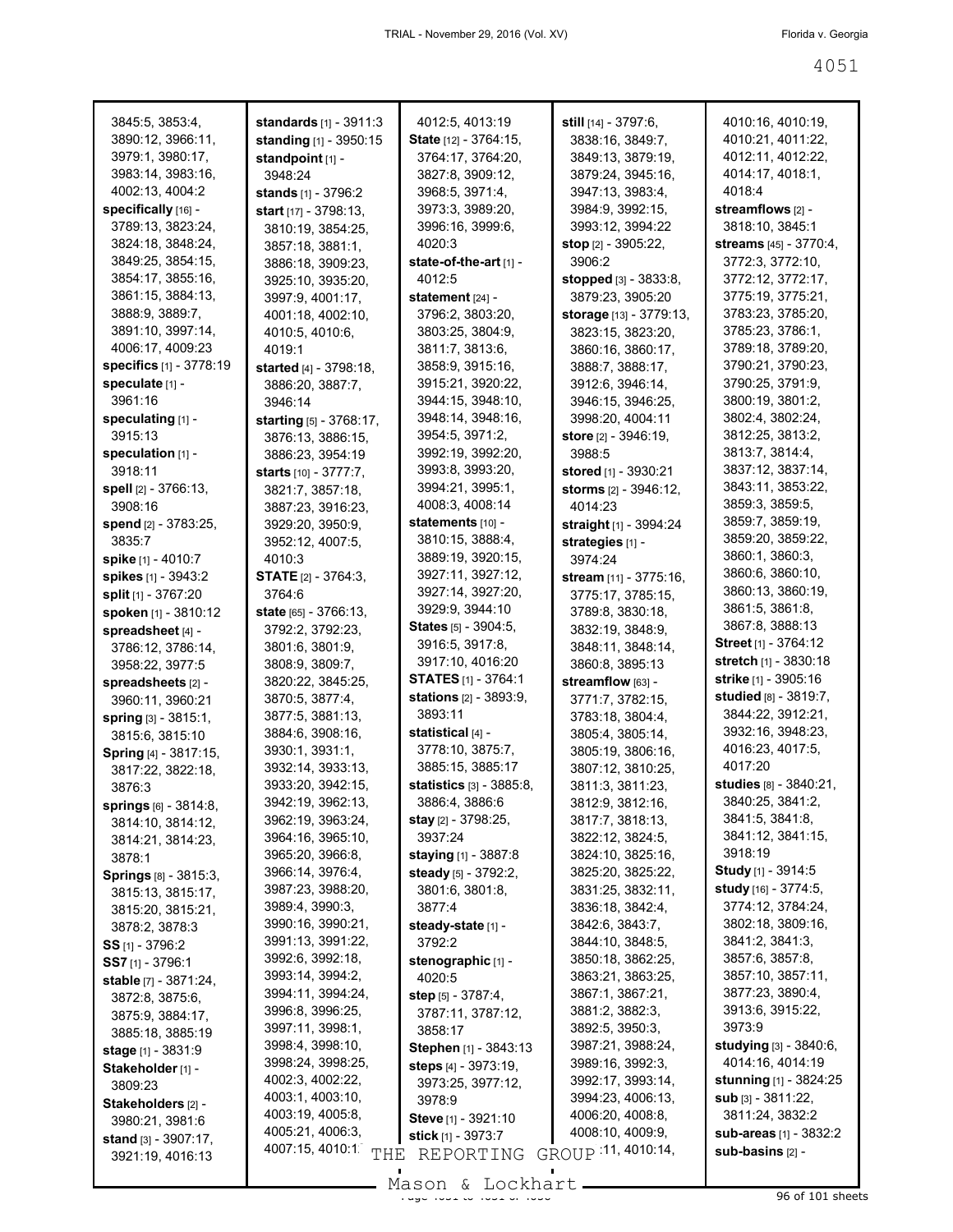3845:5, 3853:4, 3890:12, 3966:11, 3979:1, 3980:17, 3983:14, 3983:16, 4002:13, 4004:2
**specifically** [16] - 3789:13, 3823:24, 3824:18, 3848:24, 3849:25, 3854:15, 3854:17, 3855:16, 3861:15, 3884:13, 3888:9, 3889:7, 3891:10, 3997:14, 4006:17, 4009:23
**specifics** [1] - 3778:19
**speculate** [1] - 3961:16
**speculating** [1] - 3915:13
**speculation** [1] - 3918:11
**spell** [2] - 3766:13, 3908:16
**spend** [2] - 3783:25, 3835:7
**spike** [1] - 4010:7
**spikes** [1] - 3943:2
**split** [1] - 3767:20
**spoken** [1] - 3810:12
**spreadsheet** [4] - 3786:12, 3786:14, 3958:22, 3977:5
**spreadsheets** [2] - 3960:11, 3960:21
**spring** [3] - 3815:1, 3815:6, 3815:10
**Spring** [4] - 3817:15, 3817:22, 3822:18, 3876:3
**springs** [6] - 3814:8, 3814:10, 3814:12, 3814:21, 3814:23, 3878:1
**Springs** [8] - 3815:3, 3815:13, 3815:17, 3815:20, 3815:21, 3878:2, 3878:3
**SS** [1] - 3796:2
**SS7** [1] - 3796:1
**stable** [7] - 3871:24, 3872:8, 3875:6, 3875:9, 3884:17, 3885:18, 3885:19
**stage** [1] - 3831:9
**Stakeholder** [1] - 3809:23
**Stakeholders** [2] - 3980:21, 3981:6
**stand** [3] - 3907:17, 3921:19, 4016:13
**standards** [1] - 3911:3
**standing** [1] - 3950:15
**standpoint** [1] - 3948:24
**stands** [1] - 3796:2
**start** [17] - 3798:13, 3810:19, 3854:25, 3857:18, 3881:1, 3886:18, 3909:23, 3925:10, 3935:20, 3997:9, 4001:17, 4001:18, 4002:10, 4010:5, 4010:6, 4019:1
**started** [4] - 3798:18, 3886:20, 3887:7, 3946:14
**starting** [5] - 3768:17, 3876:13, 3886:15, 3886:23, 3954:19
**starts** [10] - 3777:7, 3821:7, 3857:18, 3887:23, 3916:23, 3929:20, 3950:9, 3952:12, 4007:5, 4010:3
**STATE** [2] - 3764:3, 3764:6
**state** [65] - 3766:13, 3792:2, 3792:23, 3801:6, 3801:9, 3808:9, 3809:7, 3820:22, 3845:25, 3870:5, 3877:4, 3877:5, 3881:13, 3884:6, 3908:16, 3930:1, 3931:1, 3932:14, 3933:13, 3933:20, 3942:15, 3942:19, 3962:13, 3962:19, 3963:24, 3964:16, 3965:10, 3965:20, 3966:8, 3966:14, 3976:4, 3987:23, 3988:20, 3989:4, 3990:3, 3990:16, 3990:21, 3991:13, 3991:22, 3992:6, 3992:18, 3993:14, 3994:2, 3994:11, 3994:24, 3996:8, 3996:25, 3997:11, 3998:1, 3998:4, 3998:10, 3998:24, 3998:25, 4002:3, 4002:22, 4003:1, 4003:10, 4003:19, 4005:8, 4005:21, 4006:3, 4007:15, 4010:1?, 4012:5, 4013:19
**State** [12] - 3764:15, 3764:17, 3764:20, 3827:8, 3909:12, 3968:5, 3971:4, 3973:3, 3989:20, 3996:16, 3999:6, 4020:3
**state-of-the-art** [1] - 4012:5
**statement** [24] - 3796:2, 3803:20, 3803:25, 3804:9, 3811:7, 3813:6, 3858:9, 3915:16, 3915:21, 3920:22, 3944:15, 3948:10, 3948:14, 3948:16, 3954:5, 3971:2, 3992:19, 3992:20, 3993:8, 3993:20, 3994:21, 3995:1, 4008:3, 4008:14
**statements** [10] - 3810:15, 3888:4, 3889:19, 3920:15, 3927:11, 3927:12, 3927:14, 3927:20, 3929:9, 3944:10
**States** [5] - 3904:5, 3916:5, 3917:8, 3917:10, 4016:20
**STATES** [1] - 3764:1
**stations** [2] - 3893:9, 3893:11
**statistical** [4] - 3778:10, 3875:7, 3885:15, 3885:17
**statistics** [3] - 3885:8, 3886:4, 3886:6
**stay** [2] - 3798:25, 3937:24
**staying** [1] - 3887:8
**steady** [5] - 3792:2, 3801:6, 3801:8, 3877:4
**steady-state** [1] - 3792:2
**stenographic** [1] - 4020:5
**step** [5] - 3787:4, 3787:11, 3787:12, 3858:17
**Stephen** [1] - 3843:13
**steps** [4] - 3973:19, 3973:25, 3977:12, 3978:9
**Steve** [1] - 3921:10
**stick** [1] - 3973:7
**still** [14] - 3797:6, 3838:16, 3849:7, 3849:13, 3879:19, 3879:24, 3945:16, 3947:13, 3983:4, 3984:9, 3992:15, 3993:12, 3994:22
**stop** [2] - 3905:22, 3906:2
**stopped** [3] - 3833:8, 3879:23, 3905:20
**storage** [13] - 3779:13, 3823:15, 3823:20, 3860:16, 3860:17, 3888:7, 3888:17, 3912:6, 3946:14, 3946:15, 3946:25, 3998:20, 4004:11
**store** [2] - 3946:19, 3988:5
**stored** [1] - 3930:21
**storms** [2] - 3946:12, 4014:23
**straight** [1] - 3994:24
**strategies** [1] - 3974:24
**stream** [11] - 3775:16, 3775:17, 3785:15, 3789:8, 3830:18, 3832:19, 3848:9, 3848:11, 3848:14, 3860:8, 3895:13
**streamflow** [63] - 3771:7, 3782:15, 3783:18, 3804:4, 3805:4, 3805:14, 3805:19, 3806:16, 3807:12, 3810:25, 3811:3, 3811:23, 3812:9, 3812:16, 3817:7, 3818:13, 3822:12, 3824:5, 3824:10, 3825:16, 3825:20, 3825:22, 3831:25, 3832:11, 3836:18, 3842:4, 3842:6, 3843:7, 3844:10, 3848:5, 3850:18, 3862:25, 3863:21, 3863:25, 3867:1, 3867:21, 3881:2, 3882:3, 3892:5, 3950:3, 3987:21, 3988:24, 3989:16, 3992:3, 3992:17, 3993:14, 3994:23, 4006:13, 4006:20, 4008:8, 4008:10, 4009:9, ?:11, 4010:14, 4010:16, 4010:19, 4010:21, 4011:22, 4012:11, 4012:22, 4014:17, 4018:1, 4018:4
**streamflows** [2] - 3818:10, 3845:1
**streams** [45] - 3770:4, 3772:3, 3772:10, 3772:12, 3772:17, 3775:19, 3775:21, 3783:23, 3785:20, 3785:23, 3786:1, 3789:18, 3789:20, 3790:21, 3790:23, 3790:25, 3791:9, 3800:19, 3801:2, 3802:4, 3802:24, 3812:25, 3813:2, 3813:7, 3814:4, 3837:12, 3837:14, 3843:11, 3853:22, 3859:3, 3859:5, 3859:7, 3859:19, 3859:20, 3859:22, 3860:1, 3860:3, 3860:6, 3860:10, 3860:13, 3860:19, 3861:5, 3861:8, 3867:8, 3888:13
**Street** [1] - 3764:12
**stretch** [1] - 3830:18
**strike** [1] - 3905:16
**studied** [8] - 3819:7, 3844:22, 3912:21, 3932:16, 3948:23, 4016:23, 4017:5, 4017:20
**studies** [8] - 3840:21, 3840:25, 3841:2, 3841:5, 3841:8, 3841:12, 3841:15, 3918:19
**Study** [1] - 3914:5
**study** [16] - 3774:5, 3774:12, 3784:24, 3802:18, 3809:16, 3841:2, 3841:3, 3857:6, 3857:8, 3857:10, 3857:11, 3877:23, 3890:4, 3913:6, 3915:22, 3973:9
**studying** [3] - 3840:6, 4014:16, 4014:19
**stunning** [1] - 3824:25
**sub** [3] - 3811:22, 3811:24, 3832:2
**sub-areas** [1] - 3832:2
**sub-basins** [2] -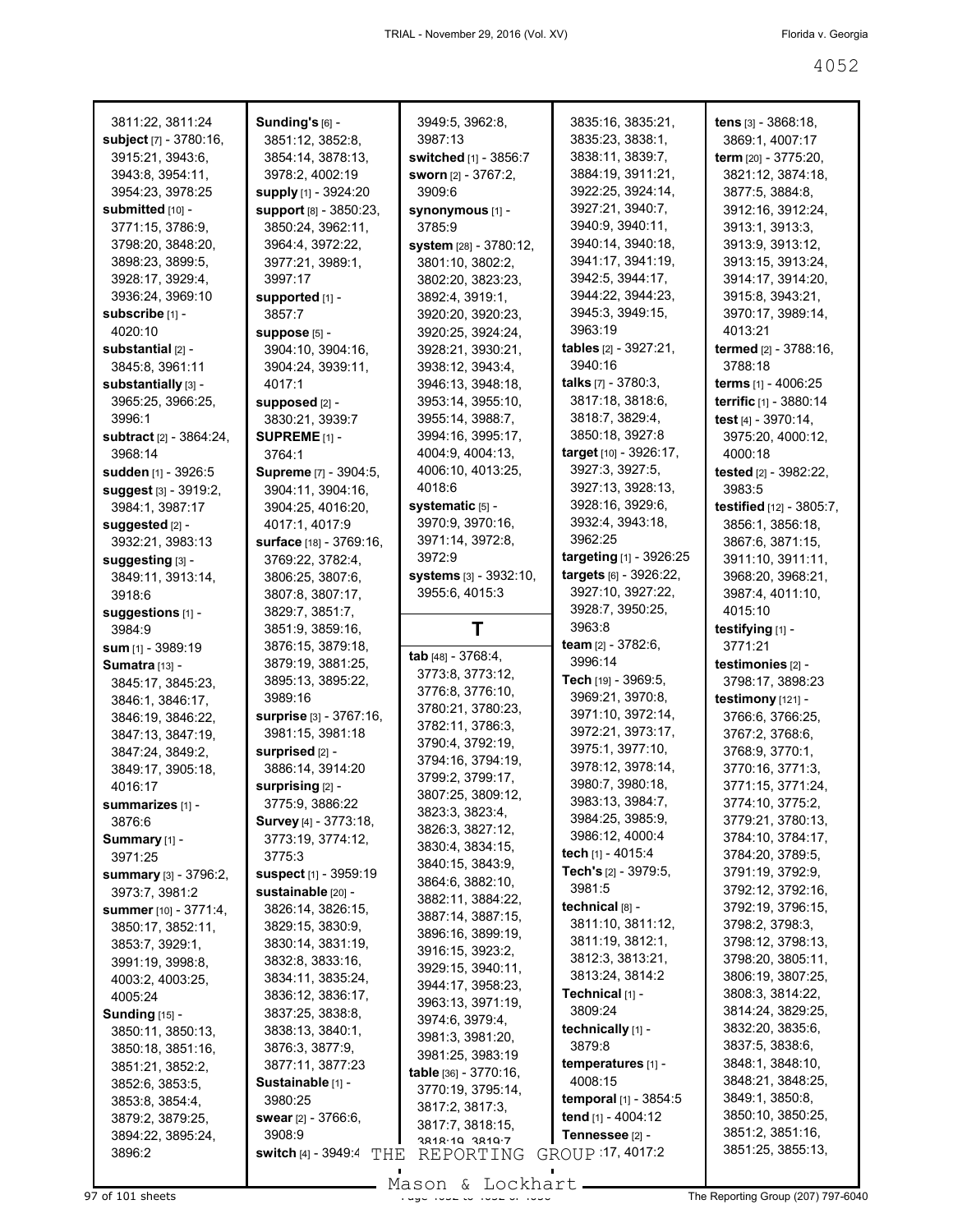3811:22, 3811:24
**subject** [7] - 3780:16, 3915:21, 3943:6, 3943:8, 3954:11, 3954:23, 3978:25
**submitted** [10] - 3771:15, 3786:9, 3798:20, 3848:20, 3898:23, 3899:5, 3928:17, 3929:4, 3936:24, 3969:10
**subscribe** [1] - 4020:10
**substantial** [2] - 3845:8, 3961:11
**substantially** [3] - 3965:25, 3966:25, 3996:1
**subtract** [2] - 3864:24, 3968:14
**sudden** [1] - 3926:5
**suggest** [3] - 3919:2, 3984:1, 3987:17
**suggested** [2] - 3932:21, 3983:13
**suggesting** [3] - 3849:11, 3913:14, 3918:6
**suggestions** [1] - 3984:9
**sum** [1] - 3989:19
**Sumatra** [13] - 3845:17, 3845:23, 3846:1, 3846:17, 3846:19, 3846:22, 3847:13, 3847:19, 3847:24, 3849:2, 3849:17, 3905:18, 4016:17
**summarizes** [1] - 3876:6
**Summary** [1] - 3971:25
**summary** [3] - 3796:2, 3973:7, 3981:2
**summer** [10] - 3771:4, 3850:17, 3852:11, 3853:7, 3929:1, 3991:19, 3998:8, 4003:2, 4003:25, 4005:24
**Sunding** [15] - 3850:11, 3850:13, 3850:18, 3851:16, 3851:21, 3852:2, 3852:6, 3853:5, 3853:8, 3854:4, 3879:2, 3879:25, 3894:22, 3895:24, 3896:2
**Sunding's** [6] - 3851:12, 3852:8, 3854:14, 3878:13, 3978:2, 4002:19
**supply** [1] - 3924:20
**support** [8] - 3850:23, 3850:24, 3962:11, 3964:4, 3972:22, 3977:21, 3989:1, 3997:17
**supported** [1] - 3857:7
**suppose** [5] - 3904:10, 3904:16, 3904:24, 3939:11, 4017:1
**supposed** [2] - 3830:21, 3939:7
**SUPREME** [1] - 3764:1
**Supreme** [7] - 3904:5, 3904:11, 3904:16, 3904:25, 4016:20, 4017:1, 4017:9
**surface** [18] - 3769:16, 3769:22, 3782:4, 3806:25, 3807:6, 3807:8, 3807:17, 3829:7, 3851:7, 3851:9, 3859:16, 3876:15, 3879:18, 3879:19, 3881:25, 3895:13, 3895:22, 3989:16
**surprise** [3] - 3767:16, 3981:15, 3981:18
**surprised** [2] - 3886:14, 3914:20
**surprising** [2] - 3775:9, 3886:22
**Survey** [4] - 3773:18, 3773:19, 3774:12, 3775:3
**suspect** [1] - 3959:19
**sustainable** [20] - 3826:14, 3826:15, 3829:15, 3830:9, 3830:14, 3831:19, 3832:8, 3833:16, 3834:11, 3835:24, 3836:12, 3836:17, 3837:25, 3838:8, 3838:13, 3840:1, 3876:3, 3877:9, 3877:11, 3877:23
**Sustainable** [1] - 3980:25
**swear** [2] - 3766:6, 3908:9
**switch** [4] - 3949:4, 3949:5, 3962:8, 3987:13
**switched** [1] - 3856:7
**sworn** [2] - 3767:2, 3909:6
**synonymous** [1] - 3785:9
**system** [28] - 3780:12, 3801:10, 3802:2, 3802:20, 3823:23, 3892:4, 3919:1, 3920:20, 3920:23, 3920:25, 3924:24, 3928:21, 3930:21, 3938:12, 3943:4, 3946:13, 3948:18, 3953:14, 3955:10, 3955:14, 3988:7, 3994:16, 3995:17, 4004:9, 4004:13, 4006:10, 4013:25, 4018:6
**systematic** [5] - 3970:9, 3970:16, 3971:14, 3972:8, 3972:9
**systems** [3] - 3932:10, 3955:6, 4015:3

# T

**tab** [48] - 3768:4, 3773:8, 3773:12, 3776:8, 3776:10, 3780:21, 3780:23, 3782:11, 3786:3, 3790:4, 3792:19, 3794:16, 3794:19, 3799:2, 3799:17, 3807:25, 3809:12, 3823:3, 3823:4, 3826:3, 3827:12, 3830:4, 3834:15, 3840:15, 3843:9, 3864:6, 3882:10, 3882:11, 3884:22, 3887:14, 3887:15, 3896:16, 3899:19, 3916:15, 3923:2, 3929:15, 3940:11, 3944:17, 3958:23, 3963:13, 3971:19, 3974:6, 3979:4, 3981:3, 3981:20, 3981:25, 3983:19
**table** [36] - 3770:16, 3770:19, 3795:14, 3817:2, 3817:3, 3817:7, 3818:15, 3818:19, 3819:7, 3835:16, 3835:21, 3835:23, 3838:1, 3838:11, 3839:7, 3884:19, 3911:21, 3922:25, 3924:14, 3927:21, 3940:7, 3940:9, 3940:11, 3940:14, 3940:18, 3941:17, 3941:19, 3942:5, 3944:17, 3944:22, 3944:23, 3945:3, 3949:15, 3963:19
**tables** [2] - 3927:21, 3940:16
**talks** [7] - 3780:3, 3817:18, 3818:6, 3818:7, 3829:4, 3850:18, 3927:8
**target** [10] - 3926:17, 3927:3, 3927:5, 3927:13, 3928:13, 3928:16, 3929:6, 3932:4, 3943:18, 3962:25
**targeting** [1] - 3926:25
**targets** [6] - 3926:22, 3927:10, 3927:22, 3928:7, 3950:25, 3963:8
**team** [2] - 3782:6, 3996:14
**Tech** [19] - 3969:5, 3969:21, 3970:8, 3971:10, 3972:14, 3972:21, 3973:17, 3975:1, 3977:10, 3978:12, 3978:14, 3980:7, 3980:18, 3983:13, 3984:7, 3984:25, 3985:9, 3986:12, 4000:4
**tech** [1] - 4015:4
**Tech's** [2] - 3979:5, 3981:5
**technical** [8] - 3811:10, 3811:12, 3811:19, 3812:1, 3812:3, 3813:21, 3813:24, 3814:2
**Technical** [1] - 3809:24
**technically** [1] - 3879:8
**temperatures** [1] - 4008:15
**temporal** [1] - 3854:5
**tend** [1] - 4004:12
**Tennessee** [2] - 3905:17, 4017:2
**tens** [3] - 3868:18, 3869:1, 4007:17
**term** [20] - 3775:20, 3821:12, 3874:18, 3877:5, 3884:8, 3912:16, 3912:24, 3913:1, 3913:3, 3913:9, 3913:12, 3913:15, 3913:24, 3914:17, 3914:20, 3915:8, 3943:21, 3970:17, 3989:14, 4013:21
**termed** [2] - 3788:16, 3788:18
**terms** [1] - 4006:25
**terrific** [1] - 3880:14
**test** [4] - 3970:14, 3975:20, 4000:12, 4000:18
**tested** [2] - 3982:22, 3983:5
**testified** [12] - 3805:7, 3856:1, 3856:18, 3867:6, 3871:15, 3911:10, 3911:11, 3968:20, 3968:21, 3987:4, 4011:10, 4015:10
**testifying** [1] - 3771:21
**testimonies** [2] - 3798:17, 3898:23
**testimony** [121] - 3766:6, 3766:25, 3767:2, 3768:6, 3768:9, 3770:1, 3770:16, 3771:3, 3771:15, 3771:24, 3774:10, 3775:2, 3779:21, 3780:13, 3784:10, 3784:17, 3784:20, 3789:5, 3791:19, 3792:9, 3792:12, 3792:16, 3792:19, 3796:15, 3798:2, 3798:3, 3798:12, 3798:13, 3798:20, 3805:11, 3806:19, 3807:25, 3808:3, 3814:22, 3814:24, 3829:25, 3832:20, 3835:6, 3837:5, 3838:6, 3848:1, 3848:10, 3848:21, 3848:25, 3849:1, 3850:8, 3850:10, 3850:25, 3851:2, 3851:16, 3851:25, 3855:13,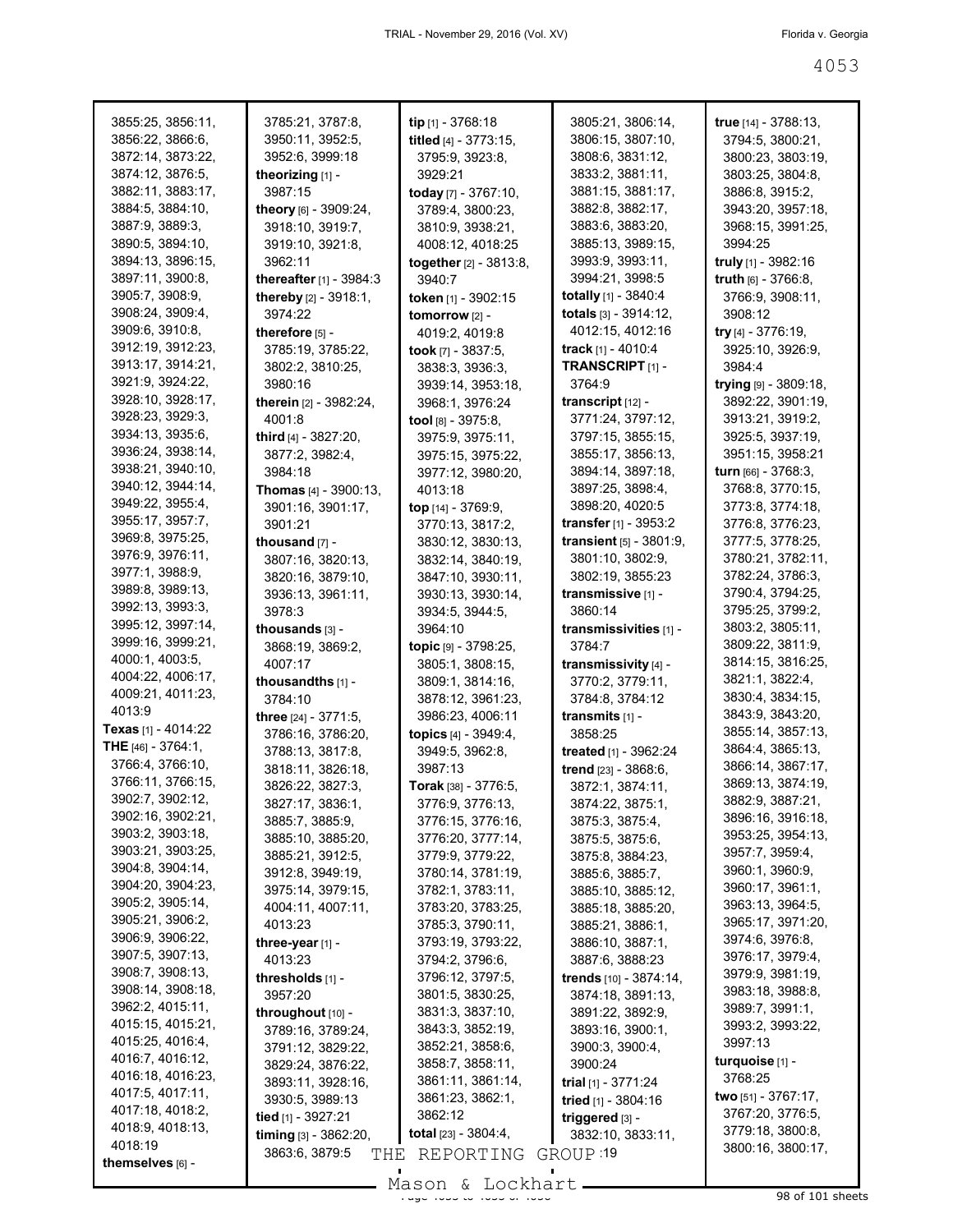3855:25, 3856:11, 3856:22, 3866:6, 3872:14, 3873:22, 3874:12, 3876:5, 3882:11, 3883:17, 3884:5, 3884:10, 3887:9, 3889:3, 3890:5, 3894:10, 3894:13, 3896:15, 3897:11, 3900:8, 3905:7, 3908:9, 3908:24, 3909:4, 3909:6, 3910:8, 3912:19, 3912:23, 3913:17, 3914:21, 3921:9, 3924:22, 3928:10, 3928:17, 3928:23, 3929:3, 3934:13, 3935:6, 3936:24, 3938:14, 3938:21, 3940:10, 3940:12, 3944:14, 3949:22, 3955:4, 3955:17, 3957:7, 3969:8, 3975:25, 3976:9, 3976:11, 3977:1, 3988:9, 3989:8, 3989:13, 3992:13, 3993:3, 3995:12, 3997:14, 3999:16, 3999:21, 4000:1, 4003:5, 4004:22, 4006:17, 4009:21, 4011:23, 4013:9

**Texas** [1] - 4014:22

**THE** [46] - 3764:1, 3766:4, 3766:10, 3766:11, 3766:15, 3902:7, 3902:12, 3902:16, 3902:21, 3903:2, 3903:18, 3903:21, 3903:25, 3904:8, 3904:14, 3904:20, 3904:23, 3905:2, 3905:14, 3905:21, 3906:2, 3906:9, 3906:22, 3907:5, 3907:13, 3908:7, 3908:13, 3908:14, 3908:18, 3962:2, 4015:11, 4015:15, 4015:21, 4015:25, 4016:4, 4016:7, 4016:12, 4016:18, 4016:23, 4017:5, 4017:11, 4017:18, 4018:2, 4018:9, 4018:13, 4018:19

**themselves** [6] - 3785:21, 3787:8, 3950:11, 3952:5, 3952:6, 3999:18

**theorizing** [1] - 3987:15

**theory** [6] - 3909:24, 3918:10, 3919:7, 3919:10, 3921:8, 3962:11

**thereafter** [1] - 3984:3

**thereby** [2] - 3918:1, 3974:22

**therefore** [5] - 3785:19, 3785:22, 3802:2, 3810:25, 3980:16

**therein** [2] - 3982:24, 4001:8

**third** [4] - 3827:20, 3877:2, 3982:4, 3984:18

**Thomas** [4] - 3900:13, 3901:16, 3901:17, 3901:21

**thousand** [7] - 3807:16, 3820:13, 3820:16, 3879:10, 3936:13, 3961:11, 3978:3

**thousands** [3] - 3868:19, 3869:2, 4007:17

**thousandths** [1] - 3784:10

**three** [24] - 3771:5, 3786:16, 3786:20, 3788:13, 3817:8, 3818:11, 3826:18, 3826:22, 3827:3, 3827:17, 3836:1, 3885:7, 3885:9, 3885:10, 3885:20, 3885:21, 3912:5, 3912:8, 3949:19, 3975:14, 3979:15, 4004:11, 4007:11, 4013:23

**three-year** [1] - 4013:23

**thresholds** [1] - 3957:20

**throughout** [10] - 3789:16, 3789:24, 3791:12, 3829:22, 3829:24, 3876:22, 3893:11, 3928:16, 3930:5, 3989:13

**tied** [1] - 3927:21

**timing** [3] - 3862:20, 3863:6, 3879:5

**tip** [1] - 3768:18

**titled** [4] - 3773:15, 3795:9, 3923:8, 3929:21

**today** [7] - 3767:10, 3789:4, 3800:23, 3810:9, 3938:21, 4008:12, 4018:25

**together** [2] - 3813:8, 3940:7

**token** [1] - 3902:15

**tomorrow** [2] - 4019:2, 4019:8

**took** [7] - 3837:5, 3838:3, 3936:3, 3939:14, 3953:18, 3968:1, 3976:24

**tool** [8] - 3975:8, 3975:9, 3975:11, 3975:15, 3975:22, 3977:12, 3980:20, 4013:18

**top** [14] - 3769:9, 3770:13, 3817:2, 3830:12, 3830:13, 3832:14, 3840:19, 3847:10, 3930:11, 3930:13, 3930:14, 3934:5, 3944:5, 3964:10

**topic** [9] - 3798:25, 3805:1, 3808:15, 3809:1, 3814:16, 3878:12, 3961:23, 3986:23, 4006:11

**topics** [4] - 3949:4, 3949:5, 3962:8, 3987:13

**Torak** [38] - 3776:5, 3776:9, 3776:13, 3776:15, 3776:16, 3776:20, 3777:14, 3779:9, 3779:22, 3780:14, 3781:19, 3782:1, 3783:11, 3783:20, 3783:25, 3785:3, 3790:11, 3793:19, 3793:22, 3794:2, 3796:6, 3796:12, 3797:5, 3801:5, 3830:25, 3831:3, 3837:10, 3843:3, 3852:19, 3852:21, 3858:6, 3858:7, 3858:11, 3861:11, 3861:14, 3861:23, 3862:1, 3862:12

**total** [23] - 3804:4, 3805:21, 3806:14, 3806:15, 3807:10, 3808:6, 3831:12, 3833:2, 3881:11, 3881:15, 3881:17, 3882:8, 3882:17, 3883:6, 3883:20, 3885:13, 3989:15, 3993:9, 3993:11, 3994:21, 3998:5

**totally** [1] - 3840:4

**totals** [3] - 3914:12, 4012:15, 4012:16

**track** [1] - 4010:4

**TRANSCRIPT** [1] - 3764:9

**transcript** [12] - 3771:24, 3797:12, 3797:15, 3855:15, 3855:17, 3856:13, 3894:14, 3897:18, 3897:25, 3898:4, 3898:20, 4020:5

**transfer** [1] - 3953:2

**transient** [5] - 3801:9, 3801:10, 3802:9, 3802:19, 3855:23

**transmissive** [1] - 3860:14

**transmissivities** [1] - 3784:7

**transmissivity** [4] - 3770:2, 3779:11, 3784:8, 3784:12

**transmits** [1] - 3858:25

**treated** [1] - 3962:24

**trend** [23] - 3868:6, 3872:1, 3874:11, 3874:22, 3875:1, 3875:3, 3875:4, 3875:5, 3875:6, 3875:8, 3884:23, 3885:6, 3885:7, 3885:10, 3885:12, 3885:18, 3885:20, 3885:21, 3886:1, 3886:10, 3887:1, 3887:6, 3888:23

**trends** [10] - 3874:14, 3874:18, 3891:13, 3891:22, 3892:9, 3893:16, 3900:1, 3900:3, 3900:4, 3900:24

**trial** [1] - 3771:24

**tried** [1] - 3804:16

**triggered** [3] - 3832:10, 3833:11, 3833:19

**true** [14] - 3788:13, 3794:5, 3800:21, 3800:23, 3803:19, 3803:25, 3804:8, 3886:8, 3915:2, 3943:20, 3957:18, 3968:15, 3991:25, 3994:25

**truly** [1] - 3982:16

**truth** [6] - 3766:8, 3766:9, 3908:11, 3908:12

**try** [4] - 3776:19, 3925:10, 3926:9, 3984:4

**trying** [9] - 3809:18, 3892:22, 3901:19, 3913:21, 3919:2, 3925:5, 3937:19, 3951:15, 3958:21

**turn** [66] - 3768:3, 3768:8, 3770:15, 3773:8, 3774:18, 3776:8, 3776:23, 3777:5, 3778:25, 3780:21, 3782:11, 3782:24, 3786:3, 3790:4, 3794:25, 3795:25, 3799:2, 3803:2, 3805:11, 3809:22, 3811:9, 3814:15, 3816:25, 3821:1, 3822:4, 3830:4, 3834:15, 3843:9, 3843:20, 3855:14, 3857:13, 3864:4, 3865:13, 3866:14, 3867:17, 3869:13, 3874:19, 3882:9, 3887:21, 3896:16, 3916:18, 3953:25, 3954:13, 3957:7, 3959:4, 3960:1, 3960:9, 3960:17, 3961:1, 3963:13, 3964:5, 3965:17, 3971:20, 3974:6, 3976:8, 3976:17, 3979:4, 3979:9, 3981:19, 3983:18, 3988:8, 3989:7, 3991:1, 3993:2, 3993:22, 3997:13

**turquoise** [1] - 3768:25

**two** [51] - 3767:17, 3767:20, 3776:5, 3779:18, 3800:8, 3800:16, 3800:17,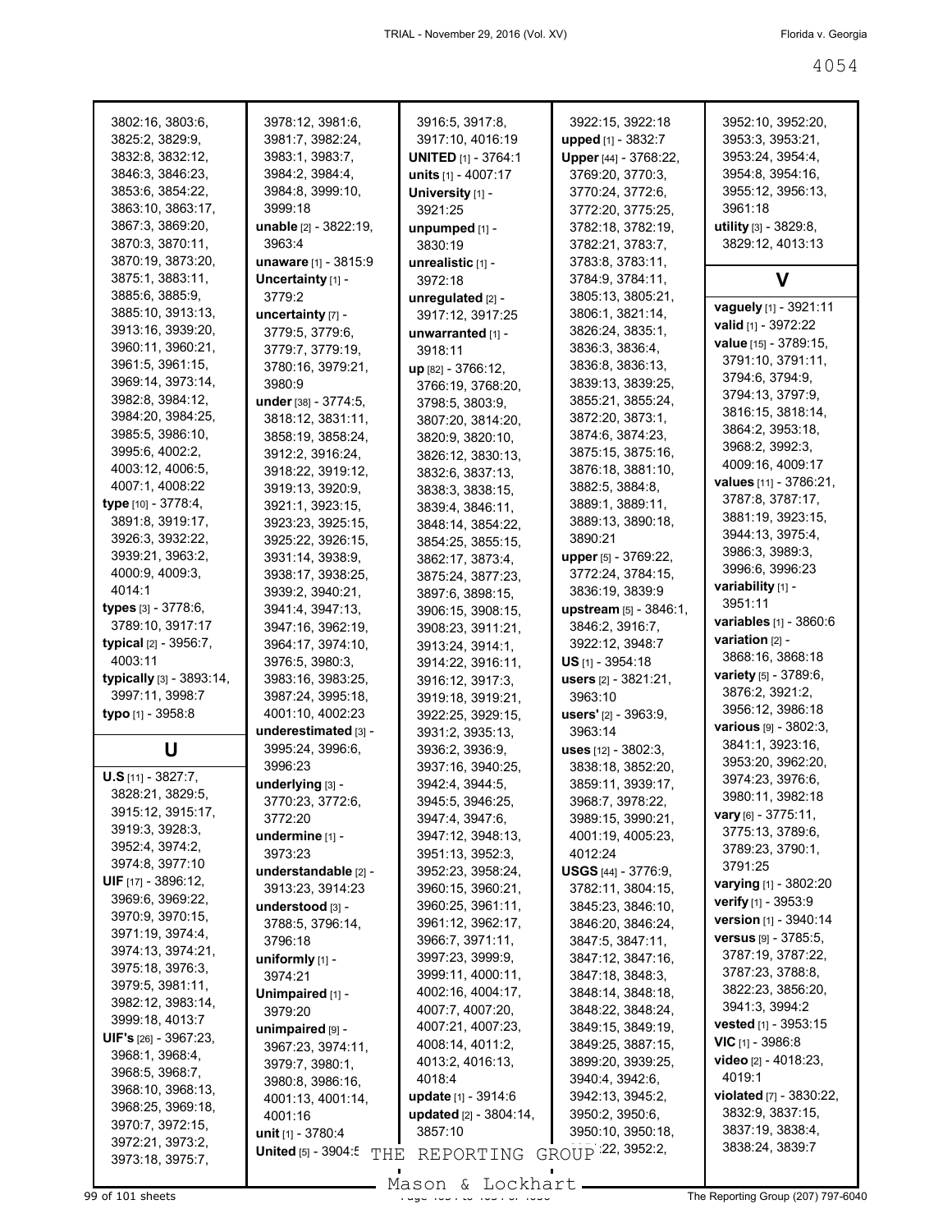3802:16, 3803:6, 3825:2, 3829:9, 3832:8, 3832:12, 3846:3, 3846:23, 3853:6, 3854:22, 3863:10, 3863:17, 3867:3, 3869:20, 3870:3, 3870:11, 3870:19, 3873:20, 3875:1, 3883:11, 3885:6, 3885:9, 3885:10, 3913:13, 3913:16, 3939:20, 3960:11, 3960:21, 3961:5, 3961:15, 3969:14, 3973:14, 3982:8, 3984:12, 3984:20, 3984:25, 3985:5, 3986:10, 3995:6, 4002:2, 4003:12, 4006:5, 4007:1, 4008:22

**type** [10] - 3778:4, 3891:8, 3919:17, 3926:3, 3932:22, 3939:21, 3963:2, 4000:9, 4009:3, 4014:1

**types** [3] - 3778:6, 3789:10, 3917:17

**typical** [2] - 3956:7, 4003:11

**typically** [3] - 3893:14, 3997:11, 3998:7

**typo** [1] - 3958:8

## U

**U.S** [11] - 3827:7, 3828:21, 3829:5, 3915:12, 3915:17, 3919:3, 3928:3, 3952:4, 3974:2, 3974:8, 3977:10

**UIF** [17] - 3896:12, 3969:6, 3969:22, 3970:9, 3970:15, 3971:19, 3974:4, 3974:13, 3974:21, 3975:18, 3976:3, 3979:5, 3981:11, 3982:12, 3983:14, 3999:18, 4013:7

**UIF's** [26] - 3967:23, 3968:1, 3968:4, 3968:5, 3968:7, 3968:10, 3968:13, 3968:25, 3969:18, 3970:7, 3972:15, 3972:21, 3973:2, 3973:18, 3975:7, 3978:12, 3981:6, 3981:7, 3982:24, 3983:1, 3983:7, 3984:2, 3984:4, 3984:8, 3999:10, 3999:18

**unable** [2] - 3822:19, 3963:4

**unaware** [1] - 3815:9

**Uncertainty** [1] - 3779:2

**uncertainty** [7] - 3779:5, 3779:6, 3779:7, 3779:19, 3780:16, 3979:21, 3980:9

**under** [38] - 3774:5, 3818:12, 3831:11, 3858:19, 3858:24, 3912:2, 3916:24, 3918:22, 3919:12, 3919:13, 3920:9, 3921:1, 3923:15, 3923:23, 3925:15, 3925:22, 3926:15, 3931:14, 3938:9, 3938:17, 3938:25, 3939:2, 3940:21, 3941:4, 3947:13, 3947:16, 3962:19, 3964:17, 3974:10, 3976:5, 3980:3, 3983:16, 3983:25, 3987:24, 3995:18, 4001:10, 4002:23

**underestimated** [3] - 3995:24, 3996:6, 3996:23

**underlying** [3] - 3770:23, 3772:6, 3772:20

**undermine** [1] - 3973:23

**understandable** [2] - 3913:23, 3914:23

**understood** [3] - 3788:5, 3796:14, 3796:18

**uniformly** [1] - 3974:21

**Unimpaired** [1] - 3979:20

**unimpaired** [9] - 3967:23, 3974:11, 3979:7, 3980:1, 3980:8, 3986:16, 4001:13, 4001:14, 4001:16

**unit** [1] - 3780:4

**United** [5] - 3904:5, 3916:5, 3917:8, 3917:10, 4016:19

**UNITED** [1] - 3764:1

**units** [1] - 4007:17

**University** [1] - 3921:25

**unpumped** [1] - 3830:19

**unrealistic** [1] - 3972:18

**unregulated** [2] - 3917:12, 3917:25

**unwarranted** [1] - 3918:11

**up** [82] - 3766:12, 3766:19, 3768:20, 3798:5, 3803:9, 3807:20, 3814:20, 3820:9, 3820:10, 3826:12, 3830:13, 3832:6, 3837:13, 3838:3, 3838:15, 3839:4, 3846:11, 3848:14, 3854:22, 3854:25, 3855:15, 3862:17, 3873:4, 3875:24, 3877:23, 3897:6, 3898:15, 3906:15, 3908:15, 3908:23, 3911:21, 3913:24, 3914:1, 3914:22, 3916:11, 3916:12, 3917:3, 3919:18, 3919:21, 3922:25, 3929:15, 3931:2, 3935:13, 3936:2, 3936:9, 3937:16, 3940:25, 3942:4, 3944:5, 3945:5, 3946:25, 3947:4, 3947:6, 3947:12, 3948:13, 3951:13, 3952:3, 3952:23, 3958:24, 3960:15, 3960:21, 3960:25, 3961:11, 3961:12, 3962:17, 3966:7, 3971:11, 3997:23, 3999:9, 3999:11, 4000:11, 4002:16, 4004:17, 4007:7, 4007:20, 4007:21, 4007:23, 4008:14, 4011:2, 4013:2, 4016:13, 4018:4

**update** [1] - 3914:6

**updated** [2] - 3804:14, 3857:10

3922:15, 3922:18

**upped** [1] - 3832:7

**Upper** [44] - 3768:22, 3769:20, 3770:3, 3770:24, 3772:6, 3772:20, 3775:25, 3782:18, 3782:19, 3782:21, 3783:7, 3783:8, 3783:11, 3784:9, 3784:11, 3805:13, 3805:21, 3806:1, 3821:14, 3826:24, 3835:1, 3836:3, 3836:4, 3836:8, 3836:13, 3839:13, 3839:25, 3855:21, 3855:24, 3872:20, 3873:1, 3874:6, 3874:23, 3875:15, 3875:16, 3876:18, 3881:10, 3882:5, 3884:8, 3889:1, 3889:11, 3889:13, 3890:18, 3890:21

**upper** [5] - 3769:22, 3772:24, 3784:15, 3836:19, 3839:9

**upstream** [5] - 3846:1, 3846:2, 3916:7, 3922:12, 3948:7

**US** [1] - 3954:18

**users** [2] - 3821:21, 3963:10

**users'** [2] - 3963:9, 3963:14

**uses** [12] - 3802:3, 3838:18, 3852:20, 3859:11, 3939:17, 3968:7, 3978:22, 3989:15, 3990:21, 4001:19, 4005:23, 4012:24

**USGS** [44] - 3776:9, 3782:11, 3804:15, 3845:23, 3846:10, 3846:20, 3846:24, 3847:5, 3847:11, 3847:12, 3847:16, 3847:18, 3848:3, 3848:14, 3848:18, 3848:22, 3848:24, 3849:15, 3849:19, 3849:25, 3887:15, 3899:20, 3939:25, 3940:4, 3942:6, 3942:13, 3945:2, 3950:2, 3950:6, 3950:10, 3950:18, 3951:22, 3952:2, 3952:10, 3952:20, 3953:3, 3953:21, 3953:24, 3954:4, 3954:8, 3954:16, 3955:12, 3956:13, 3961:18

**utility** [3] - 3829:8, 3829:12, 4013:13

## V

**vaguely** [1] - 3921:11

**valid** [1] - 3972:22

**value** [15] - 3789:15, 3791:10, 3791:11, 3794:6, 3794:9, 3794:13, 3797:9, 3816:15, 3818:14, 3864:2, 3953:18, 3968:2, 3992:3, 4009:16, 4009:17

**values** [11] - 3786:21, 3787:8, 3787:17, 3881:19, 3923:15, 3944:13, 3975:4, 3986:3, 3989:3, 3996:6, 3996:23

**variability** [1] - 3951:11

**variables** [1] - 3860:6

**variation** [2] - 3868:16, 3868:18

**variety** [5] - 3789:6, 3876:2, 3921:2, 3956:12, 3986:18

**various** [9] - 3802:3, 3841:1, 3923:16, 3953:20, 3962:20, 3974:23, 3976:6, 3980:11, 3982:18

**vary** [6] - 3775:11, 3775:13, 3789:6, 3789:23, 3790:1, 3791:25

**varying** [1] - 3802:20

**verify** [1] - 3953:9

**version** [1] - 3940:14

**versus** [9] - 3785:5, 3787:19, 3787:22, 3787:23, 3788:8, 3822:23, 3856:20, 3941:3, 3994:2

**vested** [1] - 3953:15

**VIC** [1] - 3986:8

**video** [2] - 4018:23, 4019:1

**violated** [7] - 3830:22, 3832:9, 3837:15, 3837:19, 3838:4, 3838:24, 3839:7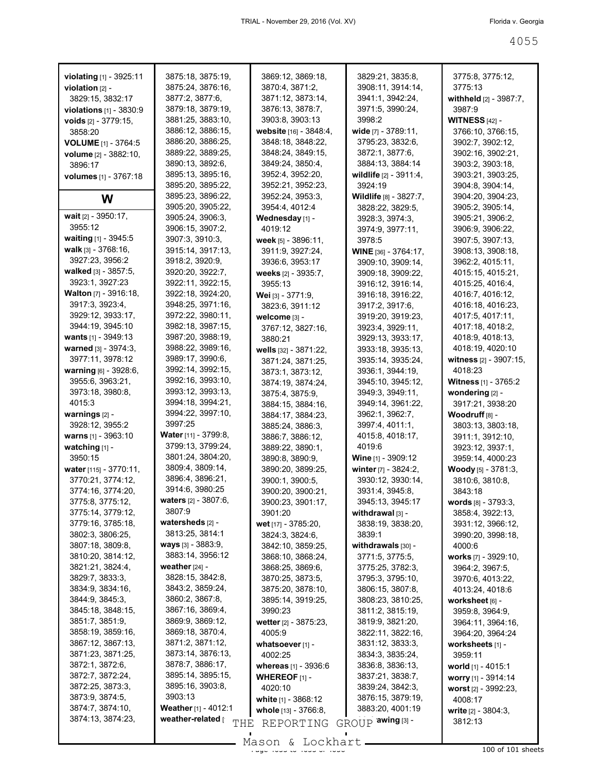**violating** [1] - 3925:11
**violation** [2] - 3829:15, 3832:17
**violations** [1] - 3830:9
**voids** [2] - 3779:15, 3858:20
**VOLUME** [1] - 3764:5
**volume** [2] - 3882:10, 3896:17
**volumes** [1] - 3767:18

## W

**wait** [2] - 3950:17, 3955:12
**waiting** [1] - 3945:5
**walk** [3] - 3768:16, 3927:23, 3956:2
**walked** [3] - 3857:5, 3923:1, 3927:23
**Walton** [7] - 3916:18, 3917:3, 3923:4, 3929:12, 3933:17, 3944:19, 3945:10
**wants** [1] - 3949:13
**warned** [3] - 3974:3, 3977:11, 3978:12
**warning** [6] - 3928:6, 3955:6, 3963:21, 3973:18, 3980:8, 4015:3
**warnings** [2] - 3928:12, 3955:2
**warns** [1] - 3963:10
**watching** [1] - 3950:15
**water** [115] - 3770:11, 3770:21, 3774:12, 3774:16, 3774:20, 3775:8, 3775:12, 3775:14, 3779:12, 3779:16, 3785:18, 3802:3, 3806:25, 3807:18, 3809:8, 3810:20, 3814:12, 3821:21, 3824:4, 3829:7, 3833:3, 3834:9, 3834:16, 3844:9, 3845:3, 3845:18, 3848:15, 3851:7, 3851:9, 3858:19, 3859:16, 3867:12, 3867:13, 3871:23, 3871:25, 3872:1, 3872:6, 3872:7, 3872:24, 3872:25, 3873:3, 3873:9, 3874:5, 3874:7, 3874:10, 3874:13, 3874:23, 3875:18, 3875:19, 3875:24, 3876:16, 3877:2, 3877:6, 3879:18, 3879:19, 3881:25, 3883:10, 3886:12, 3886:15, 3886:20, 3886:25, 3889:22, 3889:25, 3890:13, 3892:6, 3895:13, 3895:16, 3895:20, 3895:22, 3895:23, 3896:22, 3905:20, 3905:22, 3905:24, 3906:3, 3906:15, 3907:2, 3907:3, 3910:3, 3915:14, 3917:13, 3918:2, 3920:9, 3920:20, 3922:7, 3922:11, 3922:15, 3922:18, 3924:20, 3948:25, 3971:16, 3972:22, 3980:11, 3982:18, 3987:15, 3987:20, 3988:19, 3988:22, 3989:16, 3989:17, 3990:6, 3992:14, 3992:15, 3992:16, 3993:10, 3993:12, 3993:13, 3994:18, 3994:21, 3994:22, 3997:10, 3997:25
**Water** [11] - 3799:8, 3799:13, 3799:24, 3801:24, 3804:20, 3809:4, 3809:14, 3896:4, 3896:21, 3914:6, 3980:25
**waters** [2] - 3807:6, 3807:9
**watersheds** [2] - 3813:25, 3814:1
**ways** [3] - 3883:9, 3883:14, 3956:12
**weather** [24] - 3828:15, 3842:8, 3843:2, 3859:24, 3860:2, 3867:8, 3867:16, 3869:4, 3869:9, 3869:12, 3869:18, 3870:4, 3871:2, 3871:12, 3873:14, 3876:13, 3878:7, 3886:17, 3895:14, 3895:15, 3895:16, 3903:8, 3903:13
**Weather** [1] - 4012:1
**weather-related** [...] 3869:12, 3869:18, 3870:4, 3871:2, 3871:12, 3873:14, 3876:13, 3878:7, 3903:8, 3903:13
**website** [16] - 3848:4, 3848:18, 3848:22, 3848:24, 3849:15, 3849:24, 3850:4, 3952:4, 3952:20, 3952:21, 3952:23, 3952:24, 3953:3, 3954:4, 4012:4
**Wednesday** [1] - 4019:12
**week** [5] - 3896:11, 3911:9, 3927:24, 3936:6, 3953:17
**weeks** [2] - 3935:7, 3955:13
**Wei** [3] - 3771:9, 3823:6, 3911:12
**welcome** [3] - 3767:12, 3827:16, 3880:21
**wells** [32] - 3871:22, 3871:24, 3871:25, 3873:1, 3873:12, 3874:19, 3874:24, 3875:4, 3875:9, 3884:15, 3884:16, 3884:17, 3884:23, 3885:24, 3886:3, 3886:7, 3886:12, 3889:22, 3890:1, 3890:8, 3890:9, 3890:20, 3899:25, 3900:1, 3900:5, 3900:20, 3900:21, 3900:23, 3901:17, 3901:20
**wet** [17] - 3785:20, 3824:3, 3824:6, 3842:10, 3859:25, 3868:10, 3868:24, 3868:25, 3869:6, 3870:25, 3873:5, 3875:20, 3878:10, 3895:14, 3919:25, 3990:23
**wetter** [2] - 3875:23, 4005:9
**whatsoever** [1] - 4002:25
**whereas** [1] - 3936:6
**WHEREOF** [1] - 4020:10
**white** [1] - 3868:12
**whole** [13] - 3766:8, 3829:21, 3835:8, 3908:11, 3914:14, 3941:1, 3942:24, 3971:5, 3990:24, 3998:2
**wide** [7] - 3789:11, 3795:23, 3832:6, 3872:1, 3877:6, 3884:13, 3884:14
**wildlife** [2] - 3911:4, 3924:19
**Wildlife** [8] - 3827:7, 3828:22, 3829:5, 3928:3, 3974:3, 3974:9, 3977:11, 3978:5
**WINE** [36] - 3764:17, 3909:10, 3909:14, 3909:18, 3909:22, 3916:12, 3916:14, 3916:18, 3916:22, 3917:2, 3917:6, 3919:20, 3919:23, 3923:4, 3929:11, 3929:13, 3933:17, 3933:18, 3935:13, 3935:14, 3935:24, 3936:1, 3944:19, 3945:10, 3945:12, 3949:3, 3949:11, 3949:14, 3961:22, 3962:1, 3962:7, 3997:4, 4011:1, 4015:8, 4018:17, 4019:6
**Wine** [1] - 3909:12
**winter** [7] - 3824:2, 3930:12, 3930:14, 3931:4, 3945:8, 3945:13, 3945:17
**withdrawal** [3] - 3838:19, 3838:20, 3839:1
**withdrawals** [30] - 3771:5, 3775:5, 3775:25, 3782:3, 3795:3, 3795:10, 3806:15, 3807:8, 3808:23, 3810:25, 3811:2, 3815:19, 3819:9, 3821:20, 3822:11, 3822:16, 3831:12, 3833:3, 3834:3, 3835:24, 3836:8, 3836:13, 3837:21, 3838:7, 3839:24, 3842:3, 3876:15, 3879:19, 3883:20, 4001:19
**[with]drawing** [3] - 3775:8, 3775:12, 3775:13
**withheld** [2] - 3987:7, 3987:9
**WITNESS** [42] - 3766:10, 3766:15, 3902:7, 3902:12, 3902:16, 3902:21, 3903:2, 3903:18, 3903:21, 3903:25, 3904:8, 3904:14, 3904:20, 3904:23, 3905:2, 3905:14, 3905:21, 3906:2, 3906:9, 3906:22, 3907:5, 3907:13, 3908:13, 3908:18, 3962:2, 4015:11, 4015:15, 4015:21, 4015:25, 4016:4, 4016:7, 4016:12, 4016:18, 4016:23, 4017:5, 4017:11, 4017:18, 4018:2, 4018:9, 4018:13, 4018:19, 4020:10
**witness** [2] - 3907:15, 4018:23
**Witness** [1] - 3765:2
**wondering** [2] - 3917:21, 3938:20
**Woodruff** [8] - 3803:13, 3803:18, 3911:1, 3912:10, 3923:12, 3937:1, 3959:14, 4000:23
**Woody** [5] - 3781:3, 3810:6, 3810:8, 3843:18
**words** [8] - 3793:3, 3858:4, 3922:13, 3931:12, 3966:12, 3990:20, 3998:18, 4000:6
**works** [7] - 3929:10, 3964:2, 3967:5, 3970:6, 4013:22, 4013:24, 4018:6
**worksheet** [6] - 3959:8, 3964:9, 3964:11, 3964:16, 3964:20, 3964:24
**worksheets** [1] - 3959:11
**world** [1] - 4015:1
**worry** [1] - 3914:14
**worst** [2] - 3992:23, 4008:17
**write** [2] - 3804:3, 3812:13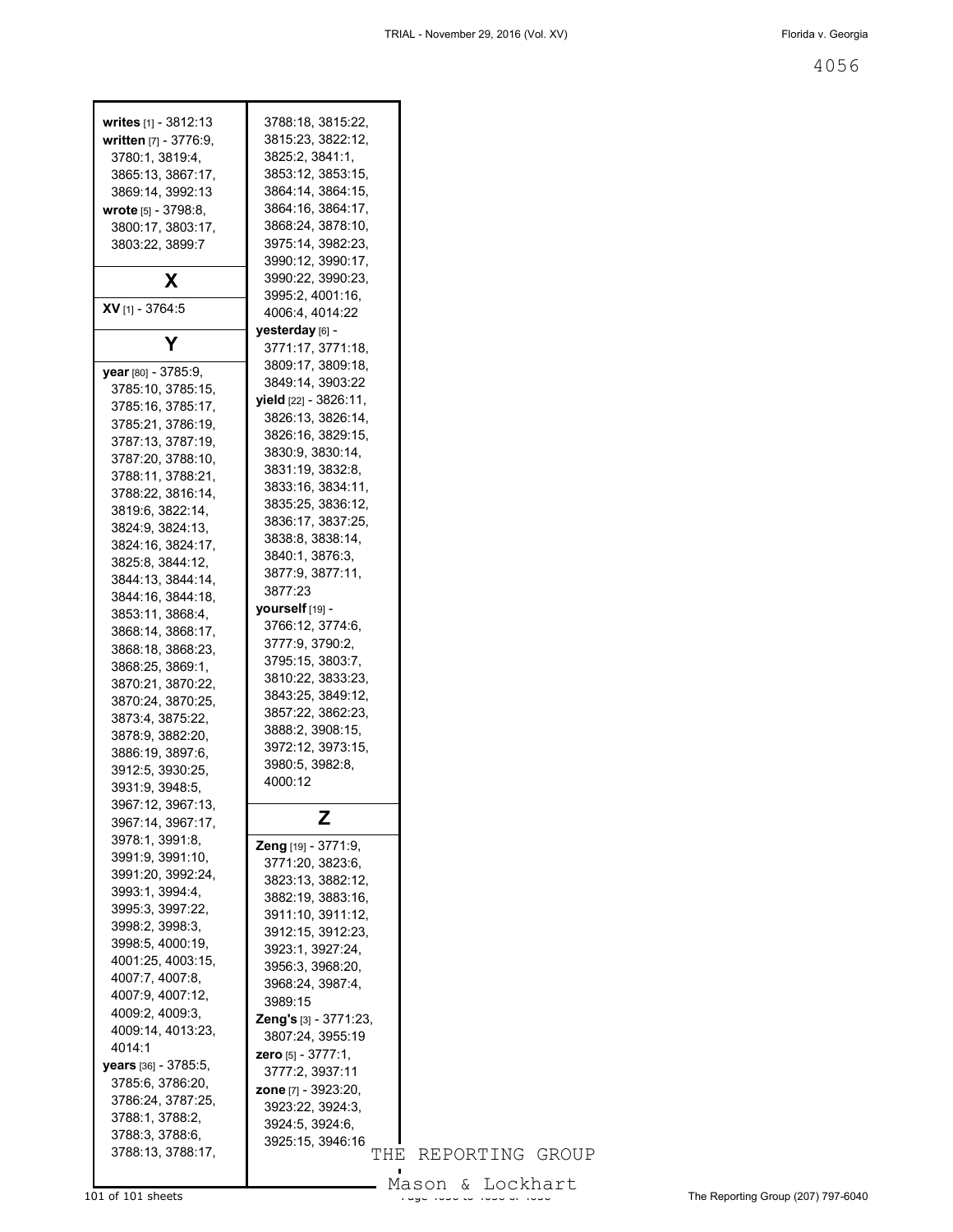**writes** [1] - 3812:13
**written** [7] - 3776:9, 3780:1, 3819:4, 3865:13, 3867:17, 3869:14, 3992:13
**wrote** [5] - 3798:8, 3800:17, 3803:17, 3803:22, 3899:7

## X

**XV** [1] - 3764:5

## Y

**year** [80] - 3785:9, 3785:10, 3785:15, 3785:16, 3785:17, 3785:21, 3786:19, 3787:13, 3787:19, 3787:20, 3788:10, 3788:11, 3788:21, 3788:22, 3816:14, 3819:6, 3822:14, 3824:9, 3824:13, 3824:16, 3824:17, 3825:8, 3844:12, 3844:13, 3844:14, 3844:16, 3844:18, 3853:11, 3868:4, 3868:14, 3868:17, 3868:18, 3868:23, 3868:25, 3869:1, 3870:21, 3870:22, 3870:24, 3870:25, 3873:4, 3875:22, 3878:9, 3882:20, 3886:19, 3897:6, 3912:5, 3930:25, 3931:9, 3948:5, 3967:12, 3967:13, 3967:14, 3967:17, 3978:1, 3991:8, 3991:9, 3991:10, 3991:20, 3992:24, 3993:1, 3994:4, 3995:3, 3997:22, 3998:2, 3998:3, 3998:5, 4000:19, 4001:25, 4003:15, 4007:7, 4007:8, 4007:9, 4007:12, 4009:2, 4009:3, 4009:14, 4013:23, 4014:1
**years** [36] - 3785:5, 3785:6, 3786:20, 3786:24, 3787:25, 3788:1, 3788:2, 3788:3, 3788:6, 3788:13, 3788:17, 3788:18, 3815:22, 3815:23, 3822:12, 3825:2, 3841:1, 3853:12, 3853:15, 3864:14, 3864:15, 3864:16, 3864:17, 3868:24, 3878:10, 3975:14, 3982:23, 3990:12, 3990:17, 3990:22, 3990:23, 3995:2, 4001:16, 4006:4, 4014:22
**yesterday** [6] - 3771:17, 3771:18, 3809:17, 3809:18, 3849:14, 3903:22
**yield** [22] - 3826:11, 3826:13, 3826:14, 3826:16, 3829:15, 3830:9, 3830:14, 3831:19, 3832:8, 3833:16, 3834:11, 3835:25, 3836:12, 3836:17, 3837:25, 3838:8, 3838:14, 3840:1, 3876:3, 3877:9, 3877:11, 3877:23
**yourself** [19] - 3766:12, 3774:6, 3777:9, 3790:2, 3795:15, 3803:7, 3810:22, 3833:23, 3843:25, 3849:12, 3857:22, 3862:23, 3888:2, 3908:15, 3972:12, 3973:15, 3980:5, 3982:8, 4000:12

## Z

**Zeng** [19] - 3771:9, 3771:20, 3823:6, 3823:13, 3882:12, 3882:19, 3883:16, 3911:10, 3911:12, 3912:15, 3912:23, 3923:1, 3927:24, 3956:3, 3968:20, 3968:24, 3987:4, 3989:15
**Zeng's** [3] - 3771:23, 3807:24, 3955:19
**zero** [5] - 3777:1, 3777:2, 3937:11
**zone** [7] - 3923:20, 3923:22, 3924:3, 3924:5, 3924:6, 3925:15, 3946:16